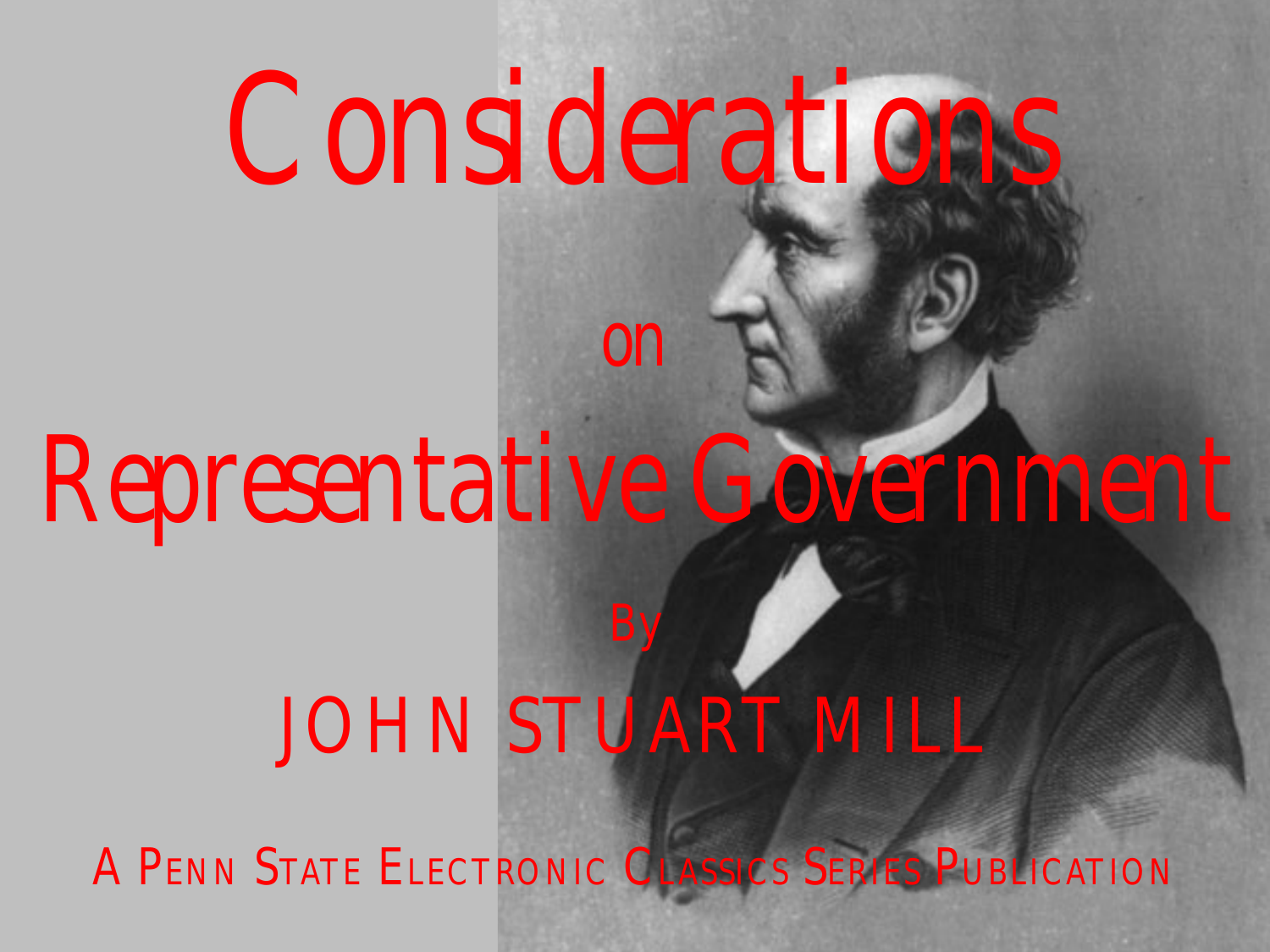# Considerations on Representative Government

By

JOHN STUART MILL

A Penn State Electronic Classics Series Publication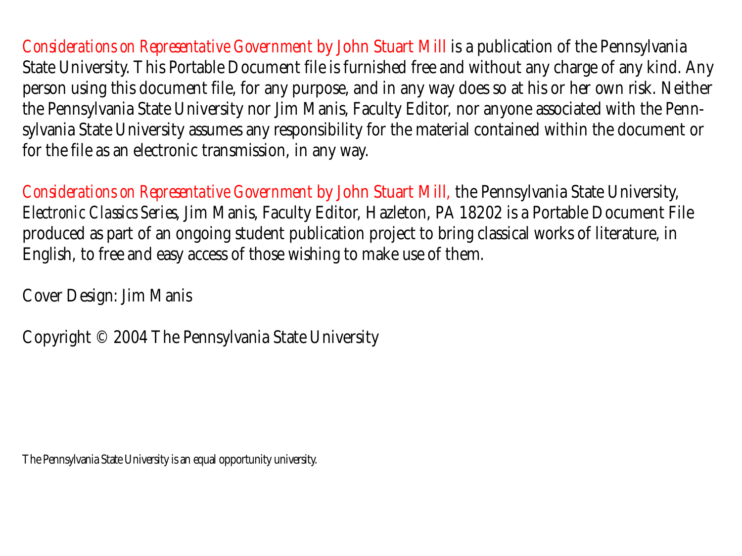*Considerations on Representative Government by John Stuart Mill* is a publication of the Pennsylvania State University. This Portable Document file is furnished free and without any charge of any kind. Any person using this document file, for any purpose, and in any way does so at his or her own risk. Neither the Pennsylvania State University nor Jim Manis, Faculty Editor, nor anyone associated with the Pennsylvania State University assumes any responsibility for the material contained within the document or for the file as an electronic transmission, in any way.

*Considerations on Representative Government by John Stuart Mill,* the Pennsylvania State University, *Electronic Classics Series*, Jim Manis, Faculty Editor, Hazleton, PA 18202 is a Portable Document File produced as part of an ongoing student publication project to bring classical works of literature, in English, to free and easy access of those wishing to make use of them.

Cover Design: Jim Manis

Copyright © 2004 The Pennsylvania State University

The Pennsylvania State University is an equal opportunity university.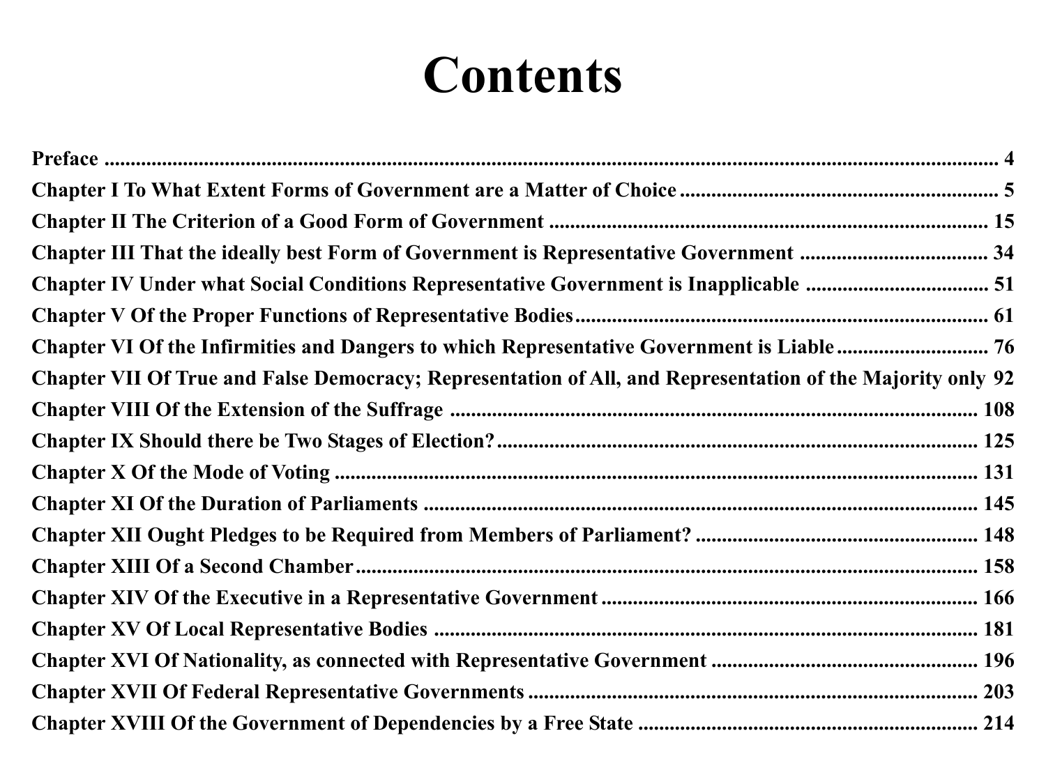# Contents

**Preface ... 4**

**Chapter I To What Extent Forms of Government are a Matter of Choice ... 5**

**Chapter II The Criterion of a Good Form of Government ... 15**

**Chapter III That the ideally best Form of Government is Representative Government ... 34**

**Chapter IV Under what Social Conditions Representative Government is Inapplicable ... 51**

**Chapter V Of the Proper Functions of Representative Bodies ... 61**

**Chapter VI Of the Infirmities and Dangers to which Representative Government is Liable ... 76**

**Chapter VII Of True and False Democracy; Representation of All, and Representation of the Majority only 92**

**Chapter VIII Of the Extension of the Suffrage ... 108**

**Chapter IX Should there be Two Stages of Election? ... 125**

**Chapter X Of the Mode of Voting ... 131**

**Chapter XI Of the Duration of Parliaments ... 145**

**Chapter XII Ought Pledges to be Required from Members of Parliament? ... 148**

**Chapter XIII Of a Second Chamber ... 158**

**Chapter XIV Of the Executive in a Representative Government ... 166**

**Chapter XV Of Local Representative Bodies ... 181**

**Chapter XVI Of Nationality, as connected with Representative Government ... 196**

**Chapter XVII Of Federal Representative Governments ... 203**

**Chapter XVIII Of the Government of Dependencies by a Free State ... 214**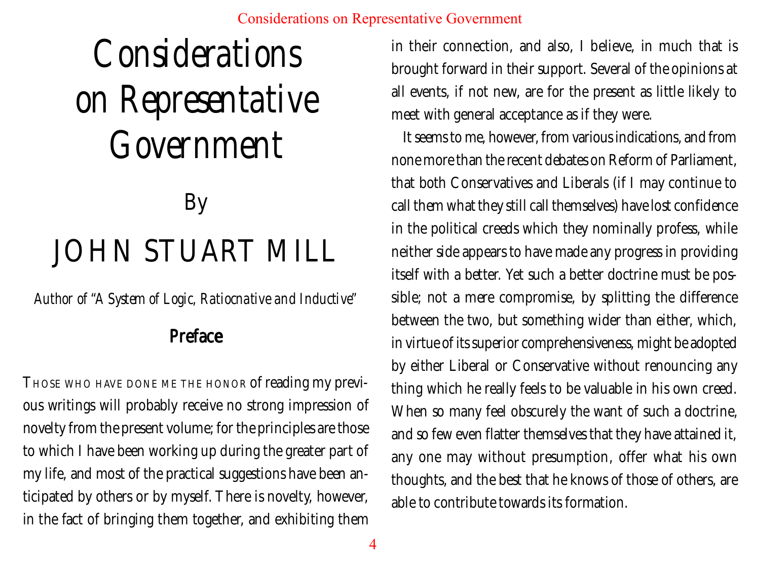# Considerations on Representative Government

By

# JOHN STUART MILL

*Author of "A System of Logic, Ratiocnative and Inductive"*

## Preface

THOSE WHO HAVE DONE ME THE HONOR of reading my previous writings will probably receive no strong impression of novelty from the present volume; for the principles are those to which I have been working up during the greater part of my life, and most of the practical suggestions have been anticipated by others or by myself. There is novelty, however, in the fact of bringing them together, and exhibiting them in their connection, and also, I believe, in much that is brought forward in their support. Several of the opinions at all events, if not new, are for the present as little likely to meet with general acceptance as if they were.

It seems to me, however, from various indications, and from none more than the recent debates on Reform of Parliament, that both Conservatives and Liberals (if I may continue to call them what they still call themselves) have lost confidence in the political creeds which they nominally profess, while neither side appears to have made any progress in providing itself with a better. Yet such a better doctrine must be possible; not a mere compromise, by splitting the difference between the two, but something wider than either, which, in virtue of its superior comprehensiveness, might be adopted by either Liberal or Conservative without renouncing any thing which he really feels to be valuable in his own creed. When so many feel obscurely the want of such a doctrine, and so few even flatter themselves that they have attained it, any one may without presumption, offer what his own thoughts, and the best that he knows of those of others, are able to contribute towards its formation.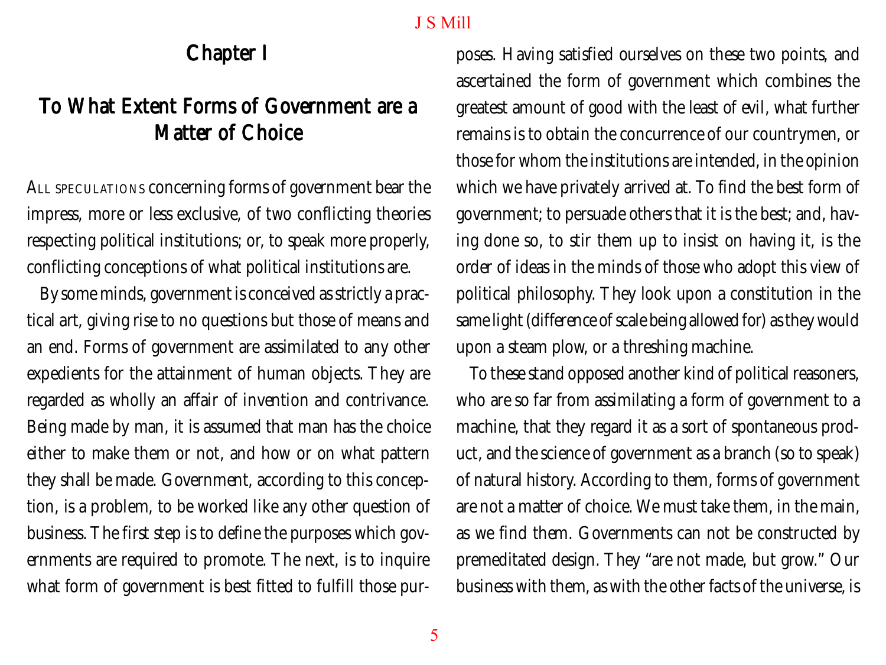# Chapter I

## To What Extent Forms of Government are a Matter of Choice

ALL SPECULATIONS concerning forms of government bear the impress, more or less exclusive, of two conflicting theories respecting political institutions; or, to speak more properly, conflicting conceptions of what political institutions are.

By some minds, government is conceived as strictly a practical art, giving rise to no questions but those of means and an end. Forms of government are assimilated to any other expedients for the attainment of human objects. They are regarded as wholly an affair of invention and contrivance. Being made by man, it is assumed that man has the choice either to make them or not, and how or on what pattern they shall be made. Government, according to this conception, is a problem, to be worked like any other question of business. The first step is to define the purposes which governments are required to promote. The next, is to inquire what form of government is best fitted to fulfill those purposes. Having satisfied ourselves on these two points, and ascertained the form of government which combines the greatest amount of good with the least of evil, what further remains is to obtain the concurrence of our countrymen, or those for whom the institutions are intended, in the opinion which we have privately arrived at. To find the best form of government; to persuade others that it is the best; and, having done so, to stir them up to insist on having it, is the order of ideas in the minds of those who adopt this view of political philosophy. They look upon a constitution in the same light (difference of scale being allowed for) as they would upon a steam plow, or a threshing machine.

To these stand opposed another kind of political reasoners, who are so far from assimilating a form of government to a machine, that they regard it as a sort of spontaneous product, and the science of government as a branch (so to speak) of natural history. According to them, forms of government are not a matter of choice. We must take them, in the main, as we find them. Governments can not be constructed by premeditated design. They "are not made, but grow." Our business with them, as with the other facts of the universe, is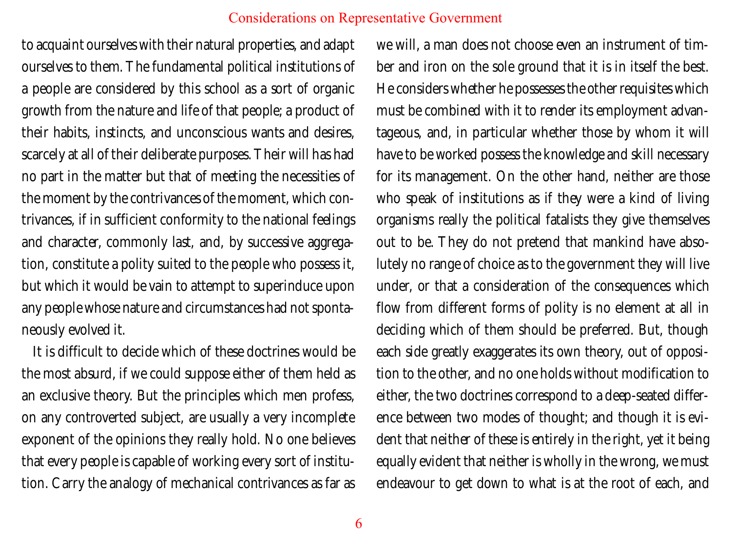to acquaint ourselves with their natural properties, and adapt ourselves to them. The fundamental political institutions of a people are considered by this school as a sort of organic growth from the nature and life of that people; a product of their habits, instincts, and unconscious wants and desires, scarcely at all of their deliberate purposes. Their will has had no part in the matter but that of meeting the necessities of the moment by the contrivances of the moment, which contrivances, if in sufficient conformity to the national feelings and character, commonly last, and, by successive aggregation, constitute a polity suited to the people who possess it, but which it would be vain to attempt to superinduce upon any people whose nature and circumstances had not spontaneously evolved it.

It is difficult to decide which of these doctrines would be the most absurd, if we could suppose either of them held as an exclusive theory. But the principles which men profess, on any controverted subject, are usually a very incomplete exponent of the opinions they really hold. No one believes that every people is capable of working every sort of institution. Carry the analogy of mechanical contrivances as far as we will, a man does not choose even an instrument of timber and iron on the sole ground that it is in itself the best. He considers whether he possesses the other requisites which must be combined with it to render its employment advantageous, and, in particular whether those by whom it will have to be worked possess the knowledge and skill necessary for its management. On the other hand, neither are those who speak of institutions as if they were a kind of living organisms really the political fatalists they give themselves out to be. They do not pretend that mankind have absolutely no range of choice as to the government they will live under, or that a consideration of the consequences which flow from different forms of polity is no element at all in deciding which of them should be preferred. But, though each side greatly exaggerates its own theory, out of opposition to the other, and no one holds without modification to either, the two doctrines correspond to a deep-seated difference between two modes of thought; and though it is evident that neither of these is entirely in the right, yet it being equally evident that neither is wholly in the wrong, we must endeavour to get down to what is at the root of each, and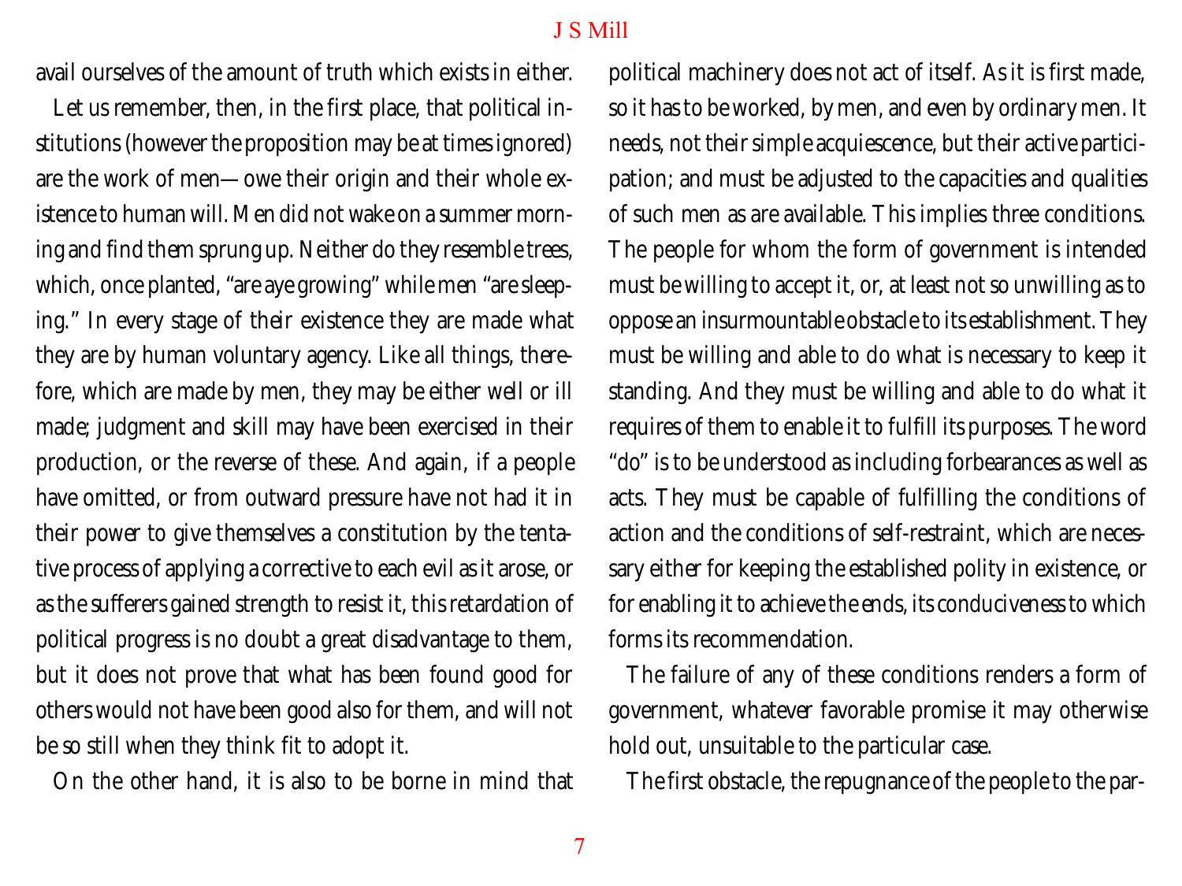avail ourselves of the amount of truth which exists in either.

Let us remember, then, in the first place, that political institutions (however the proposition may be at times ignored) are the work of men—owe their origin and their whole existence to human will. Men did not wake on a summer morning and find them sprung up. Neither do they resemble trees, which, once planted, "are aye growing" while men "are sleeping." In every stage of their existence they are made what they are by human voluntary agency. Like all things, therefore, which are made by men, they may be either well or ill made; judgment and skill may have been exercised in their production, or the reverse of these. And again, if a people have omitted, or from outward pressure have not had it in their power to give themselves a constitution by the tentative process of applying a corrective to each evil as it arose, or as the sufferers gained strength to resist it, this retardation of political progress is no doubt a great disadvantage to them, but it does not prove that what has been found good for others would not have been good also for them, and will not be so still when they think fit to adopt it.

On the other hand, it is also to be borne in mind that political machinery does not act of itself. As it is first made, so it has to be worked, by men, and even by ordinary men. It needs, not their simple acquiescence, but their active participation; and must be adjusted to the capacities and qualities of such men as are available. This implies three conditions. The people for whom the form of government is intended must be willing to accept it, or, at least not so unwilling as to oppose an insurmountable obstacle to its establishment. They must be willing and able to do what is necessary to keep it standing. And they must be willing and able to do what it requires of them to enable it to fulfill its purposes. The word "do" is to be understood as including forbearances as well as acts. They must be capable of fulfilling the conditions of action and the conditions of self-restraint, which are necessary either for keeping the established polity in existence, or for enabling it to achieve the ends, its conduciveness to which forms its recommendation.

The failure of any of these conditions renders a form of government, whatever favorable promise it may otherwise hold out, unsuitable to the particular case.

The first obstacle, the repugnance of the people to the par-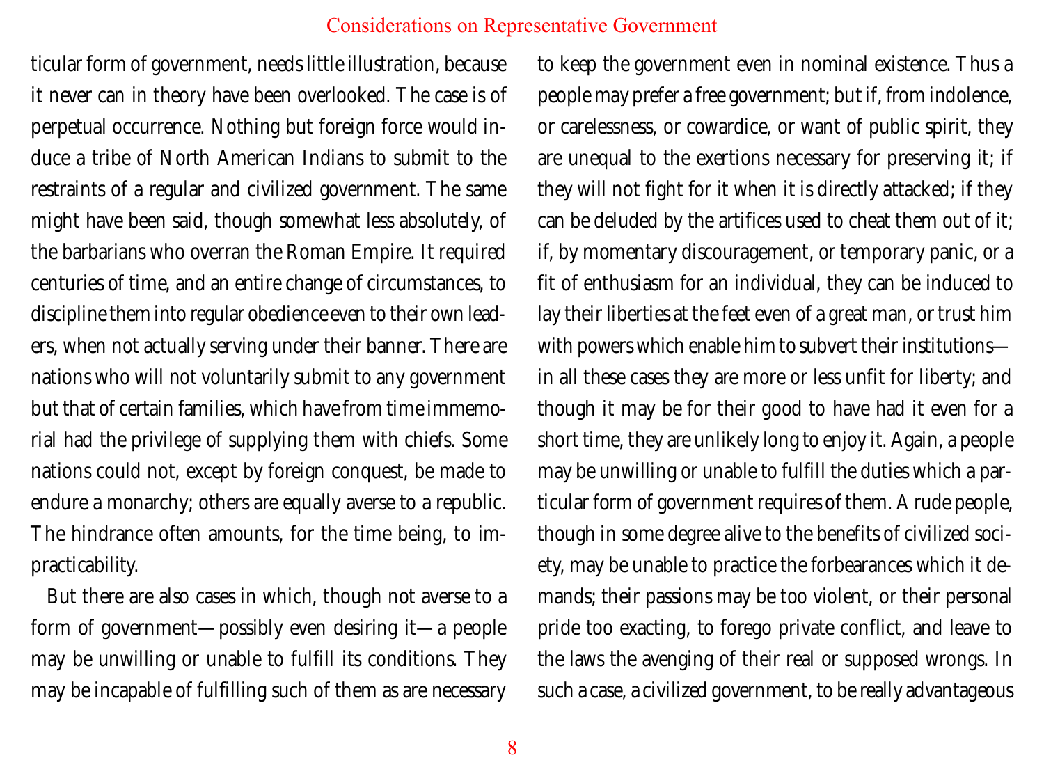ticular form of government, needs little illustration, because it never can in theory have been overlooked. The case is of perpetual occurrence. Nothing but foreign force would induce a tribe of North American Indians to submit to the restraints of a regular and civilized government. The same might have been said, though somewhat less absolutely, of the barbarians who overran the Roman Empire. It required centuries of time, and an entire change of circumstances, to discipline them into regular obedience even to their own leaders, when not actually serving under their banner. There are nations who will not voluntarily submit to any government but that of certain families, which have from time immemorial had the privilege of supplying them with chiefs. Some nations could not, except by foreign conquest, be made to endure a monarchy; others are equally averse to a republic. The hindrance often amounts, for the time being, to impracticability.

But there are also cases in which, though not averse to a form of government—possibly even desiring it—a people may be unwilling or unable to fulfill its conditions. They may be incapable of fulfilling such of them as are necessary to keep the government even in nominal existence. Thus a people may prefer a free government; but if, from indolence, or carelessness, or cowardice, or want of public spirit, they are unequal to the exertions necessary for preserving it; if they will not fight for it when it is directly attacked; if they can be deluded by the artifices used to cheat them out of it; if, by momentary discouragement, or temporary panic, or a fit of enthusiasm for an individual, they can be induced to lay their liberties at the feet even of a great man, or trust him with powers which enable him to subvert their institutions—in all these cases they are more or less unfit for liberty; and though it may be for their good to have had it even for a short time, they are unlikely long to enjoy it. Again, a people may be unwilling or unable to fulfill the duties which a particular form of government requires of them. A rude people, though in some degree alive to the benefits of civilized society, may be unable to practice the forbearances which it demands; their passions may be too violent, or their personal pride too exacting, to forego private conflict, and leave to the laws the avenging of their real or supposed wrongs. In such a case, a civilized government, to be really advantageous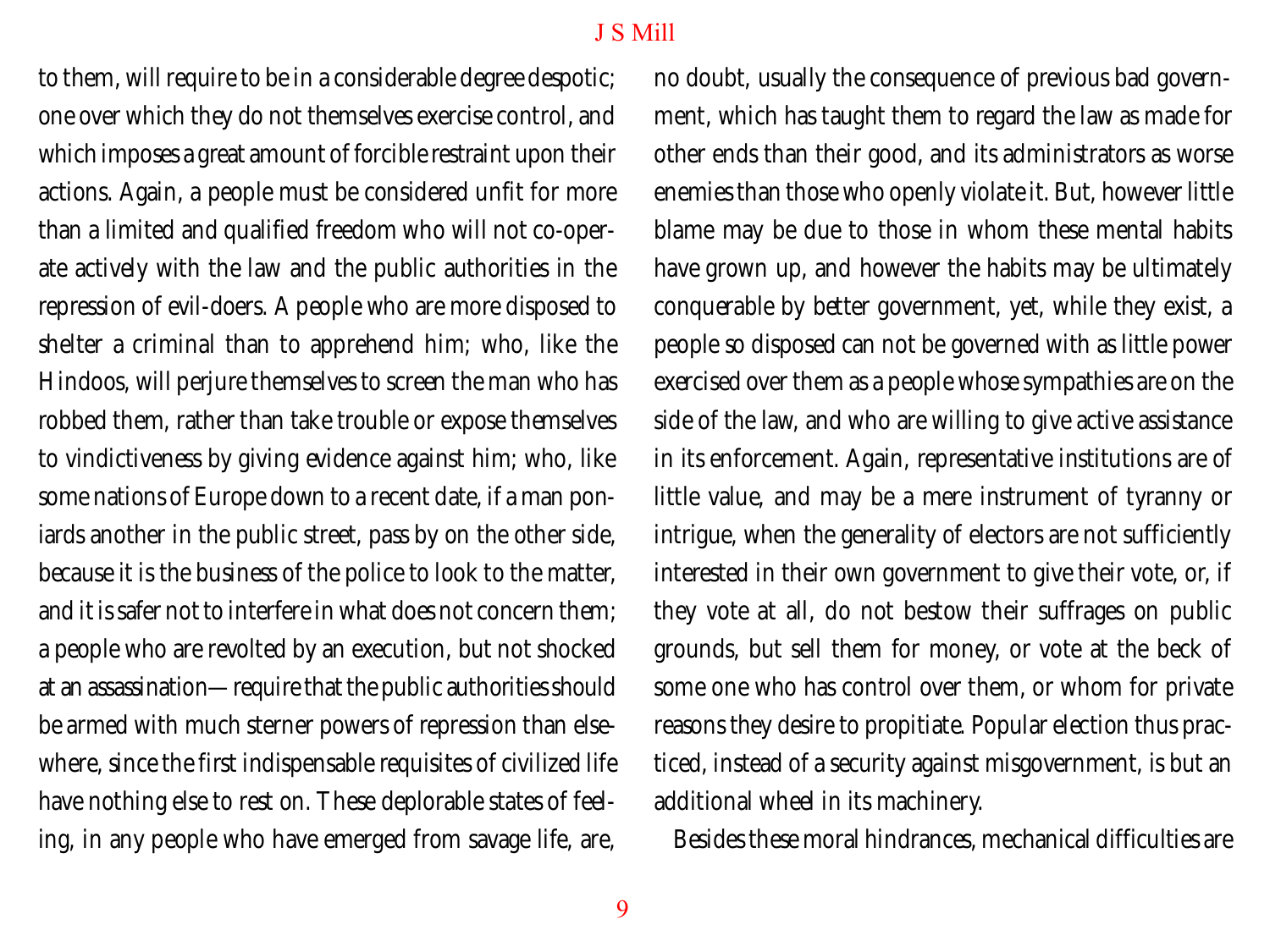to them, will require to be in a considerable degree despotic; one over which they do not themselves exercise control, and which imposes a great amount of forcible restraint upon their actions. Again, a people must be considered unfit for more than a limited and qualified freedom who will not co-operate actively with the law and the public authorities in the repression of evil-doers. A people who are more disposed to shelter a criminal than to apprehend him; who, like the Hindoos, will perjure themselves to screen the man who has robbed them, rather than take trouble or expose themselves to vindictiveness by giving evidence against him; who, like some nations of Europe down to a recent date, if a man poniards another in the public street, pass by on the other side, because it is the business of the police to look to the matter, and it is safer not to interfere in what does not concern them; a people who are revolted by an execution, but not shocked at an assassination—require that the public authorities should be armed with much sterner powers of repression than elsewhere, since the first indispensable requisites of civilized life have nothing else to rest on. These deplorable states of feeling, in any people who have emerged from savage life, are, no doubt, usually the consequence of previous bad government, which has taught them to regard the law as made for other ends than their good, and its administrators as worse enemies than those who openly violate it. But, however little blame may be due to those in whom these mental habits have grown up, and however the habits may be ultimately conquerable by better government, yet, while they exist, a people so disposed can not be governed with as little power exercised over them as a people whose sympathies are on the side of the law, and who are willing to give active assistance in its enforcement. Again, representative institutions are of little value, and may be a mere instrument of tyranny or intrigue, when the generality of electors are not sufficiently interested in their own government to give their vote, or, if they vote at all, do not bestow their suffrages on public grounds, but sell them for money, or vote at the beck of some one who has control over them, or whom for private reasons they desire to propitiate. Popular election thus practiced, instead of a security against misgovernment, is but an additional wheel in its machinery.

Besides these moral hindrances, mechanical difficulties are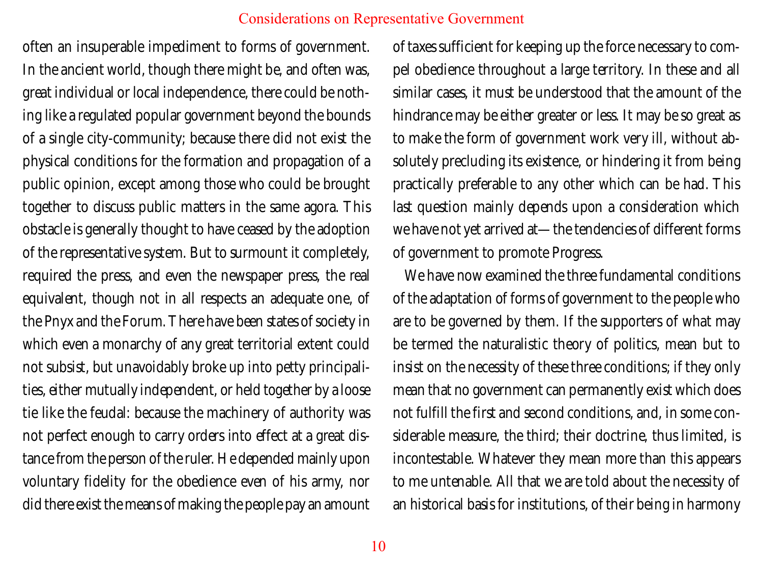often an insuperable impediment to forms of government. In the ancient world, though there might be, and often was, great individual or local independence, there could be nothing like a regulated popular government beyond the bounds of a single city-community; because there did not exist the physical conditions for the formation and propagation of a public opinion, except among those who could be brought together to discuss public matters in the same agora. This obstacle is generally thought to have ceased by the adoption of the representative system. But to surmount it completely, required the press, and even the newspaper press, the real equivalent, though not in all respects an adequate one, of the Pnyx and the Forum. There have been states of society in which even a monarchy of any great territorial extent could not subsist, but unavoidably broke up into petty principalities, either mutually independent, or held together by a loose tie like the feudal: because the machinery of authority was not perfect enough to carry orders into effect at a great distance from the person of the ruler. He depended mainly upon voluntary fidelity for the obedience even of his army, nor did there exist the means of making the people pay an amount of taxes sufficient for keeping up the force necessary to compel obedience throughout a large territory. In these and all similar cases, it must be understood that the amount of the hindrance may be either greater or less. It may be so great as to make the form of government work very ill, without absolutely precluding its existence, or hindering it from being practically preferable to any other which can be had. This last question mainly depends upon a consideration which we have not yet arrived at—the tendencies of different forms of government to promote Progress.

We have now examined the three fundamental conditions of the adaptation of forms of government to the people who are to be governed by them. If the supporters of what may be termed the naturalistic theory of politics, mean but to insist on the necessity of these three conditions; if they only mean that no government can permanently exist which does not fulfill the first and second conditions, and, in some considerable measure, the third; their doctrine, thus limited, is incontestable. Whatever they mean more than this appears to me untenable. All that we are told about the necessity of an historical basis for institutions, of their being in harmony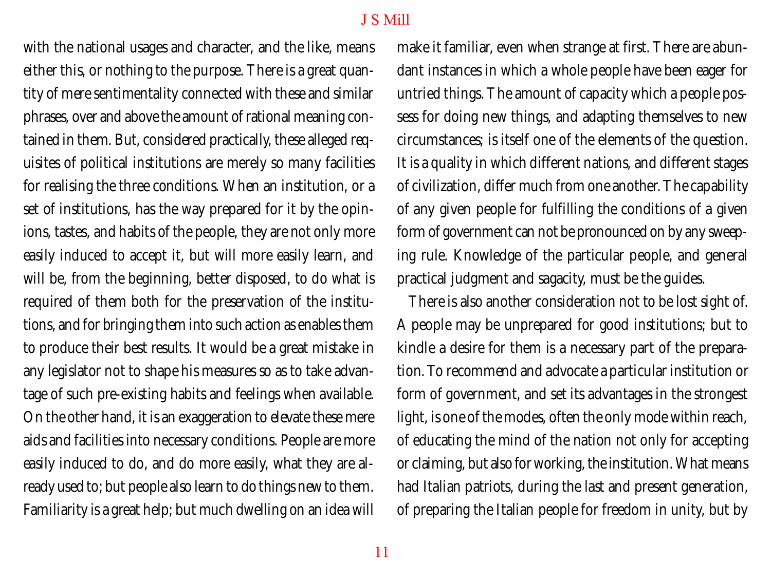with the national usages and character, and the like, means either this, or nothing to the purpose. There is a great quantity of mere sentimentality connected with these and similar phrases, over and above the amount of rational meaning contained in them. But, considered practically, these alleged requisites of political institutions are merely so many facilities for realising the three conditions. When an institution, or a set of institutions, has the way prepared for it by the opinions, tastes, and habits of the people, they are not only more easily induced to accept it, but will more easily learn, and will be, from the beginning, better disposed, to do what is required of them both for the preservation of the institutions, and for bringing them into such action as enables them to produce their best results. It would be a great mistake in any legislator not to shape his measures so as to take advantage of such pre-existing habits and feelings when available. On the other hand, it is an exaggeration to elevate these mere aids and facilities into necessary conditions. People are more easily induced to do, and do more easily, what they are already used to; but people also learn to do things new to them. Familiarity is a great help; but much dwelling on an idea will make it familiar, even when strange at first. There are abundant instances in which a whole people have been eager for untried things. The amount of capacity which a people possess for doing new things, and adapting themselves to new circumstances; is itself one of the elements of the question. It is a quality in which different nations, and different stages of civilization, differ much from one another. The capability of any given people for fulfilling the conditions of a given form of government can not be pronounced on by any sweeping rule. Knowledge of the particular people, and general practical judgment and sagacity, must be the guides.

There is also another consideration not to be lost sight of. A people may be unprepared for good institutions; but to kindle a desire for them is a necessary part of the preparation. To recommend and advocate a particular institution or form of government, and set its advantages in the strongest light, is one of the modes, often the only mode within reach, of educating the mind of the nation not only for accepting or claiming, but also for working, the institution. What means had Italian patriots, during the last and present generation, of preparing the Italian people for freedom in unity, but by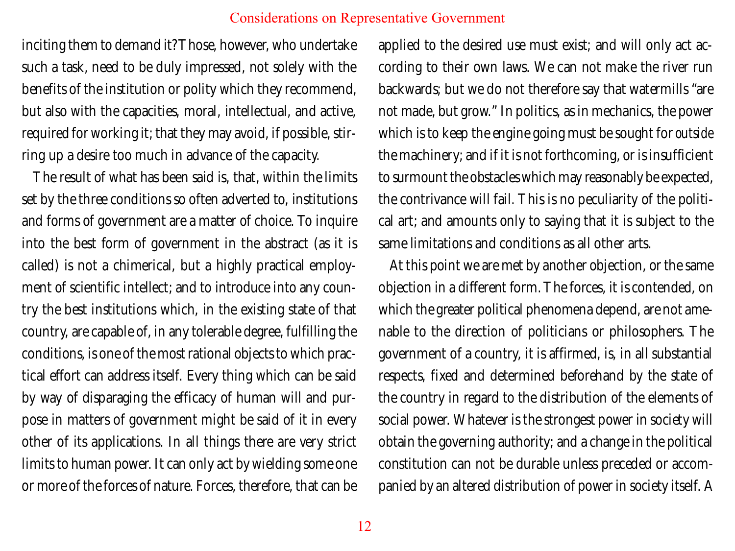inciting them to demand it? Those, however, who undertake such a task, need to be duly impressed, not solely with the benefits of the institution or polity which they recommend, but also with the capacities, moral, intellectual, and active, required for working it; that they may avoid, if possible, stirring up a desire too much in advance of the capacity.

The result of what has been said is, that, within the limits set by the three conditions so often adverted to, institutions and forms of government are a matter of choice. To inquire into the best form of government in the abstract (as it is called) is not a chimerical, but a highly practical employment of scientific intellect; and to introduce into any country the best institutions which, in the existing state of that country, are capable of, in any tolerable degree, fulfilling the conditions, is one of the most rational objects to which practical effort can address itself. Every thing which can be said by way of disparaging the efficacy of human will and purpose in matters of government might be said of it in every other of its applications. In all things there are very strict limits to human power. It can only act by wielding some one or more of the forces of nature. Forces, therefore, that can be applied to the desired use must exist; and will only act according to their own laws. We can not make the river run backwards; but we do not therefore say that watermills "are not made, but grow." In politics, as in mechanics, the power which is to keep the engine going must be sought for *outside* the machinery; and if it is not forthcoming, or is insufficient to surmount the obstacles which may reasonably be expected, the contrivance will fail. This is no peculiarity of the political art; and amounts only to saying that it is subject to the same limitations and conditions as all other arts.

At this point we are met by another objection, or the same objection in a different form. The forces, it is contended, on which the greater political phenomena depend, are not amenable to the direction of politicians or philosophers. The government of a country, it is affirmed, is, in all substantial respects, fixed and determined beforehand by the state of the country in regard to the distribution of the elements of social power. Whatever is the strongest power in society will obtain the governing authority; and a change in the political constitution can not be durable unless preceded or accompanied by an altered distribution of power in society itself. A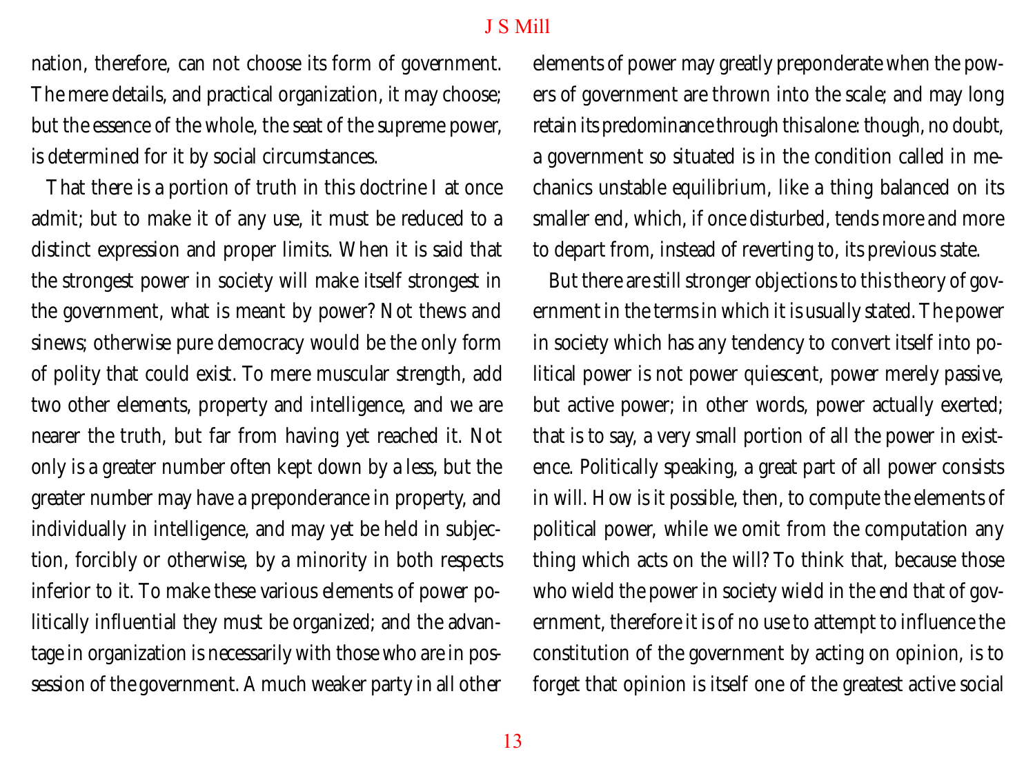nation, therefore, can not choose its form of government. The mere details, and practical organization, it may choose; but the essence of the whole, the seat of the supreme power, is determined for it by social circumstances.

That there is a portion of truth in this doctrine I at once admit; but to make it of any use, it must be reduced to a distinct expression and proper limits. When it is said that the strongest power in society will make itself strongest in the government, what is meant by power? Not thews and sinews; otherwise pure democracy would be the only form of polity that could exist. To mere muscular strength, add two other elements, property and intelligence, and we are nearer the truth, but far from having yet reached it. Not only is a greater number often kept down by a less, but the greater number may have a preponderance in property, and individually in intelligence, and may yet be held in subjection, forcibly or otherwise, by a minority in both respects inferior to it. To make these various elements of power politically influential they must be organized; and the advantage in organization is necessarily with those who are in possession of the government. A much weaker party in all other elements of power may greatly preponderate when the powers of government are thrown into the scale; and may long retain its predominance through this alone: though, no doubt, a government so situated is in the condition called in mechanics unstable equilibrium, like a thing balanced on its smaller end, which, if once disturbed, tends more and more to depart from, instead of reverting to, its previous state.

But there are still stronger objections to this theory of government in the terms in which it is usually stated. The power in society which has any tendency to convert itself into political power is not power quiescent, power merely passive, but active power; in other words, power actually exerted; that is to say, a very small portion of all the power in existence. Politically speaking, a great part of all power consists in will. How is it possible, then, to compute the elements of political power, while we omit from the computation any thing which acts on the will? To think that, because those who wield the power in society wield in the end that of government, therefore it is of no use to attempt to influence the constitution of the government by acting on opinion, is to forget that opinion is itself one of the greatest active social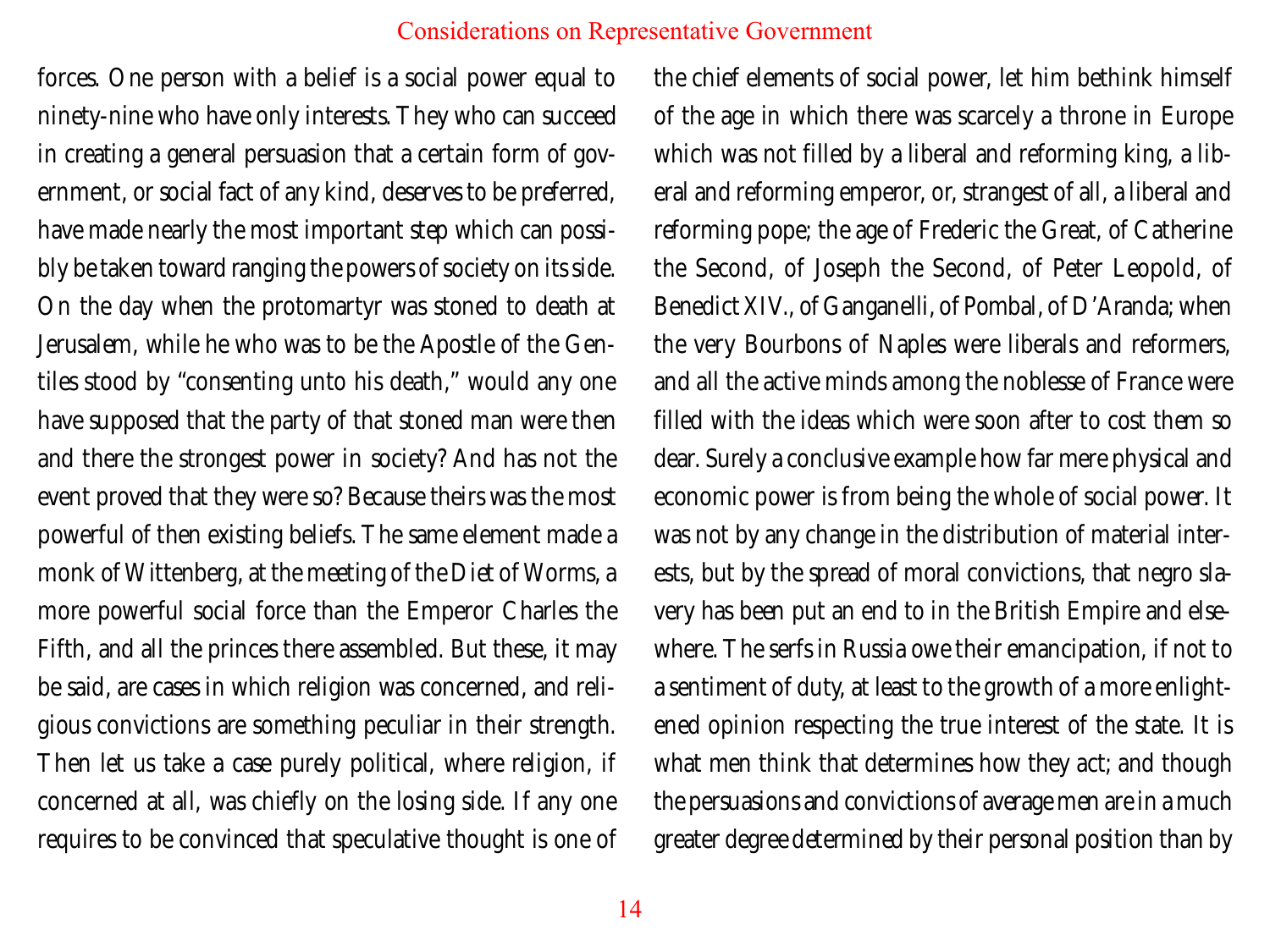forces. One person with a belief is a social power equal to ninety-nine who have only interests. They who can succeed in creating a general persuasion that a certain form of government, or social fact of any kind, deserves to be preferred, have made nearly the most important step which can possibly be taken toward ranging the powers of society on its side. On the day when the protomartyr was stoned to death at Jerusalem, while he who was to be the Apostle of the Gentiles stood by "consenting unto his death," would any one have supposed that the party of that stoned man were then and there the strongest power in society? And has not the event proved that they were so? Because theirs was the most powerful of then existing beliefs. The same element made a monk of Wittenberg, at the meeting of the Diet of Worms, a more powerful social force than the Emperor Charles the Fifth, and all the princes there assembled. But these, it may be said, are cases in which religion was concerned, and religious convictions are something peculiar in their strength. Then let us take a case purely political, where religion, if concerned at all, was chiefly on the losing side. If any one requires to be convinced that speculative thought is one of the chief elements of social power, let him bethink himself of the age in which there was scarcely a throne in Europe which was not filled by a liberal and reforming king, a liberal and reforming emperor, or, strangest of all, a liberal and reforming pope; the age of Frederic the Great, of Catherine the Second, of Joseph the Second, of Peter Leopold, of Benedict XIV., of Ganganelli, of Pombal, of D'Aranda; when the very Bourbons of Naples were liberals and reformers, and all the active minds among the noblesse of France were filled with the ideas which were soon after to cost them so dear. Surely a conclusive example how far mere physical and economic power is from being the whole of social power. It was not by any change in the distribution of material interests, but by the spread of moral convictions, that negro slavery has been put an end to in the British Empire and elsewhere. The serfs in Russia owe their emancipation, if not to a sentiment of duty, at least to the growth of a more enlightened opinion respecting the true interest of the state. It is what men think that determines how they act; and though the persuasions and convictions of average men are in a much greater degree determined by their personal position than by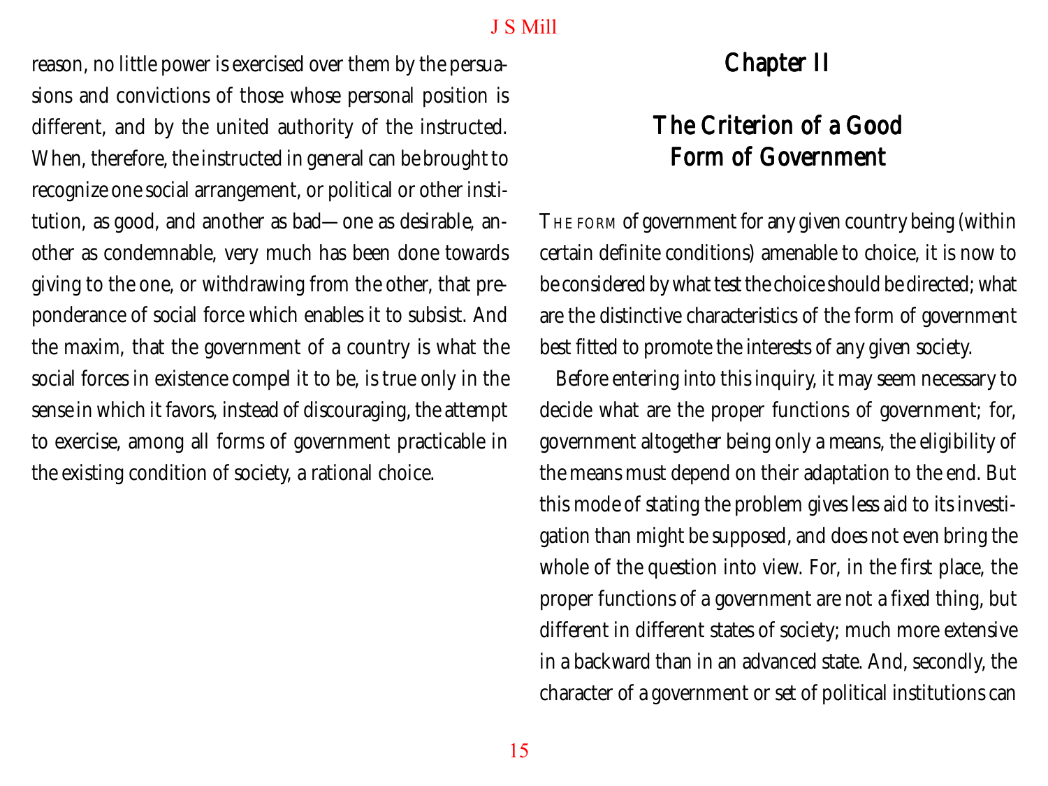reason, no little power is exercised over them by the persuasions and convictions of those whose personal position is different, and by the united authority of the instructed. When, therefore, the instructed in general can be brought to recognize one social arrangement, or political or other institution, as good, and another as bad—one as desirable, another as condemnable, very much has been done towards giving to the one, or withdrawing from the other, that preponderance of social force which enables it to subsist. And the maxim, that the government of a country is what the social forces in existence compel it to be, is true only in the sense in which it favors, instead of discouraging, the attempt to exercise, among all forms of government practicable in the existing condition of society, a rational choice.

# Chapter II

## The Criterion of a Good Form of Government

THE FORM of government for any given country being (within certain definite conditions) amenable to choice, it is now to be considered by what test the choice should be directed; what are the distinctive characteristics of the form of government best fitted to promote the interests of any given society.

Before entering into this inquiry, it may seem necessary to decide what are the proper functions of government; for, government altogether being only a means, the eligibility of the means must depend on their adaptation to the end. But this mode of stating the problem gives less aid to its investigation than might be supposed, and does not even bring the whole of the question into view. For, in the first place, the proper functions of a government are not a fixed thing, but different in different states of society; much more extensive in a backward than in an advanced state. And, secondly, the character of a government or set of political institutions can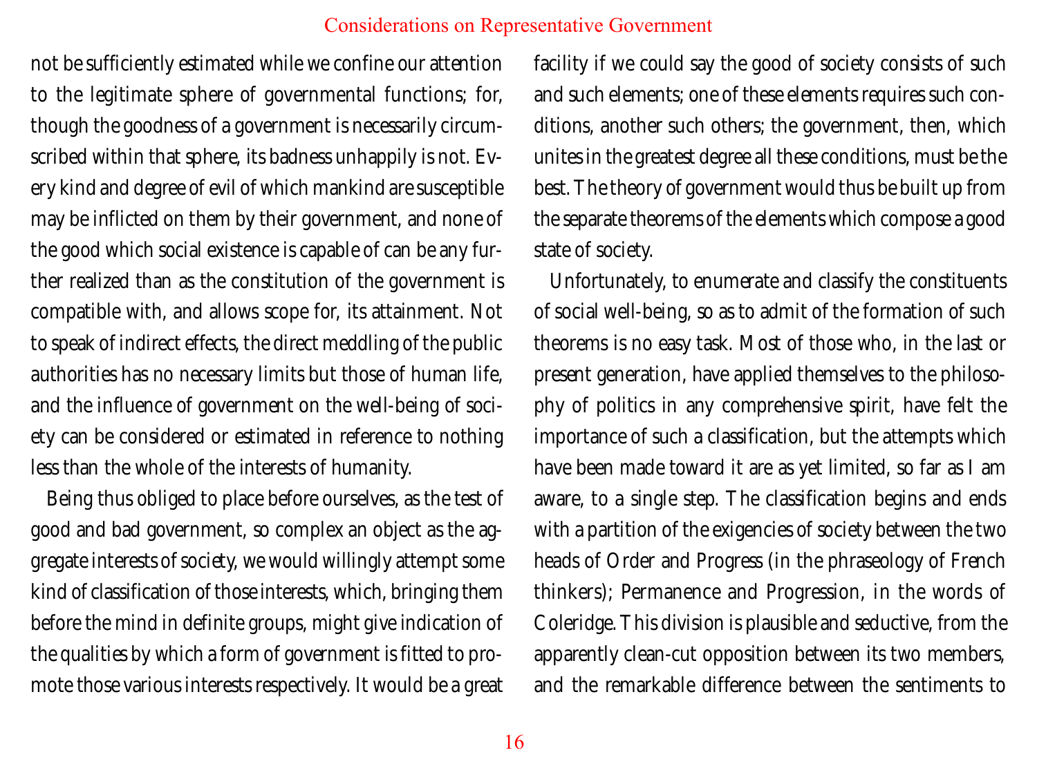not be sufficiently estimated while we confine our attention to the legitimate sphere of governmental functions; for, though the goodness of a government is necessarily circumscribed within that sphere, its badness unhappily is not. Every kind and degree of evil of which mankind are susceptible may be inflicted on them by their government, and none of the good which social existence is capable of can be any further realized than as the constitution of the government is compatible with, and allows scope for, its attainment. Not to speak of indirect effects, the direct meddling of the public authorities has no necessary limits but those of human life, and the influence of government on the well-being of society can be considered or estimated in reference to nothing less than the whole of the interests of humanity.

Being thus obliged to place before ourselves, as the test of good and bad government, so complex an object as the aggregate interests of society, we would willingly attempt some kind of classification of those interests, which, bringing them before the mind in definite groups, might give indication of the qualities by which a form of government is fitted to promote those various interests respectively. It would be a great facility if we could say the good of society consists of such and such elements; one of these elements requires such conditions, another such others; the government, then, which unites in the greatest degree all these conditions, must be the best. The theory of government would thus be built up from the separate theorems of the elements which compose a good state of society.

Unfortunately, to enumerate and classify the constituents of social well-being, so as to admit of the formation of such theorems is no easy task. Most of those who, in the last or present generation, have applied themselves to the philosophy of politics in any comprehensive spirit, have felt the importance of such a classification, but the attempts which have been made toward it are as yet limited, so far as I am aware, to a single step. The classification begins and ends with a partition of the exigencies of society between the two heads of Order and Progress (in the phraseology of French thinkers); Permanence and Progression, in the words of Coleridge. This division is plausible and seductive, from the apparently clean-cut opposition between its two members, and the remarkable difference between the sentiments to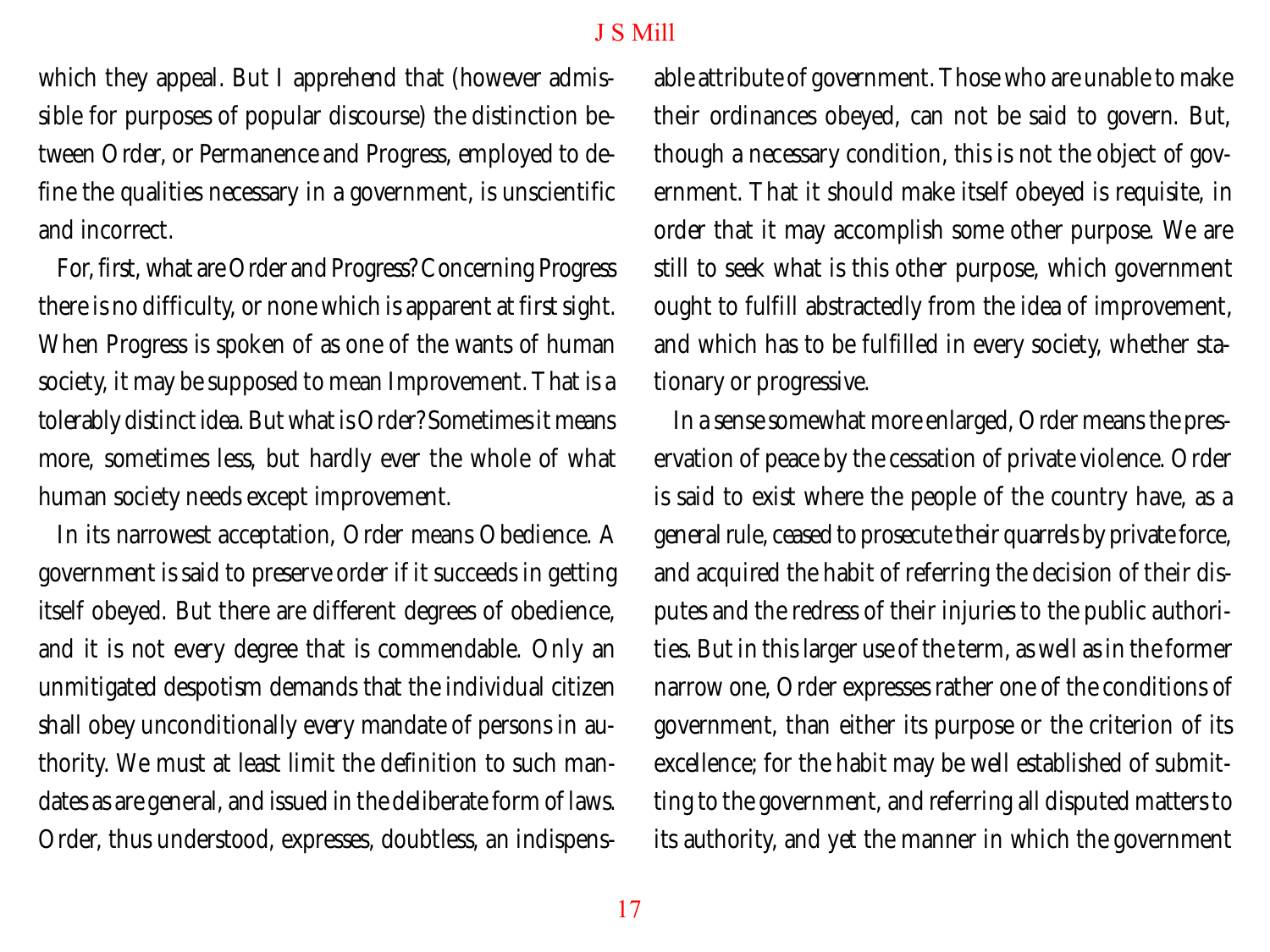which they appeal. But I apprehend that (however admissible for purposes of popular discourse) the distinction between Order, or Permanence and Progress, employed to define the qualities necessary in a government, is unscientific and incorrect.

For, first, what are Order and Progress? Concerning Progress there is no difficulty, or none which is apparent at first sight. When Progress is spoken of as one of the wants of human society, it may be supposed to mean Improvement. That is a tolerably distinct idea. But what is Order? Sometimes it means more, sometimes less, but hardly ever the whole of what human society needs except improvement.

In its narrowest acceptation, Order means Obedience. A government is said to preserve order if it succeeds in getting itself obeyed. But there are different degrees of obedience, and it is not every degree that is commendable. Only an unmitigated despotism demands that the individual citizen shall obey unconditionally every mandate of persons in authority. We must at least limit the definition to such mandates as are general, and issued in the deliberate form of laws. Order, thus understood, expresses, doubtless, an indispensable attribute of government. Those who are unable to make their ordinances obeyed, can not be said to govern. But, though a necessary condition, this is not the object of government. That it should make itself obeyed is requisite, in order that it may accomplish some other purpose. We are still to seek what is this other purpose, which government ought to fulfill abstractedly from the idea of improvement, and which has to be fulfilled in every society, whether stationary or progressive.

In a sense somewhat more enlarged, Order means the preservation of peace by the cessation of private violence. Order is said to exist where the people of the country have, as a general rule, ceased to prosecute their quarrels by private force, and acquired the habit of referring the decision of their disputes and the redress of their injuries to the public authorities. But in this larger use of the term, as well as in the former narrow one, Order expresses rather one of the conditions of government, than either its purpose or the criterion of its excellence; for the habit may be well established of submitting to the government, and referring all disputed matters to its authority, and yet the manner in which the government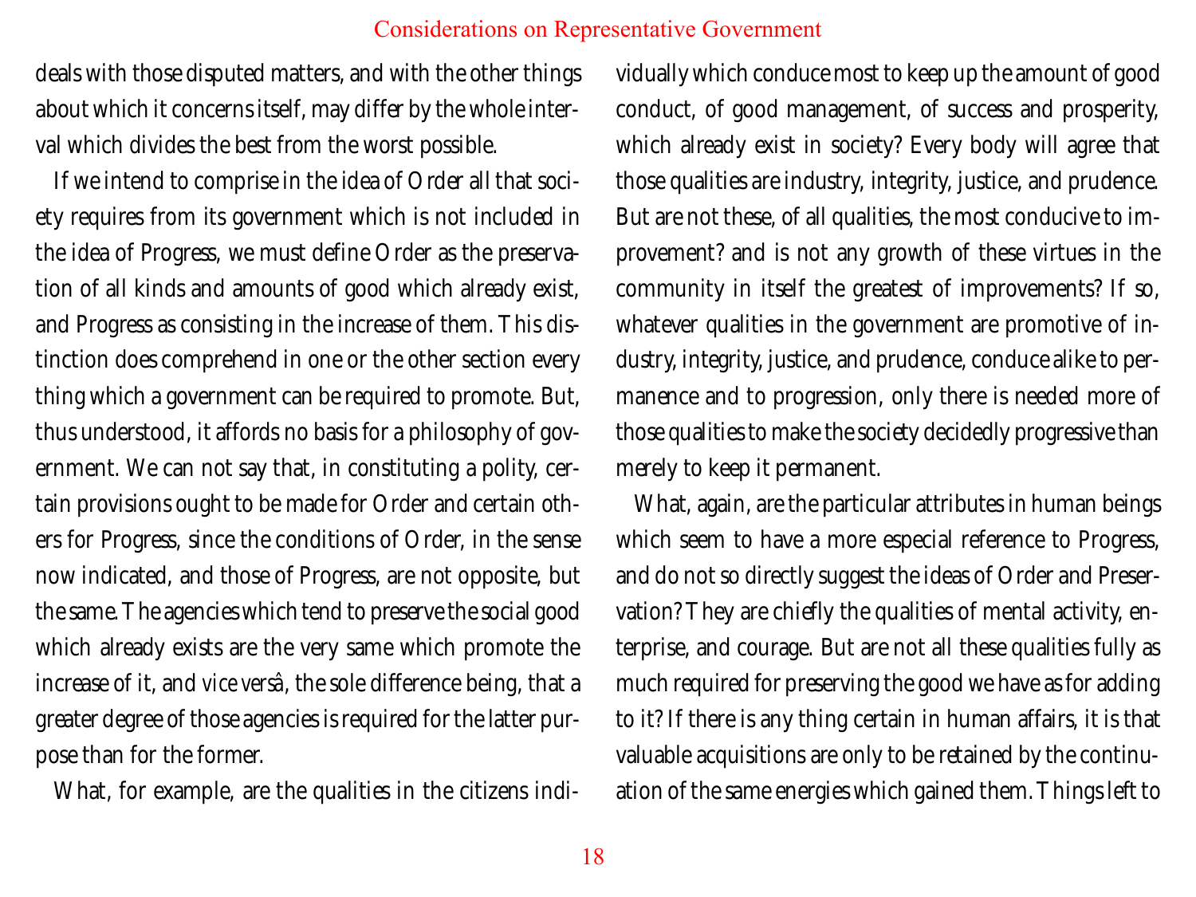deals with those disputed matters, and with the other things about which it concerns itself, may differ by the whole interval which divides the best from the worst possible.

If we intend to comprise in the idea of Order all that society requires from its government which is not included in the idea of Progress, we must define Order as the preservation of all kinds and amounts of good which already exist, and Progress as consisting in the increase of them. This distinction does comprehend in one or the other section every thing which a government can be required to promote. But, thus understood, it affords no basis for a philosophy of government. We can not say that, in constituting a polity, certain provisions ought to be made for Order and certain others for Progress, since the conditions of Order, in the sense now indicated, and those of Progress, are not opposite, but the same. The agencies which tend to preserve the social good which already exists are the very same which promote the increase of it, and *vice versâ*, the sole difference being, that a greater degree of those agencies is required for the latter purpose than for the former.

What, for example, are the qualities in the citizens individually which conduce most to keep up the amount of good conduct, of good management, of success and prosperity, which already exist in society? Every body will agree that those qualities are industry, integrity, justice, and prudence. But are not these, of all qualities, the most conducive to improvement? and is not any growth of these virtues in the community in itself the greatest of improvements? If so, whatever qualities in the government are promotive of industry, integrity, justice, and prudence, conduce alike to permanence and to progression, only there is needed more of those qualities to make the society decidedly progressive than merely to keep it permanent.

What, again, are the particular attributes in human beings which seem to have a more especial reference to Progress, and do not so directly suggest the ideas of Order and Preservation? They are chiefly the qualities of mental activity, enterprise, and courage. But are not all these qualities fully as much required for preserving the good we have as for adding to it? If there is any thing certain in human affairs, it is that valuable acquisitions are only to be retained by the continuation of the same energies which gained them. Things left to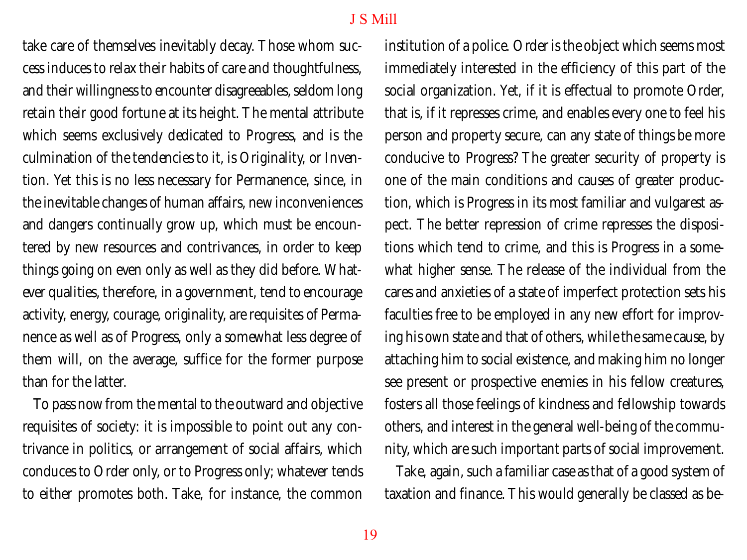take care of themselves inevitably decay. Those whom success induces to relax their habits of care and thoughtfulness, and their willingness to encounter disagreeables, seldom long retain their good fortune at its height. The mental attribute which seems exclusively dedicated to Progress, and is the culmination of the tendencies to it, is Originality, or Invention. Yet this is no less necessary for Permanence, since, in the inevitable changes of human affairs, new inconveniences and dangers continually grow up, which must be encountered by new resources and contrivances, in order to keep things going on even only as well as they did before. Whatever qualities, therefore, in a government, tend to encourage activity, energy, courage, originality, are requisites of Permanence as well as of Progress, only a somewhat less degree of them will, on the average, suffice for the former purpose than for the latter.

To pass now from the mental to the outward and objective requisites of society: it is impossible to point out any contrivance in politics, or arrangement of social affairs, which conduces to Order only, or to Progress only; whatever tends to either promotes both. Take, for instance, the common institution of a police. Order is the object which seems most immediately interested in the efficiency of this part of the social organization. Yet, if it is effectual to promote Order, that is, if it represses crime, and enables every one to feel his person and property secure, can any state of things be more conducive to Progress? The greater security of property is one of the main conditions and causes of greater production, which is Progress in its most familiar and vulgarest aspect. The better repression of crime represses the dispositions which tend to crime, and this is Progress in a somewhat higher sense. The release of the individual from the cares and anxieties of a state of imperfect protection sets his faculties free to be employed in any new effort for improving his own state and that of others, while the same cause, by attaching him to social existence, and making him no longer see present or prospective enemies in his fellow creatures, fosters all those feelings of kindness and fellowship towards others, and interest in the general well-being of the community, which are such important parts of social improvement.

Take, again, such a familiar case as that of a good system of taxation and finance. This would generally be classed as be-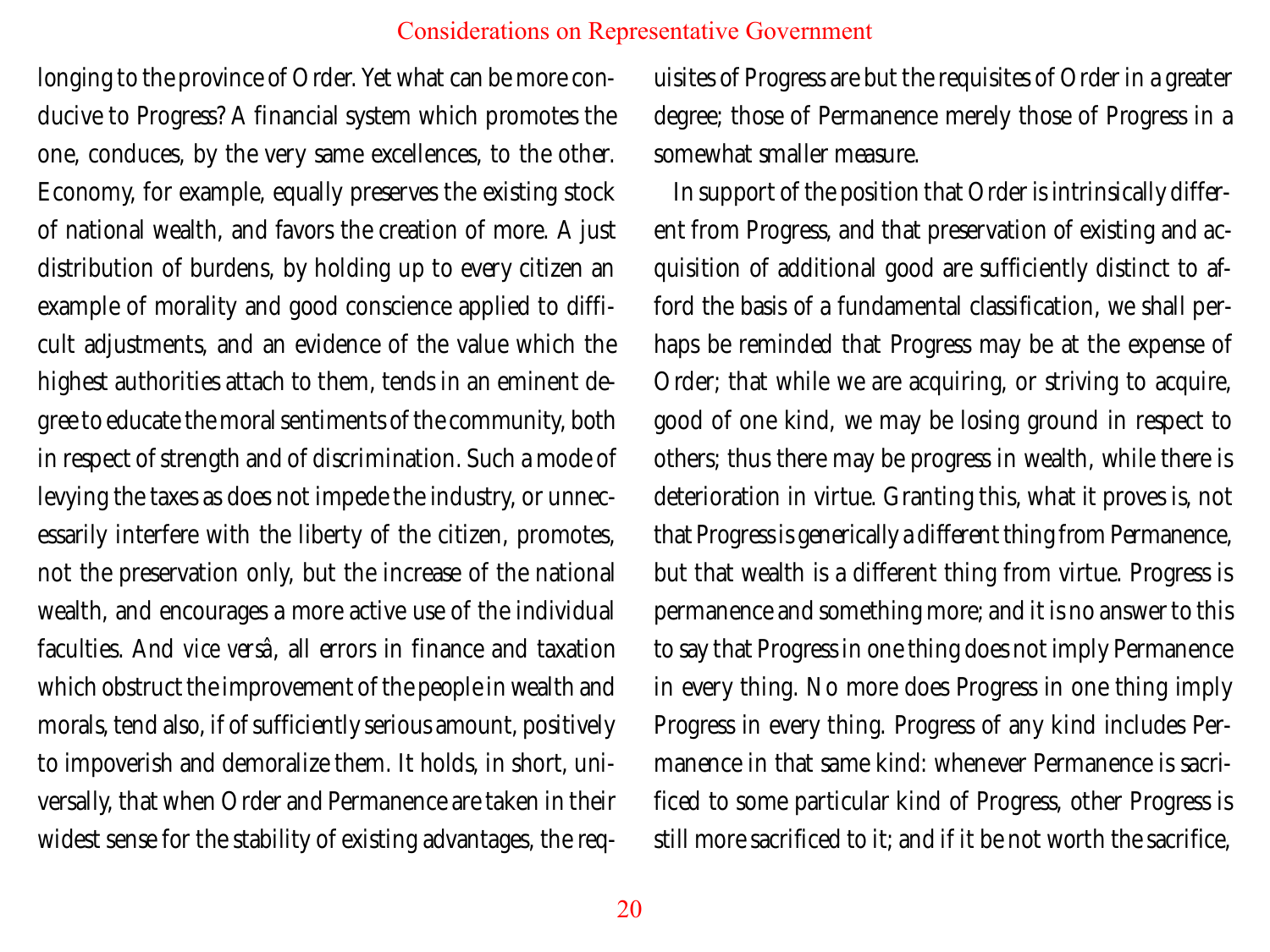longing to the province of Order. Yet what can be more conducive to Progress? A financial system which promotes the one, conduces, by the very same excellences, to the other. Economy, for example, equally preserves the existing stock of national wealth, and favors the creation of more. A just distribution of burdens, by holding up to every citizen an example of morality and good conscience applied to difficult adjustments, and an evidence of the value which the highest authorities attach to them, tends in an eminent degree to educate the moral sentiments of the community, both in respect of strength and of discrimination. Such a mode of levying the taxes as does not impede the industry, or unnecessarily interfere with the liberty of the citizen, promotes, not the preservation only, but the increase of the national wealth, and encourages a more active use of the individual faculties. And *vice versâ*, all errors in finance and taxation which obstruct the improvement of the people in wealth and morals, tend also, if of sufficiently serious amount, positively to impoverish and demoralize them. It holds, in short, universally, that when Order and Permanence are taken in their widest sense for the stability of existing advantages, the requisites of Progress are but the requisites of Order in a greater degree; those of Permanence merely those of Progress in a somewhat smaller measure.

In support of the position that Order is intrinsically different from Progress, and that preservation of existing and acquisition of additional good are sufficiently distinct to afford the basis of a fundamental classification, we shall perhaps be reminded that Progress may be at the expense of Order; that while we are acquiring, or striving to acquire, good of one kind, we may be losing ground in respect to others; thus there may be progress in wealth, while there is deterioration in virtue. Granting this, what it proves is, not that Progress is generically a different thing from Permanence, but that wealth is a different thing from virtue. Progress is permanence and something more; and it is no answer to this to say that Progress in one thing does not imply Permanence in every thing. No more does Progress in one thing imply Progress in every thing. Progress of any kind includes Permanence in that same kind: whenever Permanence is sacrificed to some particular kind of Progress, other Progress is still more sacrificed to it; and if it be not worth the sacrifice,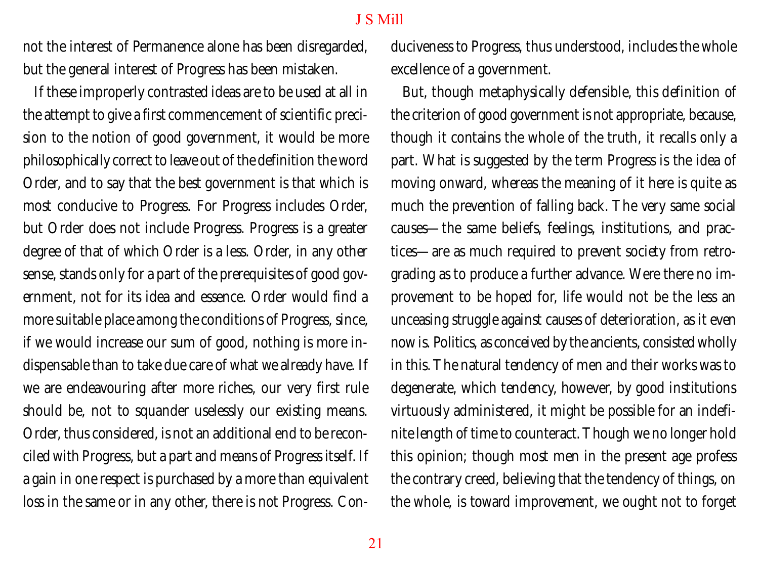not the interest of Permanence alone has been disregarded, but the general interest of Progress has been mistaken.

If these improperly contrasted ideas are to be used at all in the attempt to give a first commencement of scientific precision to the notion of good government, it would be more philosophically correct to leave out of the definition the word Order, and to say that the best government is that which is most conducive to Progress. For Progress includes Order, but Order does not include Progress. Progress is a greater degree of that of which Order is a less. Order, in any other sense, stands only for a part of the prerequisites of good government, not for its idea and essence. Order would find a more suitable place among the conditions of Progress, since, if we would increase our sum of good, nothing is more indispensable than to take due care of what we already have. If we are endeavouring after more riches, our very first rule should be, not to squander uselessly our existing means. Order, thus considered, is not an additional end to be reconciled with Progress, but a part and means of Progress itself. If a gain in one respect is purchased by a more than equivalent loss in the same or in any other, there is not Progress. Conduciveness to Progress, thus understood, includes the whole excellence of a government.

But, though metaphysically defensible, this definition of the criterion of good government is not appropriate, because, though it contains the whole of the truth, it recalls only a part. What is suggested by the term Progress is the idea of moving onward, whereas the meaning of it here is quite as much the prevention of falling back. The very same social causes—the same beliefs, feelings, institutions, and practices—are as much required to prevent society from retrograding as to produce a further advance. Were there no improvement to be hoped for, life would not be the less an unceasing struggle against causes of deterioration, as it even now is. Politics, as conceived by the ancients, consisted wholly in this. The natural tendency of men and their works was to degenerate, which tendency, however, by good institutions virtuously administered, it might be possible for an indefinite length of time to counteract. Though we no longer hold this opinion; though most men in the present age profess the contrary creed, believing that the tendency of things, on the whole, is toward improvement, we ought not to forget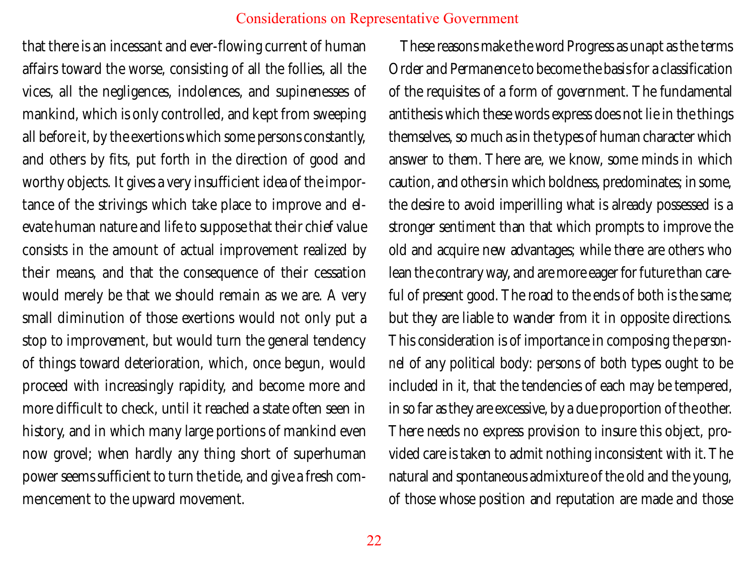that there is an incessant and ever-flowing current of human affairs toward the worse, consisting of all the follies, all the vices, all the negligences, indolences, and supinenesses of mankind, which is only controlled, and kept from sweeping all before it, by the exertions which some persons constantly, and others by fits, put forth in the direction of good and worthy objects. It gives a very insufficient idea of the importance of the strivings which take place to improve and elevate human nature and life to suppose that their chief value consists in the amount of actual improvement realized by their means, and that the consequence of their cessation would merely be that we should remain as we are. A very small diminution of those exertions would not only put a stop to improvement, but would turn the general tendency of things toward deterioration, which, once begun, would proceed with increasingly rapidity, and become more and more difficult to check, until it reached a state often seen in history, and in which many large portions of mankind even now grovel; when hardly any thing short of superhuman power seems sufficient to turn the tide, and give a fresh commencement to the upward movement.

These reasons make the word Progress as unapt as the terms Order and Permanence to become the basis for a classification of the requisites of a form of government. The fundamental antithesis which these words express does not lie in the things themselves, so much as in the types of human character which answer to them. There are, we know, some minds in which caution, and others in which boldness, predominates; in some, the desire to avoid imperilling what is already possessed is a stronger sentiment than that which prompts to improve the old and acquire new advantages; while there are others who lean the contrary way, and are more eager for future than careful of present good. The road to the ends of both is the same; but they are liable to wander from it in opposite directions. This consideration is of importance in composing the *personnel* of any political body: persons of both types ought to be included in it, that the tendencies of each may be tempered, in so far as they are excessive, by a due proportion of the other. There needs no express provision to insure this object, provided care is taken to admit nothing inconsistent with it. The natural and spontaneous admixture of the old and the young, of those whose position and reputation are made and those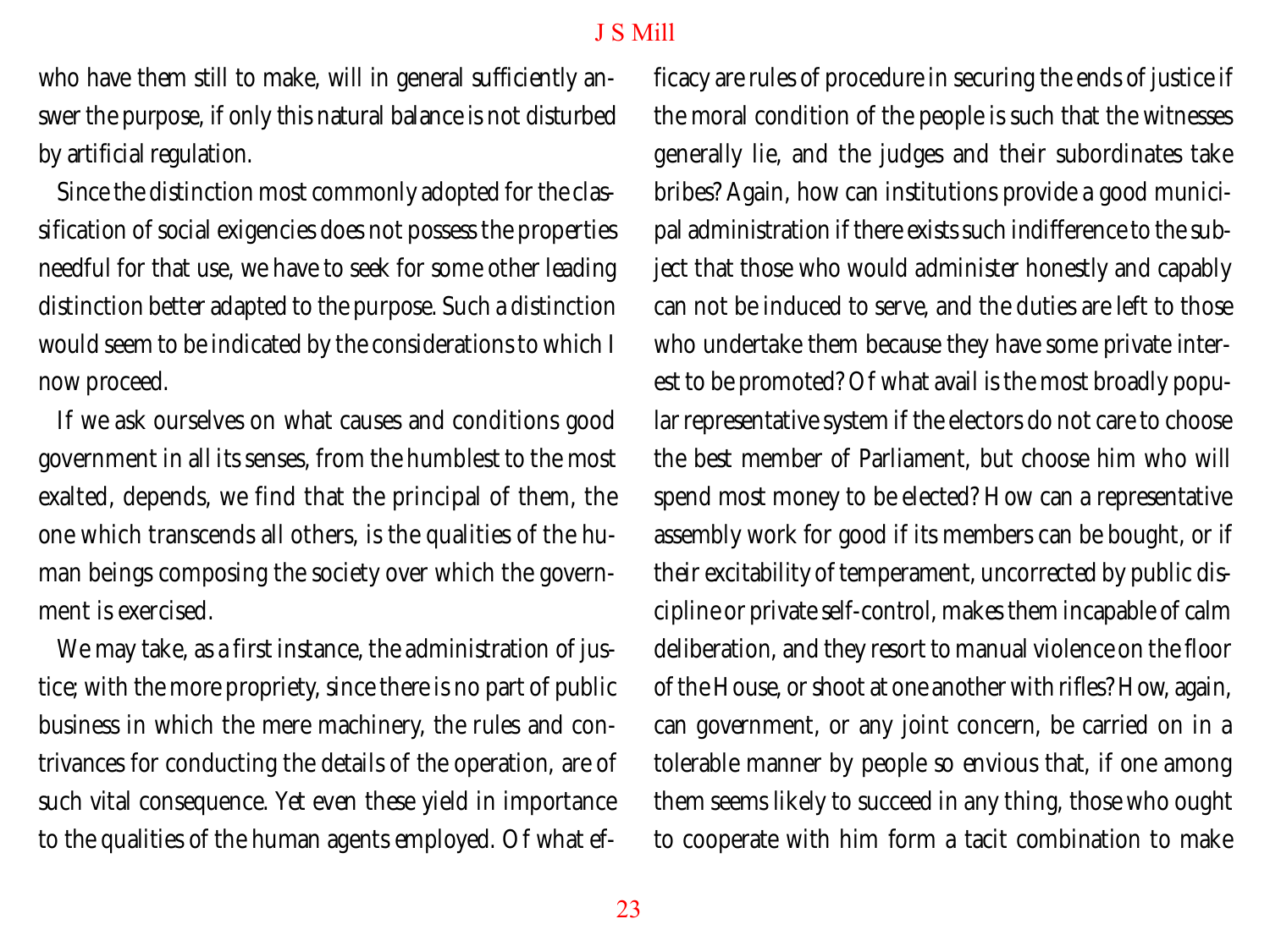who have them still to make, will in general sufficiently answer the purpose, if only this natural balance is not disturbed by artificial regulation.

Since the distinction most commonly adopted for the classification of social exigencies does not possess the properties needful for that use, we have to seek for some other leading distinction better adapted to the purpose. Such a distinction would seem to be indicated by the considerations to which I now proceed.

If we ask ourselves on what causes and conditions good government in all its senses, from the humblest to the most exalted, depends, we find that the principal of them, the one which transcends all others, is the qualities of the human beings composing the society over which the government is exercised.

We may take, as a first instance, the administration of justice; with the more propriety, since there is no part of public business in which the mere machinery, the rules and contrivances for conducting the details of the operation, are of such vital consequence. Yet even these yield in importance to the qualities of the human agents employed. Of what efficacy are rules of procedure in securing the ends of justice if the moral condition of the people is such that the witnesses generally lie, and the judges and their subordinates take bribes? Again, how can institutions provide a good municipal administration if there exists such indifference to the subject that those who would administer honestly and capably can not be induced to serve, and the duties are left to those who undertake them because they have some private interest to be promoted? Of what avail is the most broadly popular representative system if the electors do not care to choose the best member of Parliament, but choose him who will spend most money to be elected? How can a representative assembly work for good if its members can be bought, or if their excitability of temperament, uncorrected by public discipline or private self-control, makes them incapable of calm deliberation, and they resort to manual violence on the floor of the House, or shoot at one another with rifles? How, again, can government, or any joint concern, be carried on in a tolerable manner by people so envious that, if one among them seems likely to succeed in any thing, those who ought to cooperate with him form a tacit combination to make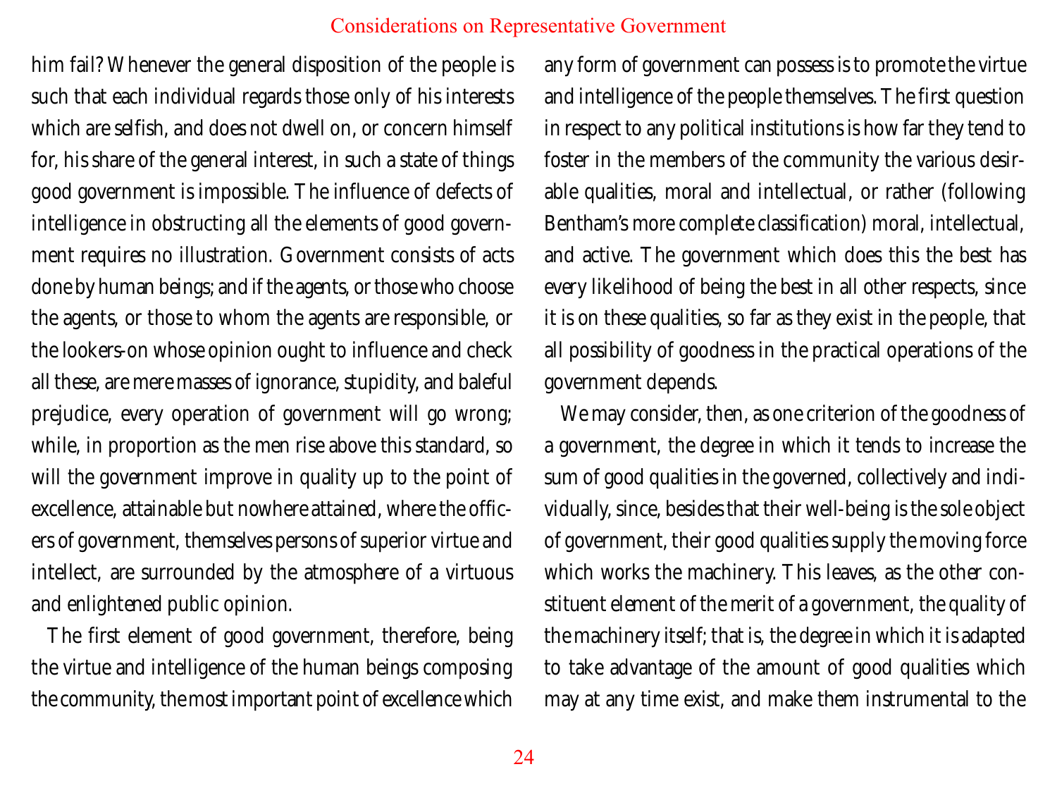him fail? Whenever the general disposition of the people is such that each individual regards those only of his interests which are selfish, and does not dwell on, or concern himself for, his share of the general interest, in such a state of things good government is impossible. The influence of defects of intelligence in obstructing all the elements of good government requires no illustration. Government consists of acts done by human beings; and if the agents, or those who choose the agents, or those to whom the agents are responsible, or the lookers-on whose opinion ought to influence and check all these, are mere masses of ignorance, stupidity, and baleful prejudice, every operation of government will go wrong; while, in proportion as the men rise above this standard, so will the government improve in quality up to the point of excellence, attainable but nowhere attained, where the officers of government, themselves persons of superior virtue and intellect, are surrounded by the atmosphere of a virtuous and enlightened public opinion.

The first element of good government, therefore, being the virtue and intelligence of the human beings composing the community, the most important point of excellence which any form of government can possess is to promote the virtue and intelligence of the people themselves. The first question in respect to any political institutions is how far they tend to foster in the members of the community the various desirable qualities, moral and intellectual, or rather (following Bentham's more complete classification) moral, intellectual, and active. The government which does this the best has every likelihood of being the best in all other respects, since it is on these qualities, so far as they exist in the people, that all possibility of goodness in the practical operations of the government depends.

We may consider, then, as one criterion of the goodness of a government, the degree in which it tends to increase the sum of good qualities in the governed, collectively and individually, since, besides that their well-being is the sole object of government, their good qualities supply the moving force which works the machinery. This leaves, as the other constituent element of the merit of a government, the quality of the machinery itself; that is, the degree in which it is adapted to take advantage of the amount of good qualities which may at any time exist, and make them instrumental to the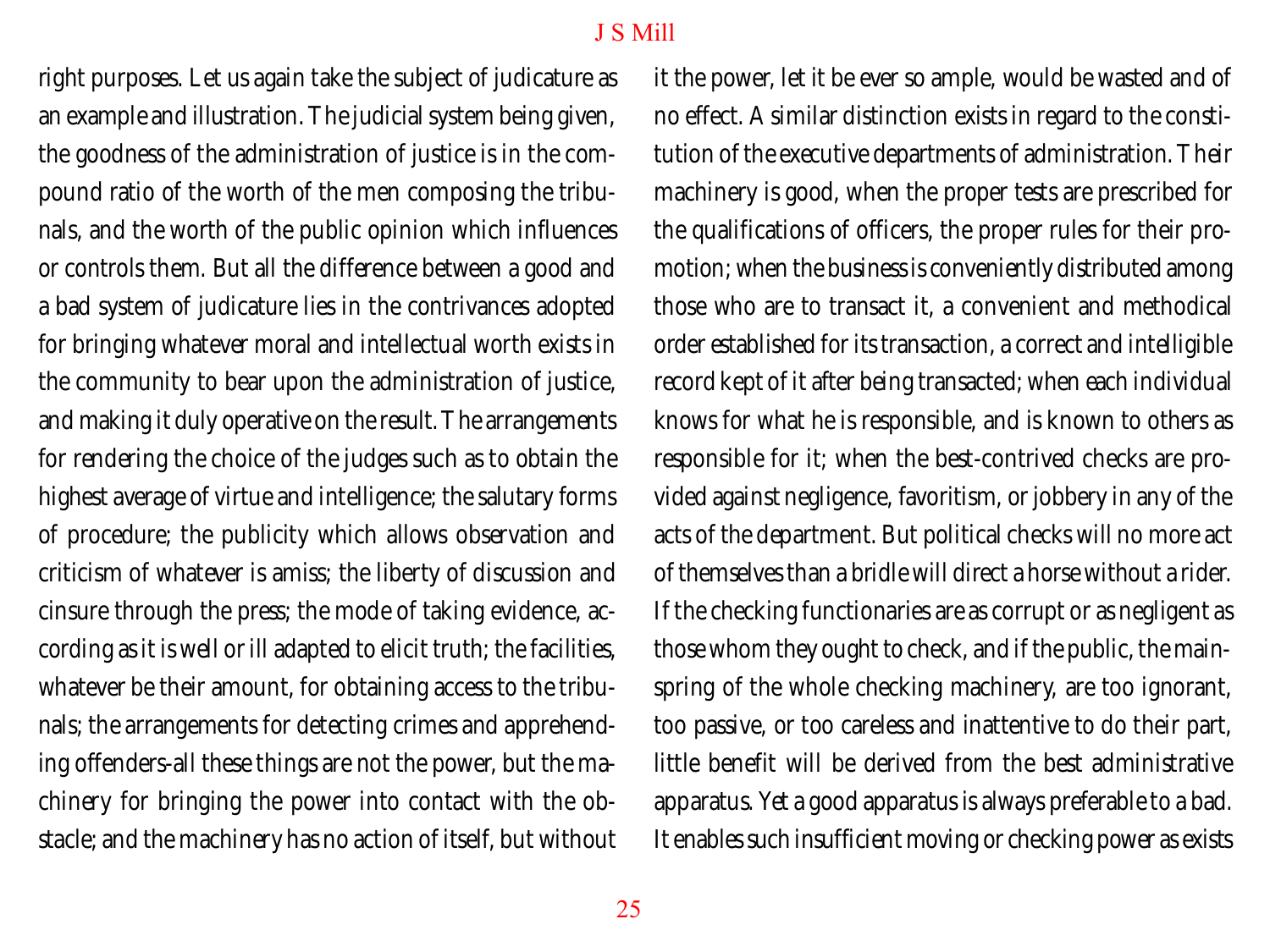right purposes. Let us again take the subject of judicature as an example and illustration. The judicial system being given, the goodness of the administration of justice is in the compound ratio of the worth of the men composing the tribunals, and the worth of the public opinion which influences or controls them. But all the difference between a good and a bad system of judicature lies in the contrivances adopted for bringing whatever moral and intellectual worth exists in the community to bear upon the administration of justice, and making it duly operative on the result. The arrangements for rendering the choice of the judges such as to obtain the highest average of virtue and intelligence; the salutary forms of procedure; the publicity which allows observation and criticism of whatever is amiss; the liberty of discussion and cinsure through the press; the mode of taking evidence, according as it is well or ill adapted to elicit truth; the facilities, whatever be their amount, for obtaining access to the tribunals; the arrangements for detecting crimes and apprehending offenders-all these things are not the power, but the machinery for bringing the power into contact with the obstacle; and the machinery has no action of itself, but without it the power, let it be ever so ample, would be wasted and of no effect. A similar distinction exists in regard to the constitution of the executive departments of administration. Their machinery is good, when the proper tests are prescribed for the qualifications of officers, the proper rules for their promotion; when the business is conveniently distributed among those who are to transact it, a convenient and methodical order established for its transaction, a correct and intelligible record kept of it after being transacted; when each individual knows for what he is responsible, and is known to others as responsible for it; when the best-contrived checks are provided against negligence, favoritism, or jobbery in any of the acts of the department. But political checks will no more act of themselves than a bridle will direct a horse without a rider. If the checking functionaries are as corrupt or as negligent as those whom they ought to check, and if the public, the mainspring of the whole checking machinery, are too ignorant, too passive, or too careless and inattentive to do their part, little benefit will be derived from the best administrative apparatus. Yet a good apparatus is always preferable to a bad. It enables such insufficient moving or checking power as exists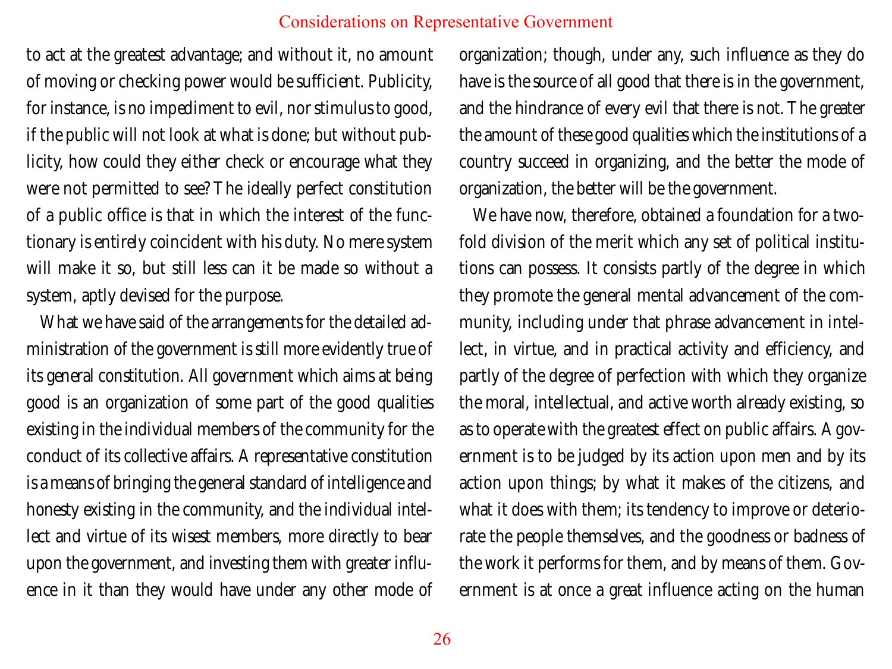to act at the greatest advantage; and without it, no amount of moving or checking power would be sufficient. Publicity, for instance, is no impediment to evil, nor stimulus to good, if the public will not look at what is done; but without publicity, how could they either check or encourage what they were not permitted to see? The ideally perfect constitution of a public office is that in which the interest of the functionary is entirely coincident with his duty. No mere system will make it so, but still less can it be made so without a system, aptly devised for the purpose.

What we have said of the arrangements for the detailed administration of the government is still more evidently true of its general constitution. All government which aims at being good is an organization of some part of the good qualities existing in the individual members of the community for the conduct of its collective affairs. A representative constitution is a means of bringing the general standard of intelligence and honesty existing in the community, and the individual intellect and virtue of its wisest members, more directly to bear upon the government, and investing them with greater influence in it than they would have under any other mode of organization; though, under any, such influence as they do have is the source of all good that there is in the government, and the hindrance of every evil that there is not. The greater the amount of these good qualities which the institutions of a country succeed in organizing, and the better the mode of organization, the better will be the government.

We have now, therefore, obtained a foundation for a twofold division of the merit which any set of political institutions can possess. It consists partly of the degree in which they promote the general mental advancement of the community, including under that phrase advancement in intellect, in virtue, and in practical activity and efficiency, and partly of the degree of perfection with which they organize the moral, intellectual, and active worth already existing, so as to operate with the greatest effect on public affairs. A government is to be judged by its action upon men and by its action upon things; by what it makes of the citizens, and what it does with them; its tendency to improve or deteriorate the people themselves, and the goodness or badness of the work it performs for them, and by means of them. Government is at once a great influence acting on the human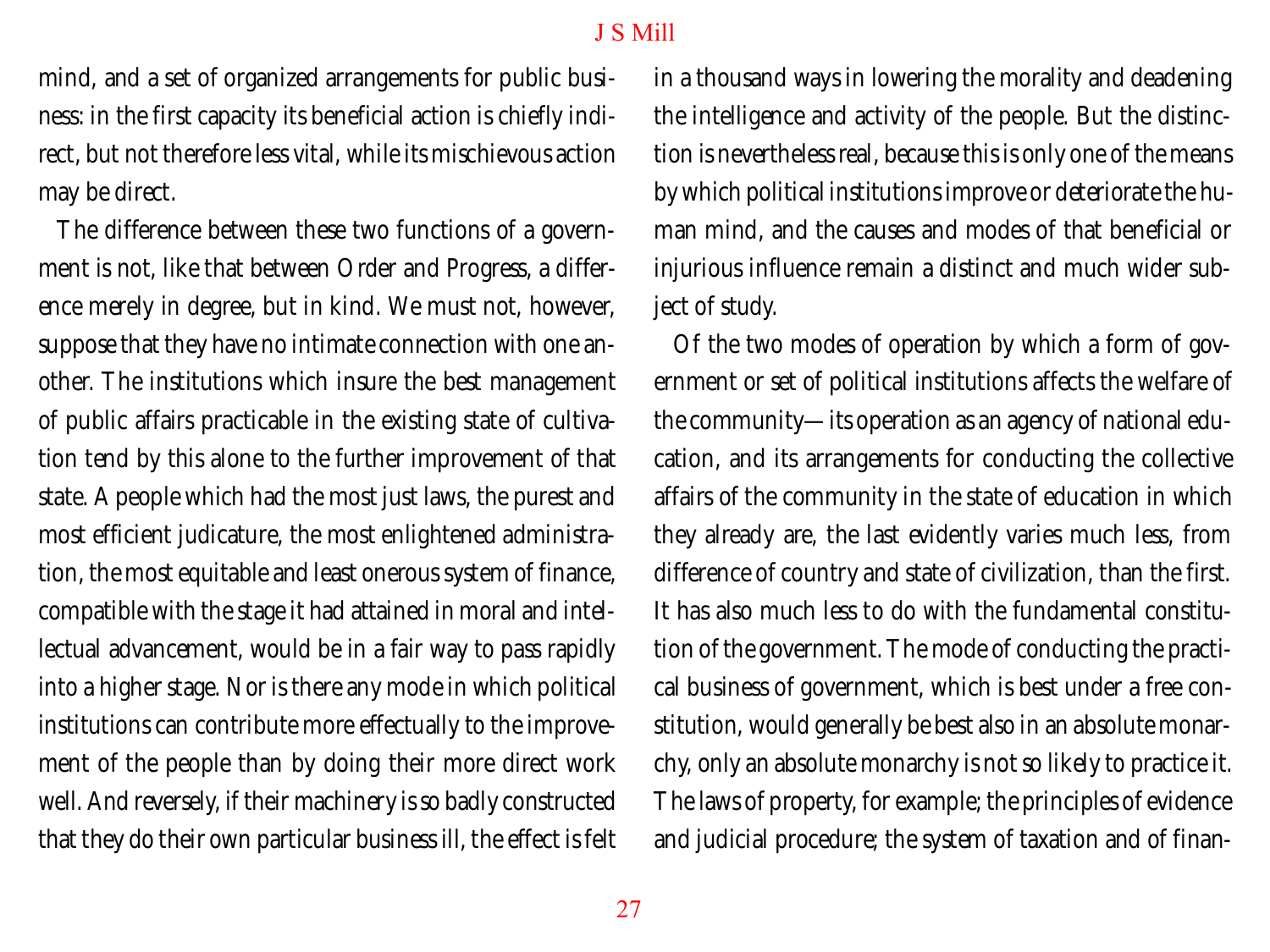mind, and a set of organized arrangements for public business: in the first capacity its beneficial action is chiefly indirect, but not therefore less vital, while its mischievous action may be direct.

The difference between these two functions of a government is not, like that between Order and Progress, a difference merely in degree, but in kind. We must not, however, suppose that they have no intimate connection with one another. The institutions which insure the best management of public affairs practicable in the existing state of cultivation tend by this alone to the further improvement of that state. A people which had the most just laws, the purest and most efficient judicature, the most enlightened administration, the most equitable and least onerous system of finance, compatible with the stage it had attained in moral and intellectual advancement, would be in a fair way to pass rapidly into a higher stage. Nor is there any mode in which political institutions can contribute more effectually to the improvement of the people than by doing their more direct work well. And reversely, if their machinery is so badly constructed that they do their own particular business ill, the effect is felt in a thousand ways in lowering the morality and deadening the intelligence and activity of the people. But the distinction is nevertheless real, because this is only one of the means by which political institutions improve or deteriorate the human mind, and the causes and modes of that beneficial or injurious influence remain a distinct and much wider subject of study.

Of the two modes of operation by which a form of government or set of political institutions affects the welfare of the community—its operation as an agency of national education, and its arrangements for conducting the collective affairs of the community in the state of education in which they already are, the last evidently varies much less, from difference of country and state of civilization, than the first. It has also much less to do with the fundamental constitution of the government. The mode of conducting the practical business of government, which is best under a free constitution, would generally be best also in an absolute monarchy, only an absolute monarchy is not so likely to practice it. The laws of property, for example; the principles of evidence and judicial procedure; the system of taxation and of finan-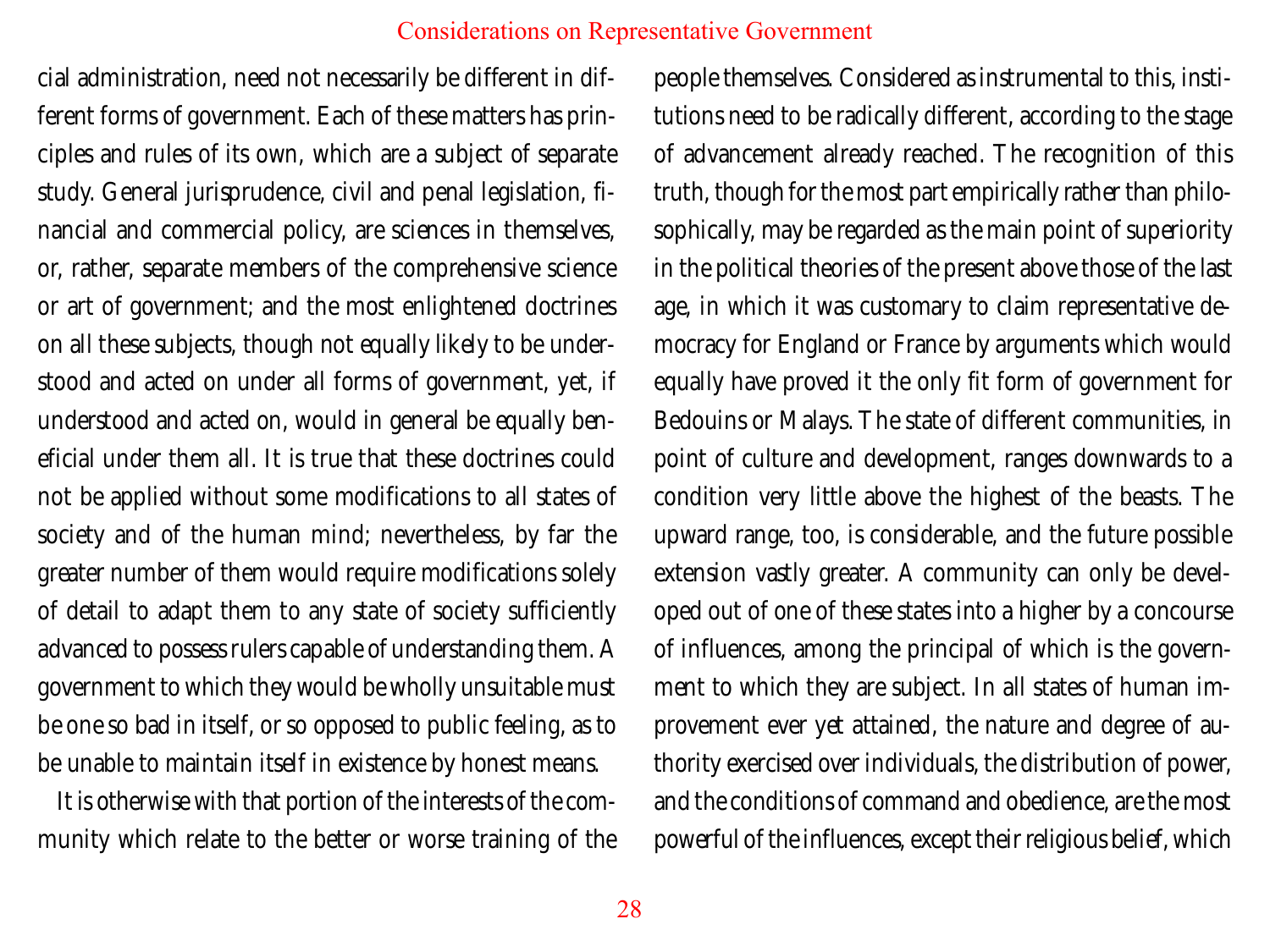cial administration, need not necessarily be different in different forms of government. Each of these matters has principles and rules of its own, which are a subject of separate study. General jurisprudence, civil and penal legislation, financial and commercial policy, are sciences in themselves, or, rather, separate members of the comprehensive science or art of government; and the most enlightened doctrines on all these subjects, though not equally likely to be understood and acted on under all forms of government, yet, if understood and acted on, would in general be equally beneficial under them all. It is true that these doctrines could not be applied without some modifications to all states of society and of the human mind; nevertheless, by far the greater number of them would require modifications solely of detail to adapt them to any state of society sufficiently advanced to possess rulers capable of understanding them. A government to which they would be wholly unsuitable must be one so bad in itself, or so opposed to public feeling, as to be unable to maintain itself in existence by honest means.

It is otherwise with that portion of the interests of the community which relate to the better or worse training of the people themselves. Considered as instrumental to this, institutions need to be radically different, according to the stage of advancement already reached. The recognition of this truth, though for the most part empirically rather than philosophically, may be regarded as the main point of superiority in the political theories of the present above those of the last age, in which it was customary to claim representative democracy for England or France by arguments which would equally have proved it the only fit form of government for Bedouins or Malays. The state of different communities, in point of culture and development, ranges downwards to a condition very little above the highest of the beasts. The upward range, too, is considerable, and the future possible extension vastly greater. A community can only be developed out of one of these states into a higher by a concourse of influences, among the principal of which is the government to which they are subject. In all states of human improvement ever yet attained, the nature and degree of authority exercised over individuals, the distribution of power, and the conditions of command and obedience, are the most powerful of the influences, except their religious belief, which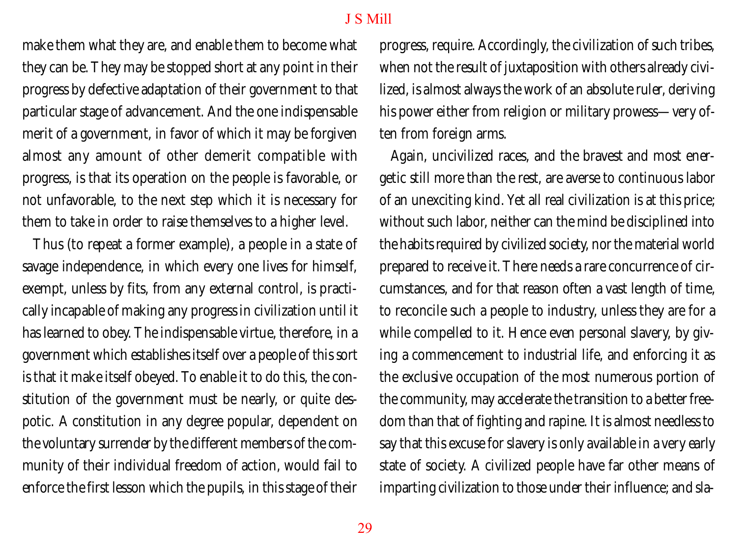make them what they are, and enable them to become what they can be. They may be stopped short at any point in their progress by defective adaptation of their government to that particular stage of advancement. And the one indispensable merit of a government, in favor of which it may be forgiven almost any amount of other demerit compatible with progress, is that its operation on the people is favorable, or not unfavorable, to the next step which it is necessary for them to take in order to raise themselves to a higher level.

Thus (to repeat a former example), a people in a state of savage independence, in which every one lives for himself, exempt, unless by fits, from any external control, is practically incapable of making any progress in civilization until it has learned to obey. The indispensable virtue, therefore, in a government which establishes itself over a people of this sort is that it make itself obeyed. To enable it to do this, the constitution of the government must be nearly, or quite despotic. A constitution in any degree popular, dependent on the voluntary surrender by the different members of the community of their individual freedom of action, would fail to enforce the first lesson which the pupils, in this stage of their progress, require. Accordingly, the civilization of such tribes, when not the result of juxtaposition with others already civilized, is almost always the work of an absolute ruler, deriving his power either from religion or military prowess—very often from foreign arms.

Again, uncivilized races, and the bravest and most energetic still more than the rest, are averse to continuous labor of an unexciting kind. Yet all real civilization is at this price; without such labor, neither can the mind be disciplined into the habits required by civilized society, nor the material world prepared to receive it. There needs a rare concurrence of circumstances, and for that reason often a vast length of time, to reconcile such a people to industry, unless they are for a while compelled to it. Hence even personal slavery, by giving a commencement to industrial life, and enforcing it as the exclusive occupation of the most numerous portion of the community, may accelerate the transition to a better freedom than that of fighting and rapine. It is almost needless to say that this excuse for slavery is only available in a very early state of society. A civilized people have far other means of imparting civilization to those under their influence; and sla-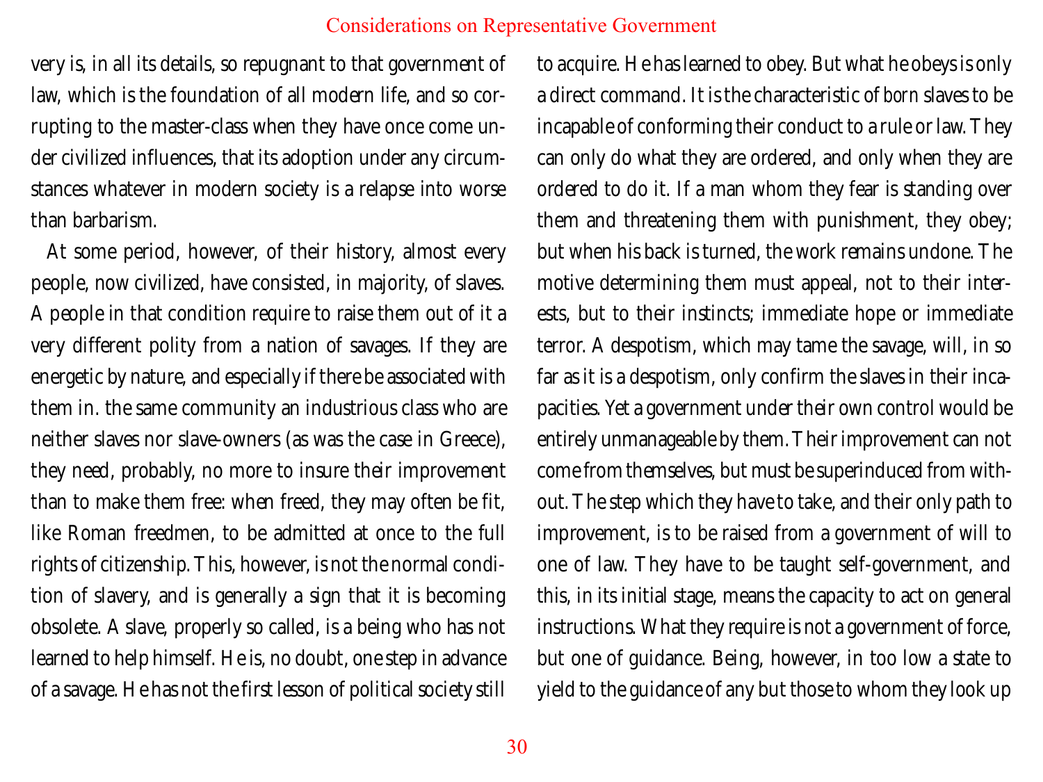very is, in all its details, so repugnant to that government of law, which is the foundation of all modern life, and so corrupting to the master-class when they have once come under civilized influences, that its adoption under any circumstances whatever in modern society is a relapse into worse than barbarism.

At some period, however, of their history, almost every people, now civilized, have consisted, in majority, of slaves. A people in that condition require to raise them out of it a very different polity from a nation of savages. If they are energetic by nature, and especially if there be associated with them in. the same community an industrious class who are neither slaves nor slave-owners (as was the case in Greece), they need, probably, no more to insure their improvement than to make them free: when freed, they may often be fit, like Roman freedmen, to be admitted at once to the full rights of citizenship. This, however, is not the normal condition of slavery, and is generally a sign that it is becoming obsolete. A slave, properly so called, is a being who has not learned to help himself. He is, no doubt, one step in advance of a savage. He has not the first lesson of political society still to acquire. He has learned to obey. But what he obeys is only a direct command. It is the characteristic of *born* slaves to be incapable of conforming their conduct to a rule or law. They can only do what they are ordered, and only when they are ordered to do it. If a man whom they fear is standing over them and threatening them with punishment, they obey; but when his back is turned, the work remains undone. The motive determining them must appeal, not to their interests, but to their instincts; immediate hope or immediate terror. A despotism, which may tame the savage, will, in so far as it is a despotism, only confirm the slaves in their incapacities. Yet a government under their own control would be entirely unmanageable by them. Their improvement can not come from themselves, but must be superinduced from without. The step which they have to take, and their only path to improvement, is to be raised from a government of will to one of law. They have to be taught self-government, and this, in its initial stage, means the capacity to act on general instructions. What they require is not a government of force, but one of guidance. Being, however, in too low a state to yield to the guidance of any but those to whom they look up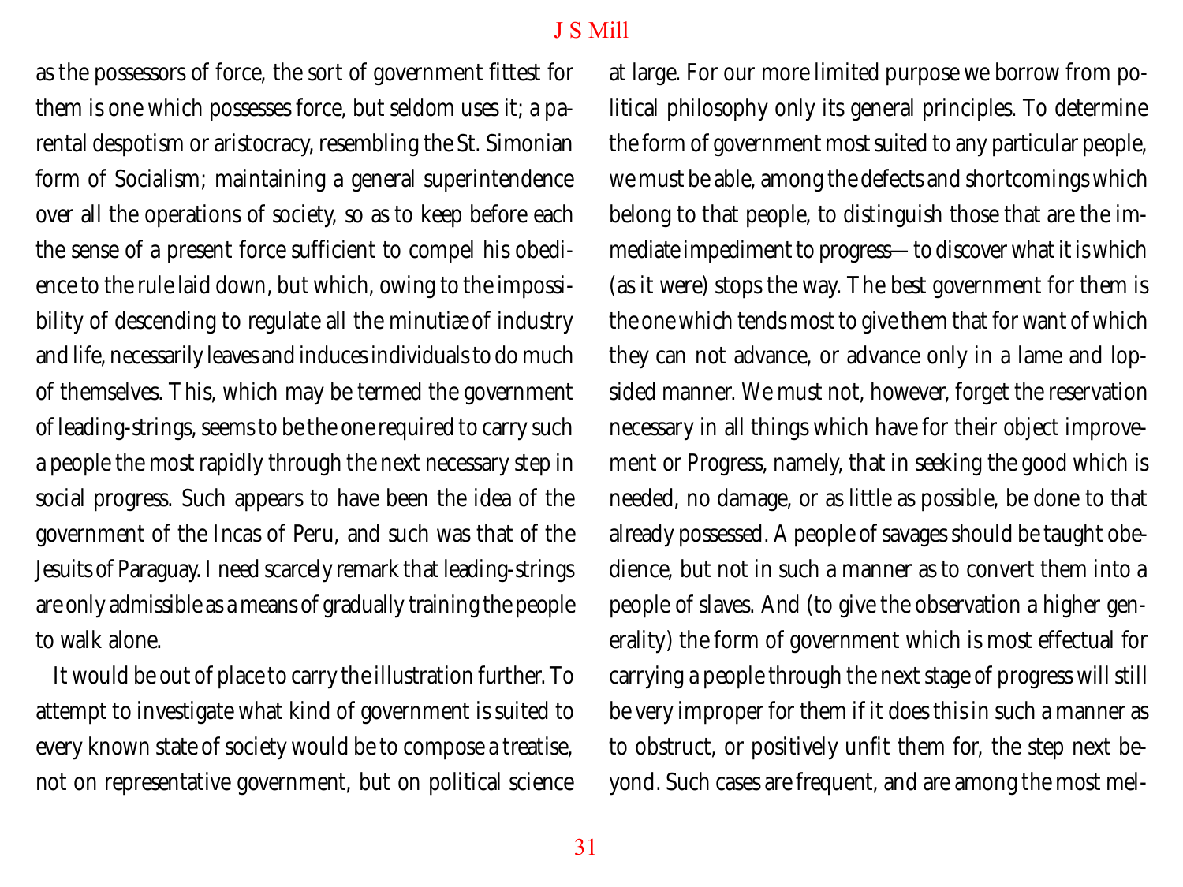as the possessors of force, the sort of government fittest for them is one which possesses force, but seldom uses it; a parental despotism or aristocracy, resembling the St. Simonian form of Socialism; maintaining a general superintendence over all the operations of society, so as to keep before each the sense of a present force sufficient to compel his obedience to the rule laid down, but which, owing to the impossibility of descending to regulate all the minutiæ of industry and life, necessarily leaves and induces individuals to do much of themselves. This, which may be termed the government of leading-strings, seems to be the one required to carry such a people the most rapidly through the next necessary step in social progress. Such appears to have been the idea of the government of the Incas of Peru, and such was that of the Jesuits of Paraguay. I need scarcely remark that leading-strings are only admissible as a means of gradually training the people to walk alone.

It would be out of place to carry the illustration further. To attempt to investigate what kind of government is suited to every known state of society would be to compose a treatise, not on representative government, but on political science at large. For our more limited purpose we borrow from political philosophy only its general principles. To determine the form of government most suited to any particular people, we must be able, among the defects and shortcomings which belong to that people, to distinguish those that are the immediate impediment to progress—to discover what it is which (as it were) stops the way. The best government for them is the one which tends most to give them that for want of which they can not advance, or advance only in a lame and lopsided manner. We must not, however, forget the reservation necessary in all things which have for their object improvement or Progress, namely, that in seeking the good which is needed, no damage, or as little as possible, be done to that already possessed. A people of savages should be taught obedience, but not in such a manner as to convert them into a people of slaves. And (to give the observation a higher generality) the form of government which is most effectual for carrying a people through the next stage of progress will still be very improper for them if it does this in such a manner as to obstruct, or positively unfit them for, the step next beyond. Such cases are frequent, and are among the most mel-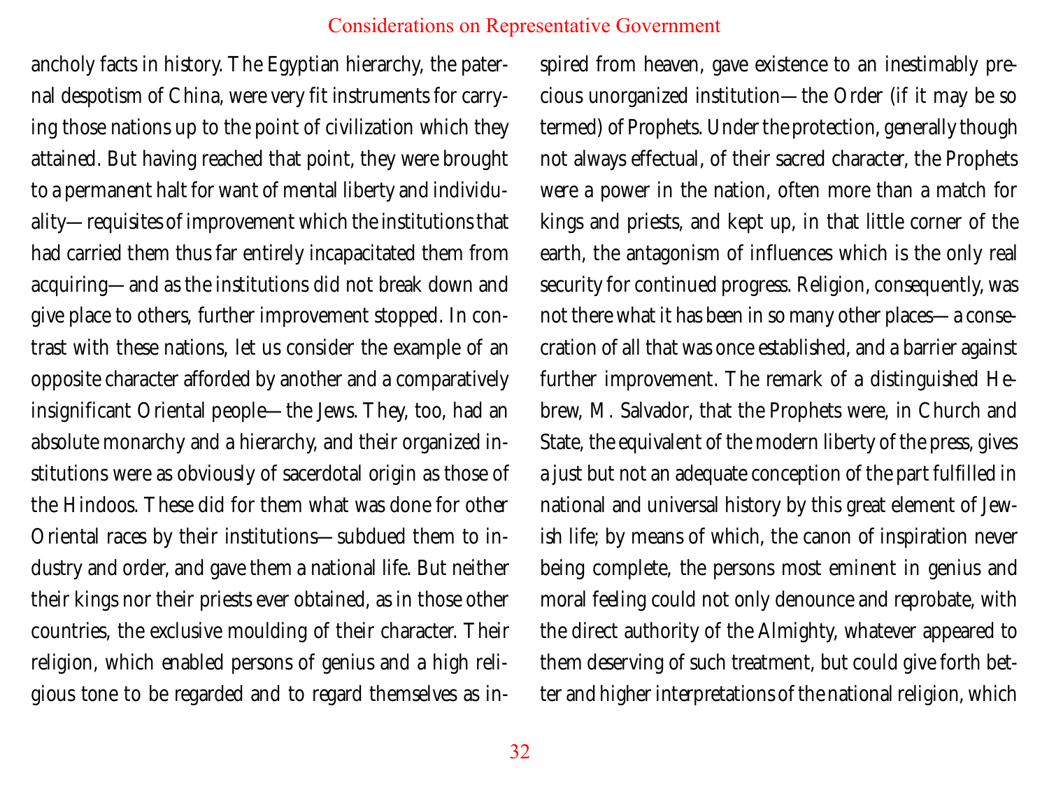ancholy facts in history. The Egyptian hierarchy, the paternal despotism of China, were very fit instruments for carrying those nations up to the point of civilization which they attained. But having reached that point, they were brought to a permanent halt for want of mental liberty and individuality—requisites of improvement which the institutions that had carried them thus far entirely incapacitated them from acquiring—and as the institutions did not break down and give place to others, further improvement stopped. In contrast with these nations, let us consider the example of an opposite character afforded by another and a comparatively insignificant Oriental people—the Jews. They, too, had an absolute monarchy and a hierarchy, and their organized institutions were as obviously of sacerdotal origin as those of the Hindoos. These did for them what was done for other Oriental races by their institutions—subdued them to industry and order, and gave them a national life. But neither their kings nor their priests ever obtained, as in those other countries, the exclusive moulding of their character. Their religion, which enabled persons of genius and a high religious tone to be regarded and to regard themselves as inspired from heaven, gave existence to an inestimably precious unorganized institution—the Order (if it may be so termed) of Prophets. Under the protection, generally though not always effectual, of their sacred character, the Prophets were a power in the nation, often more than a match for kings and priests, and kept up, in that little corner of the earth, the antagonism of influences which is the only real security for continued progress. Religion, consequently, was not there what it has been in so many other places—a consecration of all that was once established, and a barrier against further improvement. The remark of a distinguished Hebrew, M. Salvador, that the Prophets were, in Church and State, the equivalent of the modern liberty of the press, gives a just but not an adequate conception of the part fulfilled in national and universal history by this great element of Jewish life; by means of which, the canon of inspiration never being complete, the persons most eminent in genius and moral feeling could not only denounce and reprobate, with the direct authority of the Almighty, whatever appeared to them deserving of such treatment, but could give forth better and higher interpretations of the national religion, which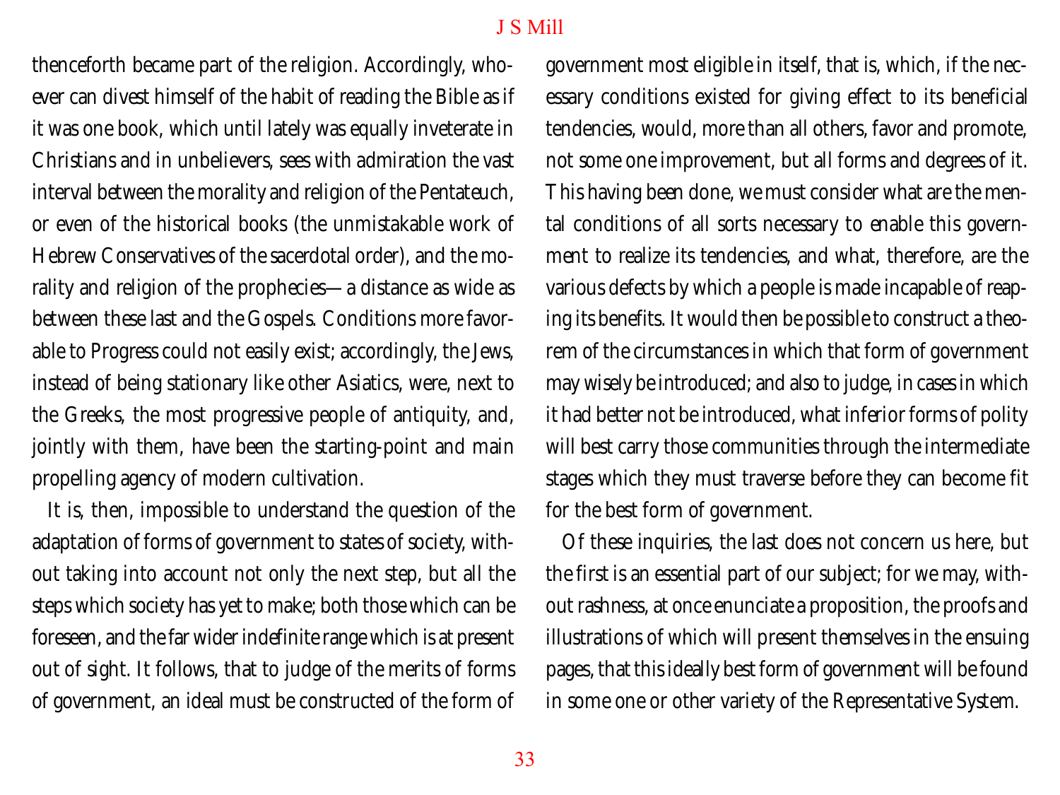thenceforth became part of the religion. Accordingly, whoever can divest himself of the habit of reading the Bible as if it was one book, which until lately was equally inveterate in Christians and in unbelievers, sees with admiration the vast interval between the morality and religion of the Pentateuch, or even of the historical books (the unmistakable work of Hebrew Conservatives of the sacerdotal order), and the morality and religion of the prophecies—a distance as wide as between these last and the Gospels. Conditions more favorable to Progress could not easily exist; accordingly, the Jews, instead of being stationary like other Asiatics, were, next to the Greeks, the most progressive people of antiquity, and, jointly with them, have been the starting-point and main propelling agency of modern cultivation.

It is, then, impossible to understand the question of the adaptation of forms of government to states of society, without taking into account not only the next step, but all the steps which society has yet to make; both those which can be foreseen, and the far wider indefinite range which is at present out of sight. It follows, that to judge of the merits of forms of government, an ideal must be constructed of the form of government most eligible in itself, that is, which, if the necessary conditions existed for giving effect to its beneficial tendencies, would, more than all others, favor and promote, not some one improvement, but all forms and degrees of it. This having been done, we must consider what are the mental conditions of all sorts necessary to enable this government to realize its tendencies, and what, therefore, are the various defects by which a people is made incapable of reaping its benefits. It would then be possible to construct a theorem of the circumstances in which that form of government may wisely be introduced; and also to judge, in cases in which it had better not be introduced, what inferior forms of polity will best carry those communities through the intermediate stages which they must traverse before they can become fit for the best form of government.

Of these inquiries, the last does not concern us here, but the first is an essential part of our subject; for we may, without rashness, at once enunciate a proposition, the proofs and illustrations of which will present themselves in the ensuing pages, that this ideally best form of government will be found in some one or other variety of the Representative System.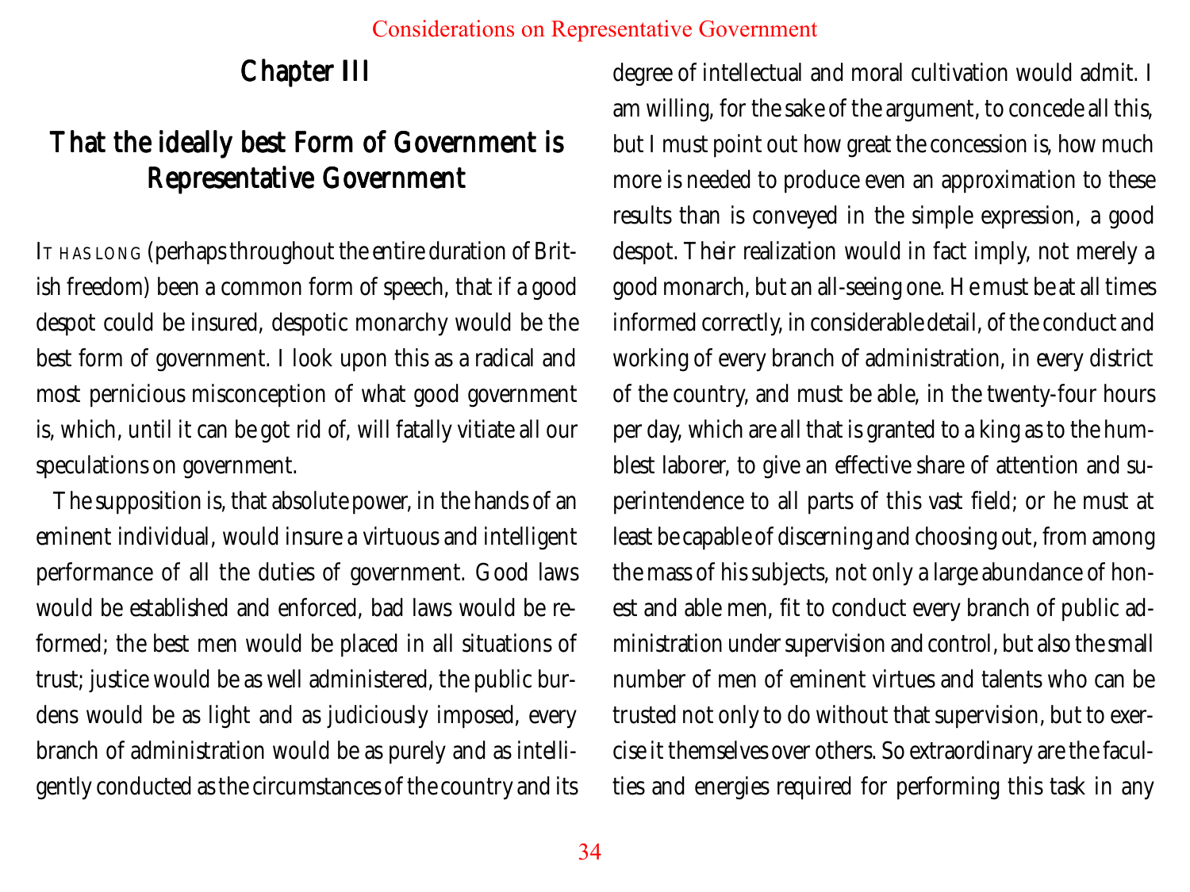# Chapter III

## That the ideally best Form of Government is Representative Government

IT HAS LONG (perhaps throughout the entire duration of British freedom) been a common form of speech, that if a good despot could be insured, despotic monarchy would be the best form of government. I look upon this as a radical and most pernicious misconception of what good government is, which, until it can be got rid of, will fatally vitiate all our speculations on government.

The supposition is, that absolute power, in the hands of an eminent individual, would insure a virtuous and intelligent performance of all the duties of government. Good laws would be established and enforced, bad laws would be reformed; the best men would be placed in all situations of trust; justice would be as well administered, the public burdens would be as light and as judiciously imposed, every branch of administration would be as purely and as intelligently conducted as the circumstances of the country and its degree of intellectual and moral cultivation would admit. I am willing, for the sake of the argument, to concede all this, but I must point out how great the concession is, how much more is needed to produce even an approximation to these results than is conveyed in the simple expression, a good despot. Their realization would in fact imply, not merely a good monarch, but an all-seeing one. He must be at all times informed correctly, in considerable detail, of the conduct and working of every branch of administration, in every district of the country, and must be able, in the twenty-four hours per day, which are all that is granted to a king as to the humblest laborer, to give an effective share of attention and superintendence to all parts of this vast field; or he must at least be capable of discerning and choosing out, from among the mass of his subjects, not only a large abundance of honest and able men, fit to conduct every branch of public administration under supervision and control, but also the small number of men of eminent virtues and talents who can be trusted not only to do without that supervision, but to exercise it themselves over others. So extraordinary are the faculties and energies required for performing this task in any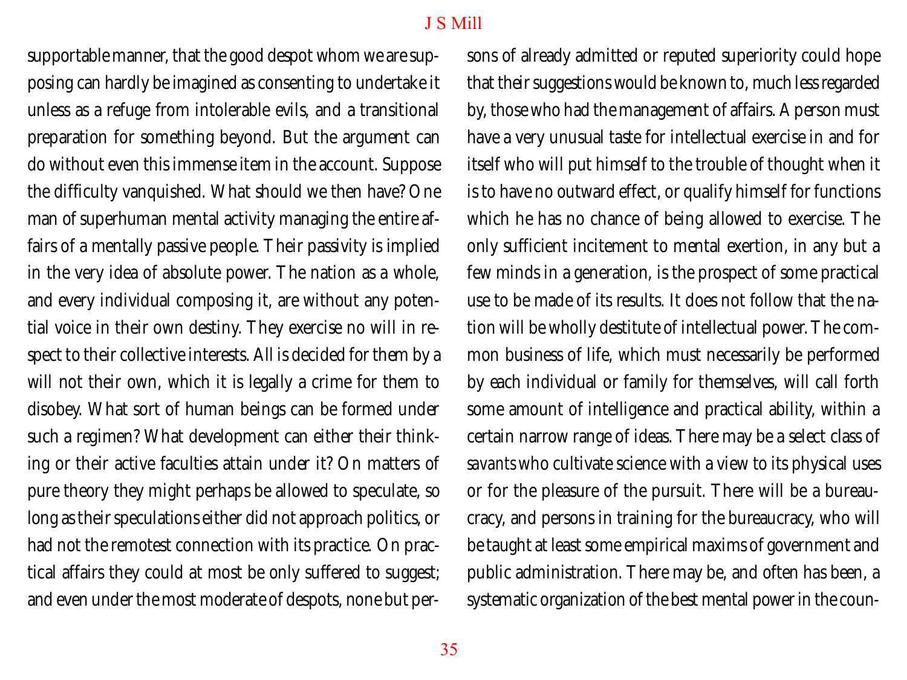supportable manner, that the good despot whom we are supposing can hardly be imagined as consenting to undertake it unless as a refuge from intolerable evils, and a transitional preparation for something beyond. But the argument can do without even this immense item in the account. Suppose the difficulty vanquished. What should we then have? One man of superhuman mental activity managing the entire affairs of a mentally passive people. Their passivity is implied in the very idea of absolute power. The nation as a whole, and every individual composing it, are without any potential voice in their own destiny. They exercise no will in respect to their collective interests. All is decided for them by a will not their own, which it is legally a crime for them to disobey. What sort of human beings can be formed under such a regimen? What development can either their thinking or their active faculties attain under it? On matters of pure theory they might perhaps be allowed to speculate, so long as their speculations either did not approach politics, or had not the remotest connection with its practice. On practical affairs they could at most be only suffered to suggest; and even under the most moderate of despots, none but persons of already admitted or reputed superiority could hope that their suggestions would be known to, much less regarded by, those who had the management of affairs. A person must have a very unusual taste for intellectual exercise in and for itself who will put himself to the trouble of thought when it is to have no outward effect, or qualify himself for functions which he has no chance of being allowed to exercise. The only sufficient incitement to mental exertion, in any but a few minds in a generation, is the prospect of some practical use to be made of its results. It does not follow that the nation will be wholly destitute of intellectual power. The common business of life, which must necessarily be performed by each individual or family for themselves, will call forth some amount of intelligence and practical ability, within a certain narrow range of ideas. There may be a select class of *savants* who cultivate science with a view to its physical uses or for the pleasure of the pursuit. There will be a bureaucracy, and persons in training for the bureaucracy, who will be taught at least some empirical maxims of government and public administration. There may be, and often has been, a systematic organization of the best mental power in the coun-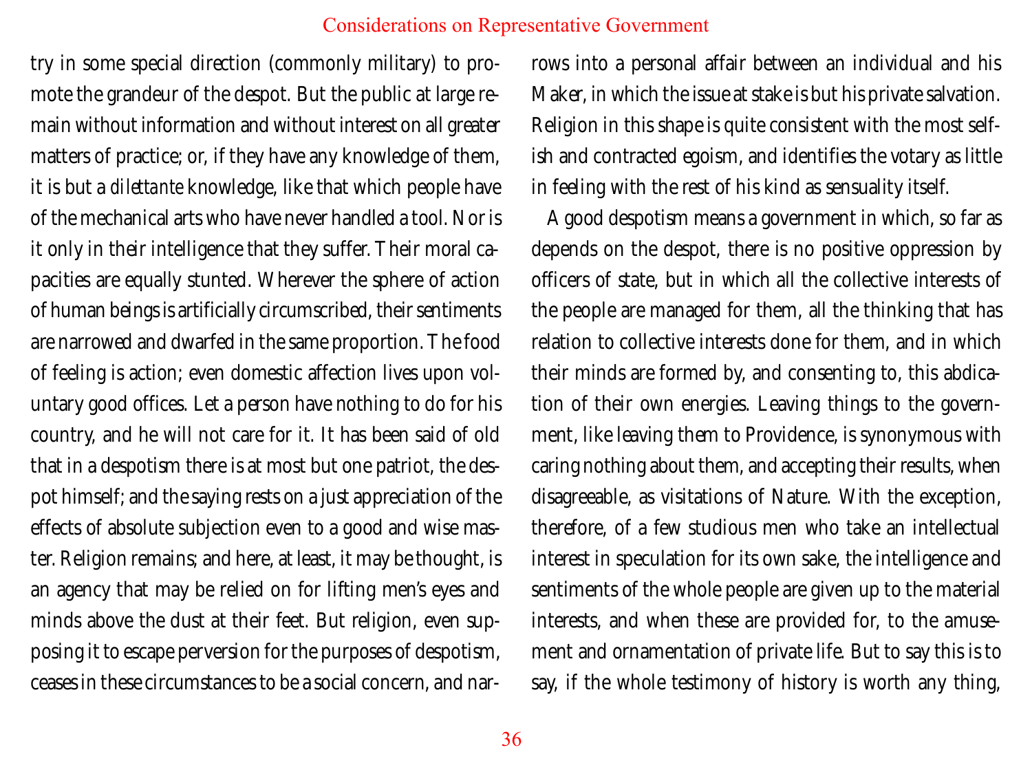try in some special direction (commonly military) to promote the grandeur of the despot. But the public at large remain without information and without interest on all greater matters of practice; or, if they have any knowledge of them, it is but a *dilettante* knowledge, like that which people have of the mechanical arts who have never handled a tool. Nor is it only in their intelligence that they suffer. Their moral capacities are equally stunted. Wherever the sphere of action of human beings is artificially circumscribed, their sentiments are narrowed and dwarfed in the same proportion. The food of feeling is action; even domestic affection lives upon voluntary good offices. Let a person have nothing to do for his country, and he will not care for it. It has been said of old that in a despotism there is at most but one patriot, the despot himself; and the saying rests on a just appreciation of the effects of absolute subjection even to a good and wise master. Religion remains; and here, at least, it may be thought, is an agency that may be relied on for lifting men's eyes and minds above the dust at their feet. But religion, even supposing it to escape perversion for the purposes of despotism, ceases in these circumstances to be a social concern, and narrows into a personal affair between an individual and his Maker, in which the issue at stake is but his private salvation. Religion in this shape is quite consistent with the most selfish and contracted egoism, and identifies the votary as little in feeling with the rest of his kind as sensuality itself.

A good despotism means a government in which, so far as depends on the despot, there is no positive oppression by officers of state, but in which all the collective interests of the people are managed for them, all the thinking that has relation to collective interests done for them, and in which their minds are formed by, and consenting to, this abdication of their own energies. Leaving things to the government, like leaving them to Providence, is synonymous with caring nothing about them, and accepting their results, when disagreeable, as visitations of Nature. With the exception, therefore, of a few studious men who take an intellectual interest in speculation for its own sake, the intelligence and sentiments of the whole people are given up to the material interests, and when these are provided for, to the amusement and ornamentation of private life. But to say this is to say, if the whole testimony of history is worth any thing,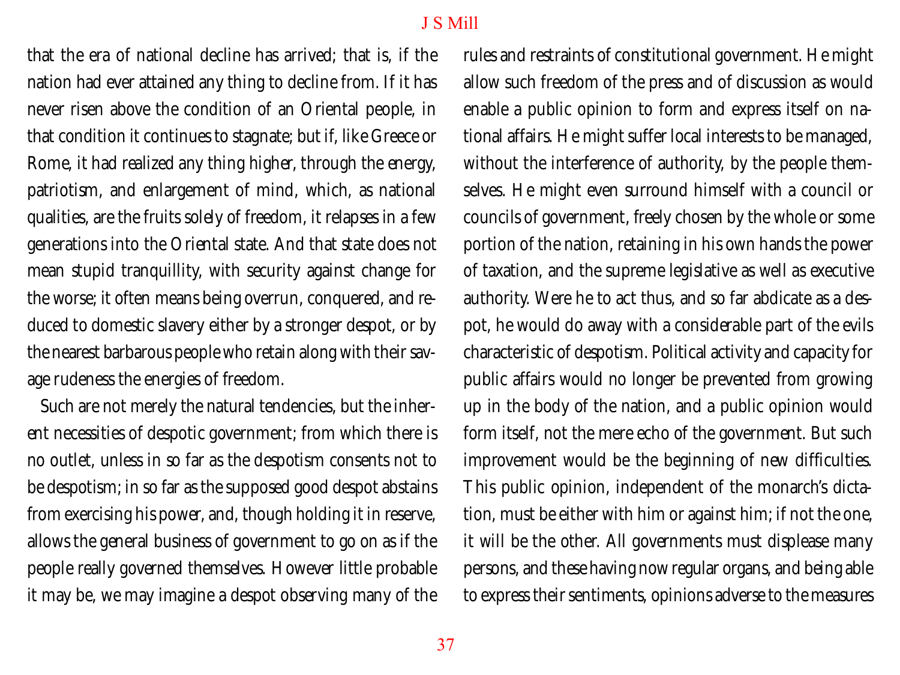that the era of national decline has arrived; that is, if the nation had ever attained any thing to decline from. If it has never risen above the condition of an Oriental people, in that condition it continues to stagnate; but if, like Greece or Rome, it had realized any thing higher, through the energy, patriotism, and enlargement of mind, which, as national qualities, are the fruits solely of freedom, it relapses in a few generations into the Oriental state. And that state does not mean stupid tranquillity, with security against change for the worse; it often means being overrun, conquered, and reduced to domestic slavery either by a stronger despot, or by the nearest barbarous people who retain along with their savage rudeness the energies of freedom.

Such are not merely the natural tendencies, but the inherent necessities of despotic government; from which there is no outlet, unless in so far as the despotism consents not to be despotism; in so far as the supposed good despot abstains from exercising his power, and, though holding it in reserve, allows the general business of government to go on as if the people really governed themselves. However little probable it may be, we may imagine a despot observing many of the rules and restraints of constitutional government. He might allow such freedom of the press and of discussion as would enable a public opinion to form and express itself on national affairs. He might suffer local interests to be managed, without the interference of authority, by the people themselves. He might even surround himself with a council or councils of government, freely chosen by the whole or some portion of the nation, retaining in his own hands the power of taxation, and the supreme legislative as well as executive authority. Were he to act thus, and so far abdicate as a despot, he would do away with a considerable part of the evils characteristic of despotism. Political activity and capacity for public affairs would no longer be prevented from growing up in the body of the nation, and a public opinion would form itself, not the mere echo of the government. But such improvement would be the beginning of new difficulties. This public opinion, independent of the monarch's dictation, must be either with him or against him; if not the one, it will be the other. All governments must displease many persons, and these having now regular organs, and being able to express their sentiments, opinions adverse to the measures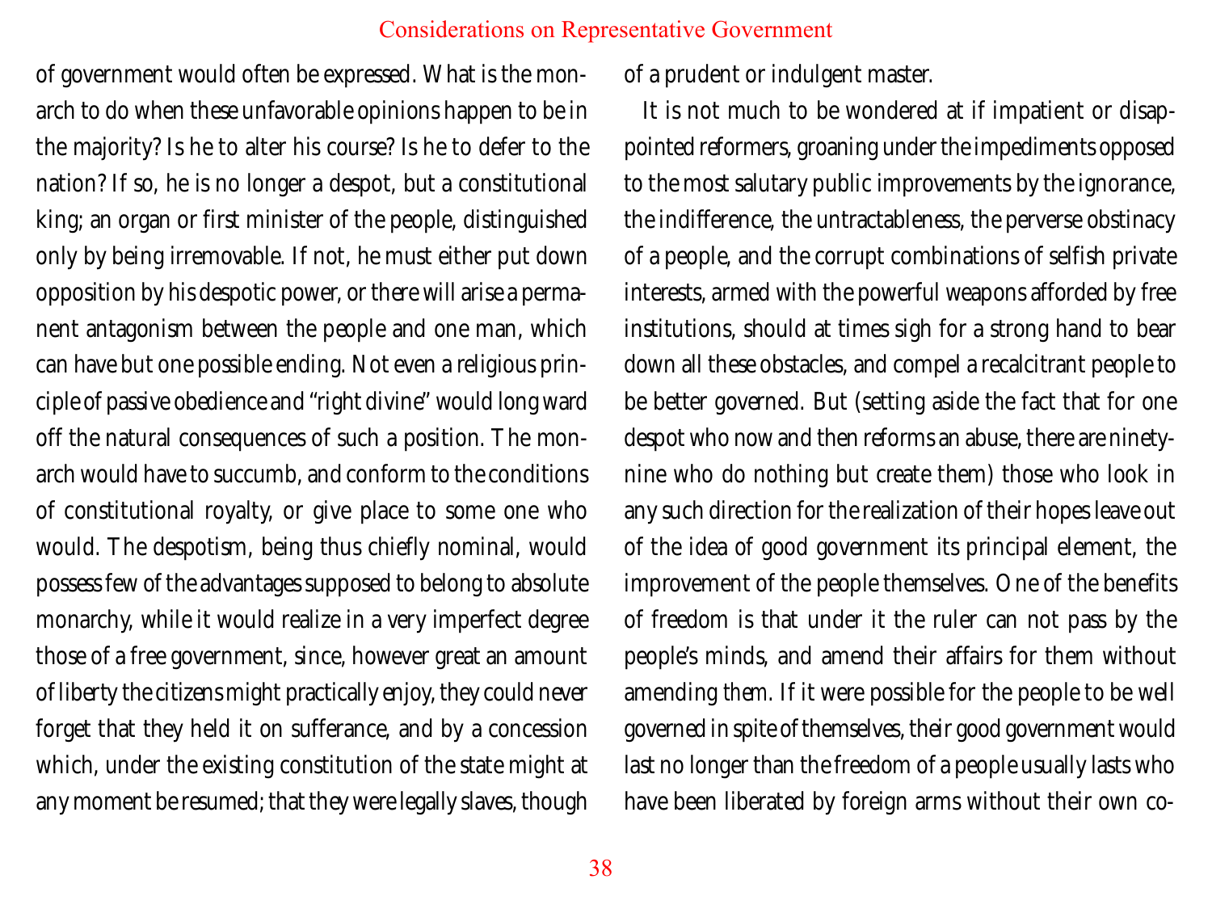of government would often be expressed. What is the monarch to do when these unfavorable opinions happen to be in the majority? Is he to alter his course? Is he to defer to the nation? If so, he is no longer a despot, but a constitutional king; an organ or first minister of the people, distinguished only by being irremovable. If not, he must either put down opposition by his despotic power, or there will arise a permanent antagonism between the people and one man, which can have but one possible ending. Not even a religious principle of passive obedience and "right divine" would long ward off the natural consequences of such a position. The monarch would have to succumb, and conform to the conditions of constitutional royalty, or give place to some one who would. The despotism, being thus chiefly nominal, would possess few of the advantages supposed to belong to absolute monarchy, while it would realize in a very imperfect degree those of a free government, since, however great an amount of liberty the citizens might practically enjoy, they could never forget that they held it on sufferance, and by a concession which, under the existing constitution of the state might at any moment be resumed; that they were legally slaves, though of a prudent or indulgent master.

It is not much to be wondered at if impatient or disappointed reformers, groaning under the impediments opposed to the most salutary public improvements by the ignorance, the indifference, the untractableness, the perverse obstinacy of a people, and the corrupt combinations of selfish private interests, armed with the powerful weapons afforded by free institutions, should at times sigh for a strong hand to bear down all these obstacles, and compel a recalcitrant people to be better governed. But (setting aside the fact that for one despot who now and then reforms an abuse, there are ninety-nine who do nothing but create them) those who look in any such direction for the realization of their hopes leave out of the idea of good government its principal element, the improvement of the people themselves. One of the benefits of freedom is that under it the ruler can not pass by the people's minds, and amend their affairs for them without amending *them*. If it were possible for the people to be well governed in spite of themselves, their good government would last no longer than the freedom of a people usually lasts who have been liberated by foreign arms without their own co-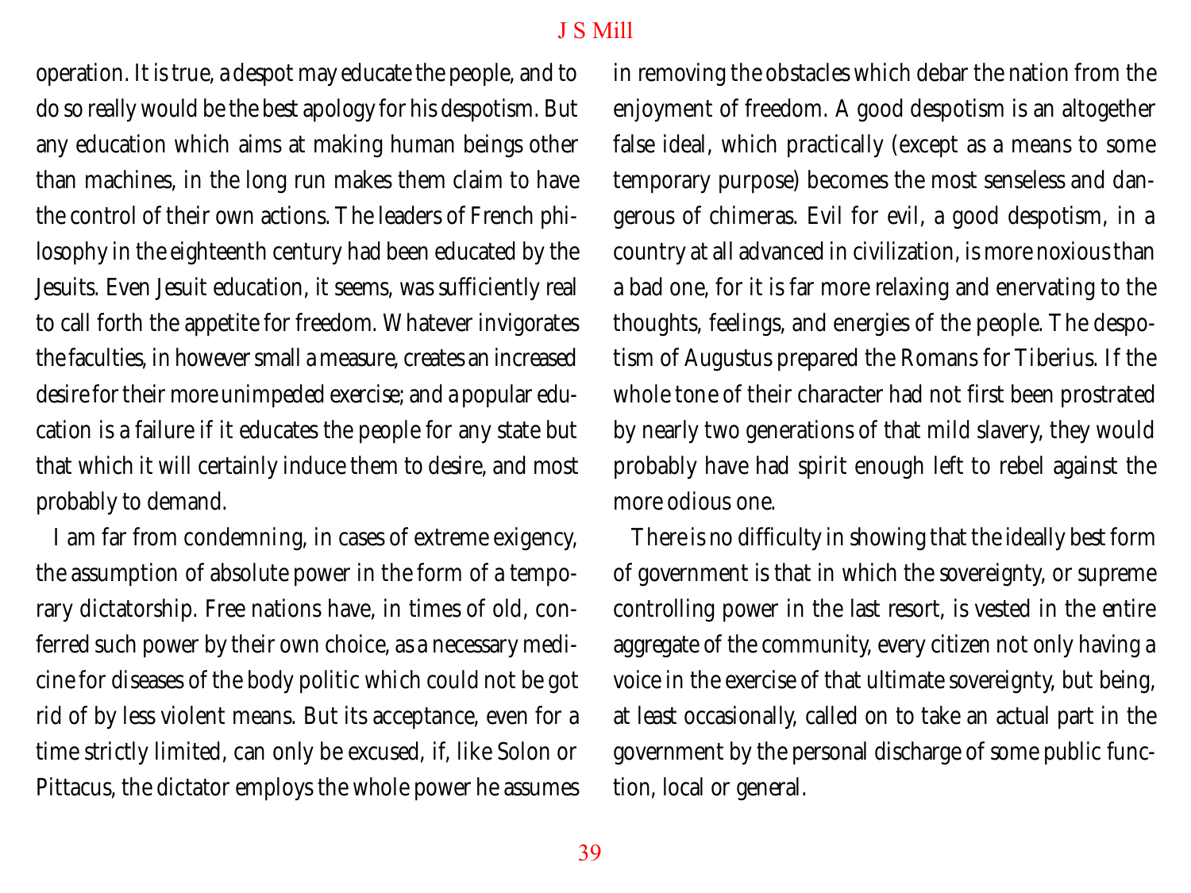operation. It is true, a despot may educate the people, and to do so really would be the best apology for his despotism. But any education which aims at making human beings other than machines, in the long run makes them claim to have the control of their own actions. The leaders of French philosophy in the eighteenth century had been educated by the Jesuits. Even Jesuit education, it seems, was sufficiently real to call forth the appetite for freedom. Whatever invigorates the faculties, in however small a measure, creates an increased desire for their more unimpeded exercise; and a popular education is a failure if it educates the people for any state but that which it will certainly induce them to desire, and most probably to demand.

I am far from condemning, in cases of extreme exigency, the assumption of absolute power in the form of a temporary dictatorship. Free nations have, in times of old, conferred such power by their own choice, as a necessary medicine for diseases of the body politic which could not be got rid of by less violent means. But its acceptance, even for a time strictly limited, can only be excused, if, like Solon or Pittacus, the dictator employs the whole power he assumes in removing the obstacles which debar the nation from the enjoyment of freedom. A good despotism is an altogether false ideal, which practically (except as a means to some temporary purpose) becomes the most senseless and dangerous of chimeras. Evil for evil, a good despotism, in a country at all advanced in civilization, is more noxious than a bad one, for it is far more relaxing and enervating to the thoughts, feelings, and energies of the people. The despotism of Augustus prepared the Romans for Tiberius. If the whole tone of their character had not first been prostrated by nearly two generations of that mild slavery, they would probably have had spirit enough left to rebel against the more odious one.

There is no difficulty in showing that the ideally best form of government is that in which the sovereignty, or supreme controlling power in the last resort, is vested in the entire aggregate of the community, every citizen not only having a voice in the exercise of that ultimate sovereignty, but being, at least occasionally, called on to take an actual part in the government by the personal discharge of some public function, local or general.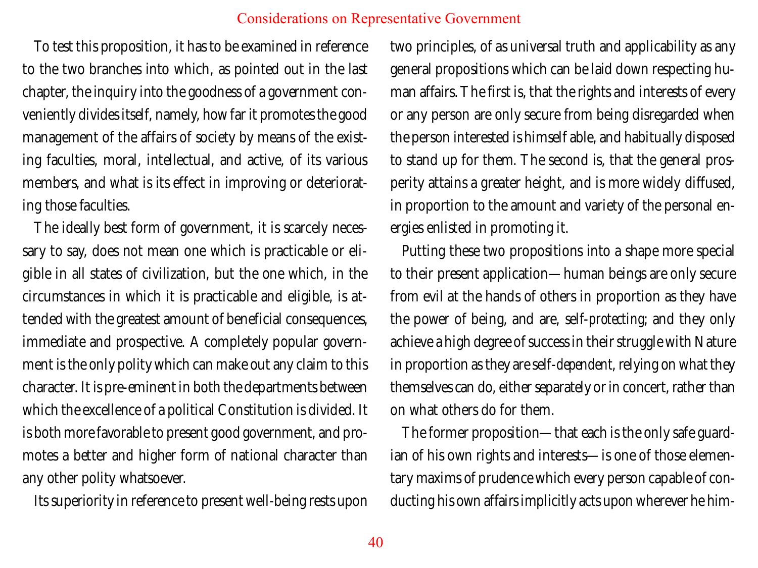To test this proposition, it has to be examined in reference to the two branches into which, as pointed out in the last chapter, the inquiry into the goodness of a government conveniently divides itself, namely, how far it promotes the good management of the affairs of society by means of the existing faculties, moral, intellectual, and active, of its various members, and what is its effect in improving or deteriorating those faculties.

The ideally best form of government, it is scarcely necessary to say, does not mean one which is practicable or eligible in all states of civilization, but the one which, in the circumstances in which it is practicable and eligible, is attended with the greatest amount of beneficial consequences, immediate and prospective. A completely popular government is the only polity which can make out any claim to this character. It is pre-eminent in both the departments between which the excellence of a political Constitution is divided. It is both more favorable to present good government, and promotes a better and higher form of national character than any other polity whatsoever.

Its superiority in reference to present well-being rests upon two principles, of as universal truth and applicability as any general propositions which can be laid down respecting human affairs. The first is, that the rights and interests of every or any person are only secure from being disregarded when the person interested is himself able, and habitually disposed to stand up for them. The second is, that the general prosperity attains a greater height, and is more widely diffused, in proportion to the amount and variety of the personal energies enlisted in promoting it.

Putting these two propositions into a shape more special to their present application—human beings are only secure from evil at the hands of others in proportion as they have the power of being, and are, *self-protecting*; and they only achieve a high degree of success in their struggle with Nature in proportion as they are *self-dependent*, relying on what they themselves can do, either separately or in concert, rather than on what others do for them.

The former proposition—that each is the only safe guardian of his own rights and interests—is one of those elementary maxims of prudence which every person capable of conducting his own affairs implicitly acts upon wherever he him-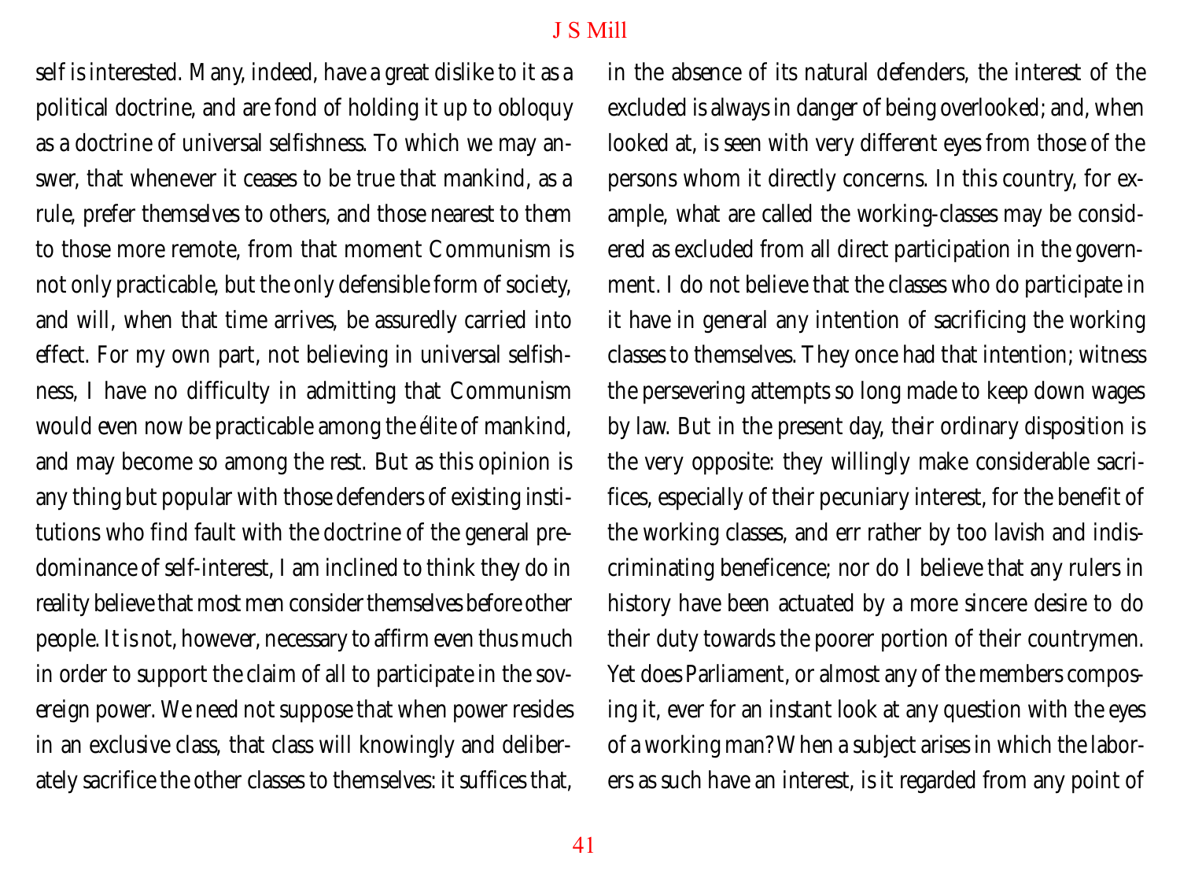self is interested. Many, indeed, have a great dislike to it as a political doctrine, and are fond of holding it up to obloquy as a doctrine of universal selfishness. To which we may answer, that whenever it ceases to be true that mankind, as a rule, prefer themselves to others, and those nearest to them to those more remote, from that moment Communism is not only practicable, but the only defensible form of society, and will, when that time arrives, be assuredly carried into effect. For my own part, not believing in universal selfishness, I have no difficulty in admitting that Communism would even now be practicable among the *élite* of mankind, and may become so among the rest. But as this opinion is any thing but popular with those defenders of existing institutions who find fault with the doctrine of the general predominance of self-interest, I am inclined to think they do in reality believe that most men consider themselves before other people. It is not, however, necessary to affirm even thus much in order to support the claim of all to participate in the sovereign power. We need not suppose that when power resides in an exclusive class, that class will knowingly and deliberately sacrifice the other classes to themselves: it suffices that, in the absence of its natural defenders, the interest of the excluded is always in danger of being overlooked; and, when looked at, is seen with very different eyes from those of the persons whom it directly concerns. In this country, for example, what are called the working-classes may be considered as excluded from all direct participation in the government. I do not believe that the classes who do participate in it have in general any intention of sacrificing the working classes to themselves. They once had that intention; witness the persevering attempts so long made to keep down wages by law. But in the present day, their ordinary disposition is the very opposite: they willingly make considerable sacrifices, especially of their pecuniary interest, for the benefit of the working classes, and err rather by too lavish and indiscriminating beneficence; nor do I believe that any rulers in history have been actuated by a more sincere desire to do their duty towards the poorer portion of their countrymen. Yet does Parliament, or almost any of the members composing it, ever for an instant look at any question with the eyes of a working man? When a subject arises in which the laborers as such have an interest, is it regarded from any point of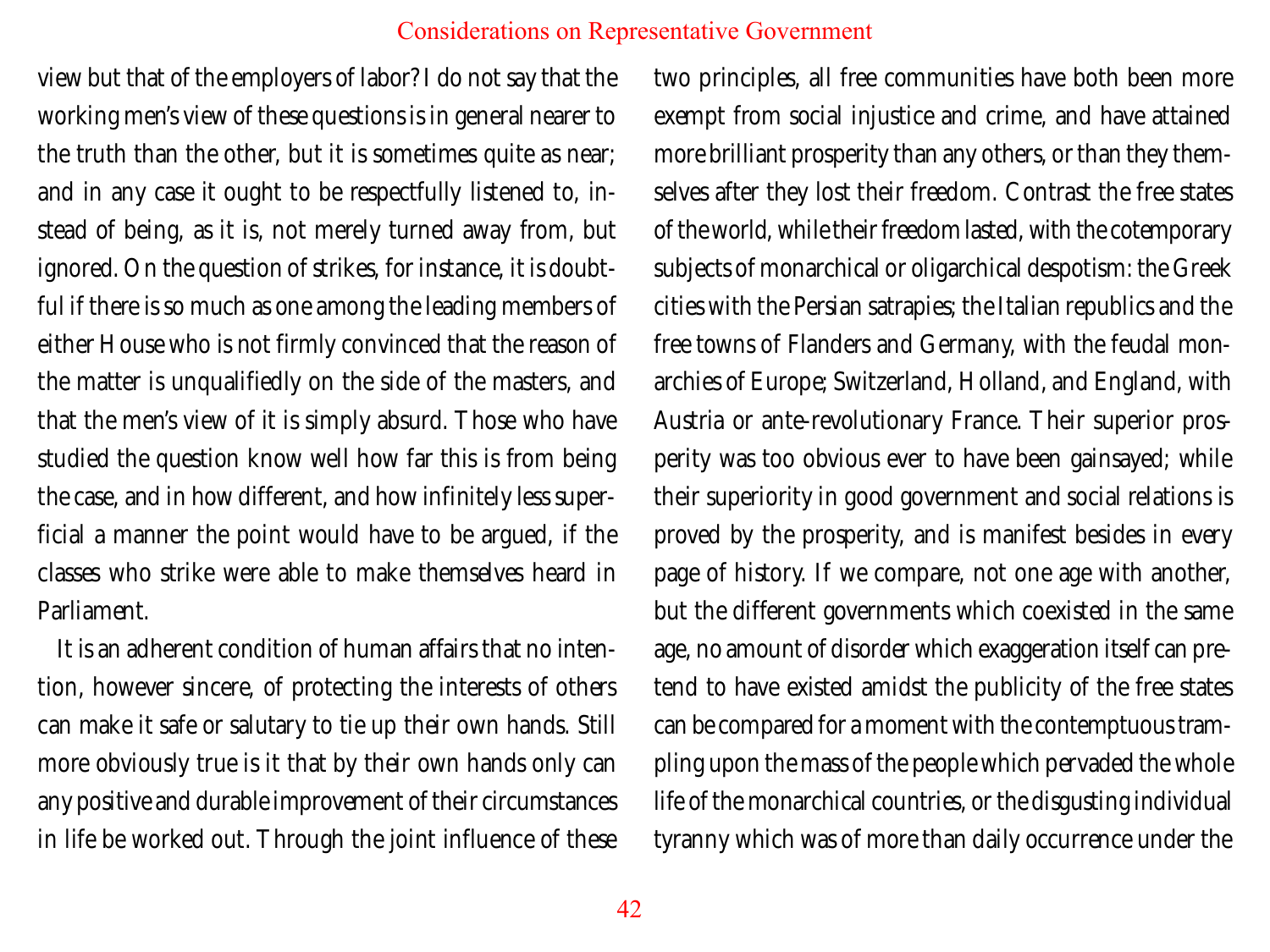view but that of the employers of labor? I do not say that the working men's view of these questions is in general nearer to the truth than the other, but it is sometimes quite as near; and in any case it ought to be respectfully listened to, instead of being, as it is, not merely turned away from, but ignored. On the question of strikes, for instance, it is doubtful if there is so much as one among the leading members of either House who is not firmly convinced that the reason of the matter is unqualifiedly on the side of the masters, and that the men's view of it is simply absurd. Those who have studied the question know well how far this is from being the case, and in how different, and how infinitely less superficial a manner the point would have to be argued, if the classes who strike were able to make themselves heard in Parliament.

It is an adherent condition of human affairs that no intention, however sincere, of protecting the interests of others can make it safe or salutary to tie up their own hands. Still more obviously true is it that by their own hands only can any positive and durable improvement of their circumstances in life be worked out. Through the joint influence of these two principles, all free communities have both been more exempt from social injustice and crime, and have attained more brilliant prosperity than any others, or than they themselves after they lost their freedom. Contrast the free states of the world, while their freedom lasted, with the cotemporary subjects of monarchical or oligarchical despotism: the Greek cities with the Persian satrapies; the Italian republics and the free towns of Flanders and Germany, with the feudal monarchies of Europe; Switzerland, Holland, and England, with Austria or ante-revolutionary France. Their superior prosperity was too obvious ever to have been gainsayed; while their superiority in good government and social relations is proved by the prosperity, and is manifest besides in every page of history. If we compare, not one age with another, but the different governments which coexisted in the same age, no amount of disorder which exaggeration itself can pretend to have existed amidst the publicity of the free states can be compared for a moment with the contemptuous trampling upon the mass of the people which pervaded the whole life of the monarchical countries, or the disgusting individual tyranny which was of more than daily occurrence under the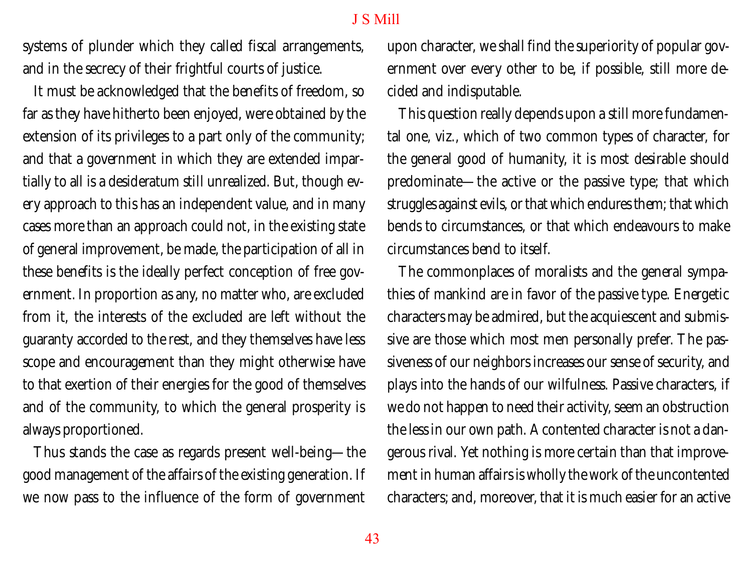systems of plunder which they called fiscal arrangements, and in the secrecy of their frightful courts of justice.

It must be acknowledged that the benefits of freedom, so far as they have hitherto been enjoyed, were obtained by the extension of its privileges to a part only of the community; and that a government in which they are extended impartially to all is a desideratum still unrealized. But, though every approach to this has an independent value, and in many cases more than an approach could not, in the existing state of general improvement, be made, the participation of all in these benefits is the ideally perfect conception of free government. In proportion as any, no matter who, are excluded from it, the interests of the excluded are left without the guaranty accorded to the rest, and they themselves have less scope and encouragement than they might otherwise have to that exertion of their energies for the good of themselves and of the community, to which the general prosperity is always proportioned.

Thus stands the case as regards present well-being—the good management of the affairs of the existing generation. If we now pass to the influence of the form of government upon character, we shall find the superiority of popular government over every other to be, if possible, still more decided and indisputable.

This question really depends upon a still more fundamental one, viz., which of two common types of character, for the general good of humanity, it is most desirable should predominate—the active or the passive type; that which struggles against evils, or that which endures them; that which bends to circumstances, or that which endeavours to make circumstances bend to itself.

The commonplaces of moralists and the general sympathies of mankind are in favor of the passive type. Energetic characters may be admired, but the acquiescent and submissive are those which most men personally prefer. The passiveness of our neighbors increases our sense of security, and plays into the hands of our wilfulness. Passive characters, if we do not happen to need their activity, seem an obstruction the less in our own path. A contented character is not a dangerous rival. Yet nothing is more certain than that improvement in human affairs is wholly the work of the uncontented characters; and, moreover, that it is much easier for an active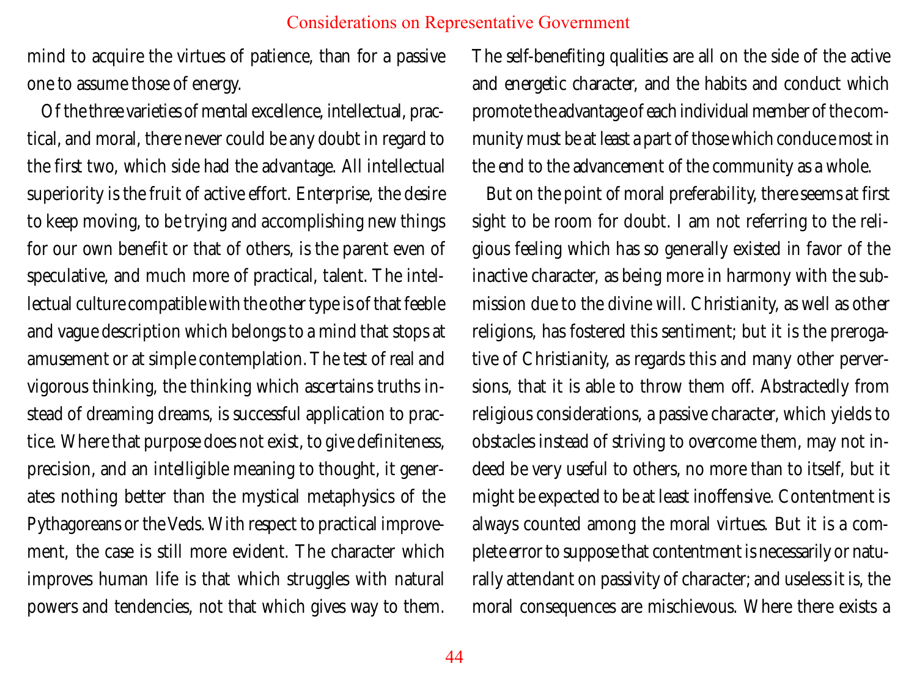mind to acquire the virtues of patience, than for a passive one to assume those of energy.

Of the three varieties of mental excellence, intellectual, practical, and moral, there never could be any doubt in regard to the first two, which side had the advantage. All intellectual superiority is the fruit of active effort. Enterprise, the desire to keep moving, to be trying and accomplishing new things for our own benefit or that of others, is the parent even of speculative, and much more of practical, talent. The intellectual culture compatible with the other type is of that feeble and vague description which belongs to a mind that stops at amusement or at simple contemplation. The test of real and vigorous thinking, the thinking which ascertains truths instead of dreaming dreams, is successful application to practice. Where that purpose does not exist, to give definiteness, precision, and an intelligible meaning to thought, it generates nothing better than the mystical metaphysics of the Pythagoreans or the Veds. With respect to practical improvement, the case is still more evident. The character which improves human life is that which struggles with natural powers and tendencies, not that which gives way to them. The self-benefiting qualities are all on the side of the active and energetic character, and the habits and conduct which promote the advantage of each individual member of the community must be at least a part of those which conduce most in the end to the advancement of the community as a whole.

But on the point of moral preferability, there seems at first sight to be room for doubt. I am not referring to the religious feeling which has so generally existed in favor of the inactive character, as being more in harmony with the submission due to the divine will. Christianity, as well as other religions, has fostered this sentiment; but it is the prerogative of Christianity, as regards this and many other perversions, that it is able to throw them off. Abstractedly from religious considerations, a passive character, which yields to obstacles instead of striving to overcome them, may not indeed be very useful to others, no more than to itself, but it might be expected to be at least inoffensive. Contentment is always counted among the moral virtues. But it is a complete error to suppose that contentment is necessarily or naturally attendant on passivity of character; and useless it is, the moral consequences are mischievous. Where there exists a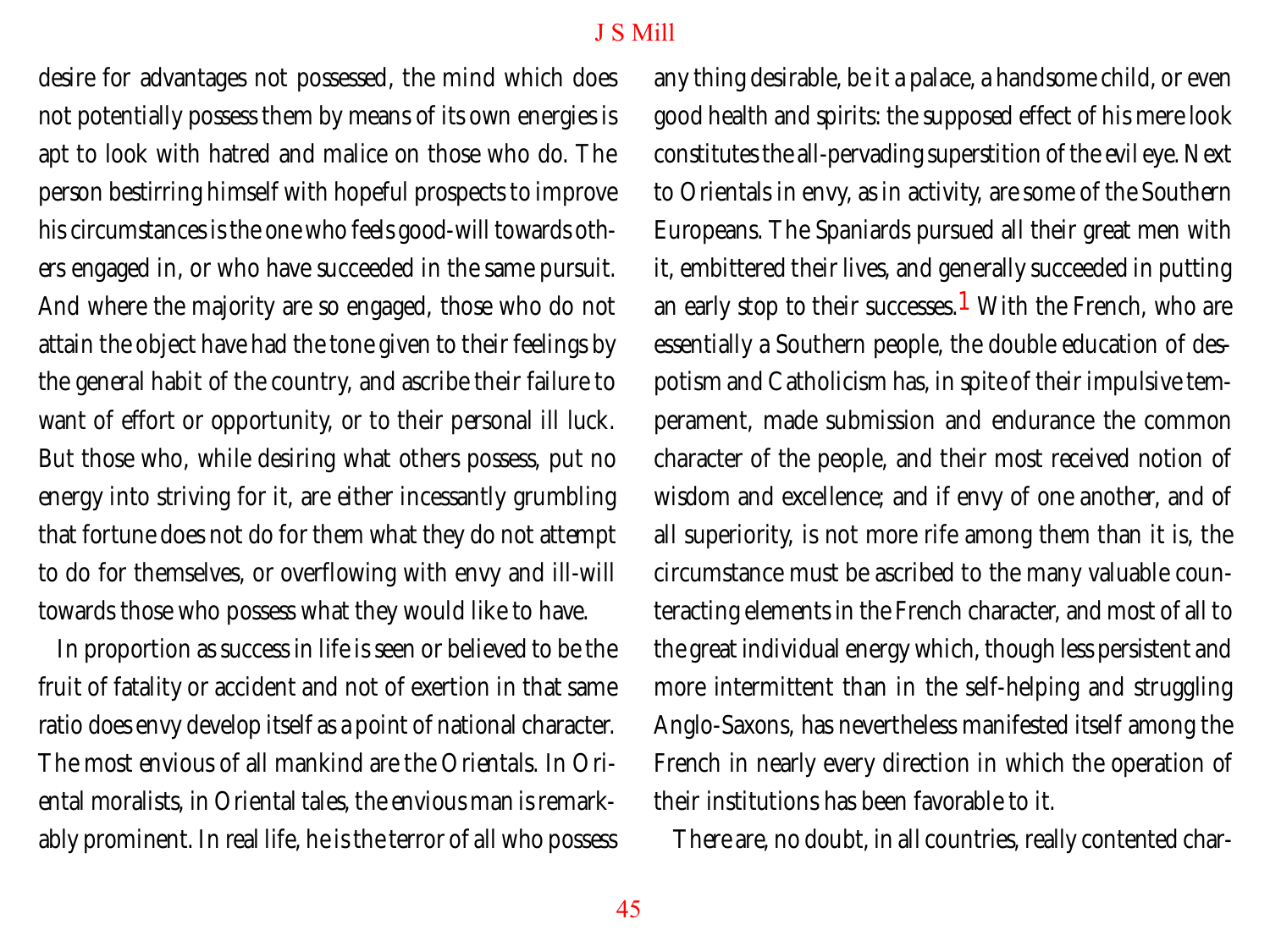desire for advantages not possessed, the mind which does not potentially possess them by means of its own energies is apt to look with hatred and malice on those who do. The person bestirring himself with hopeful prospects to improve his circumstances is the one who feels good-will towards others engaged in, or who have succeeded in the same pursuit. And where the majority are so engaged, those who do not attain the object have had the tone given to their feelings by the general habit of the country, and ascribe their failure to want of effort or opportunity, or to their personal ill luck. But those who, while desiring what others possess, put no energy into striving for it, are either incessantly grumbling that fortune does not do for them what they do not attempt to do for themselves, or overflowing with envy and ill-will towards those who possess what they would like to have.

In proportion as success in life is seen or believed to be the fruit of fatality or accident and not of exertion in that same ratio does envy develop itself as a point of national character. The most envious of all mankind are the Orientals. In Oriental moralists, in Oriental tales, the envious man is remarkably prominent. In real life, he is the terror of all who possess any thing desirable, be it a palace, a handsome child, or even good health and spirits: the supposed effect of his mere look constitutes the all-pervading superstition of the evil eye. Next to Orientals in envy, as in activity, are some of the Southern Europeans. The Spaniards pursued all their great men with it, embittered their lives, and generally succeeded in putting an early stop to their successes.[1] With the French, who are essentially a Southern people, the double education of despotism and Catholicism has, in spite of their impulsive temperament, made submission and endurance the common character of the people, and their most received notion of wisdom and excellence; and if envy of one another, and of all superiority, is not more rife among them than it is, the circumstance must be ascribed to the many valuable counteracting elements in the French character, and most of all to the great individual energy which, though less persistent and more intermittent than in the self-helping and struggling Anglo-Saxons, has nevertheless manifested itself among the French in nearly every direction in which the operation of their institutions has been favorable to it.

There are, no doubt, in all countries, really contented char-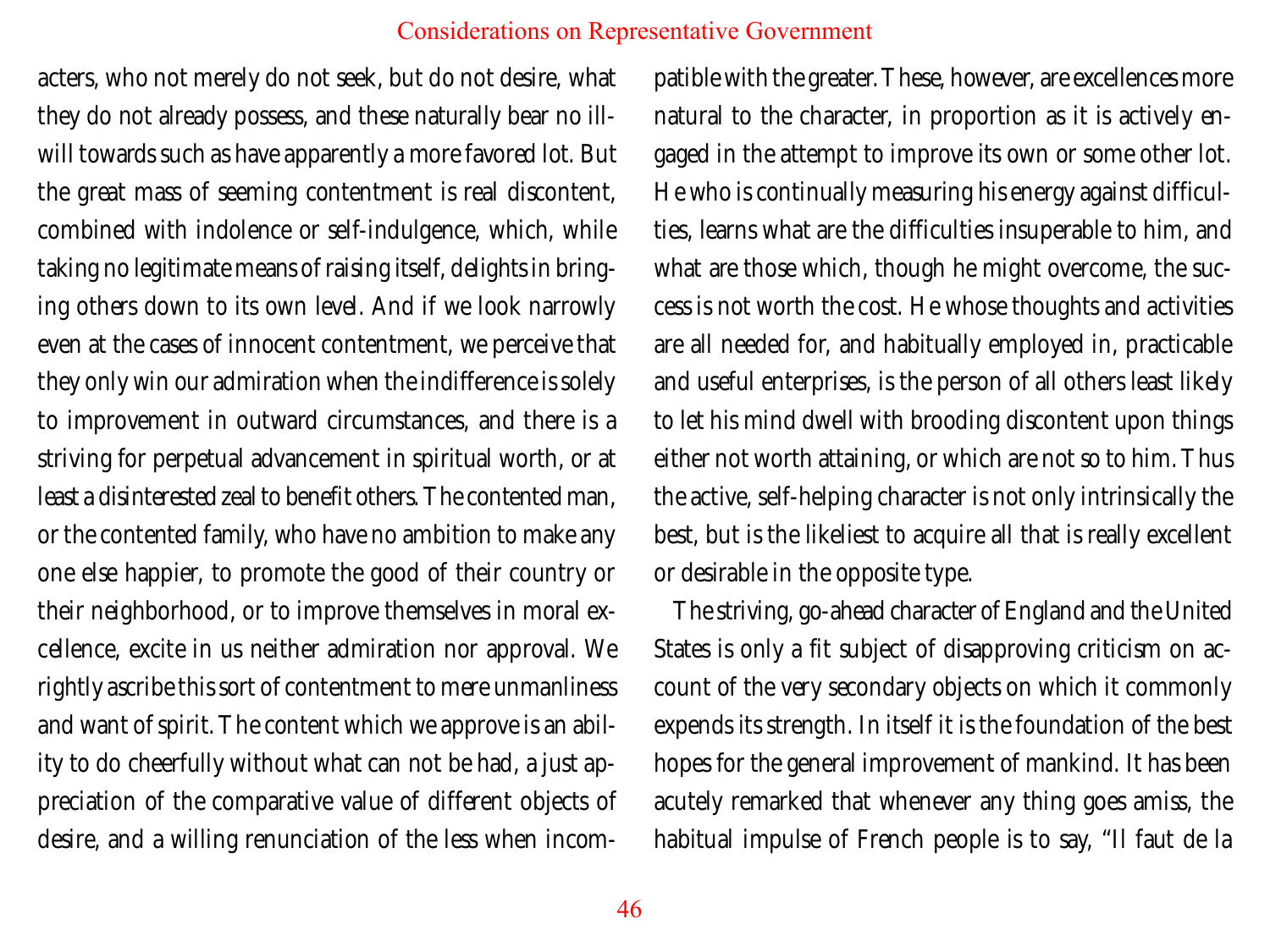acters, who not merely do not seek, but do not desire, what they do not already possess, and these naturally bear no ill-will towards such as have apparently a more favored lot. But the great mass of seeming contentment is real discontent, combined with indolence or self-indulgence, which, while taking no legitimate means of raising itself, delights in bringing others down to its own level. And if we look narrowly even at the cases of innocent contentment, we perceive that they only win our admiration when the indifference is solely to improvement in outward circumstances, and there is a striving for perpetual advancement in spiritual worth, or at least a disinterested zeal to benefit others. The contented man, or the contented family, who have no ambition to make any one else happier, to promote the good of their country or their neighborhood, or to improve themselves in moral excellence, excite in us neither admiration nor approval. We rightly ascribe this sort of contentment to mere unmanliness and want of spirit. The content which we approve is an ability to do cheerfully without what can not be had, a just appreciation of the comparative value of different objects of desire, and a willing renunciation of the less when incompatible with the greater. These, however, are excellences more natural to the character, in proportion as it is actively engaged in the attempt to improve its own or some other lot. He who is continually measuring his energy against difficulties, learns what are the difficulties insuperable to him, and what are those which, though he might overcome, the success is not worth the cost. He whose thoughts and activities are all needed for, and habitually employed in, practicable and useful enterprises, is the person of all others least likely to let his mind dwell with brooding discontent upon things either not worth attaining, or which are not so to him. Thus the active, self-helping character is not only intrinsically the best, but is the likeliest to acquire all that is really excellent or desirable in the opposite type.

The striving, go-ahead character of England and the United States is only a fit subject of disapproving criticism on account of the very secondary objects on which it commonly expends its strength. In itself it is the foundation of the best hopes for the general improvement of mankind. It has been acutely remarked that whenever any thing goes amiss, the habitual impulse of French people is to say, "Il faut de la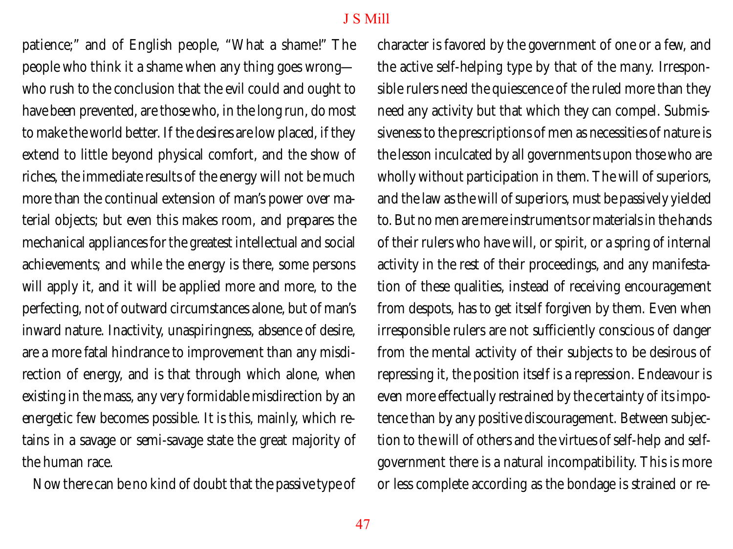patience;" and of English people, "What a shame!" The people who think it a shame when any thing goes wrong—who rush to the conclusion that the evil could and ought to have been prevented, are those who, in the long run, do most to make the world better. If the desires are low placed, if they extend to little beyond physical comfort, and the show of riches, the immediate results of the energy will not be much more than the continual extension of man's power over material objects; but even this makes room, and prepares the mechanical appliances for the greatest intellectual and social achievements; and while the energy is there, some persons will apply it, and it will be applied more and more, to the perfecting, not of outward circumstances alone, but of man's inward nature. Inactivity, unaspiringness, absence of desire, are a more fatal hindrance to improvement than any misdirection of energy, and is that through which alone, when existing in the mass, any very formidable misdirection by an energetic few becomes possible. It is this, mainly, which retains in a savage or semi-savage state the great majority of the human race.

Now there can be no kind of doubt that the passive type of character is favored by the government of one or a few, and the active self-helping type by that of the many. Irresponsible rulers need the quiescence of the ruled more than they need any activity but that which they can compel. Submissiveness to the prescriptions of men as necessities of nature is the lesson inculcated by all governments upon those who are wholly without participation in them. The will of superiors, and the law as the will of superiors, must be passively yielded to. But no men are mere instruments or materials in the hands of their rulers who have will, or spirit, or a spring of internal activity in the rest of their proceedings, and any manifestation of these qualities, instead of receiving encouragement from despots, has to get itself forgiven by them. Even when irresponsible rulers are not sufficiently conscious of danger from the mental activity of their subjects to be desirous of repressing it, the position itself is a repression. Endeavour is even more effectually restrained by the certainty of its impotence than by any positive discouragement. Between subjection to the will of others and the virtues of self-help and self-government there is a natural incompatibility. This is more or less complete according as the bondage is strained or re-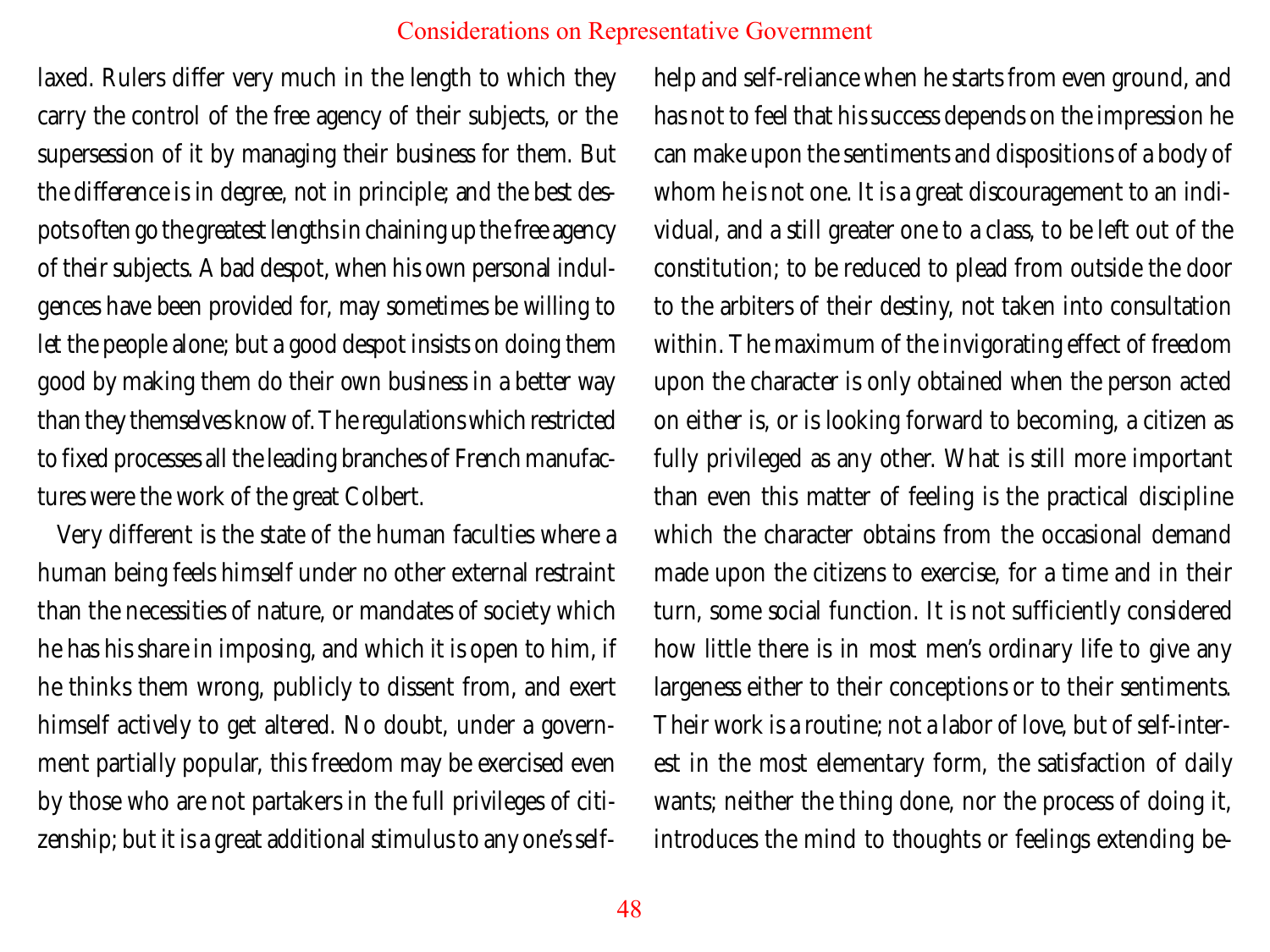laxed. Rulers differ very much in the length to which they carry the control of the free agency of their subjects, or the supersession of it by managing their business for them. But the difference is in degree, not in principle; and the best despots often go the greatest lengths in chaining up the free agency of their subjects. A bad despot, when his own personal indulgences have been provided for, may sometimes be willing to let the people alone; but a good despot insists on doing them good by making them do their own business in a better way than they themselves know of. The regulations which restricted to fixed processes all the leading branches of French manufactures were the work of the great Colbert.

Very different is the state of the human faculties where a human being feels himself under no other external restraint than the necessities of nature, or mandates of society which he has his share in imposing, and which it is open to him, if he thinks them wrong, publicly to dissent from, and exert himself actively to get altered. No doubt, under a government partially popular, this freedom may be exercised even by those who are not partakers in the full privileges of citizenship; but it is a great additional stimulus to any one's self-help and self-reliance when he starts from even ground, and has not to feel that his success depends on the impression he can make upon the sentiments and dispositions of a body of whom he is not one. It is a great discouragement to an individual, and a still greater one to a class, to be left out of the constitution; to be reduced to plead from outside the door to the arbiters of their destiny, not taken into consultation within. The maximum of the invigorating effect of freedom upon the character is only obtained when the person acted on either is, or is looking forward to becoming, a citizen as fully privileged as any other. What is still more important than even this matter of feeling is the practical discipline which the character obtains from the occasional demand made upon the citizens to exercise, for a time and in their turn, some social function. It is not sufficiently considered how little there is in most men's ordinary life to give any largeness either to their conceptions or to their sentiments. Their work is a routine; not a labor of love, but of self-interest in the most elementary form, the satisfaction of daily wants; neither the thing done, nor the process of doing it, introduces the mind to thoughts or feelings extending be-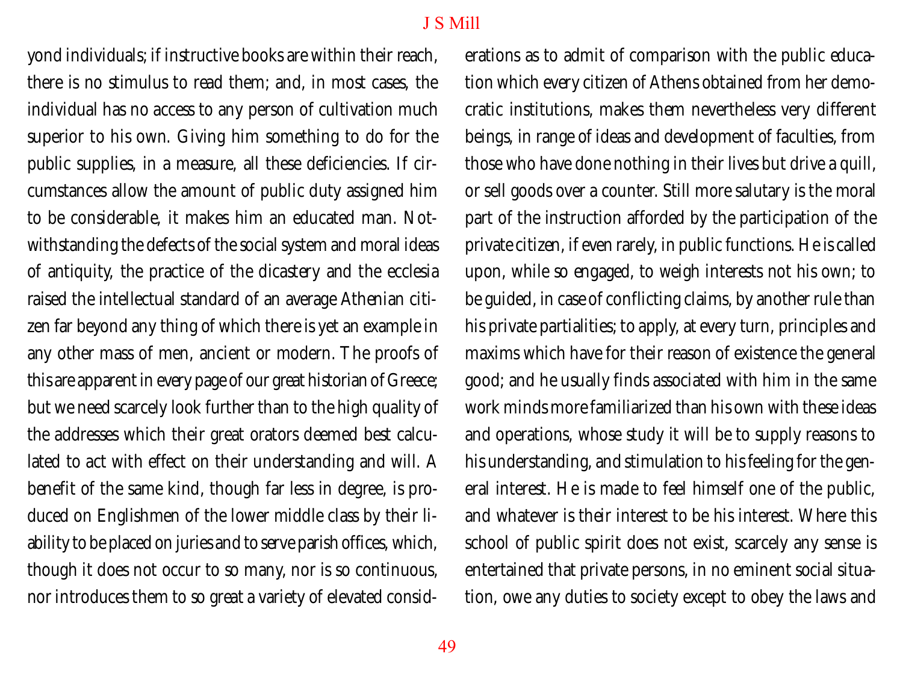yond individuals; if instructive books are within their reach, there is no stimulus to read them; and, in most cases, the individual has no access to any person of cultivation much superior to his own. Giving him something to do for the public supplies, in a measure, all these deficiencies. If circumstances allow the amount of public duty assigned him to be considerable, it makes him an educated man. Notwithstanding the defects of the social system and moral ideas of antiquity, the practice of the dicastery and the ecclesia raised the intellectual standard of an average Athenian citizen far beyond any thing of which there is yet an example in any other mass of men, ancient or modern. The proofs of this are apparent in every page of our great historian of Greece; but we need scarcely look further than to the high quality of the addresses which their great orators deemed best calculated to act with effect on their understanding and will. A benefit of the same kind, though far less in degree, is produced on Englishmen of the lower middle class by their liability to be placed on juries and to serve parish offices, which, though it does not occur to so many, nor is so continuous, nor introduces them to so great a variety of elevated considerations as to admit of comparison with the public education which every citizen of Athens obtained from her democratic institutions, makes them nevertheless very different beings, in range of ideas and development of faculties, from those who have done nothing in their lives but drive a quill, or sell goods over a counter. Still more salutary is the moral part of the instruction afforded by the participation of the private citizen, if even rarely, in public functions. He is called upon, while so engaged, to weigh interests not his own; to be guided, in case of conflicting claims, by another rule than his private partialities; to apply, at every turn, principles and maxims which have for their reason of existence the general good; and he usually finds associated with him in the same work minds more familiarized than his own with these ideas and operations, whose study it will be to supply reasons to his understanding, and stimulation to his feeling for the general interest. He is made to feel himself one of the public, and whatever is their interest to be his interest. Where this school of public spirit does not exist, scarcely any sense is entertained that private persons, in no eminent social situation, owe any duties to society except to obey the laws and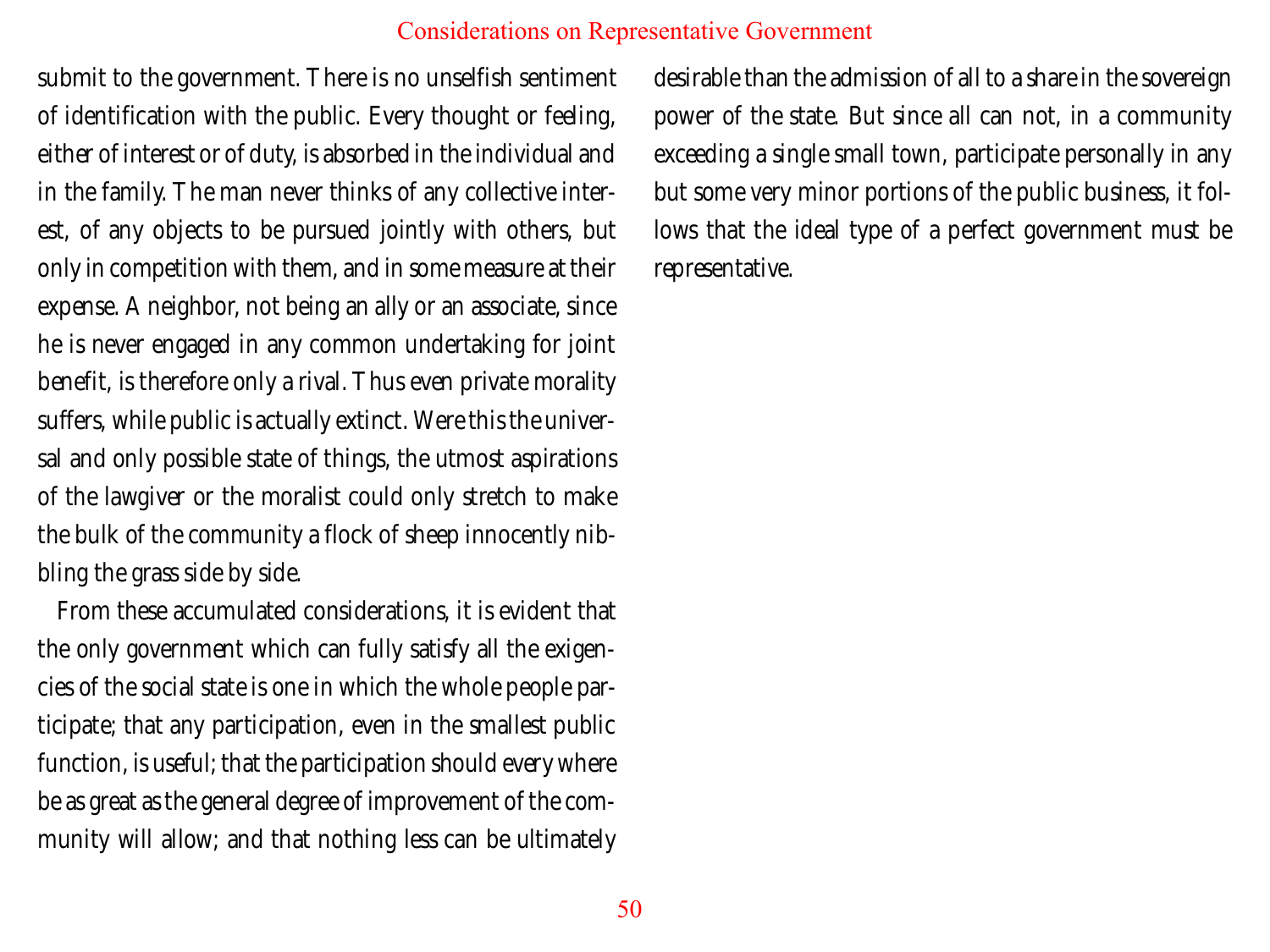submit to the government. There is no unselfish sentiment of identification with the public. Every thought or feeling, either of interest or of duty, is absorbed in the individual and in the family. The man never thinks of any collective interest, of any objects to be pursued jointly with others, but only in competition with them, and in some measure at their expense. A neighbor, not being an ally or an associate, since he is never engaged in any common undertaking for joint benefit, is therefore only a rival. Thus even private morality suffers, while public is actually extinct. Were this the universal and only possible state of things, the utmost aspirations of the lawgiver or the moralist could only stretch to make the bulk of the community a flock of sheep innocently nibbling the grass side by side.

From these accumulated considerations, it is evident that the only government which can fully satisfy all the exigencies of the social state is one in which the whole people participate; that any participation, even in the smallest public function, is useful; that the participation should every where be as great as the general degree of improvement of the community will allow; and that nothing less can be ultimately desirable than the admission of all to a share in the sovereign power of the state. But since all can not, in a community exceeding a single small town, participate personally in any but some very minor portions of the public business, it follows that the ideal type of a perfect government must be representative.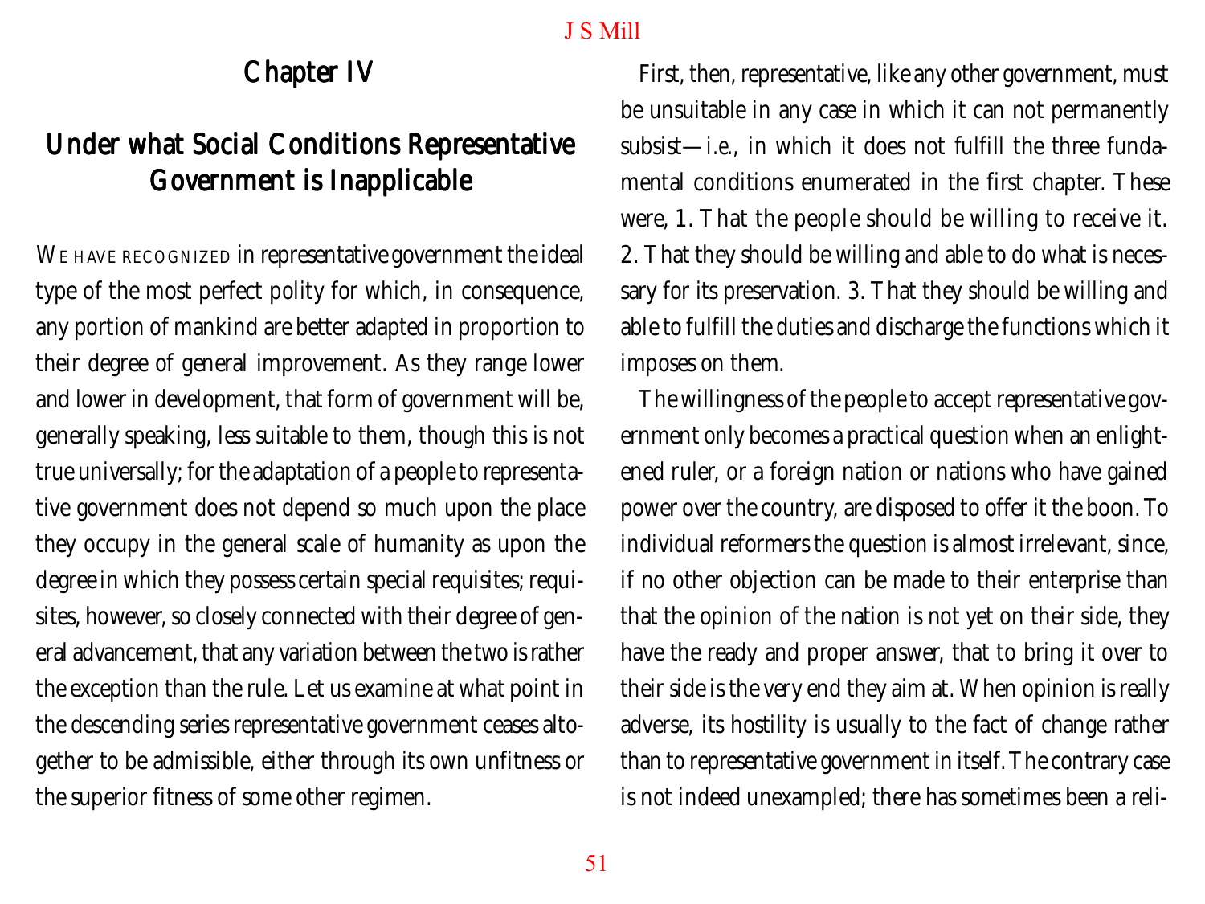# Chapter IV

## Under what Social Conditions Representative Government is Inapplicable

WE HAVE RECOGNIZED in representative government the ideal type of the most perfect polity for which, in consequence, any portion of mankind are better adapted in proportion to their degree of general improvement. As they range lower and lower in development, that form of government will be, generally speaking, less suitable to them, though this is not true universally; for the adaptation of a people to representative government does not depend so much upon the place they occupy in the general scale of humanity as upon the degree in which they possess certain special requisites; requisites, however, so closely connected with their degree of general advancement, that any variation between the two is rather the exception than the rule. Let us examine at what point in the descending series representative government ceases altogether to be admissible, either through its own unfitness or the superior fitness of some other regimen.

First, then, representative, like any other government, must be unsuitable in any case in which it can not permanently subsist—i.e., in which it does not fulfill the three fundamental conditions enumerated in the first chapter. These were, 1. That the people should be willing to receive it. 2. That they should be willing and able to do what is necessary for its preservation. 3. That they should be willing and able to fulfill the duties and discharge the functions which it imposes on them.

The willingness of the people to accept representative government only becomes a practical question when an enlightened ruler, or a foreign nation or nations who have gained power over the country, are disposed to offer it the boon. To individual reformers the question is almost irrelevant, since, if no other objection can be made to their enterprise than that the opinion of the nation is not yet on their side, they have the ready and proper answer, that to bring it over to their side is the very end they aim at. When opinion is really adverse, its hostility is usually to the fact of change rather than to representative government in itself. The contrary case is not indeed unexampled; there has sometimes been a reli-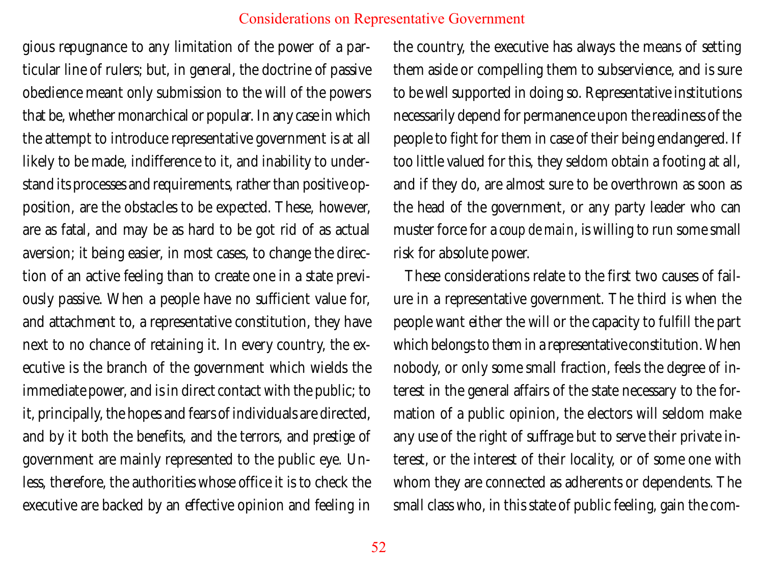gious repugnance to any limitation of the power of a particular line of rulers; but, in general, the doctrine of passive obedience meant only submission to the will of the powers that be, whether monarchical or popular. In any case in which the attempt to introduce representative government is at all likely to be made, indifference to it, and inability to understand its processes and requirements, rather than positive opposition, are the obstacles to be expected. These, however, are as fatal, and may be as hard to be got rid of as actual aversion; it being easier, in most cases, to change the direction of an active feeling than to create one in a state previously passive. When a people have no sufficient value for, and attachment to, a representative constitution, they have next to no chance of retaining it. In every country, the executive is the branch of the government which wields the immediate power, and is in direct contact with the public; to it, principally, the hopes and fears of individuals are directed, and by it both the benefits, and the terrors, and *prestige* of government are mainly represented to the public eye. Unless, therefore, the authorities whose office it is to check the executive are backed by an effective opinion and feeling in the country, the executive has always the means of setting them aside or compelling them to subservience, and is sure to be well supported in doing so. Representative institutions necessarily depend for permanence upon the readiness of the people to fight for them in case of their being endangered. If too little valued for this, they seldom obtain a footing at all, and if they do, are almost sure to be overthrown as soon as the head of the government, or any party leader who can muster force for a *coup de main*, is willing to run some small risk for absolute power.

These considerations relate to the first two causes of failure in a representative government. The third is when the people want either the will or the capacity to fulfill the part which belongs to them in a representative constitution. When nobody, or only some small fraction, feels the degree of interest in the general affairs of the state necessary to the formation of a public opinion, the electors will seldom make any use of the right of suffrage but to serve their private interest, or the interest of their locality, or of some one with whom they are connected as adherents or dependents. The small class who, in this state of public feeling, gain the com-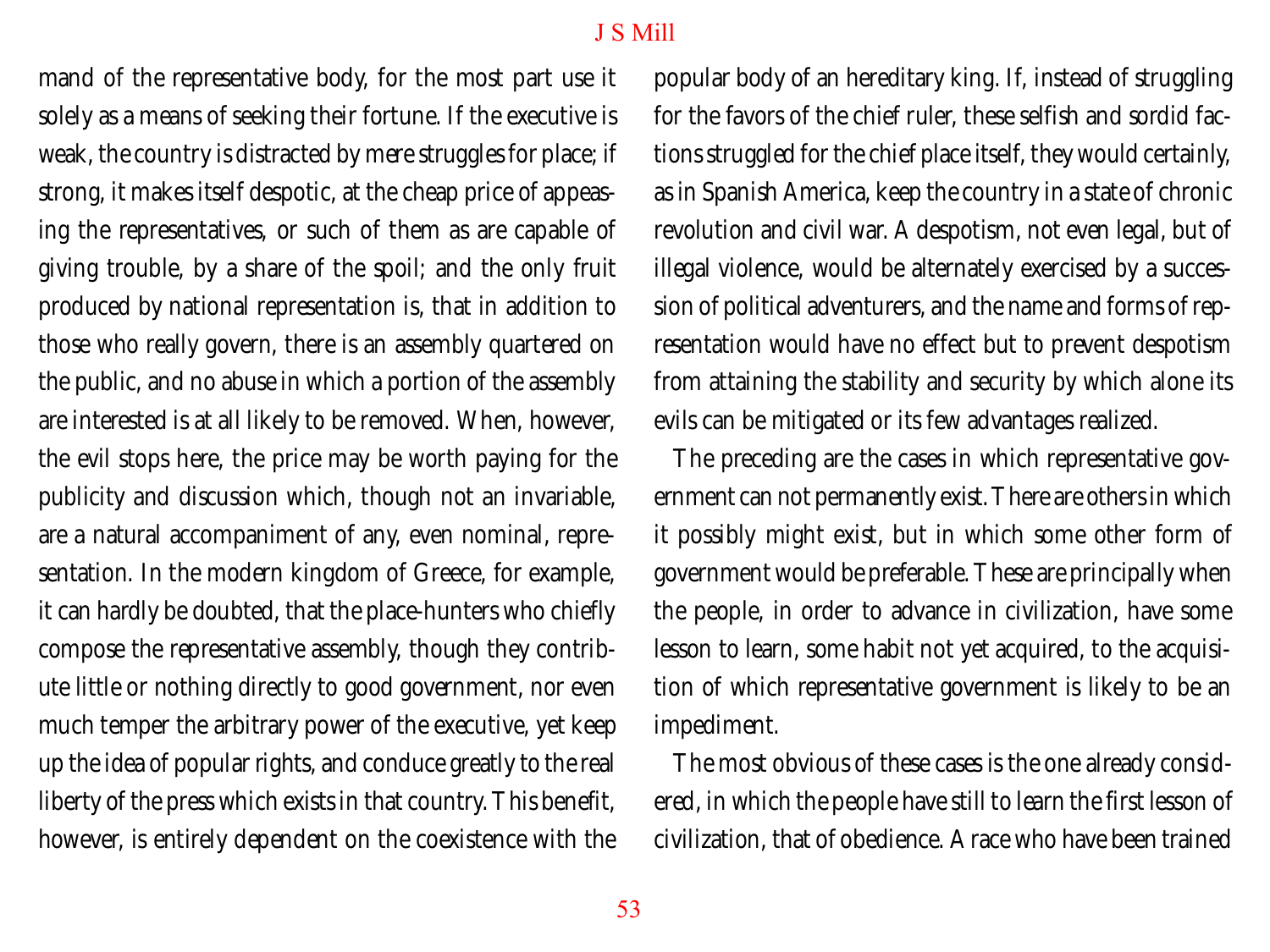mand of the representative body, for the most part use it solely as a means of seeking their fortune. If the executive is weak, the country is distracted by mere struggles for place; if strong, it makes itself despotic, at the cheap price of appeasing the representatives, or such of them as are capable of giving trouble, by a share of the spoil; and the only fruit produced by national representation is, that in addition to those who really govern, there is an assembly quartered on the public, and no abuse in which a portion of the assembly are interested is at all likely to be removed. When, however, the evil stops here, the price may be worth paying for the publicity and discussion which, though not an invariable, are a natural accompaniment of any, even nominal, representation. In the modern kingdom of Greece, for example, it can hardly be doubted, that the place-hunters who chiefly compose the representative assembly, though they contribute little or nothing directly to good government, nor even much temper the arbitrary power of the executive, yet keep up the idea of popular rights, and conduce greatly to the real liberty of the press which exists in that country. This benefit, however, is entirely dependent on the coexistence with the popular body of an hereditary king. If, instead of struggling for the favors of the chief ruler, these selfish and sordid factions struggled for the chief place itself, they would certainly, as in Spanish America, keep the country in a state of chronic revolution and civil war. A despotism, not even legal, but of illegal violence, would be alternately exercised by a succession of political adventurers, and the name and forms of representation would have no effect but to prevent despotism from attaining the stability and security by which alone its evils can be mitigated or its few advantages realized.

The preceding are the cases in which representative government can not permanently exist. There are others in which it possibly might exist, but in which some other form of government would be preferable. These are principally when the people, in order to advance in civilization, have some lesson to learn, some habit not yet acquired, to the acquisition of which representative government is likely to be an impediment.

The most obvious of these cases is the one already considered, in which the people have still to learn the first lesson of civilization, that of obedience. A race who have been trained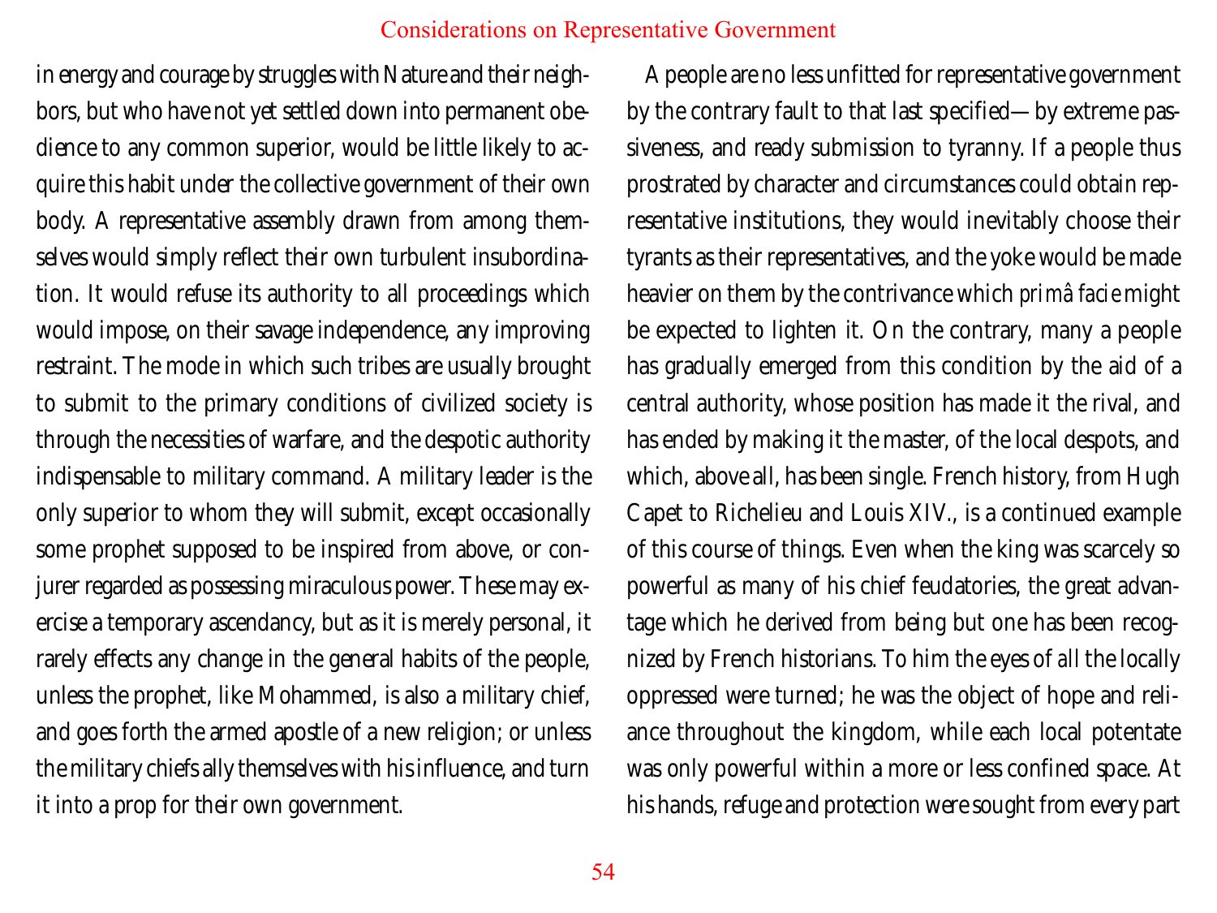in energy and courage by struggles with Nature and their neighbors, but who have not yet settled down into permanent obedience to any common superior, would be little likely to acquire this habit under the collective government of their own body. A representative assembly drawn from among themselves would simply reflect their own turbulent insubordination. It would refuse its authority to all proceedings which would impose, on their savage independence, any improving restraint. The mode in which such tribes are usually brought to submit to the primary conditions of civilized society is through the necessities of warfare, and the despotic authority indispensable to military command. A military leader is the only superior to whom they will submit, except occasionally some prophet supposed to be inspired from above, or conjurer regarded as possessing miraculous power. These may exercise a temporary ascendancy, but as it is merely personal, it rarely effects any change in the general habits of the people, unless the prophet, like Mohammed, is also a military chief, and goes forth the armed apostle of a new religion; or unless the military chiefs ally themselves with his influence, and turn it into a prop for their own government.

A people are no less unfitted for representative government by the contrary fault to that last specified—by extreme passiveness, and ready submission to tyranny. If a people thus prostrated by character and circumstances could obtain representative institutions, they would inevitably choose their tyrants as their representatives, and the yoke would be made heavier on them by the contrivance which *primâ facie* might be expected to lighten it. On the contrary, many a people has gradually emerged from this condition by the aid of a central authority, whose position has made it the rival, and has ended by making it the master, of the local despots, and which, above all, has been single. French history, from Hugh Capet to Richelieu and Louis XIV., is a continued example of this course of things. Even when the king was scarcely so powerful as many of his chief feudatories, the great advantage which he derived from being but one has been recognized by French historians. To him the eyes of all the locally oppressed were turned; he was the object of hope and reliance throughout the kingdom, while each local potentate was only powerful within a more or less confined space. At his hands, refuge and protection were sought from every part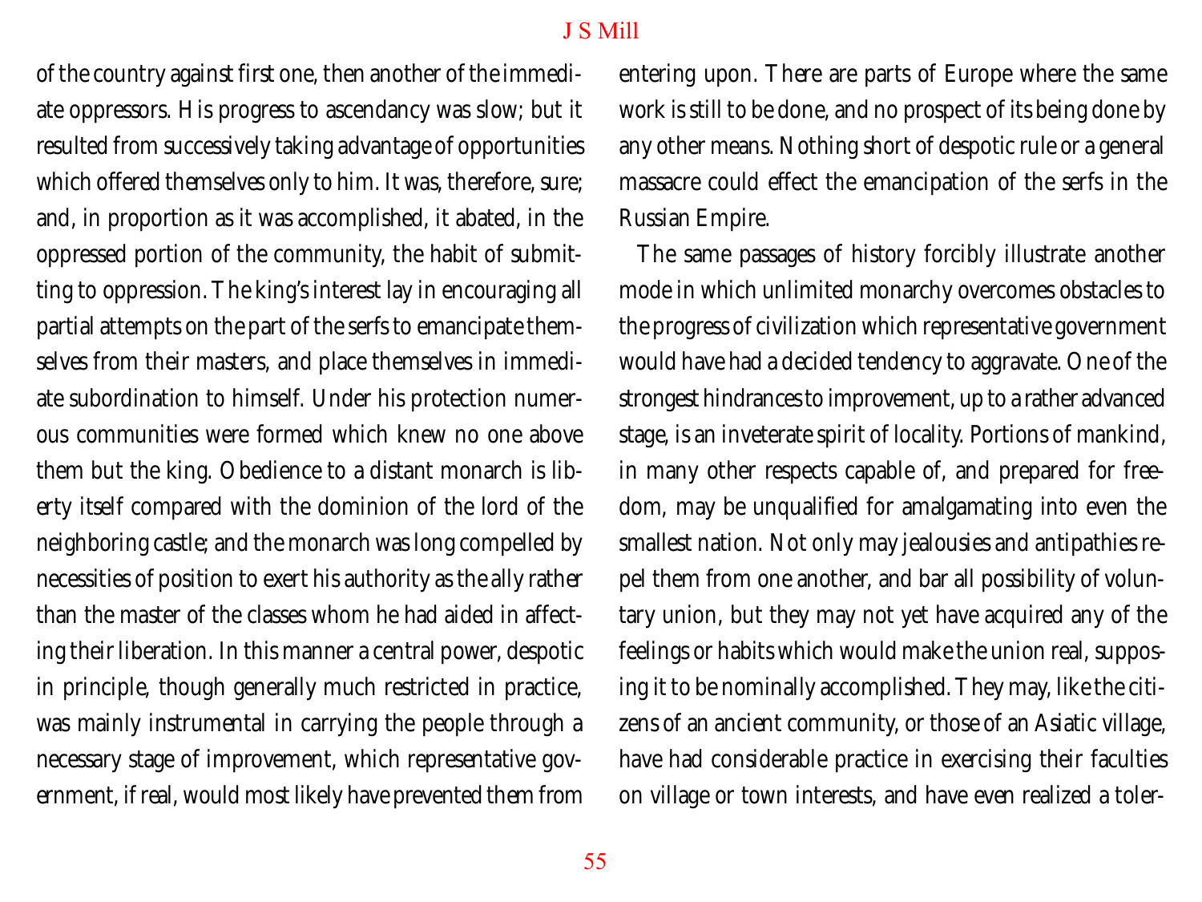of the country against first one, then another of the immediate oppressors. His progress to ascendancy was slow; but it resulted from successively taking advantage of opportunities which offered themselves only to him. It was, therefore, sure; and, in proportion as it was accomplished, it abated, in the oppressed portion of the community, the habit of submitting to oppression. The king's interest lay in encouraging all partial attempts on the part of the serfs to emancipate themselves from their masters, and place themselves in immediate subordination to himself. Under his protection numerous communities were formed which knew no one above them but the king. Obedience to a distant monarch is liberty itself compared with the dominion of the lord of the neighboring castle; and the monarch was long compelled by necessities of position to exert his authority as the ally rather than the master of the classes whom he had aided in affecting their liberation. In this manner a central power, despotic in principle, though generally much restricted in practice, was mainly instrumental in carrying the people through a necessary stage of improvement, which representative government, if real, would most likely have prevented them from entering upon. There are parts of Europe where the same work is still to be done, and no prospect of its being done by any other means. Nothing short of despotic rule or a general massacre could effect the emancipation of the serfs in the Russian Empire.

The same passages of history forcibly illustrate another mode in which unlimited monarchy overcomes obstacles to the progress of civilization which representative government would have had a decided tendency to aggravate. One of the strongest hindrances to improvement, up to a rather advanced stage, is an inveterate spirit of locality. Portions of mankind, in many other respects capable of, and prepared for freedom, may be unqualified for amalgamating into even the smallest nation. Not only may jealousies and antipathies repel them from one another, and bar all possibility of voluntary union, but they may not yet have acquired any of the feelings or habits which would make the union real, supposing it to be nominally accomplished. They may, like the citizens of an ancient community, or those of an Asiatic village, have had considerable practice in exercising their faculties on village or town interests, and have even realized a toler-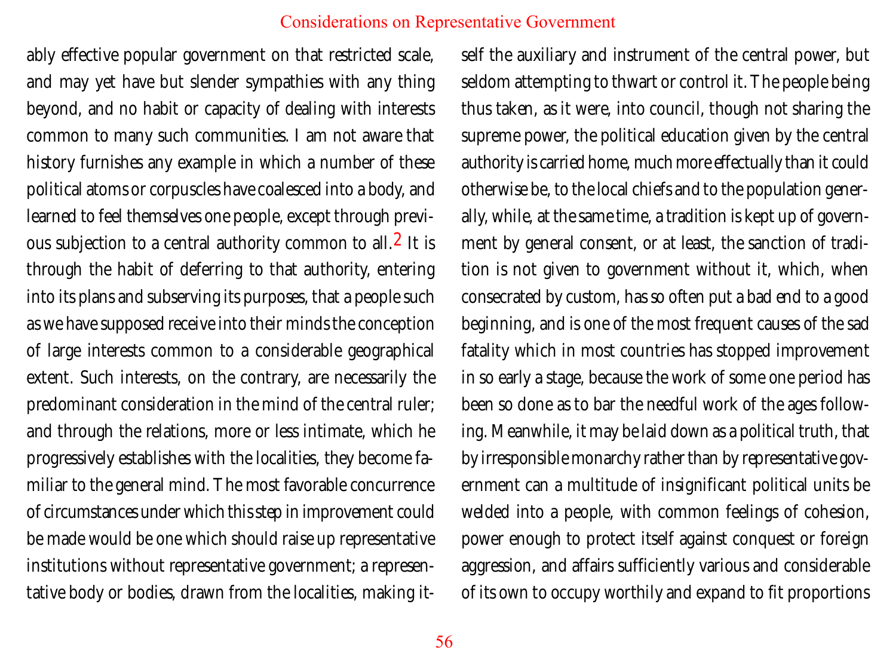ably effective popular government on that restricted scale, and may yet have but slender sympathies with any thing beyond, and no habit or capacity of dealing with interests common to many such communities. I am not aware that history furnishes any example in which a number of these political atoms or corpuscles have coalesced into a body, and learned to feel themselves one people, except through previous subjection to a central authority common to all.[2] It is through the habit of deferring to that authority, entering into its plans and subserving its purposes, that a people such as we have supposed receive into their minds the conception of large interests common to a considerable geographical extent. Such interests, on the contrary, are necessarily the predominant consideration in the mind of the central ruler; and through the relations, more or less intimate, which he progressively establishes with the localities, they become familiar to the general mind. The most favorable concurrence of circumstances under which this step in improvement could be made would be one which should raise up representative institutions without representative government; a representative body or bodies, drawn from the localities, making itself the auxiliary and instrument of the central power, but seldom attempting to thwart or control it. The people being thus taken, as it were, into council, though not sharing the supreme power, the political education given by the central authority is carried home, much more effectually than it could otherwise be, to the local chiefs and to the population generally, while, at the same time, a tradition is kept up of government by general consent, or at least, the sanction of tradition is not given to government without it, which, when consecrated by custom, has so often put a bad end to a good beginning, and is one of the most frequent causes of the sad fatality which in most countries has stopped improvement in so early a stage, because the work of some one period has been so done as to bar the needful work of the ages following. Meanwhile, it may be laid down as a political truth, that by irresponsible monarchy rather than by representative government can a multitude of insignificant political units be welded into a people, with common feelings of cohesion, power enough to protect itself against conquest or foreign aggression, and affairs sufficiently various and considerable of its own to occupy worthily and expand to fit proportions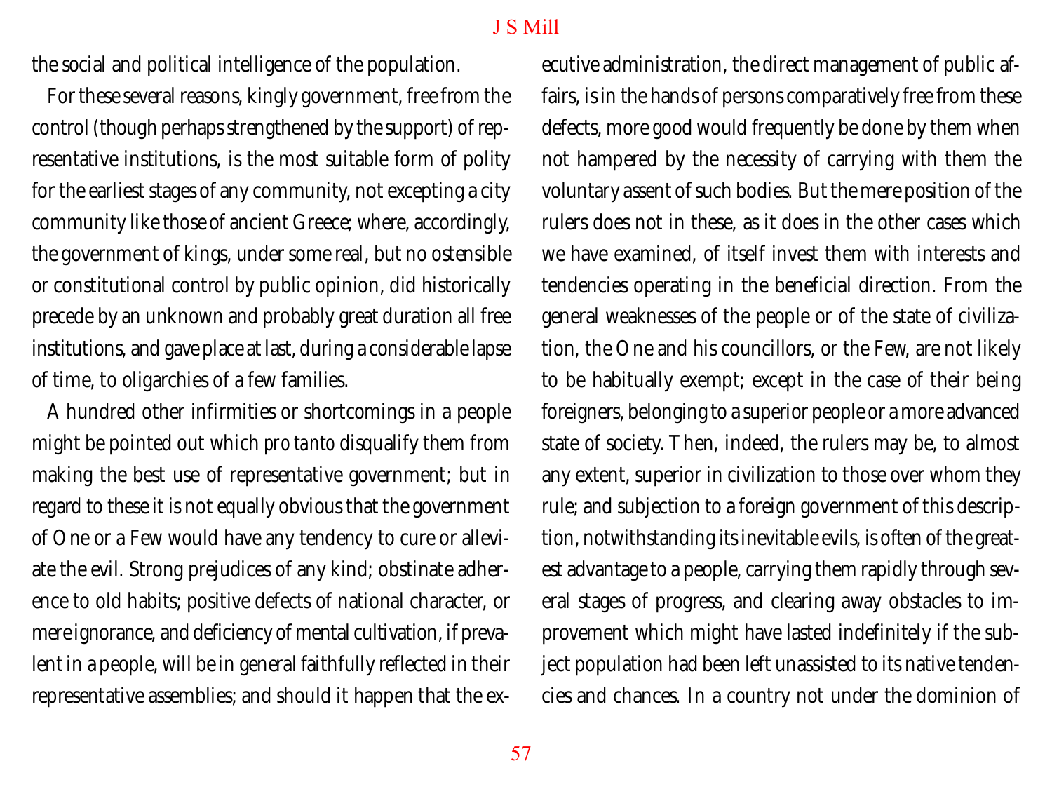the social and political intelligence of the population.

For these several reasons, kingly government, free from the control (though perhaps strengthened by the support) of representative institutions, is the most suitable form of polity for the earliest stages of any community, not excepting a city community like those of ancient Greece; where, accordingly, the government of kings, under some real, but no ostensible or constitutional control by public opinion, did historically precede by an unknown and probably great duration all free institutions, and gave place at last, during a considerable lapse of time, to oligarchies of a few families.

A hundred other infirmities or shortcomings in a people might be pointed out which *pro tanto* disqualify them from making the best use of representative government; but in regard to these it is not equally obvious that the government of One or a Few would have any tendency to cure or alleviate the evil. Strong prejudices of any kind; obstinate adherence to old habits; positive defects of national character, or mere ignorance, and deficiency of mental cultivation, if prevalent in a people, will be in general faithfully reflected in their representative assemblies; and should it happen that the executive administration, the direct management of public affairs, is in the hands of persons comparatively free from these defects, more good would frequently be done by them when not hampered by the necessity of carrying with them the voluntary assent of such bodies. But the mere position of the rulers does not in these, as it does in the other cases which we have examined, of itself invest them with interests and tendencies operating in the beneficial direction. From the general weaknesses of the people or of the state of civilization, the One and his councillors, or the Few, are not likely to be habitually exempt; except in the case of their being foreigners, belonging to a superior people or a more advanced state of society. Then, indeed, the rulers may be, to almost any extent, superior in civilization to those over whom they rule; and subjection to a foreign government of this description, notwithstanding its inevitable evils, is often of the greatest advantage to a people, carrying them rapidly through several stages of progress, and clearing away obstacles to improvement which might have lasted indefinitely if the subject population had been left unassisted to its native tendencies and chances. In a country not under the dominion of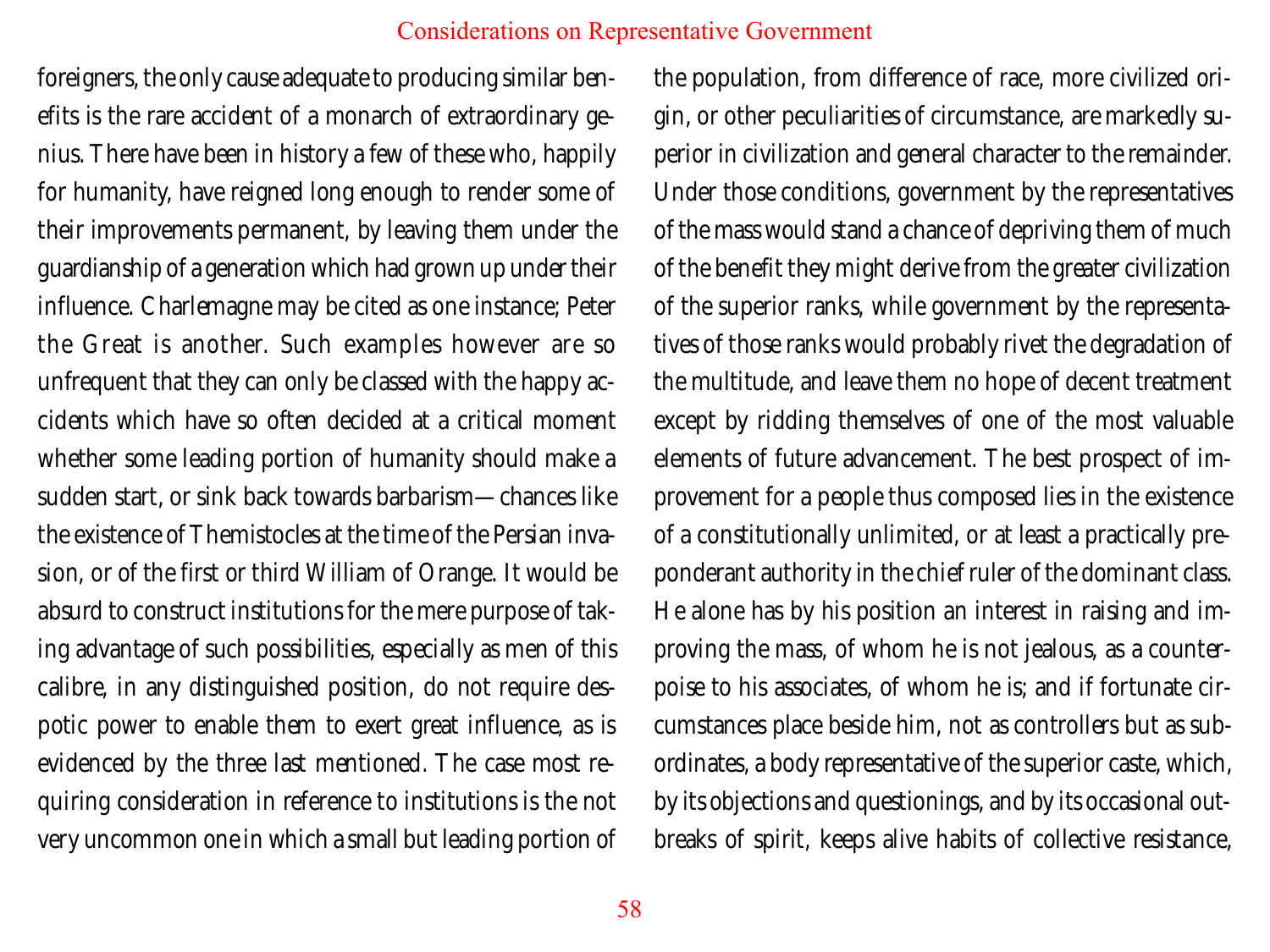foreigners, the only cause adequate to producing similar benefits is the rare accident of a monarch of extraordinary genius. There have been in history a few of these who, happily for humanity, have reigned long enough to render some of their improvements permanent, by leaving them under the guardianship of a generation which had grown up under their influence. Charlemagne may be cited as one instance; Peter the Great is another. Such examples however are so unfrequent that they can only be classed with the happy accidents which have so often decided at a critical moment whether some leading portion of humanity should make a sudden start, or sink back towards barbarism—chances like the existence of Themistocles at the time of the Persian invasion, or of the first or third William of Orange. It would be absurd to construct institutions for the mere purpose of taking advantage of such possibilities, especially as men of this calibre, in any distinguished position, do not require despotic power to enable them to exert great influence, as is evidenced by the three last mentioned. The case most requiring consideration in reference to institutions is the not very uncommon one in which a small but leading portion of the population, from difference of race, more civilized origin, or other peculiarities of circumstance, are markedly superior in civilization and general character to the remainder. Under those conditions, government by the representatives of the mass would stand a chance of depriving them of much of the benefit they might derive from the greater civilization of the superior ranks, while government by the representatives of those ranks would probably rivet the degradation of the multitude, and leave them no hope of decent treatment except by ridding themselves of one of the most valuable elements of future advancement. The best prospect of improvement for a people thus composed lies in the existence of a constitutionally unlimited, or at least a practically preponderant authority in the chief ruler of the dominant class. He alone has by his position an interest in raising and improving the mass, of whom he is not jealous, as a counterpoise to his associates, of whom he is; and if fortunate circumstances place beside him, not as controllers but as subordinates, a body representative of the superior caste, which, by its objections and questionings, and by its occasional outbreaks of spirit, keeps alive habits of collective resistance,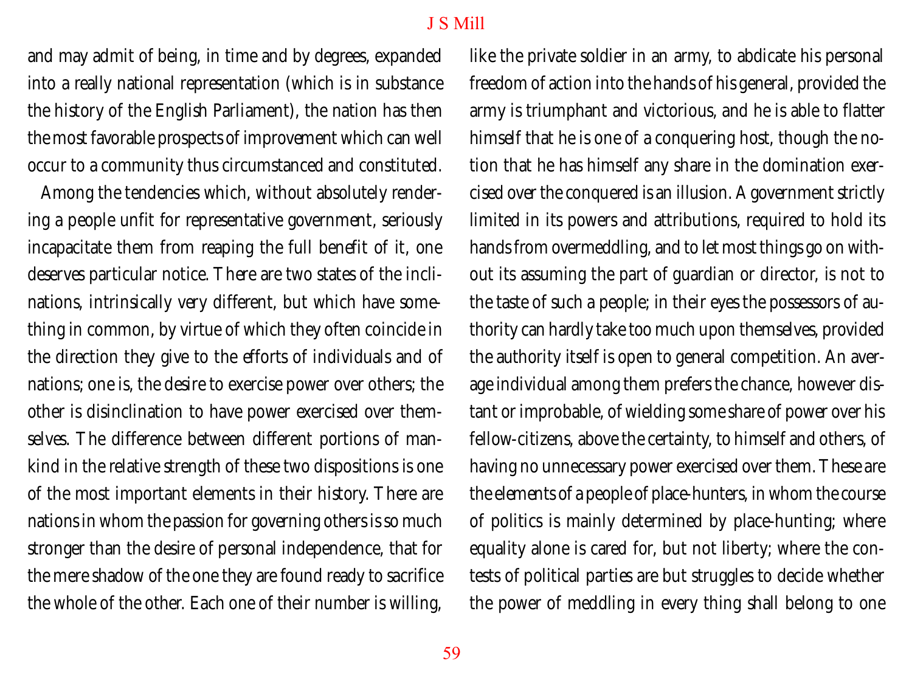and may admit of being, in time and by degrees, expanded into a really national representation (which is in substance the history of the English Parliament), the nation has then the most favorable prospects of improvement which can well occur to a community thus circumstanced and constituted.

Among the tendencies which, without absolutely rendering a people unfit for representative government, seriously incapacitate them from reaping the full benefit of it, one deserves particular notice. There are two states of the inclinations, intrinsically very different, but which have something in common, by virtue of which they often coincide in the direction they give to the efforts of individuals and of nations; one is, the desire to exercise power over others; the other is disinclination to have power exercised over themselves. The difference between different portions of mankind in the relative strength of these two dispositions is one of the most important elements in their history. There are nations in whom the passion for governing others is so much stronger than the desire of personal independence, that for the mere shadow of the one they are found ready to sacrifice the whole of the other. Each one of their number is willing, like the private soldier in an army, to abdicate his personal freedom of action into the hands of his general, provided the army is triumphant and victorious, and he is able to flatter himself that he is one of a conquering host, though the notion that he has himself any share in the domination exercised over the conquered is an illusion. A government strictly limited in its powers and attributions, required to hold its hands from overmeddling, and to let most things go on without its assuming the part of guardian or director, is not to the taste of such a people; in their eyes the possessors of authority can hardly take too much upon themselves, provided the authority itself is open to general competition. An average individual among them prefers the chance, however distant or improbable, of wielding some share of power over his fellow-citizens, above the certainty, to himself and others, of having no unnecessary power exercised over them. These are the elements of a people of place-hunters, in whom the course of politics is mainly determined by place-hunting; where equality alone is cared for, but not liberty; where the contests of political parties are but struggles to decide whether the power of meddling in every thing shall belong to one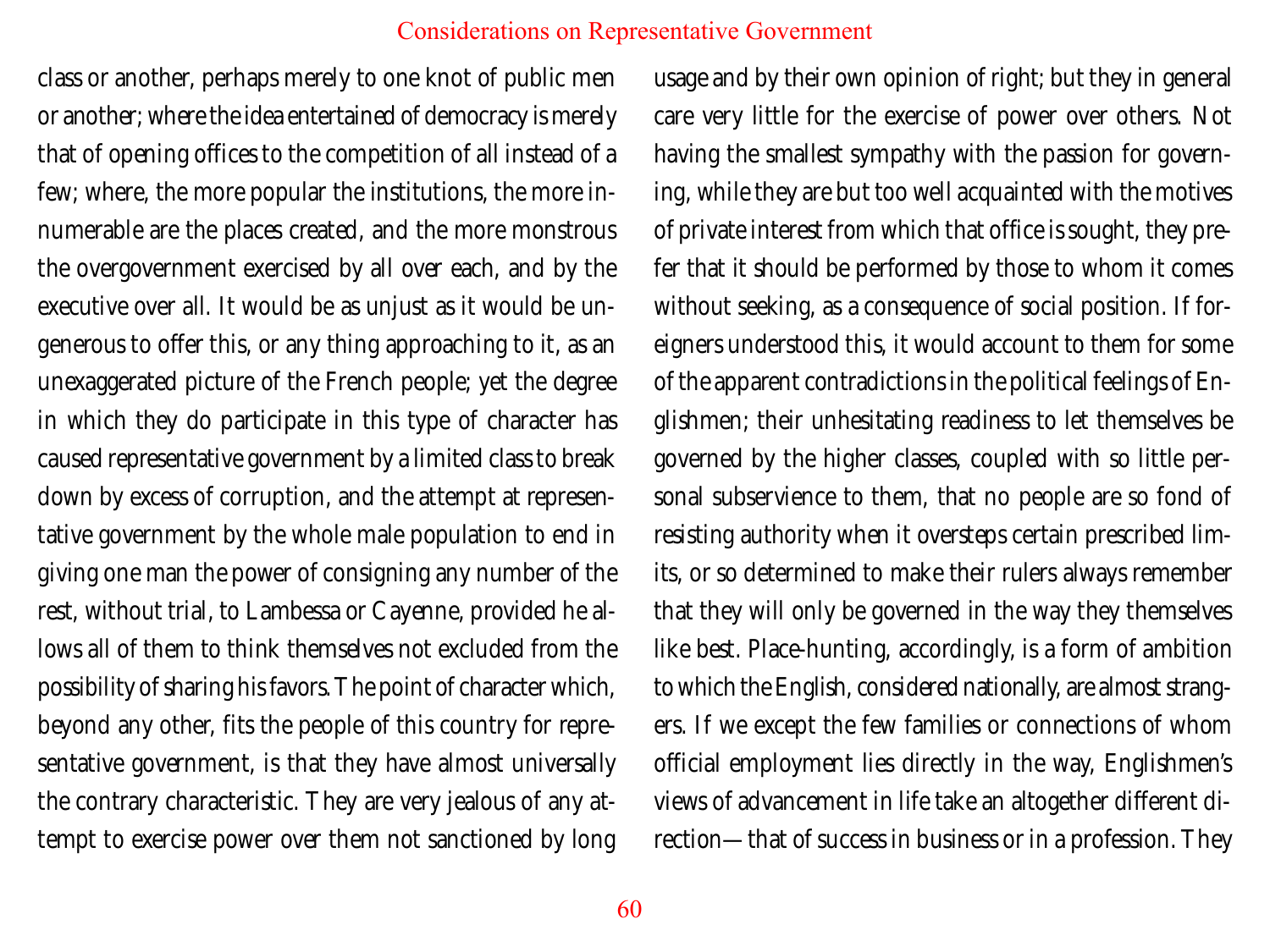class or another, perhaps merely to one knot of public men or another; where the idea entertained of democracy is merely that of opening offices to the competition of all instead of a few; where, the more popular the institutions, the more innumerable are the places created, and the more monstrous the overgovernment exercised by all over each, and by the executive over all. It would be as unjust as it would be ungenerous to offer this, or any thing approaching to it, as an unexaggerated picture of the French people; yet the degree in which they do participate in this type of character has caused representative government by a limited class to break down by excess of corruption, and the attempt at representative government by the whole male population to end in giving one man the power of consigning any number of the rest, without trial, to Lambessa or Cayenne, provided he allows all of them to think themselves not excluded from the possibility of sharing his favors. The point of character which, beyond any other, fits the people of this country for representative government, is that they have almost universally the contrary characteristic. They are very jealous of any attempt to exercise power over them not sanctioned by long usage and by their own opinion of right; but they in general care very little for the exercise of power over others. Not having the smallest sympathy with the passion for governing, while they are but too well acquainted with the motives of private interest from which that office is sought, they prefer that it should be performed by those to whom it comes without seeking, as a consequence of social position. If foreigners understood this, it would account to them for some of the apparent contradictions in the political feelings of Englishmen; their unhesitating readiness to let themselves be governed by the higher classes, coupled with so little personal subservience to them, that no people are so fond of resisting authority when it oversteps certain prescribed limits, or so determined to make their rulers always remember that they will only be governed in the way they themselves like best. Place-hunting, accordingly, is a form of ambition to which the English, considered nationally, are almost strangers. If we except the few families or connections of whom official employment lies directly in the way, Englishmen's views of advancement in life take an altogether different direction—that of success in business or in a profession. They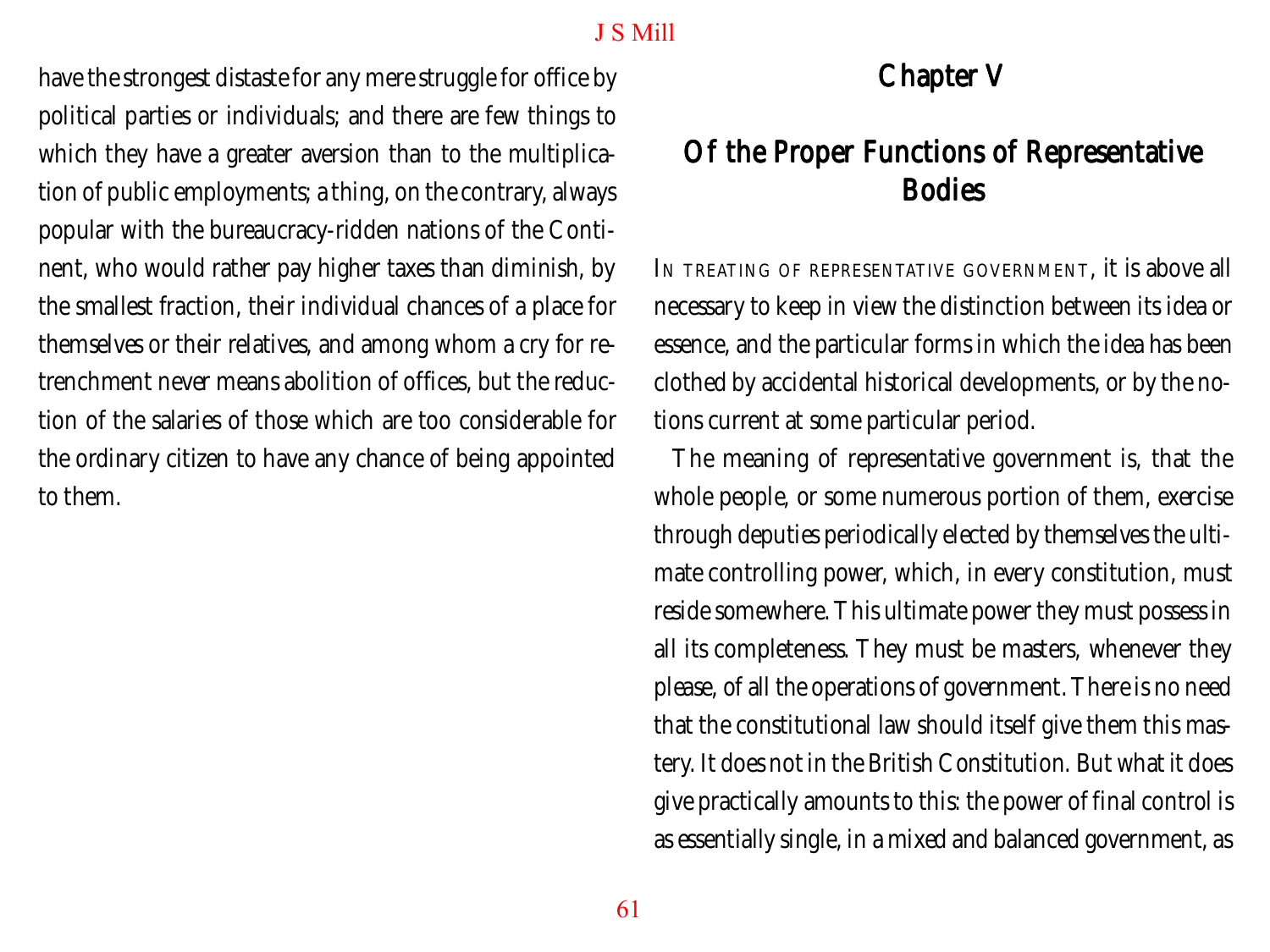have the strongest distaste for any mere struggle for office by political parties or individuals; and there are few things to which they have a greater aversion than to the multiplication of public employments; a thing, on the contrary, always popular with the bureaucracy-ridden nations of the Continent, who would rather pay higher taxes than diminish, by the smallest fraction, their individual chances of a place for themselves or their relatives, and among whom a cry for retrenchment never means abolition of offices, but the reduction of the salaries of those which are too considerable for the ordinary citizen to have any chance of being appointed to them.

## Chapter V

## Of the Proper Functions of Representative Bodies

In treating of representative government, it is above all necessary to keep in view the distinction between its idea or essence, and the particular forms in which the idea has been clothed by accidental historical developments, or by the notions current at some particular period.

The meaning of representative government is, that the whole people, or some numerous portion of them, exercise through deputies periodically elected by themselves the ultimate controlling power, which, in every constitution, must reside somewhere. This ultimate power they must possess in all its completeness. They must be masters, whenever they please, of all the operations of government. There is no need that the constitutional law should itself give them this mastery. It does not in the British Constitution. But what it does give practically amounts to this: the power of final control is as essentially single, in a mixed and balanced government, as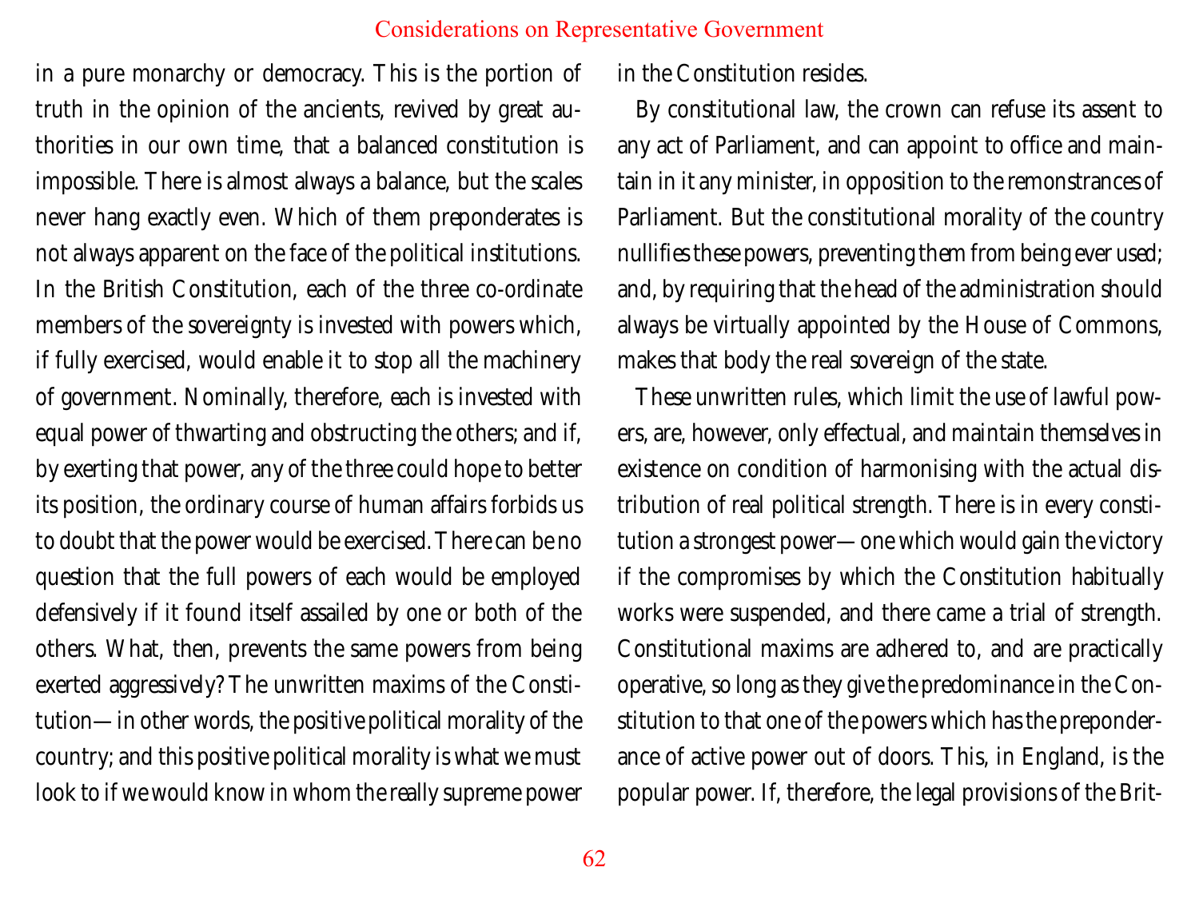in a pure monarchy or democracy. This is the portion of truth in the opinion of the ancients, revived by great authorities in our own time, that a balanced constitution is impossible. There is almost always a balance, but the scales never hang exactly even. Which of them preponderates is not always apparent on the face of the political institutions. In the British Constitution, each of the three co-ordinate members of the sovereignty is invested with powers which, if fully exercised, would enable it to stop all the machinery of government. Nominally, therefore, each is invested with equal power of thwarting and obstructing the others; and if, by exerting that power, any of the three could hope to better its position, the ordinary course of human affairs forbids us to doubt that the power would be exercised. There can be no question that the full powers of each would be employed defensively if it found itself assailed by one or both of the others. What, then, prevents the same powers from being exerted aggressively? The unwritten maxims of the Constitution—in other words, the positive political morality of the country; and this positive political morality is what we must look to if we would know in whom the really supreme power in the Constitution resides.

By constitutional law, the crown can refuse its assent to any act of Parliament, and can appoint to office and maintain in it any minister, in opposition to the remonstrances of Parliament. But the constitutional morality of the country nullifies these powers, preventing them from being ever used; and, by requiring that the head of the administration should always be virtually appointed by the House of Commons, makes that body the real sovereign of the state.

These unwritten rules, which limit the use of lawful powers, are, however, only effectual, and maintain themselves in existence on condition of harmonising with the actual distribution of real political strength. There is in every constitution a strongest power—one which would gain the victory if the compromises by which the Constitution habitually works were suspended, and there came a trial of strength. Constitutional maxims are adhered to, and are practically operative, so long as they give the predominance in the Constitution to that one of the powers which has the preponderance of active power out of doors. This, in England, is the popular power. If, therefore, the legal provisions of the Brit-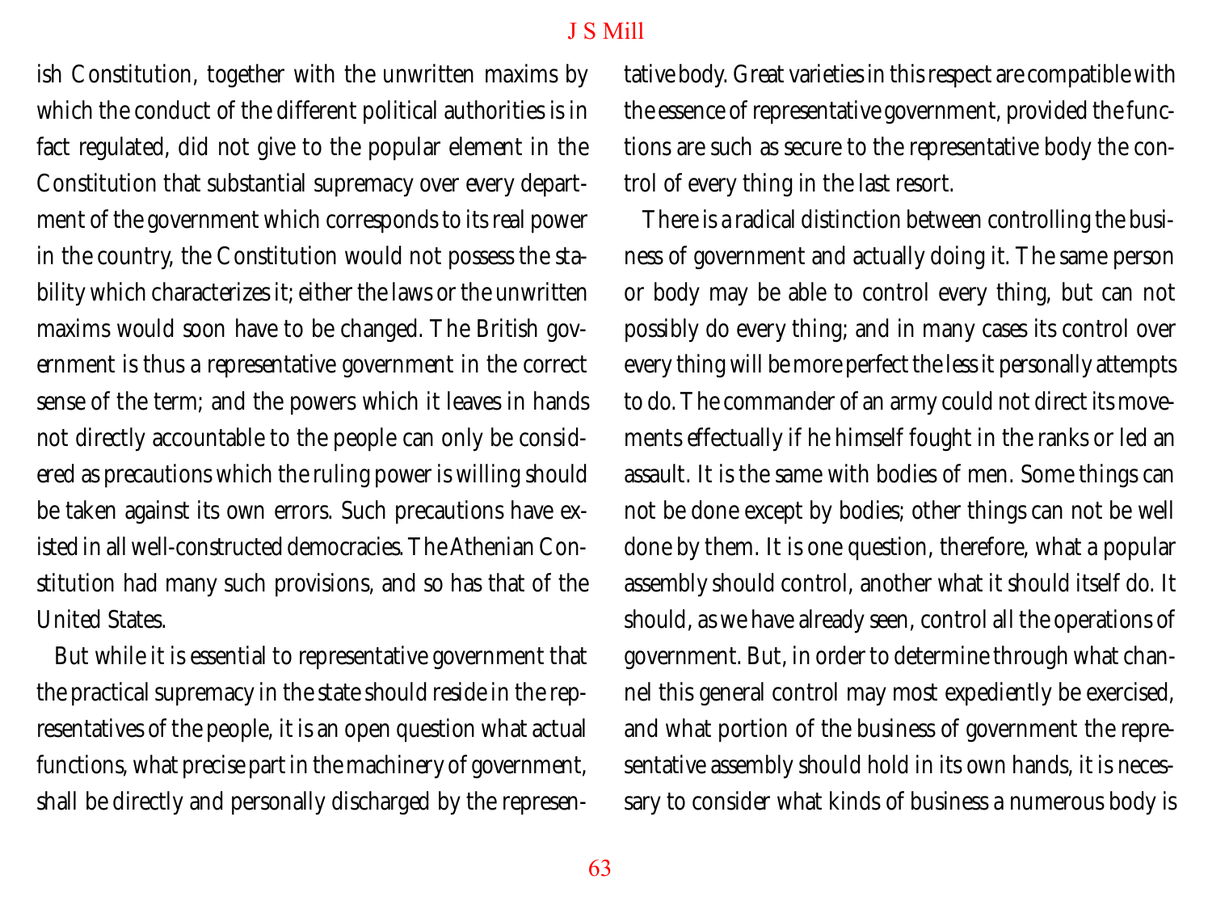ish Constitution, together with the unwritten maxims by which the conduct of the different political authorities is in fact regulated, did not give to the popular element in the Constitution that substantial supremacy over every department of the government which corresponds to its real power in the country, the Constitution would not possess the stability which characterizes it; either the laws or the unwritten maxims would soon have to be changed. The British government is thus a representative government in the correct sense of the term; and the powers which it leaves in hands not directly accountable to the people can only be considered as precautions which the ruling power is willing should be taken against its own errors. Such precautions have existed in all well-constructed democracies. The Athenian Constitution had many such provisions, and so has that of the United States.

But while it is essential to representative government that the practical supremacy in the state should reside in the representatives of the people, it is an open question what actual functions, what precise part in the machinery of government, shall be directly and personally discharged by the representative body. Great varieties in this respect are compatible with the essence of representative government, provided the functions are such as secure to the representative body the control of every thing in the last resort.

There is a radical distinction between controlling the business of government and actually doing it. The same person or body may be able to control every thing, but can not possibly do every thing; and in many cases its control over every thing will be more perfect the less it personally attempts to do. The commander of an army could not direct its movements effectually if he himself fought in the ranks or led an assault. It is the same with bodies of men. Some things can not be done except by bodies; other things can not be well done by them. It is one question, therefore, what a popular assembly should control, another what it should itself do. It should, as we have already seen, control all the operations of government. But, in order to determine through what channel this general control may most expediently be exercised, and what portion of the business of government the representative assembly should hold in its own hands, it is necessary to consider what kinds of business a numerous body is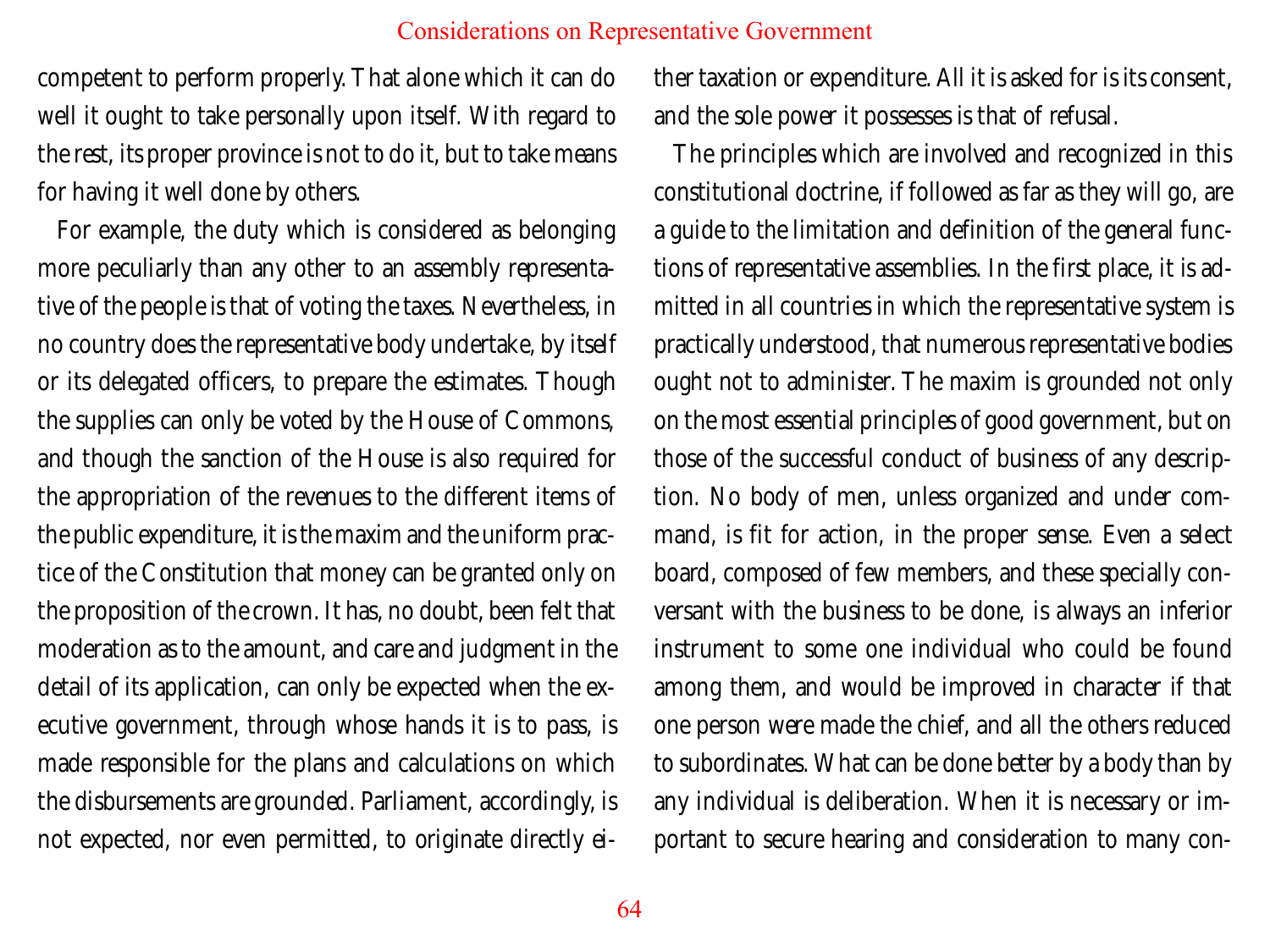competent to perform properly. That alone which it can do well it ought to take personally upon itself. With regard to the rest, its proper province is not to do it, but to take means for having it well done by others.

For example, the duty which is considered as belonging more peculiarly than any other to an assembly representative of the people is that of voting the taxes. Nevertheless, in no country does the representative body undertake, by itself or its delegated officers, to prepare the estimates. Though the supplies can only be voted by the House of Commons, and though the sanction of the House is also required for the appropriation of the revenues to the different items of the public expenditure, it is the maxim and the uniform practice of the Constitution that money can be granted only on the proposition of the crown. It has, no doubt, been felt that moderation as to the amount, and care and judgment in the detail of its application, can only be expected when the executive government, through whose hands it is to pass, is made responsible for the plans and calculations on which the disbursements are grounded. Parliament, accordingly, is not expected, nor even permitted, to originate directly either taxation or expenditure. All it is asked for is its consent, and the sole power it possesses is that of refusal.

The principles which are involved and recognized in this constitutional doctrine, if followed as far as they will go, are a guide to the limitation and definition of the general functions of representative assemblies. In the first place, it is admitted in all countries in which the representative system is practically understood, that numerous representative bodies ought not to administer. The maxim is grounded not only on the most essential principles of good government, but on those of the successful conduct of business of any description. No body of men, unless organized and under command, is fit for action, in the proper sense. Even a select board, composed of few members, and these specially conversant with the business to be done, is always an inferior instrument to some one individual who could be found among them, and would be improved in character if that one person were made the chief, and all the others reduced to subordinates. What can be done better by a body than by any individual is deliberation. When it is necessary or important to secure hearing and consideration to many con-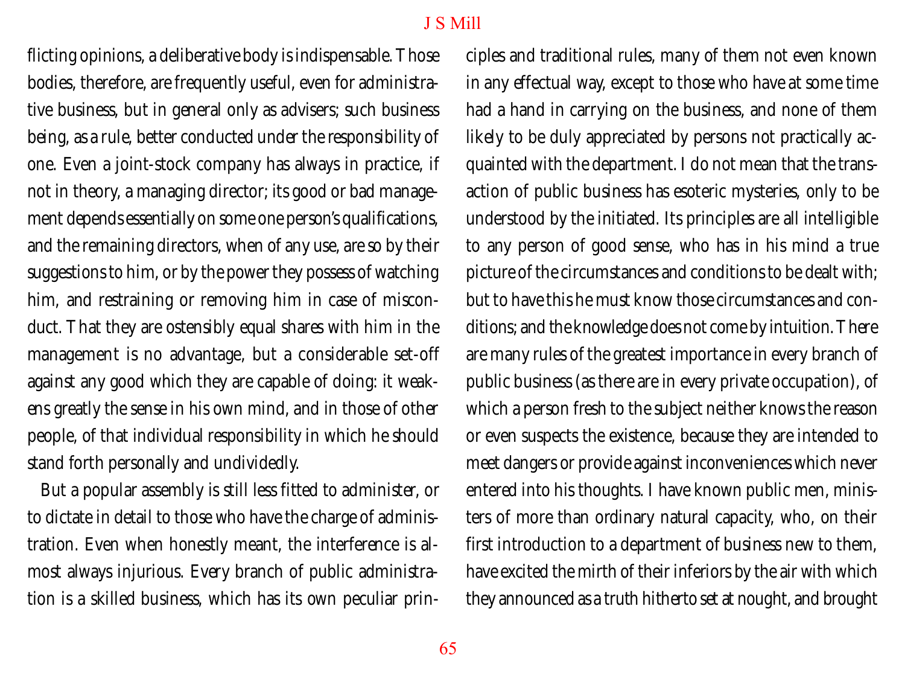flicting opinions, a deliberative body is indispensable. Those bodies, therefore, are frequently useful, even for administrative business, but in general only as advisers; such business being, as a rule, better conducted under the responsibility of one. Even a joint-stock company has always in practice, if not in theory, a managing director; its good or bad management depends essentially on some one person's qualifications, and the remaining directors, when of any use, are so by their suggestions to him, or by the power they possess of watching him, and restraining or removing him in case of misconduct. That they are ostensibly equal shares with him in the management is no advantage, but a considerable set-off against any good which they are capable of doing: it weakens greatly the sense in his own mind, and in those of other people, of that individual responsibility in which he should stand forth personally and undividedly.

But a popular assembly is still less fitted to administer, or to dictate in detail to those who have the charge of administration. Even when honestly meant, the interference is almost always injurious. Every branch of public administration is a skilled business, which has its own peculiar principles and traditional rules, many of them not even known in any effectual way, except to those who have at some time had a hand in carrying on the business, and none of them likely to be duly appreciated by persons not practically acquainted with the department. I do not mean that the transaction of public business has esoteric mysteries, only to be understood by the initiated. Its principles are all intelligible to any person of good sense, who has in his mind a true picture of the circumstances and conditions to be dealt with; but to have this he must know those circumstances and conditions; and the knowledge does not come by intuition. There are many rules of the greatest importance in every branch of public business (as there are in every private occupation), of which a person fresh to the subject neither knows the reason or even suspects the existence, because they are intended to meet dangers or provide against inconveniences which never entered into his thoughts. I have known public men, ministers of more than ordinary natural capacity, who, on their first introduction to a department of business new to them, have excited the mirth of their inferiors by the air with which they announced as a truth hitherto set at nought, and brought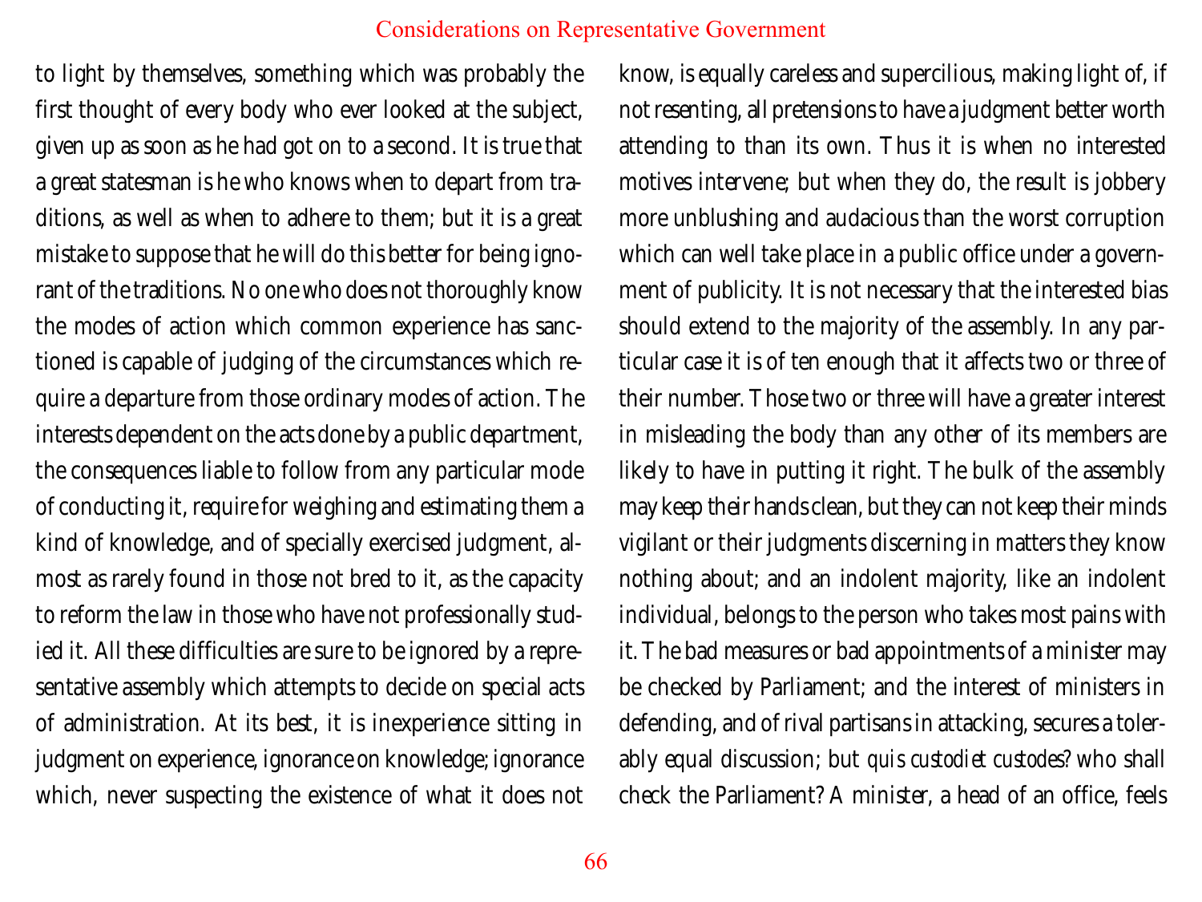to light by themselves, something which was probably the first thought of every body who ever looked at the subject, given up as soon as he had got on to a second. It is true that a great statesman is he who knows when to depart from traditions, as well as when to adhere to them; but it is a great mistake to suppose that he will do this better for being ignorant of the traditions. No one who does not thoroughly know the modes of action which common experience has sanctioned is capable of judging of the circumstances which require a departure from those ordinary modes of action. The interests dependent on the acts done by a public department, the consequences liable to follow from any particular mode of conducting it, require for weighing and estimating them a kind of knowledge, and of specially exercised judgment, almost as rarely found in those not bred to it, as the capacity to reform the law in those who have not professionally studied it. All these difficulties are sure to be ignored by a representative assembly which attempts to decide on special acts of administration. At its best, it is inexperience sitting in judgment on experience, ignorance on knowledge; ignorance which, never suspecting the existence of what it does not know, is equally careless and supercilious, making light of, if not resenting, all pretensions to have a judgment better worth attending to than its own. Thus it is when no interested motives intervene; but when they do, the result is jobbery more unblushing and audacious than the worst corruption which can well take place in a public office under a government of publicity. It is not necessary that the interested bias should extend to the majority of the assembly. In any particular case it is of ten enough that it affects two or three of their number. Those two or three will have a greater interest in misleading the body than any other of its members are likely to have in putting it right. The bulk of the assembly may keep their hands clean, but they can not keep their minds vigilant or their judgments discerning in matters they know nothing about; and an indolent majority, like an indolent individual, belongs to the person who takes most pains with it. The bad measures or bad appointments of a minister may be checked by Parliament; and the interest of ministers in defending, and of rival partisans in attacking, secures a tolerably equal discussion; but *quis custodiet custodes*? who shall check the Parliament? A minister, a head of an office, feels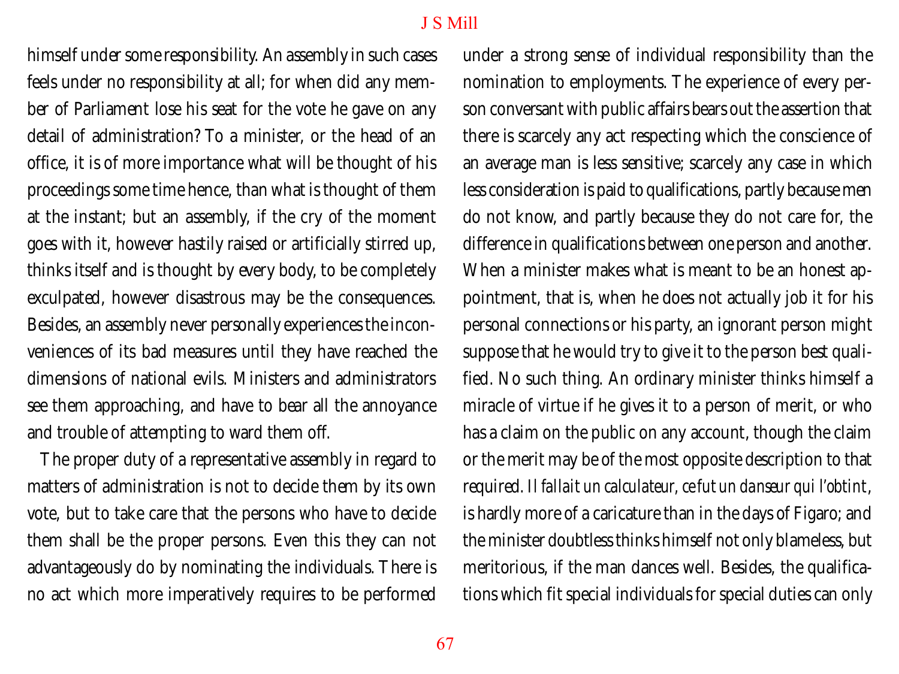himself under some responsibility. An assembly in such cases feels under no responsibility at all; for when did any member of Parliament lose his seat for the vote he gave on any detail of administration? To a minister, or the head of an office, it is of more importance what will be thought of his proceedings some time hence, than what is thought of them at the instant; but an assembly, if the cry of the moment goes with it, however hastily raised or artificially stirred up, thinks itself and is thought by every body, to be completely exculpated, however disastrous may be the consequences. Besides, an assembly never personally experiences the inconveniences of its bad measures until they have reached the dimensions of national evils. Ministers and administrators see them approaching, and have to bear all the annoyance and trouble of attempting to ward them off.

The proper duty of a representative assembly in regard to matters of administration is not to decide them by its own vote, but to take care that the persons who have to decide them shall be the proper persons. Even this they can not advantageously do by nominating the individuals. There is no act which more imperatively requires to be performed under a strong sense of individual responsibility than the nomination to employments. The experience of every person conversant with public affairs bears out the assertion that there is scarcely any act respecting which the conscience of an average man is less sensitive; scarcely any case in which less consideration is paid to qualifications, partly because men do not know, and partly because they do not care for, the difference in qualifications between one person and another. When a minister makes what is meant to be an honest appointment, that is, when he does not actually job it for his personal connections or his party, an ignorant person might suppose that he would try to give it to the person best qualified. No such thing. An ordinary minister thinks himself a miracle of virtue if he gives it to a person of merit, or who has a claim on the public on any account, though the claim or the merit may be of the most opposite description to that required. *Il fallait un calculateur, ce fut un danseur qui l'obtint*, is hardly more of a caricature than in the days of Figaro; and the minister doubtless thinks himself not only blameless, but meritorious, if the man dances well. Besides, the qualifications which fit special individuals for special duties can only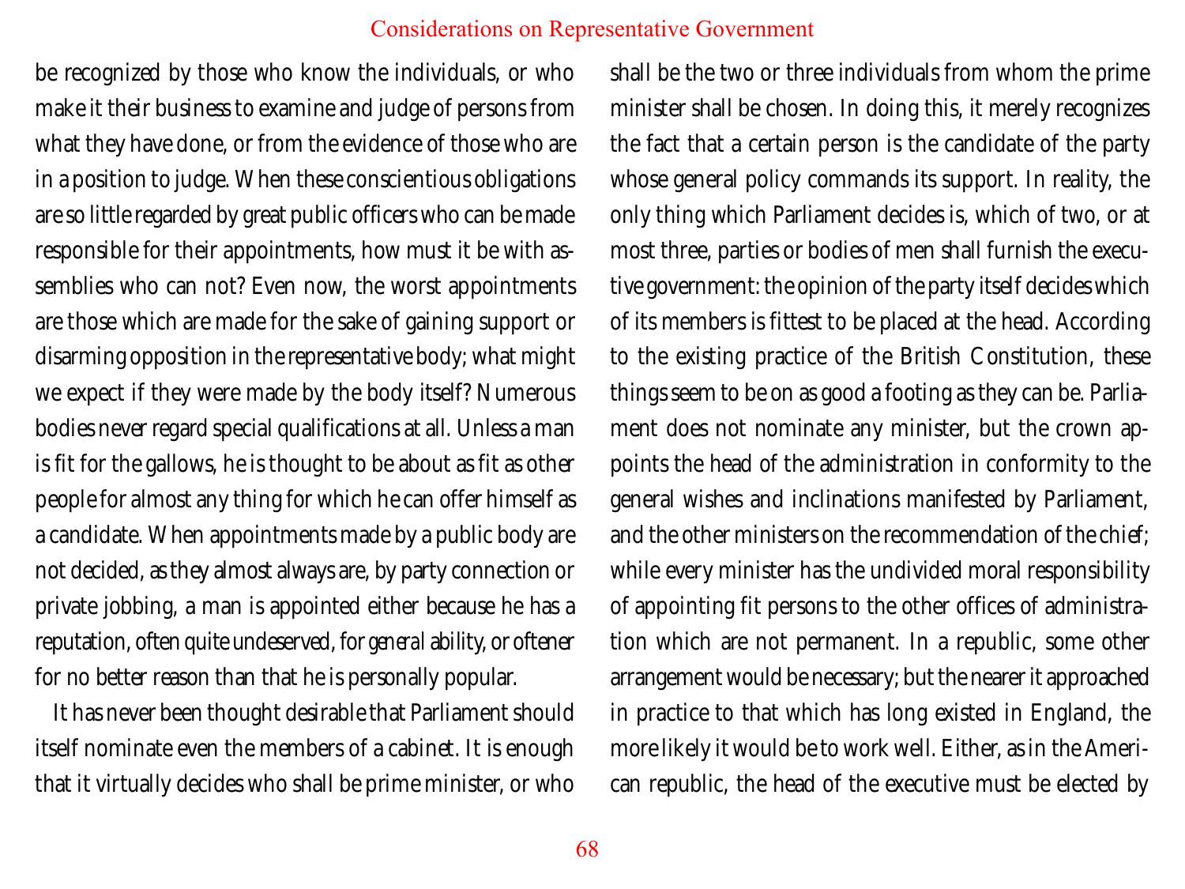be recognized by those who know the individuals, or who make it their business to examine and judge of persons from what they have done, or from the evidence of those who are in a position to judge. When these conscientious obligations are so little regarded by great public officers who can be made responsible for their appointments, how must it be with assemblies who can not? Even now, the worst appointments are those which are made for the sake of gaining support or disarming opposition in the representative body; what might we expect if they were made by the body itself? Numerous bodies never regard special qualifications at all. Unless a man is fit for the gallows, he is thought to be about as fit as other people for almost any thing for which he can offer himself as a candidate. When appointments made by a public body are not decided, as they almost always are, by party connection or private jobbing, a man is appointed either because he has a reputation, often quite undeserved, for *general* ability, or oftener for no better reason than that he is personally popular.

It has never been thought desirable that Parliament should itself nominate even the members of a cabinet. It is enough that it virtually decides who shall be prime minister, or who shall be the two or three individuals from whom the prime minister shall be chosen. In doing this, it merely recognizes the fact that a certain person is the candidate of the party whose general policy commands its support. In reality, the only thing which Parliament decides is, which of two, or at most three, parties or bodies of men shall furnish the executive government: the opinion of the party itself decides which of its members is fittest to be placed at the head. According to the existing practice of the British Constitution, these things seem to be on as good a footing as they can be. Parliament does not nominate any minister, but the crown appoints the head of the administration in conformity to the general wishes and inclinations manifested by Parliament, and the other ministers on the recommendation of the chief; while every minister has the undivided moral responsibility of appointing fit persons to the other offices of administration which are not permanent. In a republic, some other arrangement would be necessary; but the nearer it approached in practice to that which has long existed in England, the more likely it would be to work well. Either, as in the American republic, the head of the executive must be elected by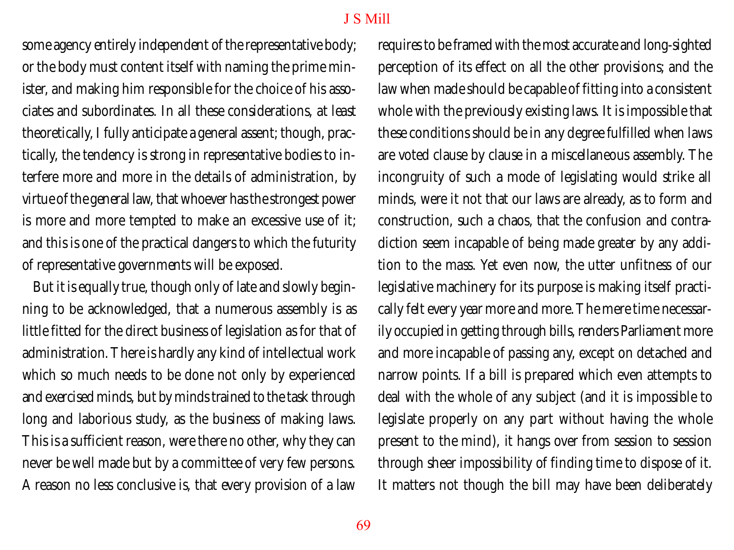some agency entirely independent of the representative body; or the body must content itself with naming the prime minister, and making him responsible for the choice of his associates and subordinates. In all these considerations, at least theoretically, I fully anticipate a general assent; though, practically, the tendency is strong in representative bodies to interfere more and more in the details of administration, by virtue of the general law, that whoever has the strongest power is more and more tempted to make an excessive use of it; and this is one of the practical dangers to which the futurity of representative governments will be exposed.

But it is equally true, though only of late and slowly beginning to be acknowledged, that a numerous assembly is as little fitted for the direct business of legislation as for that of administration. There is hardly any kind of intellectual work which so much needs to be done not only by experienced and exercised minds, but by minds trained to the task through long and laborious study, as the business of making laws. This is a sufficient reason, were there no other, why they can never be well made but by a committee of very few persons. A reason no less conclusive is, that every provision of a law requires to be framed with the most accurate and long-sighted perception of its effect on all the other provisions; and the law when made should be capable of fitting into a consistent whole with the previously existing laws. It is impossible that these conditions should be in any degree fulfilled when laws are voted clause by clause in a miscellaneous assembly. The incongruity of such a mode of legislating would strike all minds, were it not that our laws are already, as to form and construction, such a chaos, that the confusion and contradiction seem incapable of being made greater by any addition to the mass. Yet even now, the utter unfitness of our legislative machinery for its purpose is making itself practically felt every year more and more. The mere time necessarily occupied in getting through bills, renders Parliament more and more incapable of passing any, except on detached and narrow points. If a bill is prepared which even attempts to deal with the whole of any subject (and it is impossible to legislate properly on any part without having the whole present to the mind), it hangs over from session to session through sheer impossibility of finding time to dispose of it. It matters not though the bill may have been deliberately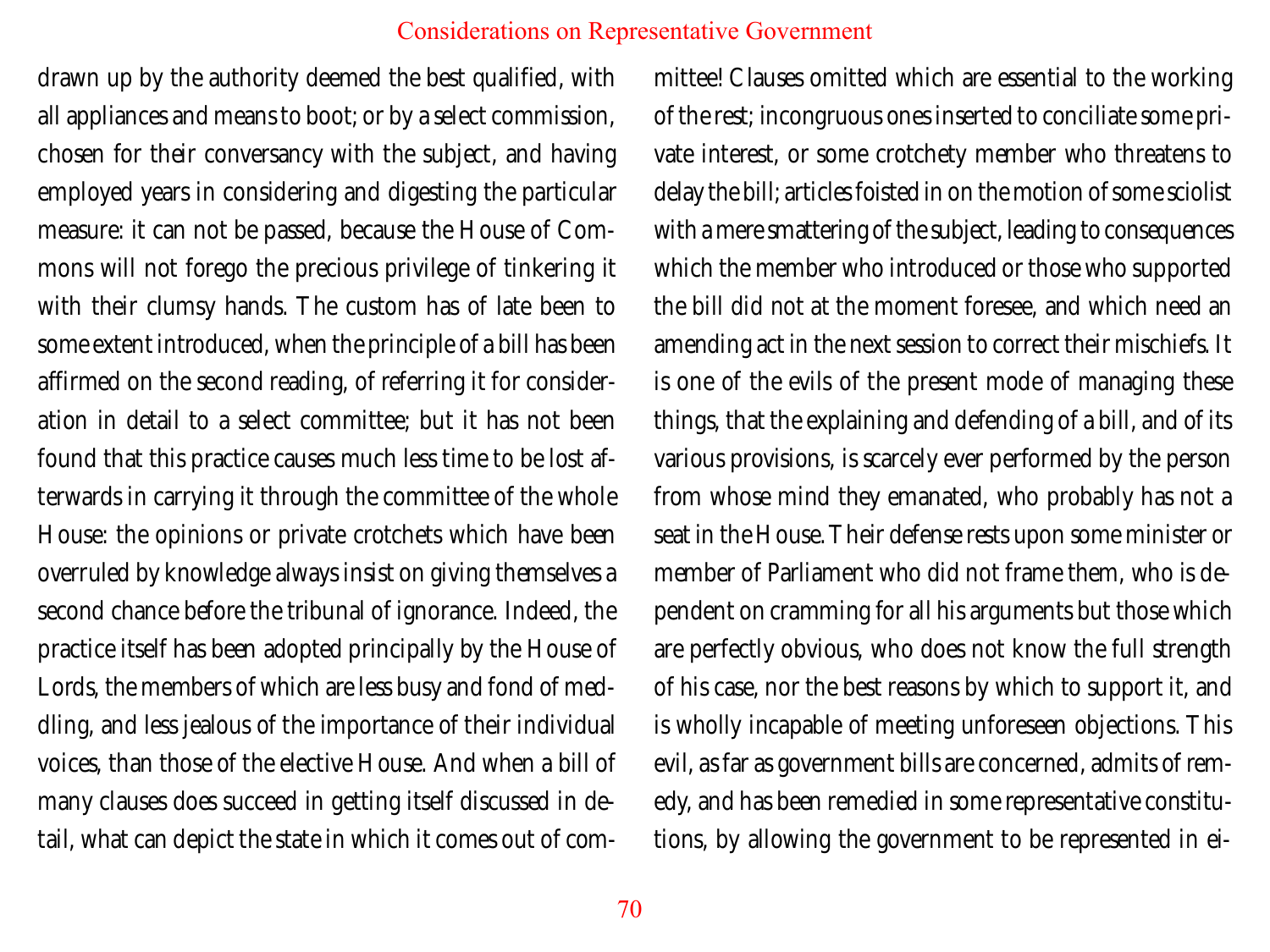drawn up by the authority deemed the best qualified, with all appliances and means to boot; or by a select commission, chosen for their conversancy with the subject, and having employed years in considering and digesting the particular measure: it can not be passed, because the House of Commons will not forego the precious privilege of tinkering it with their clumsy hands. The custom has of late been to some extent introduced, when the principle of a bill has been affirmed on the second reading, of referring it for consideration in detail to a select committee; but it has not been found that this practice causes much less time to be lost afterwards in carrying it through the committee of the whole House: the opinions or private crotchets which have been overruled by knowledge always insist on giving themselves a second chance before the tribunal of ignorance. Indeed, the practice itself has been adopted principally by the House of Lords, the members of which are less busy and fond of meddling, and less jealous of the importance of their individual voices, than those of the elective House. And when a bill of many clauses does succeed in getting itself discussed in detail, what can depict the state in which it comes out of committee! Clauses omitted which are essential to the working of the rest; incongruous ones inserted to conciliate some private interest, or some crotchety member who threatens to delay the bill; articles foisted in on the motion of some sciolist with a mere smattering of the subject, leading to consequences which the member who introduced or those who supported the bill did not at the moment foresee, and which need an amending act in the next session to correct their mischiefs. It is one of the evils of the present mode of managing these things, that the explaining and defending of a bill, and of its various provisions, is scarcely ever performed by the person from whose mind they emanated, who probably has not a seat in the House. Their defense rests upon some minister or member of Parliament who did not frame them, who is dependent on cramming for all his arguments but those which are perfectly obvious, who does not know the full strength of his case, nor the best reasons by which to support it, and is wholly incapable of meeting unforeseen objections. This evil, as far as government bills are concerned, admits of remedy, and has been remedied in some representative constitutions, by allowing the government to be represented in ei-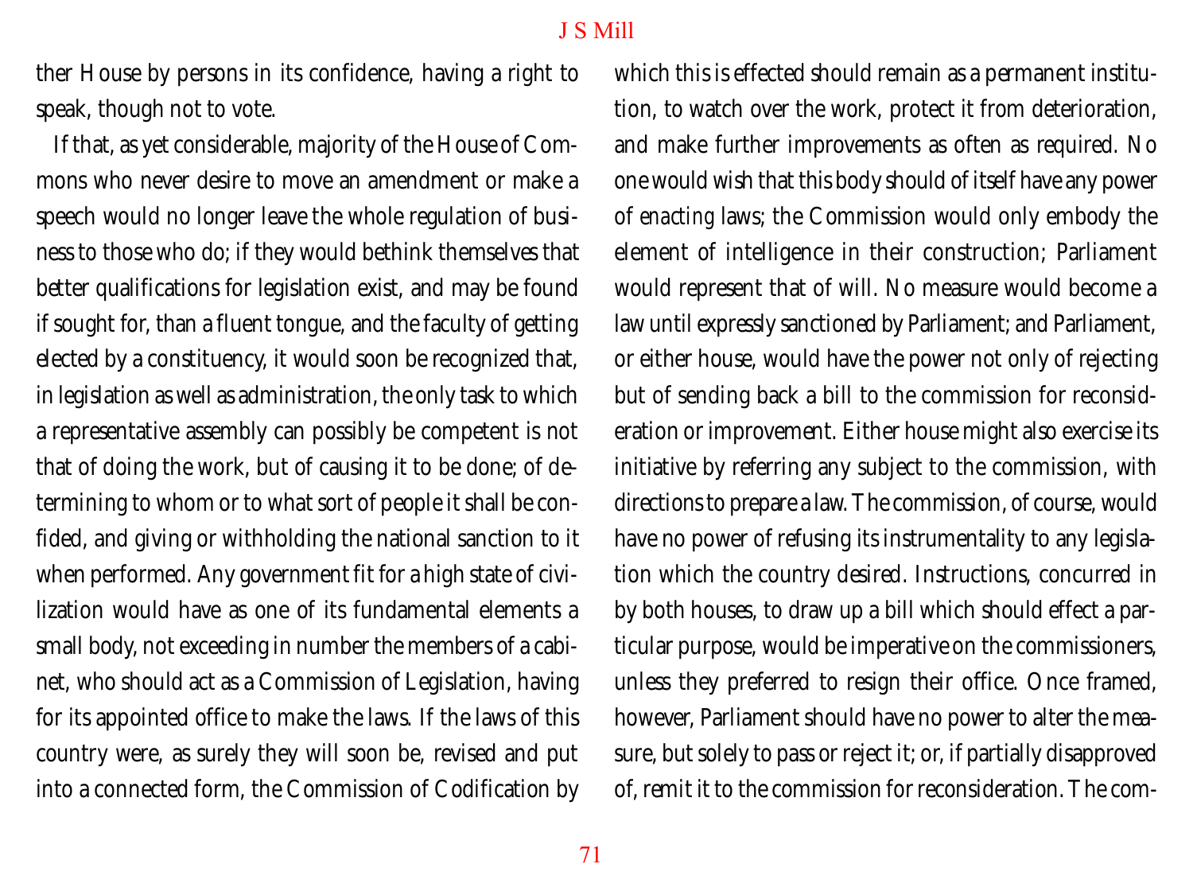ther House by persons in its confidence, having a right to speak, though not to vote.

If that, as yet considerable, majority of the House of Commons who never desire to move an amendment or make a speech would no longer leave the whole regulation of business to those who do; if they would bethink themselves that better qualifications for legislation exist, and may be found if sought for, than a fluent tongue, and the faculty of getting elected by a constituency, it would soon be recognized that, in legislation as well as administration, the only task to which a representative assembly can possibly be competent is not that of doing the work, but of causing it to be done; of determining to whom or to what sort of people it shall be confided, and giving or withholding the national sanction to it when performed. Any government fit for a high state of civilization would have as one of its fundamental elements a small body, not exceeding in number the members of a cabinet, who should act as a Commission of Legislation, having for its appointed office to make the laws. If the laws of this country were, as surely they will soon be, revised and put into a connected form, the Commission of Codification by which this is effected should remain as a permanent institution, to watch over the work, protect it from deterioration, and make further improvements as often as required. No one would wish that this body should of itself have any power of *enacting* laws; the Commission would only embody the element of intelligence in their construction; Parliament would represent that of will. No measure would become a law until expressly sanctioned by Parliament; and Parliament, or either house, would have the power not only of rejecting but of sending back a bill to the commission for reconsideration or improvement. Either house might also exercise its initiative by referring any subject to the commission, with directions to prepare a law. The commission, of course, would have no power of refusing its instrumentality to any legislation which the country desired. Instructions, concurred in by both houses, to draw up a bill which should effect a particular purpose, would be imperative on the commissioners, unless they preferred to resign their office. Once framed, however, Parliament should have no power to alter the measure, but solely to pass or reject it; or, if partially disapproved of, remit it to the commission for reconsideration. The com-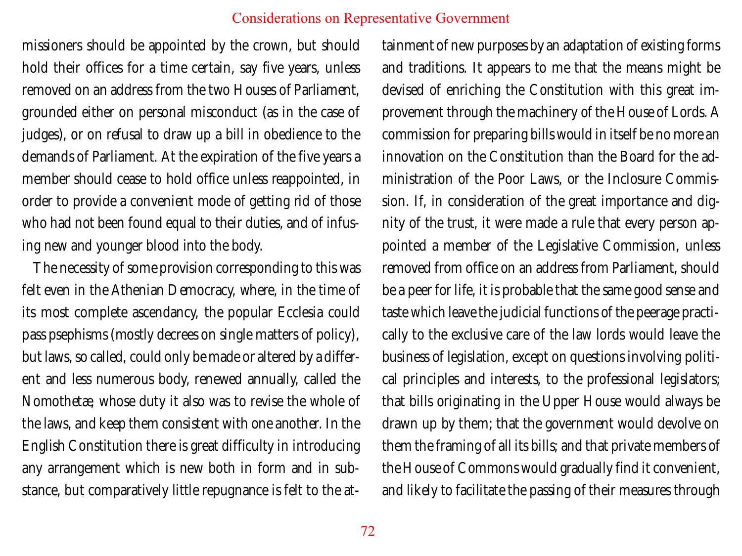missioners should be appointed by the crown, but should hold their offices for a time certain, say five years, unless removed on an address from the two Houses of Parliament, grounded either on personal misconduct (as in the case of judges), or on refusal to draw up a bill in obedience to the demands of Parliament. At the expiration of the five years a member should cease to hold office unless reappointed, in order to provide a convenient mode of getting rid of those who had not been found equal to their duties, and of infusing new and younger blood into the body.

The necessity of some provision corresponding to this was felt even in the Athenian Democracy, where, in the time of its most complete ascendancy, the popular Ecclesia could pass psephisms (mostly decrees on single matters of policy), but laws, so called, could only be made or altered by a different and less numerous body, renewed annually, called the Nomothetæ, whose duty it also was to revise the whole of the laws, and keep them consistent with one another. In the English Constitution there is great difficulty in introducing any arrangement which is new both in form and in substance, but comparatively little repugnance is felt to the attainment of new purposes by an adaptation of existing forms and traditions. It appears to me that the means might be devised of enriching the Constitution with this great improvement through the machinery of the House of Lords. A commission for preparing bills would in itself be no more an innovation on the Constitution than the Board for the administration of the Poor Laws, or the Inclosure Commission. If, in consideration of the great importance and dignity of the trust, it were made a rule that every person appointed a member of the Legislative Commission, unless removed from office on an address from Parliament, should be a peer for life, it is probable that the same good sense and taste which leave the judicial functions of the peerage practically to the exclusive care of the law lords would leave the business of legislation, except on questions involving political principles and interests, to the professional legislators; that bills originating in the Upper House would always be drawn up by them; that the government would devolve on them the framing of all its bills; and that private members of the House of Commons would gradually find it convenient, and likely to facilitate the passing of their measures through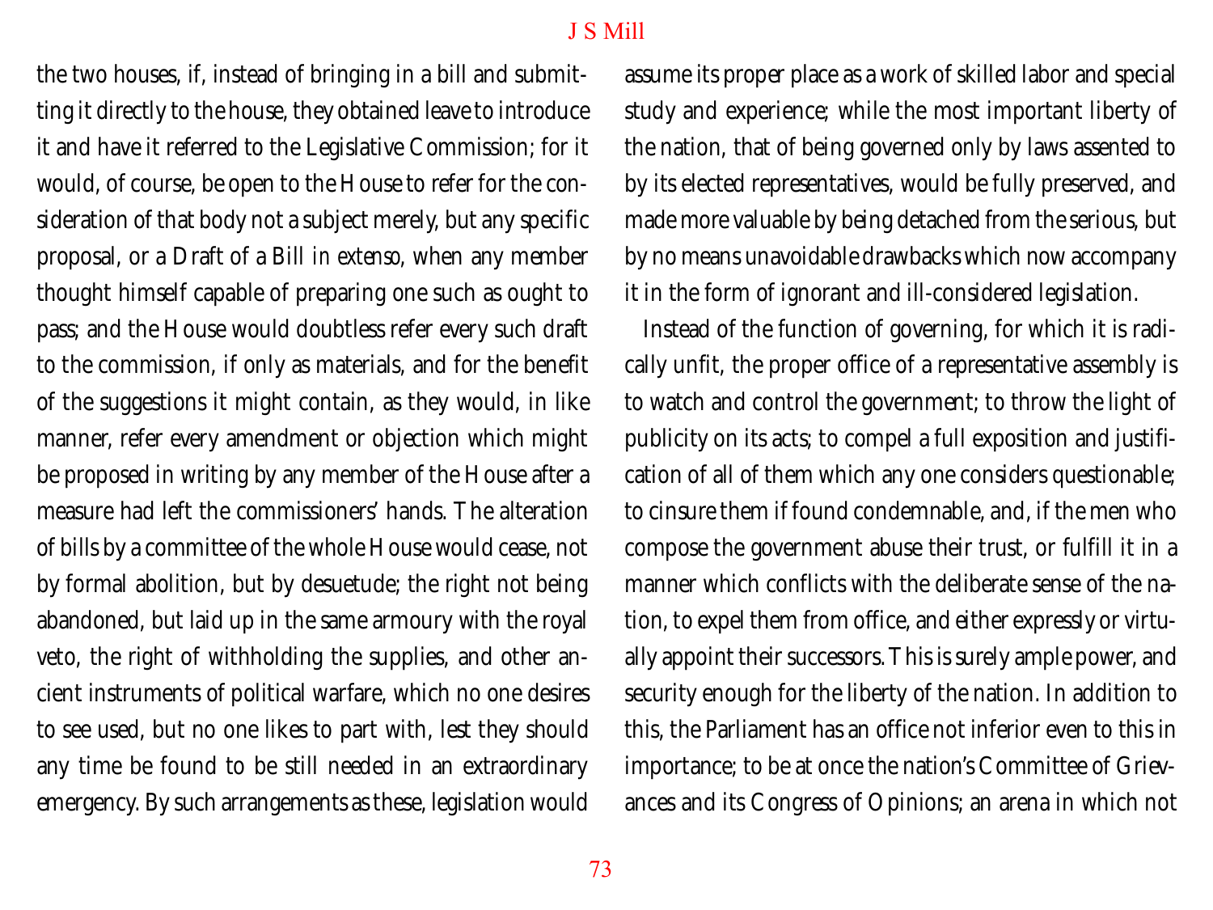the two houses, if, instead of bringing in a bill and submitting it directly to the house, they obtained leave to introduce it and have it referred to the Legislative Commission; for it would, of course, be open to the House to refer for the consideration of that body not a subject merely, but any specific proposal, or a Draft of a Bill *in extenso*, when any member thought himself capable of preparing one such as ought to pass; and the House would doubtless refer every such draft to the commission, if only as materials, and for the benefit of the suggestions it might contain, as they would, in like manner, refer every amendment or objection which might be proposed in writing by any member of the House after a measure had left the commissioners' hands. The alteration of bills by a committee of the whole House would cease, not by formal abolition, but by desuetude; the right not being abandoned, but laid up in the same armoury with the royal veto, the right of withholding the supplies, and other ancient instruments of political warfare, which no one desires to see used, but no one likes to part with, lest they should any time be found to be still needed in an extraordinary emergency. By such arrangements as these, legislation would assume its proper place as a work of skilled labor and special study and experience; while the most important liberty of the nation, that of being governed only by laws assented to by its elected representatives, would be fully preserved, and made more valuable by being detached from the serious, but by no means unavoidable drawbacks which now accompany it in the form of ignorant and ill-considered legislation.

Instead of the function of governing, for which it is radically unfit, the proper office of a representative assembly is to watch and control the government; to throw the light of publicity on its acts; to compel a full exposition and justification of all of them which any one considers questionable; to cinsure them if found condemnable, and, if the men who compose the government abuse their trust, or fulfill it in a manner which conflicts with the deliberate sense of the nation, to expel them from office, and either expressly or virtually appoint their successors. This is surely ample power, and security enough for the liberty of the nation. In addition to this, the Parliament has an office not inferior even to this in importance; to be at once the nation's Committee of Grievances and its Congress of Opinions; an arena in which not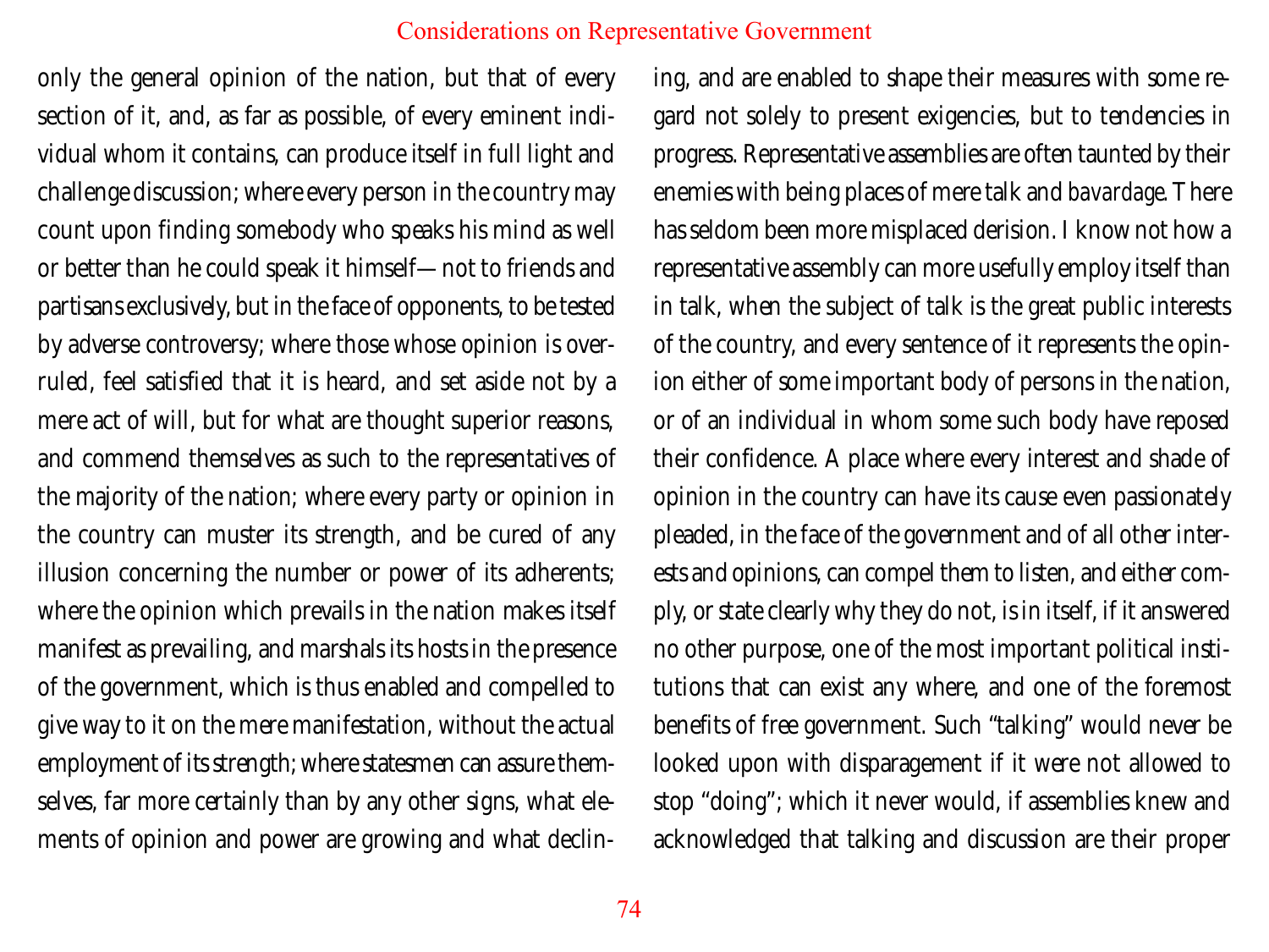only the general opinion of the nation, but that of every section of it, and, as far as possible, of every eminent individual whom it contains, can produce itself in full light and challenge discussion; where every person in the country may count upon finding somebody who speaks his mind as well or better than he could speak it himself—not to friends and partisans exclusively, but in the face of opponents, to be tested by adverse controversy; where those whose opinion is overruled, feel satisfied that it is heard, and set aside not by a mere act of will, but for what are thought superior reasons, and commend themselves as such to the representatives of the majority of the nation; where every party or opinion in the country can muster its strength, and be cured of any illusion concerning the number or power of its adherents; where the opinion which prevails in the nation makes itself manifest as prevailing, and marshals its hosts in the presence of the government, which is thus enabled and compelled to give way to it on the mere manifestation, without the actual employment of its strength; where statesmen can assure themselves, far more certainly than by any other signs, what elements of opinion and power are growing and what declining, and are enabled to shape their measures with some regard not solely to present exigencies, but to tendencies in progress. Representative assemblies are often taunted by their enemies with being places of mere talk and *bavardage*. There has seldom been more misplaced derision. I know not how a representative assembly can more usefully employ itself than in talk, when the subject of talk is the great public interests of the country, and every sentence of it represents the opinion either of some important body of persons in the nation, or of an individual in whom some such body have reposed their confidence. A place where every interest and shade of opinion in the country can have its cause even passionately pleaded, in the face of the government and of all other interests and opinions, can compel them to listen, and either comply, or state clearly why they do not, is in itself, if it answered no other purpose, one of the most important political institutions that can exist any where, and one of the foremost benefits of free government. Such "talking" would never be looked upon with disparagement if it were not allowed to stop "doing"; which it never would, if assemblies knew and acknowledged that talking and discussion are their proper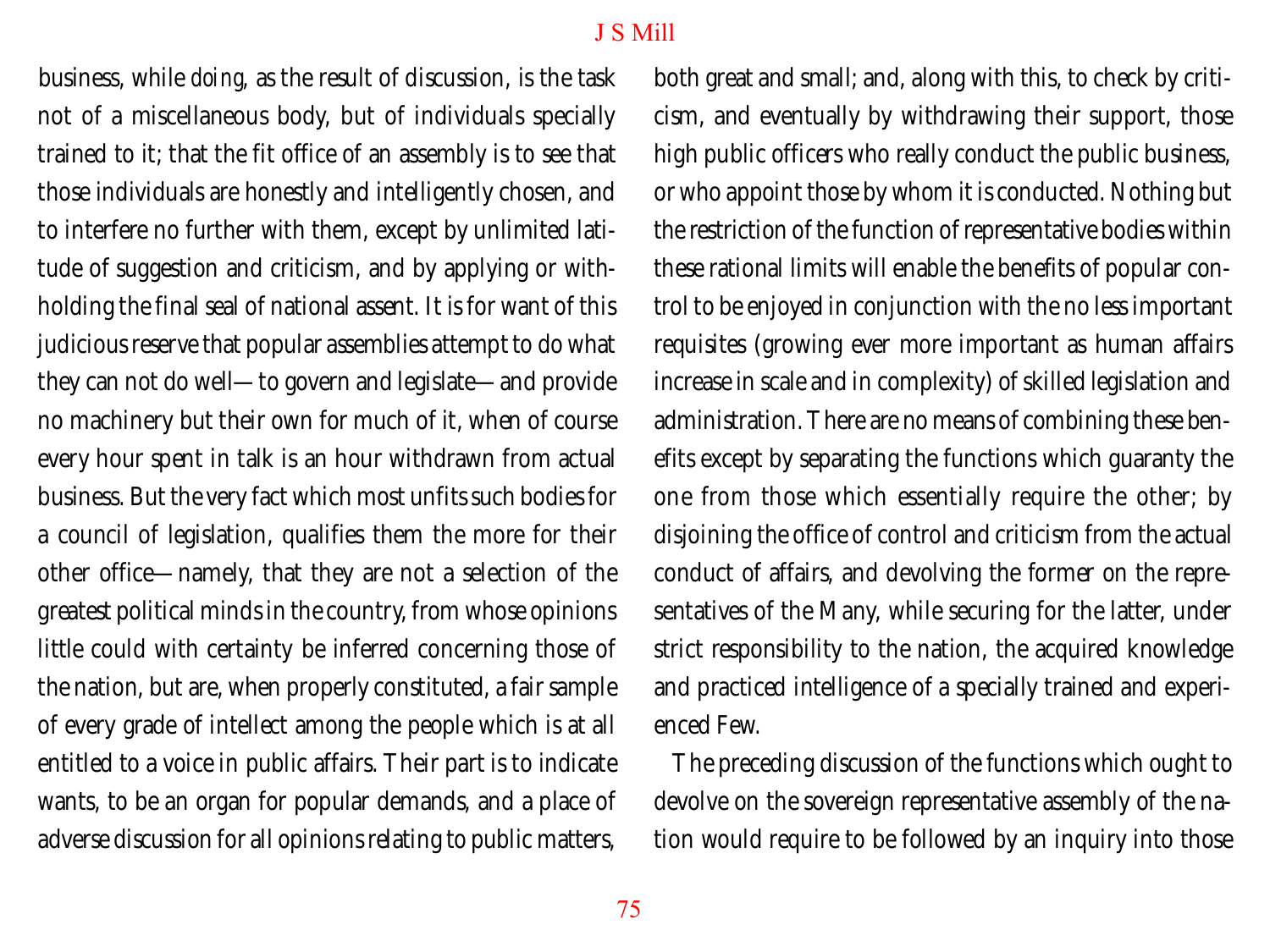business, while *doing*, as the result of discussion, is the task not of a miscellaneous body, but of individuals specially trained to it; that the fit office of an assembly is to see that those individuals are honestly and intelligently chosen, and to interfere no further with them, except by unlimited latitude of suggestion and criticism, and by applying or withholding the final seal of national assent. It is for want of this judicious reserve that popular assemblies attempt to do what they can not do well—to govern and legislate—and provide no machinery but their own for much of it, when of course every hour spent in talk is an hour withdrawn from actual business. But the very fact which most unfits such bodies for a council of legislation, qualifies them the more for their other office—namely, that they are not a selection of the greatest political minds in the country, from whose opinions little could with certainty be inferred concerning those of the nation, but are, when properly constituted, a fair sample of every grade of intellect among the people which is at all entitled to a voice in public affairs. Their part is to indicate wants, to be an organ for popular demands, and a place of adverse discussion for all opinions relating to public matters, both great and small; and, along with this, to check by criticism, and eventually by withdrawing their support, those high public officers who really conduct the public business, or who appoint those by whom it is conducted. Nothing but the restriction of the function of representative bodies within these rational limits will enable the benefits of popular control to be enjoyed in conjunction with the no less important requisites (growing ever more important as human affairs increase in scale and in complexity) of skilled legislation and administration. There are no means of combining these benefits except by separating the functions which guaranty the one from those which essentially require the other; by disjoining the office of control and criticism from the actual conduct of affairs, and devolving the former on the representatives of the Many, while securing for the latter, under strict responsibility to the nation, the acquired knowledge and practiced intelligence of a specially trained and experienced Few.

The preceding discussion of the functions which ought to devolve on the sovereign representative assembly of the nation would require to be followed by an inquiry into those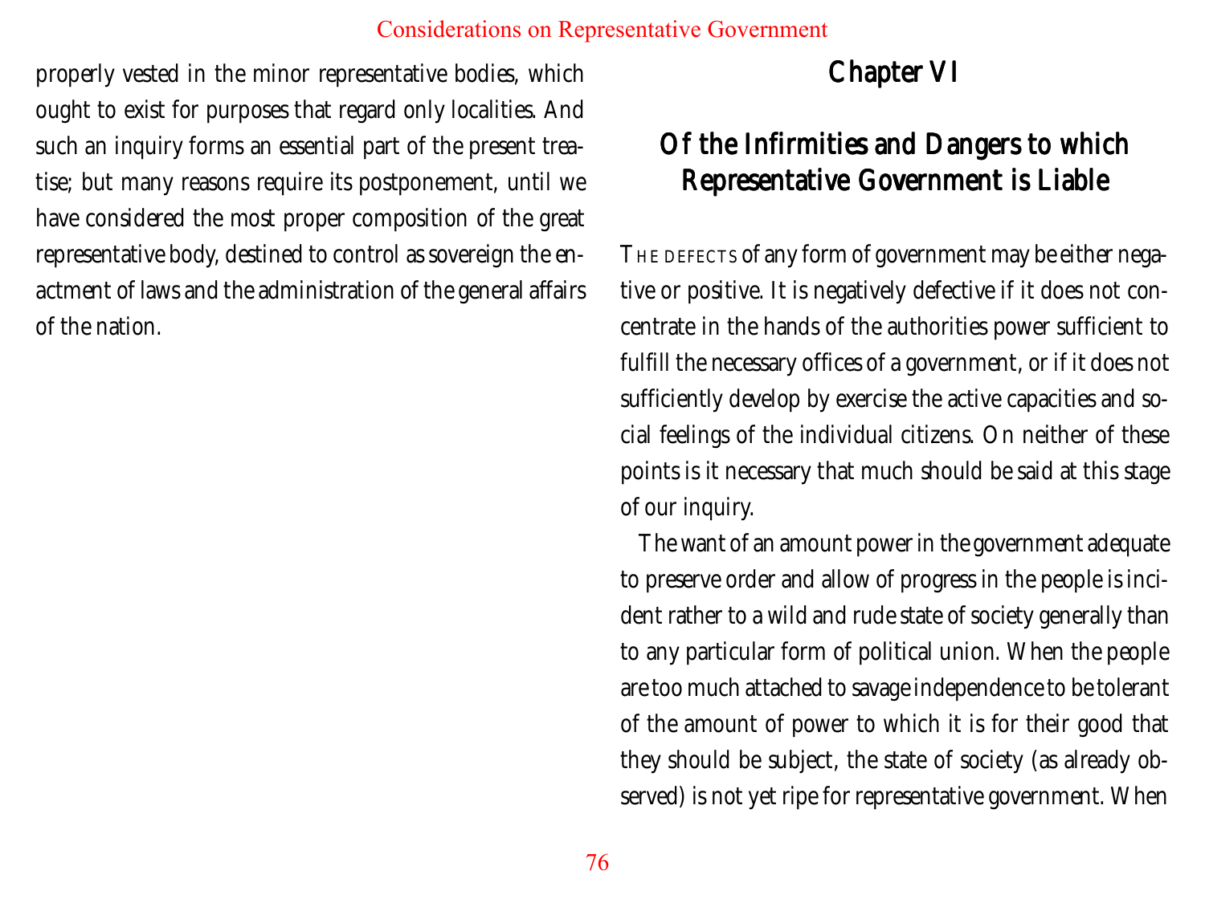properly vested in the minor representative bodies, which ought to exist for purposes that regard only localities. And such an inquiry forms an essential part of the present treatise; but many reasons require its postponement, until we have considered the most proper composition of the great representative body, destined to control as sovereign the enactment of laws and the administration of the general affairs of the nation.

## Chapter VI

## Of the Infirmities and Dangers to which Representative Government is Liable

THE DEFECTS of any form of government may be either negative or positive. It is negatively defective if it does not concentrate in the hands of the authorities power sufficient to fulfill the necessary offices of a government, or if it does not sufficiently develop by exercise the active capacities and social feelings of the individual citizens. On neither of these points is it necessary that much should be said at this stage of our inquiry.

The want of an amount power in the government adequate to preserve order and allow of progress in the people is incident rather to a wild and rude state of society generally than to any particular form of political union. When the people are too much attached to savage independence to be tolerant of the amount of power to which it is for their good that they should be subject, the state of society (as already observed) is not yet ripe for representative government. When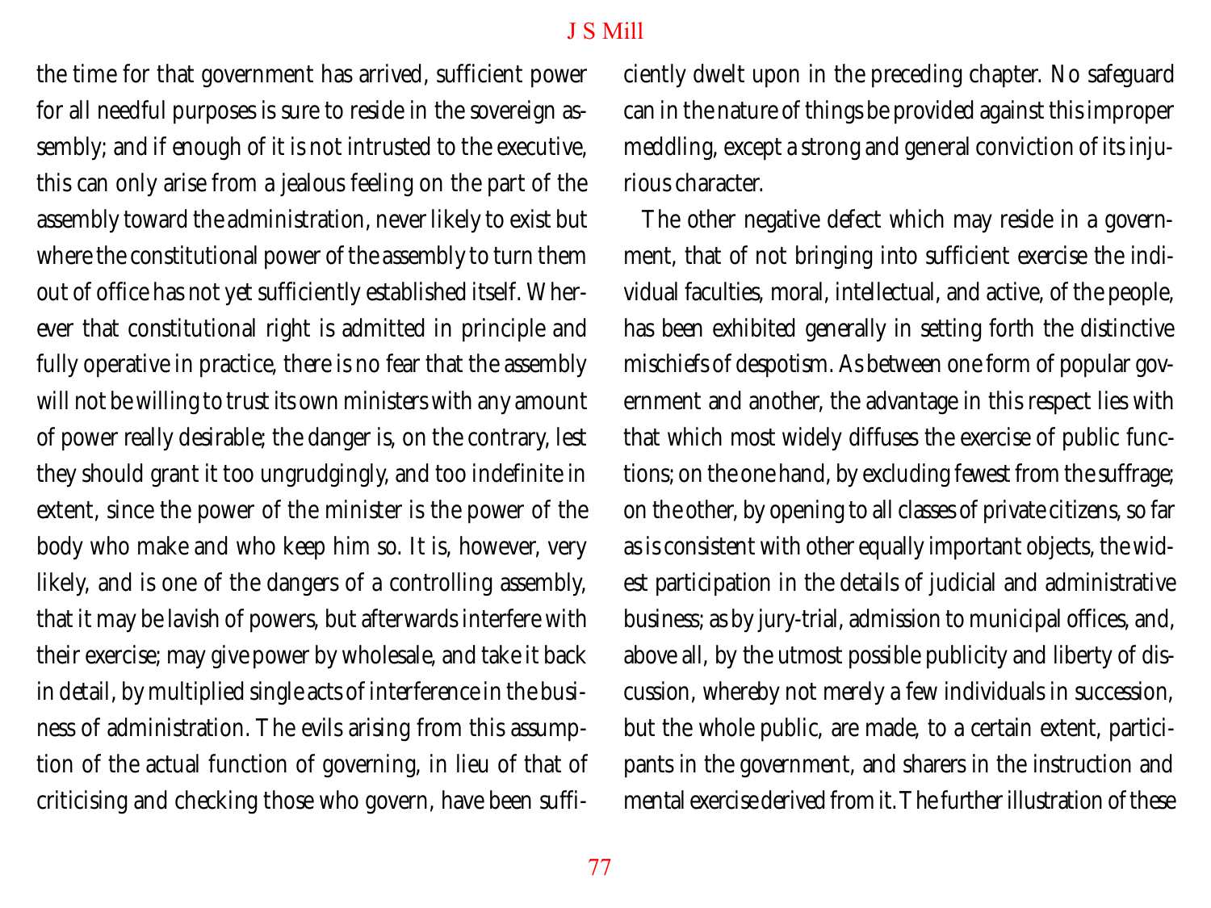the time for that government has arrived, sufficient power for all needful purposes is sure to reside in the sovereign assembly; and if enough of it is not intrusted to the executive, this can only arise from a jealous feeling on the part of the assembly toward the administration, never likely to exist but where the constitutional power of the assembly to turn them out of office has not yet sufficiently established itself. Wherever that constitutional right is admitted in principle and fully operative in practice, there is no fear that the assembly will not be willing to trust its own ministers with any amount of power really desirable; the danger is, on the contrary, lest they should grant it too ungrudgingly, and too indefinite in extent, since the power of the minister is the power of the body who make and who keep him so. It is, however, very likely, and is one of the dangers of a controlling assembly, that it may be lavish of powers, but afterwards interfere with their exercise; may give power by wholesale, and take it back in detail, by multiplied single acts of interference in the business of administration. The evils arising from this assumption of the actual function of governing, in lieu of that of criticising and checking those who govern, have been sufficiently dwelt upon in the preceding chapter. No safeguard can in the nature of things be provided against this improper meddling, except a strong and general conviction of its injurious character.

The other negative defect which may reside in a government, that of not bringing into sufficient exercise the individual faculties, moral, intellectual, and active, of the people, has been exhibited generally in setting forth the distinctive mischiefs of despotism. As between one form of popular government and another, the advantage in this respect lies with that which most widely diffuses the exercise of public functions; on the one hand, by excluding fewest from the suffrage; on the other, by opening to all classes of private citizens, so far as is consistent with other equally important objects, the widest participation in the details of judicial and administrative business; as by jury-trial, admission to municipal offices, and, above all, by the utmost possible publicity and liberty of discussion, whereby not merely a few individuals in succession, but the whole public, are made, to a certain extent, participants in the government, and sharers in the instruction and mental exercise derived from it. The further illustration of these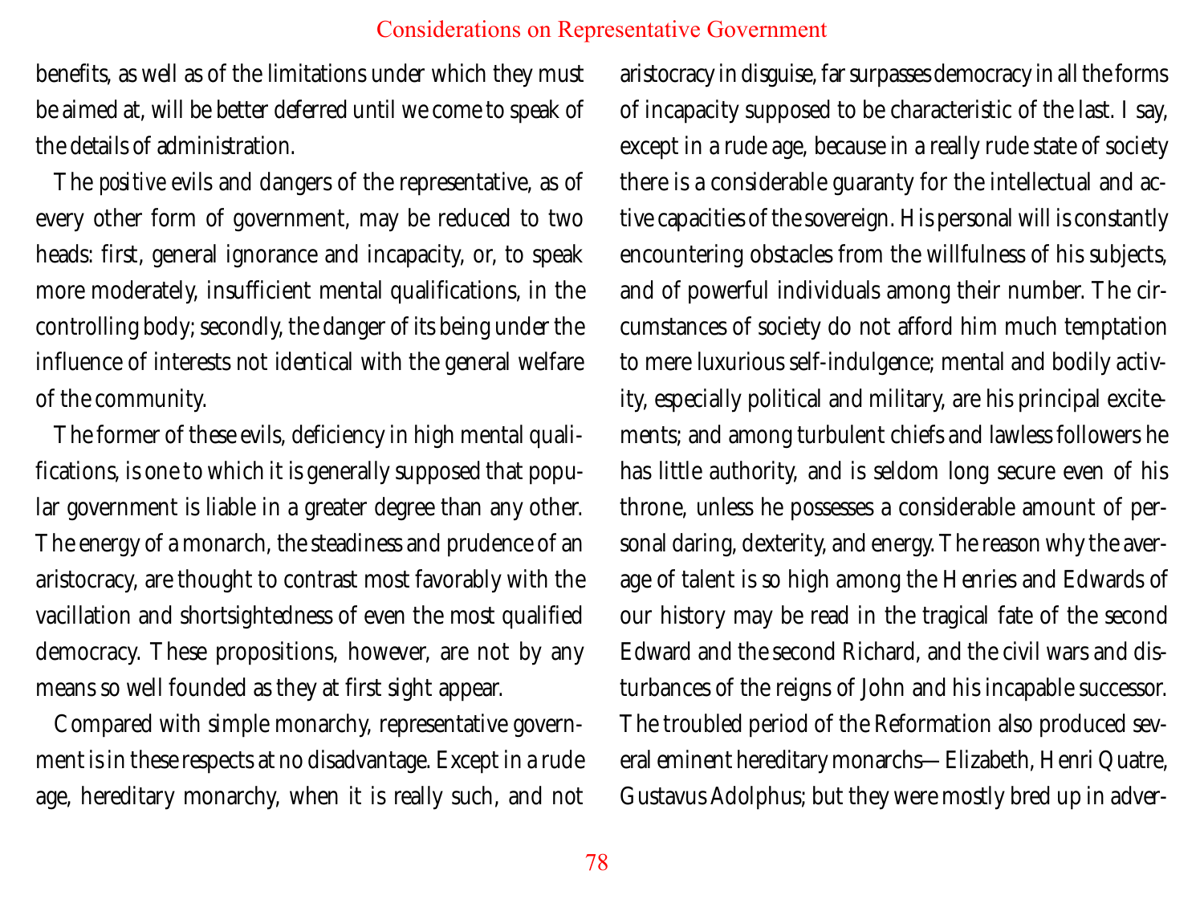benefits, as well as of the limitations under which they must be aimed at, will be better deferred until we come to speak of the details of administration.

The *positive* evils and dangers of the representative, as of every other form of government, may be reduced to two heads: first, general ignorance and incapacity, or, to speak more moderately, insufficient mental qualifications, in the controlling body; secondly, the danger of its being under the influence of interests not identical with the general welfare of the community.

The former of these evils, deficiency in high mental qualifications, is one to which it is generally supposed that popular government is liable in a greater degree than any other. The energy of a monarch, the steadiness and prudence of an aristocracy, are thought to contrast most favorably with the vacillation and shortsightedness of even the most qualified democracy. These propositions, however, are not by any means so well founded as they at first sight appear.

Compared with simple monarchy, representative government is in these respects at no disadvantage. Except in a rude age, hereditary monarchy, when it is really such, and not aristocracy in disguise, far surpasses democracy in all the forms of incapacity supposed to be characteristic of the last. I say, except in a rude age, because in a really rude state of society there is a considerable guaranty for the intellectual and active capacities of the sovereign. His personal will is constantly encountering obstacles from the willfulness of his subjects, and of powerful individuals among their number. The circumstances of society do not afford him much temptation to mere luxurious self-indulgence; mental and bodily activity, especially political and military, are his principal excitements; and among turbulent chiefs and lawless followers he has little authority, and is seldom long secure even of his throne, unless he possesses a considerable amount of personal daring, dexterity, and energy. The reason why the average of talent is so high among the Henries and Edwards of our history may be read in the tragical fate of the second Edward and the second Richard, and the civil wars and disturbances of the reigns of John and his incapable successor. The troubled period of the Reformation also produced several eminent hereditary monarchs—Elizabeth, Henri Quatre, Gustavus Adolphus; but they were mostly bred up in adver-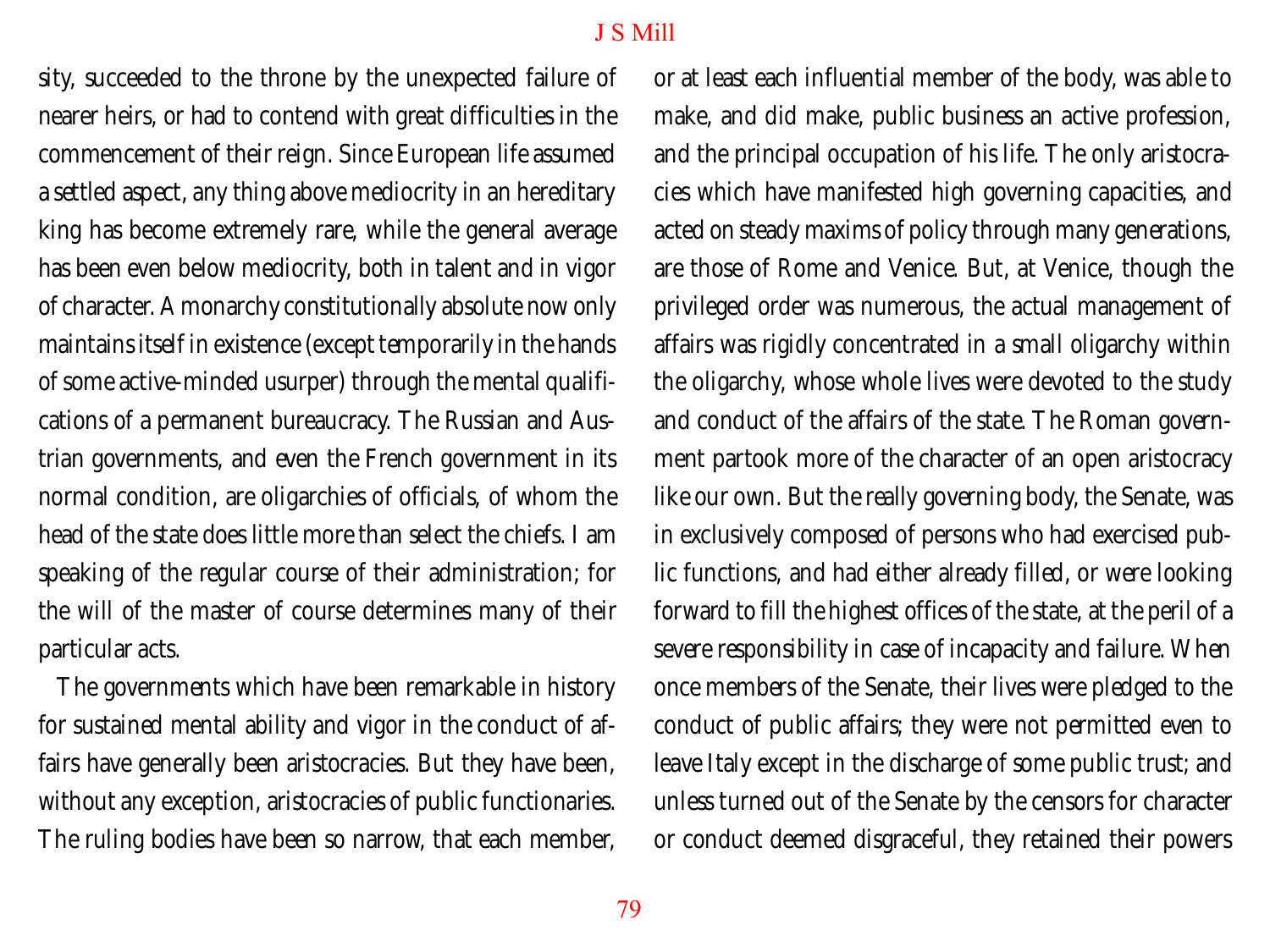sity, succeeded to the throne by the unexpected failure of nearer heirs, or had to contend with great difficulties in the commencement of their reign. Since European life assumed a settled aspect, any thing above mediocrity in an hereditary king has become extremely rare, while the general average has been even below mediocrity, both in talent and in vigor of character. A monarchy constitutionally absolute now only maintains itself in existence (except temporarily in the hands of some active-minded usurper) through the mental qualifications of a permanent bureaucracy. The Russian and Austrian governments, and even the French government in its normal condition, are oligarchies of officials, of whom the head of the state does little more than select the chiefs. I am speaking of the regular course of their administration; for the will of the master of course determines many of their particular acts.

The governments which have been remarkable in history for sustained mental ability and vigor in the conduct of affairs have generally been aristocracies. But they have been, without any exception, aristocracies of public functionaries. The ruling bodies have been so narrow, that each member, or at least each influential member of the body, was able to make, and did make, public business an active profession, and the principal occupation of his life. The only aristocracies which have manifested high governing capacities, and acted on steady maxims of policy through many generations, are those of Rome and Venice. But, at Venice, though the privileged order was numerous, the actual management of affairs was rigidly concentrated in a small oligarchy within the oligarchy, whose whole lives were devoted to the study and conduct of the affairs of the state. The Roman government partook more of the character of an open aristocracy like our own. But the really governing body, the Senate, was in exclusively composed of persons who had exercised public functions, and had either already filled, or were looking forward to fill the highest offices of the state, at the peril of a severe responsibility in case of incapacity and failure. When once members of the Senate, their lives were pledged to the conduct of public affairs; they were not permitted even to leave Italy except in the discharge of some public trust; and unless turned out of the Senate by the censors for character or conduct deemed disgraceful, they retained their powers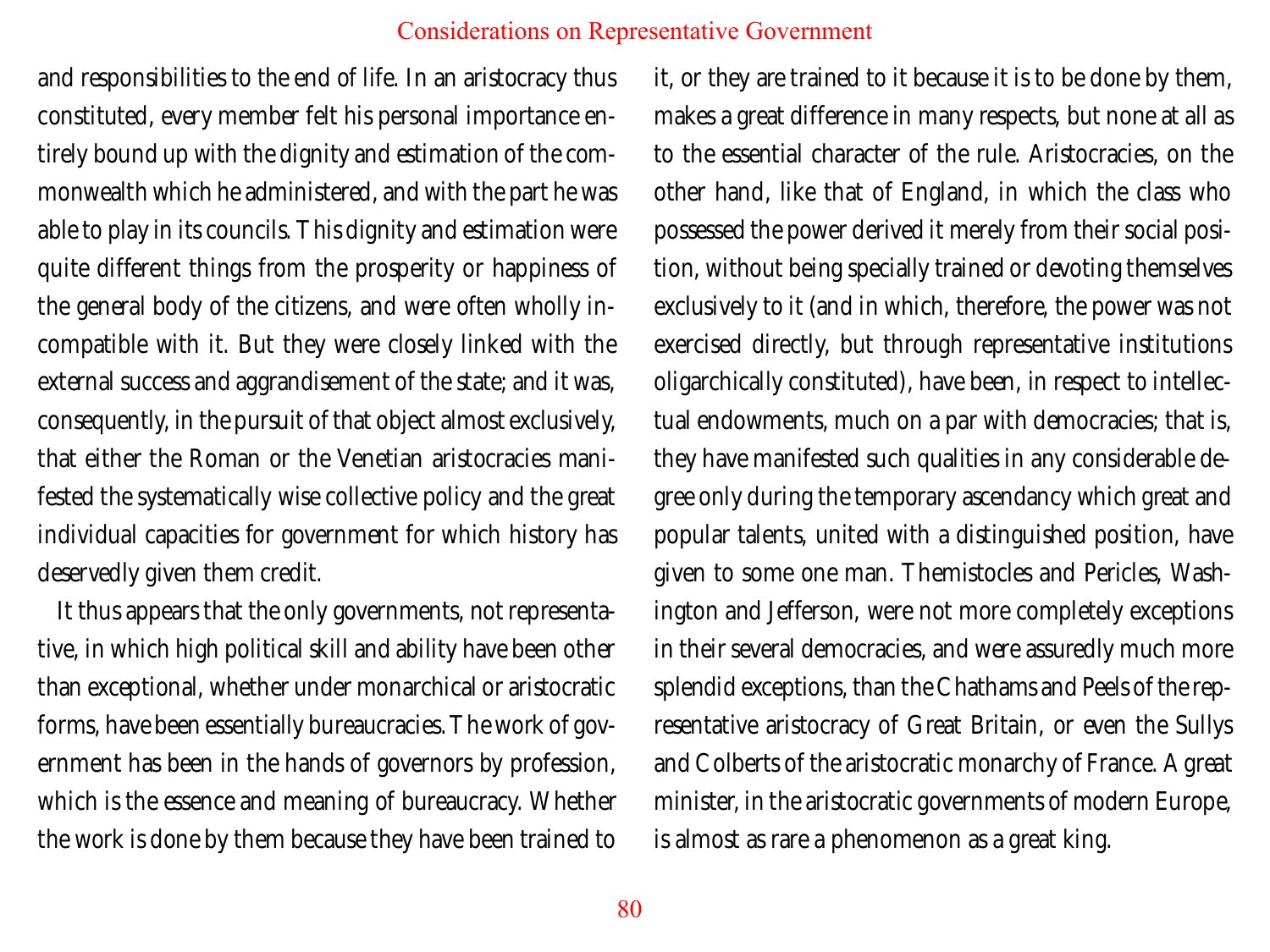and responsibilities to the end of life. In an aristocracy thus constituted, every member felt his personal importance entirely bound up with the dignity and estimation of the commonwealth which he administered, and with the part he was able to play in its councils. This dignity and estimation were quite different things from the prosperity or happiness of the general body of the citizens, and were often wholly incompatible with it. But they were closely linked with the external success and aggrandisement of the state; and it was, consequently, in the pursuit of that object almost exclusively, that either the Roman or the Venetian aristocracies manifested the systematically wise collective policy and the great individual capacities for government for which history has deservedly given them credit.

It thus appears that the only governments, not representative, in which high political skill and ability have been other than exceptional, whether under monarchical or aristocratic forms, have been essentially bureaucracies. The work of government has been in the hands of governors by profession, which is the essence and meaning of bureaucracy. Whether the work is done by them because they have been trained to it, or they are trained to it because it is to be done by them, makes a great difference in many respects, but none at all as to the essential character of the rule. Aristocracies, on the other hand, like that of England, in which the class who possessed the power derived it merely from their social position, without being specially trained or devoting themselves exclusively to it (and in which, therefore, the power was not exercised directly, but through representative institutions oligarchically constituted), have been, in respect to intellectual endowments, much on a par with democracies; that is, they have manifested such qualities in any considerable degree only during the temporary ascendancy which great and popular talents, united with a distinguished position, have given to some one man. Themistocles and Pericles, Washington and Jefferson, were not more completely exceptions in their several democracies, and were assuredly much more splendid exceptions, than the Chathams and Peels of the representative aristocracy of Great Britain, or even the Sullys and Colberts of the aristocratic monarchy of France. A great minister, in the aristocratic governments of modern Europe, is almost as rare a phenomenon as a great king.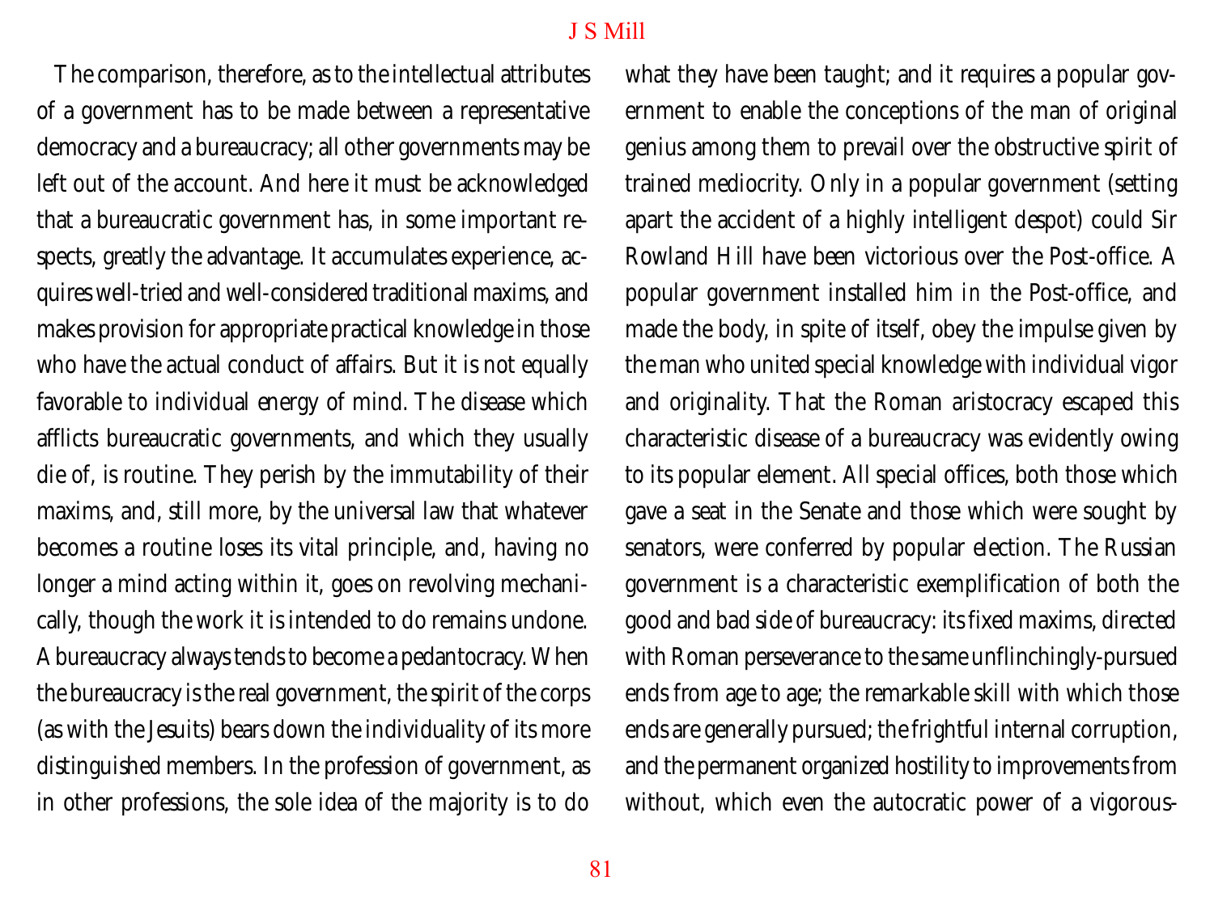The comparison, therefore, as to the intellectual attributes of a government has to be made between a representative democracy and a bureaucracy; all other governments may be left out of the account. And here it must be acknowledged that a bureaucratic government has, in some important respects, greatly the advantage. It accumulates experience, acquires well-tried and well-considered traditional maxims, and makes provision for appropriate practical knowledge in those who have the actual conduct of affairs. But it is not equally favorable to individual energy of mind. The disease which afflicts bureaucratic governments, and which they usually die of, is routine. They perish by the immutability of their maxims, and, still more, by the universal law that whatever becomes a routine loses its vital principle, and, having no longer a mind acting within it, goes on revolving mechanically, though the work it is intended to do remains undone. A bureaucracy always tends to become a pedantocracy. When the bureaucracy is the real government, the spirit of the corps (as with the Jesuits) bears down the individuality of its more distinguished members. In the profession of government, as in other professions, the sole idea of the majority is to do what they have been taught; and it requires a popular government to enable the conceptions of the man of original genius among them to prevail over the obstructive spirit of trained mediocrity. Only in a popular government (setting apart the accident of a highly intelligent despot) could Sir Rowland Hill have been victorious over the Post-office. A popular government installed him in the Post-office, and made the body, in spite of itself, obey the impulse given by the man who united special knowledge with individual vigor and originality. That the Roman aristocracy escaped this characteristic disease of a bureaucracy was evidently owing to its popular element. All special offices, both those which gave a seat in the Senate and those which were sought by senators, were conferred by popular election. The Russian government is a characteristic exemplification of both the good and bad side of bureaucracy: its fixed maxims, directed with Roman perseverance to the same unflinchingly-pursued ends from age to age; the remarkable skill with which those ends are generally pursued; the frightful internal corruption, and the permanent organized hostility to improvements from without, which even the autocratic power of a vigorous-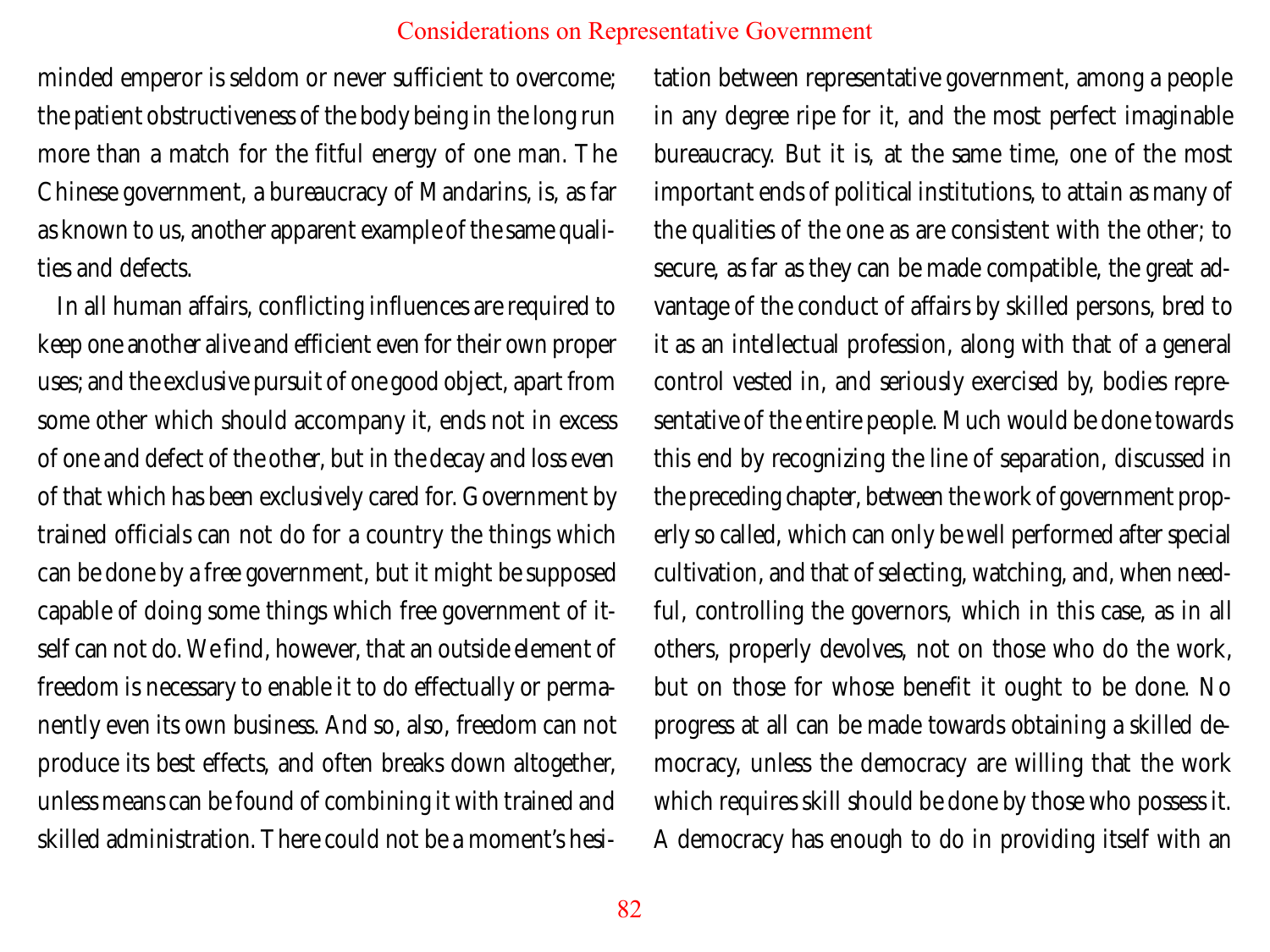minded emperor is seldom or never sufficient to overcome; the patient obstructiveness of the body being in the long run more than a match for the fitful energy of one man. The Chinese government, a bureaucracy of Mandarins, is, as far as known to us, another apparent example of the same qualities and defects.

In all human affairs, conflicting influences are required to keep one another alive and efficient even for their own proper uses; and the exclusive pursuit of one good object, apart from some other which should accompany it, ends not in excess of one and defect of the other, but in the decay and loss even of that which has been exclusively cared for. Government by trained officials can not do for a country the things which can be done by a free government, but it might be supposed capable of doing some things which free government of itself can not do. We find, however, that an outside element of freedom is necessary to enable it to do effectually or permanently even its own business. And so, also, freedom can not produce its best effects, and often breaks down altogether, unless means can be found of combining it with trained and skilled administration. There could not be a moment's hesitation between representative government, among a people in any degree ripe for it, and the most perfect imaginable bureaucracy. But it is, at the same time, one of the most important ends of political institutions, to attain as many of the qualities of the one as are consistent with the other; to secure, as far as they can be made compatible, the great advantage of the conduct of affairs by skilled persons, bred to it as an intellectual profession, along with that of a general control vested in, and seriously exercised by, bodies representative of the entire people. Much would be done towards this end by recognizing the line of separation, discussed in the preceding chapter, between the work of government properly so called, which can only be well performed after special cultivation, and that of selecting, watching, and, when needful, controlling the governors, which in this case, as in all others, properly devolves, not on those who do the work, but on those for whose benefit it ought to be done. No progress at all can be made towards obtaining a skilled democracy, unless the democracy are willing that the work which requires skill should be done by those who possess it. A democracy has enough to do in providing itself with an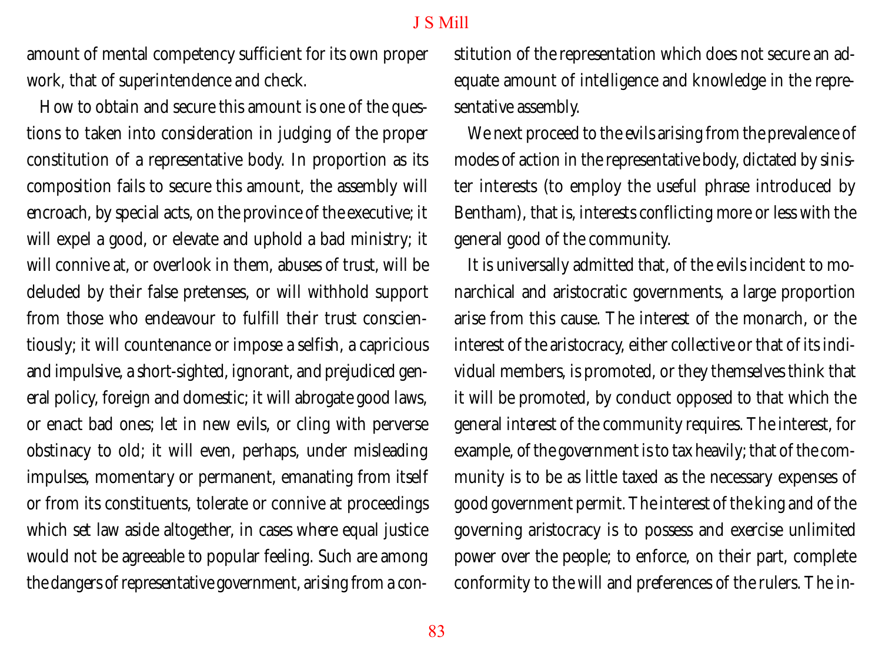amount of mental competency sufficient for its own proper work, that of superintendence and check.

How to obtain and secure this amount is one of the questions to taken into consideration in judging of the proper constitution of a representative body. In proportion as its composition fails to secure this amount, the assembly will encroach, by special acts, on the province of the executive; it will expel a good, or elevate and uphold a bad ministry; it will connive at, or overlook in them, abuses of trust, will be deluded by their false pretenses, or will withhold support from those who endeavour to fulfill their trust conscientiously; it will countenance or impose a selfish, a capricious and impulsive, a short-sighted, ignorant, and prejudiced general policy, foreign and domestic; it will abrogate good laws, or enact bad ones; let in new evils, or cling with perverse obstinacy to old; it will even, perhaps, under misleading impulses, momentary or permanent, emanating from itself or from its constituents, tolerate or connive at proceedings which set law aside altogether, in cases where equal justice would not be agreeable to popular feeling. Such are among the dangers of representative government, arising from a constitution of the representation which does not secure an adequate amount of intelligence and knowledge in the representative assembly.

We next proceed to the evils arising from the prevalence of modes of action in the representative body, dictated by sinister interests (to employ the useful phrase introduced by Bentham), that is, interests conflicting more or less with the general good of the community.

It is universally admitted that, of the evils incident to monarchical and aristocratic governments, a large proportion arise from this cause. The interest of the monarch, or the interest of the aristocracy, either collective or that of its individual members, is promoted, or they themselves think that it will be promoted, by conduct opposed to that which the general interest of the community requires. The interest, for example, of the government is to tax heavily; that of the community is to be as little taxed as the necessary expenses of good government permit. The interest of the king and of the governing aristocracy is to possess and exercise unlimited power over the people; to enforce, on their part, complete conformity to the will and preferences of the rulers. The in-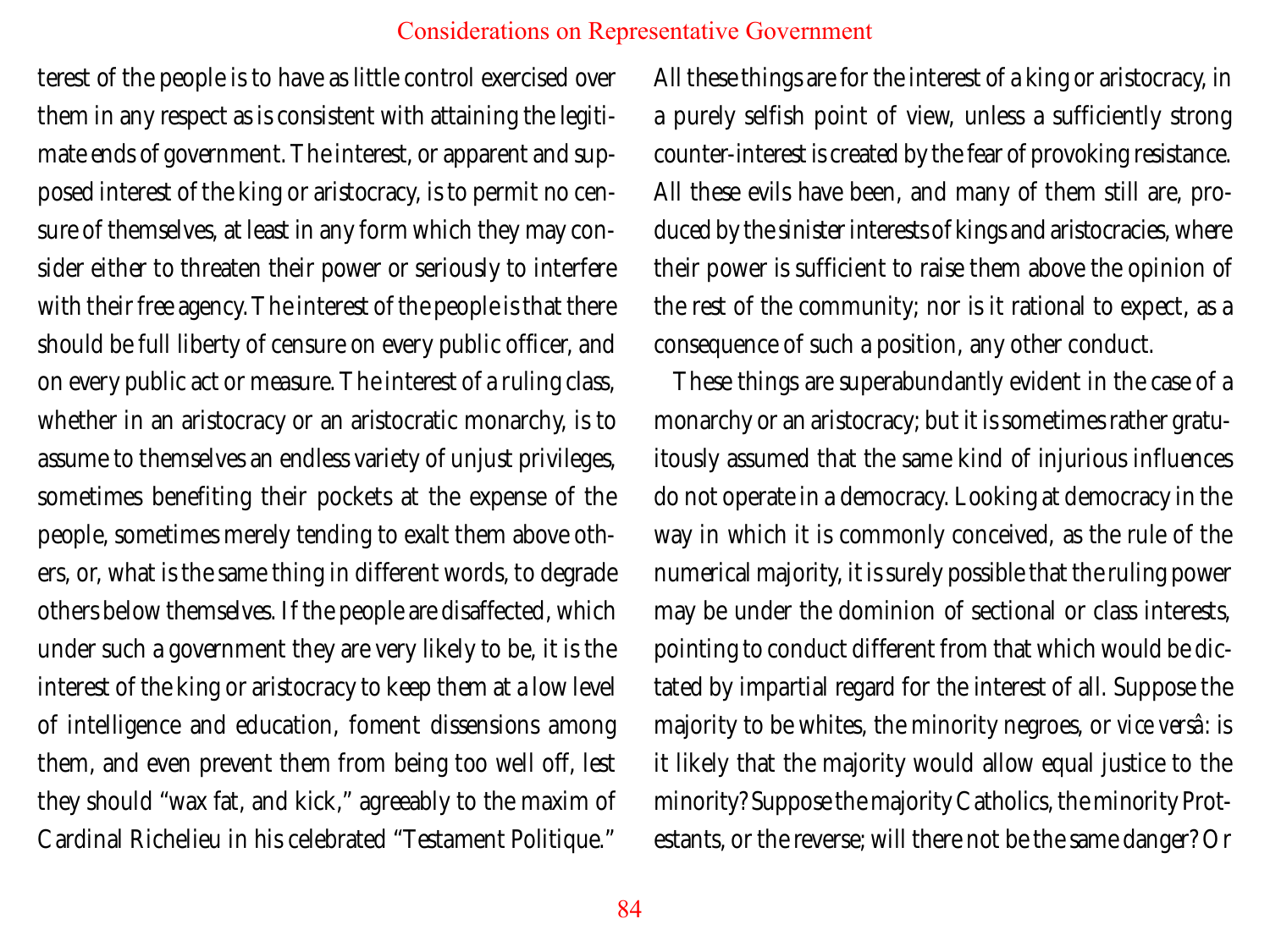terest of the people is to have as little control exercised over them in any respect as is consistent with attaining the legitimate ends of government. The interest, or apparent and supposed interest of the king or aristocracy, is to permit no censure of themselves, at least in any form which they may consider either to threaten their power or seriously to interfere with their free agency. The interest of the people is that there should be full liberty of censure on every public officer, and on every public act or measure. The interest of a ruling class, whether in an aristocracy or an aristocratic monarchy, is to assume to themselves an endless variety of unjust privileges, sometimes benefiting their pockets at the expense of the people, sometimes merely tending to exalt them above others, or, what is the same thing in different words, to degrade others below themselves. If the people are disaffected, which under such a government they are very likely to be, it is the interest of the king or aristocracy to keep them at a low level of intelligence and education, foment dissensions among them, and even prevent them from being too well off, lest they should "wax fat, and kick," agreeably to the maxim of Cardinal Richelieu in his celebrated "Testament Politique." All these things are for the interest of a king or aristocracy, in a purely selfish point of view, unless a sufficiently strong counter-interest is created by the fear of provoking resistance. All these evils have been, and many of them still are, produced by the sinister interests of kings and aristocracies, where their power is sufficient to raise them above the opinion of the rest of the community; nor is it rational to expect, as a consequence of such a position, any other conduct.

These things are superabundantly evident in the case of a monarchy or an aristocracy; but it is sometimes rather gratuitously assumed that the same kind of injurious influences do not operate in a democracy. Looking at democracy in the way in which it is commonly conceived, as the rule of the numerical majority, it is surely possible that the ruling power may be under the dominion of sectional or class interests, pointing to conduct different from that which would be dictated by impartial regard for the interest of all. Suppose the majority to be whites, the minority negroes, or *vice versâ*: is it likely that the majority would allow equal justice to the minority? Suppose the majority Catholics, the minority Protestants, or the reverse; will there not be the same danger? Or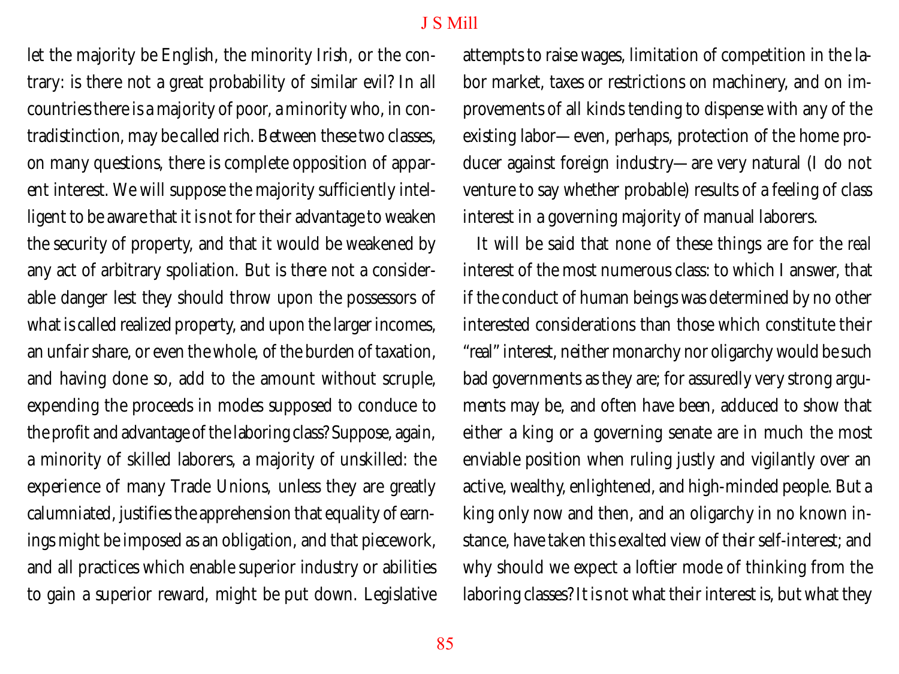let the majority be English, the minority Irish, or the contrary: is there not a great probability of similar evil? In all countries there is a majority of poor, a minority who, in contradistinction, may be called rich. Between these two classes, on many questions, there is complete opposition of apparent interest. We will suppose the majority sufficiently intelligent to be aware that it is not for their advantage to weaken the security of property, and that it would be weakened by any act of arbitrary spoliation. But is there not a considerable danger lest they should throw upon the possessors of what is called realized property, and upon the larger incomes, an unfair share, or even the whole, of the burden of taxation, and having done so, add to the amount without scruple, expending the proceeds in modes supposed to conduce to the profit and advantage of the laboring class? Suppose, again, a minority of skilled laborers, a majority of unskilled: the experience of many Trade Unions, unless they are greatly calumniated, justifies the apprehension that equality of earnings might be imposed as an obligation, and that piecework, and all practices which enable superior industry or abilities to gain a superior reward, might be put down. Legislative attempts to raise wages, limitation of competition in the labor market, taxes or restrictions on machinery, and on improvements of all kinds tending to dispense with any of the existing labor—even, perhaps, protection of the home producer against foreign industry—are very natural (I do not venture to say whether probable) results of a feeling of class interest in a governing majority of manual laborers.

It will be said that none of these things are for the *real* interest of the most numerous class: to which I answer, that if the conduct of human beings was determined by no other interested considerations than those which constitute their "real" interest, neither monarchy nor oligarchy would be such bad governments as they are; for assuredly very strong arguments may be, and often have been, adduced to show that either a king or a governing senate are in much the most enviable position when ruling justly and vigilantly over an active, wealthy, enlightened, and high-minded people. But a king only now and then, and an oligarchy in no known instance, have taken this exalted view of their self-interest; and why should we expect a loftier mode of thinking from the laboring classes? It is not what their interest is, but what they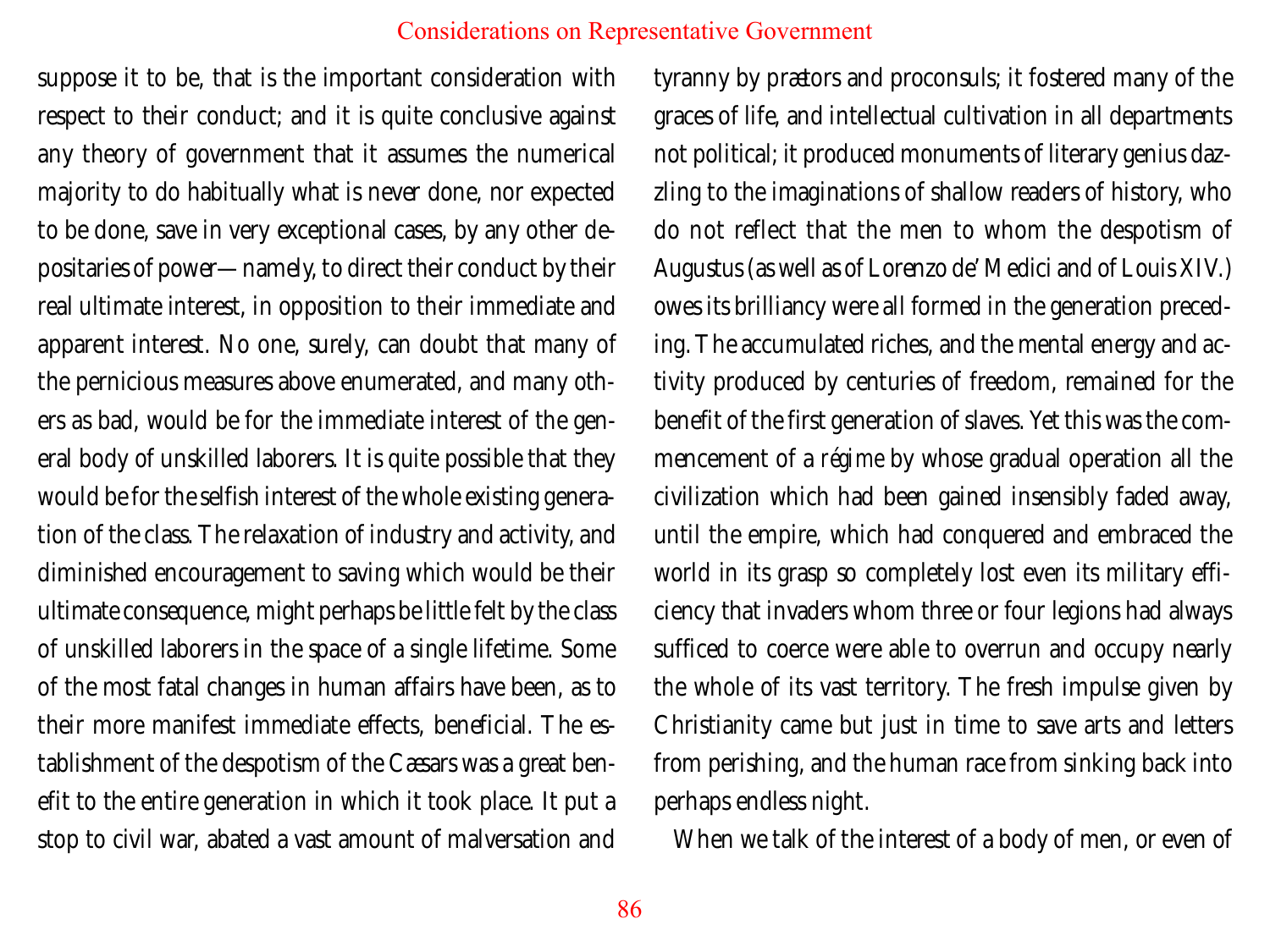suppose it to be, that is the important consideration with respect to their conduct; and it is quite conclusive against any theory of government that it assumes the numerical majority to do habitually what is never done, nor expected to be done, save in very exceptional cases, by any other depositaries of power—namely, to direct their conduct by their real ultimate interest, in opposition to their immediate and apparent interest. No one, surely, can doubt that many of the pernicious measures above enumerated, and many others as bad, would be for the immediate interest of the general body of unskilled laborers. It is quite possible that they would be for the selfish interest of the whole existing generation of the class. The relaxation of industry and activity, and diminished encouragement to saving which would be their ultimate consequence, might perhaps be little felt by the class of unskilled laborers in the space of a single lifetime. Some of the most fatal changes in human affairs have been, as to their more manifest immediate effects, beneficial. The establishment of the despotism of the Cæsars was a great benefit to the entire generation in which it took place. It put a stop to civil war, abated a vast amount of malversation and tyranny by prætors and proconsuls; it fostered many of the graces of life, and intellectual cultivation in all departments not political; it produced monuments of literary genius dazzling to the imaginations of shallow readers of history, who do not reflect that the men to whom the despotism of Augustus (as well as of Lorenzo de' Medici and of Louis XIV.) owes its brilliancy were all formed in the generation preceding. The accumulated riches, and the mental energy and activity produced by centuries of freedom, remained for the benefit of the first generation of slaves. Yet this was the commencement of a *régime* by whose gradual operation all the civilization which had been gained insensibly faded away, until the empire, which had conquered and embraced the world in its grasp so completely lost even its military efficiency that invaders whom three or four legions had always sufficed to coerce were able to overrun and occupy nearly the whole of its vast territory. The fresh impulse given by Christianity came but just in time to save arts and letters from perishing, and the human race from sinking back into perhaps endless night.

When we talk of the interest of a body of men, or even of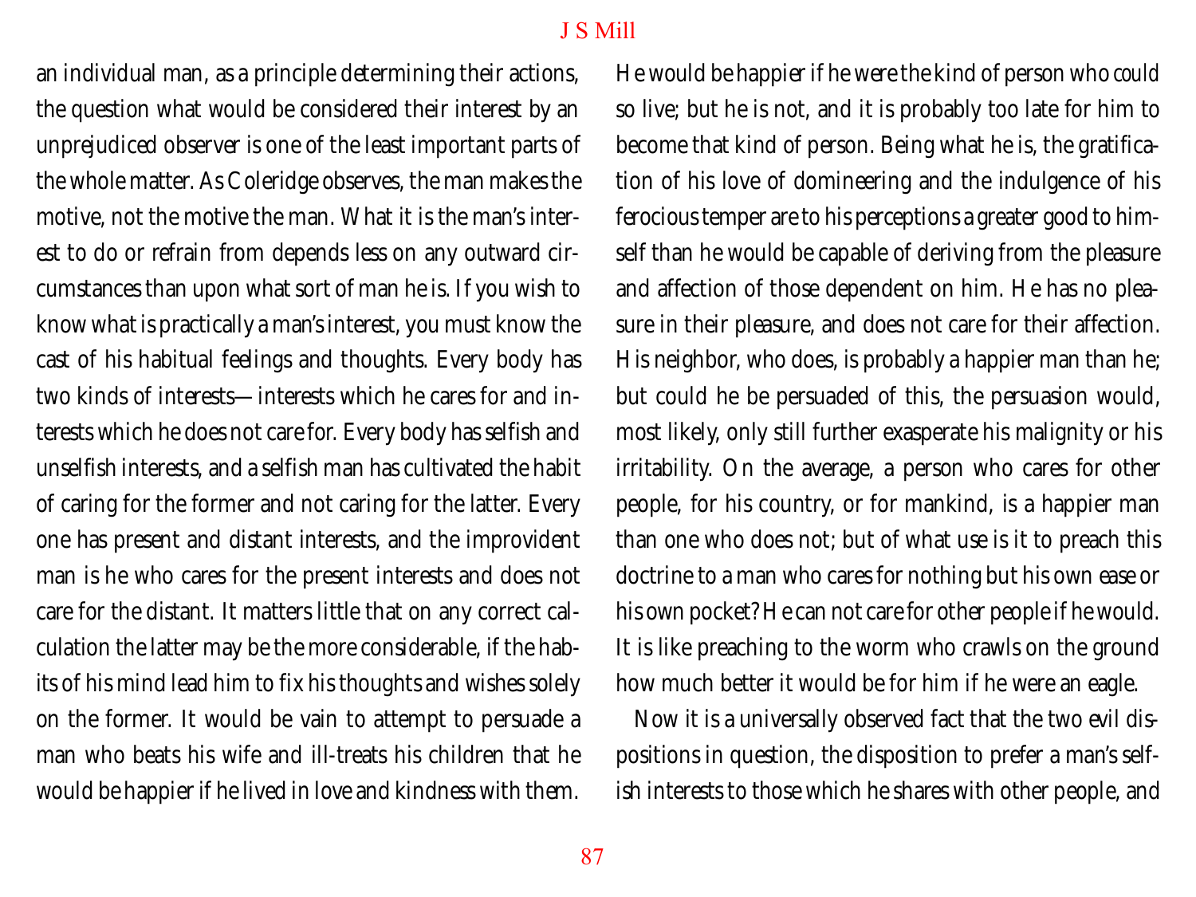an individual man, as a principle determining their actions, the question what would be considered their interest by an unprejudiced observer is one of the least important parts of the whole matter. As Coleridge observes, the man makes the motive, not the motive the man. What it is the man's interest to do or refrain from depends less on any outward circumstances than upon what sort of man he is. If you wish to know what is practically a man's interest, you must know the cast of his habitual feelings and thoughts. Every body has two kinds of interests—interests which he cares for and interests which he does not care for. Every body has selfish and unselfish interests, and a selfish man has cultivated the habit of caring for the former and not caring for the latter. Every one has present and distant interests, and the improvident man is he who cares for the present interests and does not care for the distant. It matters little that on any correct calculation the latter may be the more considerable, if the habits of his mind lead him to fix his thoughts and wishes solely on the former. It would be vain to attempt to persuade a man who beats his wife and ill-treats his children that he would be happier if he lived in love and kindness with them. He would be happier if he were the kind of person who *could* so live; but he is not, and it is probably too late for him to become that kind of person. Being what he is, the gratification of his love of domineering and the indulgence of his ferocious temper are to his perceptions a greater good to himself than he would be capable of deriving from the pleasure and affection of those dependent on him. He has no pleasure in their pleasure, and does not care for their affection. His neighbor, who does, is probably a happier man than he; but could he be persuaded of this, the persuasion would, most likely, only still further exasperate his malignity or his irritability. On the average, a person who cares for other people, for his country, or for mankind, is a happier man than one who does not; but of what use is it to preach this doctrine to a man who cares for nothing but his own ease or his own pocket? He can not care for other people if he would. It is like preaching to the worm who crawls on the ground how much better it would be for him if he were an eagle.

Now it is a universally observed fact that the two evil dispositions in question, the disposition to prefer a man's selfish interests to those which he shares with other people, and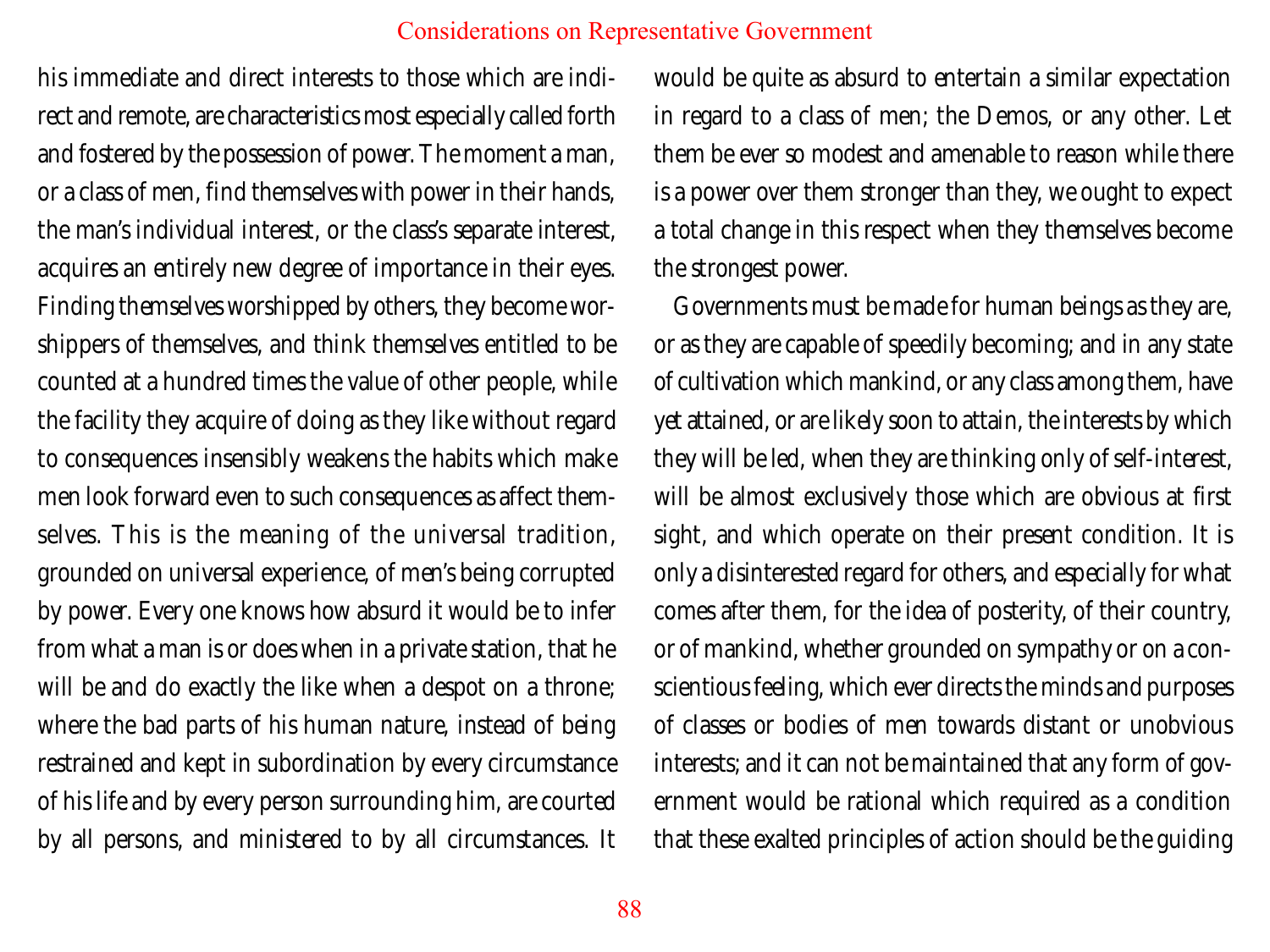his immediate and direct interests to those which are indirect and remote, are characteristics most especially called forth and fostered by the possession of power. The moment a man, or a class of men, find themselves with power in their hands, the man's individual interest, or the class's separate interest, acquires an entirely new degree of importance in their eyes. Finding themselves worshipped by others, they become worshippers of themselves, and think themselves entitled to be counted at a hundred times the value of other people, while the facility they acquire of doing as they like without regard to consequences insensibly weakens the habits which make men look forward even to such consequences as affect themselves. This is the meaning of the universal tradition, grounded on universal experience, of men's being corrupted by power. Every one knows how absurd it would be to infer from what a man is or does when in a private station, that he will be and do exactly the like when a despot on a throne; where the bad parts of his human nature, instead of being restrained and kept in subordination by every circumstance of his life and by every person surrounding him, are courted by all persons, and ministered to by all circumstances. It would be quite as absurd to entertain a similar expectation in regard to a class of men; the Demos, or any other. Let them be ever so modest and amenable to reason while there is a power over them stronger than they, we ought to expect a total change in this respect when they themselves become the strongest power.

Governments must be made for human beings as they are, or as they are capable of speedily becoming; and in any state of cultivation which mankind, or any class among them, have yet attained, or are likely soon to attain, the interests by which they will be led, when they are thinking only of self-interest, will be almost exclusively those which are obvious at first sight, and which operate on their present condition. It is only a disinterested regard for others, and especially for what comes after them, for the idea of posterity, of their country, or of mankind, whether grounded on sympathy or on a conscientious feeling, which ever directs the minds and purposes of classes or bodies of men towards distant or unobvious interests; and it can not be maintained that any form of government would be rational which required as a condition that these exalted principles of action should be the guiding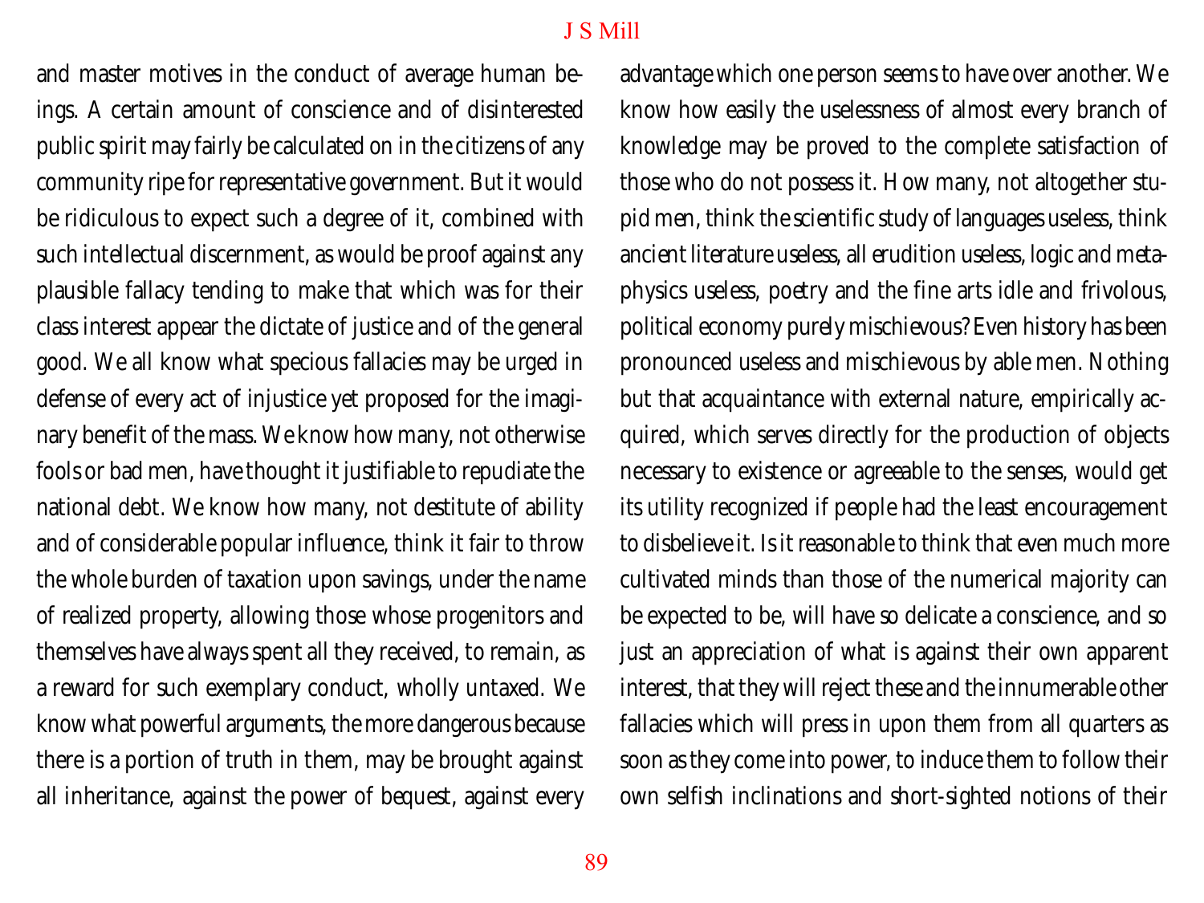and master motives in the conduct of average human beings. A certain amount of conscience and of disinterested public spirit may fairly be calculated on in the citizens of any community ripe for representative government. But it would be ridiculous to expect such a degree of it, combined with such intellectual discernment, as would be proof against any plausible fallacy tending to make that which was for their class interest appear the dictate of justice and of the general good. We all know what specious fallacies may be urged in defense of every act of injustice yet proposed for the imaginary benefit of the mass. We know how many, not otherwise fools or bad men, have thought it justifiable to repudiate the national debt. We know how many, not destitute of ability and of considerable popular influence, think it fair to throw the whole burden of taxation upon savings, under the name of realized property, allowing those whose progenitors and themselves have always spent all they received, to remain, as a reward for such exemplary conduct, wholly untaxed. We know what powerful arguments, the more dangerous because there is a portion of truth in them, may be brought against all inheritance, against the power of bequest, against every advantage which one person seems to have over another. We know how easily the uselessness of almost every branch of knowledge may be proved to the complete satisfaction of those who do not possess it. How many, not altogether stupid men, think the scientific study of languages useless, think ancient literature useless, all erudition useless, logic and metaphysics useless, poetry and the fine arts idle and frivolous, political economy purely mischievous? Even history has been pronounced useless and mischievous by able men. Nothing but that acquaintance with external nature, empirically acquired, which serves directly for the production of objects necessary to existence or agreeable to the senses, would get its utility recognized if people had the least encouragement to disbelieve it. Is it reasonable to think that even much more cultivated minds than those of the numerical majority can be expected to be, will have so delicate a conscience, and so just an appreciation of what is against their own apparent interest, that they will reject these and the innumerable other fallacies which will press in upon them from all quarters as soon as they come into power, to induce them to follow their own selfish inclinations and short-sighted notions of their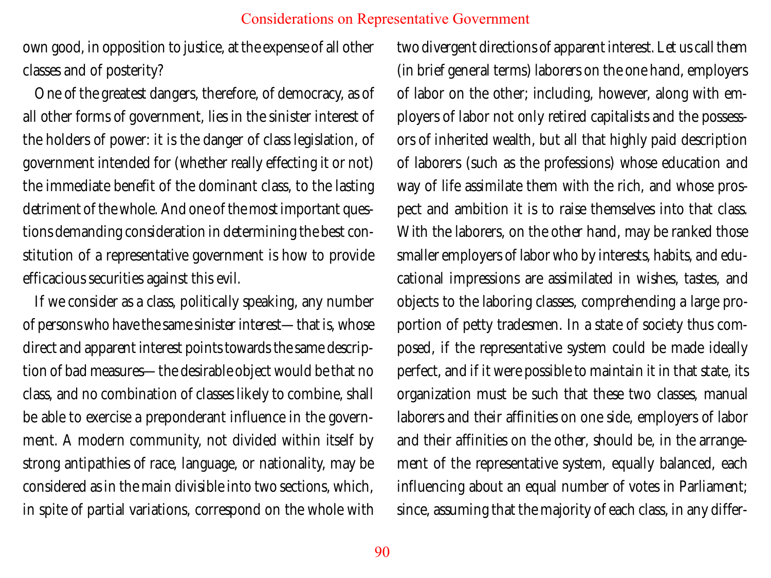own good, in opposition to justice, at the expense of all other classes and of posterity?

One of the greatest dangers, therefore, of democracy, as of all other forms of government, lies in the sinister interest of the holders of power: it is the danger of class legislation, of government intended for (whether really effecting it or not) the immediate benefit of the dominant class, to the lasting detriment of the whole. And one of the most important questions demanding consideration in determining the best constitution of a representative government is how to provide efficacious securities against this evil.

If we consider as a class, politically speaking, any number of persons who have the same sinister interest—that is, whose direct and apparent interest points towards the same description of bad measures—the desirable object would be that no class, and no combination of classes likely to combine, shall be able to exercise a preponderant influence in the government. A modern community, not divided within itself by strong antipathies of race, language, or nationality, may be considered as in the main divisible into two sections, which, in spite of partial variations, correspond on the whole with two divergent directions of apparent interest. Let us call them (in brief general terms) laborers on the one hand, employers of labor on the other; including, however, along with employers of labor not only retired capitalists and the possessors of inherited wealth, but all that highly paid description of laborers (such as the professions) whose education and way of life assimilate them with the rich, and whose prospect and ambition it is to raise themselves into that class. With the laborers, on the other hand, may be ranked those smaller employers of labor who by interests, habits, and educational impressions are assimilated in wishes, tastes, and objects to the laboring classes, comprehending a large proportion of petty tradesmen. In a state of society thus composed, if the representative system could be made ideally perfect, and if it were possible to maintain it in that state, its organization must be such that these two classes, manual laborers and their affinities on one side, employers of labor and their affinities on the other, should be, in the arrangement of the representative system, equally balanced, each influencing about an equal number of votes in Parliament; since, assuming that the majority of each class, in any differ-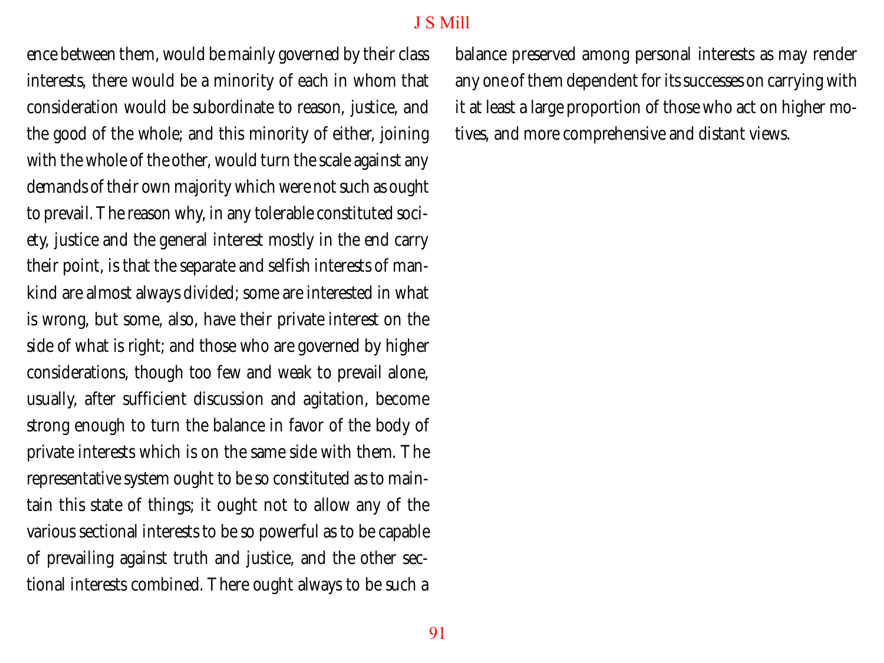ence between them, would be mainly governed by their class interests, there would be a minority of each in whom that consideration would be subordinate to reason, justice, and the good of the whole; and this minority of either, joining with the whole of the other, would turn the scale against any demands of their own majority which were not such as ought to prevail. The reason why, in any tolerable constituted society, justice and the general interest mostly in the end carry their point, is that the separate and selfish interests of mankind are almost always divided; some are interested in what is wrong, but some, also, have their private interest on the side of what is right; and those who are governed by higher considerations, though too few and weak to prevail alone, usually, after sufficient discussion and agitation, become strong enough to turn the balance in favor of the body of private interests which is on the same side with them. The representative system ought to be so constituted as to maintain this state of things; it ought not to allow any of the various sectional interests to be so powerful as to be capable of prevailing against truth and justice, and the other sectional interests combined. There ought always to be such a balance preserved among personal interests as may render any one of them dependent for its successes on carrying with it at least a large proportion of those who act on higher motives, and more comprehensive and distant views.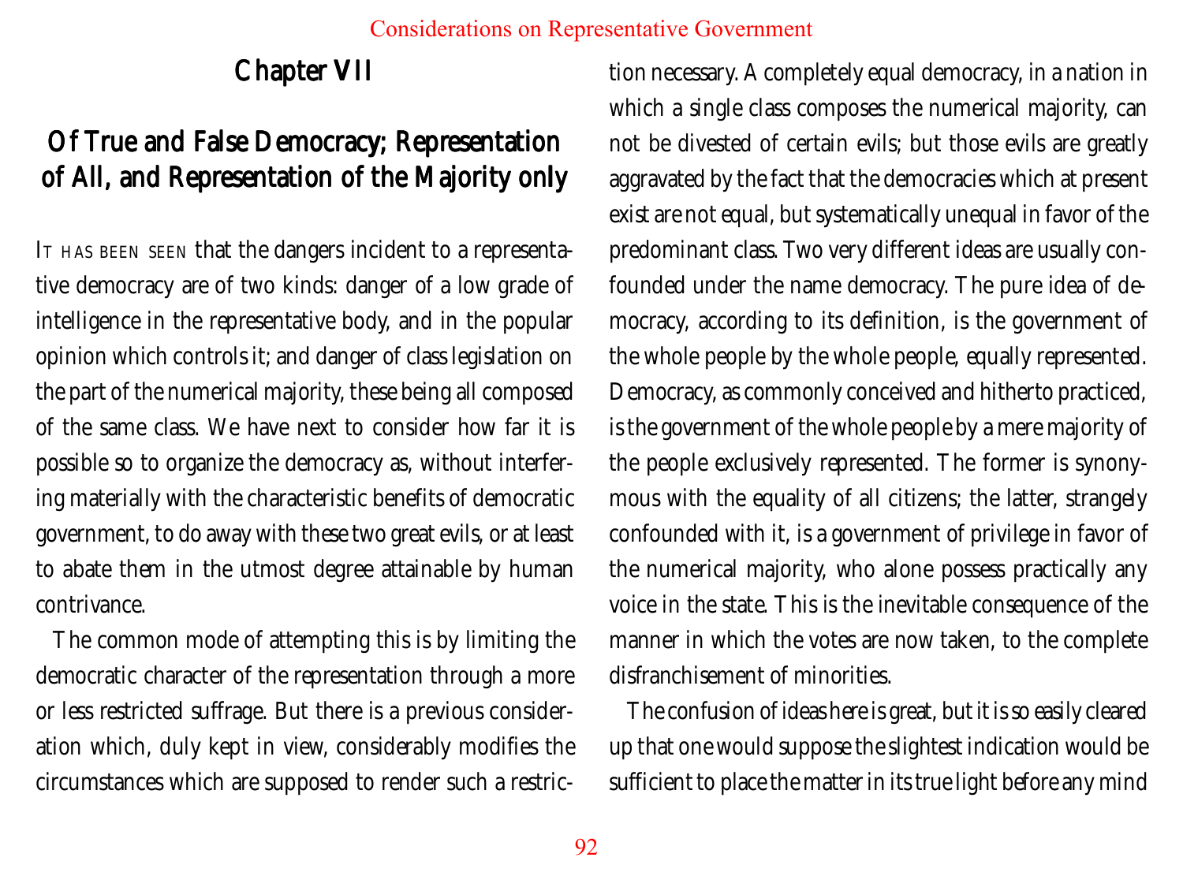## Chapter VII

## Of True and False Democracy; Representation of All, and Representation of the Majority only

IT HAS BEEN SEEN that the dangers incident to a representative democracy are of two kinds: danger of a low grade of intelligence in the representative body, and in the popular opinion which controls it; and danger of class legislation on the part of the numerical majority, these being all composed of the same class. We have next to consider how far it is possible so to organize the democracy as, without interfering materially with the characteristic benefits of democratic government, to do away with these two great evils, or at least to abate them in the utmost degree attainable by human contrivance.

The common mode of attempting this is by limiting the democratic character of the representation through a more or less restricted suffrage. But there is a previous consideration which, duly kept in view, considerably modifies the circumstances which are supposed to render such a restriction necessary. A completely equal democracy, in a nation in which a single class composes the numerical majority, can not be divested of certain evils; but those evils are greatly aggravated by the fact that the democracies which at present exist are not equal, but systematically unequal in favor of the predominant class. Two very different ideas are usually confounded under the name democracy. The pure idea of democracy, according to its definition, is the government of the whole people by the whole people, equally represented. Democracy, as commonly conceived and hitherto practiced, is the government of the whole people by a mere majority of the people exclusively represented. The former is synonymous with the equality of all citizens; the latter, strangely confounded with it, is a government of privilege in favor of the numerical majority, who alone possess practically any voice in the state. This is the inevitable consequence of the manner in which the votes are now taken, to the complete disfranchisement of minorities.

The confusion of ideas here is great, but it is so easily cleared up that one would suppose the slightest indication would be sufficient to place the matter in its true light before any mind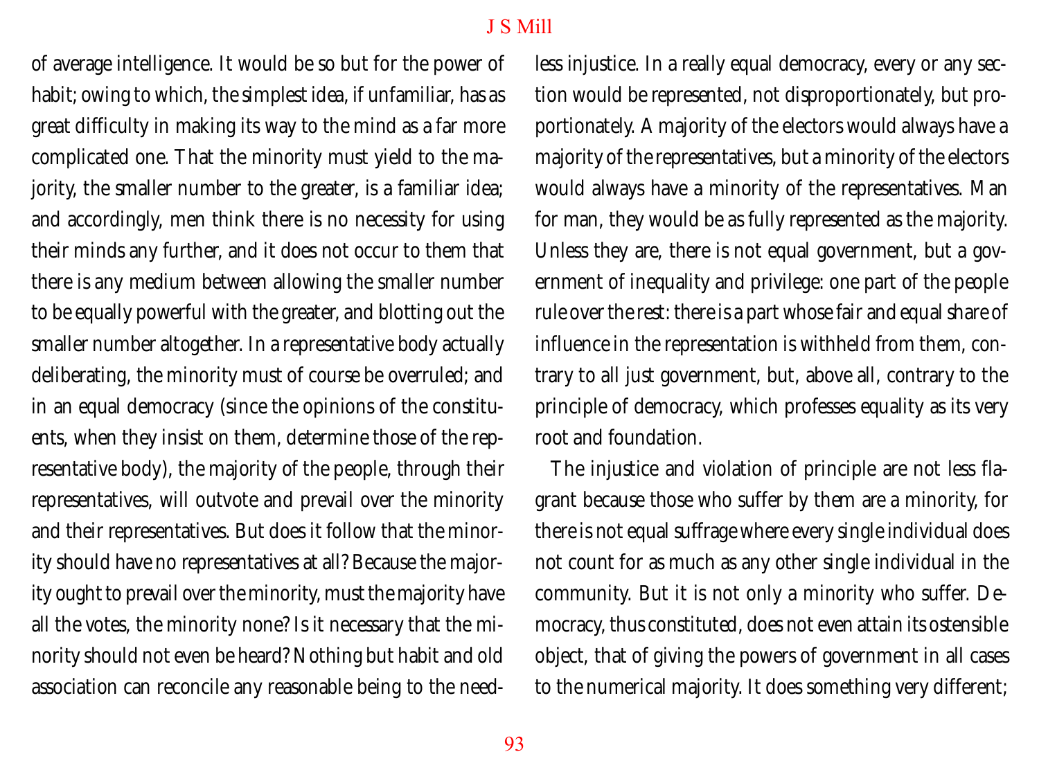of average intelligence. It would be so but for the power of habit; owing to which, the simplest idea, if unfamiliar, has as great difficulty in making its way to the mind as a far more complicated one. That the minority must yield to the majority, the smaller number to the greater, is a familiar idea; and accordingly, men think there is no necessity for using their minds any further, and it does not occur to them that there is any medium between allowing the smaller number to be equally powerful with the greater, and blotting out the smaller number altogether. In a representative body actually deliberating, the minority must of course be overruled; and in an equal democracy (since the opinions of the constituents, when they insist on them, determine those of the representative body), the majority of the people, through their representatives, will outvote and prevail over the minority and their representatives. But does it follow that the minority should have no representatives at all? Because the majority ought to prevail over the minority, must the majority have all the votes, the minority none? Is it necessary that the minority should not even be heard? Nothing but habit and old association can reconcile any reasonable being to the needless injustice. In a really equal democracy, every or any section would be represented, not disproportionately, but proportionately. A majority of the electors would always have a majority of the representatives, but a minority of the electors would always have a minority of the representatives. Man for man, they would be as fully represented as the majority. Unless they are, there is not equal government, but a government of inequality and privilege: one part of the people rule over the rest: there is a part whose fair and equal share of influence in the representation is withheld from them, contrary to all just government, but, above all, contrary to the principle of democracy, which professes equality as its very root and foundation.

The injustice and violation of principle are not less flagrant because those who suffer by them are a minority, for there is not equal suffrage where every single individual does not count for as much as any other single individual in the community. But it is not only a minority who suffer. Democracy, thus constituted, does not even attain its ostensible object, that of giving the powers of government in all cases to the numerical majority. It does something very different;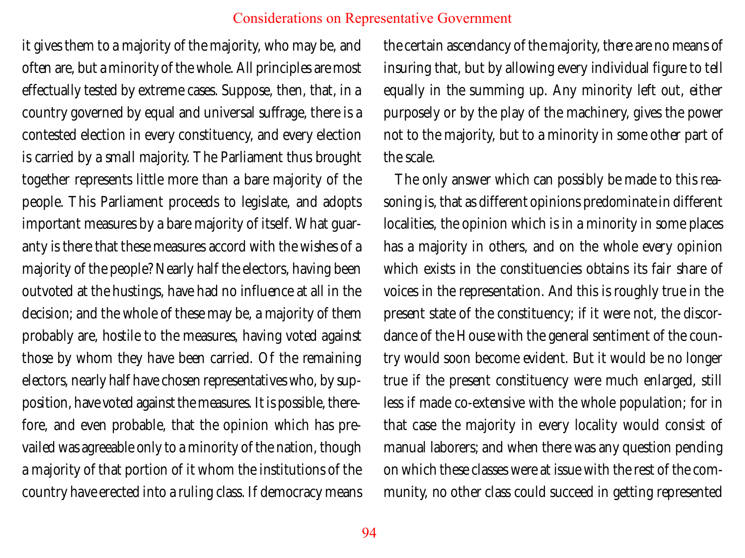it gives them to a majority of the majority, who may be, and often are, but a minority of the whole. All principles are most effectually tested by extreme cases. Suppose, then, that, in a country governed by equal and universal suffrage, there is a contested election in every constituency, and every election is carried by a small majority. The Parliament thus brought together represents little more than a bare majority of the people. This Parliament proceeds to legislate, and adopts important measures by a bare majority of itself. What guaranty is there that these measures accord with the wishes of a majority of the people? Nearly half the electors, having been outvoted at the hustings, have had no influence at all in the decision; and the whole of these may be, a majority of them probably are, hostile to the measures, having voted against those by whom they have been carried. Of the remaining electors, nearly half have chosen representatives who, by supposition, have voted against the measures. It is possible, therefore, and even probable, that the opinion which has prevailed was agreeable only to a minority of the nation, though a majority of that portion of it whom the institutions of the country have erected into a ruling class. If democracy means the certain ascendancy of the majority, there are no means of insuring that, but by allowing every individual figure to tell equally in the summing up. Any minority left out, either purposely or by the play of the machinery, gives the power not to the majority, but to a minority in some other part of the scale.

The only answer which can possibly be made to this reasoning is, that as different opinions predominate in different localities, the opinion which is in a minority in some places has a majority in others, and on the whole every opinion which exists in the constituencies obtains its fair share of voices in the representation. And this is roughly true in the present state of the constituency; if it were not, the discordance of the House with the general sentiment of the country would soon become evident. But it would be no longer true if the present constituency were much enlarged, still less if made co-extensive with the whole population; for in that case the majority in every locality would consist of manual laborers; and when there was any question pending on which these classes were at issue with the rest of the community, no other class could succeed in getting represented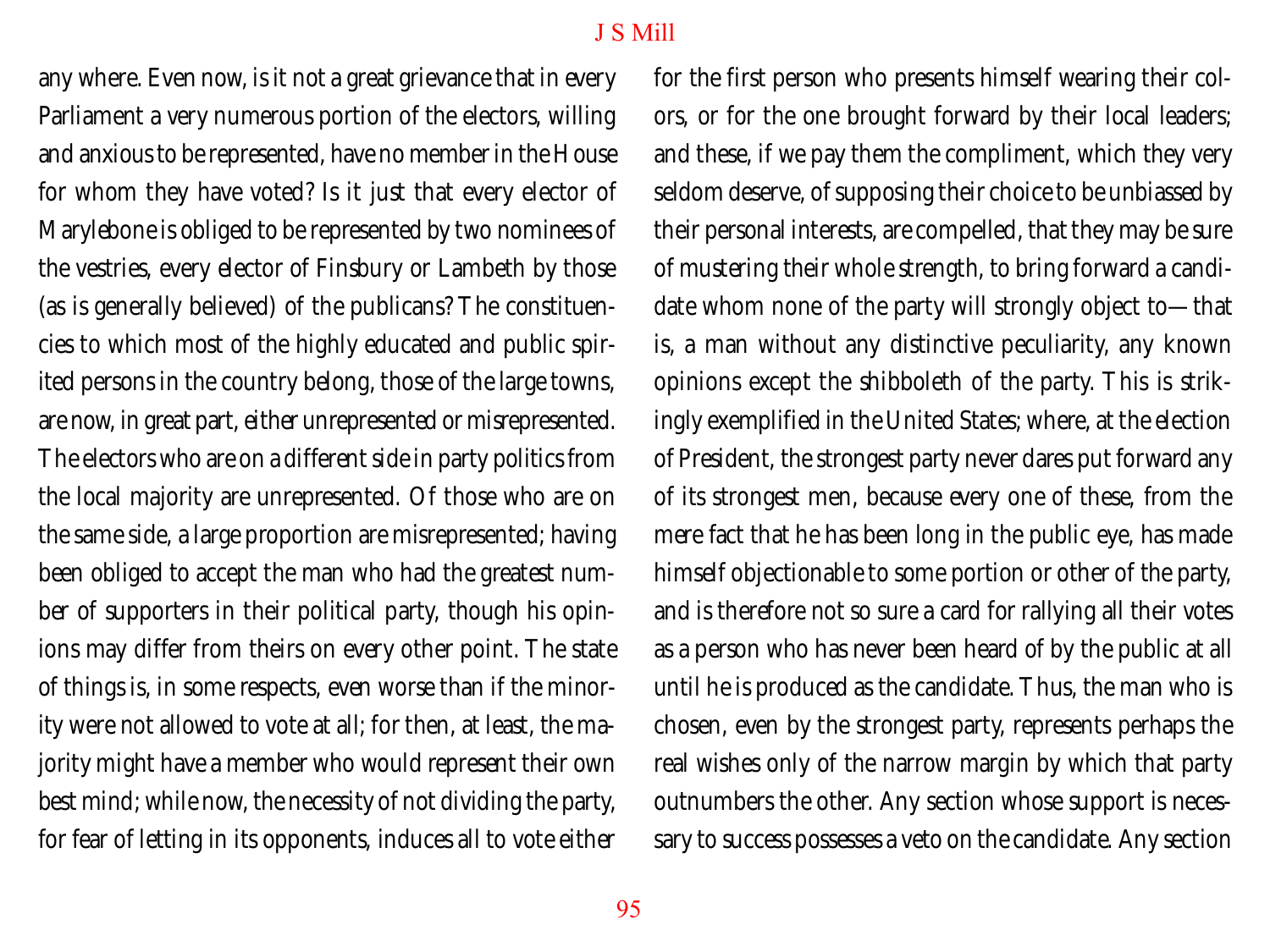any where. Even now, is it not a great grievance that in every Parliament a very numerous portion of the electors, willing and anxious to be represented, have no member in the House for whom they have voted? Is it just that every elector of Marylebone is obliged to be represented by two nominees of the vestries, every elector of Finsbury or Lambeth by those (as is generally believed) of the publicans? The constituencies to which most of the highly educated and public spirited persons in the country belong, those of the large towns, are now, in great part, either unrepresented or misrepresented. The electors who are on a different side in party politics from the local majority are unrepresented. Of those who are on the same side, a large proportion are misrepresented; having been obliged to accept the man who had the greatest number of supporters in their political party, though his opinions may differ from theirs on every other point. The state of things is, in some respects, even worse than if the minority were not allowed to vote at all; for then, at least, the majority might have a member who would represent their own best mind; while now, the necessity of not dividing the party, for fear of letting in its opponents, induces all to vote either for the first person who presents himself wearing their colors, or for the one brought forward by their local leaders; and these, if we pay them the compliment, which they very seldom deserve, of supposing their choice to be unbiassed by their personal interests, are compelled, that they may be sure of mustering their whole strength, to bring forward a candidate whom none of the party will strongly object to—that is, a man without any distinctive peculiarity, any known opinions except the shibboleth of the party. This is strikingly exemplified in the United States; where, at the election of President, the strongest party never dares put forward any of its strongest men, because every one of these, from the mere fact that he has been long in the public eye, has made himself objectionable to some portion or other of the party, and is therefore not so sure a card for rallying all their votes as a person who has never been heard of by the public at all until he is produced as the candidate. Thus, the man who is chosen, even by the strongest party, represents perhaps the real wishes only of the narrow margin by which that party outnumbers the other. Any section whose support is necessary to success possesses a veto on the candidate. Any section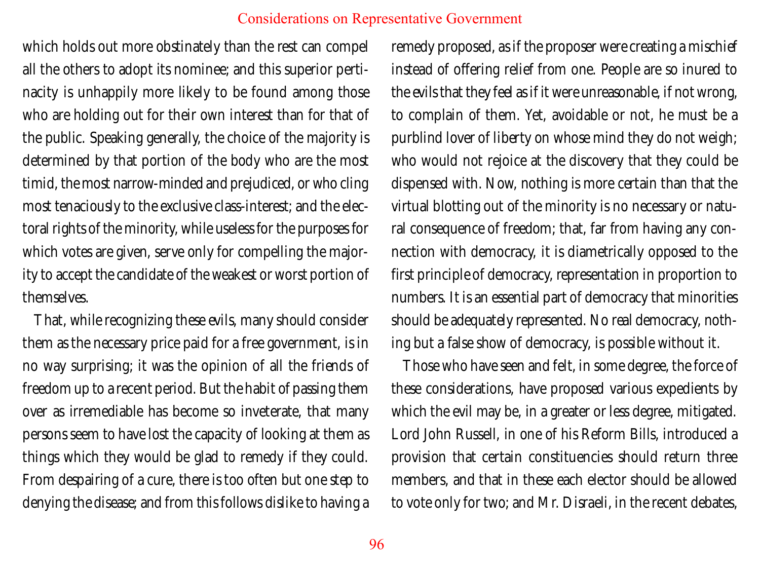which holds out more obstinately than the rest can compel all the others to adopt its nominee; and this superior pertinacity is unhappily more likely to be found among those who are holding out for their own interest than for that of the public. Speaking generally, the choice of the majority is determined by that portion of the body who are the most timid, the most narrow-minded and prejudiced, or who cling most tenaciously to the exclusive class-interest; and the electoral rights of the minority, while useless for the purposes for which votes are given, serve only for compelling the majority to accept the candidate of the weakest or worst portion of themselves.

That, while recognizing these evils, many should consider them as the necessary price paid for a free government, is in no way surprising; it was the opinion of all the friends of freedom up to a recent period. But the habit of passing them over as irremediable has become so inveterate, that many persons seem to have lost the capacity of looking at them as things which they would be glad to remedy if they could. From despairing of a cure, there is too often but one step to denying the disease; and from this follows dislike to having a remedy proposed, as if the proposer were creating a mischief instead of offering relief from one. People are so inured to the evils that they feel as if it were unreasonable, if not wrong, to complain of them. Yet, avoidable or not, he must be a purblind lover of liberty on whose mind they do not weigh; who would not rejoice at the discovery that they could be dispensed with. Now, nothing is more certain than that the virtual blotting out of the minority is no necessary or natural consequence of freedom; that, far from having any connection with democracy, it is diametrically opposed to the first principle of democracy, representation in proportion to numbers. It is an essential part of democracy that minorities should be adequately represented. No real democracy, nothing but a false show of democracy, is possible without it.

Those who have seen and felt, in some degree, the force of these considerations, have proposed various expedients by which the evil may be, in a greater or less degree, mitigated. Lord John Russell, in one of his Reform Bills, introduced a provision that certain constituencies should return three members, and that in these each elector should be allowed to vote only for two; and Mr. Disraeli, in the recent debates,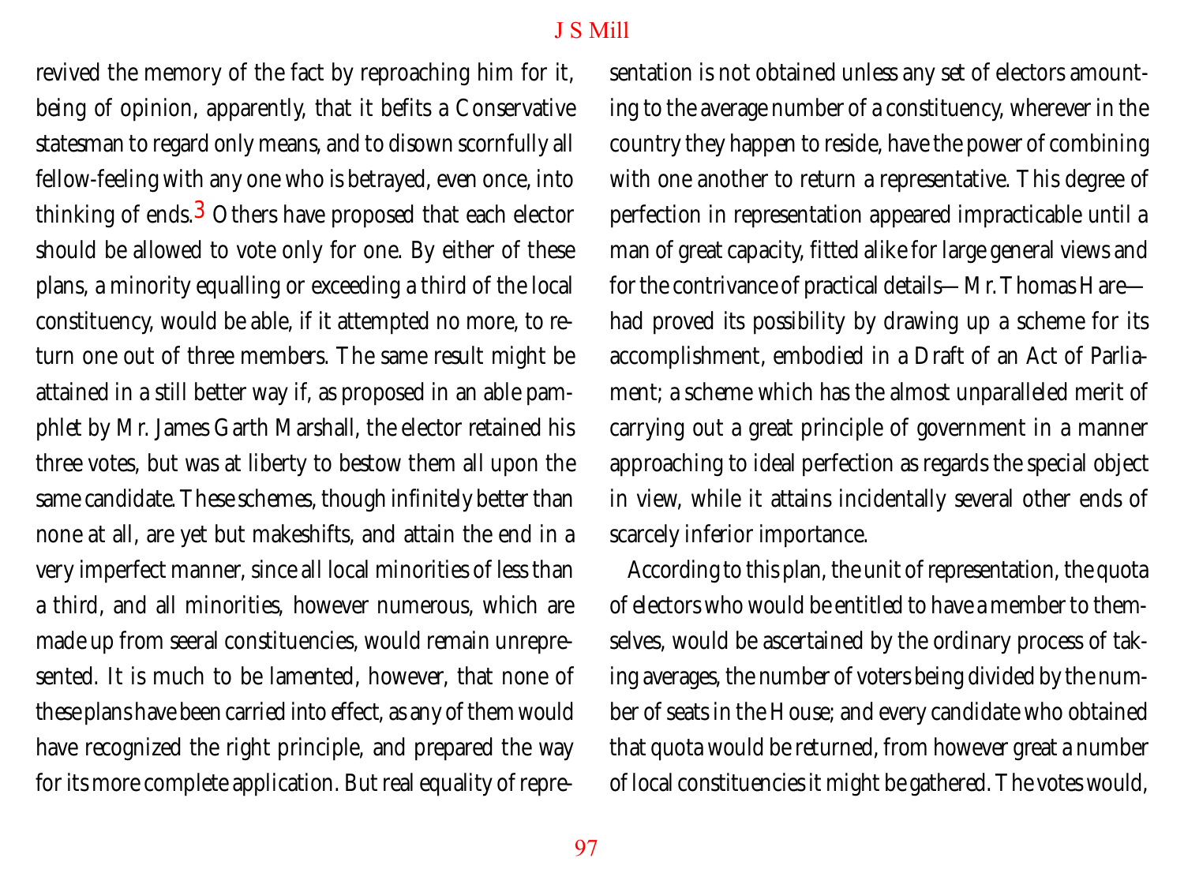revived the memory of the fact by reproaching him for it, being of opinion, apparently, that it befits a Conservative statesman to regard only means, and to disown scornfully all fellow-feeling with any one who is betrayed, even once, into thinking of ends.[3] Others have proposed that each elector should be allowed to vote only for one. By either of these plans, a minority equalling or exceeding a third of the local constituency, would be able, if it attempted no more, to return one out of three members. The same result might be attained in a still better way if, as proposed in an able pamphlet by Mr. James Garth Marshall, the elector retained his three votes, but was at liberty to bestow them all upon the same candidate. These schemes, though infinitely better than none at all, are yet but makeshifts, and attain the end in a very imperfect manner, since all local minorities of less than a third, and all minorities, however numerous, which are made up from seeral constituencies, would remain unrepresented. It is much to be lamented, however, that none of these plans have been carried into effect, as any of them would have recognized the right principle, and prepared the way for its more complete application. But real equality of representation is not obtained unless any set of electors amounting to the average number of a constituency, wherever in the country they happen to reside, have the power of combining with one another to return a representative. This degree of perfection in representation appeared impracticable until a man of great capacity, fitted alike for large general views and for the contrivance of practical details—Mr. Thomas Hare—had proved its possibility by drawing up a scheme for its accomplishment, embodied in a Draft of an Act of Parliament; a scheme which has the almost unparalleled merit of carrying out a great principle of government in a manner approaching to ideal perfection as regards the special object in view, while it attains incidentally several other ends of scarcely inferior importance.

According to this plan, the unit of representation, the quota of electors who would be entitled to have a member to themselves, would be ascertained by the ordinary process of taking averages, the number of voters being divided by the number of seats in the House; and every candidate who obtained that quota would be returned, from however great a number of local constituencies it might be gathered. The votes would,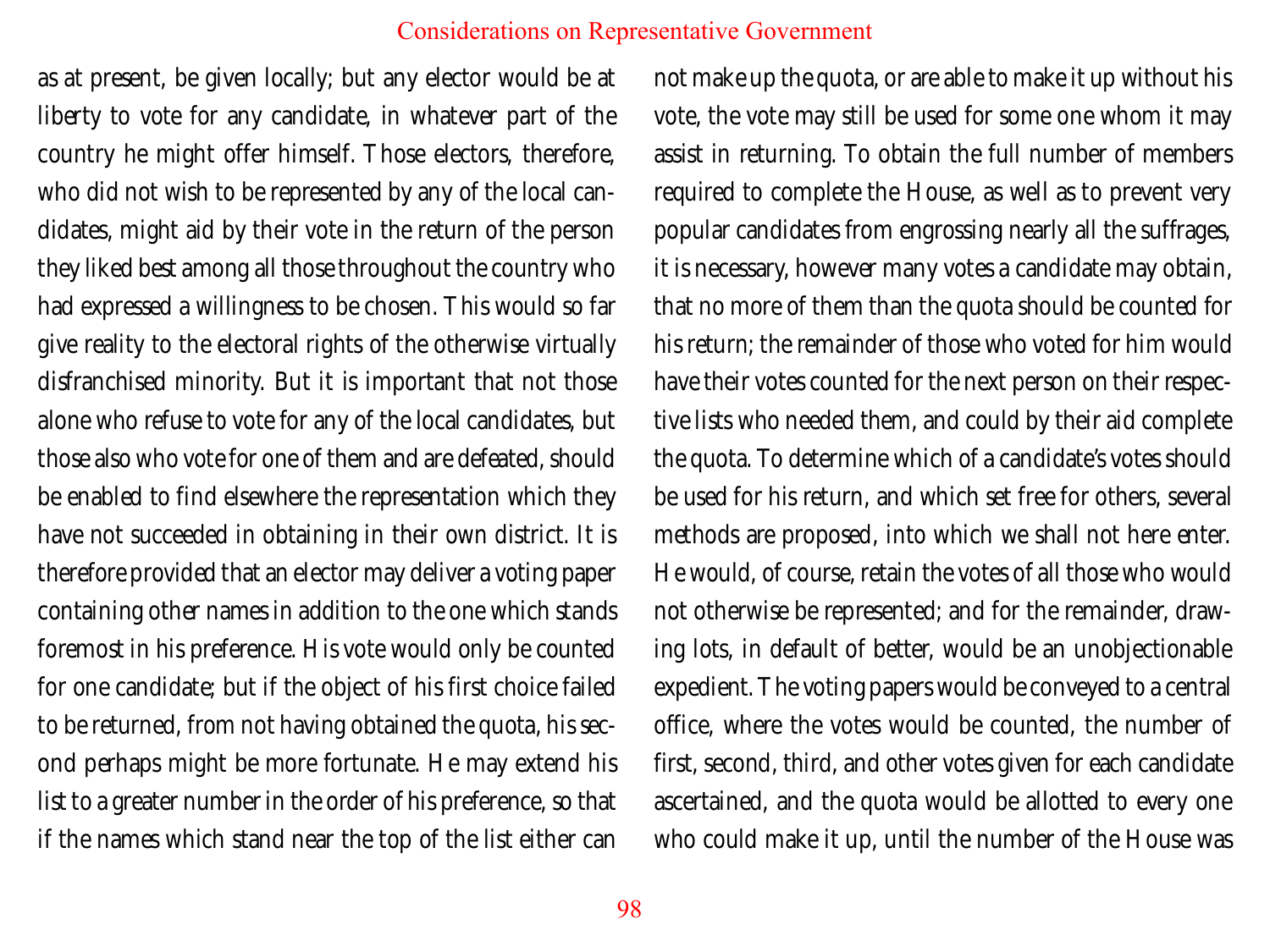as at present, be given locally; but any elector would be at liberty to vote for any candidate, in whatever part of the country he might offer himself. Those electors, therefore, who did not wish to be represented by any of the local candidates, might aid by their vote in the return of the person they liked best among all those throughout the country who had expressed a willingness to be chosen. This would so far give reality to the electoral rights of the otherwise virtually disfranchised minority. But it is important that not those alone who refuse to vote for any of the local candidates, but those also who vote for one of them and are defeated, should be enabled to find elsewhere the representation which they have not succeeded in obtaining in their own district. It is therefore provided that an elector may deliver a voting paper containing other names in addition to the one which stands foremost in his preference. His vote would only be counted for one candidate; but if the object of his first choice failed to be returned, from not having obtained the quota, his second perhaps might be more fortunate. He may extend his list to a greater number in the order of his preference, so that if the names which stand near the top of the list either cannot make up the quota, or are able to make it up without his vote, the vote may still be used for some one whom it may assist in returning. To obtain the full number of members required to complete the House, as well as to prevent very popular candidates from engrossing nearly all the suffrages, it is necessary, however many votes a candidate may obtain, that no more of them than the quota should be counted for his return; the remainder of those who voted for him would have their votes counted for the next person on their respective lists who needed them, and could by their aid complete the quota. To determine which of a candidate's votes should be used for his return, and which set free for others, several methods are proposed, into which we shall not here enter. He would, of course, retain the votes of all those who would not otherwise be represented; and for the remainder, drawing lots, in default of better, would be an unobjectionable expedient. The voting papers would be conveyed to a central office, where the votes would be counted, the number of first, second, third, and other votes given for each candidate ascertained, and the quota would be allotted to every one who could make it up, until the number of the House was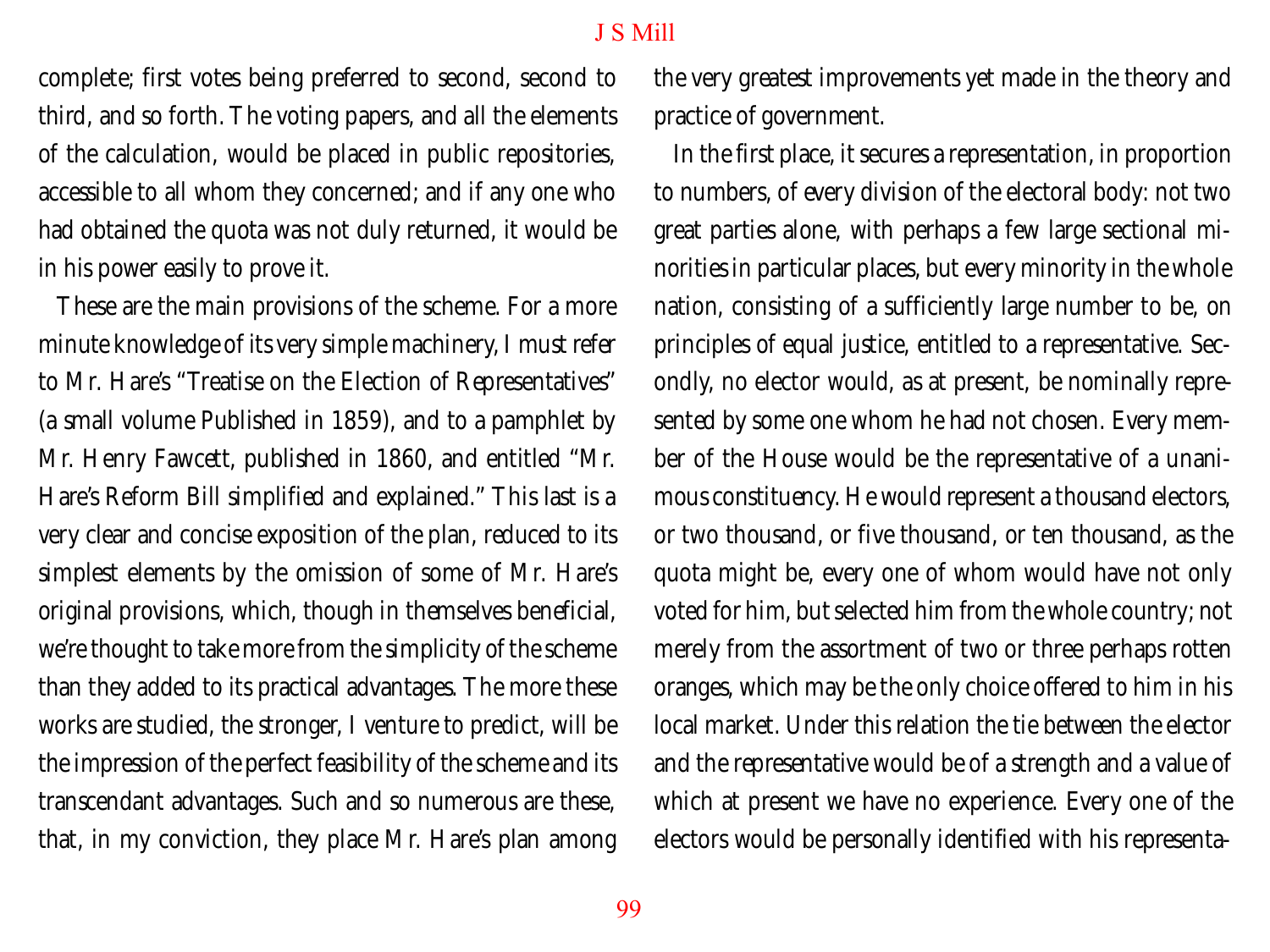complete; first votes being preferred to second, second to third, and so forth. The voting papers, and all the elements of the calculation, would be placed in public repositories, accessible to all whom they concerned; and if any one who had obtained the quota was not duly returned, it would be in his power easily to prove it.

These are the main provisions of the scheme. For a more minute knowledge of its very simple machinery, I must refer to Mr. Hare's "Treatise on the Election of Representatives" (a small volume Published in 1859), and to a pamphlet by Mr. Henry Fawcett, published in 1860, and entitled "Mr. Hare's Reform Bill simplified and explained." This last is a very clear and concise exposition of the plan, reduced to its simplest elements by the omission of some of Mr. Hare's original provisions, which, though in themselves beneficial, we're thought to take more from the simplicity of the scheme than they added to its practical advantages. The more these works are studied, the stronger, I venture to predict, will be the impression of the perfect feasibility of the scheme and its transcendant advantages. Such and so numerous are these, that, in my conviction, they place Mr. Hare's plan among the very greatest improvements yet made in the theory and practice of government.

In the first place, it secures a representation, in proportion to numbers, of every division of the electoral body: not two great parties alone, with perhaps a few large sectional minorities in particular places, but every minority in the whole nation, consisting of a sufficiently large number to be, on principles of equal justice, entitled to a representative. Secondly, no elector would, as at present, be nominally represented by some one whom he had not chosen. Every member of the House would be the representative of a unanimous constituency. He would represent a thousand electors, or two thousand, or five thousand, or ten thousand, as the quota might be, every one of whom would have not only voted for him, but selected him from the whole country; not merely from the assortment of two or three perhaps rotten oranges, which may be the only choice offered to him in his local market. Under this relation the tie between the elector and the representative would be of a strength and a value of which at present we have no experience. Every one of the electors would be personally identified with his representa-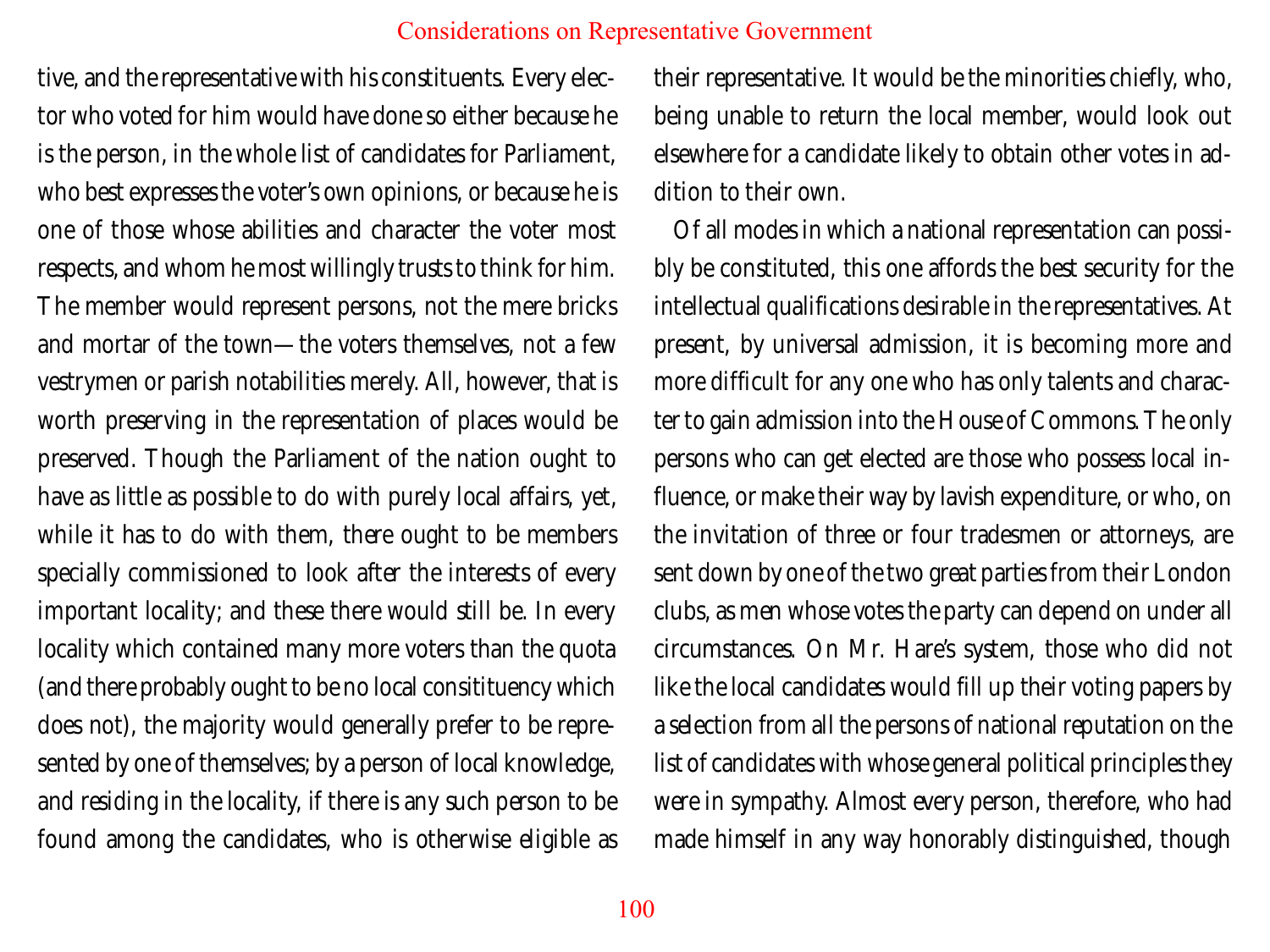tive, and the representative with his constituents. Every elector who voted for him would have done so either because he is the person, in the whole list of candidates for Parliament, who best expresses the voter's own opinions, or because he is one of those whose abilities and character the voter most respects, and whom he most willingly trusts to think for him. The member would represent persons, not the mere bricks and mortar of the town—the voters themselves, not a few vestrymen or parish notabilities merely. All, however, that is worth preserving in the representation of places would be preserved. Though the Parliament of the nation ought to have as little as possible to do with purely local affairs, yet, while it has to do with them, there ought to be members specially commissioned to look after the interests of every important locality; and these there would still be. In every locality which contained many more voters than the quota (and there probably ought to be no local consitituency which does not), the majority would generally prefer to be represented by one of themselves; by a person of local knowledge, and residing in the locality, if there is any such person to be found among the candidates, who is otherwise eligible as their representative. It would be the minorities chiefly, who, being unable to return the local member, would look out elsewhere for a candidate likely to obtain other votes in addition to their own.

Of all modes in which a national representation can possibly be constituted, this one affords the best security for the intellectual qualifications desirable in the representatives. At present, by universal admission, it is becoming more and more difficult for any one who has only talents and character to gain admission into the House of Commons. The only persons who can get elected are those who possess local influence, or make their way by lavish expenditure, or who, on the invitation of three or four tradesmen or attorneys, are sent down by one of the two great parties from their London clubs, as men whose votes the party can depend on under all circumstances. On Mr. Hare's system, those who did not like the local candidates would fill up their voting papers by a selection from all the persons of national reputation on the list of candidates with whose general political principles they were in sympathy. Almost every person, therefore, who had made himself in any way honorably distinguished, though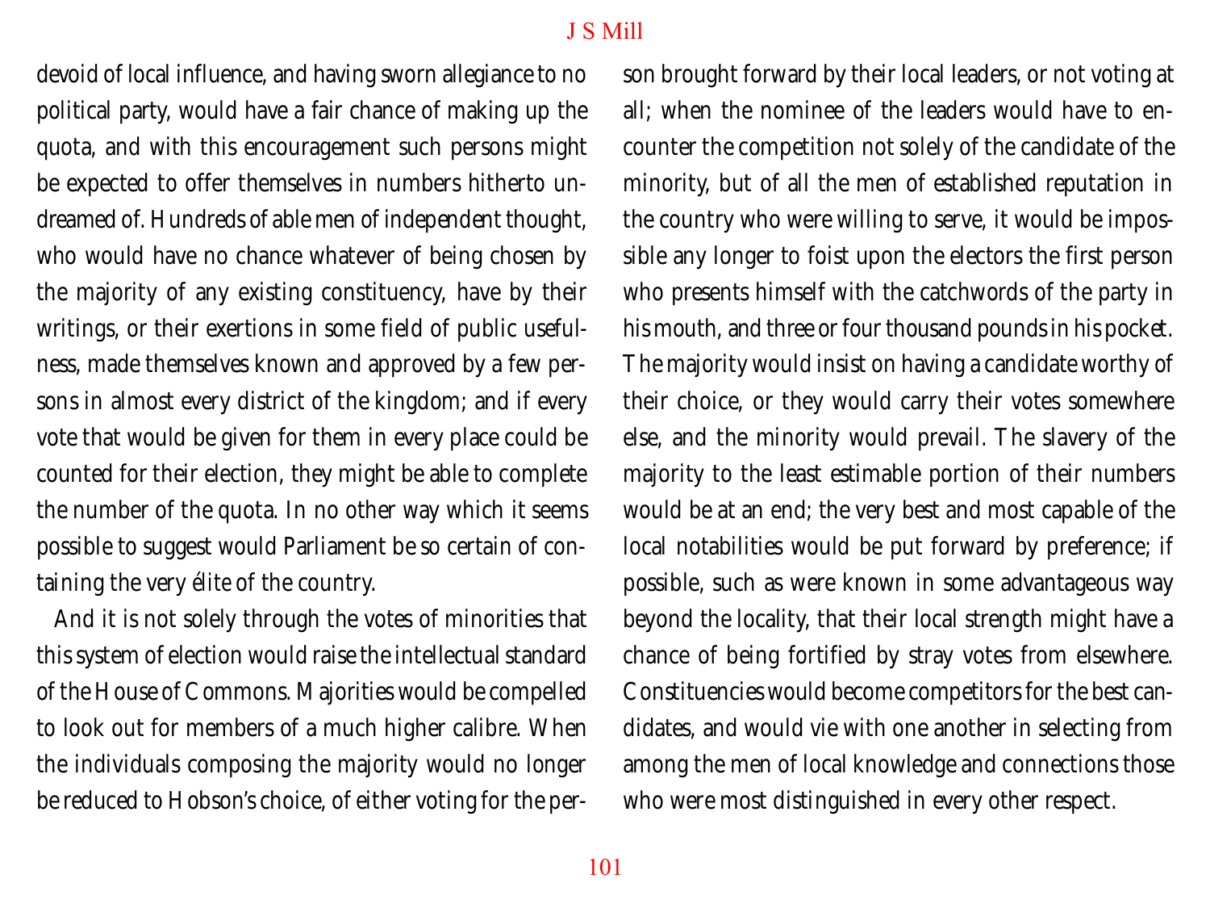devoid of local influence, and having sworn allegiance to no political party, would have a fair chance of making up the quota, and with this encouragement such persons might be expected to offer themselves in numbers hitherto undreamed of. Hundreds of able men of independent thought, who would have no chance whatever of being chosen by the majority of any existing constituency, have by their writings, or their exertions in some field of public usefulness, made themselves known and approved by a few persons in almost every district of the kingdom; and if every vote that would be given for them in every place could be counted for their election, they might be able to complete the number of the quota. In no other way which it seems possible to suggest would Parliament be so certain of containing the very *élite* of the country.

And it is not solely through the votes of minorities that this system of election would raise the intellectual standard of the House of Commons. Majorities would be compelled to look out for members of a much higher calibre. When the individuals composing the majority would no longer be reduced to Hobson's choice, of either voting for the person brought forward by their local leaders, or not voting at all; when the nominee of the leaders would have to encounter the competition not solely of the candidate of the minority, but of all the men of established reputation in the country who were willing to serve, it would be impossible any longer to foist upon the electors the first person who presents himself with the catchwords of the party in his mouth, and three or four thousand pounds in his pocket. The majority would insist on having a candidate worthy of their choice, or they would carry their votes somewhere else, and the minority would prevail. The slavery of the majority to the least estimable portion of their numbers would be at an end; the very best and most capable of the local notabilities would be put forward by preference; if possible, such as were known in some advantageous way beyond the locality, that their local strength might have a chance of being fortified by stray votes from elsewhere. Constituencies would become competitors for the best candidates, and would vie with one another in selecting from among the men of local knowledge and connections those who were most distinguished in every other respect.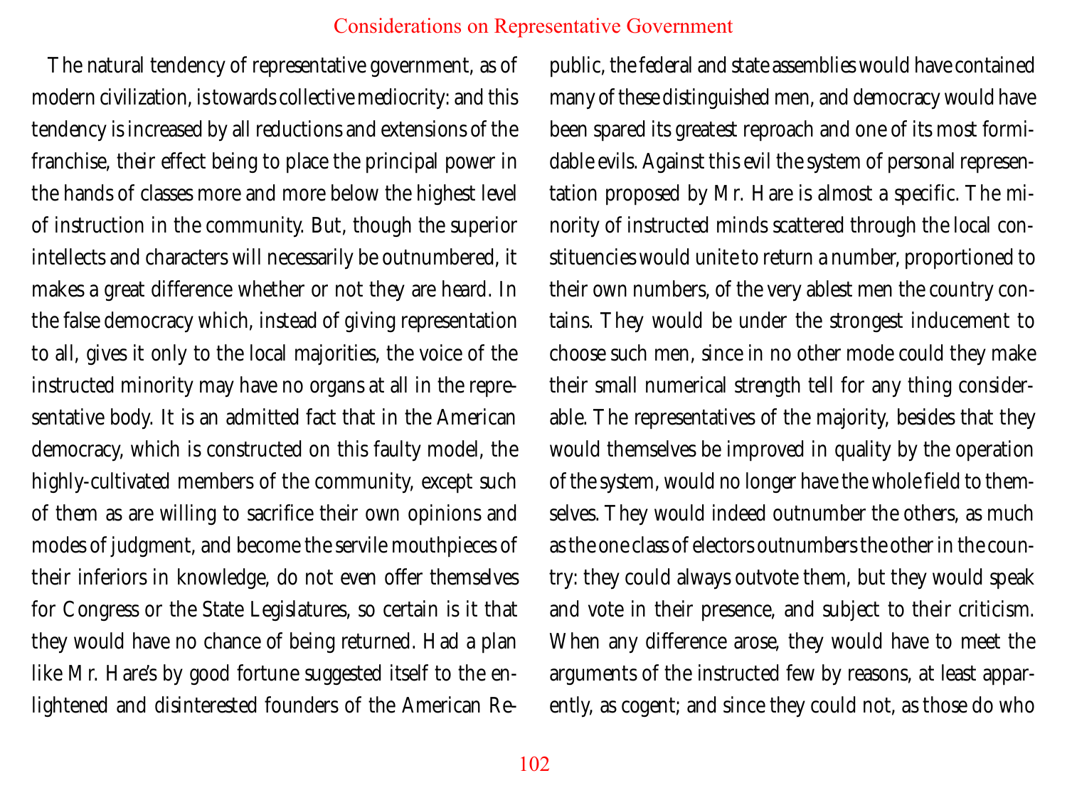The natural tendency of representative government, as of modern civilization, is towards collective mediocrity: and this tendency is increased by all reductions and extensions of the franchise, their effect being to place the principal power in the hands of classes more and more below the highest level of instruction in the community. But, though the superior intellects and characters will necessarily be outnumbered, it makes a great difference whether or not they are heard. In the false democracy which, instead of giving representation to all, gives it only to the local majorities, the voice of the instructed minority may have no organs at all in the representative body. It is an admitted fact that in the American democracy, which is constructed on this faulty model, the highly-cultivated members of the community, except such of them as are willing to sacrifice their own opinions and modes of judgment, and become the servile mouthpieces of their inferiors in knowledge, do not even offer themselves for Congress or the State Legislatures, so certain is it that they would have no chance of being returned. Had a plan like Mr. Hare's by good fortune suggested itself to the enlightened and disinterested founders of the American Republic, the federal and state assemblies would have contained many of these distinguished men, and democracy would have been spared its greatest reproach and one of its most formidable evils. Against this evil the system of personal representation proposed by Mr. Hare is almost a specific. The minority of instructed minds scattered through the local constituencies would unite to return a number, proportioned to their own numbers, of the very ablest men the country contains. They would be under the strongest inducement to choose such men, since in no other mode could they make their small numerical strength tell for any thing considerable. The representatives of the majority, besides that they would themselves be improved in quality by the operation of the system, would no longer have the whole field to themselves. They would indeed outnumber the others, as much as the one class of electors outnumbers the other in the country: they could always outvote them, but they would speak and vote in their presence, and subject to their criticism. When any difference arose, they would have to meet the arguments of the instructed few by reasons, at least apparently, as cogent; and since they could not, as those do who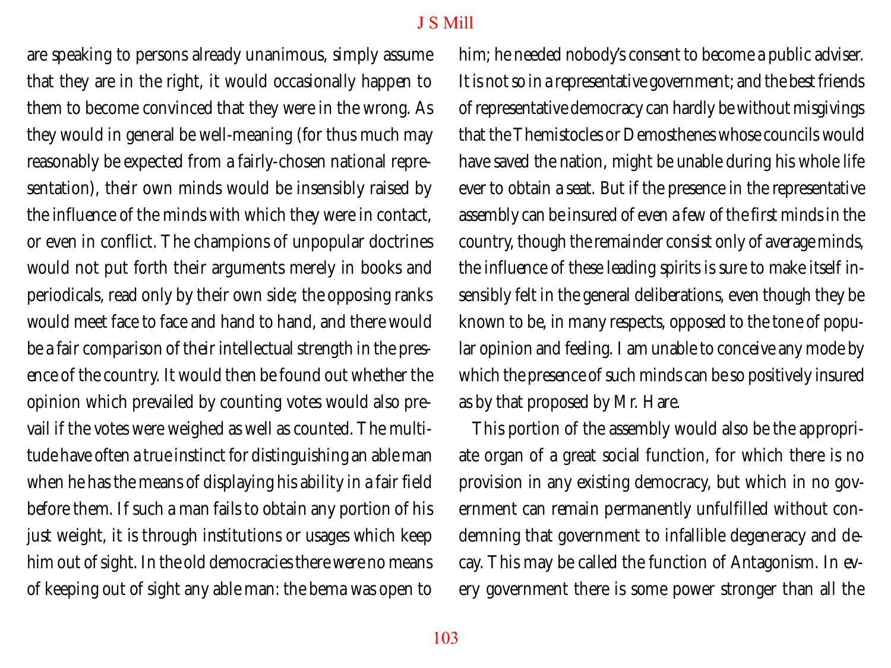are speaking to persons already unanimous, simply assume that they are in the right, it would occasionally happen to them to become convinced that they were in the wrong. As they would in general be well-meaning (for thus much may reasonably be expected from a fairly-chosen national representation), their own minds would be insensibly raised by the influence of the minds with which they were in contact, or even in conflict. The champions of unpopular doctrines would not put forth their arguments merely in books and periodicals, read only by their own side; the opposing ranks would meet face to face and hand to hand, and there would be a fair comparison of their intellectual strength in the presence of the country. It would then be found out whether the opinion which prevailed by counting votes would also prevail if the votes were weighed as well as counted. The multitude have often a true instinct for distinguishing an able man when he has the means of displaying his ability in a fair field before them. If such a man fails to obtain any portion of his just weight, it is through institutions or usages which keep him out of sight. In the old democracies there were no means of keeping out of sight any able man: the bema was open to him; he needed nobody's consent to become a public adviser. It is not so in a representative government; and the best friends of representative democracy can hardly be without misgivings that the Themistocles or Demosthenes whose councils would have saved the nation, might be unable during his whole life ever to obtain a seat. But if the presence in the representative assembly can be insured of even a few of the first minds in the country, though the remainder consist only of average minds, the influence of these leading spirits is sure to make itself insensibly felt in the general deliberations, even though they be known to be, in many respects, opposed to the tone of popular opinion and feeling. I am unable to conceive any mode by which the presence of such minds can be so positively insured as by that proposed by Mr. Hare.

This portion of the assembly would also be the appropriate organ of a great social function, for which there is no provision in any existing democracy, but which in no government can remain permanently unfulfilled without condemning that government to infallible degeneracy and decay. This may be called the function of Antagonism. In every government there is some power stronger than all the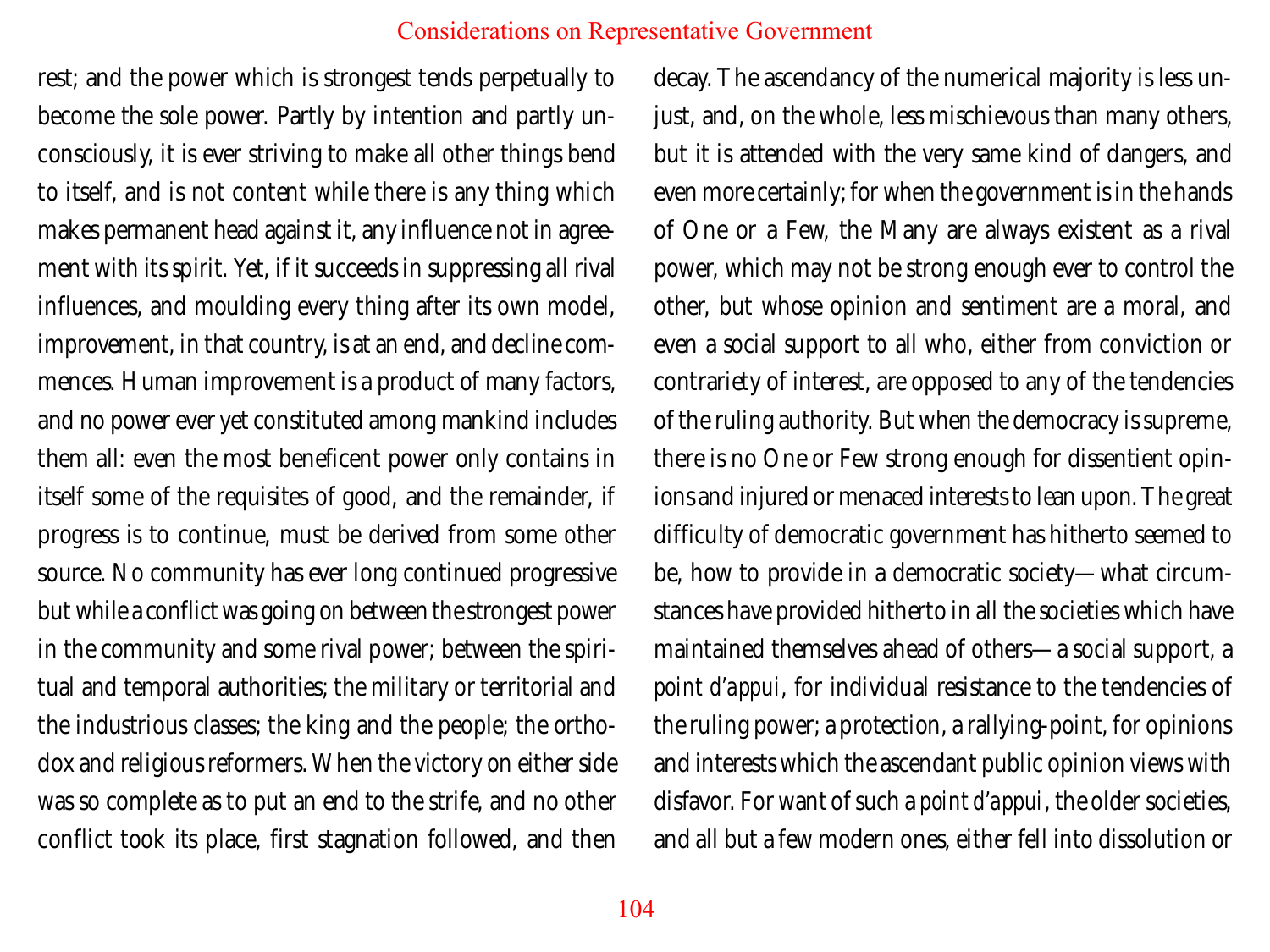rest; and the power which is strongest tends perpetually to become the sole power. Partly by intention and partly unconsciously, it is ever striving to make all other things bend to itself, and is not content while there is any thing which makes permanent head against it, any influence not in agreement with its spirit. Yet, if it succeeds in suppressing all rival influences, and moulding every thing after its own model, improvement, in that country, is at an end, and decline commences. Human improvement is a product of many factors, and no power ever yet constituted among mankind includes them all: even the most beneficent power only contains in itself some of the requisites of good, and the remainder, if progress is to continue, must be derived from some other source. No community has ever long continued progressive but while a conflict was going on between the strongest power in the community and some rival power; between the spiritual and temporal authorities; the military or territorial and the industrious classes; the king and the people; the orthodox and religious reformers. When the victory on either side was so complete as to put an end to the strife, and no other conflict took its place, first stagnation followed, and then decay. The ascendancy of the numerical majority is less unjust, and, on the whole, less mischievous than many others, but it is attended with the very same kind of dangers, and even more certainly; for when the government is in the hands of One or a Few, the Many are always existent as a rival power, which may not be strong enough ever to control the other, but whose opinion and sentiment are a moral, and even a social support to all who, either from conviction or contrariety of interest, are opposed to any of the tendencies of the ruling authority. But when the democracy is supreme, there is no One or Few strong enough for dissentient opinions and injured or menaced interests to lean upon. The great difficulty of democratic government has hitherto seemed to be, how to provide in a democratic society—what circumstances have provided hitherto in all the societies which have maintained themselves ahead of others—a social support, a *point d'appui*, for individual resistance to the tendencies of the ruling power; a protection, a rallying-point, for opinions and interests which the ascendant public opinion views with disfavor. For want of such a *point d'appui*, the older societies, and all but a few modern ones, either fell into dissolution or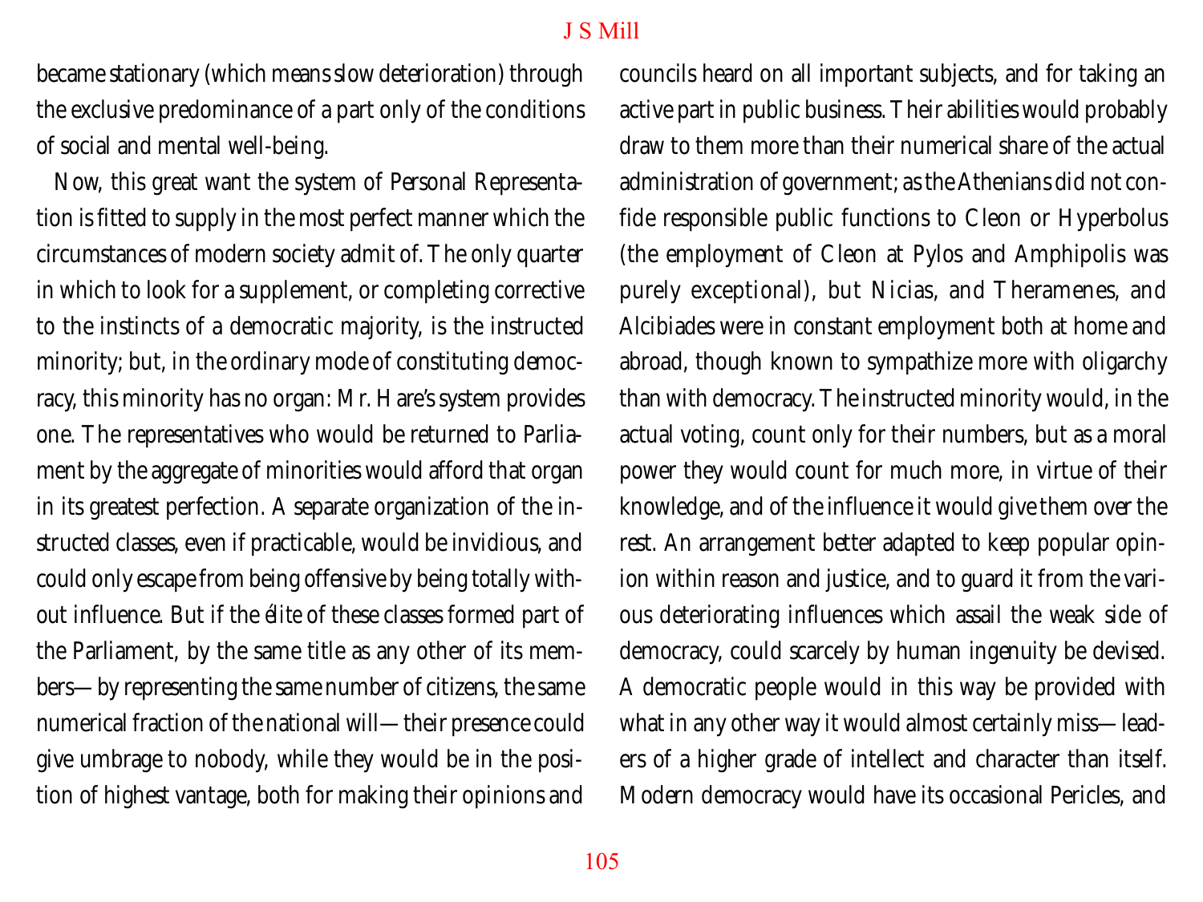became stationary (which means slow deterioration) through the exclusive predominance of a part only of the conditions of social and mental well-being.

Now, this great want the system of Personal Representation is fitted to supply in the most perfect manner which the circumstances of modern society admit of. The only quarter in which to look for a supplement, or completing corrective to the instincts of a democratic majority, is the instructed minority; but, in the ordinary mode of constituting democracy, this minority has no organ: Mr. Hare's system provides one. The representatives who would be returned to Parliament by the aggregate of minorities would afford that organ in its greatest perfection. A separate organization of the instructed classes, even if practicable, would be invidious, and could only escape from being offensive by being totally without influence. But if the *élite* of these classes formed part of the Parliament, by the same title as any other of its members—by representing the same number of citizens, the same numerical fraction of the national will—their presence could give umbrage to nobody, while they would be in the position of highest vantage, both for making their opinions and councils heard on all important subjects, and for taking an active part in public business. Their abilities would probably draw to them more than their numerical share of the actual administration of government; as the Athenians did not confide responsible public functions to Cleon or Hyperbolus (the employment of Cleon at Pylos and Amphipolis was purely exceptional), but Nicias, and Theramenes, and Alcibiades were in constant employment both at home and abroad, though known to sympathize more with oligarchy than with democracy. The instructed minority would, in the actual voting, count only for their numbers, but as a moral power they would count for much more, in virtue of their knowledge, and of the influence it would give them over the rest. An arrangement better adapted to keep popular opinion within reason and justice, and to guard it from the various deteriorating influences which assail the weak side of democracy, could scarcely by human ingenuity be devised. A democratic people would in this way be provided with what in any other way it would almost certainly miss—leaders of a higher grade of intellect and character than itself. Modern democracy would have its occasional Pericles, and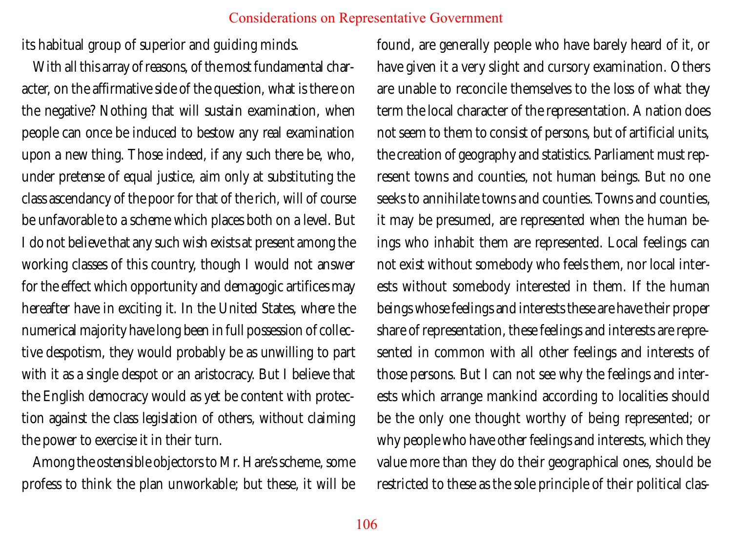its habitual group of superior and guiding minds.

With all this array of reasons, of the most fundamental character, on the affirmative side of the question, what is there on the negative? Nothing that will sustain examination, when people can once be induced to bestow any real examination upon a new thing. Those indeed, if any such there be, who, under pretense of equal justice, aim only at substituting the class ascendancy of the poor for that of the rich, will of course be unfavorable to a scheme which places both on a level. But I do not believe that any such wish exists at present among the working classes of this country, though I would not answer for the effect which opportunity and demagogic artifices may hereafter have in exciting it. In the United States, where the numerical majority have long been in full possession of collective despotism, they would probably be as unwilling to part with it as a single despot or an aristocracy. But I believe that the English democracy would as yet be content with protection against the class legislation of others, without claiming the power to exercise it in their turn.

Among the ostensible objectors to Mr. Hare's scheme, some profess to think the plan unworkable; but these, it will be found, are generally people who have barely heard of it, or have given it a very slight and cursory examination. Others are unable to reconcile themselves to the loss of what they term the local character of the representation. A nation does not seem to them to consist of persons, but of artificial units, the creation of geography and statistics. Parliament must represent towns and counties, not human beings. But no one seeks to annihilate towns and counties. Towns and counties, it may be presumed, are represented when the human beings who inhabit them are represented. Local feelings can not exist without somebody who feels them, nor local interests without somebody interested in them. If the human beings whose feelings and interests these are have their proper share of representation, these feelings and interests are represented in common with all other feelings and interests of those persons. But I can not see why the feelings and interests which arrange mankind according to localities should be the only one thought worthy of being represented; or why people who have other feelings and interests, which they value more than they do their geographical ones, should be restricted to these as the sole principle of their political clas-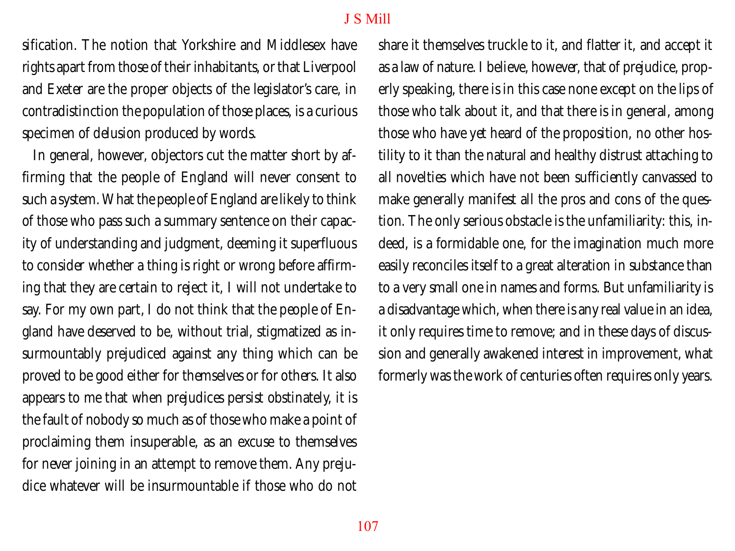sification. The notion that Yorkshire and Middlesex have rights apart from those of their inhabitants, or that Liverpool and Exeter are the proper objects of the legislator's care, in contradistinction the population of those places, is a curious specimen of delusion produced by words.

In general, however, objectors cut the matter short by affirming that the people of England will never consent to such a system. What the people of England are likely to think of those who pass such a summary sentence on their capacity of understanding and judgment, deeming it superfluous to consider whether a thing is right or wrong before affirming that they are certain to reject it, I will not undertake to say. For my own part, I do not think that the people of England have deserved to be, without trial, stigmatized as insurmountably prejudiced against any thing which can be proved to be good either for themselves or for others. It also appears to me that when prejudices persist obstinately, it is the fault of nobody so much as of those who make a point of proclaiming them insuperable, as an excuse to themselves for never joining in an attempt to remove them. Any prejudice whatever will be insurmountable if those who do not share it themselves truckle to it, and flatter it, and accept it as a law of nature. I believe, however, that of prejudice, properly speaking, there is in this case none except on the lips of those who talk about it, and that there is in general, among those who have yet heard of the proposition, no other hostility to it than the natural and healthy distrust attaching to all novelties which have not been sufficiently canvassed to make generally manifest all the pros and cons of the question. The only serious obstacle is the unfamiliarity: this, indeed, is a formidable one, for the imagination much more easily reconciles itself to a great alteration in substance than to a very small one in names and forms. But unfamiliarity is a disadvantage which, when there is any real value in an idea, it only requires time to remove; and in these days of discussion and generally awakened interest in improvement, what formerly was the work of centuries often requires only years.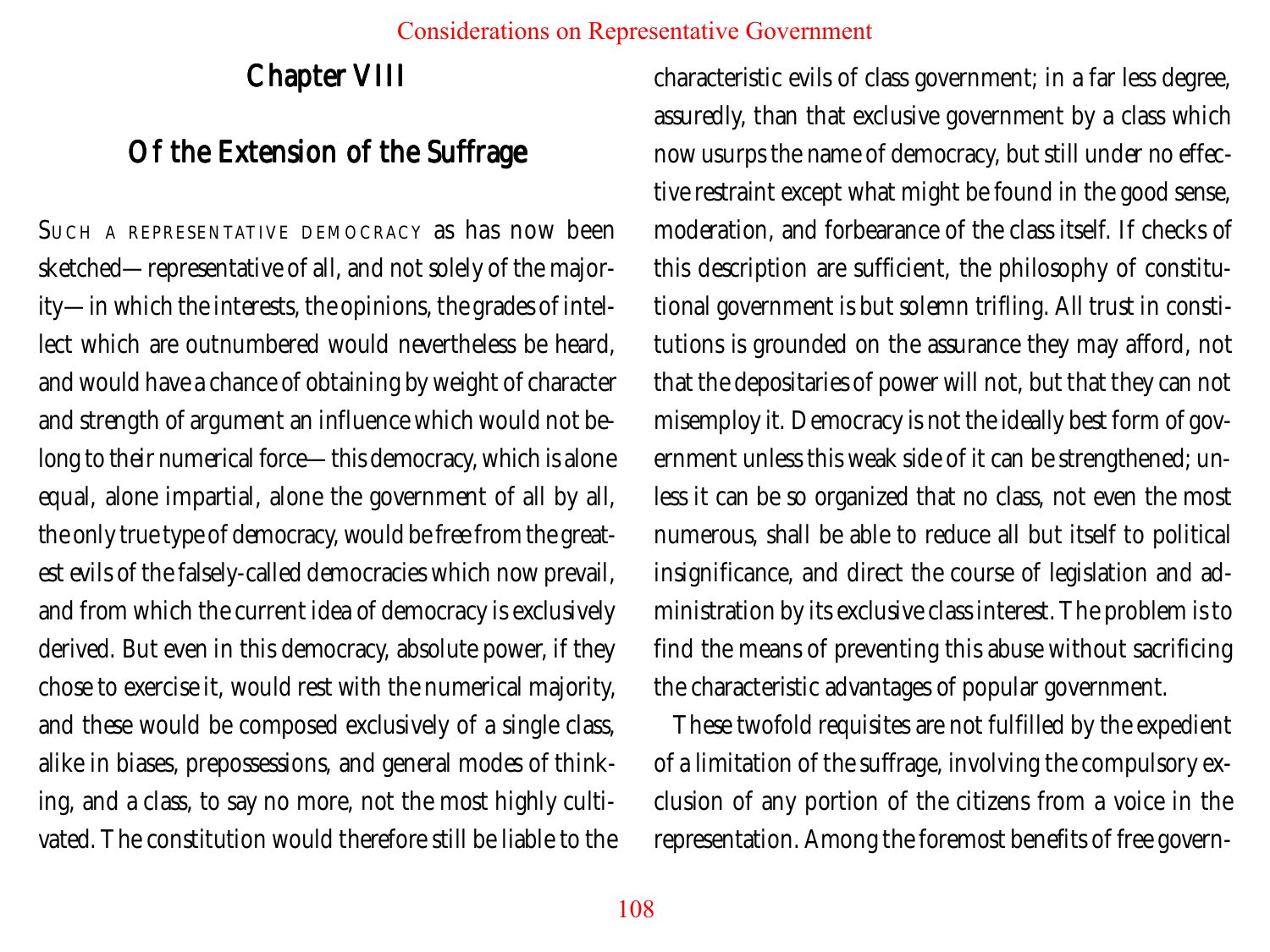## Chapter VIII

## Of the Extension of the Suffrage

SUCH A REPRESENTATIVE DEMOCRACY as has now been sketched—representative of all, and not solely of the majority—in which the interests, the opinions, the grades of intellect which are outnumbered would nevertheless be heard, and would have a chance of obtaining by weight of character and strength of argument an influence which would not belong to their numerical force—this democracy, which is alone equal, alone impartial, alone the government of all by all, the only true type of democracy, would be free from the greatest evils of the falsely-called democracies which now prevail, and from which the current idea of democracy is exclusively derived. But even in this democracy, absolute power, if they chose to exercise it, would rest with the numerical majority, and these would be composed exclusively of a single class, alike in biases, prepossessions, and general modes of thinking, and a class, to say no more, not the most highly cultivated. The constitution would therefore still be liable to the characteristic evils of class government; in a far less degree, assuredly, than that exclusive government by a class which now usurps the name of democracy, but still under no effective restraint except what might be found in the good sense, moderation, and forbearance of the class itself. If checks of this description are sufficient, the philosophy of constitutional government is but solemn trifling. All trust in constitutions is grounded on the assurance they may afford, not that the depositaries of power will not, but that they can not misemploy it. Democracy is not the ideally best form of government unless this weak side of it can be strengthened; unless it can be so organized that no class, not even the most numerous, shall be able to reduce all but itself to political insignificance, and direct the course of legislation and administration by its exclusive class interest. The problem is to find the means of preventing this abuse without sacrificing the characteristic advantages of popular government.

These twofold requisites are not fulfilled by the expedient of a limitation of the suffrage, involving the compulsory exclusion of any portion of the citizens from a voice in the representation. Among the foremost benefits of free govern-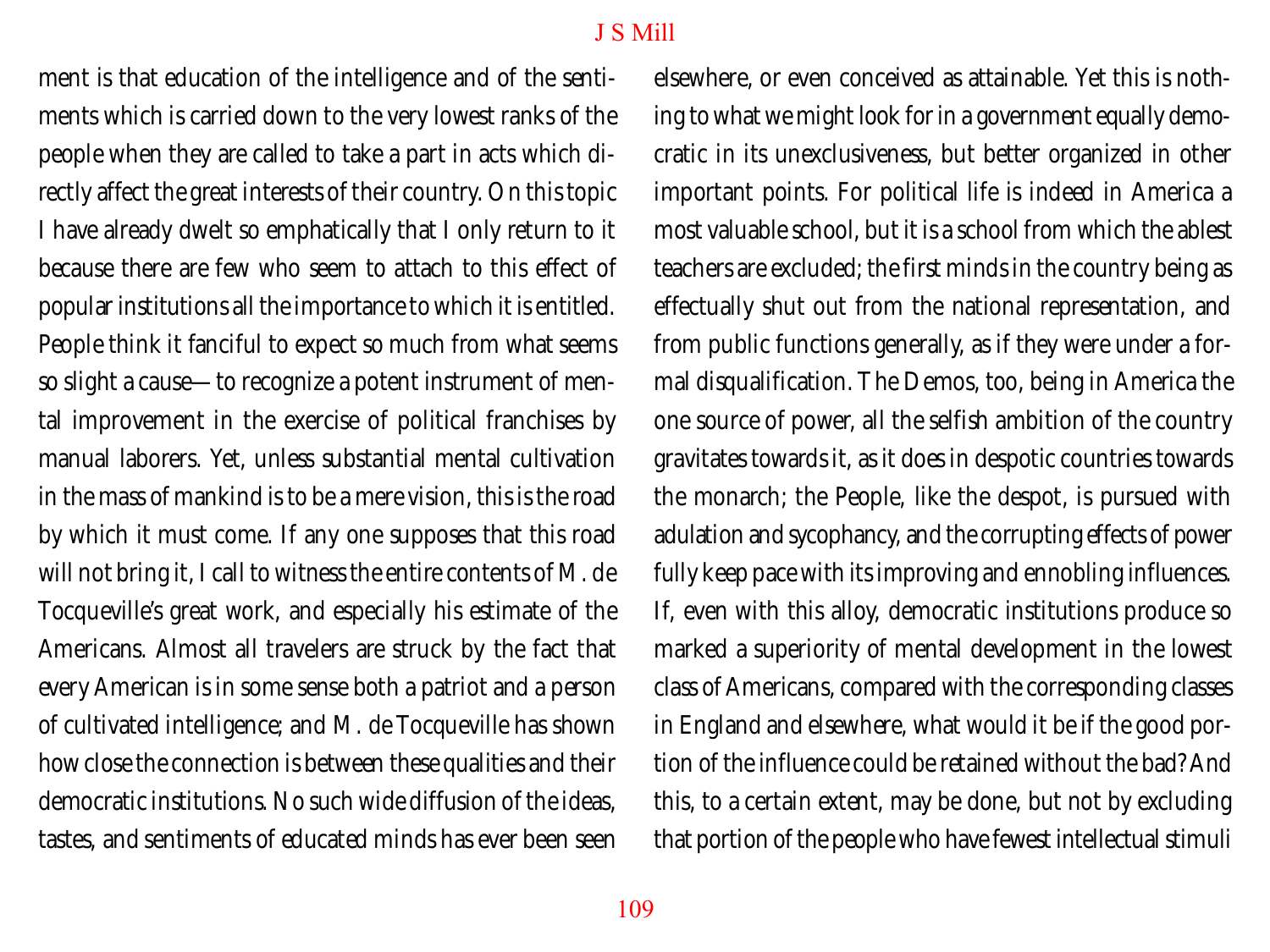ment is that education of the intelligence and of the sentiments which is carried down to the very lowest ranks of the people when they are called to take a part in acts which directly affect the great interests of their country. On this topic I have already dwelt so emphatically that I only return to it because there are few who seem to attach to this effect of popular institutions all the importance to which it is entitled. People think it fanciful to expect so much from what seems so slight a cause—to recognize a potent instrument of mental improvement in the exercise of political franchises by manual laborers. Yet, unless substantial mental cultivation in the mass of mankind is to be a mere vision, this is the road by which it must come. If any one supposes that this road will not bring it, I call to witness the entire contents of M. de Tocqueville's great work, and especially his estimate of the Americans. Almost all travelers are struck by the fact that every American is in some sense both a patriot and a person of cultivated intelligence; and M. de Tocqueville has shown how close the connection is between these qualities and their democratic institutions. No such wide diffusion of the ideas, tastes, and sentiments of educated minds has ever been seen elsewhere, or even conceived as attainable. Yet this is nothing to what we might look for in a government equally democratic in its unexclusiveness, but better organized in other important points. For political life is indeed in America a most valuable school, but it is a school from which the ablest teachers are excluded; the first minds in the country being as effectually shut out from the national representation, and from public functions generally, as if they were under a formal disqualification. The Demos, too, being in America the one source of power, all the selfish ambition of the country gravitates towards it, as it does in despotic countries towards the monarch; the People, like the despot, is pursued with adulation and sycophancy, and the corrupting effects of power fully keep pace with its improving and ennobling influences. If, even with this alloy, democratic institutions produce so marked a superiority of mental development in the lowest class of Americans, compared with the corresponding classes in England and elsewhere, what would it be if the good portion of the influence could be retained without the bad? And this, to a certain extent, may be done, but not by excluding that portion of the people who have fewest intellectual stimuli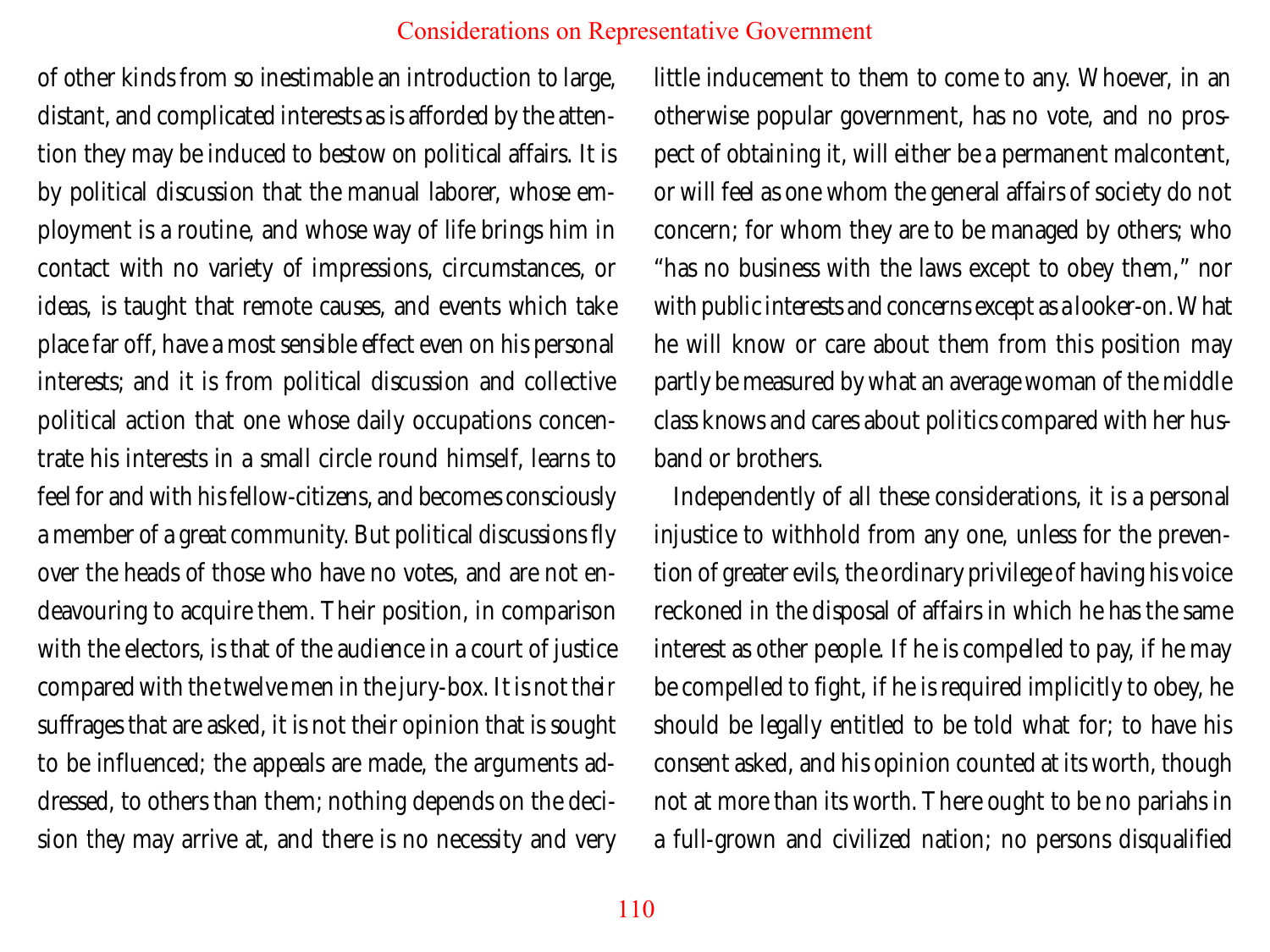of other kinds from so inestimable an introduction to large, distant, and complicated interests as is afforded by the attention they may be induced to bestow on political affairs. It is by political discussion that the manual laborer, whose employment is a routine, and whose way of life brings him in contact with no variety of impressions, circumstances, or ideas, is taught that remote causes, and events which take place far off, have a most sensible effect even on his personal interests; and it is from political discussion and collective political action that one whose daily occupations concentrate his interests in a small circle round himself, learns to feel for and with his fellow-citizens, and becomes consciously a member of a great community. But political discussions fly over the heads of those who have no votes, and are not endeavouring to acquire them. Their position, in comparison with the electors, is that of the audience in a court of justice compared with the twelve men in the jury-box. It is not *their* suffrages that are asked, it is not their opinion that is sought to be influenced; the appeals are made, the arguments addressed, to others than them; nothing depends on the decision *they* may arrive at, and there is no necessity and very little inducement to them to come to any. Whoever, in an otherwise popular government, has no vote, and no prospect of obtaining it, will either be a permanent malcontent, or will feel as one whom the general affairs of society do not concern; for whom they are to be managed by others; who "has no business with the laws except to obey them," nor with public interests and concerns except as a looker-on. What he will know or care about them from this position may partly be measured by what an average woman of the middle class knows and cares about politics compared with her husband or brothers.

Independently of all these considerations, it is a personal injustice to withhold from any one, unless for the prevention of greater evils, the ordinary privilege of having his voice reckoned in the disposal of affairs in which he has the same interest as other people. If he is compelled to pay, if he may be compelled to fight, if he is required implicitly to obey, he should be legally entitled to be told what for; to have his consent asked, and his opinion counted at its worth, though not at more than its worth. There ought to be no pariahs in a full-grown and civilized nation; no persons disqualified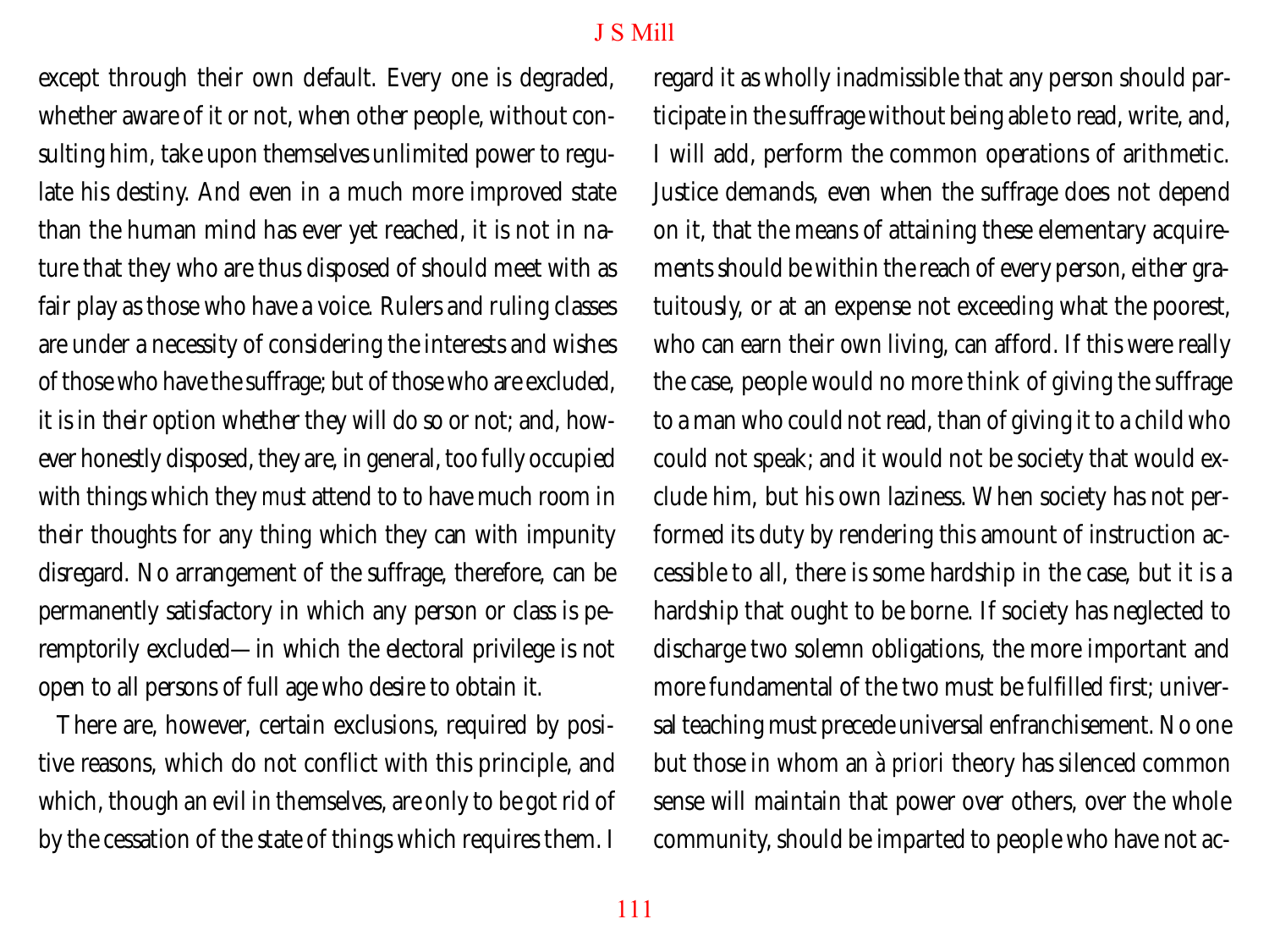except through their own default. Every one is degraded, whether aware of it or not, when other people, without consulting him, take upon themselves unlimited power to regulate his destiny. And even in a much more improved state than the human mind has ever yet reached, it is not in nature that they who are thus disposed of should meet with as fair play as those who have a voice. Rulers and ruling classes are under a necessity of considering the interests and wishes of those who have the suffrage; but of those who are excluded, it is in their option whether they will do so or not; and, however honestly disposed, they are, in general, too fully occupied with things which they *must* attend to to have much room in their thoughts for any thing which they can with impunity disregard. No arrangement of the suffrage, therefore, can be permanently satisfactory in which any person or class is peremptorily excluded—in which the electoral privilege is not open to all persons of full age who desire to obtain it.

There are, however, certain exclusions, required by positive reasons, which do not conflict with this principle, and which, though an evil in themselves, are only to be got rid of by the cessation of the state of things which requires them. I regard it as wholly inadmissible that any person should participate in the suffrage without being able to read, write, and, I will add, perform the common operations of arithmetic. Justice demands, even when the suffrage does not depend on it, that the means of attaining these elementary acquirements should be within the reach of every person, either gratuitously, or at an expense not exceeding what the poorest, who can earn their own living, can afford. If this were really the case, people would no more think of giving the suffrage to a man who could not read, than of giving it to a child who could not speak; and it would not be society that would exclude him, but his own laziness. When society has not performed its duty by rendering this amount of instruction accessible to all, there is some hardship in the case, but it is a hardship that ought to be borne. If society has neglected to discharge two solemn obligations, the more important and more fundamental of the two must be fulfilled first; universal teaching must precede universal enfranchisement. No one but those in whom an *à priori* theory has silenced common sense will maintain that power over others, over the whole community, should be imparted to people who have not ac-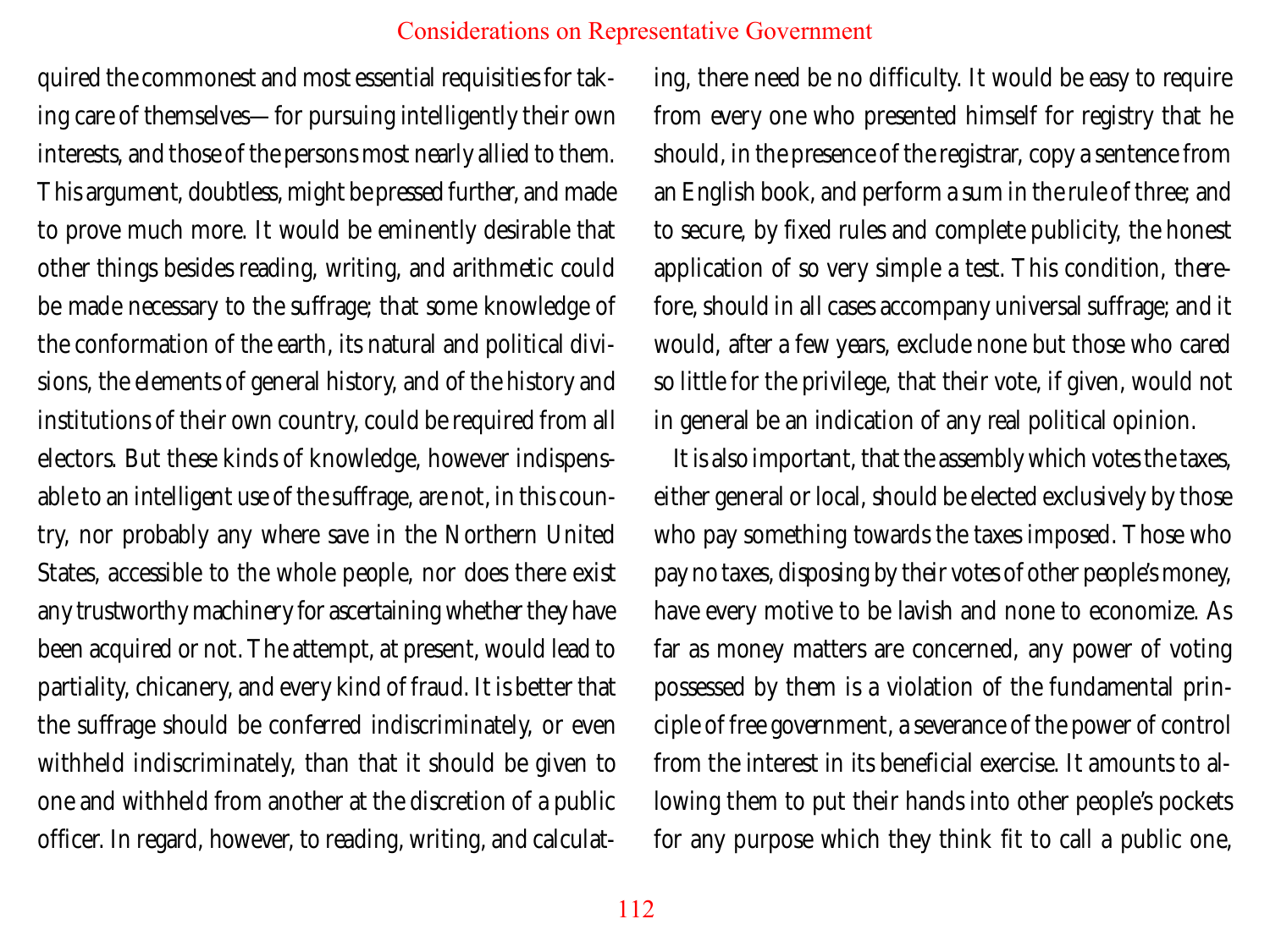quired the commonest and most essential requisities for taking care of themselves—for pursuing intelligently their own interests, and those of the persons most nearly allied to them. This argument, doubtless, might be pressed further, and made to prove much more. It would be eminently desirable that other things besides reading, writing, and arithmetic could be made necessary to the suffrage; that some knowledge of the conformation of the earth, its natural and political divisions, the elements of general history, and of the history and institutions of their own country, could be required from all electors. But these kinds of knowledge, however indispensable to an intelligent use of the suffrage, are not, in this country, nor probably any where save in the Northern United States, accessible to the whole people, nor does there exist any trustworthy machinery for ascertaining whether they have been acquired or not. The attempt, at present, would lead to partiality, chicanery, and every kind of fraud. It is better that the suffrage should be conferred indiscriminately, or even withheld indiscriminately, than that it should be given to one and withheld from another at the discretion of a public officer. In regard, however, to reading, writing, and calculating, there need be no difficulty. It would be easy to require from every one who presented himself for registry that he should, in the presence of the registrar, copy a sentence from an English book, and perform a sum in the rule of three; and to secure, by fixed rules and complete publicity, the honest application of so very simple a test. This condition, therefore, should in all cases accompany universal suffrage; and it would, after a few years, exclude none but those who cared so little for the privilege, that their vote, if given, would not in general be an indication of any real political opinion.

It is also important, that the assembly which votes the taxes, either general or local, should be elected exclusively by those who pay something towards the taxes imposed. Those who pay no taxes, disposing by their votes of other people's money, have every motive to be lavish and none to economize. As far as money matters are concerned, any power of voting possessed by them is a violation of the fundamental principle of free government, a severance of the power of control from the interest in its beneficial exercise. It amounts to allowing them to put their hands into other people's pockets for any purpose which they think fit to call a public one,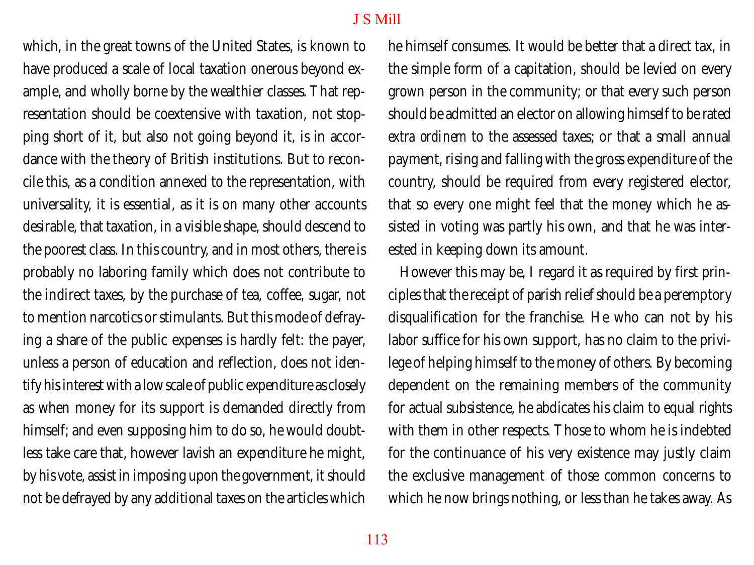which, in the great towns of the United States, is known to have produced a scale of local taxation onerous beyond example, and wholly borne by the wealthier classes. That representation should be coextensive with taxation, not stopping short of it, but also not going beyond it, is in accordance with the theory of British institutions. But to reconcile this, as a condition annexed to the representation, with universality, it is essential, as it is on many other accounts desirable, that taxation, in a visible shape, should descend to the poorest class. In this country, and in most others, there is probably no laboring family which does not contribute to the indirect taxes, by the purchase of tea, coffee, sugar, not to mention narcotics or stimulants. But this mode of defraying a share of the public expenses is hardly felt: the payer, unless a person of education and reflection, does not identify his interest with a low scale of public expenditure as closely as when money for its support is demanded directly from himself; and even supposing him to do so, he would doubtless take care that, however lavish an expenditure he might, by his vote, assist in imposing upon the government, it should not be defrayed by any additional taxes on the articles which he himself consumes. It would be better that a direct tax, in the simple form of a capitation, should be levied on every grown person in the community; or that every such person should be admitted an elector on allowing himself to be rated *extra ordinem* to the assessed taxes; or that a small annual payment, rising and falling with the gross expenditure of the country, should be required from every registered elector, that so every one might feel that the money which he assisted in voting was partly his own, and that he was interested in keeping down its amount.

However this may be, I regard it as required by first principles that the receipt of parish relief should be a peremptory disqualification for the franchise. He who can not by his labor suffice for his own support, has no claim to the privilege of helping himself to the money of others. By becoming dependent on the remaining members of the community for actual subsistence, he abdicates his claim to equal rights with them in other respects. Those to whom he is indebted for the continuance of his very existence may justly claim the exclusive management of those common concerns to which he now brings nothing, or less than he takes away. As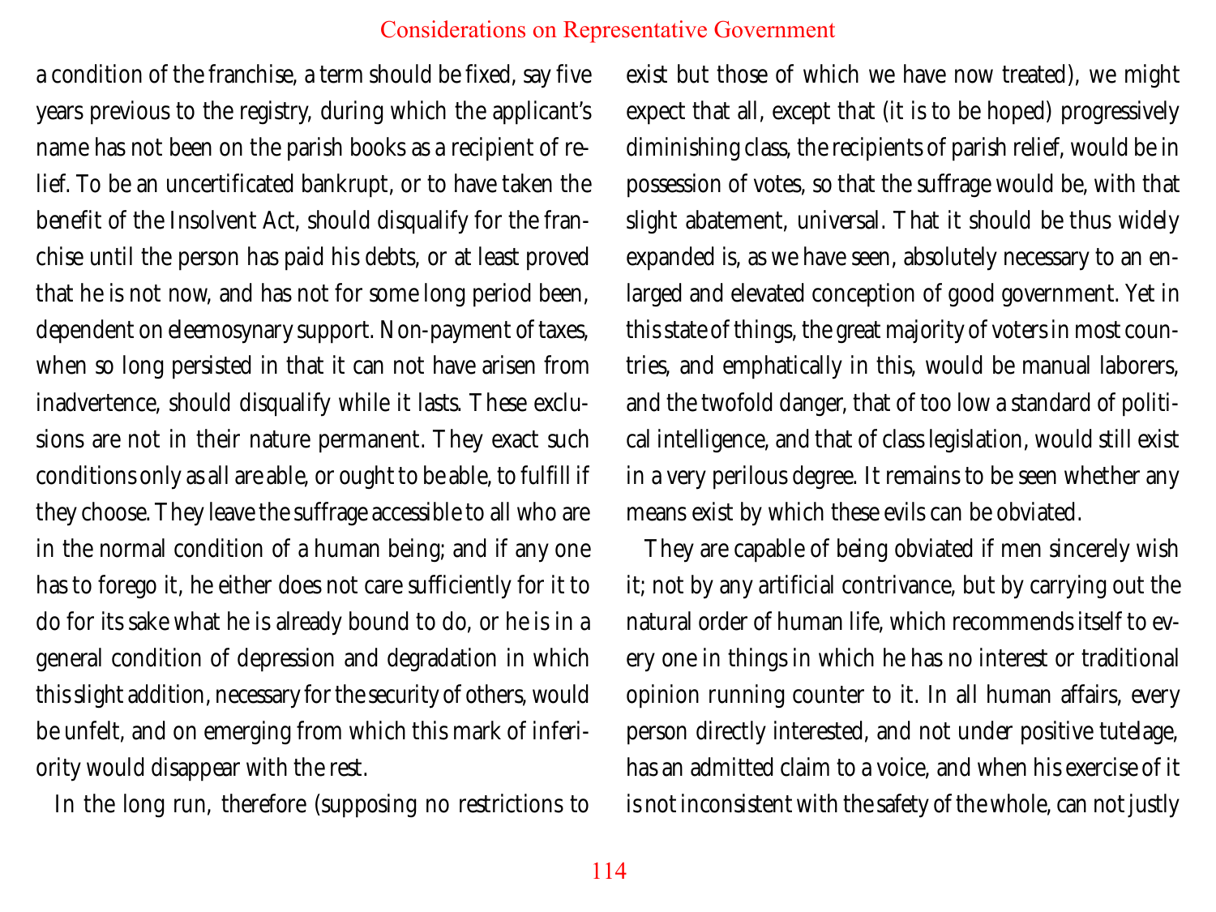a condition of the franchise, a term should be fixed, say five years previous to the registry, during which the applicant's name has not been on the parish books as a recipient of relief. To be an uncertificated bankrupt, or to have taken the benefit of the Insolvent Act, should disqualify for the franchise until the person has paid his debts, or at least proved that he is not now, and has not for some long period been, dependent on eleemosynary support. Non-payment of taxes, when so long persisted in that it can not have arisen from inadvertence, should disqualify while it lasts. These exclusions are not in their nature permanent. They exact such conditions only as all are able, or ought to be able, to fulfill if they choose. They leave the suffrage accessible to all who are in the normal condition of a human being; and if any one has to forego it, he either does not care sufficiently for it to do for its sake what he is already bound to do, or he is in a general condition of depression and degradation in which this slight addition, necessary for the security of others, would be unfelt, and on emerging from which this mark of inferiority would disappear with the rest.

In the long run, therefore (supposing no restrictions to exist but those of which we have now treated), we might expect that all, except that (it is to be hoped) progressively diminishing class, the recipients of parish relief, would be in possession of votes, so that the suffrage would be, with that slight abatement, universal. That it should be thus widely expanded is, as we have seen, absolutely necessary to an enlarged and elevated conception of good government. Yet in this state of things, the great majority of voters in most countries, and emphatically in this, would be manual laborers, and the twofold danger, that of too low a standard of political intelligence, and that of class legislation, would still exist in a very perilous degree. It remains to be seen whether any means exist by which these evils can be obviated.

They are capable of being obviated if men sincerely wish it; not by any artificial contrivance, but by carrying out the natural order of human life, which recommends itself to every one in things in which he has no interest or traditional opinion running counter to it. In all human affairs, every person directly interested, and not under positive tutelage, has an admitted claim to a voice, and when his exercise of it is not inconsistent with the safety of the whole, can not justly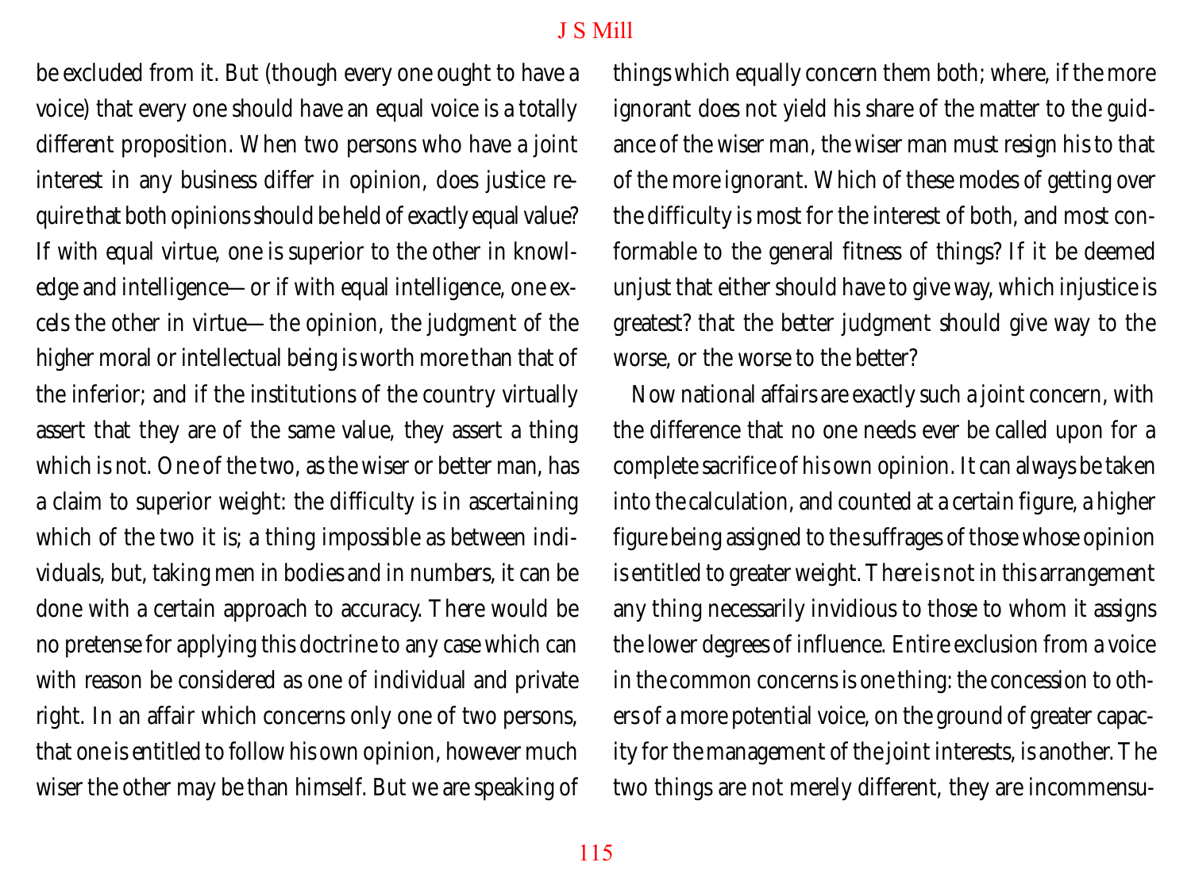be excluded from it. But (though every one ought to have a voice) that every one should have an equal voice is a totally different proposition. When two persons who have a joint interest in any business differ in opinion, does justice require that both opinions should be held of exactly equal value? If with equal virtue, one is superior to the other in knowledge and intelligence—or if with equal intelligence, one excels the other in virtue—the opinion, the judgment of the higher moral or intellectual being is worth more than that of the inferior; and if the institutions of the country virtually assert that they are of the same value, they assert a thing which is not. One of the two, as the wiser or better man, has a claim to superior weight: the difficulty is in ascertaining which of the two it is; a thing impossible as between individuals, but, taking men in bodies and in numbers, it can be done with a certain approach to accuracy. There would be no pretense for applying this doctrine to any case which can with reason be considered as one of individual and private right. In an affair which concerns only one of two persons, that one is entitled to follow his own opinion, however much wiser the other may be than himself. But we are speaking of things which equally concern them both; where, if the more ignorant does not yield his share of the matter to the guidance of the wiser man, the wiser man must resign his to that of the more ignorant. Which of these modes of getting over the difficulty is most for the interest of both, and most conformable to the general fitness of things? If it be deemed unjust that either should have to give way, which injustice is greatest? that the better judgment should give way to the worse, or the worse to the better?

Now national affairs are exactly such a joint concern, with the difference that no one needs ever be called upon for a complete sacrifice of his own opinion. It can always be taken into the calculation, and counted at a certain figure, a higher figure being assigned to the suffrages of those whose opinion is entitled to greater weight. There is not in this arrangement any thing necessarily invidious to those to whom it assigns the lower degrees of influence. Entire exclusion from a voice in the common concerns is one thing: the concession to others of a more potential voice, on the ground of greater capacity for the management of the joint interests, is another. The two things are not merely different, they are incommensu-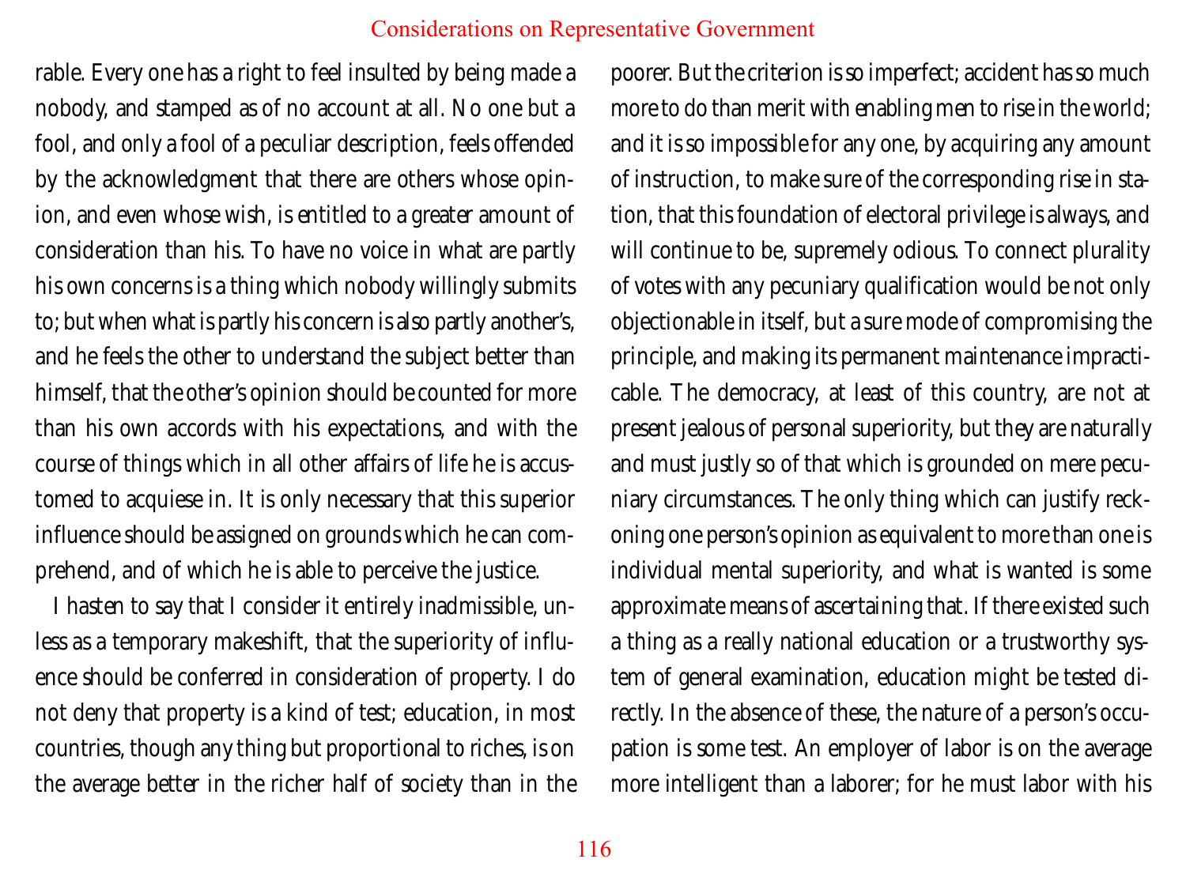rable. Every one has a right to feel insulted by being made a nobody, and stamped as of no account at all. No one but a fool, and only a fool of a peculiar description, feels offended by the acknowledgment that there are others whose opinion, and even whose wish, is entitled to a greater amount of consideration than his. To have no voice in what are partly his own concerns is a thing which nobody willingly submits to; but when what is partly his concern is also partly another's, and he feels the other to understand the subject better than himself, that the other's opinion should be counted for more than his own accords with his expectations, and with the course of things which in all other affairs of life he is accustomed to acquiese in. It is only necessary that this superior influence should be assigned on grounds which he can comprehend, and of which he is able to perceive the justice.

I hasten to say that I consider it entirely inadmissible, unless as a temporary makeshift, that the superiority of influence should be conferred in consideration of property. I do not deny that property is a kind of test; education, in most countries, though any thing but proportional to riches, is on the average better in the richer half of society than in the poorer. But the criterion is so imperfect; accident has so much more to do than merit with enabling men to rise in the world; and it is so impossible for any one, by acquiring any amount of instruction, to make sure of the corresponding rise in station, that this foundation of electoral privilege is always, and will continue to be, supremely odious. To connect plurality of votes with any pecuniary qualification would be not only objectionable in itself, but a sure mode of compromising the principle, and making its permanent maintenance impracticable. The democracy, at least of this country, are not at present jealous of personal superiority, but they are naturally and must justly so of that which is grounded on mere pecuniary circumstances. The only thing which can justify reckoning one person's opinion as equivalent to more than one is individual mental superiority, and what is wanted is some approximate means of ascertaining that. If there existed such a thing as a really national education or a trustworthy system of general examination, education might be tested directly. In the absence of these, the nature of a person's occupation is some test. An employer of labor is on the average more intelligent than a laborer; for he must labor with his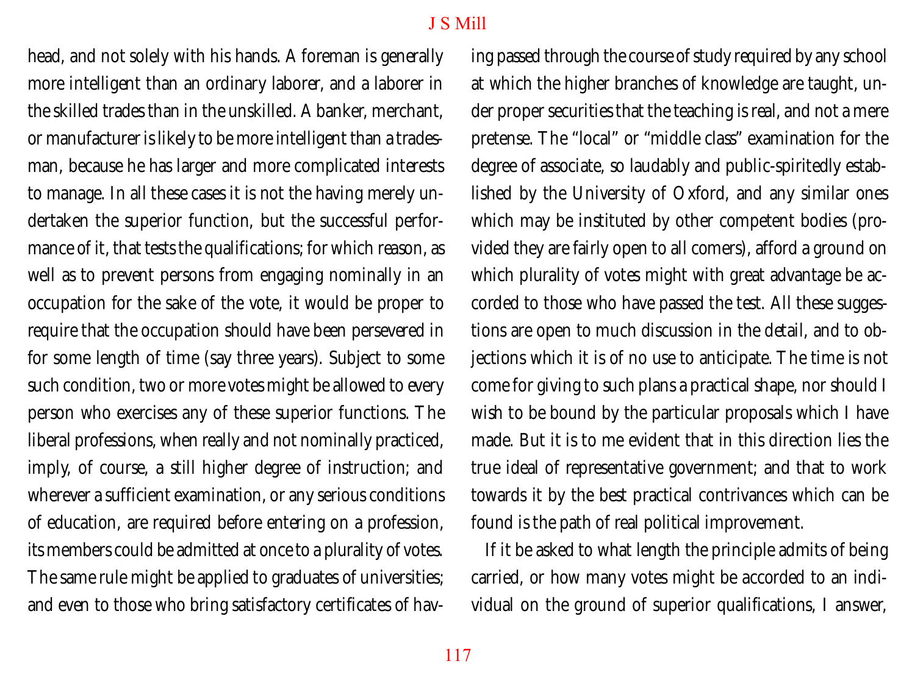head, and not solely with his hands. A foreman is generally more intelligent than an ordinary laborer, and a laborer in the skilled trades than in the unskilled. A banker, merchant, or manufacturer is likely to be more intelligent than a tradesman, because he has larger and more complicated interests to manage. In all these cases it is not the having merely undertaken the superior function, but the successful performance of it, that tests the qualifications; for which reason, as well as to prevent persons from engaging nominally in an occupation for the sake of the vote, it would be proper to require that the occupation should have been persevered in for some length of time (say three years). Subject to some such condition, two or more votes might be allowed to every person who exercises any of these superior functions. The liberal professions, when really and not nominally practiced, imply, of course, a still higher degree of instruction; and wherever a sufficient examination, or any serious conditions of education, are required before entering on a profession, its members could be admitted at once to a plurality of votes. The same rule might be applied to graduates of universities; and even to those who bring satisfactory certificates of having passed through the course of study required by any school at which the higher branches of knowledge are taught, under proper securities that the teaching is real, and not a mere pretense. The "local" or "middle class" examination for the degree of associate, so laudably and public-spiritedly established by the University of Oxford, and any similar ones which may be instituted by other competent bodies (provided they are fairly open to all comers), afford a ground on which plurality of votes might with great advantage be accorded to those who have passed the test. All these suggestions are open to much discussion in the detail, and to objections which it is of no use to anticipate. The time is not come for giving to such plans a practical shape, nor should I wish to be bound by the particular proposals which I have made. But it is to me evident that in this direction lies the true ideal of representative government; and that to work towards it by the best practical contrivances which can be found is the path of real political improvement.

If it be asked to what length the principle admits of being carried, or how many votes might be accorded to an individual on the ground of superior qualifications, I answer,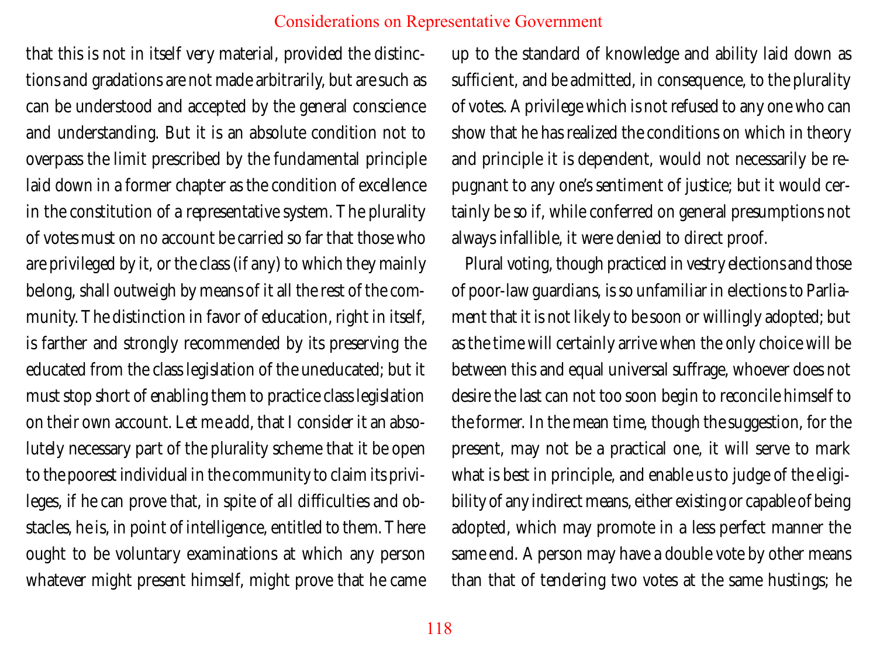that this is not in itself very material, provided the distinctions and gradations are not made arbitrarily, but are such as can be understood and accepted by the general conscience and understanding. But it is an absolute condition not to overpass the limit prescribed by the fundamental principle laid down in a former chapter as the condition of excellence in the constitution of a representative system. The plurality of votes must on no account be carried so far that those who are privileged by it, or the class (if any) to which they mainly belong, shall outweigh by means of it all the rest of the community. The distinction in favor of education, right in itself, is farther and strongly recommended by its preserving the educated from the class legislation of the uneducated; but it must stop short of enabling them to practice class legislation on their own account. Let me add, that I consider it an absolutely necessary part of the plurality scheme that it be open to the poorest individual in the community to claim its privileges, if he can prove that, in spite of all difficulties and obstacles, he is, in point of intelligence, entitled to them. There ought to be voluntary examinations at which any person whatever might present himself, might prove that he came up to the standard of knowledge and ability laid down as sufficient, and be admitted, in consequence, to the plurality of votes. A privilege which is not refused to any one who can show that he has realized the conditions on which in theory and principle it is dependent, would not necessarily be repugnant to any one's sentiment of justice; but it would certainly be so if, while conferred on general presumptions not always infallible, it were denied to direct proof.

Plural voting, though practiced in vestry elections and those of poor-law guardians, is so unfamiliar in elections to Parliament that it is not likely to be soon or willingly adopted; but as the time will certainly arrive when the only choice will be between this and equal universal suffrage, whoever does not desire the last can not too soon begin to reconcile himself to the former. In the mean time, though the suggestion, for the present, may not be a practical one, it will serve to mark what is best in principle, and enable us to judge of the eligibility of any indirect means, either existing or capable of being adopted, which may promote in a less perfect manner the same end. A person may have a double vote by other means than that of tendering two votes at the same hustings; he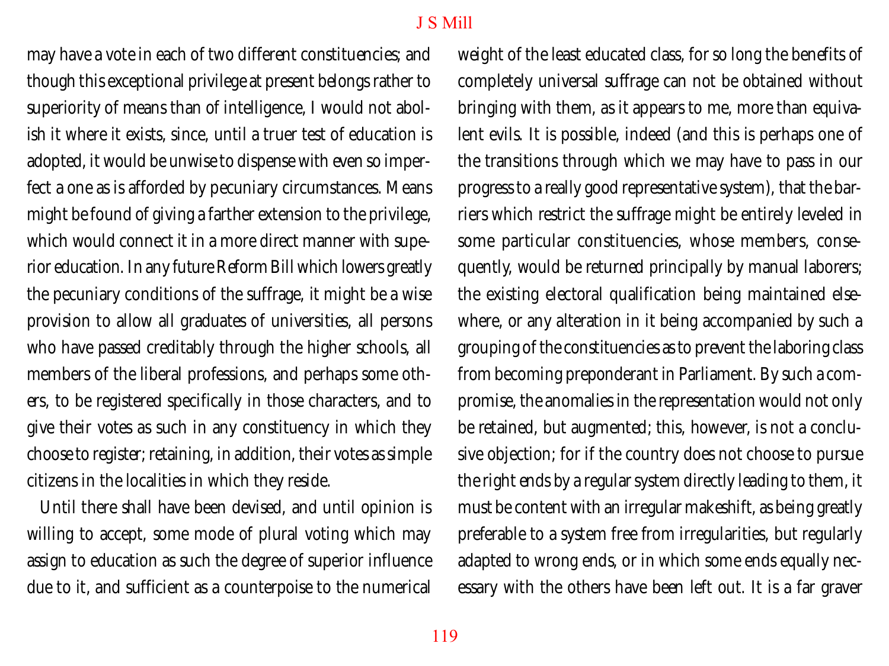may have a vote in each of two different constituencies; and though this exceptional privilege at present belongs rather to superiority of means than of intelligence, I would not abolish it where it exists, since, until a truer test of education is adopted, it would be unwise to dispense with even so imperfect a one as is afforded by pecuniary circumstances. Means might be found of giving a farther extension to the privilege, which would connect it in a more direct manner with superior education. In any future Reform Bill which lowers greatly the pecuniary conditions of the suffrage, it might be a wise provision to allow all graduates of universities, all persons who have passed creditably through the higher schools, all members of the liberal professions, and perhaps some others, to be registered specifically in those characters, and to give their votes as such in any constituency in which they choose to register; retaining, in addition, their votes as simple citizens in the localities in which they reside.

Until there shall have been devised, and until opinion is willing to accept, some mode of plural voting which may assign to education as such the degree of superior influence due to it, and sufficient as a counterpoise to the numerical weight of the least educated class, for so long the benefits of completely universal suffrage can not be obtained without bringing with them, as it appears to me, more than equivalent evils. It is possible, indeed (and this is perhaps one of the transitions through which we may have to pass in our progress to a really good representative system), that the barriers which restrict the suffrage might be entirely leveled in some particular constituencies, whose members, consequently, would be returned principally by manual laborers; the existing electoral qualification being maintained elsewhere, or any alteration in it being accompanied by such a grouping of the constituencies as to prevent the laboring class from becoming preponderant in Parliament. By such a compromise, the anomalies in the representation would not only be retained, but augmented; this, however, is not a conclusive objection; for if the country does not choose to pursue the right ends by a regular system directly leading to them, it must be content with an irregular makeshift, as being greatly preferable to a system free from irregularities, but regularly adapted to wrong ends, or in which some ends equally necessary with the others have been left out. It is a far graver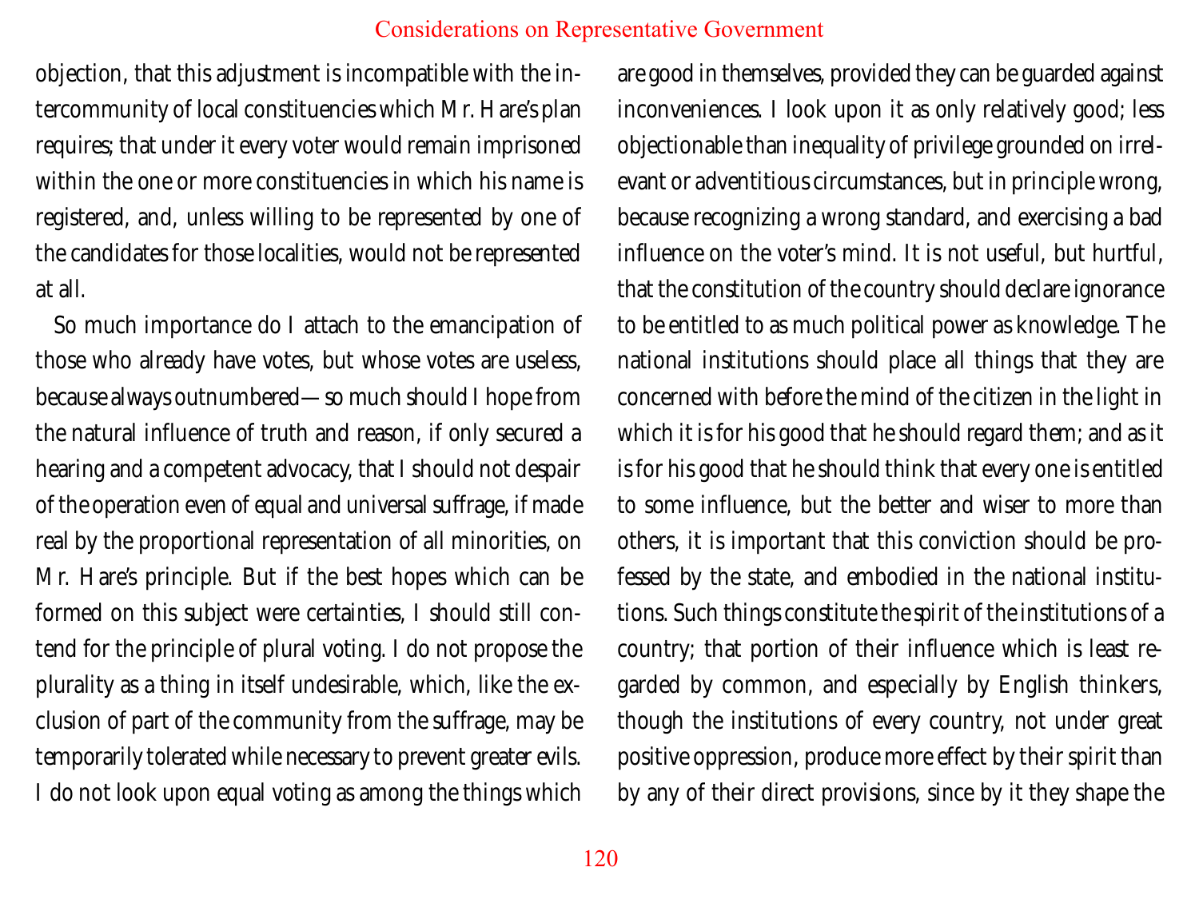objection, that this adjustment is incompatible with the intercommunity of local constituencies which Mr. Hare's plan requires; that under it every voter would remain imprisoned within the one or more constituencies in which his name is registered, and, unless willing to be represented by one of the candidates for those localities, would not be represented at all.

So much importance do I attach to the emancipation of those who already have votes, but whose votes are useless, because always outnumbered—so much should I hope from the natural influence of truth and reason, if only secured a hearing and a competent advocacy, that I should not despair of the operation even of equal and universal suffrage, if made real by the proportional representation of all minorities, on Mr. Hare's principle. But if the best hopes which can be formed on this subject were certainties, I should still contend for the principle of plural voting. I do not propose the plurality as a thing in itself undesirable, which, like the exclusion of part of the community from the suffrage, may be temporarily tolerated while necessary to prevent greater evils. I do not look upon equal voting as among the things which are good in themselves, provided they can be guarded against inconveniences. I look upon it as only relatively good; less objectionable than inequality of privilege grounded on irrelevant or adventitious circumstances, but in principle wrong, because recognizing a wrong standard, and exercising a bad influence on the voter's mind. It is not useful, but hurtful, that the constitution of the country should declare ignorance to be entitled to as much political power as knowledge. The national institutions should place all things that they are concerned with before the mind of the citizen in the light in which it is for his good that he should regard them; and as it is for his good that he should think that every one is entitled to some influence, but the better and wiser to more than others, it is important that this conviction should be professed by the state, and embodied in the national institutions. Such things constitute the *spirit* of the institutions of a country; that portion of their influence which is least regarded by common, and especially by English thinkers, though the institutions of every country, not under great positive oppression, produce more effect by their spirit than by any of their direct provisions, since by it they shape the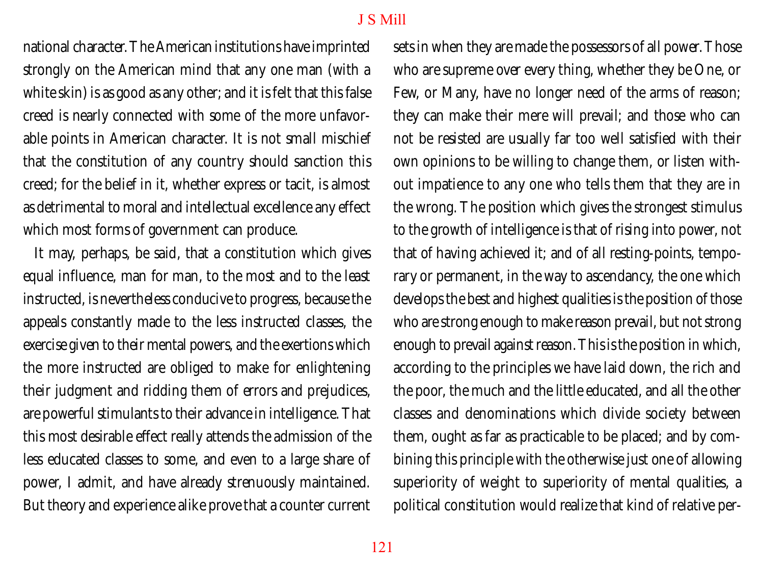national character. The American institutions have imprinted strongly on the American mind that any one man (with a white skin) is as good as any other; and it is felt that this false creed is nearly connected with some of the more unfavorable points in American character. It is not small mischief that the constitution of any country should sanction this creed; for the belief in it, whether express or tacit, is almost as detrimental to moral and intellectual excellence any effect which most forms of government can produce.

It may, perhaps, be said, that a constitution which gives equal influence, man for man, to the most and to the least instructed, is nevertheless conducive to progress, because the appeals constantly made to the less instructed classes, the exercise given to their mental powers, and the exertions which the more instructed are obliged to make for enlightening their judgment and ridding them of errors and prejudices, are powerful stimulants to their advance in intelligence. That this most desirable effect really attends the admission of the less educated classes to some, and even to a large share of power, I admit, and have already strenuously maintained. But theory and experience alike prove that a counter current sets in when they are made the possessors of all power. Those who are supreme over every thing, whether they be One, or Few, or Many, have no longer need of the arms of reason; they can make their mere will prevail; and those who can not be resisted are usually far too well satisfied with their own opinions to be willing to change them, or listen without impatience to any one who tells them that they are in the wrong. The position which gives the strongest stimulus to the growth of intelligence is that of rising into power, not that of having achieved it; and of all resting-points, temporary or permanent, in the way to ascendancy, the one which develops the best and highest qualities is the position of those who are strong enough to make reason prevail, but not strong enough to prevail against reason. This is the position in which, according to the principles we have laid down, the rich and the poor, the much and the little educated, and all the other classes and denominations which divide society between them, ought as far as practicable to be placed; and by combining this principle with the otherwise just one of allowing superiority of weight to superiority of mental qualities, a political constitution would realize that kind of relative per-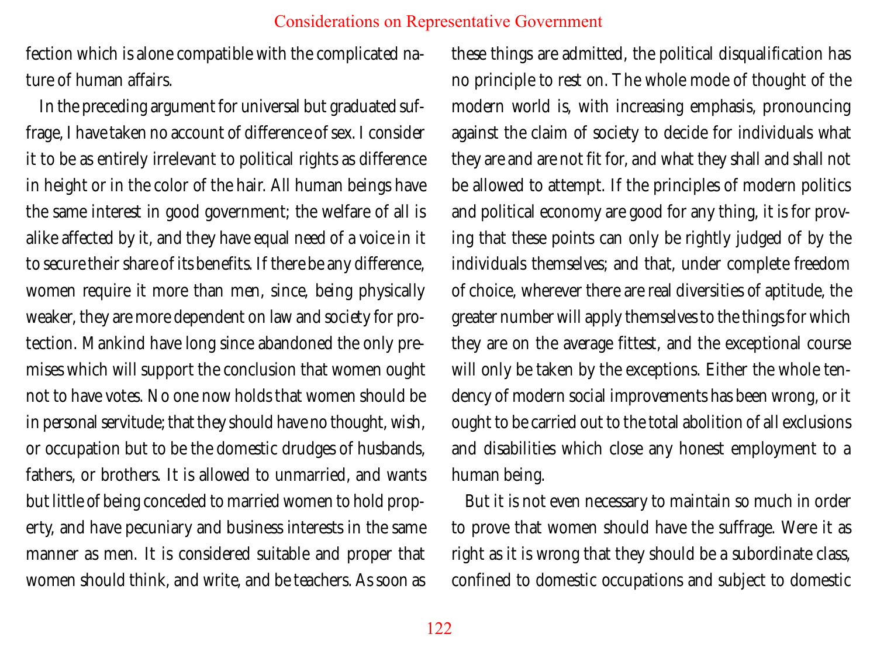fection which is alone compatible with the complicated nature of human affairs.

In the preceding argument for universal but graduated suffrage, I have taken no account of difference of sex. I consider it to be as entirely irrelevant to political rights as difference in height or in the color of the hair. All human beings have the same interest in good government; the welfare of all is alike affected by it, and they have equal need of a voice in it to secure their share of its benefits. If there be any difference, women require it more than men, since, being physically weaker, they are more dependent on law and society for protection. Mankind have long since abandoned the only premises which will support the conclusion that women ought not to have votes. No one now holds that women should be in personal servitude; that they should have no thought, wish, or occupation but to be the domestic drudges of husbands, fathers, or brothers. It is allowed to unmarried, and wants but little of being conceded to married women to hold property, and have pecuniary and business interests in the same manner as men. It is considered suitable and proper that women should think, and write, and be teachers. As soon as these things are admitted, the political disqualification has no principle to rest on. The whole mode of thought of the modern world is, with increasing emphasis, pronouncing against the claim of society to decide for individuals what they are and are not fit for, and what they shall and shall not be allowed to attempt. If the principles of modern politics and political economy are good for any thing, it is for proving that these points can only be rightly judged of by the individuals themselves; and that, under complete freedom of choice, wherever there are real diversities of aptitude, the greater number will apply themselves to the things for which they are on the average fittest, and the exceptional course will only be taken by the exceptions. Either the whole tendency of modern social improvements has been wrong, or it ought to be carried out to the total abolition of all exclusions and disabilities which close any honest employment to a human being.

But it is not even necessary to maintain so much in order to prove that women should have the suffrage. Were it as right as it is wrong that they should be a subordinate class, confined to domestic occupations and subject to domestic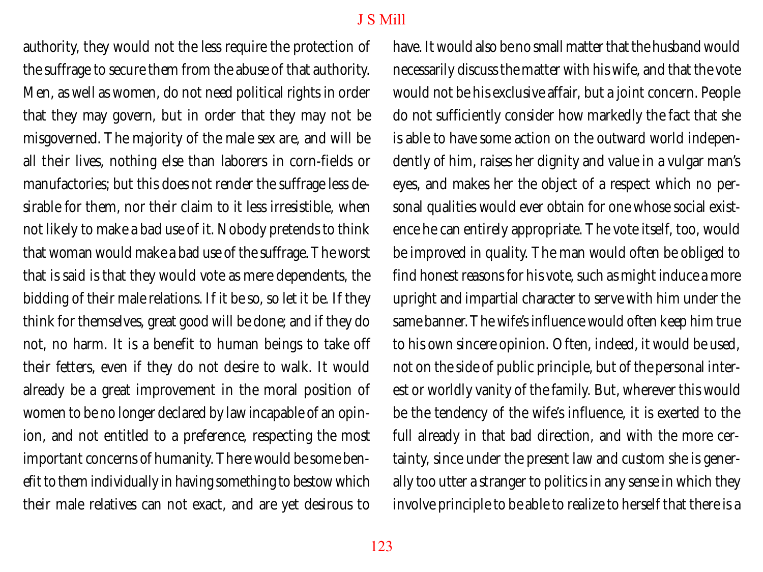authority, they would not the less require the protection of the suffrage to secure them from the abuse of that authority. Men, as well as women, do not need political rights in order that they may govern, but in order that they may not be misgoverned. The majority of the male sex are, and will be all their lives, nothing else than laborers in corn-fields or manufactories; but this does not render the suffrage less desirable for them, nor their claim to it less irresistible, when not likely to make a bad use of it. Nobody pretends to think that woman would make a bad use of the suffrage. The worst that is said is that they would vote as mere dependents, the bidding of their male relations. If it be so, so let it be. If they think for themselves, great good will be done; and if they do not, no harm. It is a benefit to human beings to take off their fetters, even if they do not desire to walk. It would already be a great improvement in the moral position of women to be no longer declared by law incapable of an opinion, and not entitled to a preference, respecting the most important concerns of humanity. There would be some benefit to them individually in having something to bestow which their male relatives can not exact, and are yet desirous to have. It would also be no small matter that the husband would necessarily discuss the matter with his wife, and that the vote would not be his exclusive affair, but a joint concern. People do not sufficiently consider how markedly the fact that she is able to have some action on the outward world independently of him, raises her dignity and value in a vulgar man's eyes, and makes her the object of a respect which no personal qualities would ever obtain for one whose social existence he can entirely appropriate. The vote itself, too, would be improved in quality. The man would often be obliged to find honest reasons for his vote, such as might induce a more upright and impartial character to serve with him under the same banner. The wife's influence would often keep him true to his own sincere opinion. Often, indeed, it would be used, not on the side of public principle, but of the personal interest or worldly vanity of the family. But, wherever this would be the tendency of the wife's influence, it is exerted to the full already in that bad direction, and with the more certainty, since under the present law and custom she is generally too utter a stranger to politics in any sense in which they involve principle to be able to realize to herself that there is a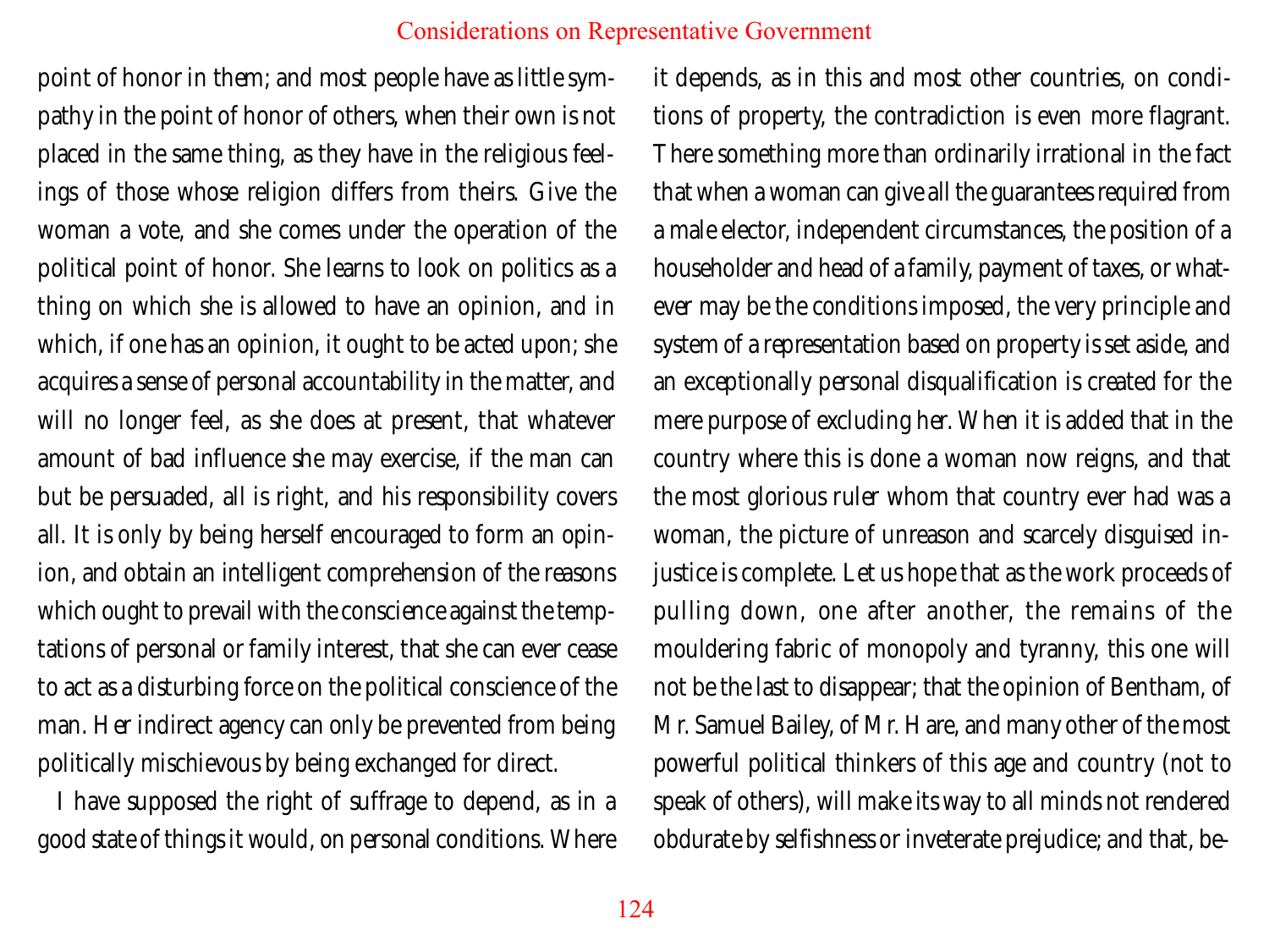point of honor in them; and most people have as little sympathy in the point of honor of others, when their own is not placed in the same thing, as they have in the religious feelings of those whose religion differs from theirs. Give the woman a vote, and she comes under the operation of the political point of honor. She learns to look on politics as a thing on which she is allowed to have an opinion, and in which, if one has an opinion, it ought to be acted upon; she acquires a sense of personal accountability in the matter, and will no longer feel, as she does at present, that whatever amount of bad influence she may exercise, if the man can but be persuaded, all is right, and his responsibility covers all. It is only by being herself encouraged to form an opinion, and obtain an intelligent comprehension of the reasons which ought to prevail with the conscience against the temptations of personal or family interest, that she can ever cease to act as a disturbing force on the political conscience of the man. Her indirect agency can only be prevented from being politically mischievous by being exchanged for direct.

I have supposed the right of suffrage to depend, as in a good state of things it would, on personal conditions. Where it depends, as in this and most other countries, on conditions of property, the contradiction is even more flagrant. There something more than ordinarily irrational in the fact that when a woman can give all the guarantees required from a male elector, independent circumstances, the position of a householder and head of a family, payment of taxes, or whatever may be the conditions imposed, the very principle and system of a representation based on property is set aside, and an exceptionally personal disqualification is created for the mere purpose of excluding her. When it is added that in the country where this is done a woman now reigns, and that the most glorious ruler whom that country ever had was a woman, the picture of unreason and scarcely disguised injustice is complete. Let us hope that as the work proceeds of pulling down, one after another, the remains of the mouldering fabric of monopoly and tyranny, this one will not be the last to disappear; that the opinion of Bentham, of Mr. Samuel Bailey, of Mr. Hare, and many other of the most powerful political thinkers of this age and country (not to speak of others), will make its way to all minds not rendered obdurate by selfishness or inveterate prejudice; and that, be-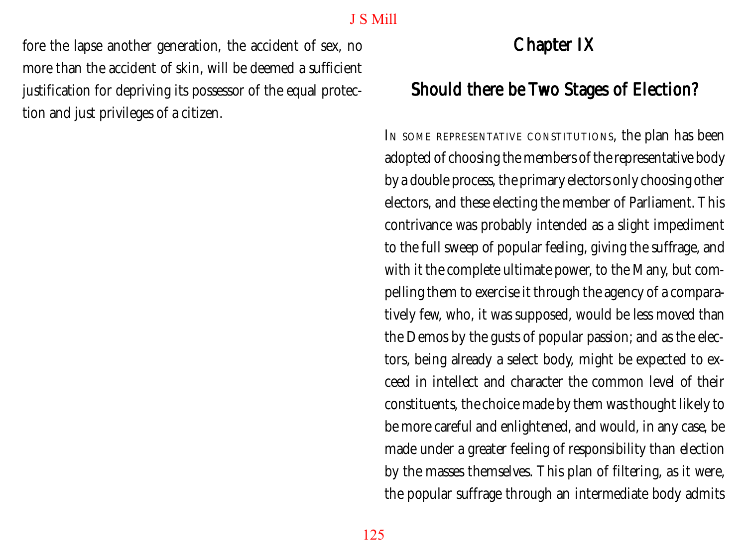fore the lapse another generation, the accident of sex, no more than the accident of skin, will be deemed a sufficient justification for depriving its possessor of the equal protection and just privileges of a citizen.

# Chapter IX

## Should there be Two Stages of Election?

IN SOME REPRESENTATIVE CONSTITUTIONS, the plan has been adopted of choosing the members of the representative body by a double process, the primary electors only choosing other electors, and these electing the member of Parliament. This contrivance was probably intended as a slight impediment to the full sweep of popular feeling, giving the suffrage, and with it the complete ultimate power, to the Many, but compelling them to exercise it through the agency of a comparatively few, who, it was supposed, would be less moved than the Demos by the gusts of popular passion; and as the electors, being already a select body, might be expected to exceed in intellect and character the common level of their constituents, the choice made by them was thought likely to be more careful and enlightened, and would, in any case, be made under a greater feeling of responsibility than election by the masses themselves. This plan of filtering, as it were, the popular suffrage through an intermediate body admits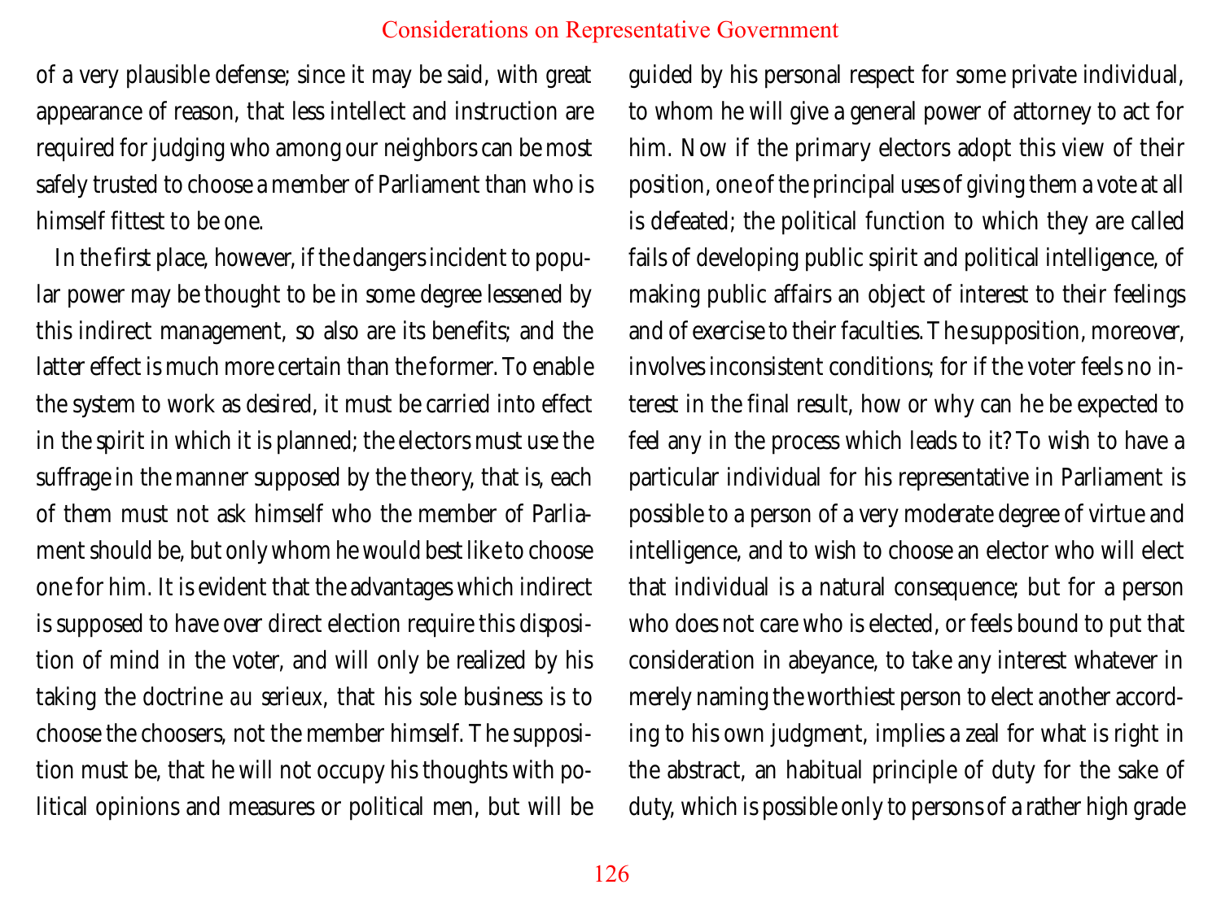of a very plausible defense; since it may be said, with great appearance of reason, that less intellect and instruction are required for judging who among our neighbors can be most safely trusted to choose a member of Parliament than who is himself fittest to be one.

In the first place, however, if the dangers incident to popular power may be thought to be in some degree lessened by this indirect management, so also are its benefits; and the latter effect is much more certain than the former. To enable the system to work as desired, it must be carried into effect in the spirit in which it is planned; the electors must use the suffrage in the manner supposed by the theory, that is, each of them must not ask himself who the member of Parliament should be, but only whom he would best like to choose one for him. It is evident that the advantages which indirect is supposed to have over direct election require this disposition of mind in the voter, and will only be realized by his taking the doctrine *au serieux*, that his sole business is to choose the choosers, not the member himself. The supposition must be, that he will not occupy his thoughts with political opinions and measures or political men, but will be guided by his personal respect for some private individual, to whom he will give a general power of attorney to act for him. Now if the primary electors adopt this view of their position, one of the principal uses of giving them a vote at all is defeated; the political function to which they are called fails of developing public spirit and political intelligence, of making public affairs an object of interest to their feelings and of exercise to their faculties. The supposition, moreover, involves inconsistent conditions; for if the voter feels no interest in the final result, how or why can he be expected to feel any in the process which leads to it? To wish to have a particular individual for his representative in Parliament is possible to a person of a very moderate degree of virtue and intelligence, and to wish to choose an elector who will elect that individual is a natural consequence; but for a person who does not care who is elected, or feels bound to put that consideration in abeyance, to take any interest whatever in merely naming the worthiest person to elect another according to his own judgment, implies a zeal for what is right in the abstract, an habitual principle of duty for the sake of duty, which is possible only to persons of a rather high grade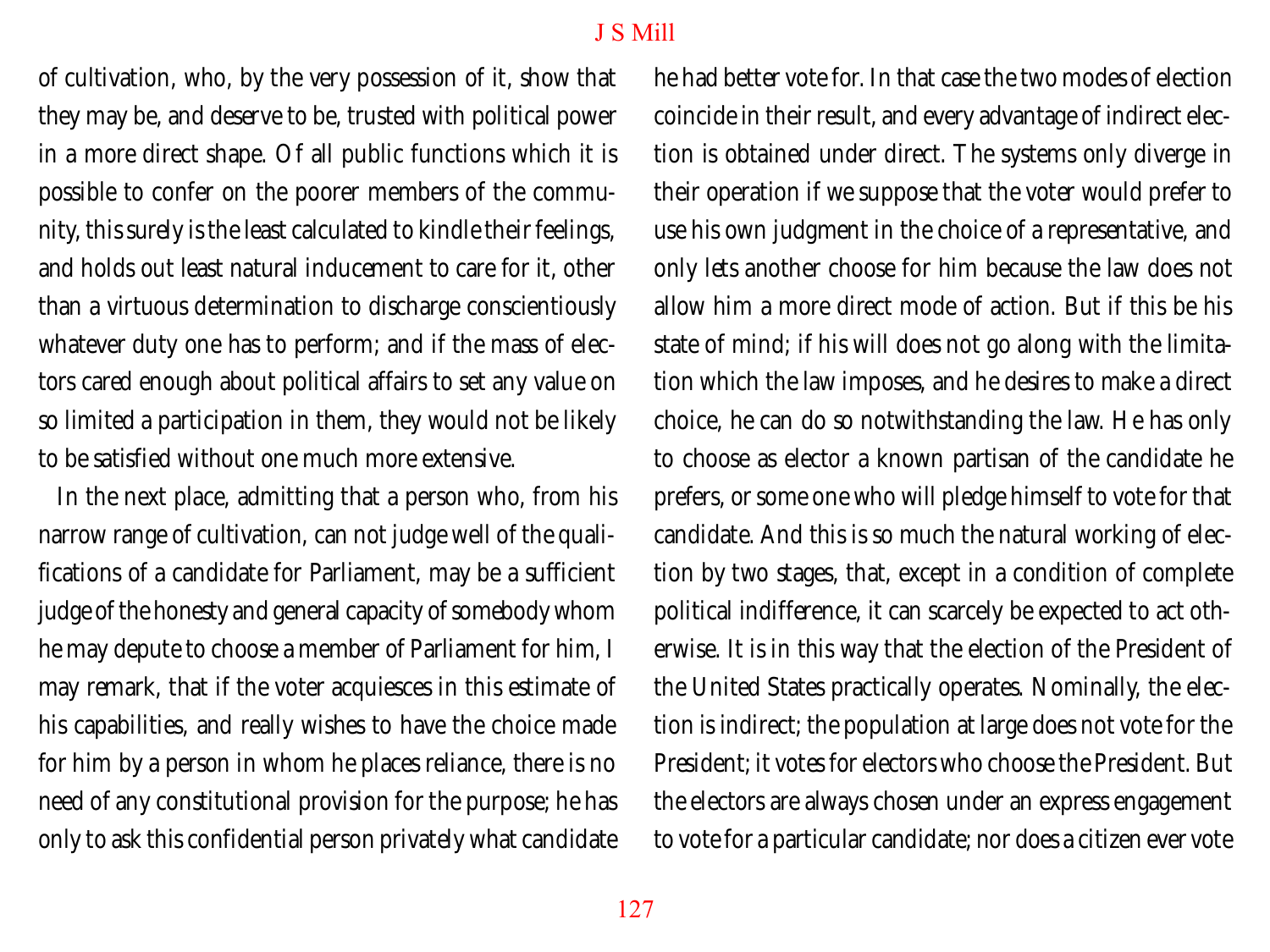of cultivation, who, by the very possession of it, show that they may be, and deserve to be, trusted with political power in a more direct shape. Of all public functions which it is possible to confer on the poorer members of the community, this surely is the least calculated to kindle their feelings, and holds out least natural inducement to care for it, other than a virtuous determination to discharge conscientiously whatever duty one has to perform; and if the mass of electors cared enough about political affairs to set any value on so limited a participation in them, they would not be likely to be satisfied without one much more extensive.

In the next place, admitting that a person who, from his narrow range of cultivation, can not judge well of the qualifications of a candidate for Parliament, may be a sufficient judge of the honesty and general capacity of somebody whom he may depute to choose a member of Parliament for him, I may remark, that if the voter acquiesces in this estimate of his capabilities, and really wishes to have the choice made for him by a person in whom he places reliance, there is no need of any constitutional provision for the purpose; he has only to ask this confidential person privately what candidate he had better vote for. In that case the two modes of election coincide in their result, and every advantage of indirect election is obtained under direct. The systems only diverge in their operation if we suppose that the voter would prefer to use his own judgment in the choice of a representative, and only lets another choose for him because the law does not allow him a more direct mode of action. But if this be his state of mind; if his will does not go along with the limitation which the law imposes, and he desires to make a direct choice, he can do so notwithstanding the law. He has only to choose as elector a known partisan of the candidate he prefers, or some one who will pledge himself to vote for that candidate. And this is so much the natural working of election by two stages, that, except in a condition of complete political indifference, it can scarcely be expected to act otherwise. It is in this way that the election of the President of the United States practically operates. Nominally, the election is indirect; the population at large does not vote for the President; it votes for electors who choose the President. But the electors are always chosen under an express engagement to vote for a particular candidate; nor does a citizen ever vote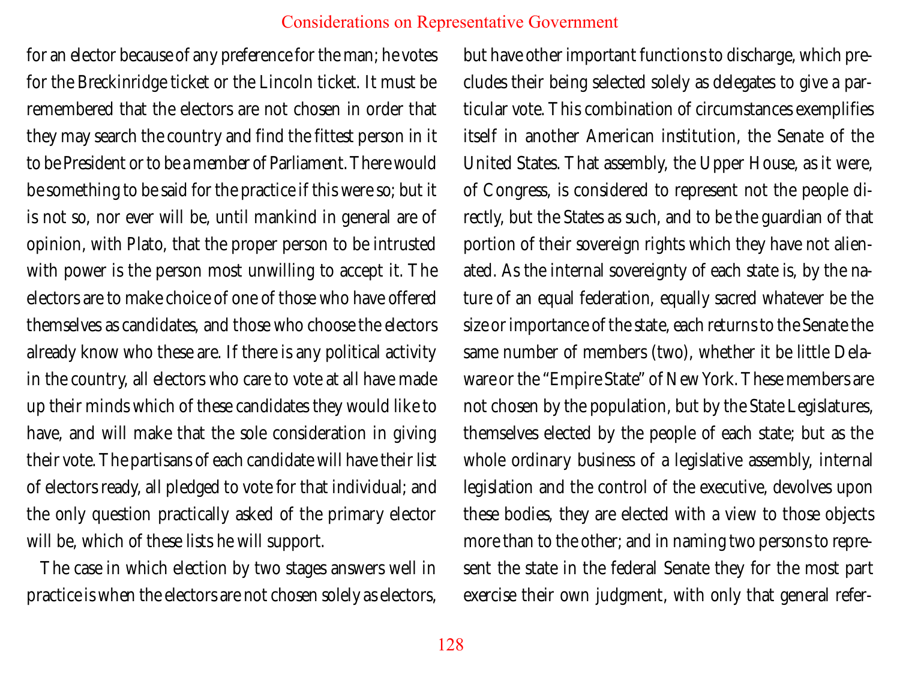for an elector because of any preference for the man; he votes for the Breckinridge ticket or the Lincoln ticket. It must be remembered that the electors are not chosen in order that they may search the country and find the fittest person in it to be President or to be a member of Parliament. There would be something to be said for the practice if this were so; but it is not so, nor ever will be, until mankind in general are of opinion, with Plato, that the proper person to be intrusted with power is the person most unwilling to accept it. The electors are to make choice of one of those who have offered themselves as candidates, and those who choose the electors already know who these are. If there is any political activity in the country, all electors who care to vote at all have made up their minds which of these candidates they would like to have, and will make that the sole consideration in giving their vote. The partisans of each candidate will have their list of electors ready, all pledged to vote for that individual; and the only question practically asked of the primary elector will be, which of these lists he will support.

The case in which election by two stages answers well in practice is when the electors are not chosen solely as electors, but have other important functions to discharge, which precludes their being selected solely as delegates to give a particular vote. This combination of circumstances exemplifies itself in another American institution, the Senate of the United States. That assembly, the Upper House, as it were, of Congress, is considered to represent not the people directly, but the States as such, and to be the guardian of that portion of their sovereign rights which they have not alienated. As the internal sovereignty of each state is, by the nature of an equal federation, equally sacred whatever be the size or importance of the state, each returns to the Senate the same number of members (two), whether it be little Delaware or the "Empire State" of New York. These members are not chosen by the population, but by the State Legislatures, themselves elected by the people of each state; but as the whole ordinary business of a legislative assembly, internal legislation and the control of the executive, devolves upon these bodies, they are elected with a view to those objects more than to the other; and in naming two persons to represent the state in the federal Senate they for the most part exercise their own judgment, with only that general refer-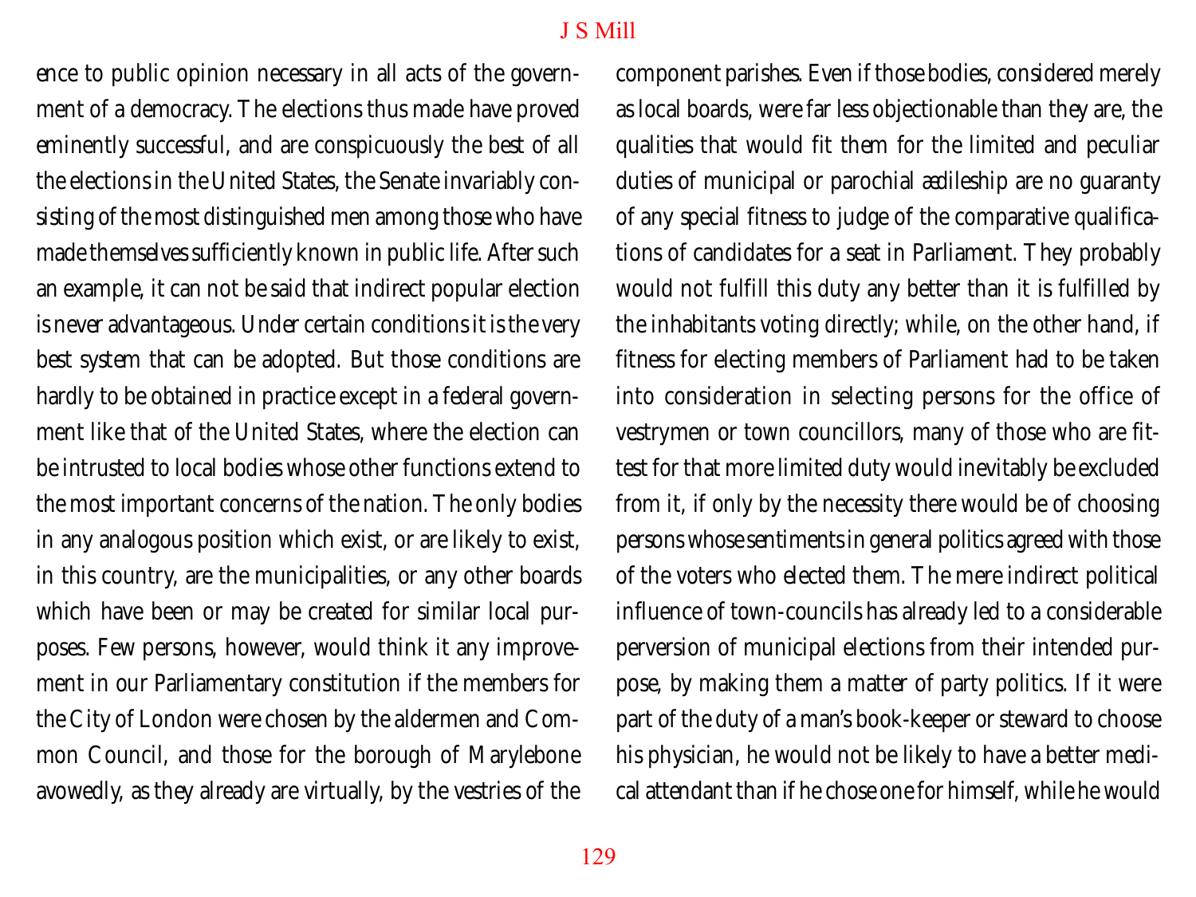ence to public opinion necessary in all acts of the government of a democracy. The elections thus made have proved eminently successful, and are conspicuously the best of all the elections in the United States, the Senate invariably consisting of the most distinguished men among those who have made themselves sufficiently known in public life. After such an example, it can not be said that indirect popular election is never advantageous. Under certain conditions it is the very best system that can be adopted. But those conditions are hardly to be obtained in practice except in a federal government like that of the United States, where the election can be intrusted to local bodies whose other functions extend to the most important concerns of the nation. The only bodies in any analogous position which exist, or are likely to exist, in this country, are the municipalities, or any other boards which have been or may be created for similar local purposes. Few persons, however, would think it any improvement in our Parliamentary constitution if the members for the City of London were chosen by the aldermen and Common Council, and those for the borough of Marylebone avowedly, as they already are virtually, by the vestries of the component parishes. Even if those bodies, considered merely as local boards, were far less objectionable than they are, the qualities that would fit them for the limited and peculiar duties of municipal or parochial ædileship are no guaranty of any special fitness to judge of the comparative qualifications of candidates for a seat in Parliament. They probably would not fulfill this duty any better than it is fulfilled by the inhabitants voting directly; while, on the other hand, if fitness for electing members of Parliament had to be taken into consideration in selecting persons for the office of vestrymen or town councillors, many of those who are fittest for that more limited duty would inevitably be excluded from it, if only by the necessity there would be of choosing persons whose sentiments in general politics agreed with those of the voters who elected them. The mere indirect political influence of town-councils has already led to a considerable perversion of municipal elections from their intended purpose, by making them a matter of party politics. If it were part of the duty of a man's book-keeper or steward to choose his physician, he would not be likely to have a better medical attendant than if he chose one for himself, while he would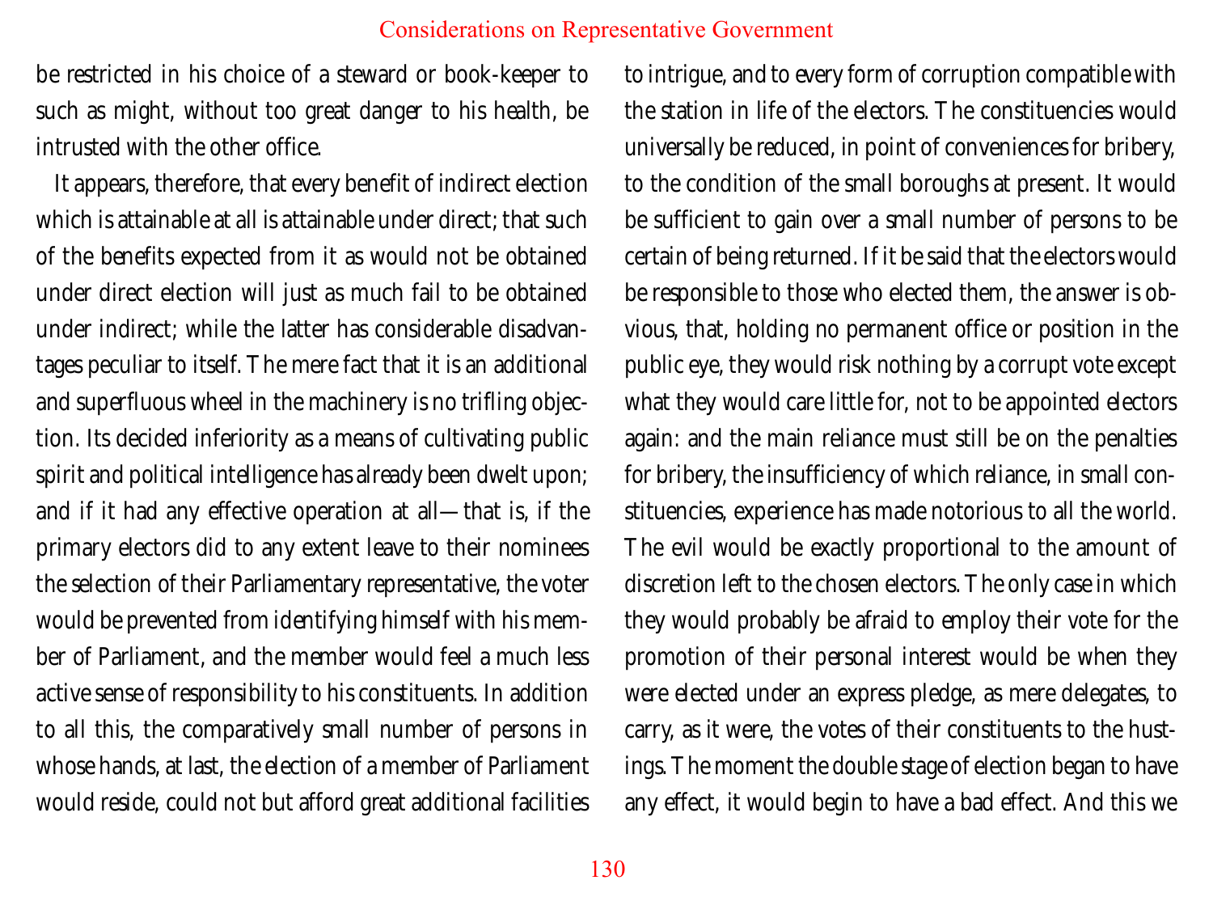be restricted in his choice of a steward or book-keeper to such as might, without too great danger to his health, be intrusted with the other office.

It appears, therefore, that every benefit of indirect election which is attainable at all is attainable under direct; that such of the benefits expected from it as would not be obtained under direct election will just as much fail to be obtained under indirect; while the latter has considerable disadvantages peculiar to itself. The mere fact that it is an additional and superfluous wheel in the machinery is no trifling objection. Its decided inferiority as a means of cultivating public spirit and political intelligence has already been dwelt upon; and if it had any effective operation at all—that is, if the primary electors did to any extent leave to their nominees the selection of their Parliamentary representative, the voter would be prevented from identifying himself with his member of Parliament, and the member would feel a much less active sense of responsibility to his constituents. In addition to all this, the comparatively small number of persons in whose hands, at last, the election of a member of Parliament would reside, could not but afford great additional facilities to intrigue, and to every form of corruption compatible with the station in life of the electors. The constituencies would universally be reduced, in point of conveniences for bribery, to the condition of the small boroughs at present. It would be sufficient to gain over a small number of persons to be certain of being returned. If it be said that the electors would be responsible to those who elected them, the answer is obvious, that, holding no permanent office or position in the public eye, they would risk nothing by a corrupt vote except what they would care little for, not to be appointed electors again: and the main reliance must still be on the penalties for bribery, the insufficiency of which reliance, in small constituencies, experience has made notorious to all the world. The evil would be exactly proportional to the amount of discretion left to the chosen electors. The only case in which they would probably be afraid to employ their vote for the promotion of their personal interest would be when they were elected under an express pledge, as mere delegates, to carry, as it were, the votes of their constituents to the hustings. The moment the double stage of election began to have any effect, it would begin to have a bad effect. And this we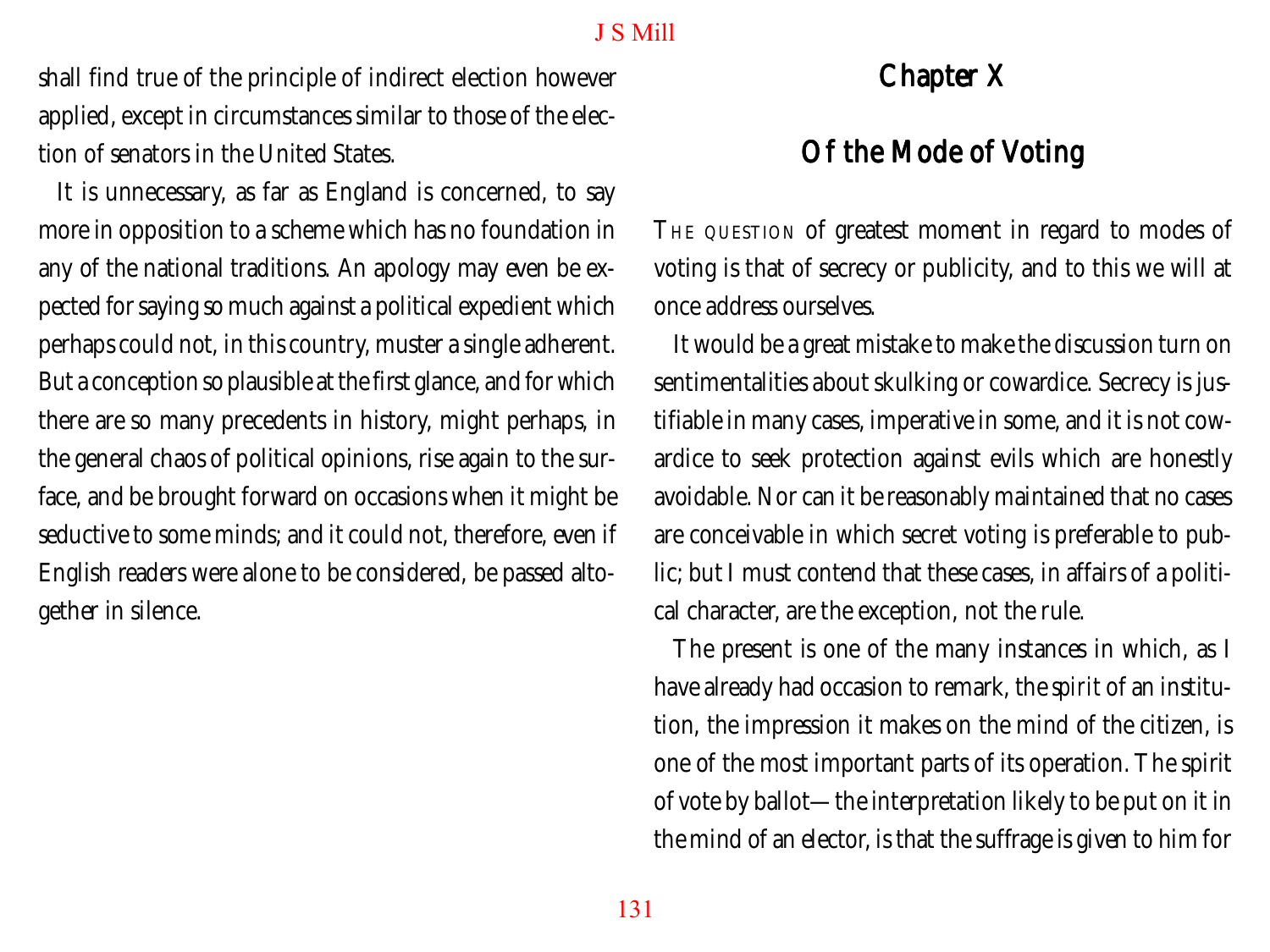shall find true of the principle of indirect election however applied, except in circumstances similar to those of the election of senators in the United States.

It is unnecessary, as far as England is concerned, to say more in opposition to a scheme which has no foundation in any of the national traditions. An apology may even be expected for saying so much against a political expedient which perhaps could not, in this country, muster a single adherent. But a conception so plausible at the first glance, and for which there are so many precedents in history, might perhaps, in the general chaos of political opinions, rise again to the surface, and be brought forward on occasions when it might be seductive to some minds; and it could not, therefore, even if English readers were alone to be considered, be passed altogether in silence.

# Chapter X

## Of the Mode of Voting

The question of greatest moment in regard to modes of voting is that of secrecy or publicity, and to this we will at once address ourselves.

It would be a great mistake to make the discussion turn on sentimentalities about skulking or cowardice. Secrecy is justifiable in many cases, imperative in some, and it is not cowardice to seek protection against evils which are honestly avoidable. Nor can it be reasonably maintained that no cases are conceivable in which secret voting is preferable to public; but I must contend that these cases, in affairs of a political character, are the exception, not the rule.

The present is one of the many instances in which, as I have already had occasion to remark, the *spirit* of an institution, the impression it makes on the mind of the citizen, is one of the most important parts of its operation. The spirit of vote by ballot—the interpretation likely to be put on it in the mind of an elector, is that the suffrage is given to him for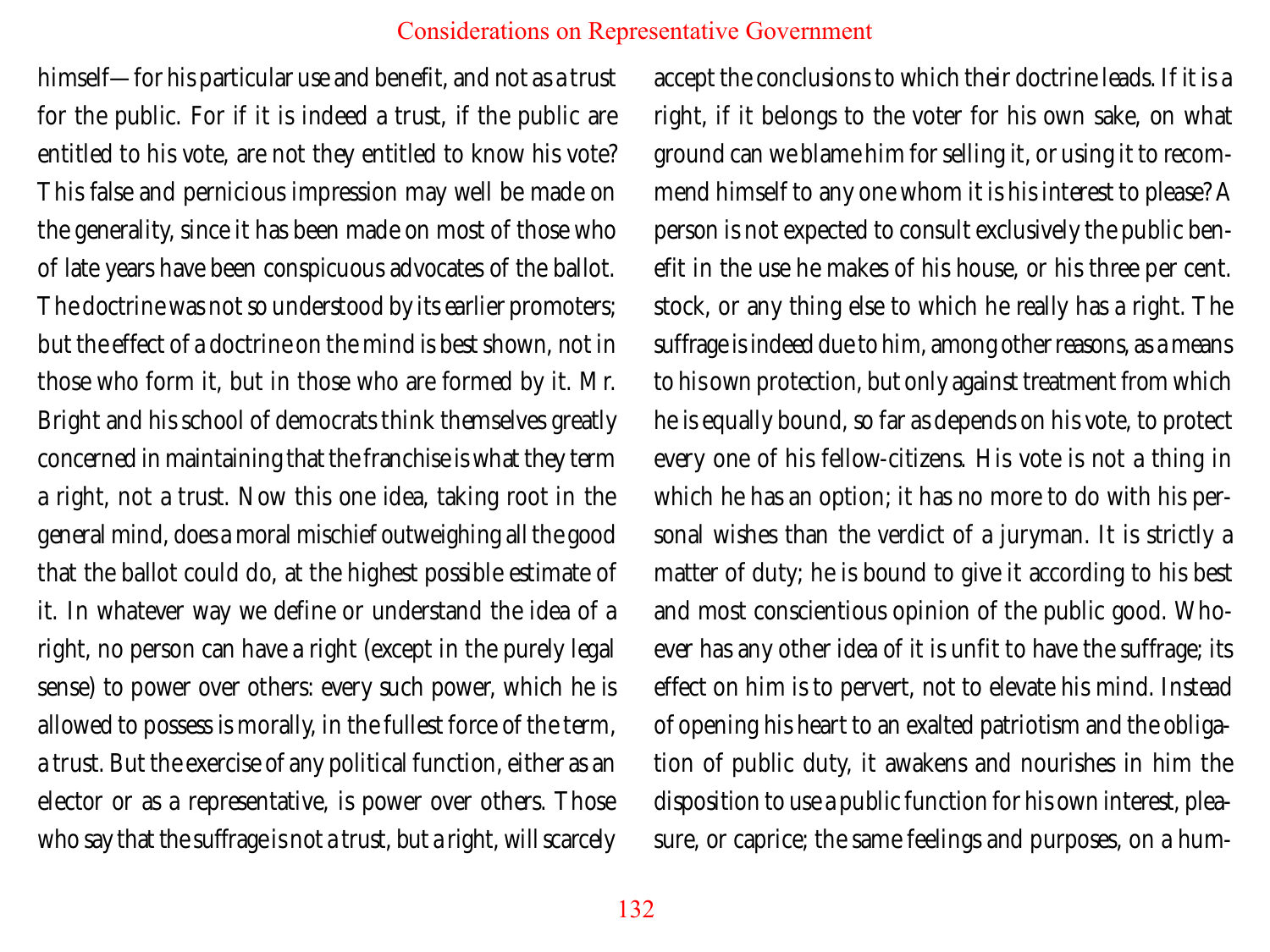himself—for his particular use and benefit, and not as a trust for the public. For if it is indeed a trust, if the public are entitled to his vote, are not they entitled to know his vote? This false and pernicious impression may well be made on the generality, since it has been made on most of those who of late years have been conspicuous advocates of the ballot. The doctrine was not so understood by its earlier promoters; but the effect of a doctrine on the mind is best shown, not in those who form it, but in those who are formed by it. Mr. Bright and his school of democrats think themselves greatly concerned in maintaining that the franchise is what they term a right, not a trust. Now this one idea, taking root in the general mind, does a moral mischief outweighing all the good that the ballot could do, at the highest possible estimate of it. In whatever way we define or understand the idea of a right, no person can have a right (except in the purely legal sense) to power over others: every such power, which he is allowed to possess is morally, in the fullest force of the term, a trust. But the exercise of any political function, either as an elector or as a representative, is power over others. Those who say that the suffrage is not a trust, but a right, will scarcely accept the conclusions to which their doctrine leads. If it is a right, if it belongs to the voter for his own sake, on what ground can we blame him for selling it, or using it to recommend himself to any one whom it is his interest to please? A person is not expected to consult exclusively the public benefit in the use he makes of his house, or his three per cent. stock, or any thing else to which he really has a right. The suffrage is indeed due to him, among other reasons, as a means to his own protection, but only against treatment from which he is equally bound, so far as depends on his vote, to protect every one of his fellow-citizens. His vote is not a thing in which he has an option; it has no more to do with his personal wishes than the verdict of a juryman. It is strictly a matter of duty; he is bound to give it according to his best and most conscientious opinion of the public good. Whoever has any other idea of it is unfit to have the suffrage; its effect on him is to pervert, not to elevate his mind. Instead of opening his heart to an exalted patriotism and the obligation of public duty, it awakens and nourishes in him the disposition to use a public function for his own interest, pleasure, or caprice; the same feelings and purposes, on a hum-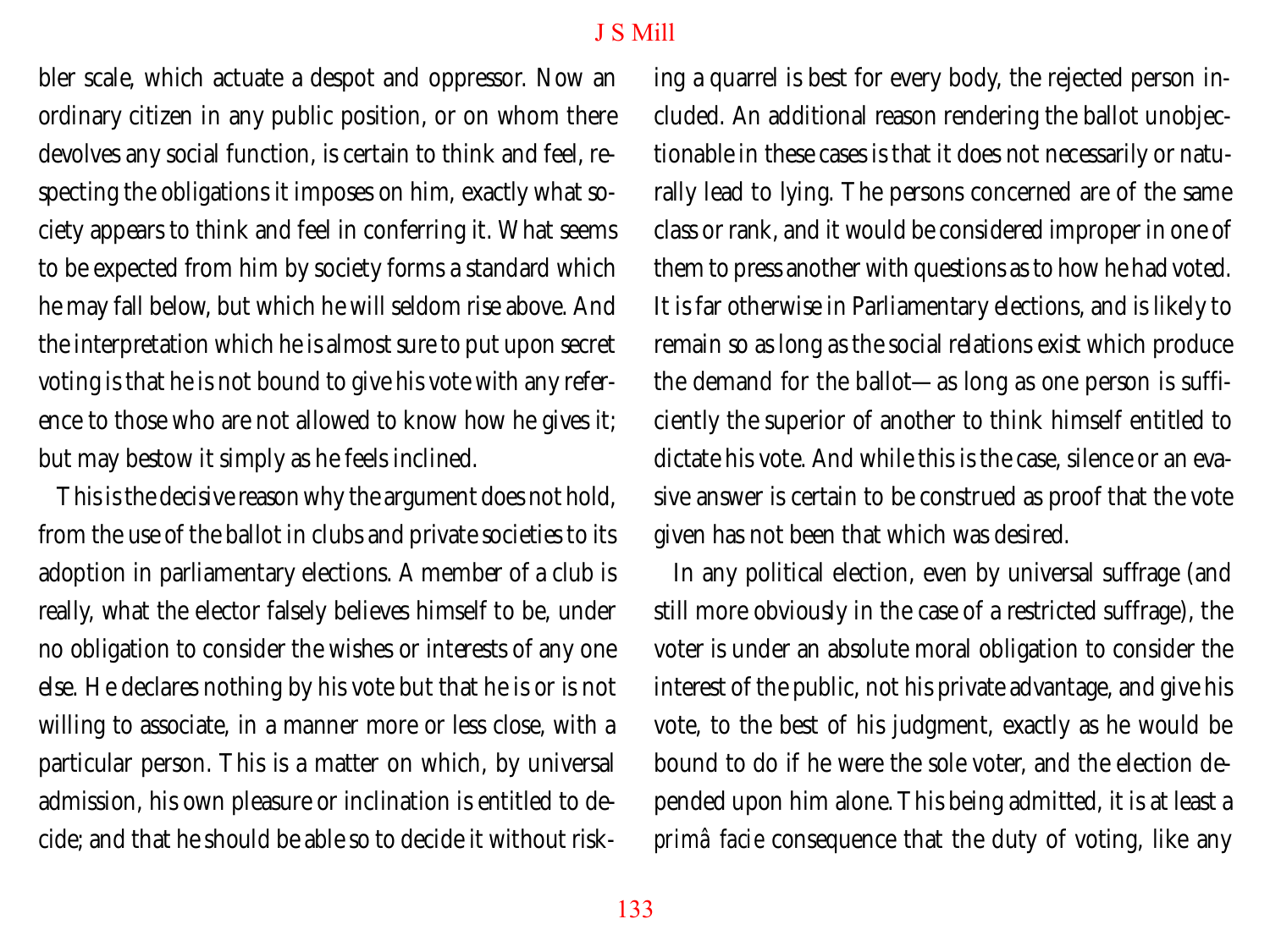bler scale, which actuate a despot and oppressor. Now an ordinary citizen in any public position, or on whom there devolves any social function, is certain to think and feel, respecting the obligations it imposes on him, exactly what society appears to think and feel in conferring it. What seems to be expected from him by society forms a standard which he may fall below, but which he will seldom rise above. And the interpretation which he is almost sure to put upon secret voting is that he is not bound to give his vote with any reference to those who are not allowed to know how he gives it; but may bestow it simply as he feels inclined.

This is the decisive reason why the argument does not hold, from the use of the ballot in clubs and private societies to its adoption in parliamentary elections. A member of a club is really, what the elector falsely believes himself to be, under no obligation to consider the wishes or interests of any one else. He declares nothing by his vote but that he is or is not willing to associate, in a manner more or less close, with a particular person. This is a matter on which, by universal admission, his own pleasure or inclination is entitled to decide; and that he should be able so to decide it without risking a quarrel is best for every body, the rejected person included. An additional reason rendering the ballot unobjectionable in these cases is that it does not necessarily or naturally lead to lying. The persons concerned are of the same class or rank, and it would be considered improper in one of them to press another with questions as to how he had voted. It is far otherwise in Parliamentary elections, and is likely to remain so as long as the social relations exist which produce the demand for the ballot—as long as one person is sufficiently the superior of another to think himself entitled to dictate his vote. And while this is the case, silence or an evasive answer is certain to be construed as proof that the vote given has not been that which was desired.

In any political election, even by universal suffrage (and still more obviously in the case of a restricted suffrage), the voter is under an absolute moral obligation to consider the interest of the public, not his private advantage, and give his vote, to the best of his judgment, exactly as he would be bound to do if he were the sole voter, and the election depended upon him alone. This being admitted, it is at least a *primâ facie* consequence that the duty of voting, like any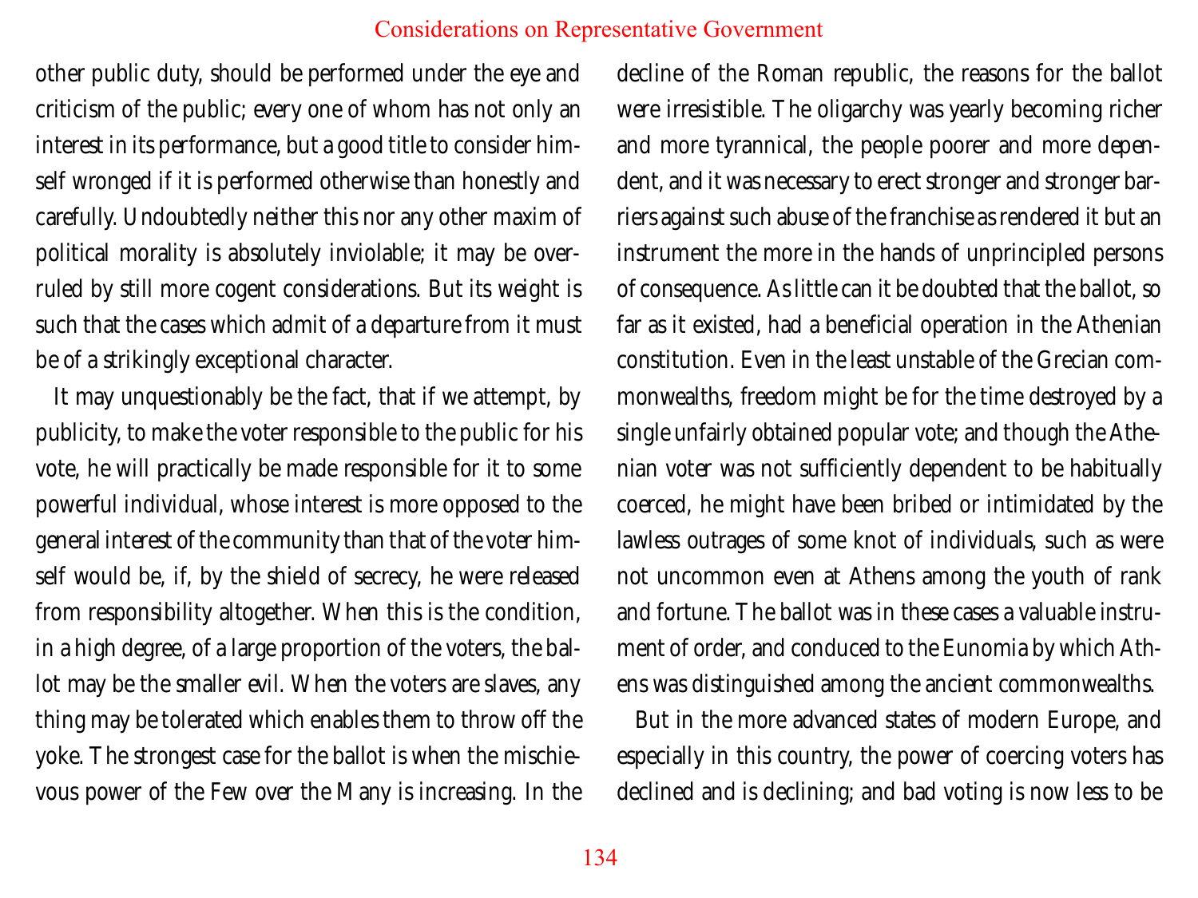other public duty, should be performed under the eye and criticism of the public; every one of whom has not only an interest in its performance, but a good title to consider himself wronged if it is performed otherwise than honestly and carefully. Undoubtedly neither this nor any other maxim of political morality is absolutely inviolable; it may be overruled by still more cogent considerations. But its weight is such that the cases which admit of a departure from it must be of a strikingly exceptional character.

It may unquestionably be the fact, that if we attempt, by publicity, to make the voter responsible to the public for his vote, he will practically be made responsible for it to some powerful individual, whose interest is more opposed to the general interest of the community than that of the voter himself would be, if, by the shield of secrecy, he were released from responsibility altogether. When this is the condition, in a high degree, of a large proportion of the voters, the ballot may be the smaller evil. When the voters are slaves, any thing may be tolerated which enables them to throw off the yoke. The strongest case for the ballot is when the mischievous power of the Few over the Many is increasing. In the decline of the Roman republic, the reasons for the ballot were irresistible. The oligarchy was yearly becoming richer and more tyrannical, the people poorer and more dependent, and it was necessary to erect stronger and stronger barriers against such abuse of the franchise as rendered it but an instrument the more in the hands of unprincipled persons of consequence. As little can it be doubted that the ballot, so far as it existed, had a beneficial operation in the Athenian constitution. Even in the least unstable of the Grecian commonwealths, freedom might be for the time destroyed by a single unfairly obtained popular vote; and though the Athenian voter was not sufficiently dependent to be habitually coerced, he might have been bribed or intimidated by the lawless outrages of some knot of individuals, such as were not uncommon even at Athens among the youth of rank and fortune. The ballot was in these cases a valuable instrument of order, and conduced to the Eunomia by which Athens was distinguished among the ancient commonwealths.

But in the more advanced states of modern Europe, and especially in this country, the power of coercing voters has declined and is declining; and bad voting is now less to be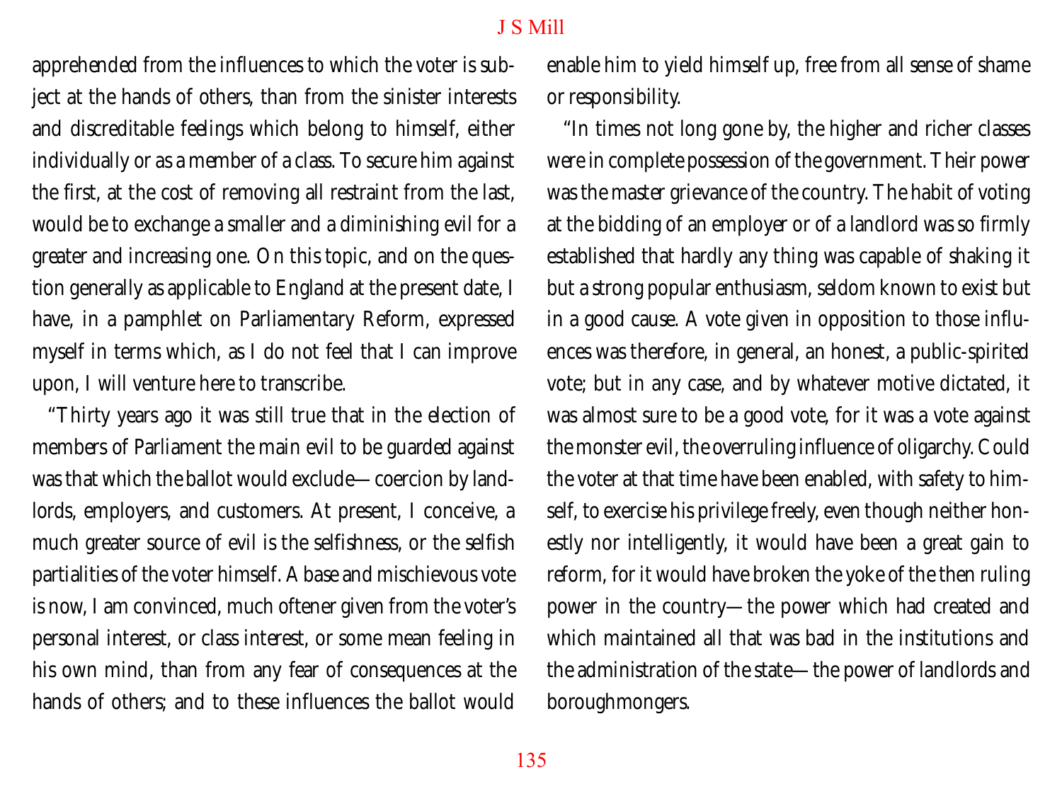apprehended from the influences to which the voter is subject at the hands of others, than from the sinister interests and discreditable feelings which belong to himself, either individually or as a member of a class. To secure him against the first, at the cost of removing all restraint from the last, would be to exchange a smaller and a diminishing evil for a greater and increasing one. On this topic, and on the question generally as applicable to England at the present date, I have, in a pamphlet on Parliamentary Reform, expressed myself in terms which, as I do not feel that I can improve upon, I will venture here to transcribe.

"Thirty years ago it was still true that in the election of members of Parliament the main evil to be guarded against was that which the ballot would exclude—coercion by landlords, employers, and customers. At present, I conceive, a much greater source of evil is the selfishness, or the selfish partialities of the voter himself. A base and mischievous vote is now, I am convinced, much oftener given from the voter's personal interest, or class interest, or some mean feeling in his own mind, than from any fear of consequences at the hands of others; and to these influences the ballot would enable him to yield himself up, free from all sense of shame or responsibility.

"In times not long gone by, the higher and richer classes were in complete possession of the government. Their power was the master grievance of the country. The habit of voting at the bidding of an employer or of a landlord was so firmly established that hardly any thing was capable of shaking it but a strong popular enthusiasm, seldom known to exist but in a good cause. A vote given in opposition to those influences was therefore, in general, an honest, a public-spirited vote; but in any case, and by whatever motive dictated, it was almost sure to be a good vote, for it was a vote against the monster evil, the overruling influence of oligarchy. Could the voter at that time have been enabled, with safety to himself, to exercise his privilege freely, even though neither honestly nor intelligently, it would have been a great gain to reform, for it would have broken the yoke of the then ruling power in the country—the power which had created and which maintained all that was bad in the institutions and the administration of the state—the power of landlords and boroughmongers.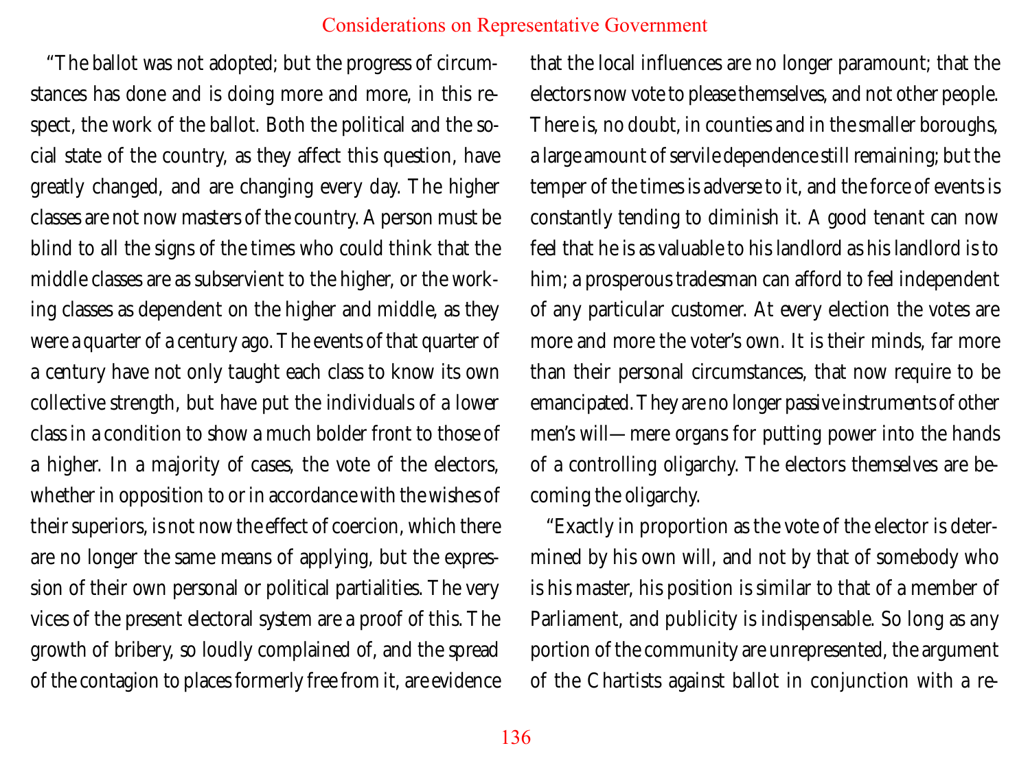"The ballot was not adopted; but the progress of circumstances has done and is doing more and more, in this respect, the work of the ballot. Both the political and the social state of the country, as they affect this question, have greatly changed, and are changing every day. The higher classes are not now masters of the country. A person must be blind to all the signs of the times who could think that the middle classes are as subservient to the higher, or the working classes as dependent on the higher and middle, as they were a quarter of a century ago. The events of that quarter of a century have not only taught each class to know its own collective strength, but have put the individuals of a lower class in a condition to show a much bolder front to those of a higher. In a majority of cases, the vote of the electors, whether in opposition to or in accordance with the wishes of their superiors, is not now the effect of coercion, which there are no longer the same means of applying, but the expression of their own personal or political partialities. The very vices of the present electoral system are a proof of this. The growth of bribery, so loudly complained of, and the spread of the contagion to places formerly free from it, are evidence that the local influences are no longer paramount; that the electors now vote to please themselves, and not other people. There is, no doubt, in counties and in the smaller boroughs, a large amount of servile dependence still remaining; but the temper of the times is adverse to it, and the force of events is constantly tending to diminish it. A good tenant can now feel that he is as valuable to his landlord as his landlord is to him; a prosperous tradesman can afford to feel independent of any particular customer. At every election the votes are more and more the voter's own. It is their minds, far more than their personal circumstances, that now require to be emancipated. They are no longer passive instruments of other men's will—mere organs for putting power into the hands of a controlling oligarchy. The electors themselves are becoming the oligarchy.

"Exactly in proportion as the vote of the elector is determined by his own will, and not by that of somebody who is his master, his position is similar to that of a member of Parliament, and publicity is indispensable. So long as any portion of the community are unrepresented, the argument of the Chartists against ballot in conjunction with a re-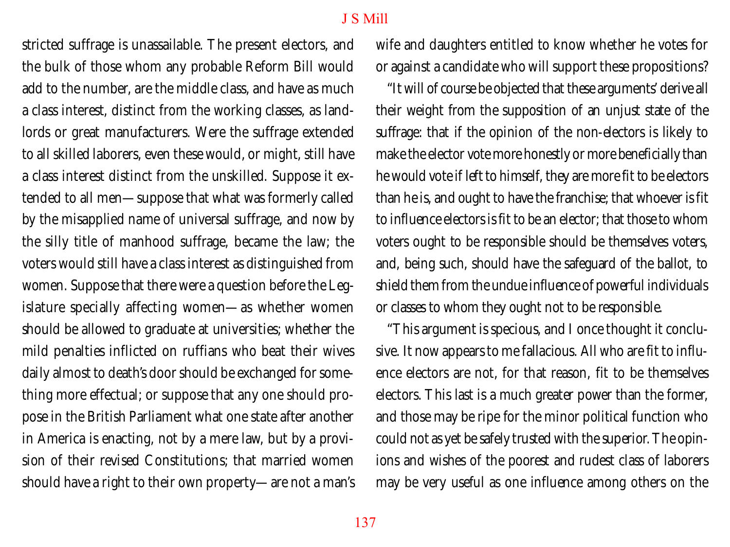stricted suffrage is unassailable. The present electors, and the bulk of those whom any probable Reform Bill would add to the number, are the middle class, and have as much a class interest, distinct from the working classes, as landlords or great manufacturers. Were the suffrage extended to all skilled laborers, even these would, or might, still have a class interest distinct from the unskilled. Suppose it extended to all men—suppose that what was formerly called by the misapplied name of universal suffrage, and now by the silly title of manhood suffrage, became the law; the voters would still have a class interest as distinguished from women. Suppose that there were a question before the Legislature specially affecting women—as whether women should be allowed to graduate at universities; whether the mild penalties inflicted on ruffians who beat their wives daily almost to death's door should be exchanged for something more effectual; or suppose that any one should propose in the British Parliament what one state after another in America is enacting, not by a mere law, but by a provision of their revised Constitutions; that married women should have a right to their own property—are not a man's wife and daughters entitled to know whether he votes for or against a candidate who will support these propositions?

"It will of course be objected that these arguments' derive all their weight from the supposition of an unjust state of the suffrage: that if the opinion of the non-electors is likely to make the elector vote more honestly or more beneficially than he would vote if left to himself, they are more fit to be electors than he is, and ought to have the franchise; that whoever is fit to influence electors is fit to be an elector; that those to whom voters ought to be responsible should be themselves voters, and, being such, should have the safeguard of the ballot, to shield them from the undue influence of powerful individuals or classes to whom they ought not to be responsible.

"This argument is specious, and I once thought it conclusive. It now appears to me fallacious. All who are fit to influence electors are not, for that reason, fit to be themselves electors. This last is a much greater power than the former, and those may be ripe for the minor political function who could not as yet be safely trusted with the superior. The opinions and wishes of the poorest and rudest class of laborers may be very useful as one influence among others on the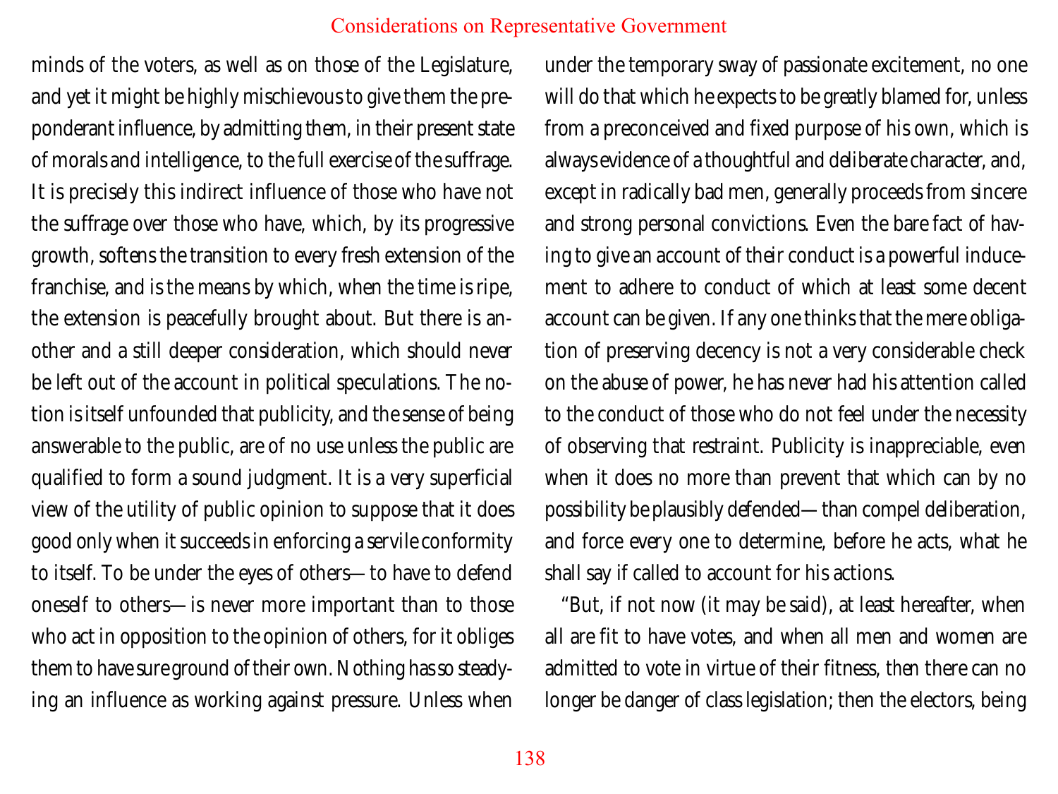minds of the voters, as well as on those of the Legislature, and yet it might be highly mischievous to give them the preponderant influence, by admitting them, in their present state of morals and intelligence, to the full exercise of the suffrage. It is precisely this indirect influence of those who have not the suffrage over those who have, which, by its progressive growth, softens the transition to every fresh extension of the franchise, and is the means by which, when the time is ripe, the extension is peacefully brought about. But there is another and a still deeper consideration, which should never be left out of the account in political speculations. The notion is itself unfounded that publicity, and the sense of being answerable to the public, are of no use unless the public are qualified to form a sound judgment. It is a very superficial view of the utility of public opinion to suppose that it does good only when it succeeds in enforcing a servile conformity to itself. To be under the eyes of others—to have to defend oneself to others—is never more important than to those who act in opposition to the opinion of others, for it obliges them to have sure ground of their own. Nothing has so steadying an influence as working against pressure. Unless when under the temporary sway of passionate excitement, no one will do that which he expects to be greatly blamed for, unless from a preconceived and fixed purpose of his own, which is always evidence of a thoughtful and deliberate character, and, except in radically bad men, generally proceeds from sincere and strong personal convictions. Even the bare fact of having to give an account of their conduct is a powerful inducement to adhere to conduct of which at least some decent account can be given. If any one thinks that the mere obligation of preserving decency is not a very considerable check on the abuse of power, he has never had his attention called to the conduct of those who do not feel under the necessity of observing that restraint. Publicity is inappreciable, even when it does no more than prevent that which can by no possibility be plausibly defended—than compel deliberation, and force every one to determine, before he acts, what he shall say if called to account for his actions.

"But, if not now (it may be said), at least hereafter, when all are fit to have votes, and when all men and women are admitted to vote in virtue of their fitness, then there can no longer be danger of class legislation; then the electors, being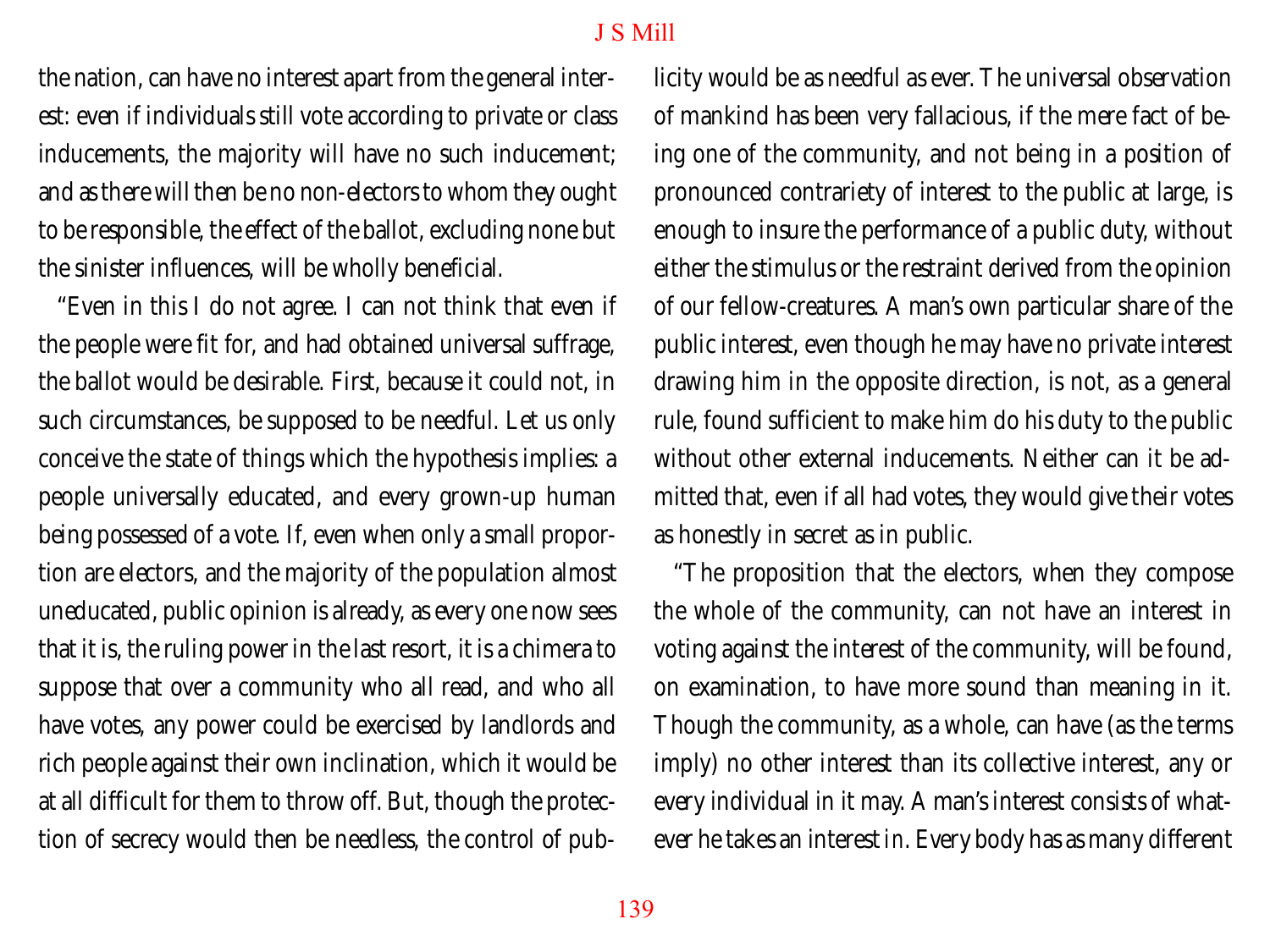the nation, can have no interest apart from the general interest: even if individuals still vote according to private or class inducements, the majority will have no such inducement; and as there will then be no non-electors to whom they ought to be responsible, the effect of the ballot, excluding none but the sinister influences, will be wholly beneficial.

"Even in this I do not agree. I can not think that even if the people were fit for, and had obtained universal suffrage, the ballot would be desirable. First, because it could not, in such circumstances, be supposed to be needful. Let us only conceive the state of things which the hypothesis implies: a people universally educated, and every grown-up human being possessed of a vote. If, even when only a small proportion are electors, and the majority of the population almost uneducated, public opinion is already, as every one now sees that it is, the ruling power in the last resort, it is a chimera to suppose that over a community who all read, and who all have votes, any power could be exercised by landlords and rich people against their own inclination, which it would be at all difficult for them to throw off. But, though the protection of secrecy would then be needless, the control of publicity would be as needful as ever. The universal observation of mankind has been very fallacious, if the mere fact of being one of the community, and not being in a position of pronounced contrariety of interest to the public at large, is enough to insure the performance of a public duty, without either the stimulus or the restraint derived from the opinion of our fellow-creatures. A man's own particular share of the public interest, even though he may have no private interest drawing him in the opposite direction, is not, as a general rule, found sufficient to make him do his duty to the public without other external inducements. Neither can it be admitted that, even if all had votes, they would give their votes as honestly in secret as in public.

"The proposition that the electors, when they compose the whole of the community, can not have an interest in voting against the interest of the community, will be found, on examination, to have more sound than meaning in it. Though the community, as a whole, can have (as the terms imply) no other interest than its collective interest, any or every individual in it may. A man's interest consists of whatever he takes an interest in. Every body has as many different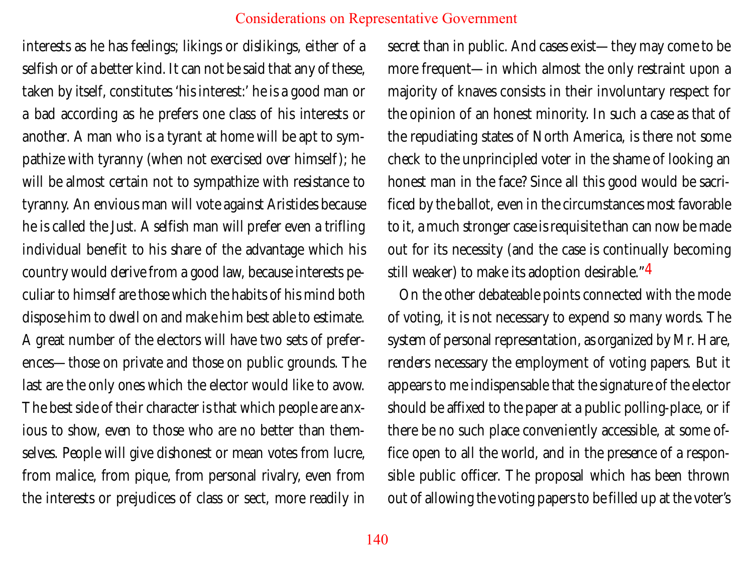interests as he has feelings; likings or dislikings, either of a selfish or of a better kind. It can not be said that any of these, taken by itself, constitutes 'his interest:' he is a good man or a bad according as he prefers one class of his interests or another. A man who is a tyrant at home will be apt to sympathize with tyranny (when not exercised over himself); he will be almost certain not to sympathize with resistance to tyranny. An envious man will vote against Aristides because he is called the Just. A selfish man will prefer even a trifling individual benefit to his share of the advantage which his country would derive from a good law, because interests peculiar to himself are those which the habits of his mind both dispose him to dwell on and make him best able to estimate. A great number of the electors will have two sets of preferences—those on private and those on public grounds. The last are the only ones which the elector would like to avow. The best side of their character is that which people are anxious to show, even to those who are no better than themselves. People will give dishonest or mean votes from lucre, from malice, from pique, from personal rivalry, even from the interests or prejudices of class or sect, more readily in secret than in public. And cases exist—they may come to be more frequent—in which almost the only restraint upon a majority of knaves consists in their involuntary respect for the opinion of an honest minority. In such a case as that of the repudiating states of North America, is there not some check to the unprincipled voter in the shame of looking an honest man in the face? Since all this good would be sacrificed by the ballot, even in the circumstances most favorable to it, a much stronger case is requisite than can now be made out for its necessity (and the case is continually becoming still weaker) to make its adoption desirable."[4]

On the other debateable points connected with the mode of voting, it is not necessary to expend so many words. The system of personal representation, as organized by Mr. Hare, renders necessary the employment of voting papers. But it appears to me indispensable that the signature of the elector should be affixed to the paper at a public polling-place, or if there be no such place conveniently accessible, at some office open to all the world, and in the presence of a responsible public officer. The proposal which has been thrown out of allowing the voting papers to be filled up at the voter's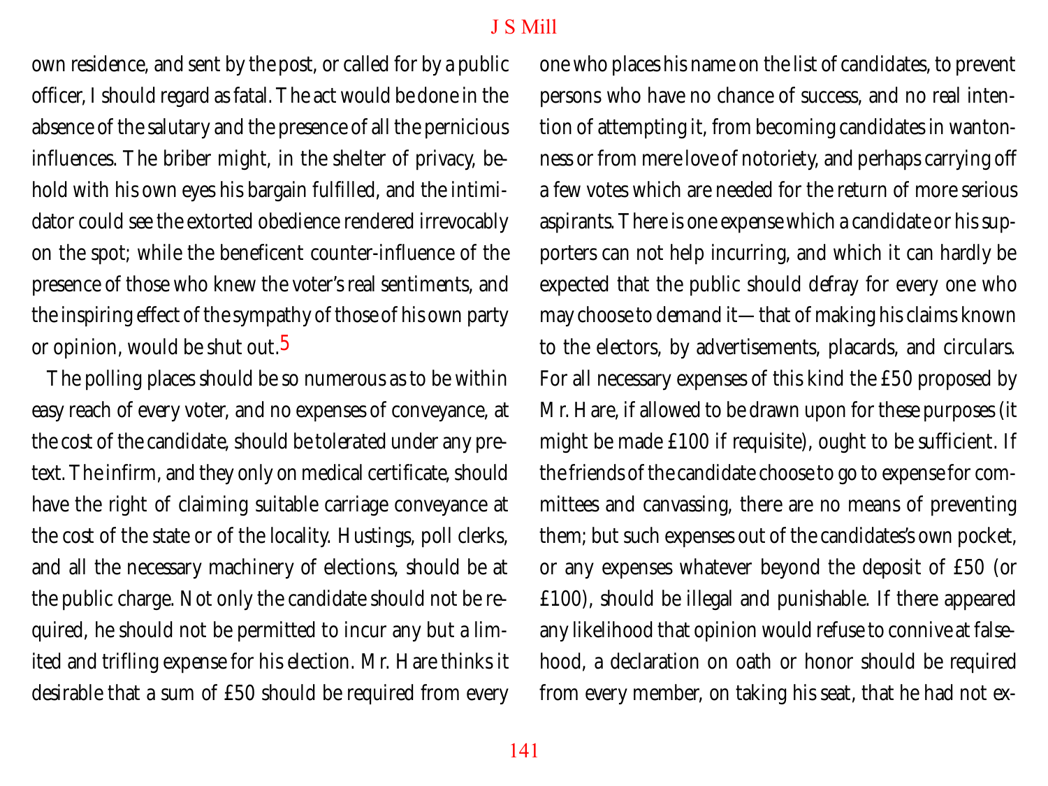own residence, and sent by the post, or called for by a public officer, I should regard as fatal. The act would be done in the absence of the salutary and the presence of all the pernicious influences. The briber might, in the shelter of privacy, behold with his own eyes his bargain fulfilled, and the intimidator could see the extorted obedience rendered irrevocably on the spot; while the beneficent counter-influence of the presence of those who knew the voter's real sentiments, and the inspiring effect of the sympathy of those of his own party or opinion, would be shut out.[5]

The polling places should be so numerous as to be within easy reach of every voter, and no expenses of conveyance, at the cost of the candidate, should be tolerated under any pretext. The infirm, and they only on medical certificate, should have the right of claiming suitable carriage conveyance at the cost of the state or of the locality. Hustings, poll clerks, and all the necessary machinery of elections, should be at the public charge. Not only the candidate should not be required, he should not be permitted to incur any but a limited and trifling expense for his election. Mr. Hare thinks it desirable that a sum of £50 should be required from every one who places his name on the list of candidates, to prevent persons who have no chance of success, and no real intention of attempting it, from becoming candidates in wantonness or from mere love of notoriety, and perhaps carrying off a few votes which are needed for the return of more serious aspirants. There is one expense which a candidate or his supporters can not help incurring, and which it can hardly be expected that the public should defray for every one who may choose to demand it—that of making his claims known to the electors, by advertisements, placards, and circulars. For all necessary expenses of this kind the £50 proposed by Mr. Hare, if allowed to be drawn upon for these purposes (it might be made £100 if requisite), ought to be sufficient. If the friends of the candidate choose to go to expense for committees and canvassing, there are no means of preventing them; but such expenses out of the candidates's own pocket, or any expenses whatever beyond the deposit of £50 (or £100), should be illegal and punishable. If there appeared any likelihood that opinion would refuse to connive at falsehood, a declaration on oath or honor should be required from every member, on taking his seat, that he had not ex-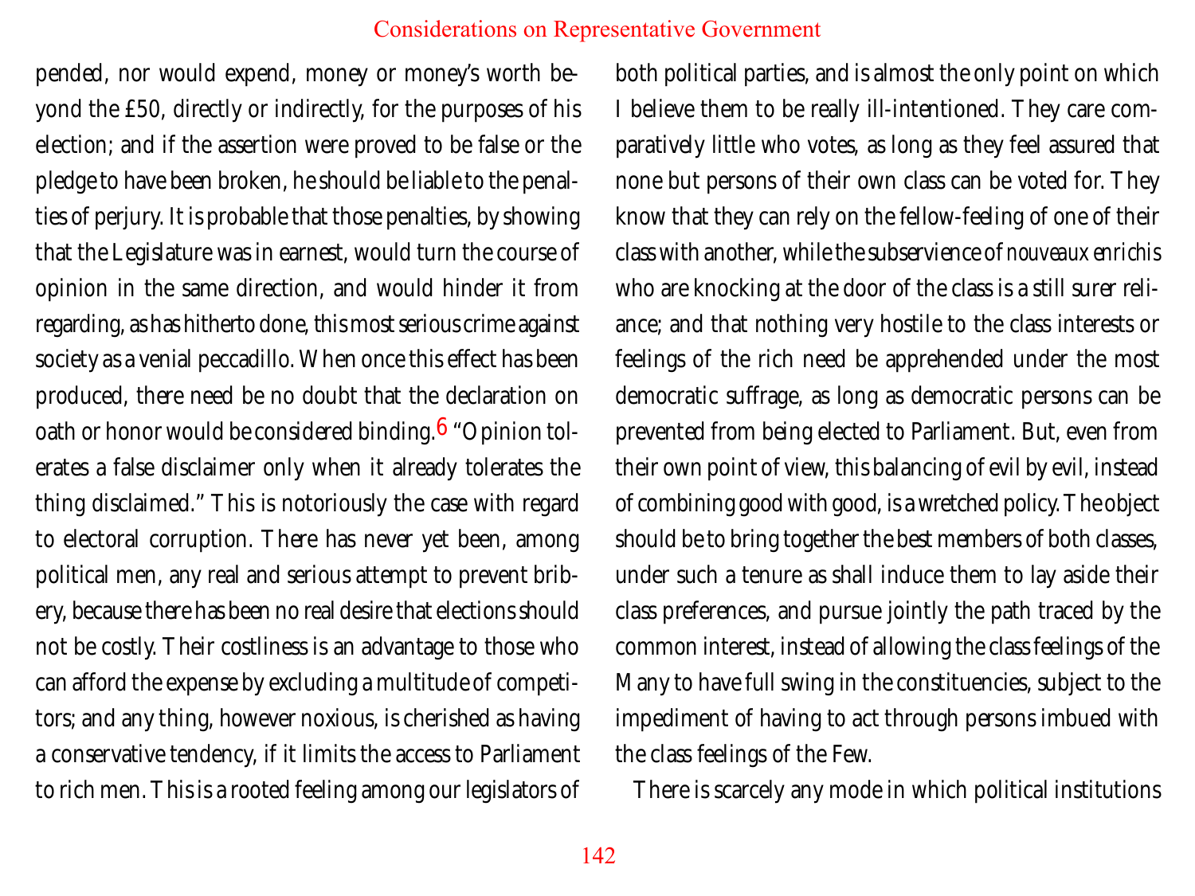pended, nor would expend, money or money's worth beyond the £50, directly or indirectly, for the purposes of his election; and if the assertion were proved to be false or the pledge to have been broken, he should be liable to the penalties of perjury. It is probable that those penalties, by showing that the Legislature was in earnest, would turn the course of opinion in the same direction, and would hinder it from regarding, as has hitherto done, this most serious crime against society as a venial peccadillo. When once this effect has been produced, there need be no doubt that the declaration on oath or honor would be considered binding.[6] "Opinion tolerates a false disclaimer only when it already tolerates the thing disclaimed." This is notoriously the case with regard to electoral corruption. There has never yet been, among political men, any real and serious attempt to prevent bribery, because there has been no real desire that elections should not be costly. Their costliness is an advantage to those who can afford the expense by excluding a multitude of competitors; and any thing, however noxious, is cherished as having a conservative tendency, if it limits the access to Parliament to rich men. This is a rooted feeling among our legislators of both political parties, and is almost the only point on which I believe them to be really ill-intentioned. They care comparatively little who votes, as long as they feel assured that none but persons of their own class can be voted for. They know that they can rely on the fellow-feeling of one of their class with another, while the subservience of *nouveaux enrichis* who are knocking at the door of the class is a still surer reliance; and that nothing very hostile to the class interests or feelings of the rich need be apprehended under the most democratic suffrage, as long as democratic persons can be prevented from being elected to Parliament. But, even from their own point of view, this balancing of evil by evil, instead of combining good with good, is a wretched policy. The object should be to bring together the best members of both classes, under such a tenure as shall induce them to lay aside their class preferences, and pursue jointly the path traced by the common interest, instead of allowing the class feelings of the Many to have full swing in the constituencies, subject to the impediment of having to act through persons imbued with the class feelings of the Few.

There is scarcely any mode in which political institutions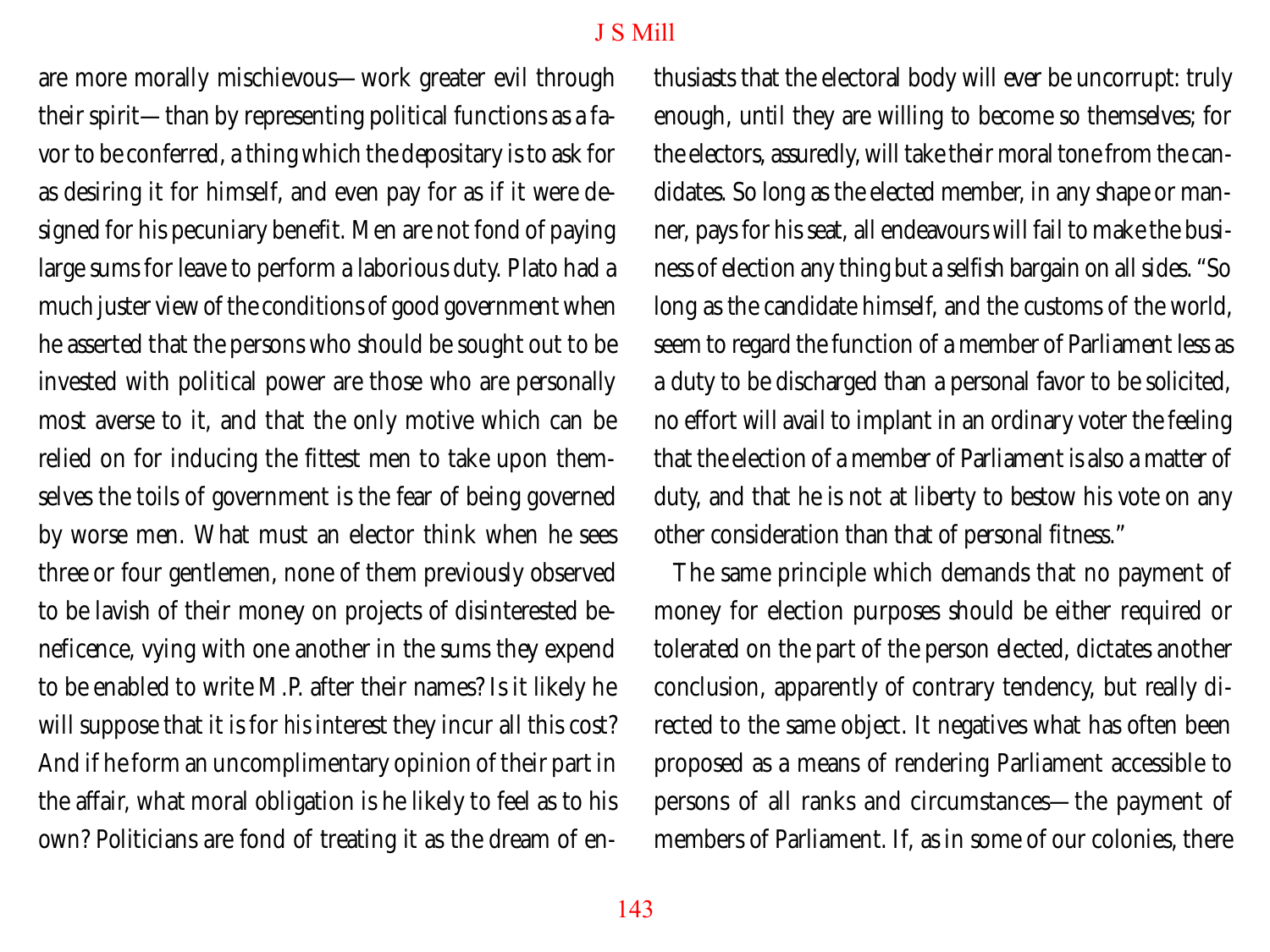are more morally mischievous—work greater evil through their spirit—than by representing political functions as a favor to be conferred, a thing which the depositary is to ask for as desiring it for himself, and even pay for as if it were designed for his pecuniary benefit. Men are not fond of paying large sums for leave to perform a laborious duty. Plato had a much juster view of the conditions of good government when he asserted that the persons who should be sought out to be invested with political power are those who are personally most averse to it, and that the only motive which can be relied on for inducing the fittest men to take upon themselves the toils of government is the fear of being governed by worse men. What must an elector think when he sees three or four gentlemen, none of them previously observed to be lavish of their money on projects of disinterested beneficence, vying with one another in the sums they expend to be enabled to write M.P. after their names? Is it likely he will suppose that it is for *his* interest they incur all this cost? And if he form an uncomplimentary opinion of their part in the affair, what moral obligation is he likely to feel as to his own? Politicians are fond of treating it as the dream of enthusiasts that the electoral body will ever be uncorrupt: truly enough, until they are willing to become so themselves; for the electors, assuredly, will take their moral tone from the candidates. So long as the elected member, in any shape or manner, pays for his seat, all endeavours will fail to make the business of election any thing but a selfish bargain on all sides. "So long as the candidate himself, and the customs of the world, seem to regard the function of a member of Parliament less as a duty to be discharged than a personal favor to be solicited, no effort will avail to implant in an ordinary voter the feeling that the election of a member of Parliament is also a matter of duty, and that he is not at liberty to bestow his vote on any other consideration than that of personal fitness."

The same principle which demands that no payment of money for election purposes should be either required or tolerated on the part of the person elected, dictates another conclusion, apparently of contrary tendency, but really directed to the same object. It negatives what has often been proposed as a means of rendering Parliament accessible to persons of all ranks and circumstances—the payment of members of Parliament. If, as in some of our colonies, there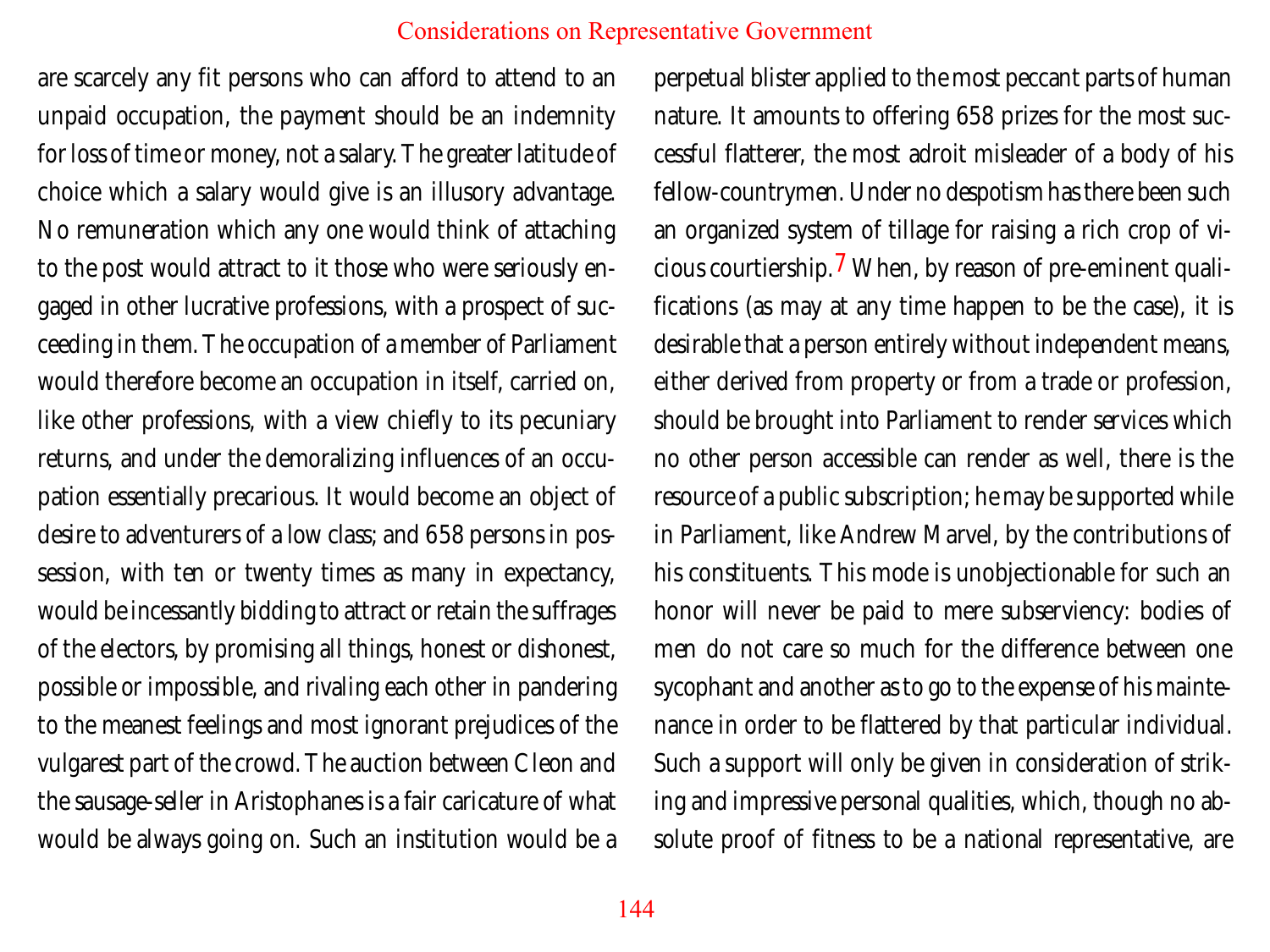are scarcely any fit persons who can afford to attend to an unpaid occupation, the payment should be an indemnity for loss of time or money, not a salary. The greater latitude of choice which a salary would give is an illusory advantage. No remuneration which any one would think of attaching to the post would attract to it those who were seriously engaged in other lucrative professions, with a prospect of succeeding in them. The occupation of a member of Parliament would therefore become an occupation in itself, carried on, like other professions, with a view chiefly to its pecuniary returns, and under the demoralizing influences of an occupation essentially precarious. It would become an object of desire to adventurers of a low class; and 658 persons in possession, with ten or twenty times as many in expectancy, would be incessantly bidding to attract or retain the suffrages of the electors, by promising all things, honest or dishonest, possible or impossible, and rivaling each other in pandering to the meanest feelings and most ignorant prejudices of the vulgarest part of the crowd. The auction between Cleon and the sausage-seller in Aristophanes is a fair caricature of what would be always going on. Such an institution would be a perpetual blister applied to the most peccant parts of human nature. It amounts to offering 658 prizes for the most successful flatterer, the most adroit misleader of a body of his fellow-countrymen. Under no despotism has there been such an organized system of tillage for raising a rich crop of vicious courtiership.[7] When, by reason of pre-eminent qualifications (as may at any time happen to be the case), it is desirable that a person entirely without independent means, either derived from property or from a trade or profession, should be brought into Parliament to render services which no other person accessible can render as well, there is the resource of a public subscription; he may be supported while in Parliament, like Andrew Marvel, by the contributions of his constituents. This mode is unobjectionable for such an honor will never be paid to mere subserviency: bodies of men do not care so much for the difference between one sycophant and another as to go to the expense of his maintenance in order to be flattered by that particular individual. Such a support will only be given in consideration of striking and impressive personal qualities, which, though no absolute proof of fitness to be a national representative, are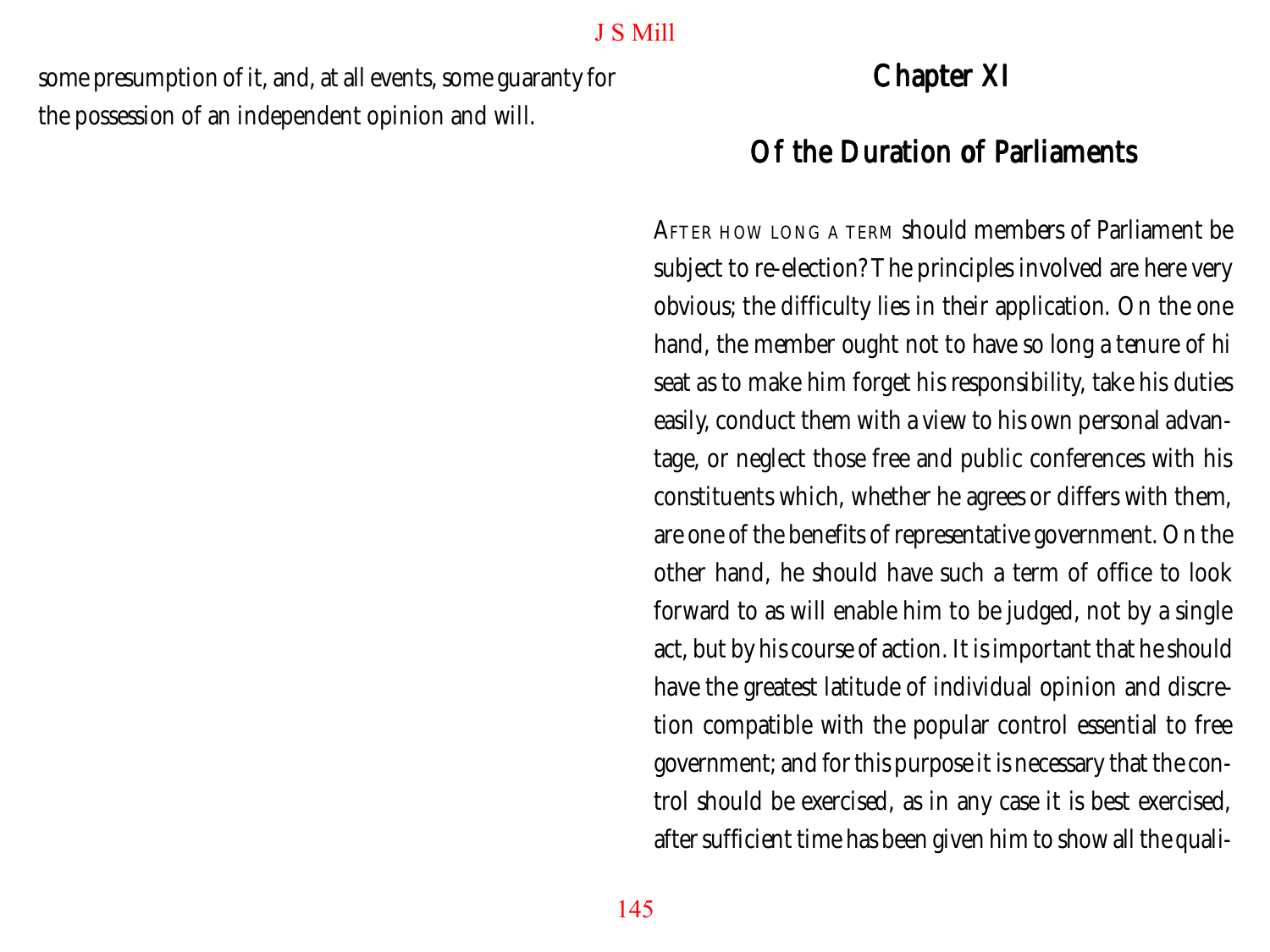some presumption of it, and, at all events, some guaranty for the possession of an independent opinion and will.

## Chapter XI

## Of the Duration of Parliaments

After how long a term should members of Parliament be subject to re-election? The principles involved are here very obvious; the difficulty lies in their application. On the one hand, the member ought not to have so long a tenure of hi seat as to make him forget his responsibility, take his duties easily, conduct them with a view to his own personal advantage, or neglect those free and public conferences with his constituents which, whether he agrees or differs with them, are one of the benefits of representative government. On the other hand, he should have such a term of office to look forward to as will enable him to be judged, not by a single act, but by his course of action. It is important that he should have the greatest latitude of individual opinion and discretion compatible with the popular control essential to free government; and for this purpose it is necessary that the control should be exercised, as in any case it is best exercised, after sufficient time has been given him to show all the quali-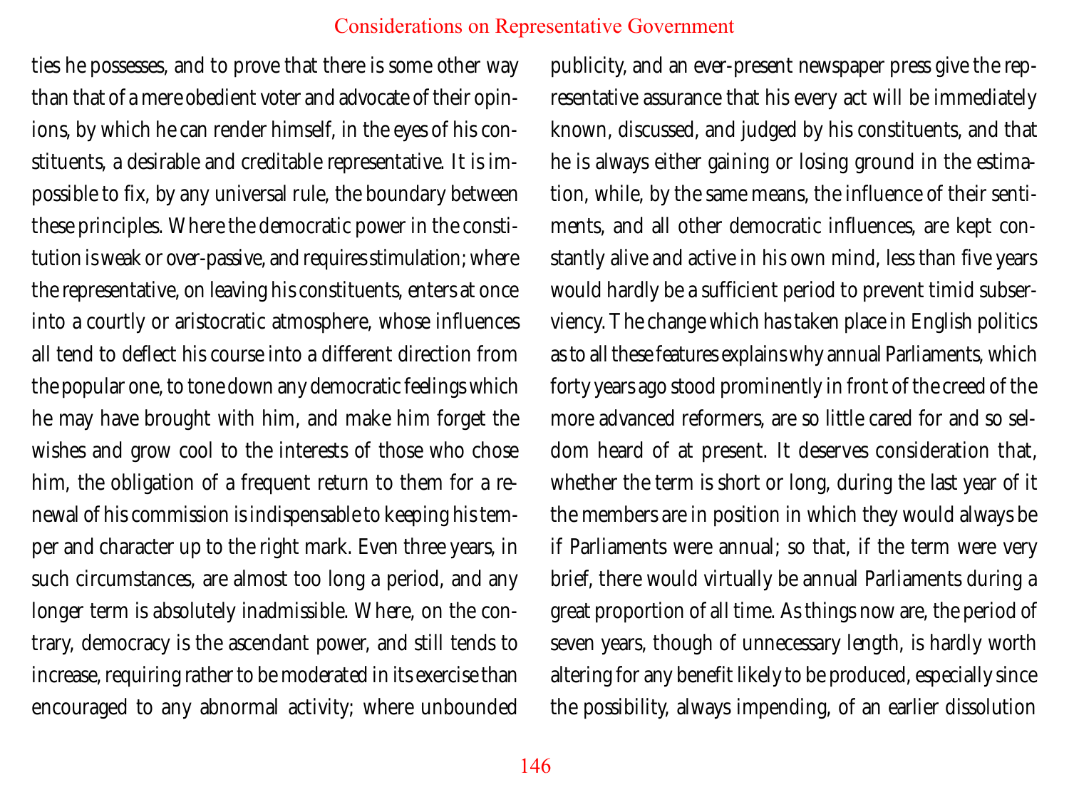ties he possesses, and to prove that there is some other way than that of a mere obedient voter and advocate of their opinions, by which he can render himself, in the eyes of his constituents, a desirable and creditable representative. It is impossible to fix, by any universal rule, the boundary between these principles. Where the democratic power in the constitution is weak or over-passive, and requires stimulation; where the representative, on leaving his constituents, enters at once into a courtly or aristocratic atmosphere, whose influences all tend to deflect his course into a different direction from the popular one, to tone down any democratic feelings which he may have brought with him, and make him forget the wishes and grow cool to the interests of those who chose him, the obligation of a frequent return to them for a renewal of his commission is indispensable to keeping his temper and character up to the right mark. Even three years, in such circumstances, are almost too long a period, and any longer term is absolutely inadmissible. Where, on the contrary, democracy is the ascendant power, and still tends to increase, requiring rather to be moderated in its exercise than encouraged to any abnormal activity; where unbounded publicity, and an ever-present newspaper press give the representative assurance that his every act will be immediately known, discussed, and judged by his constituents, and that he is always either gaining or losing ground in the estimation, while, by the same means, the influence of their sentiments, and all other democratic influences, are kept constantly alive and active in his own mind, less than five years would hardly be a sufficient period to prevent timid subserviency. The change which has taken place in English politics as to all these features explains why annual Parliaments, which forty years ago stood prominently in front of the creed of the more advanced reformers, are so little cared for and so seldom heard of at present. It deserves consideration that, whether the term is short or long, during the last year of it the members are in position in which they would always be if Parliaments were annual; so that, if the term were very brief, there would virtually be annual Parliaments during a great proportion of all time. As things now are, the period of seven years, though of unnecessary length, is hardly worth altering for any benefit likely to be produced, especially since the possibility, always impending, of an earlier dissolution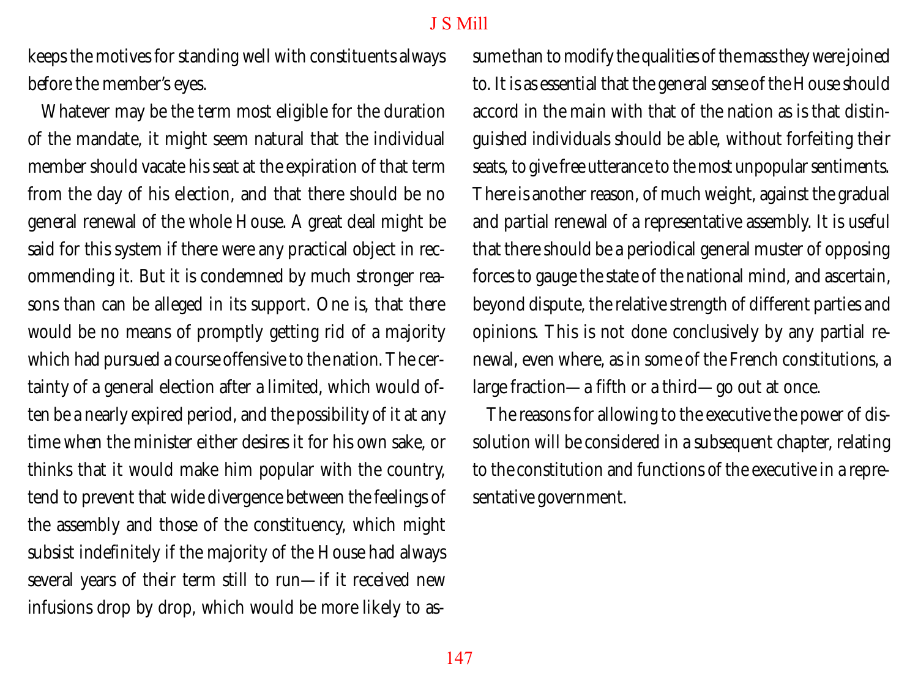keeps the motives for standing well with constituents always before the member's eyes.

Whatever may be the term most eligible for the duration of the mandate, it might seem natural that the individual member should vacate his seat at the expiration of that term from the day of his election, and that there should be no general renewal of the whole House. A great deal might be said for this system if there were any practical object in recommending it. But it is condemned by much stronger reasons than can be alleged in its support. One is, that there would be no means of promptly getting rid of a majority which had pursued a course offensive to the nation. The certainty of a general election after a limited, which would often be a nearly expired period, and the possibility of it at any time when the minister either desires it for his own sake, or thinks that it would make him popular with the country, tend to prevent that wide divergence between the feelings of the assembly and those of the constituency, which might subsist indefinitely if the majority of the House had always several years of their term still to run—if it received new infusions drop by drop, which would be more likely to assume than to modify the qualities of the mass they were joined to. It is as essential that the general sense of the House should accord in the main with that of the nation as is that distinguished individuals should be able, without forfeiting their seats, to give free utterance to the most unpopular sentiments. There is another reason, of much weight, against the gradual and partial renewal of a representative assembly. It is useful that there should be a periodical general muster of opposing forces to gauge the state of the national mind, and ascertain, beyond dispute, the relative strength of different parties and opinions. This is not done conclusively by any partial renewal, even where, as in some of the French constitutions, a large fraction—a fifth or a third—go out at once.

The reasons for allowing to the executive the power of dissolution will be considered in a subsequent chapter, relating to the constitution and functions of the executive in a representative government.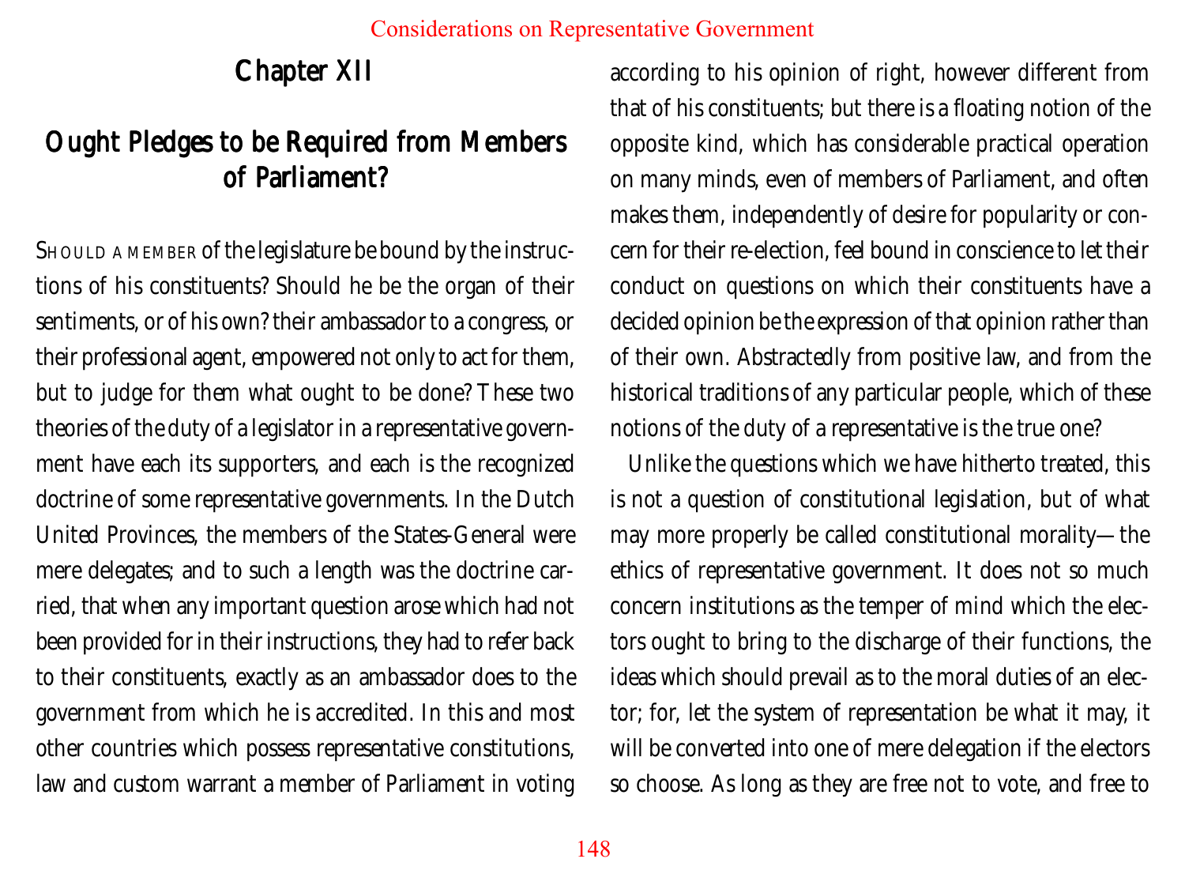## Chapter XII

## Ought Pledges to be Required from Members of Parliament?

Should a member of the legislature be bound by the instructions of his constituents? Should he be the organ of their sentiments, or of his own? their ambassador to a congress, or their professional agent, empowered not only to act for them, but to judge for them what ought to be done? These two theories of the duty of a legislator in a representative government have each its supporters, and each is the recognized doctrine of some representative governments. In the Dutch United Provinces, the members of the States-General were mere delegates; and to such a length was the doctrine carried, that when any important question arose which had not been provided for in their instructions, they had to refer back to their constituents, exactly as an ambassador does to the government from which he is accredited. In this and most other countries which possess representative constitutions, law and custom warrant a member of Parliament in voting according to his opinion of right, however different from that of his constituents; but there is a floating notion of the opposite kind, which has considerable practical operation on many minds, even of members of Parliament, and often makes them, independently of desire for popularity or concern for their re-election, feel bound in conscience to let their conduct on questions on which their constituents have a decided opinion be the expression of that opinion rather than of their own. Abstractedly from positive law, and from the historical traditions of any particular people, which of these notions of the duty of a representative is the true one?

Unlike the questions which we have hitherto treated, this is not a question of constitutional legislation, but of what may more properly be called constitutional morality—the ethics of representative government. It does not so much concern institutions as the temper of mind which the electors ought to bring to the discharge of their functions, the ideas which should prevail as to the moral duties of an elector; for, let the system of representation be what it may, it will be converted into one of mere delegation if the electors so choose. As long as they are free not to vote, and free to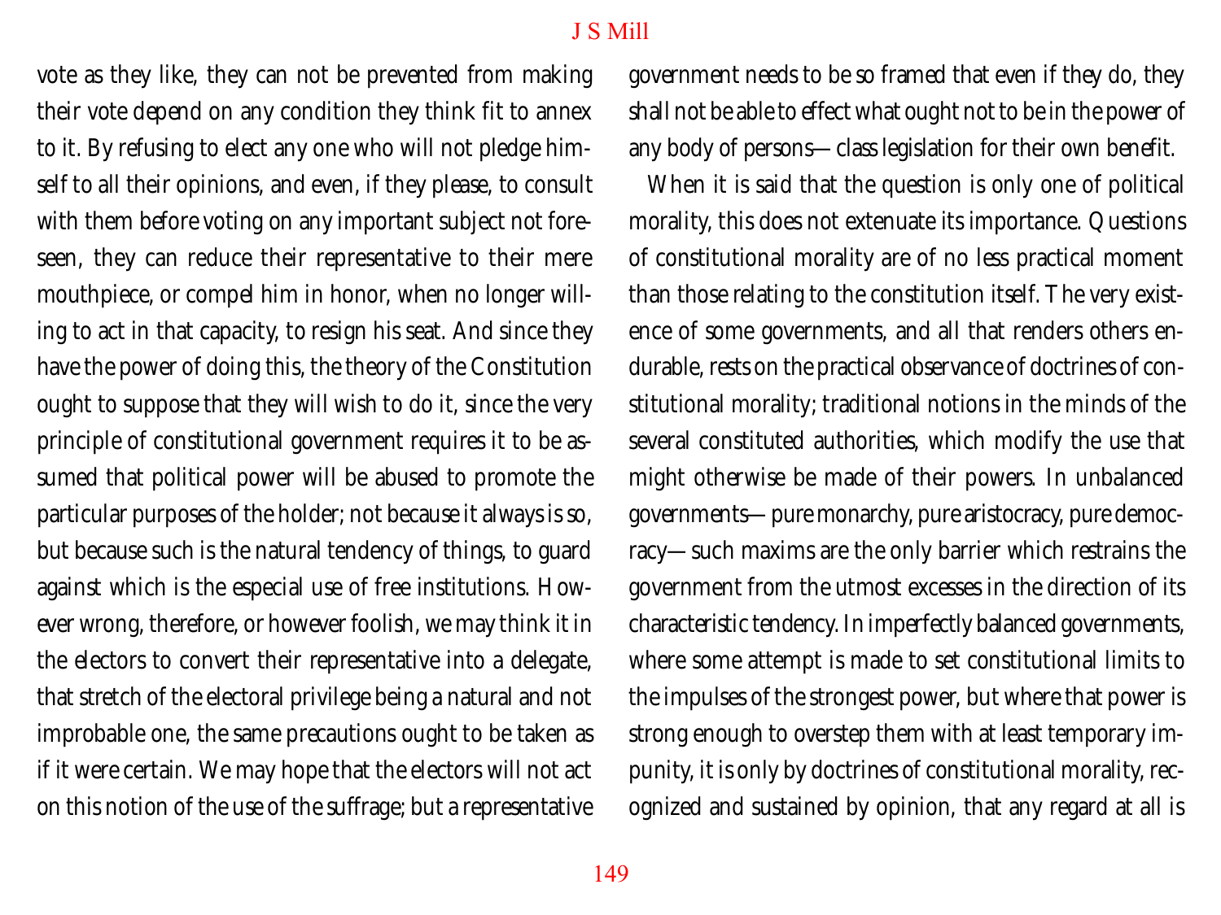vote as they like, they can not be prevented from making their vote depend on any condition they think fit to annex to it. By refusing to elect any one who will not pledge himself to all their opinions, and even, if they please, to consult with them before voting on any important subject not foreseen, they can reduce their representative to their mere mouthpiece, or compel him in honor, when no longer willing to act in that capacity, to resign his seat. And since they have the power of doing this, the theory of the Constitution ought to suppose that they will wish to do it, since the very principle of constitutional government requires it to be assumed that political power will be abused to promote the particular purposes of the holder; not because it always is so, but because such is the natural tendency of things, to guard against which is the especial use of free institutions. However wrong, therefore, or however foolish, we may think it in the electors to convert their representative into a delegate, that stretch of the electoral privilege being a natural and not improbable one, the same precautions ought to be taken as if it were certain. We may hope that the electors will not act on this notion of the use of the suffrage; but a representative government needs to be so framed that even if they do, they shall not be able to effect what ought not to be in the power of any body of persons—class legislation for their own benefit.

When it is said that the question is only one of political morality, this does not extenuate its importance. Questions of constitutional morality are of no less practical moment than those relating to the constitution itself. The very existence of some governments, and all that renders others endurable, rests on the practical observance of doctrines of constitutional morality; traditional notions in the minds of the several constituted authorities, which modify the use that might otherwise be made of their powers. In unbalanced governments—pure monarchy, pure aristocracy, pure democracy—such maxims are the only barrier which restrains the government from the utmost excesses in the direction of its characteristic tendency. In imperfectly balanced governments, where some attempt is made to set constitutional limits to the impulses of the strongest power, but where that power is strong enough to overstep them with at least temporary impunity, it is only by doctrines of constitutional morality, recognized and sustained by opinion, that any regard at all is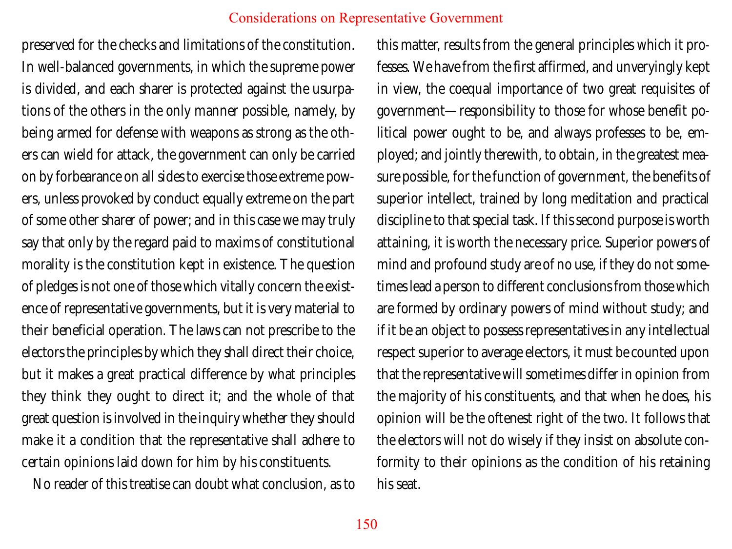preserved for the checks and limitations of the constitution. In well-balanced governments, in which the supreme power is divided, and each sharer is protected against the usurpations of the others in the only manner possible, namely, by being armed for defense with weapons as strong as the others can wield for attack, the government can only be carried on by forbearance on all sides to exercise those extreme powers, unless provoked by conduct equally extreme on the part of some other sharer of power; and in this case we may truly say that only by the regard paid to maxims of constitutional morality is the constitution kept in existence. The question of pledges is not one of those which vitally concern the existence of representative governments, but it is very material to their beneficial operation. The laws can not prescribe to the electors the principles by which they shall direct their choice, but it makes a great practical difference by what principles they think they ought to direct it; and the whole of that great question is involved in the inquiry whether they should make it a condition that the representative shall adhere to certain opinions laid down for him by his constituents.

No reader of this treatise can doubt what conclusion, as to this matter, results from the general principles which it professes. We have from the first affirmed, and unveryingly kept in view, the coequal importance of two great requisites of government—responsibility to those for whose benefit political power ought to be, and always professes to be, employed; and jointly therewith, to obtain, in the greatest measure possible, for the function of government, the benefits of superior intellect, trained by long meditation and practical discipline to that special task. If this second purpose is worth attaining, it is worth the necessary price. Superior powers of mind and profound study are of no use, if they do not sometimes lead a person to different conclusions from those which are formed by ordinary powers of mind without study; and if it be an object to possess representatives in any intellectual respect superior to average electors, it must be counted upon that the representative will sometimes differ in opinion from the majority of his constituents, and that when he does, his opinion will be the oftenest right of the two. It follows that the electors will not do wisely if they insist on absolute conformity to their opinions as the condition of his retaining his seat.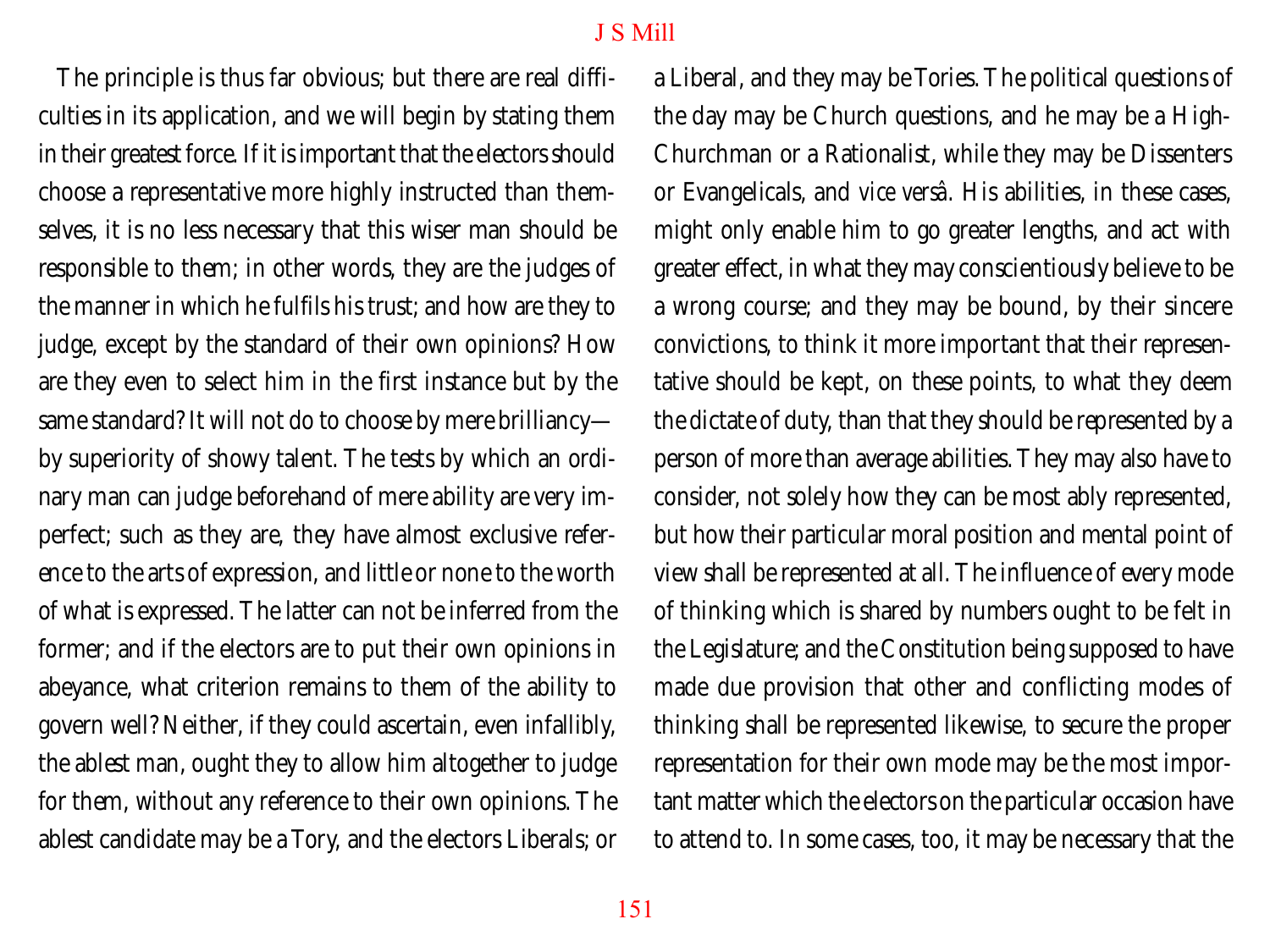The principle is thus far obvious; but there are real difficulties in its application, and we will begin by stating them in their greatest force. If it is important that the electors should choose a representative more highly instructed than themselves, it is no less necessary that this wiser man should be responsible to them; in other words, they are the judges of the manner in which he fulfils his trust; and how are they to judge, except by the standard of their own opinions? How are they even to select him in the first instance but by the same standard? It will not do to choose by mere brilliancy—by superiority of showy talent. The tests by which an ordinary man can judge beforehand of mere ability are very imperfect; such as they are, they have almost exclusive reference to the arts of expression, and little or none to the worth of what is expressed. The latter can not be inferred from the former; and if the electors are to put their own opinions in abeyance, what criterion remains to them of the ability to govern well? Neither, if they could ascertain, even infallibly, the ablest man, ought they to allow him altogether to judge for them, without any reference to their own opinions. The ablest candidate may be a Tory, and the electors Liberals; or a Liberal, and they may be Tories. The political questions of the day may be Church questions, and he may be a High-Churchman or a Rationalist, while they may be Dissenters or Evangelicals, and *vice versâ*. His abilities, in these cases, might only enable him to go greater lengths, and act with greater effect, in what they may conscientiously believe to be a wrong course; and they may be bound, by their sincere convictions, to think it more important that their representative should be kept, on these points, to what they deem the dictate of duty, than that they should be represented by a person of more than average abilities. They may also have to consider, not solely how they can be most ably represented, but how their particular moral position and mental point of view shall be represented at all. The influence of every mode of thinking which is shared by numbers ought to be felt in the Legislature; and the Constitution being supposed to have made due provision that other and conflicting modes of thinking shall be represented likewise, to secure the proper representation for their own mode may be the most important matter which the electors on the particular occasion have to attend to. In some cases, too, it may be necessary that the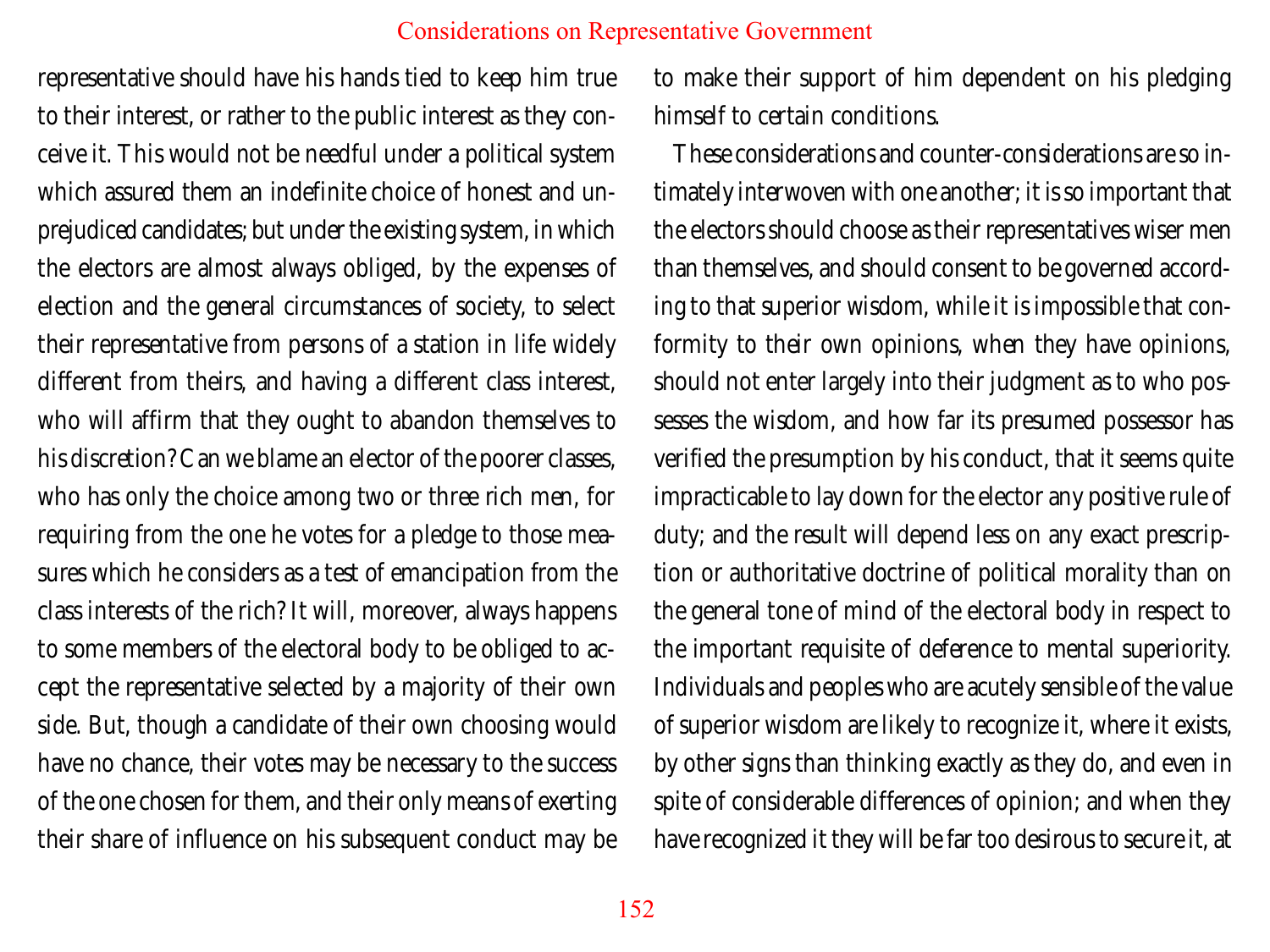representative should have his hands tied to keep him true to their interest, or rather to the public interest as they conceive it. This would not be needful under a political system which assured them an indefinite choice of honest and unprejudiced candidates; but under the existing system, in which the electors are almost always obliged, by the expenses of election and the general circumstances of society, to select their representative from persons of a station in life widely different from theirs, and having a different class interest, who will affirm that they ought to abandon themselves to his discretion? Can we blame an elector of the poorer classes, who has only the choice among two or three rich men, for requiring from the one he votes for a pledge to those measures which he considers as a test of emancipation from the class interests of the rich? It will, moreover, always happens to some members of the electoral body to be obliged to accept the representative selected by a majority of their own side. But, though a candidate of their own choosing would have no chance, their votes may be necessary to the success of the one chosen for them, and their only means of exerting their share of influence on his subsequent conduct may be to make their support of him dependent on his pledging himself to certain conditions.

These considerations and counter-considerations are so intimately interwoven with one another; it is so important that the electors should choose as their representatives wiser men than themselves, and should consent to be governed according to that superior wisdom, while it is impossible that conformity to their own opinions, when they have opinions, should not enter largely into their judgment as to who possesses the wisdom, and how far its presumed possessor has verified the presumption by his conduct, that it seems quite impracticable to lay down for the elector any positive rule of duty; and the result will depend less on any exact prescription or authoritative doctrine of political morality than on the general tone of mind of the electoral body in respect to the important requisite of deference to mental superiority. Individuals and peoples who are acutely sensible of the value of superior wisdom are likely to recognize it, where it exists, by other signs than thinking exactly as they do, and even in spite of considerable differences of opinion; and when they have recognized it they will be far too desirous to secure it, at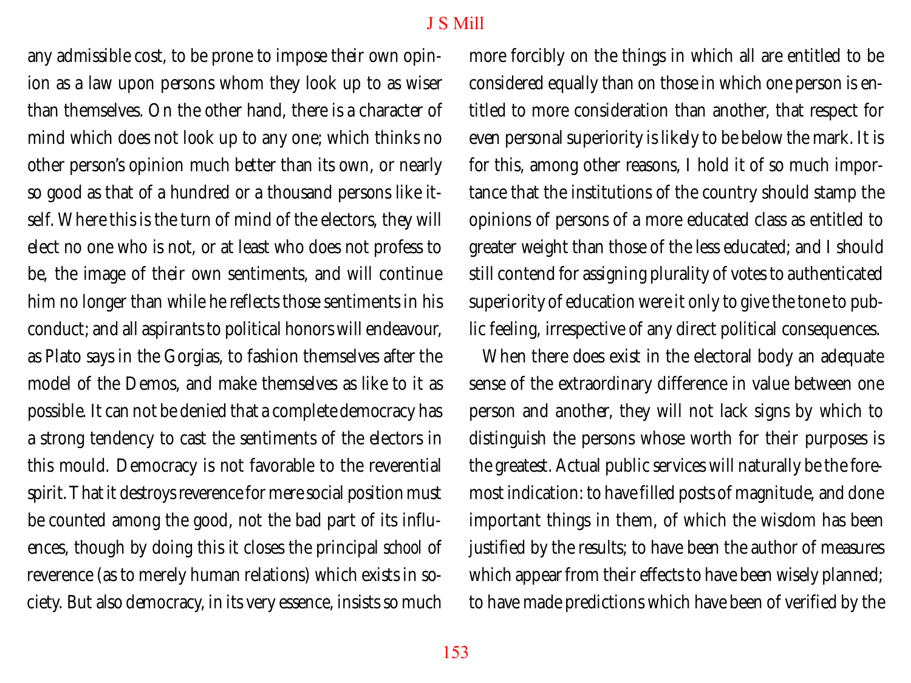any admissible cost, to be prone to impose their own opinion as a law upon persons whom they look up to as wiser than themselves. On the other hand, there is a character of mind which does not look up to any one; which thinks no other person's opinion much better than its own, or nearly so good as that of a hundred or a thousand persons like itself. Where this is the turn of mind of the electors, they will elect no one who is not, or at least who does not profess to be, the image of their own sentiments, and will continue him no longer than while he reflects those sentiments in his conduct; and all aspirants to political honors will endeavour, as Plato says in the Gorgias, to fashion themselves after the model of the Demos, and make themselves as like to it as possible. It can not be denied that a complete democracy has a strong tendency to cast the sentiments of the electors in this mould. Democracy is not favorable to the reverential spirit. That it destroys reverence for mere social position must be counted among the good, not the bad part of its influences, though by doing this it closes the principal school of reverence (as to merely human relations) which exists in society. But also democracy, in its very essence, insists so much more forcibly on the things in which all are entitled to be considered equally than on those in which one person is entitled to more consideration than another, that respect for even personal superiority is likely to be below the mark. It is for this, among other reasons, I hold it of so much importance that the institutions of the country should stamp the opinions of persons of a more educated class as entitled to greater weight than those of the less educated; and I should still contend for assigning plurality of votes to authenticated superiority of education were it only to give the tone to public feeling, irrespective of any direct political consequences.

When there does exist in the electoral body an adequate sense of the extraordinary difference in value between one person and another, they will not lack signs by which to distinguish the persons whose worth for their purposes is the greatest. Actual public services will naturally be the foremost indication: to have filled posts of magnitude, and done important things in them, of which the wisdom has been justified by the results; to have been the author of measures which appear from their effects to have been wisely planned; to have made predictions which have been of verified by the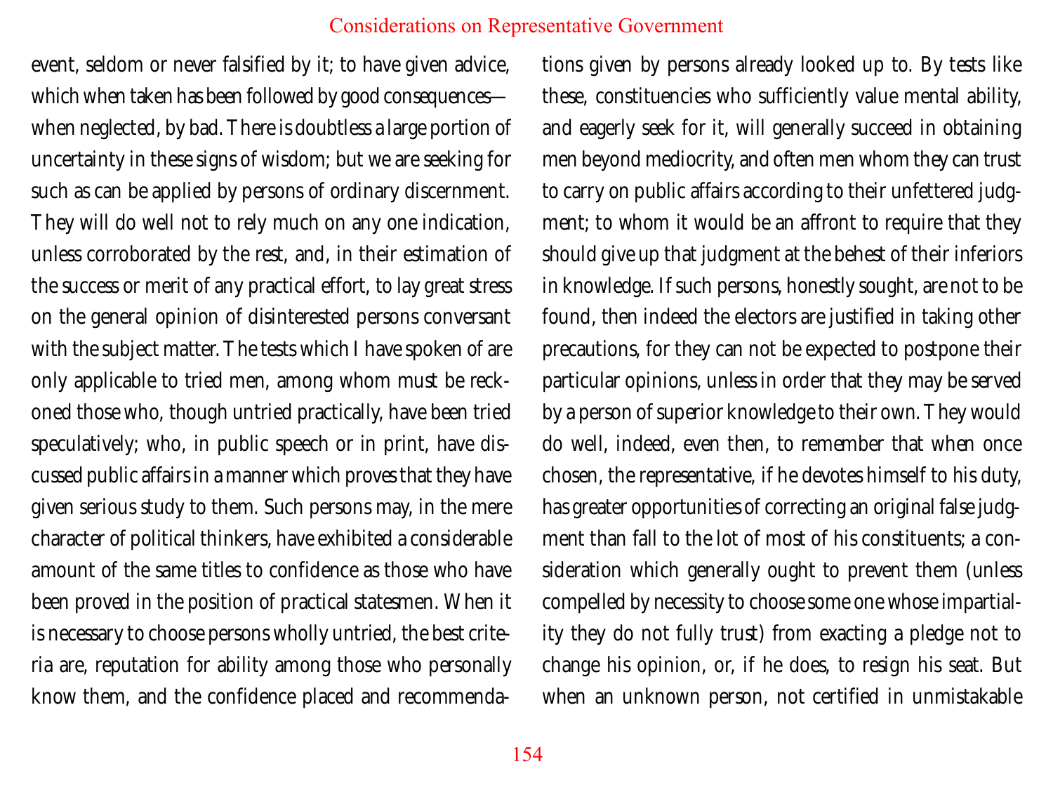event, seldom or never falsified by it; to have given advice, which when taken has been followed by good consequences—when neglected, by bad. There is doubtless a large portion of uncertainty in these signs of wisdom; but we are seeking for such as can be applied by persons of ordinary discernment. They will do well not to rely much on any one indication, unless corroborated by the rest, and, in their estimation of the success or merit of any practical effort, to lay great stress on the general opinion of disinterested persons conversant with the subject matter. The tests which I have spoken of are only applicable to tried men, among whom must be reckoned those who, though untried practically, have been tried speculatively; who, in public speech or in print, have discussed public affairs in a manner which proves that they have given serious study to them. Such persons may, in the mere character of political thinkers, have exhibited a considerable amount of the same titles to confidence as those who have been proved in the position of practical statesmen. When it is necessary to choose persons wholly untried, the best criteria are, reputation for ability among those who personally know them, and the confidence placed and recommendations given by persons already looked up to. By tests like these, constituencies who sufficiently value mental ability, and eagerly seek for it, will generally succeed in obtaining men beyond mediocrity, and often men whom they can trust to carry on public affairs according to their unfettered judgment; to whom it would be an affront to require that they should give up that judgment at the behest of their inferiors in knowledge. If such persons, honestly sought, are not to be found, then indeed the electors are justified in taking other precautions, for they can not be expected to postpone their particular opinions, unless in order that they may be served by a person of superior knowledge to their own. They would do well, indeed, even then, to remember that when once chosen, the representative, if he devotes himself to his duty, has greater opportunities of correcting an original false judgment than fall to the lot of most of his constituents; a consideration which generally ought to prevent them (unless compelled by necessity to choose some one whose impartiality they do not fully trust) from exacting a pledge not to change his opinion, or, if he does, to resign his seat. But when an unknown person, not certified in unmistakable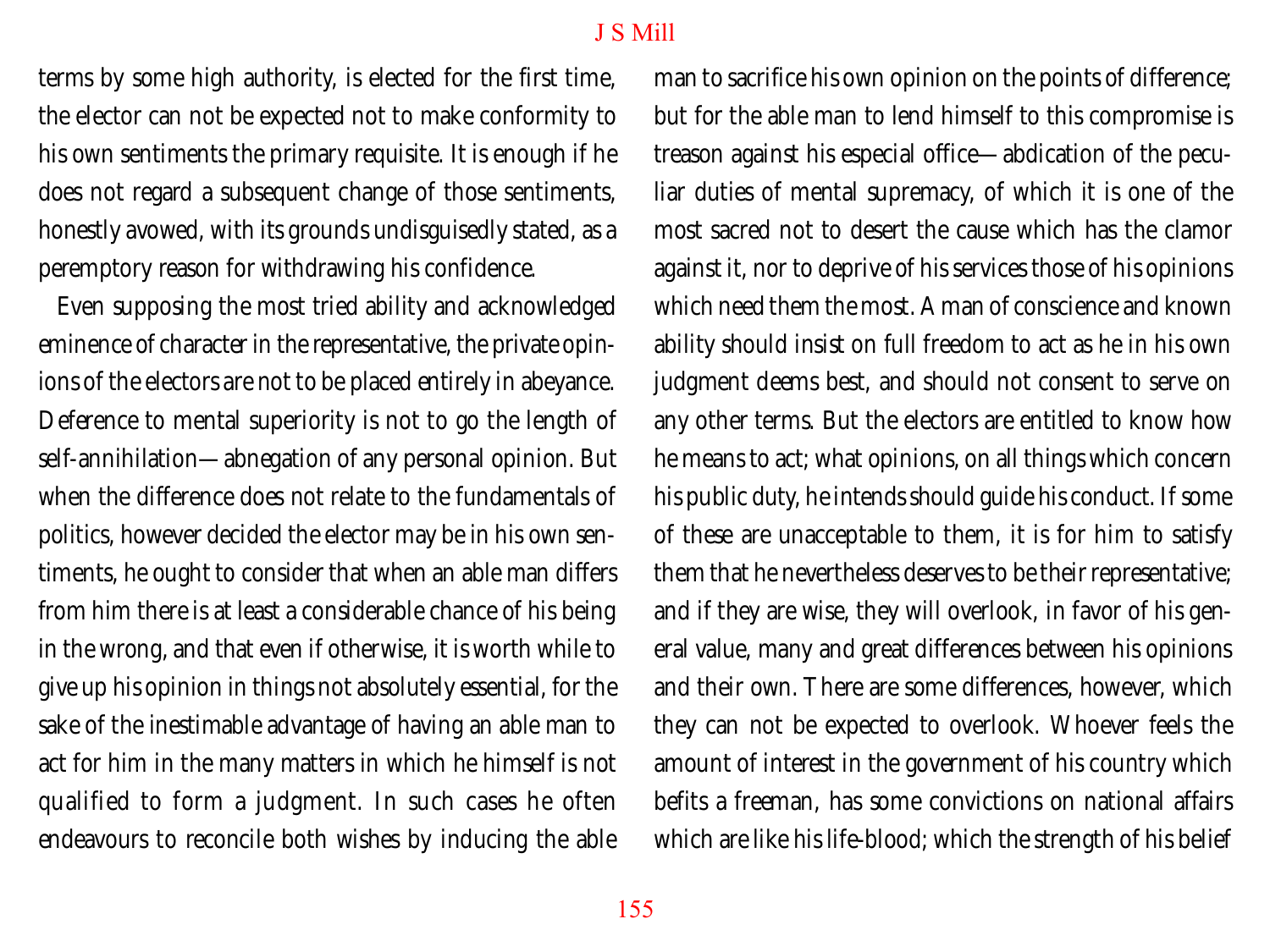terms by some high authority, is elected for the first time, the elector can not be expected not to make conformity to his own sentiments the primary requisite. It is enough if he does not regard a subsequent change of those sentiments, honestly avowed, with its grounds undisguisedly stated, as a peremptory reason for withdrawing his confidence.

Even supposing the most tried ability and acknowledged eminence of character in the representative, the private opinions of the electors are not to be placed entirely in abeyance. Deference to mental superiority is not to go the length of self-annihilation—abnegation of any personal opinion. But when the difference does not relate to the fundamentals of politics, however decided the elector may be in his own sentiments, he ought to consider that when an able man differs from him there is at least a considerable chance of his being in the wrong, and that even if otherwise, it is worth while to give up his opinion in things not absolutely essential, for the sake of the inestimable advantage of having an able man to act for him in the many matters in which he himself is not qualified to form a judgment. In such cases he often endeavours to reconcile both wishes by inducing the able man to sacrifice his own opinion on the points of difference; but for the able man to lend himself to this compromise is treason against his especial office—abdication of the peculiar duties of mental supremacy, of which it is one of the most sacred not to desert the cause which has the clamor against it, nor to deprive of his services those of his opinions which need them the most. A man of conscience and known ability should insist on full freedom to act as he in his own judgment deems best, and should not consent to serve on any other terms. But the electors are entitled to know how he means to act; what opinions, on all things which concern his public duty, he intends should guide his conduct. If some of these are unacceptable to them, it is for him to satisfy them that he nevertheless deserves to be their representative; and if they are wise, they will overlook, in favor of his general value, many and great differences between his opinions and their own. There are some differences, however, which they can not be expected to overlook. Whoever feels the amount of interest in the government of his country which befits a freeman, has some convictions on national affairs which are like his life-blood; which the strength of his belief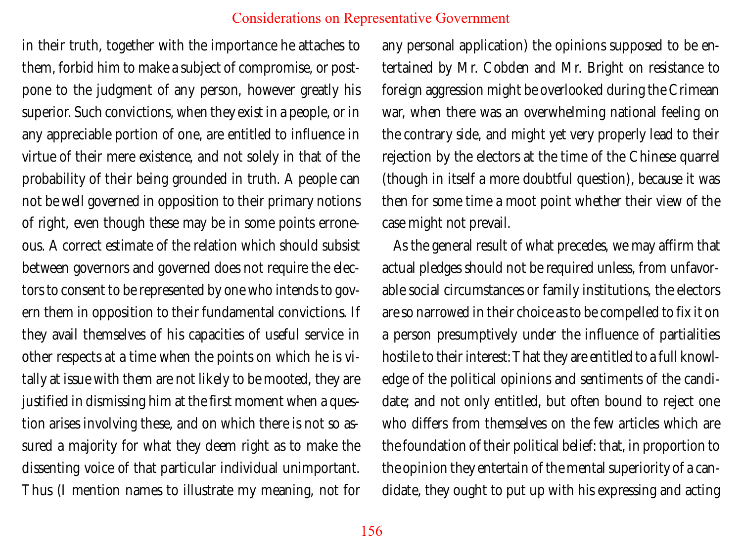in their truth, together with the importance he attaches to them, forbid him to make a subject of compromise, or postpone to the judgment of any person, however greatly his superior. Such convictions, when they exist in a people, or in any appreciable portion of one, are entitled to influence in virtue of their mere existence, and not solely in that of the probability of their being grounded in truth. A people can not be well governed in opposition to their primary notions of right, even though these may be in some points erroneous. A correct estimate of the relation which should subsist between governors and governed does not require the electors to consent to be represented by one who intends to govern them in opposition to their fundamental convictions. If they avail themselves of his capacities of useful service in other respects at a time when the points on which he is vitally at issue with them are not likely to be mooted, they are justified in dismissing him at the first moment when a question arises involving these, and on which there is not so assured a majority for what they deem right as to make the dissenting voice of that particular individual unimportant. Thus (I mention names to illustrate my meaning, not for any personal application) the opinions supposed to be entertained by Mr. Cobden and Mr. Bright on resistance to foreign aggression might be overlooked during the Crimean war, when there was an overwhelming national feeling on the contrary side, and might yet very properly lead to their rejection by the electors at the time of the Chinese quarrel (though in itself a more doubtful question), because it was then for some time a moot point whether their view of the case might not prevail.

As the general result of what precedes, we may affirm that actual pledges should not be required unless, from unfavorable social circumstances or family institutions, the electors are so narrowed in their choice as to be compelled to fix it on a person presumptively under the influence of partialities hostile to their interest: That they are entitled to a full knowledge of the political opinions and sentiments of the candidate; and not only entitled, but often bound to reject one who differs from themselves on the few articles which are the foundation of their political belief: that, in proportion to the opinion they entertain of the mental superiority of a candidate, they ought to put up with his expressing and acting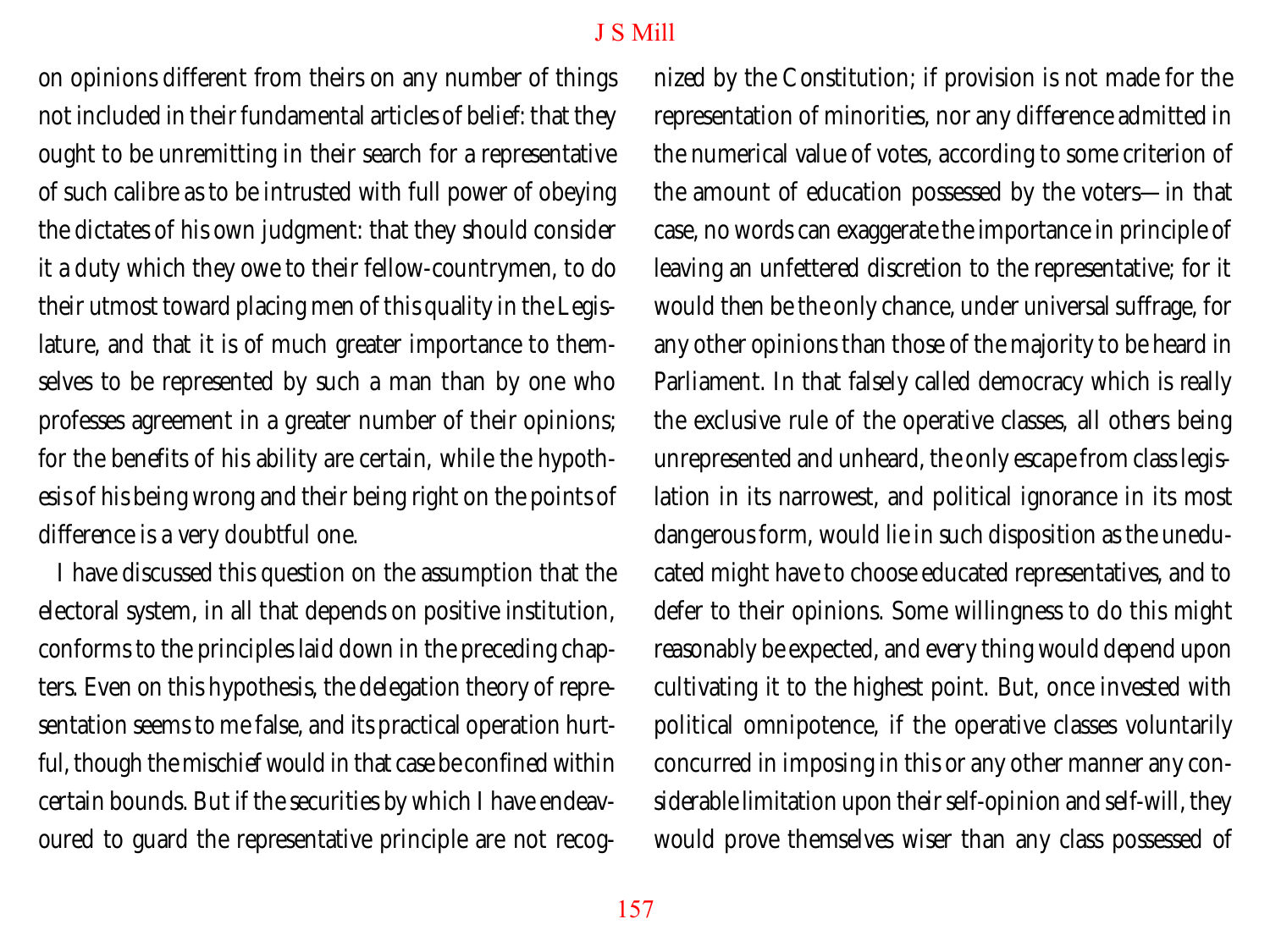on opinions different from theirs on any number of things not included in their fundamental articles of belief: that they ought to be unremitting in their search for a representative of such calibre as to be intrusted with full power of obeying the dictates of his own judgment: that they should consider it a duty which they owe to their fellow-countrymen, to do their utmost toward placing men of this quality in the Legislature, and that it is of much greater importance to themselves to be represented by such a man than by one who professes agreement in a greater number of their opinions; for the benefits of his ability are certain, while the hypothesis of his being wrong and their being right on the points of difference is a very doubtful one.

I have discussed this question on the assumption that the electoral system, in all that depends on positive institution, conforms to the principles laid down in the preceding chapters. Even on this hypothesis, the delegation theory of representation seems to me false, and its practical operation hurtful, though the mischief would in that case be confined within certain bounds. But if the securities by which I have endeavoured to guard the representative principle are not recognized by the Constitution; if provision is not made for the representation of minorities, nor any difference admitted in the numerical value of votes, according to some criterion of the amount of education possessed by the voters—in that case, no words can exaggerate the importance in principle of leaving an unfettered discretion to the representative; for it would then be the only chance, under universal suffrage, for any other opinions than those of the majority to be heard in Parliament. In that falsely called democracy which is really the exclusive rule of the operative classes, all others being unrepresented and unheard, the only escape from class legislation in its narrowest, and political ignorance in its most dangerous form, would lie in such disposition as the uneducated might have to choose educated representatives, and to defer to their opinions. Some willingness to do this might reasonably be expected, and every thing would depend upon cultivating it to the highest point. But, once invested with political omnipotence, if the operative classes voluntarily concurred in imposing in this or any other manner any considerable limitation upon their self-opinion and self-will, they would prove themselves wiser than any class possessed of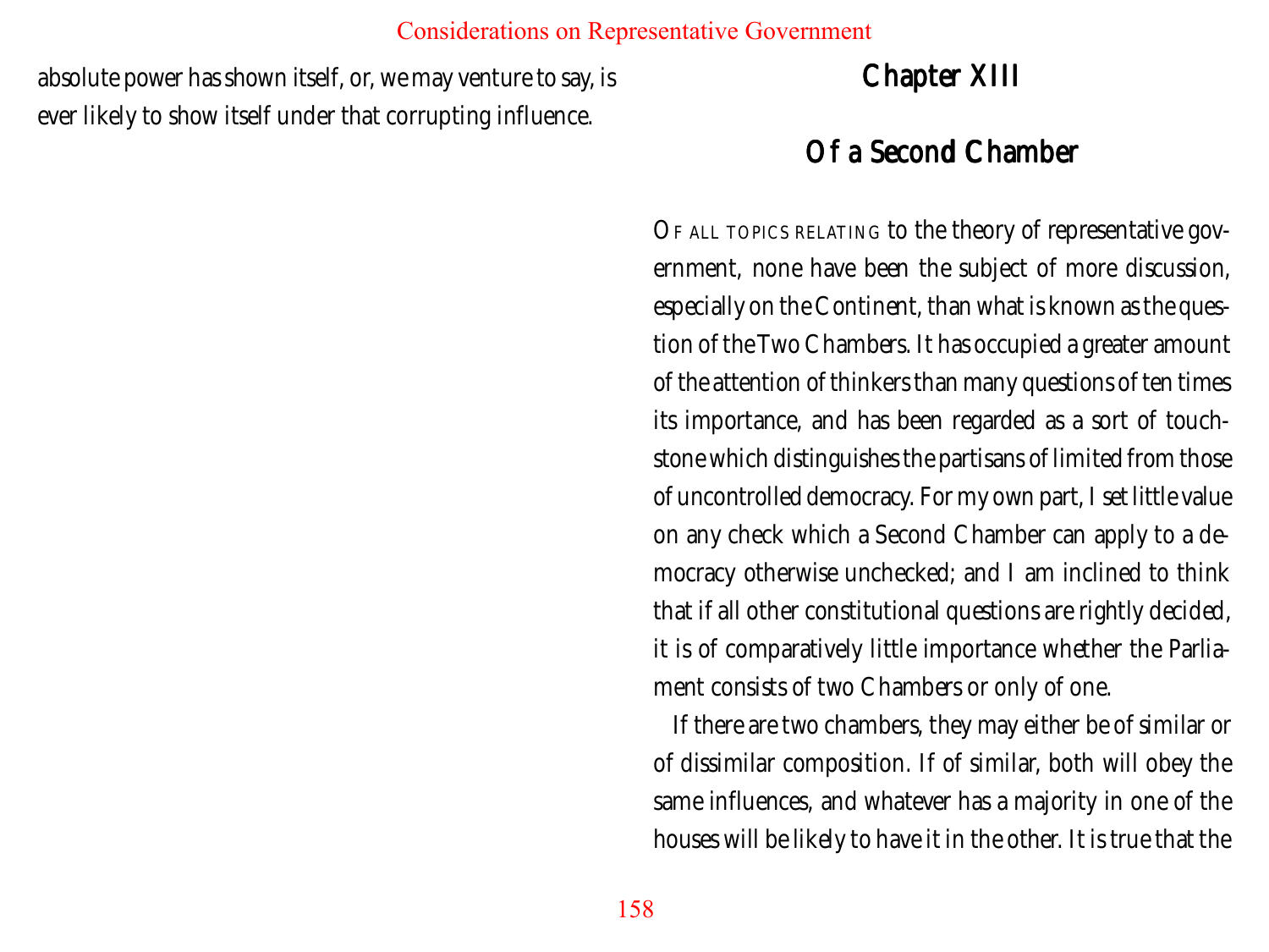absolute power has shown itself, or, we may venture to say, is ever likely to show itself under that corrupting influence.

# Chapter XIII

## Of a Second Chamber

OF ALL TOPICS RELATING to the theory of representative government, none have been the subject of more discussion, especially on the Continent, than what is known as the question of the Two Chambers. It has occupied a greater amount of the attention of thinkers than many questions of ten times its importance, and has been regarded as a sort of touchstone which distinguishes the partisans of limited from those of uncontrolled democracy. For my own part, I set little value on any check which a Second Chamber can apply to a democracy otherwise unchecked; and I am inclined to think that if all other constitutional questions are rightly decided, it is of comparatively little importance whether the Parliament consists of two Chambers or only of one.

If there are two chambers, they may either be of similar or of dissimilar composition. If of similar, both will obey the same influences, and whatever has a majority in one of the houses will be likely to have it in the other. It is true that the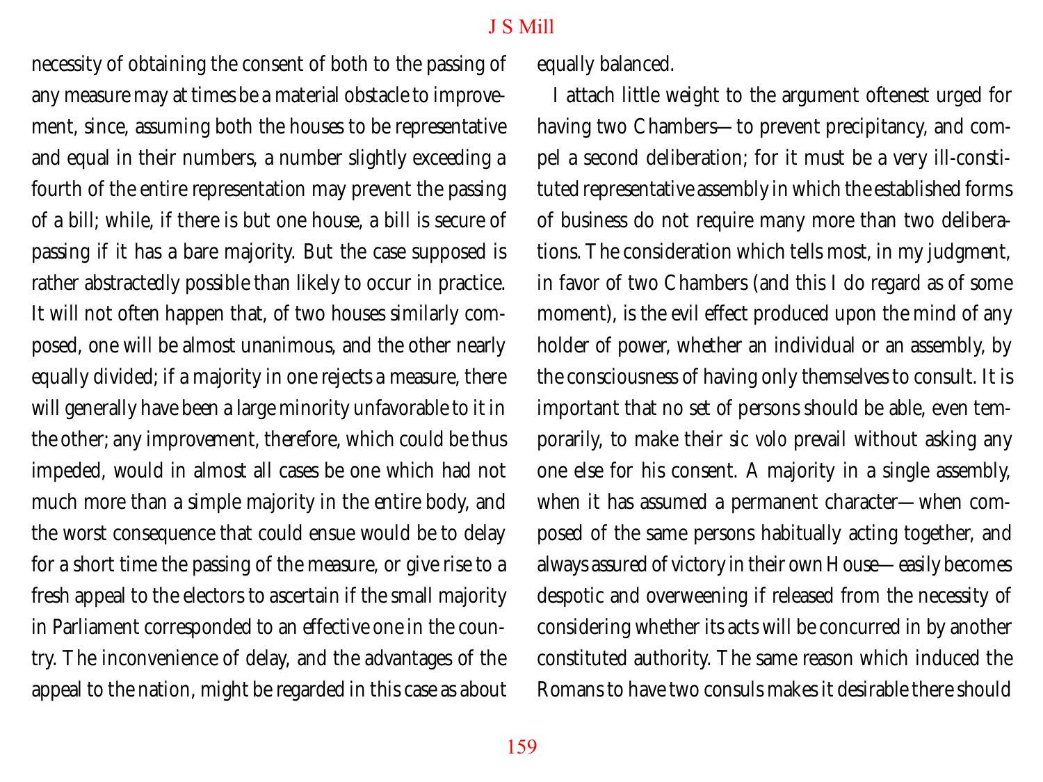necessity of obtaining the consent of both to the passing of any measure may at times be a material obstacle to improvement, since, assuming both the houses to be representative and equal in their numbers, a number slightly exceeding a fourth of the entire representation may prevent the passing of a bill; while, if there is but one house, a bill is secure of passing if it has a bare majority. But the case supposed is rather abstractedly possible than likely to occur in practice. It will not often happen that, of two houses similarly composed, one will be almost unanimous, and the other nearly equally divided; if a majority in one rejects a measure, there will generally have been a large minority unfavorable to it in the other; any improvement, therefore, which could be thus impeded, would in almost all cases be one which had not much more than a simple majority in the entire body, and the worst consequence that could ensue would be to delay for a short time the passing of the measure, or give rise to a fresh appeal to the electors to ascertain if the small majority in Parliament corresponded to an effective one in the country. The inconvenience of delay, and the advantages of the appeal to the nation, might be regarded in this case as about equally balanced.

I attach little weight to the argument oftenest urged for having two Chambers—to prevent precipitancy, and compel a second deliberation; for it must be a very ill-constituted representative assembly in which the established forms of business do not require many more than two deliberations. The consideration which tells most, in my judgment, in favor of two Chambers (and this I do regard as of some moment), is the evil effect produced upon the mind of any holder of power, whether an individual or an assembly, by the consciousness of having only themselves to consult. It is important that no set of persons should be able, even temporarily, to make their *sic volo* prevail without asking any one else for his consent. A majority in a single assembly, when it has assumed a permanent character—when composed of the same persons habitually acting together, and always assured of victory in their own House—easily becomes despotic and overweening if released from the necessity of considering whether its acts will be concurred in by another constituted authority. The same reason which induced the Romans to have two consuls makes it desirable there should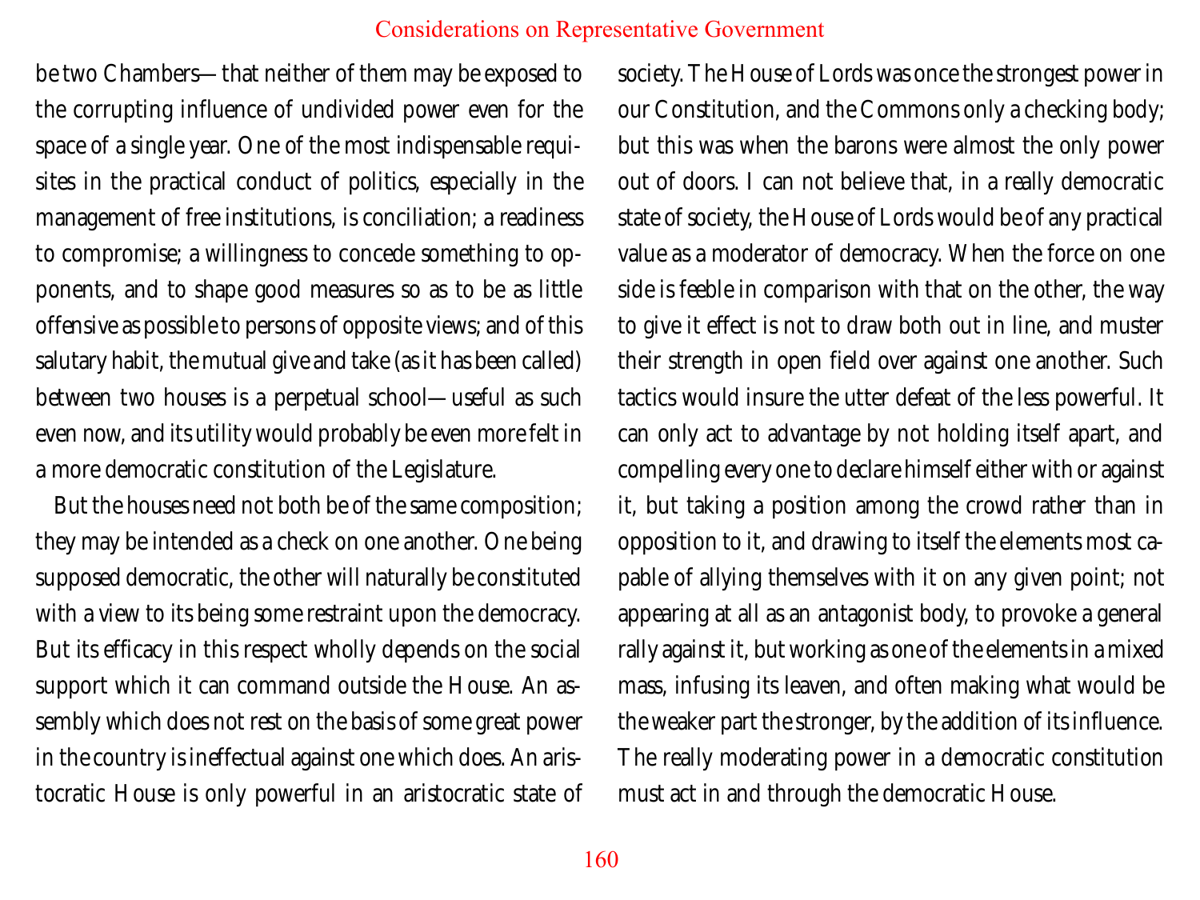be two Chambers—that neither of them may be exposed to the corrupting influence of undivided power even for the space of a single year. One of the most indispensable requisites in the practical conduct of politics, especially in the management of free institutions, is conciliation; a readiness to compromise; a willingness to concede something to opponents, and to shape good measures so as to be as little offensive as possible to persons of opposite views; and of this salutary habit, the mutual give and take (as it has been called) between two houses is a perpetual school—useful as such even now, and its utility would probably be even more felt in a more democratic constitution of the Legislature.

But the houses need not both be of the same composition; they may be intended as a check on one another. One being supposed democratic, the other will naturally be constituted with a view to its being some restraint upon the democracy. But its efficacy in this respect wholly depends on the social support which it can command outside the House. An assembly which does not rest on the basis of some great power in the country is ineffectual against one which does. An aristocratic House is only powerful in an aristocratic state of society. The House of Lords was once the strongest power in our Constitution, and the Commons only a checking body; but this was when the barons were almost the only power out of doors. I can not believe that, in a really democratic state of society, the House of Lords would be of any practical value as a moderator of democracy. When the force on one side is feeble in comparison with that on the other, the way to give it effect is not to draw both out in line, and muster their strength in open field over against one another. Such tactics would insure the utter defeat of the less powerful. It can only act to advantage by not holding itself apart, and compelling every one to declare himself either with or against it, but taking a position among the crowd rather than in opposition to it, and drawing to itself the elements most capable of allying themselves with it on any given point; not appearing at all as an antagonist body, to provoke a general rally against it, but working as one of the elements in a mixed mass, infusing its leaven, and often making what would be the weaker part the stronger, by the addition of its influence. The really moderating power in a democratic constitution must act in and through the democratic House.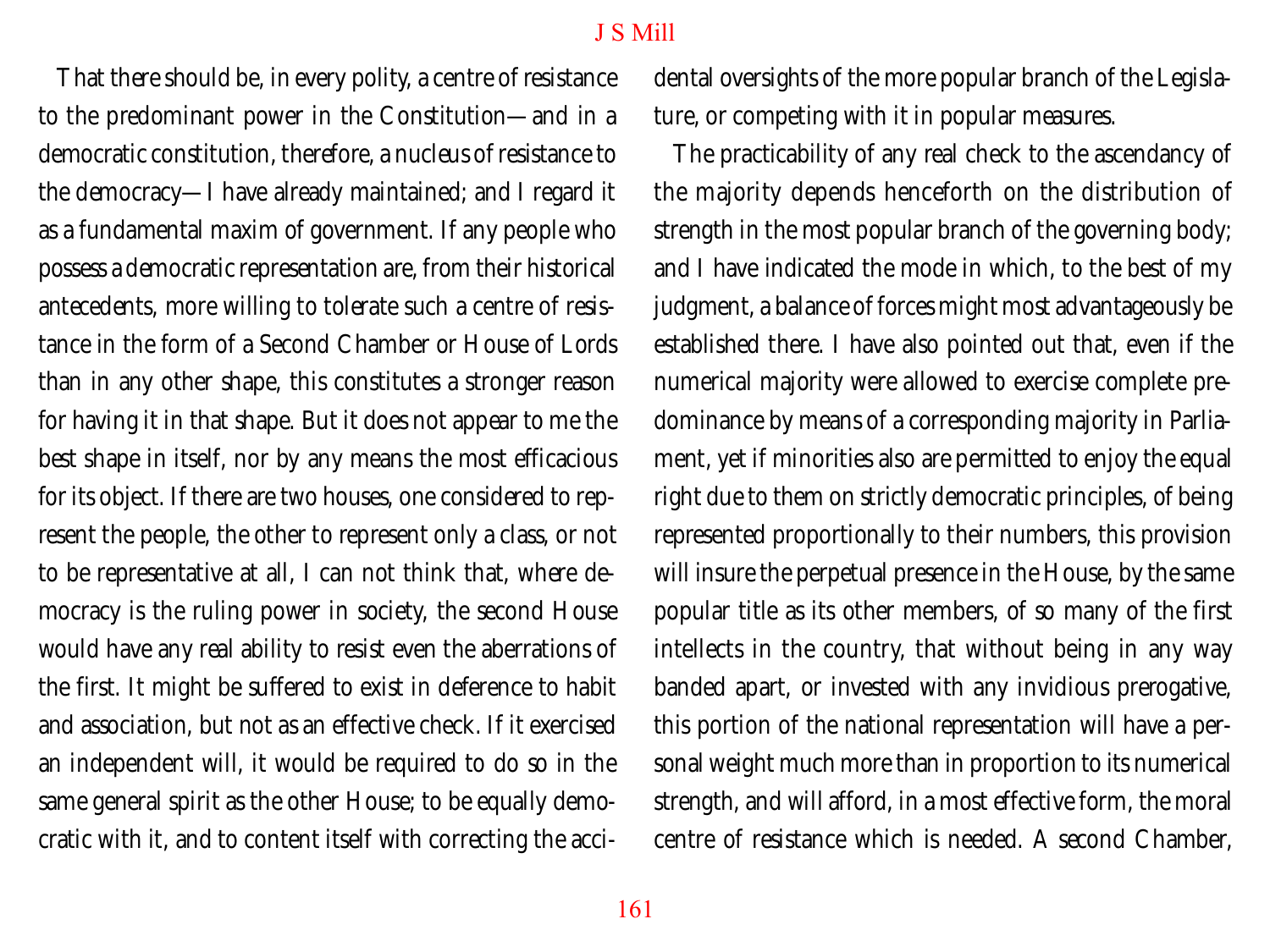That there should be, in every polity, a centre of resistance to the predominant power in the Constitution—and in a democratic constitution, therefore, a nucleus of resistance to the democracy—I have already maintained; and I regard it as a fundamental maxim of government. If any people who possess a democratic representation are, from their historical antecedents, more willing to tolerate such a centre of resistance in the form of a Second Chamber or House of Lords than in any other shape, this constitutes a stronger reason for having it in that shape. But it does not appear to me the best shape in itself, nor by any means the most efficacious for its object. If there are two houses, one considered to represent the people, the other to represent only a class, or not to be representative at all, I can not think that, where democracy is the ruling power in society, the second House would have any real ability to resist even the aberrations of the first. It might be suffered to exist in deference to habit and association, but not as an effective check. If it exercised an independent will, it would be required to do so in the same general spirit as the other House; to be equally democratic with it, and to content itself with correcting the accidental oversights of the more popular branch of the Legislature, or competing with it in popular measures.

The practicability of any real check to the ascendancy of the majority depends henceforth on the distribution of strength in the most popular branch of the governing body; and I have indicated the mode in which, to the best of my judgment, a balance of forces might most advantageously be established there. I have also pointed out that, even if the numerical majority were allowed to exercise complete predominance by means of a corresponding majority in Parliament, yet if minorities also are permitted to enjoy the equal right due to them on strictly democratic principles, of being represented proportionally to their numbers, this provision will insure the perpetual presence in the House, by the same popular title as its other members, of so many of the first intellects in the country, that without being in any way banded apart, or invested with any invidious prerogative, this portion of the national representation will have a personal weight much more than in proportion to its numerical strength, and will afford, in a most effective form, the moral centre of resistance which is needed. A second Chamber,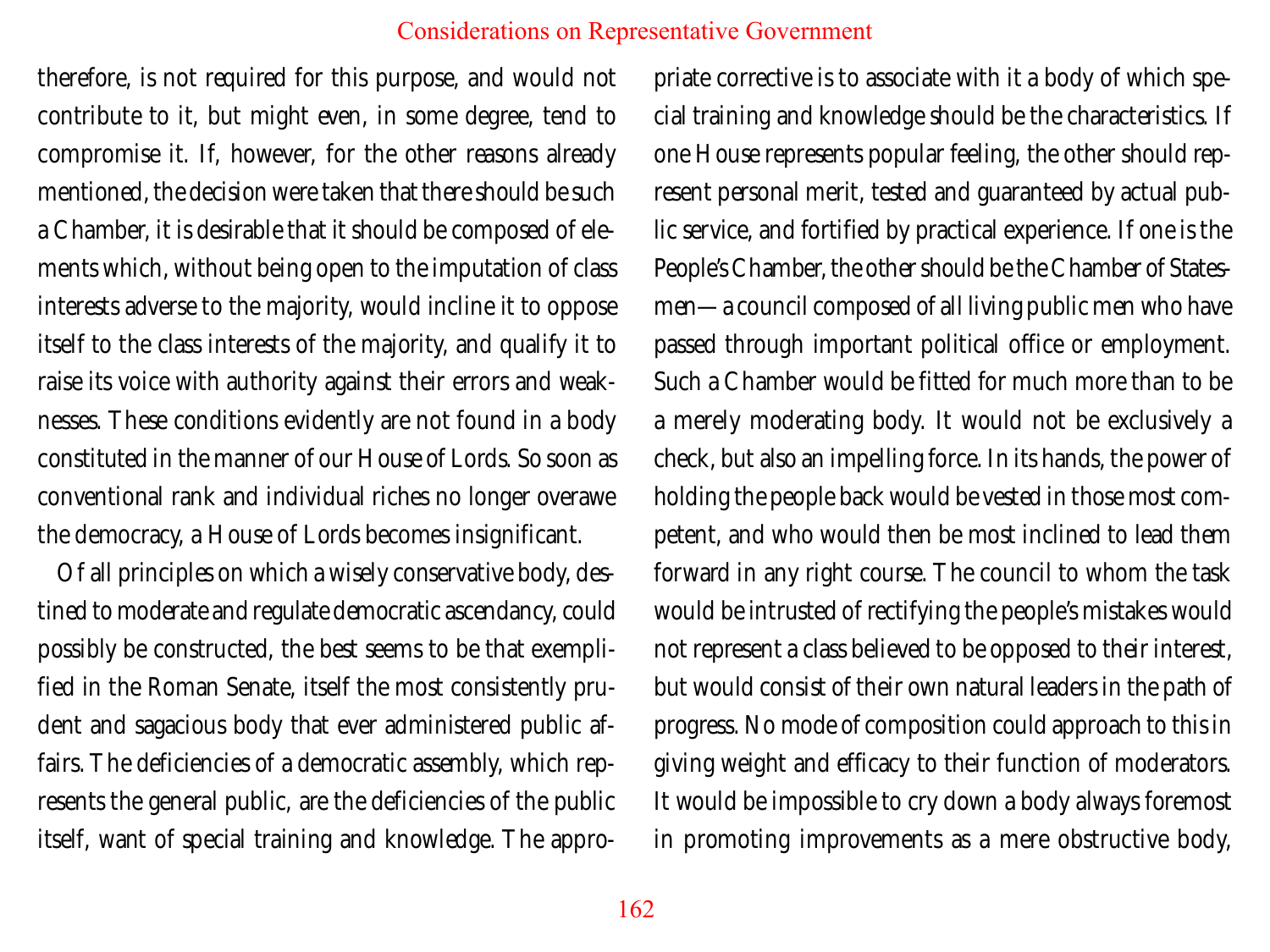therefore, is not required for this purpose, and would not contribute to it, but might even, in some degree, tend to compromise it. If, however, for the other reasons already mentioned, the decision were taken that there should be such a Chamber, it is desirable that it should be composed of elements which, without being open to the imputation of class interests adverse to the majority, would incline it to oppose itself to the class interests of the majority, and qualify it to raise its voice with authority against their errors and weaknesses. These conditions evidently are not found in a body constituted in the manner of our House of Lords. So soon as conventional rank and individual riches no longer overawe the democracy, a House of Lords becomes insignificant.

Of all principles on which a wisely conservative body, destined to moderate and regulate democratic ascendancy, could possibly be constructed, the best seems to be that exemplified in the Roman Senate, itself the most consistently prudent and sagacious body that ever administered public affairs. The deficiencies of a democratic assembly, which represents the general public, are the deficiencies of the public itself, want of special training and knowledge. The appropriate corrective is to associate with it a body of which special training and knowledge should be the characteristics. If one House represents popular feeling, the other should represent personal merit, tested and guaranteed by actual public service, and fortified by practical experience. If one is the People's Chamber, the other should be the Chamber of Statesmen—a council composed of all living public men who have passed through important political office or employment. Such a Chamber would be fitted for much more than to be a merely moderating body. It would not be exclusively a check, but also an impelling force. In its hands, the power of holding the people back would be vested in those most competent, and who would then be most inclined to lead them forward in any right course. The council to whom the task would be intrusted of rectifying the people's mistakes would not represent a class believed to be opposed to their interest, but would consist of their own natural leaders in the path of progress. No mode of composition could approach to this in giving weight and efficacy to their function of moderators. It would be impossible to cry down a body always foremost in promoting improvements as a mere obstructive body,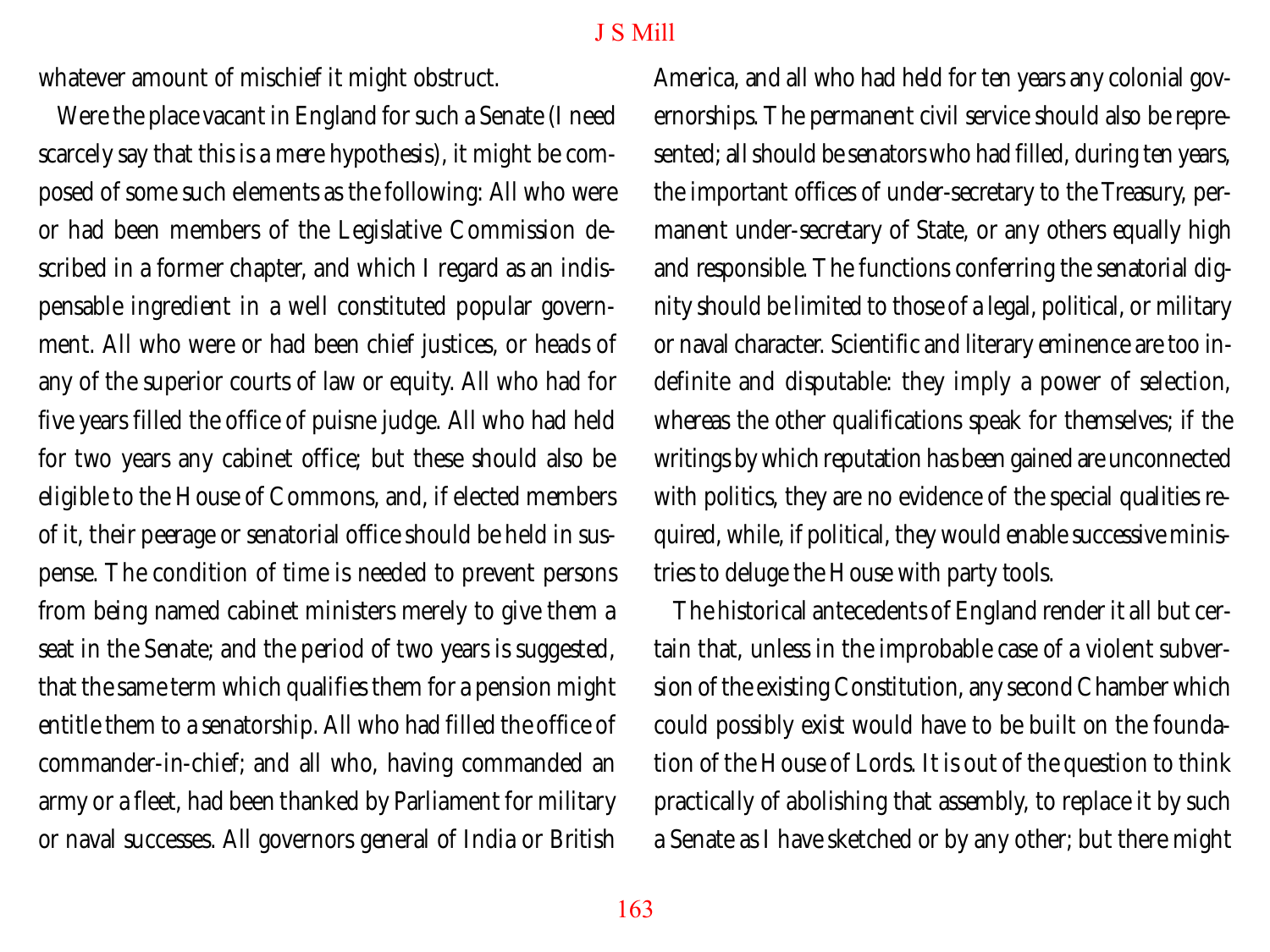whatever amount of mischief it might obstruct.

Were the place vacant in England for such a Senate (I need scarcely say that this is a mere hypothesis), it might be composed of some such elements as the following: All who were or had been members of the Legislative Commission described in a former chapter, and which I regard as an indispensable ingredient in a well constituted popular government. All who were or had been chief justices, or heads of any of the superior courts of law or equity. All who had for five years filled the office of puisne judge. All who had held for two years any cabinet office; but these should also be eligible to the House of Commons, and, if elected members of it, their peerage or senatorial office should be held in suspense. The condition of time is needed to prevent persons from being named cabinet ministers merely to give them a seat in the Senate; and the period of two years is suggested, that the same term which qualifies them for a pension might entitle them to a senatorship. All who had filled the office of commander-in-chief; and all who, having commanded an army or a fleet, had been thanked by Parliament for military or naval successes. All governors general of India or British America, and all who had held for ten years any colonial governorships. The permanent civil service should also be represented; all should be senators who had filled, during ten years, the important offices of under-secretary to the Treasury, permanent under-secretary of State, or any others equally high and responsible. The functions conferring the senatorial dignity should be limited to those of a legal, political, or military or naval character. Scientific and literary eminence are too indefinite and disputable: they imply a power of selection, whereas the other qualifications speak for themselves; if the writings by which reputation has been gained are unconnected with politics, they are no evidence of the special qualities required, while, if political, they would enable successive ministries to deluge the House with party tools.

The historical antecedents of England render it all but certain that, unless in the improbable case of a violent subversion of the existing Constitution, any second Chamber which could possibly exist would have to be built on the foundation of the House of Lords. It is out of the question to think practically of abolishing that assembly, to replace it by such a Senate as I have sketched or by any other; but there might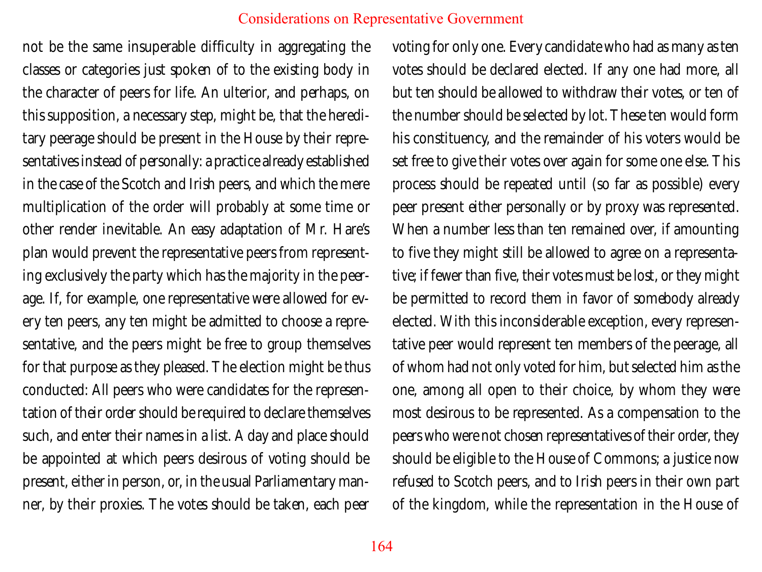not be the same insuperable difficulty in aggregating the classes or categories just spoken of to the existing body in the character of peers for life. An ulterior, and perhaps, on this supposition, a necessary step, might be, that the hereditary peerage should be present in the House by their representatives instead of personally: a practice already established in the case of the Scotch and Irish peers, and which the mere multiplication of the order will probably at some time or other render inevitable. An easy adaptation of Mr. Hare's plan would prevent the representative peers from representing exclusively the party which has the majority in the peerage. If, for example, one representative were allowed for every ten peers, any ten might be admitted to choose a representative, and the peers might be free to group themselves for that purpose as they pleased. The election might be thus conducted: All peers who were candidates for the representation of their order should be required to declare themselves such, and enter their names in a list. A day and place should be appointed at which peers desirous of voting should be present, either in person, or, in the usual Parliamentary manner, by their proxies. The votes should be taken, each peer voting for only one. Every candidate who had as many as ten votes should be declared elected. If any one had more, all but ten should be allowed to withdraw their votes, or ten of the number should be selected by lot. These ten would form his constituency, and the remainder of his voters would be set free to give their votes over again for some one else. This process should be repeated until (so far as possible) every peer present either personally or by proxy was represented. When a number less than ten remained over, if amounting to five they might still be allowed to agree on a representative; if fewer than five, their votes must be lost, or they might be permitted to record them in favor of somebody already elected. With this inconsiderable exception, every representative peer would represent ten members of the peerage, all of whom had not only voted for him, but selected him as the one, among all open to their choice, by whom they were most desirous to be represented. As a compensation to the peers who were not chosen representatives of their order, they should be eligible to the House of Commons; a justice now refused to Scotch peers, and to Irish peers in their own part of the kingdom, while the representation in the House of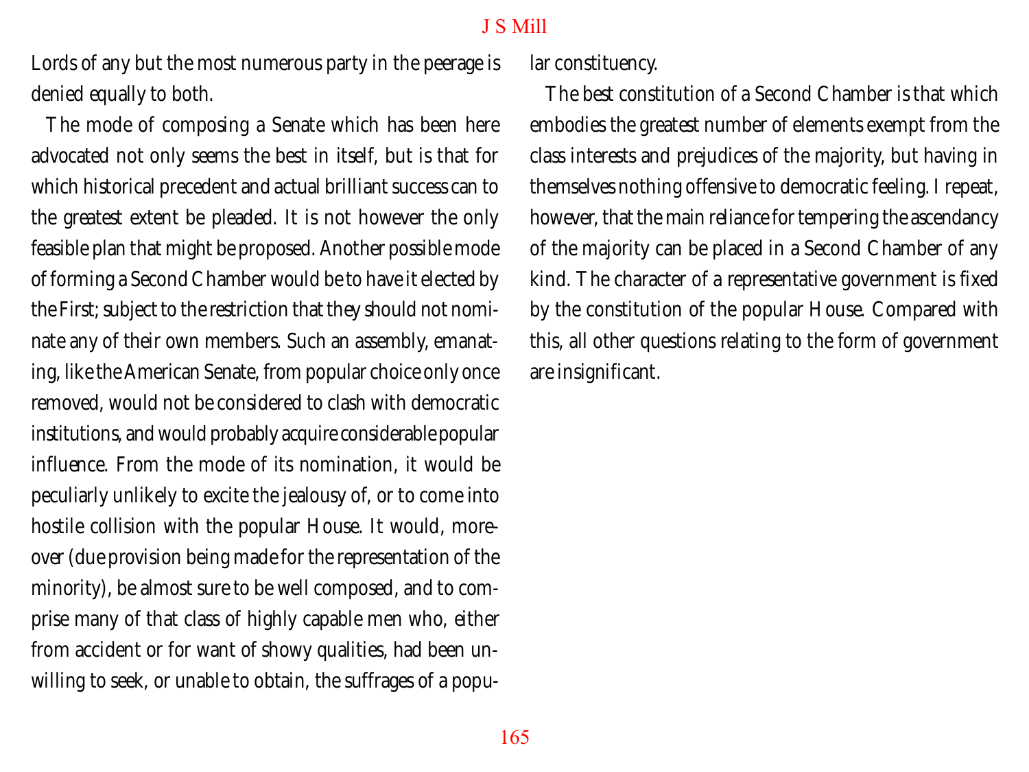Lords of any but the most numerous party in the peerage is denied equally to both.

The mode of composing a Senate which has been here advocated not only seems the best in itself, but is that for which historical precedent and actual brilliant success can to the greatest extent be pleaded. It is not however the only feasible plan that might be proposed. Another possible mode of forming a Second Chamber would be to have it elected by the First; subject to the restriction that they should not nominate any of their own members. Such an assembly, emanating, like the American Senate, from popular choice only once removed, would not be considered to clash with democratic institutions, and would probably acquire considerable popular influence. From the mode of its nomination, it would be peculiarly unlikely to excite the jealousy of, or to come into hostile collision with the popular House. It would, moreover (due provision being made for the representation of the minority), be almost sure to be well composed, and to comprise many of that class of highly capable men who, either from accident or for want of showy qualities, had been unwilling to seek, or unable to obtain, the suffrages of a popular constituency.

The best constitution of a Second Chamber is that which embodies the greatest number of elements exempt from the class interests and prejudices of the majority, but having in themselves nothing offensive to democratic feeling. I repeat, however, that the main reliance for tempering the ascendancy of the majority can be placed in a Second Chamber of any kind. The character of a representative government is fixed by the constitution of the popular House. Compared with this, all other questions relating to the form of government are insignificant.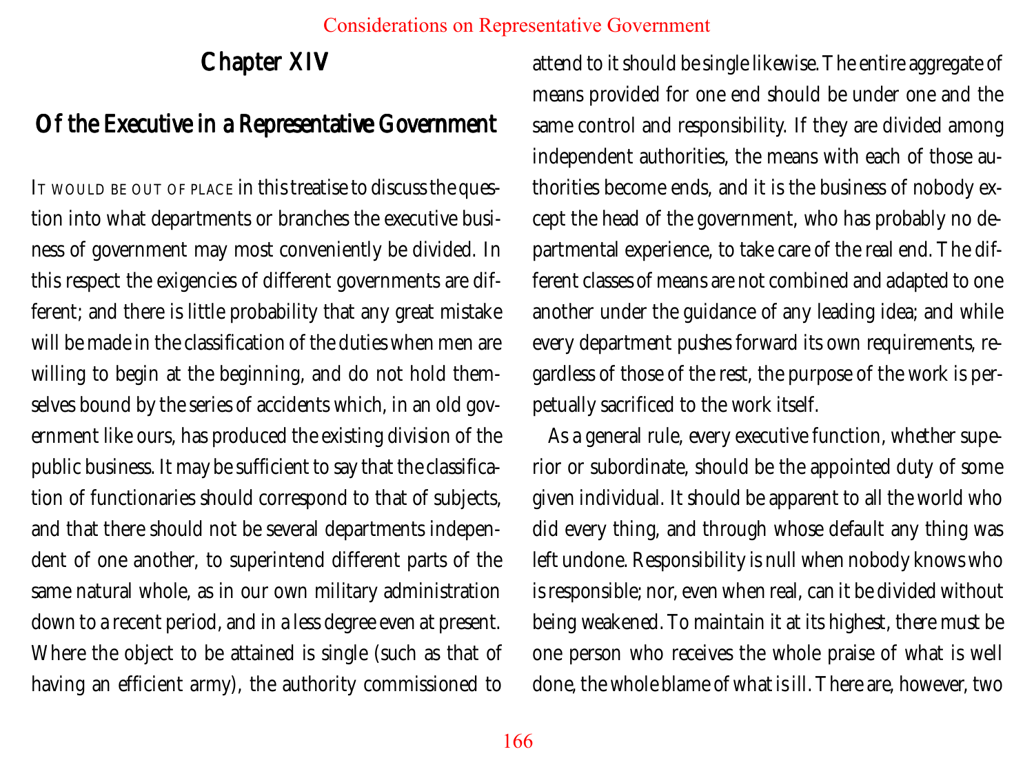## Chapter XIV

## Of the Executive in a Representative Government

It would be out of place in this treatise to discuss the question into what departments or branches the executive business of government may most conveniently be divided. In this respect the exigencies of different governments are different; and there is little probability that any great mistake will be made in the classification of the duties when men are willing to begin at the beginning, and do not hold themselves bound by the series of accidents which, in an old government like ours, has produced the existing division of the public business. It may be sufficient to say that the classification of functionaries should correspond to that of subjects, and that there should not be several departments independent of one another, to superintend different parts of the same natural whole, as in our own military administration down to a recent period, and in a less degree even at present. Where the object to be attained is single (such as that of having an efficient army), the authority commissioned to attend to it should be single likewise. The entire aggregate of means provided for one end should be under one and the same control and responsibility. If they are divided among independent authorities, the means with each of those authorities become ends, and it is the business of nobody except the head of the government, who has probably no departmental experience, to take care of the real end. The different classes of means are not combined and adapted to one another under the guidance of any leading idea; and while every department pushes forward its own requirements, regardless of those of the rest, the purpose of the work is perpetually sacrificed to the work itself.

As a general rule, every executive function, whether superior or subordinate, should be the appointed duty of some given individual. It should be apparent to all the world who did every thing, and through whose default any thing was left undone. Responsibility is null when nobody knows who is responsible; nor, even when real, can it be divided without being weakened. To maintain it at its highest, there must be one person who receives the whole praise of what is well done, the whole blame of what is ill. There are, however, two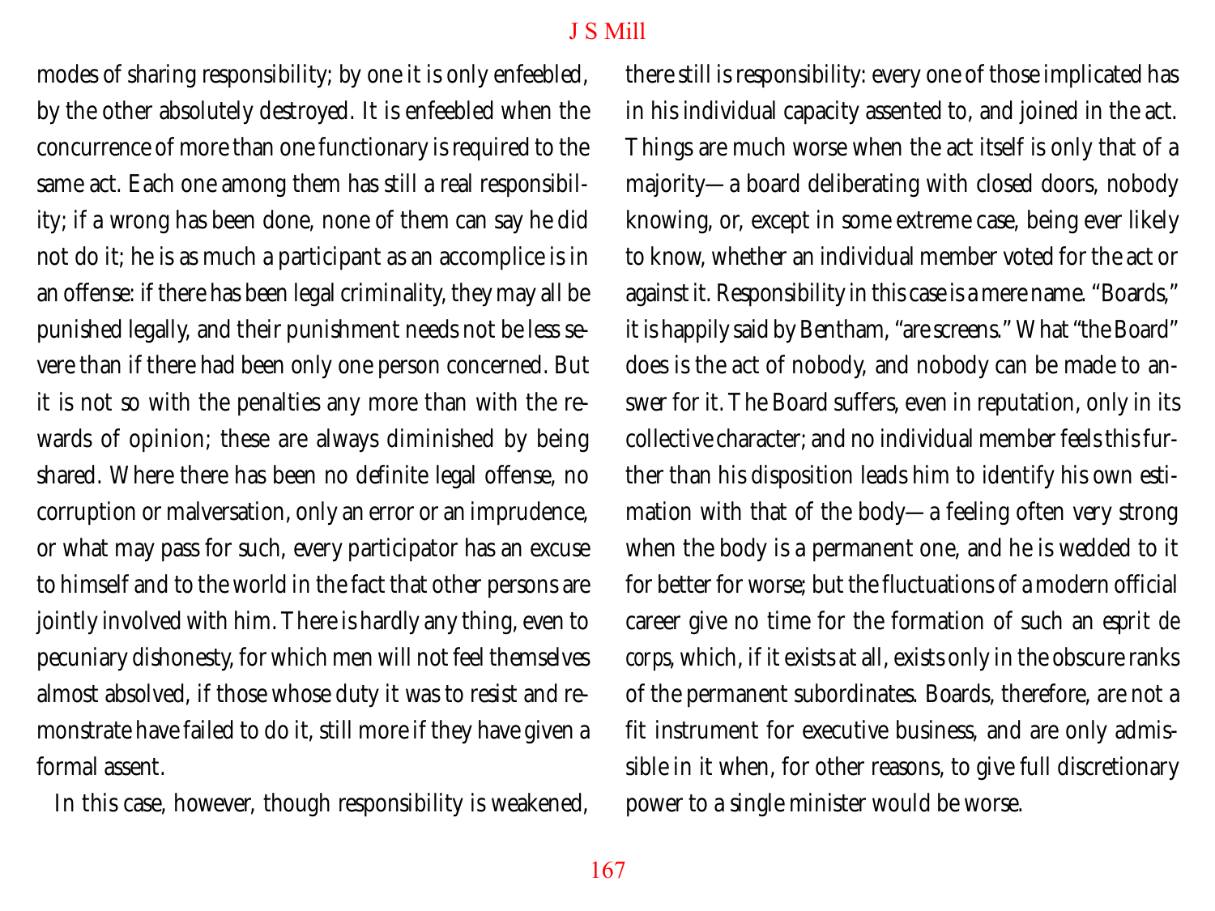modes of sharing responsibility; by one it is only enfeebled, by the other absolutely destroyed. It is enfeebled when the concurrence of more than one functionary is required to the same act. Each one among them has still a real responsibility; if a wrong has been done, none of them can say he did not do it; he is as much a participant as an accomplice is in an offense: if there has been legal criminality, they may all be punished legally, and their punishment needs not be less severe than if there had been only one person concerned. But it is not so with the penalties any more than with the rewards of opinion; these are always diminished by being shared. Where there has been no definite legal offense, no corruption or malversation, only an error or an imprudence, or what may pass for such, every participator has an excuse to himself and to the world in the fact that other persons are jointly involved with him. There is hardly any thing, even to pecuniary dishonesty, for which men will not feel themselves almost absolved, if those whose duty it was to resist and remonstrate have failed to do it, still more if they have given a formal assent.

In this case, however, though responsibility is weakened, there still is responsibility: every one of those implicated has in his individual capacity assented to, and joined in the act. Things are much worse when the act itself is only that of a majority—a board deliberating with closed doors, nobody knowing, or, except in some extreme case, being ever likely to know, whether an individual member voted for the act or against it. Responsibility in this case is a mere name. "Boards," it is happily said by Bentham, "are screens." What "the Board" does is the act of nobody, and nobody can be made to answer for it. The Board suffers, even in reputation, only in its collective character; and no individual member feels this further than his disposition leads him to identify his own estimation with that of the body—a feeling often very strong when the body is a permanent one, and he is wedded to it for better for worse; but the fluctuations of a modern official career give no time for the formation of such an *esprit de corps*, which, if it exists at all, exists only in the obscure ranks of the permanent subordinates. Boards, therefore, are not a fit instrument for executive business, and are only admissible in it when, for other reasons, to give full discretionary power to a single minister would be worse.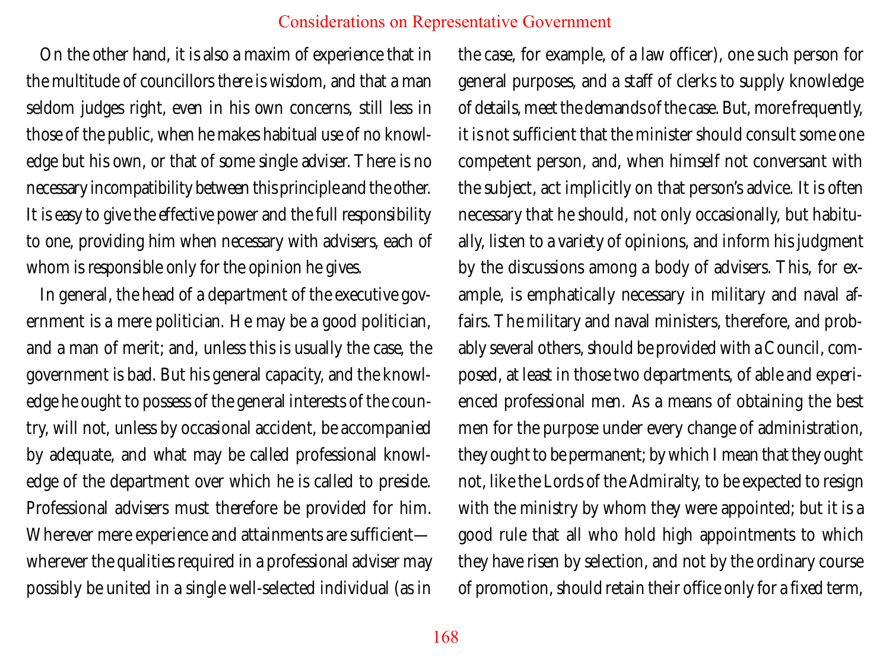On the other hand, it is also a maxim of experience that in the multitude of councillors there is wisdom, and that a man seldom judges right, even in his own concerns, still less in those of the public, when he makes habitual use of no knowledge but his own, or that of some single adviser. There is no necessary incompatibility between this principle and the other. It is easy to give the effective power and the full responsibility to one, providing him when necessary with advisers, each of whom is responsible only for the opinion he gives.

In general, the head of a department of the executive government is a mere politician. He may be a good politician, and a man of merit; and, unless this is usually the case, the government is bad. But his general capacity, and the knowledge he ought to possess of the general interests of the country, will not, unless by occasional accident, be accompanied by adequate, and what may be called professional knowledge of the department over which he is called to preside. Professional advisers must therefore be provided for him. Wherever mere experience and attainments are sufficient—wherever the qualities required in a professional adviser may possibly be united in a single well-selected individual (as in the case, for example, of a law officer), one such person for general purposes, and a staff of clerks to supply knowledge of details, meet the demands of the case. But, more frequently, it is not sufficient that the minister should consult some one competent person, and, when himself not conversant with the subject, act implicitly on that person's advice. It is often necessary that he should, not only occasionally, but habitually, listen to a variety of opinions, and inform his judgment by the discussions among a body of advisers. This, for example, is emphatically necessary in military and naval affairs. The military and naval ministers, therefore, and probably several others, should be provided with a Council, composed, at least in those two departments, of able and experienced professional men. As a means of obtaining the best men for the purpose under every change of administration, they ought to be permanent; by which I mean that they ought not, like the Lords of the Admiralty, to be expected to resign with the ministry by whom they were appointed; but it is a good rule that all who hold high appointments to which they have risen by selection, and not by the ordinary course of promotion, should retain their office only for a fixed term,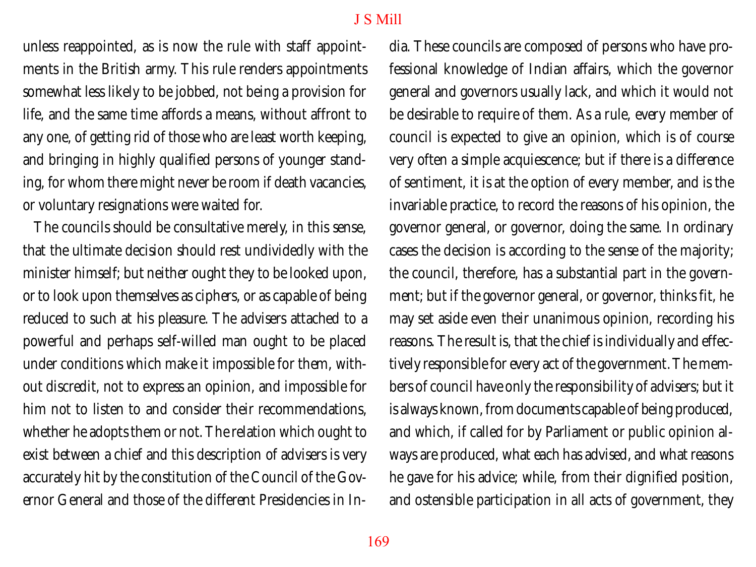unless reappointed, as is now the rule with staff appointments in the British army. This rule renders appointments somewhat less likely to be jobbed, not being a provision for life, and the same time affords a means, without affront to any one, of getting rid of those who are least worth keeping, and bringing in highly qualified persons of younger standing, for whom there might never be room if death vacancies, or voluntary resignations were waited for.

The councils should be consultative merely, in this sense, that the ultimate decision should rest undividedly with the minister himself; but neither ought they to be looked upon, or to look upon themselves as ciphers, or as capable of being reduced to such at his pleasure. The advisers attached to a powerful and perhaps self-willed man ought to be placed under conditions which make it impossible for them, without discredit, not to express an opinion, and impossible for him not to listen to and consider their recommendations, whether he adopts them or not. The relation which ought to exist between a chief and this description of advisers is very accurately hit by the constitution of the Council of the Governor General and those of the different Presidencies in India. These councils are composed of persons who have professional knowledge of Indian affairs, which the governor general and governors usually lack, and which it would not be desirable to require of them. As a rule, every member of council is expected to give an opinion, which is of course very often a simple acquiescence; but if there is a difference of sentiment, it is at the option of every member, and is the invariable practice, to record the reasons of his opinion, the governor general, or governor, doing the same. In ordinary cases the decision is according to the sense of the majority; the council, therefore, has a substantial part in the government; but if the governor general, or governor, thinks fit, he may set aside even their unanimous opinion, recording his reasons. The result is, that the chief is individually and effectively responsible for every act of the government. The members of council have only the responsibility of advisers; but it is always known, from documents capable of being produced, and which, if called for by Parliament or public opinion always are produced, what each has advised, and what reasons he gave for his advice; while, from their dignified position, and ostensible participation in all acts of government, they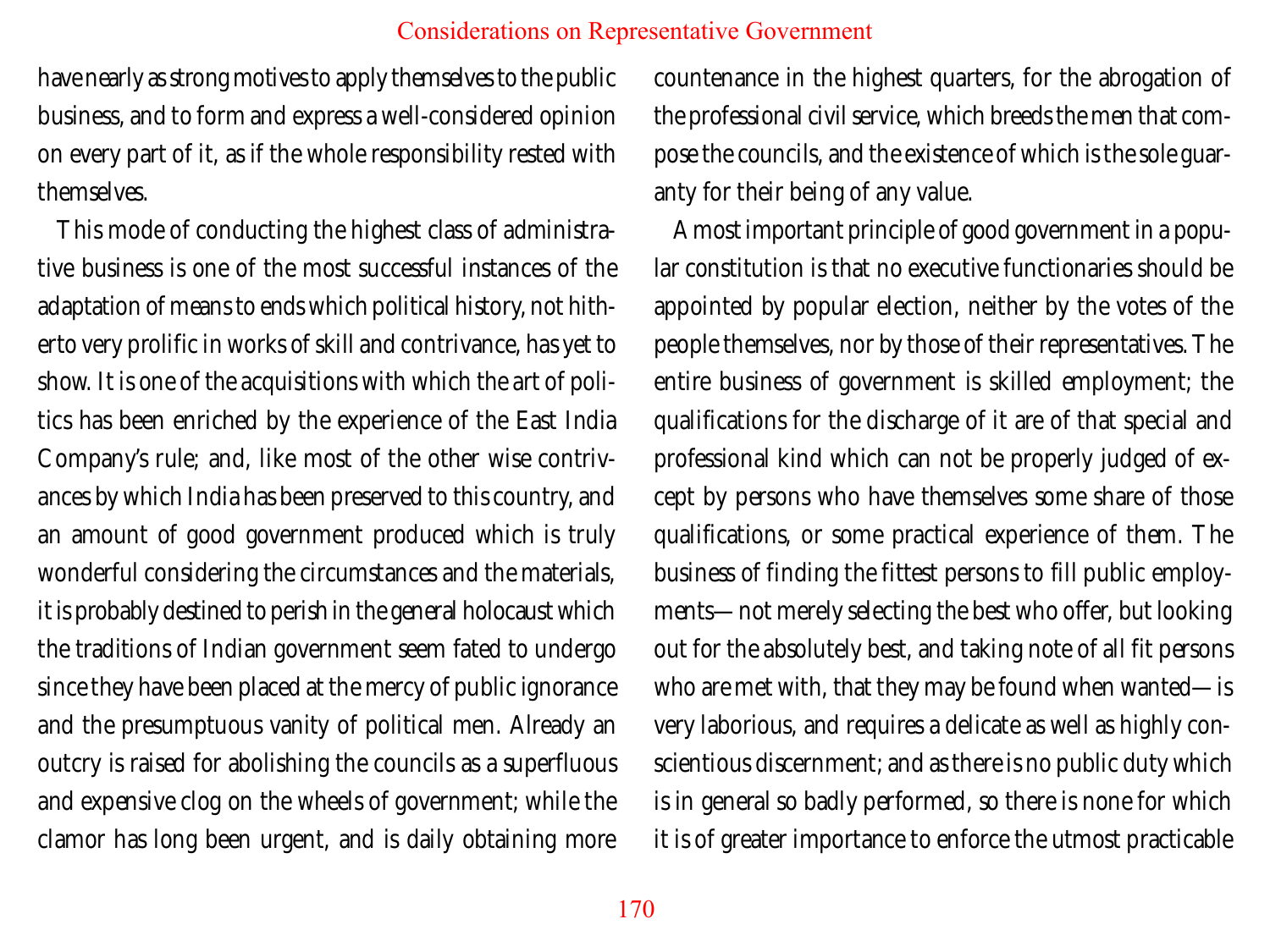have nearly as strong motives to apply themselves to the public business, and to form and express a well-considered opinion on every part of it, as if the whole responsibility rested with themselves.

This mode of conducting the highest class of administrative business is one of the most successful instances of the adaptation of means to ends which political history, not hitherto very prolific in works of skill and contrivance, has yet to show. It is one of the acquisitions with which the art of politics has been enriched by the experience of the East India Company's rule; and, like most of the other wise contrivances by which India has been preserved to this country, and an amount of good government produced which is truly wonderful considering the circumstances and the materials, it is probably destined to perish in the general holocaust which the traditions of Indian government seem fated to undergo since they have been placed at the mercy of public ignorance and the presumptuous vanity of political men. Already an outcry is raised for abolishing the councils as a superfluous and expensive clog on the wheels of government; while the clamor has long been urgent, and is daily obtaining more countenance in the highest quarters, for the abrogation of the professional civil service, which breeds the men that compose the councils, and the existence of which is the sole guaranty for their being of any value.

A most important principle of good government in a popular constitution is that no executive functionaries should be appointed by popular election, neither by the votes of the people themselves, nor by those of their representatives. The entire business of government is skilled employment; the qualifications for the discharge of it are of that special and professional kind which can not be properly judged of except by persons who have themselves some share of those qualifications, or some practical experience of them. The business of finding the fittest persons to fill public employments—not merely selecting the best who offer, but looking out for the absolutely best, and taking note of all fit persons who are met with, that they may be found when wanted—is very laborious, and requires a delicate as well as highly conscientious discernment; and as there is no public duty which is in general so badly performed, so there is none for which it is of greater importance to enforce the utmost practicable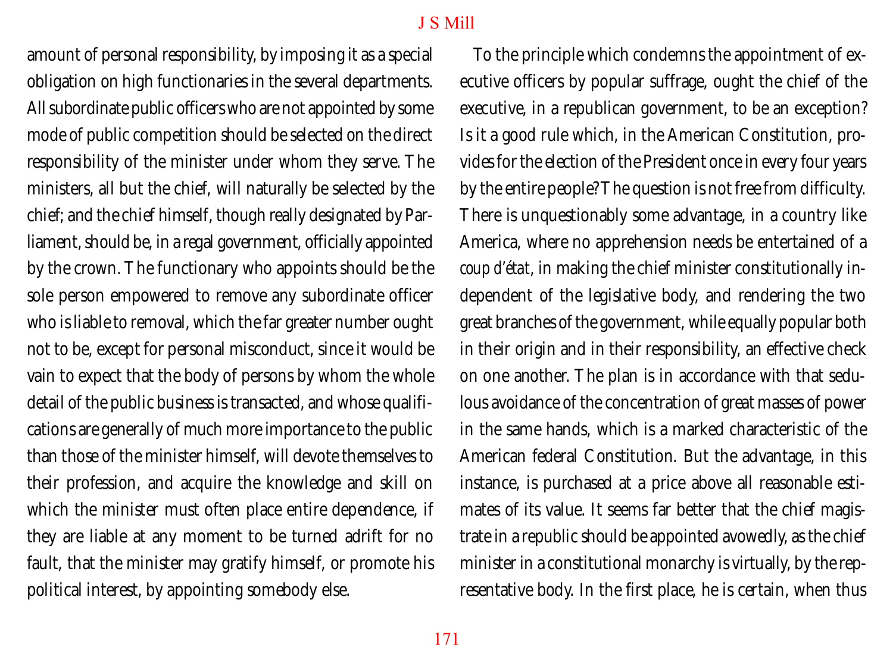amount of personal responsibility, by imposing it as a special obligation on high functionaries in the several departments. All subordinate public officers who are not appointed by some mode of public competition should be selected on the direct responsibility of the minister under whom they serve. The ministers, all but the chief, will naturally be selected by the chief; and the chief himself, though really designated by Parliament, should be, in a regal government, officially appointed by the crown. The functionary who appoints should be the sole person empowered to remove any subordinate officer who is liable to removal, which the far greater number ought not to be, except for personal misconduct, since it would be vain to expect that the body of persons by whom the whole detail of the public business is transacted, and whose qualifications are generally of much more importance to the public than those of the minister himself, will devote themselves to their profession, and acquire the knowledge and skill on which the minister must often place entire dependence, if they are liable at any moment to be turned adrift for no fault, that the minister may gratify himself, or promote his political interest, by appointing somebody else.

To the principle which condemns the appointment of executive officers by popular suffrage, ought the chief of the executive, in a republican government, to be an exception? Is it a good rule which, in the American Constitution, provides for the election of the President once in every four years by the entire people? The question is not free from difficulty. There is unquestionably some advantage, in a country like America, where no apprehension needs be entertained of a *coup d'état*, in making the chief minister constitutionally independent of the legislative body, and rendering the two great branches of the government, while equally popular both in their origin and in their responsibility, an effective check on one another. The plan is in accordance with that sedulous avoidance of the concentration of great masses of power in the same hands, which is a marked characteristic of the American federal Constitution. But the advantage, in this instance, is purchased at a price above all reasonable estimates of its value. It seems far better that the chief magistrate in a republic should be appointed avowedly, as the chief minister in a constitutional monarchy is virtually, by the representative body. In the first place, he is certain, when thus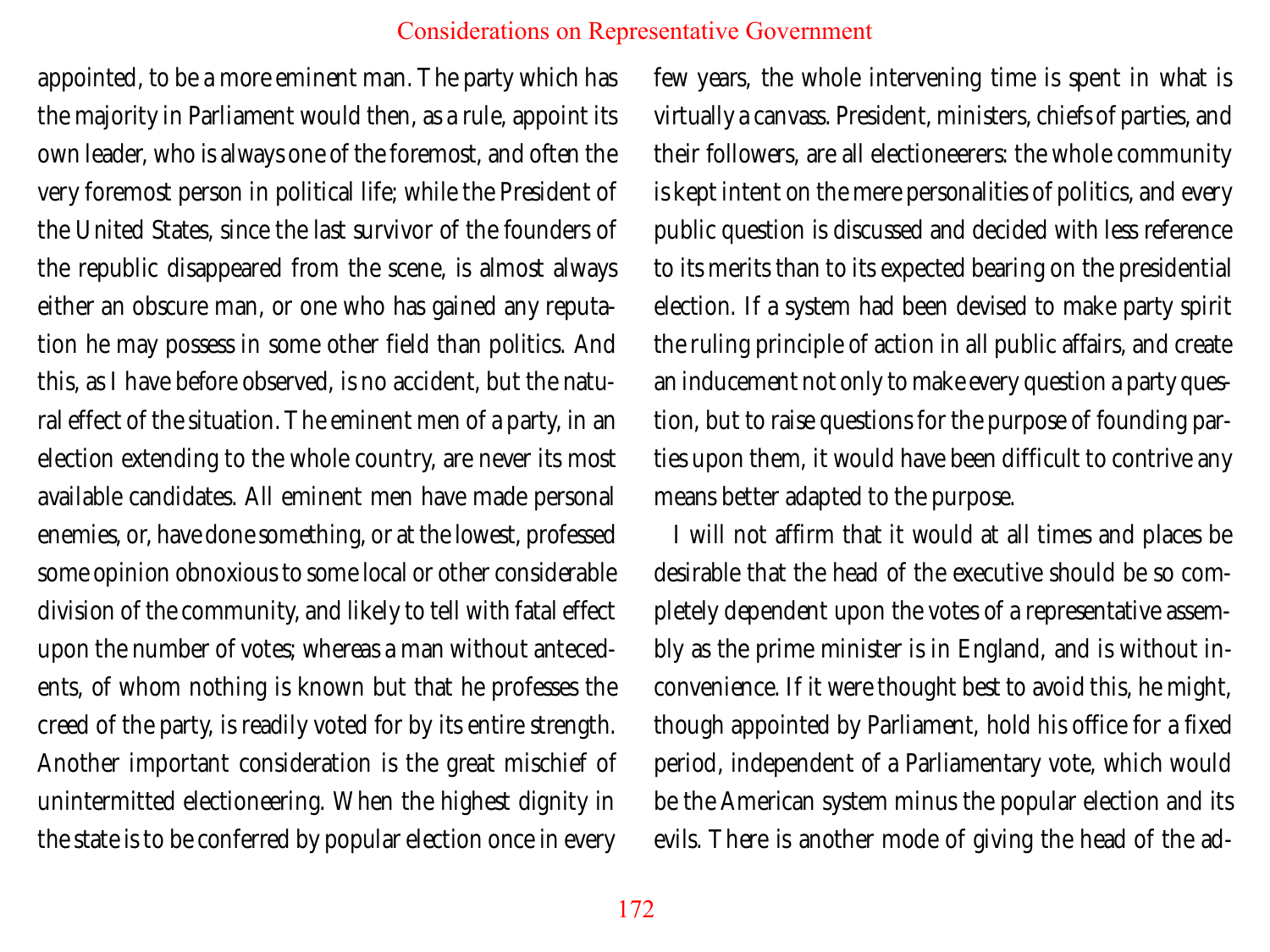appointed, to be a more eminent man. The party which has the majority in Parliament would then, as a rule, appoint its own leader, who is always one of the foremost, and often the very foremost person in political life; while the President of the United States, since the last survivor of the founders of the republic disappeared from the scene, is almost always either an obscure man, or one who has gained any reputation he may possess in some other field than politics. And this, as I have before observed, is no accident, but the natural effect of the situation. The eminent men of a party, in an election extending to the whole country, are never its most available candidates. All eminent men have made personal enemies, or, have done something, or at the lowest, professed some opinion obnoxious to some local or other considerable division of the community, and likely to tell with fatal effect upon the number of votes; whereas a man without antecedents, of whom nothing is known but that he professes the creed of the party, is readily voted for by its entire strength. Another important consideration is the great mischief of unintermitted electioneering. When the highest dignity in the state is to be conferred by popular election once in every few years, the whole intervening time is spent in what is virtually a canvass. President, ministers, chiefs of parties, and their followers, are all electioneerers: the whole community is kept intent on the mere personalities of politics, and every public question is discussed and decided with less reference to its merits than to its expected bearing on the presidential election. If a system had been devised to make party spirit the ruling principle of action in all public affairs, and create an inducement not only to make every question a party question, but to raise questions for the purpose of founding parties upon them, it would have been difficult to contrive any means better adapted to the purpose.

I will not affirm that it would at all times and places be desirable that the head of the executive should be so completely dependent upon the votes of a representative assembly as the prime minister is in England, and is without inconvenience. If it were thought best to avoid this, he might, though appointed by Parliament, hold his office for a fixed period, independent of a Parliamentary vote, which would be the American system minus the popular election and its evils. There is another mode of giving the head of the ad-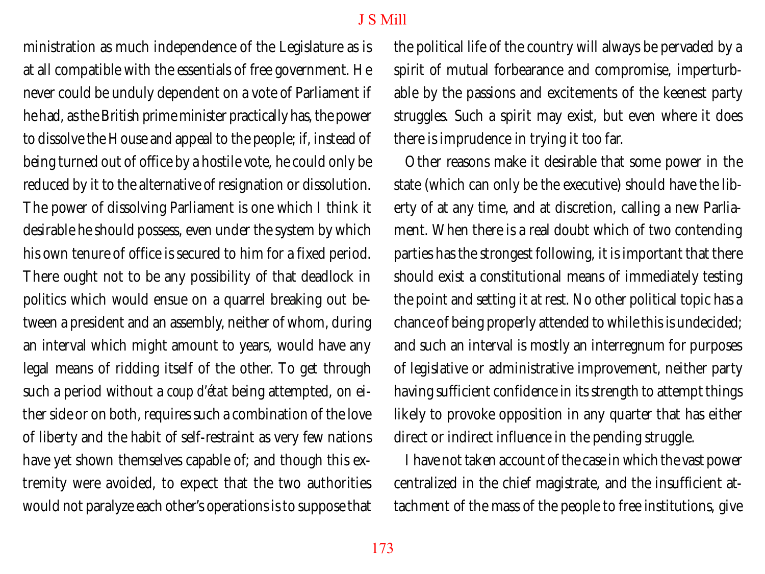ministration as much independence of the Legislature as is at all compatible with the essentials of free government. He never could be unduly dependent on a vote of Parliament if he had, as the British prime minister practically has, the power to dissolve the House and appeal to the people; if, instead of being turned out of office by a hostile vote, he could only be reduced by it to the alternative of resignation or dissolution. The power of dissolving Parliament is one which I think it desirable he should possess, even under the system by which his own tenure of office is secured to him for a fixed period. There ought not to be any possibility of that deadlock in politics which would ensue on a quarrel breaking out between a president and an assembly, neither of whom, during an interval which might amount to years, would have any legal means of ridding itself of the other. To get through such a period without a *coup d'état* being attempted, on either side or on both, requires such a combination of the love of liberty and the habit of self-restraint as very few nations have yet shown themselves capable of; and though this extremity were avoided, to expect that the two authorities would not paralyze each other's operations is to suppose that the political life of the country will always be pervaded by a spirit of mutual forbearance and compromise, imperturbable by the passions and excitements of the keenest party struggles. Such a spirit may exist, but even where it does there is imprudence in trying it too far.

Other reasons make it desirable that some power in the state (which can only be the executive) should have the liberty of at any time, and at discretion, calling a new Parliament. When there is a real doubt which of two contending parties has the strongest following, it is important that there should exist a constitutional means of immediately testing the point and setting it at rest. No other political topic has a chance of being properly attended to while this is undecided; and such an interval is mostly an interregnum for purposes of legislative or administrative improvement, neither party having sufficient confidence in its strength to attempt things likely to provoke opposition in any quarter that has either direct or indirect influence in the pending struggle.

I have not taken account of the case in which the vast power centralized in the chief magistrate, and the insufficient attachment of the mass of the people to free institutions, give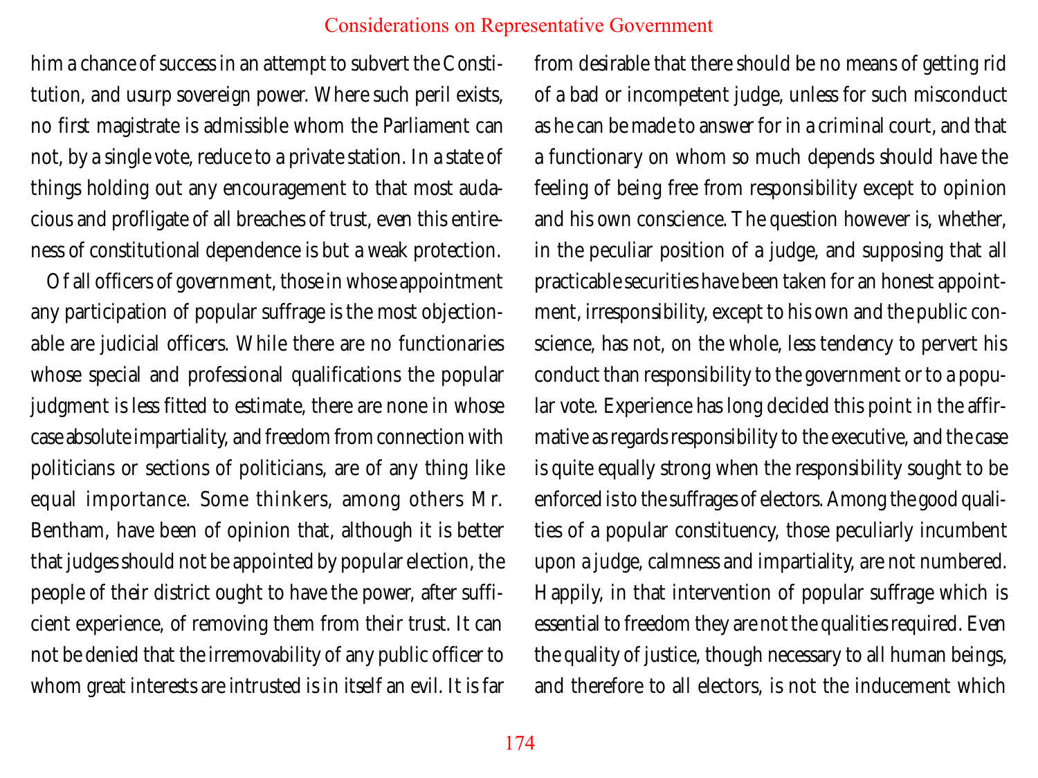him a chance of success in an attempt to subvert the Constitution, and usurp sovereign power. Where such peril exists, no first magistrate is admissible whom the Parliament can not, by a single vote, reduce to a private station. In a state of things holding out any encouragement to that most audacious and profligate of all breaches of trust, even this entireness of constitutional dependence is but a weak protection.

Of all officers of government, those in whose appointment any participation of popular suffrage is the most objectionable are judicial officers. While there are no functionaries whose special and professional qualifications the popular judgment is less fitted to estimate, there are none in whose case absolute impartiality, and freedom from connection with politicians or sections of politicians, are of any thing like equal importance. Some thinkers, among others Mr. Bentham, have been of opinion that, although it is better that judges should not be appointed by popular election, the people of their district ought to have the power, after sufficient experience, of removing them from their trust. It can not be denied that the irremovability of any public officer to whom great interests are intrusted is in itself an evil. It is far from desirable that there should be no means of getting rid of a bad or incompetent judge, unless for such misconduct as he can be made to answer for in a criminal court, and that a functionary on whom so much depends should have the feeling of being free from responsibility except to opinion and his own conscience. The question however is, whether, in the peculiar position of a judge, and supposing that all practicable securities have been taken for an honest appointment, irresponsibility, except to his own and the public conscience, has not, on the whole, less tendency to pervert his conduct than responsibility to the government or to a popular vote. Experience has long decided this point in the affirmative as regards responsibility to the executive, and the case is quite equally strong when the responsibility sought to be enforced is to the suffrages of electors. Among the good qualities of a popular constituency, those peculiarly incumbent upon a judge, calmness and impartiality, are not numbered. Happily, in that intervention of popular suffrage which is essential to freedom they are not the qualities required. Even the quality of justice, though necessary to all human beings, and therefore to all electors, is not the inducement which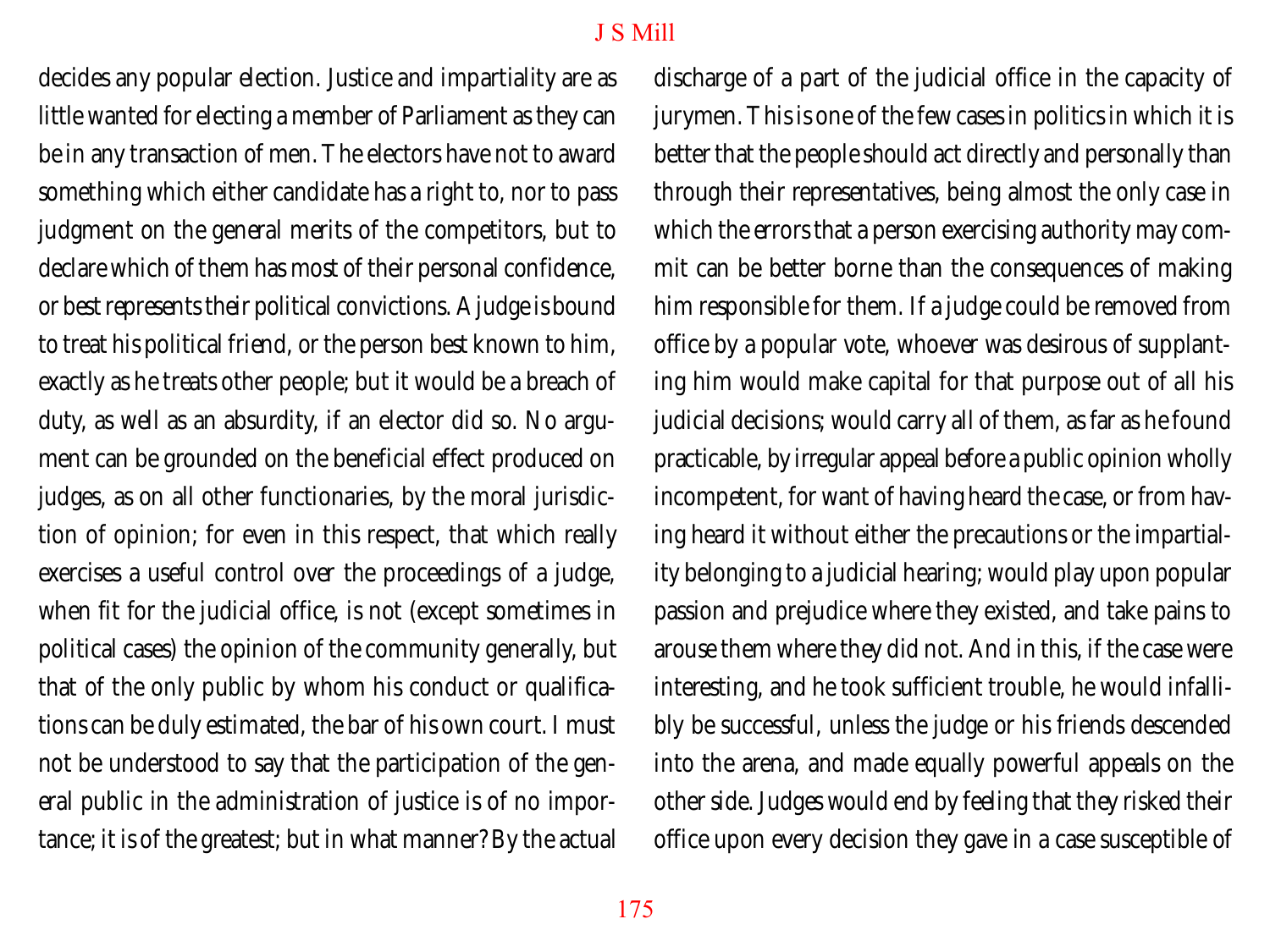decides any popular election. Justice and impartiality are as little wanted for electing a member of Parliament as they can be in any transaction of men. The electors have not to award something which either candidate has a right to, nor to pass judgment on the general merits of the competitors, but to declare which of them has most of their personal confidence, or best represents their political convictions. A judge is bound to treat his political friend, or the person best known to him, exactly as he treats other people; but it would be a breach of duty, as well as an absurdity, if an elector did so. No argument can be grounded on the beneficial effect produced on judges, as on all other functionaries, by the moral jurisdiction of opinion; for even in this respect, that which really exercises a useful control over the proceedings of a judge, when fit for the judicial office, is not (except sometimes in political cases) the opinion of the community generally, but that of the only public by whom his conduct or qualifications can be duly estimated, the bar of his own court. I must not be understood to say that the participation of the general public in the administration of justice is of no importance; it is of the greatest; but in what manner? By the actual discharge of a part of the judicial office in the capacity of jurymen. This is one of the few cases in politics in which it is better that the people should act directly and personally than through their representatives, being almost the only case in which the errors that a person exercising authority may commit can be better borne than the consequences of making him responsible for them. If a judge could be removed from office by a popular vote, whoever was desirous of supplanting him would make capital for that purpose out of all his judicial decisions; would carry all of them, as far as he found practicable, by irregular appeal before a public opinion wholly incompetent, for want of having heard the case, or from having heard it without either the precautions or the impartiality belonging to a judicial hearing; would play upon popular passion and prejudice where they existed, and take pains to arouse them where they did not. And in this, if the case were interesting, and he took sufficient trouble, he would infallibly be successful, unless the judge or his friends descended into the arena, and made equally powerful appeals on the other side. Judges would end by feeling that they risked their office upon every decision they gave in a case susceptible of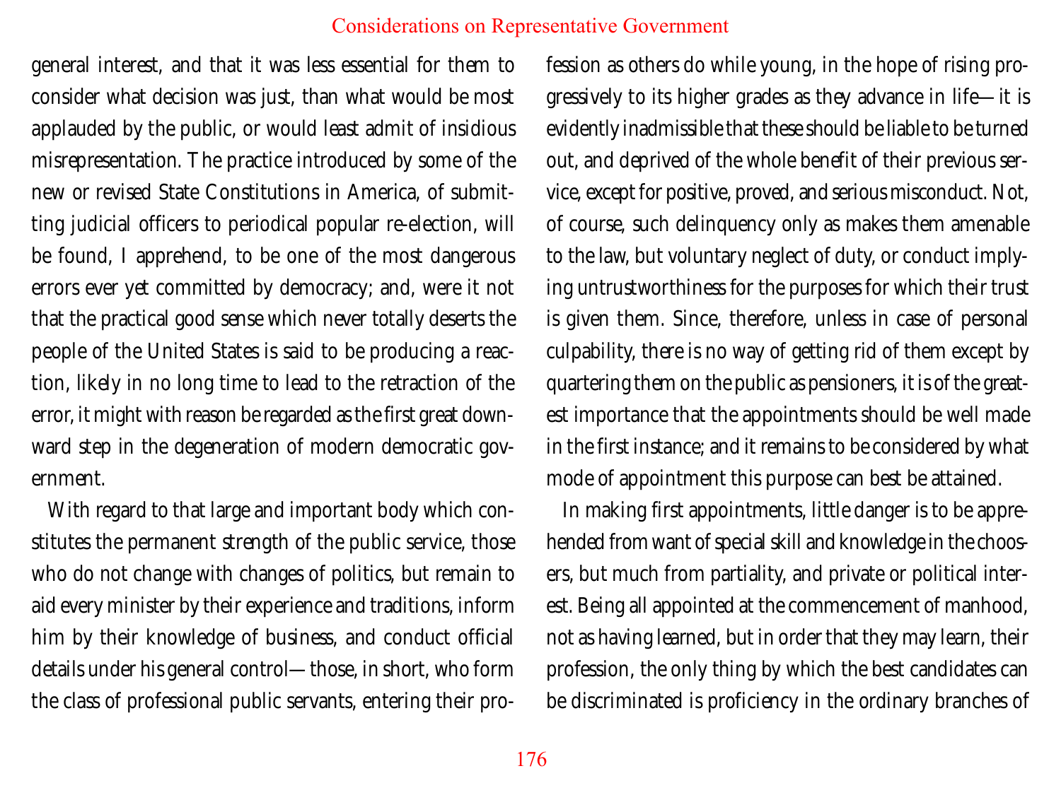general interest, and that it was less essential for them to consider what decision was just, than what would be most applauded by the public, or would least admit of insidious misrepresentation. The practice introduced by some of the new or revised State Constitutions in America, of submitting judicial officers to periodical popular re-election, will be found, I apprehend, to be one of the most dangerous errors ever yet committed by democracy; and, were it not that the practical good sense which never totally deserts the people of the United States is said to be producing a reaction, likely in no long time to lead to the retraction of the error, it might with reason be regarded as the first great downward step in the degeneration of modern democratic government.

With regard to that large and important body which constitutes the permanent strength of the public service, those who do not change with changes of politics, but remain to aid every minister by their experience and traditions, inform him by their knowledge of business, and conduct official details under his general control—those, in short, who form the class of professional public servants, entering their profession as others do while young, in the hope of rising progressively to its higher grades as they advance in life—it is evidently inadmissible that these should be liable to be turned out, and deprived of the whole benefit of their previous service, except for positive, proved, and serious misconduct. Not, of course, such delinquency only as makes them amenable to the law, but voluntary neglect of duty, or conduct implying untrustworthiness for the purposes for which their trust is given them. Since, therefore, unless in case of personal culpability, there is no way of getting rid of them except by quartering them on the public as pensioners, it is of the greatest importance that the appointments should be well made in the first instance; and it remains to be considered by what mode of appointment this purpose can best be attained.

In making first appointments, little danger is to be apprehended from want of special skill and knowledge in the choosers, but much from partiality, and private or political interest. Being all appointed at the commencement of manhood, not as having learned, but in order that they may learn, their profession, the only thing by which the best candidates can be discriminated is proficiency in the ordinary branches of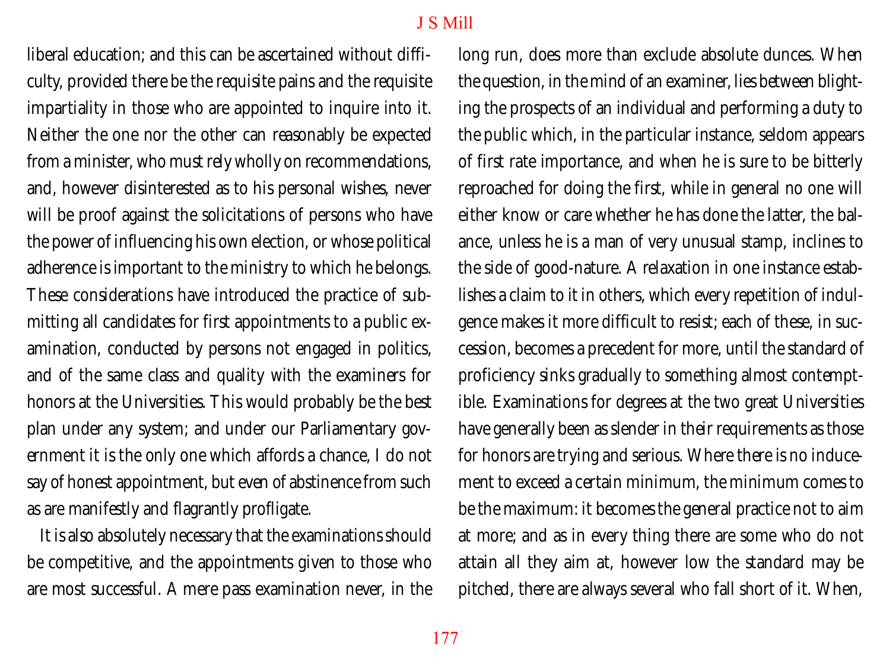liberal education; and this can be ascertained without difficulty, provided there be the requisite pains and the requisite impartiality in those who are appointed to inquire into it. Neither the one nor the other can reasonably be expected from a minister, who must rely wholly on recommendations, and, however disinterested as to his personal wishes, never will be proof against the solicitations of persons who have the power of influencing his own election, or whose political adherence is important to the ministry to which he belongs. These considerations have introduced the practice of submitting all candidates for first appointments to a public examination, conducted by persons not engaged in politics, and of the same class and quality with the examiners for honors at the Universities. This would probably be the best plan under any system; and under our Parliamentary government it is the only one which affords a chance, I do not say of honest appointment, but even of abstinence from such as are manifestly and flagrantly profligate.

It is also absolutely necessary that the examinations should be competitive, and the appointments given to those who are most successful. A mere pass examination never, in the long run, does more than exclude absolute dunces. When the question, in the mind of an examiner, lies between blighting the prospects of an individual and performing a duty to the public which, in the particular instance, seldom appears of first rate importance, and when he is sure to be bitterly reproached for doing the first, while in general no one will either know or care whether he has done the latter, the balance, unless he is a man of very unusual stamp, inclines to the side of good-nature. A relaxation in one instance establishes a claim to it in others, which every repetition of indulgence makes it more difficult to resist; each of these, in succession, becomes a precedent for more, until the standard of proficiency sinks gradually to something almost contemptible. Examinations for degrees at the two great Universities have generally been as slender in their requirements as those for honors are trying and serious. Where there is no inducement to exceed a certain minimum, the minimum comes to be the maximum: it becomes the general practice not to aim at more; and as in every thing there are some who do not attain all they aim at, however low the standard may be pitched, there are always several who fall short of it. When,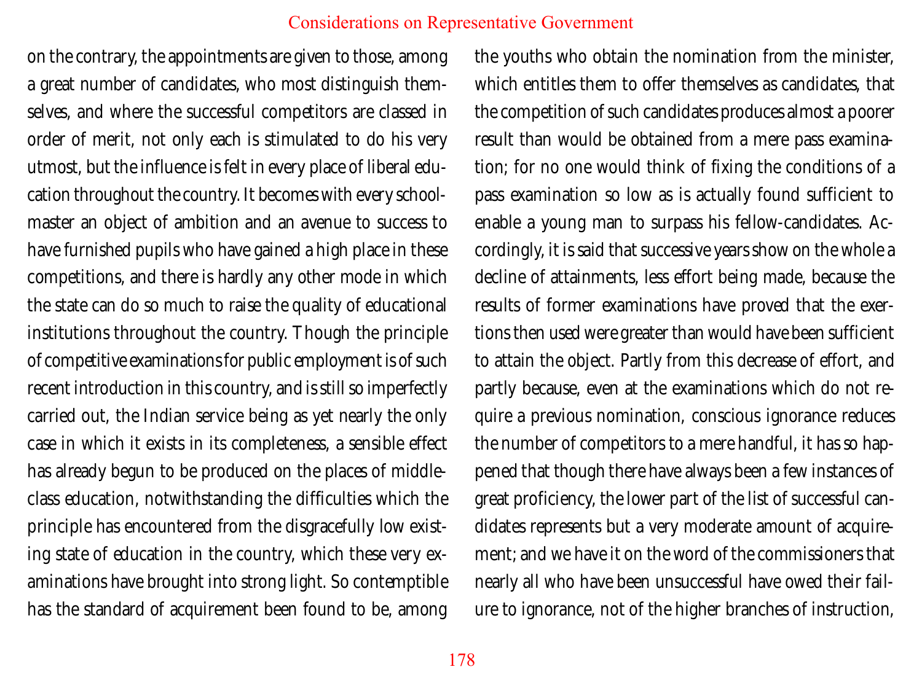on the contrary, the appointments are given to those, among a great number of candidates, who most distinguish themselves, and where the successful competitors are classed in order of merit, not only each is stimulated to do his very utmost, but the influence is felt in every place of liberal education throughout the country. It becomes with every schoolmaster an object of ambition and an avenue to success to have furnished pupils who have gained a high place in these competitions, and there is hardly any other mode in which the state can do so much to raise the quality of educational institutions throughout the country. Though the principle of competitive examinations for public employment is of such recent introduction in this country, and is still so imperfectly carried out, the Indian service being as yet nearly the only case in which it exists in its completeness, a sensible effect has already begun to be produced on the places of middle-class education, notwithstanding the difficulties which the principle has encountered from the disgracefully low existing state of education in the country, which these very examinations have brought into strong light. So contemptible has the standard of acquirement been found to be, among the youths who obtain the nomination from the minister, which entitles them to offer themselves as candidates, that the competition of such candidates produces almost a poorer result than would be obtained from a mere pass examination; for no one would think of fixing the conditions of a pass examination so low as is actually found sufficient to enable a young man to surpass his fellow-candidates. Accordingly, it is said that successive years show on the whole a decline of attainments, less effort being made, because the results of former examinations have proved that the exertions then used were greater than would have been sufficient to attain the object. Partly from this decrease of effort, and partly because, even at the examinations which do not require a previous nomination, conscious ignorance reduces the number of competitors to a mere handful, it has so happened that though there have always been a few instances of great proficiency, the lower part of the list of successful candidates represents but a very moderate amount of acquirement; and we have it on the word of the commissioners that nearly all who have been unsuccessful have owed their failure to ignorance, not of the higher branches of instruction,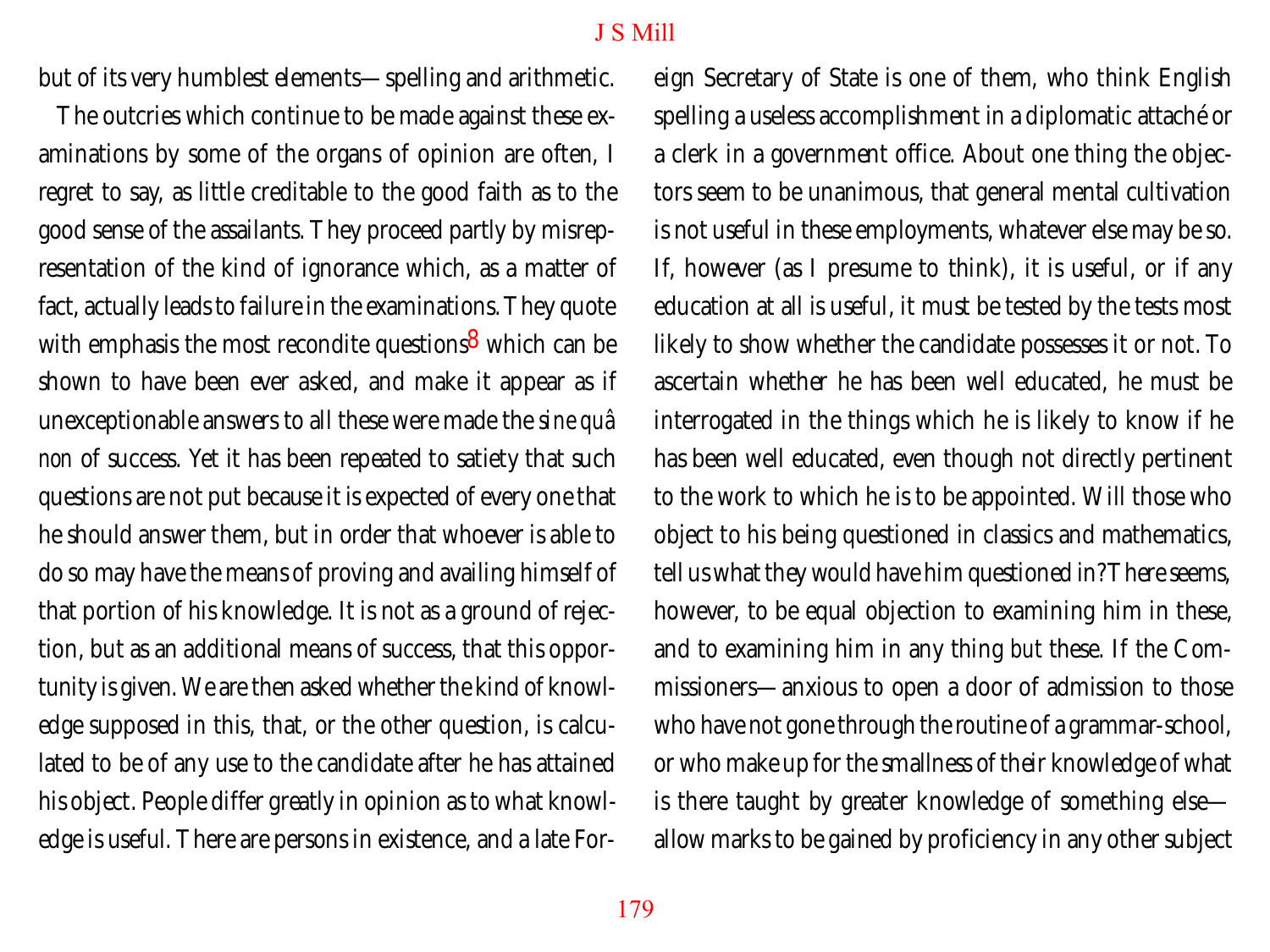but of its very humblest elements—spelling and arithmetic.

The outcries which continue to be made against these examinations by some of the organs of opinion are often, I regret to say, as little creditable to the good faith as to the good sense of the assailants. They proceed partly by misrepresentation of the kind of ignorance which, as a matter of fact, actually leads to failure in the examinations. They quote with emphasis the most recondite questions[8] which can be shown to have been ever asked, and make it appear as if unexceptionable answers to all these were made the *sine quâ non* of success. Yet it has been repeated to satiety that such questions are not put because it is expected of every one that he should answer them, but in order that whoever is able to do so may have the means of proving and availing himself of that portion of his knowledge. It is not as a ground of rejection, but as an additional means of success, that this opportunity is given. We are then asked whether the kind of knowledge supposed in this, that, or the other question, is calculated to be of any use to the candidate after he has attained his object. People differ greatly in opinion as to what knowledge is useful. There are persons in existence, and a late Foreign Secretary of State is one of them, who think English spelling a useless accomplishment in a diplomatic attaché or a clerk in a government office. About one thing the objectors seem to be unanimous, that general mental cultivation is not useful in these employments, whatever else may be so. If, however (as I presume to think), it is useful, or if any education at all is useful, it must be tested by the tests most likely to show whether the candidate possesses it or not. To ascertain whether he has been well educated, he must be interrogated in the things which he is likely to know if he has been well educated, even though not directly pertinent to the work to which he is to be appointed. Will those who object to his being questioned in classics and mathematics, tell us what they would have him questioned in? There seems, however, to be equal objection to examining him in these, and to examining him in any thing *but* these. If the Commissioners—anxious to open a door of admission to those who have not gone through the routine of a grammar-school, or who make up for the smallness of their knowledge of what is there taught by greater knowledge of something else—allow marks to be gained by proficiency in any other subject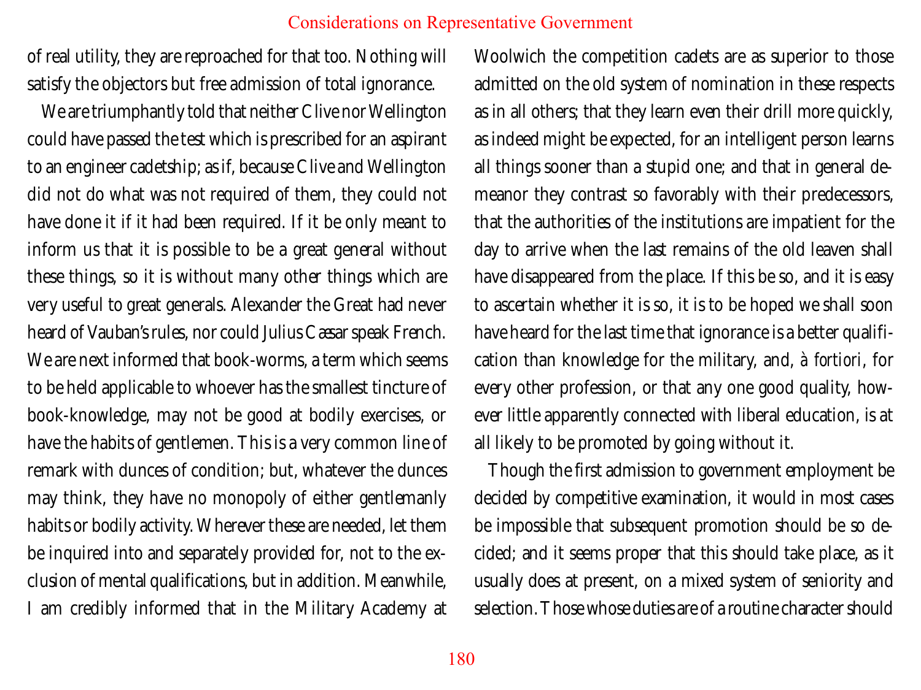of real utility, they are reproached for that too. Nothing will satisfy the objectors but free admission of total ignorance.

We are triumphantly told that neither Clive nor Wellington could have passed the test which is prescribed for an aspirant to an engineer cadetship; as if, because Clive and Wellington did not do what was not required of them, they could not have done it if it had been required. If it be only meant to inform us that it is possible to be a great general without these things, so it is without many other things which are very useful to great generals. Alexander the Great had never heard of Vauban's rules, nor could Julius Cæsar speak French. We are next informed that book-worms, a term which seems to be held applicable to whoever has the smallest tincture of book-knowledge, may not be good at bodily exercises, or have the habits of gentlemen. This is a very common line of remark with dunces of condition; but, whatever the dunces may think, they have no monopoly of either gentlemanly habits or bodily activity. Wherever these are needed, let them be inquired into and separately provided for, not to the exclusion of mental qualifications, but in addition. Meanwhile, I am credibly informed that in the Military Academy at Woolwich the competition cadets are as superior to those admitted on the old system of nomination in these respects as in all others; that they learn even their drill more quickly, as indeed might be expected, for an intelligent person learns all things sooner than a stupid one; and that in general demeanor they contrast so favorably with their predecessors, that the authorities of the institutions are impatient for the day to arrive when the last remains of the old leaven shall have disappeared from the place. If this be so, and it is easy to ascertain whether it is so, it is to be hoped we shall soon have heard for the last time that ignorance is a better qualification than knowledge for the military, and, *à fortiori*, for every other profession, or that any one good quality, however little apparently connected with liberal education, is at all likely to be promoted by going without it.

Though the first admission to government employment be decided by competitive examination, it would in most cases be impossible that subsequent promotion should be so decided; and it seems proper that this should take place, as it usually does at present, on a mixed system of seniority and selection. Those whose duties are of a routine character should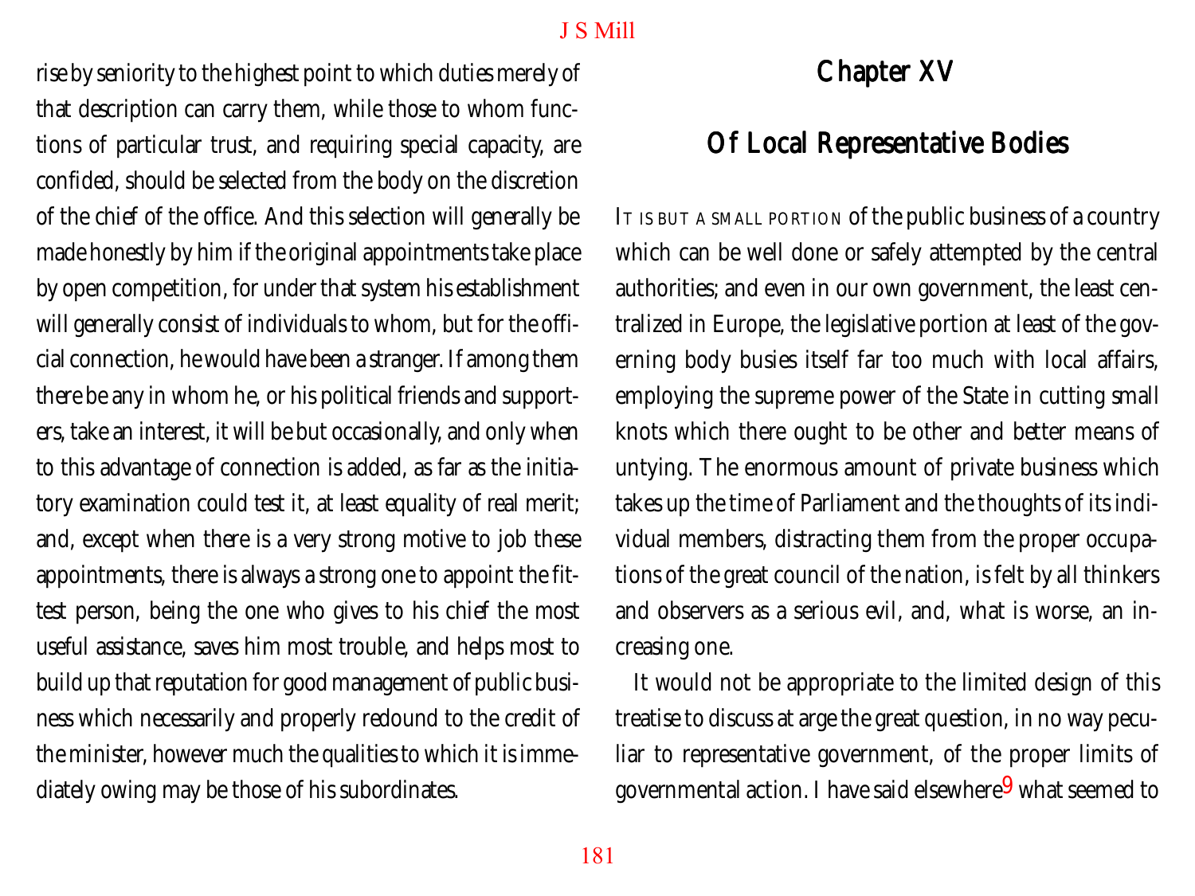rise by seniority to the highest point to which duties merely of that description can carry them, while those to whom functions of particular trust, and requiring special capacity, are confided, should be selected from the body on the discretion of the chief of the office. And this selection will generally be made honestly by him if the original appointments take place by open competition, for under that system his establishment will generally consist of individuals to whom, but for the official connection, he would have been a stranger. If among them there be any in whom he, or his political friends and supporters, take an interest, it will be but occasionally, and only when to this advantage of connection is added, as far as the initiatory examination could test it, at least equality of real merit; and, except when there is a very strong motive to job these appointments, there is always a strong one to appoint the fittest person, being the one who gives to his chief the most useful assistance, saves him most trouble, and helps most to build up that reputation for good management of public business which necessarily and properly redound to the credit of the minister, however much the qualities to which it is immediately owing may be those of his subordinates.

## Chapter XV

## Of Local Representative Bodies

It is but a small portion of the public business of a country which can be well done or safely attempted by the central authorities; and even in our own government, the least centralized in Europe, the legislative portion at least of the governing body busies itself far too much with local affairs, employing the supreme power of the State in cutting small knots which there ought to be other and better means of untying. The enormous amount of private business which takes up the time of Parliament and the thoughts of its individual members, distracting them from the proper occupations of the great council of the nation, is felt by all thinkers and observers as a serious evil, and, what is worse, an increasing one.

It would not be appropriate to the limited design of this treatise to discuss at arge the great question, in no way peculiar to representative government, of the proper limits of governmental action. I have said elsewhere[9] what seemed to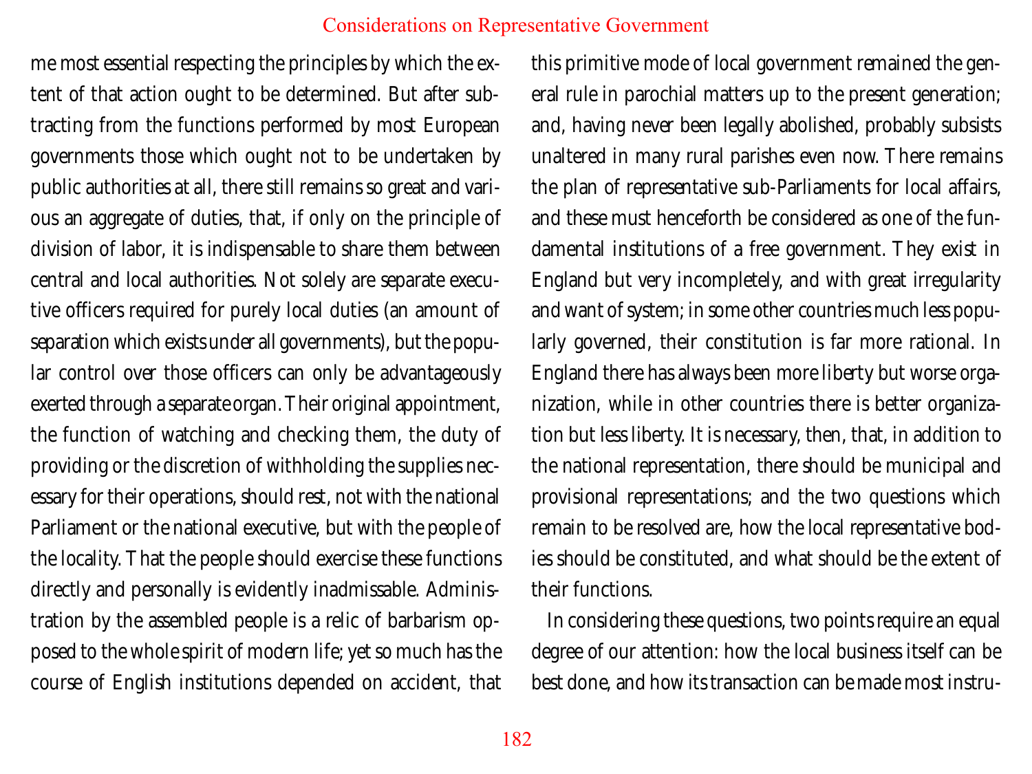me most essential respecting the principles by which the extent of that action ought to be determined. But after subtracting from the functions performed by most European governments those which ought not to be undertaken by public authorities at all, there still remains so great and various an aggregate of duties, that, if only on the principle of division of labor, it is indispensable to share them between central and local authorities. Not solely are separate executive officers required for purely local duties (an amount of separation which exists under all governments), but the popular control over those officers can only be advantageously exerted through a separate organ. Their original appointment, the function of watching and checking them, the duty of providing or the discretion of withholding the supplies necessary for their operations, should rest, not with the national Parliament or the national executive, but with the people of the locality. That the people should exercise these functions directly and personally is evidently inadmissable. Administration by the assembled people is a relic of barbarism opposed to the whole spirit of modern life; yet so much has the course of English institutions depended on accident, that this primitive mode of local government remained the general rule in parochial matters up to the present generation; and, having never been legally abolished, probably subsists unaltered in many rural parishes even now. There remains the plan of representative sub-Parliaments for local affairs, and these must henceforth be considered as one of the fundamental institutions of a free government. They exist in England but very incompletely, and with great irregularity and want of system; in some other countries much less popularly governed, their constitution is far more rational. In England there has always been more liberty but worse organization, while in other countries there is better organization but less liberty. It is necessary, then, that, in addition to the national representation, there should be municipal and provisional representations; and the two questions which remain to be resolved are, how the local representative bodies should be constituted, and what should be the extent of their functions.

In considering these questions, two points require an equal degree of our attention: how the local business itself can be best done, and how its transaction can be made most instru-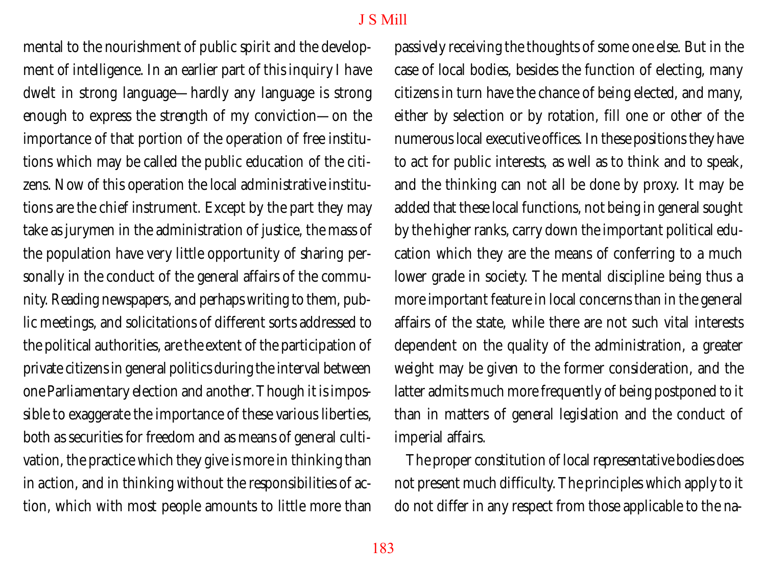mental to the nourishment of public spirit and the development of intelligence. In an earlier part of this inquiry I have dwelt in strong language—hardly any language is strong enough to express the strength of my conviction—on the importance of that portion of the operation of free institutions which may be called the public education of the citizens. Now of this operation the local administrative institutions are the chief instrument. Except by the part they may take as jurymen in the administration of justice, the mass of the population have very little opportunity of sharing personally in the conduct of the general affairs of the community. Reading newspapers, and perhaps writing to them, public meetings, and solicitations of different sorts addressed to the political authorities, are the extent of the participation of private citizens in general politics during the interval between one Parliamentary election and another. Though it is impossible to exaggerate the importance of these various liberties, both as securities for freedom and as means of general cultivation, the practice which they give is more in thinking than in action, and in thinking without the responsibilities of action, which with most people amounts to little more than passively receiving the thoughts of some one else. But in the case of local bodies, besides the function of electing, many citizens in turn have the chance of being elected, and many, either by selection or by rotation, fill one or other of the numerous local executive offices. In these positions they have to act for public interests, as well as to think and to speak, and the thinking can not all be done by proxy. It may be added that these local functions, not being in general sought by the higher ranks, carry down the important political education which they are the means of conferring to a much lower grade in society. The mental discipline being thus a more important feature in local concerns than in the general affairs of the state, while there are not such vital interests dependent on the quality of the administration, a greater weight may be given to the former consideration, and the latter admits much more frequently of being postponed to it than in matters of general legislation and the conduct of imperial affairs.

The proper constitution of local representative bodies does not present much difficulty. The principles which apply to it do not differ in any respect from those applicable to the na-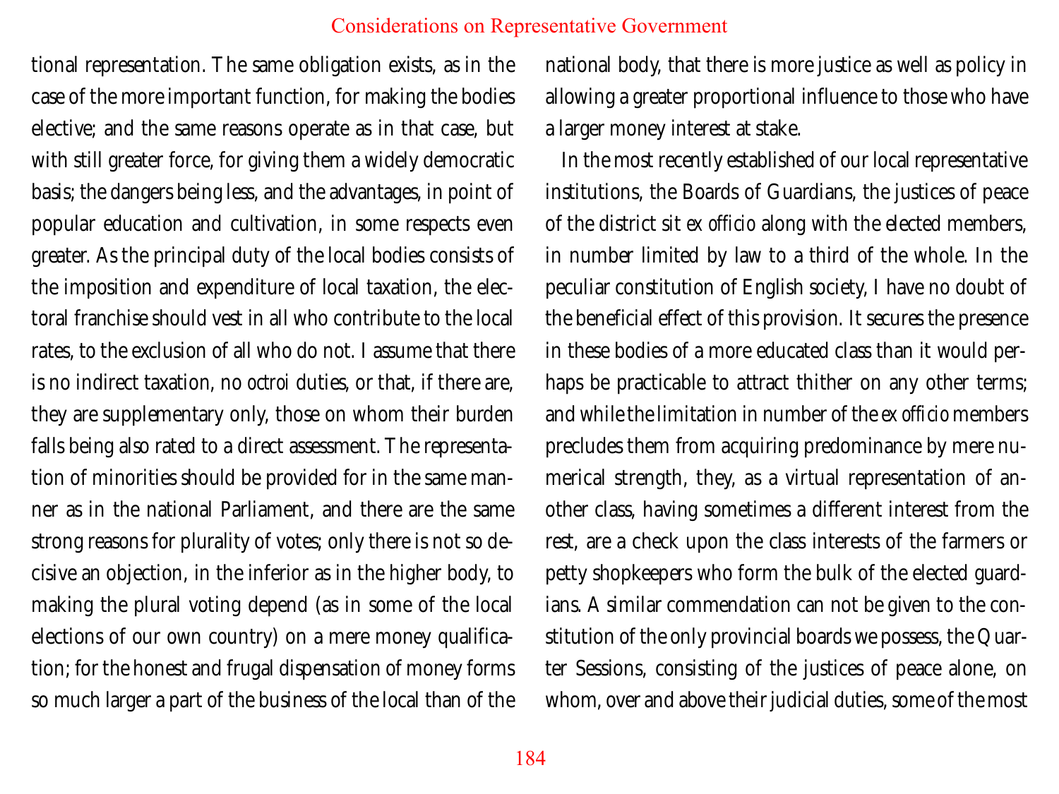tional representation. The same obligation exists, as in the case of the more important function, for making the bodies elective; and the same reasons operate as in that case, but with still greater force, for giving them a widely democratic basis; the dangers being less, and the advantages, in point of popular education and cultivation, in some respects even greater. As the principal duty of the local bodies consists of the imposition and expenditure of local taxation, the electoral franchise should vest in all who contribute to the local rates, to the exclusion of all who do not. I assume that there is no indirect taxation, no *octroi* duties, or that, if there are, they are supplementary only, those on whom their burden falls being also rated to a direct assessment. The representation of minorities should be provided for in the same manner as in the national Parliament, and there are the same strong reasons for plurality of votes; only there is not so decisive an objection, in the inferior as in the higher body, to making the plural voting depend (as in some of the local elections of our own country) on a mere money qualification; for the honest and frugal dispensation of money forms so much larger a part of the business of the local than of the national body, that there is more justice as well as policy in allowing a greater proportional influence to those who have a larger money interest at stake.

In the most recently established of our local representative institutions, the Boards of Guardians, the justices of peace of the district sit *ex officio* along with the elected members, in number limited by law to a third of the whole. In the peculiar constitution of English society, I have no doubt of the beneficial effect of this provision. It secures the presence in these bodies of a more educated class than it would perhaps be practicable to attract thither on any other terms; and while the limitation in number of the *ex officio* members precludes them from acquiring predominance by mere numerical strength, they, as a virtual representation of another class, having sometimes a different interest from the rest, are a check upon the class interests of the farmers or petty shopkeepers who form the bulk of the elected guardians. A similar commendation can not be given to the constitution of the only provincial boards we possess, the Quarter Sessions, consisting of the justices of peace alone, on whom, over and above their judicial duties, some of the most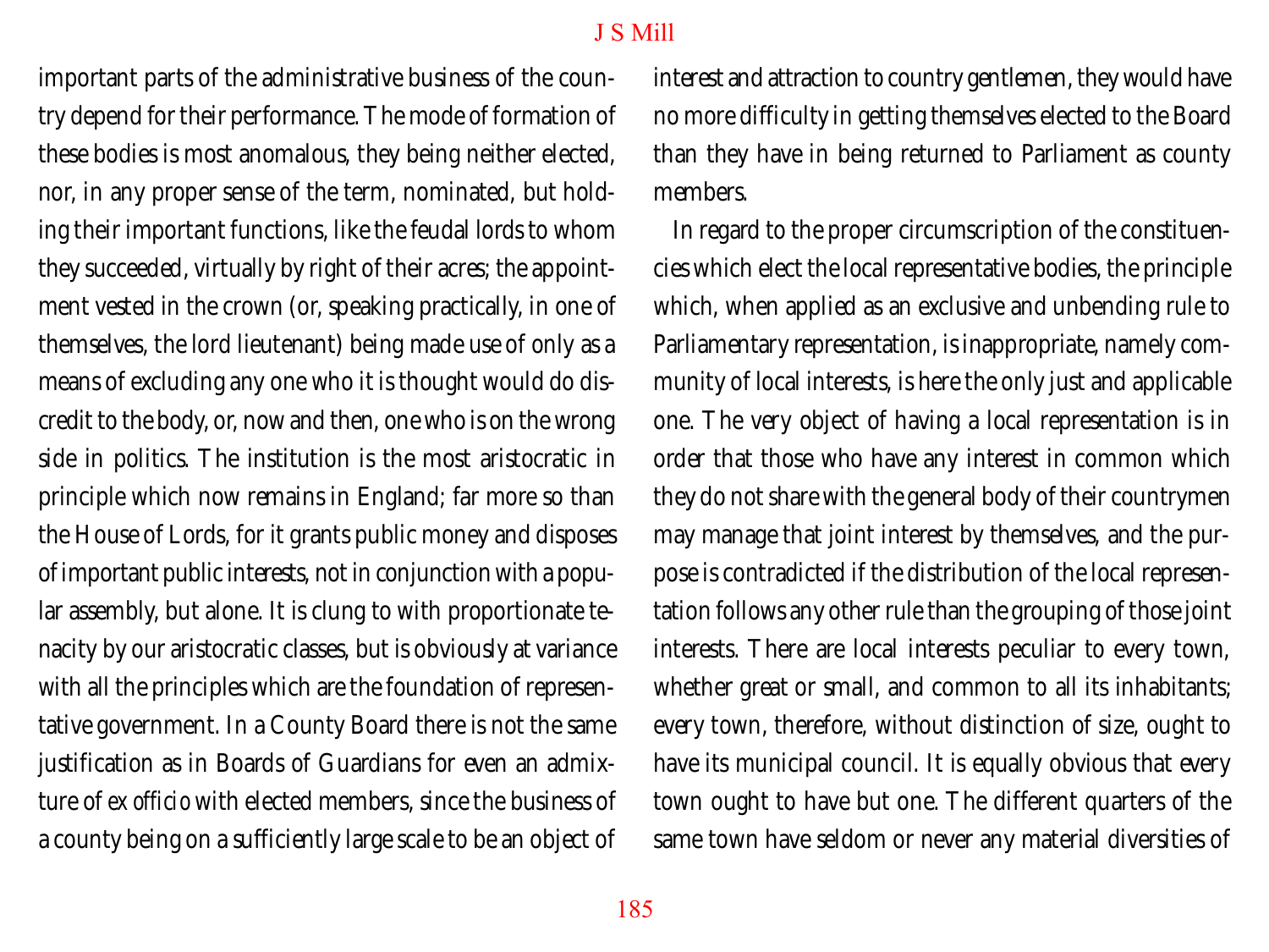important parts of the administrative business of the country depend for their performance. The mode of formation of these bodies is most anomalous, they being neither elected, nor, in any proper sense of the term, nominated, but holding their important functions, like the feudal lords to whom they succeeded, virtually by right of their acres; the appointment vested in the crown (or, speaking practically, in one of themselves, the lord lieutenant) being made use of only as a means of excluding any one who it is thought would do discredit to the body, or, now and then, one who is on the wrong side in politics. The institution is the most aristocratic in principle which now remains in England; far more so than the House of Lords, for it grants public money and disposes of important public interests, not in conjunction with a popular assembly, but alone. It is clung to with proportionate tenacity by our aristocratic classes, but is obviously at variance with all the principles which are the foundation of representative government. In a County Board there is not the same justification as in Boards of Guardians for even an admixture of *ex officio* with elected members, since the business of a county being on a sufficiently large scale to be an object of interest and attraction to country gentlemen, they would have no more difficulty in getting themselves elected to the Board than they have in being returned to Parliament as county members.

In regard to the proper circumscription of the constituencies which elect the local representative bodies, the principle which, when applied as an exclusive and unbending rule to Parliamentary representation, is inappropriate, namely community of local interests, is here the only just and applicable one. The very object of having a local representation is in order that those who have any interest in common which they do not share with the general body of their countrymen may manage that joint interest by themselves, and the purpose is contradicted if the distribution of the local representation follows any other rule than the grouping of those joint interests. There are local interests peculiar to every town, whether great or small, and common to all its inhabitants; every town, therefore, without distinction of size, ought to have its municipal council. It is equally obvious that every town ought to have but one. The different quarters of the same town have seldom or never any material diversities of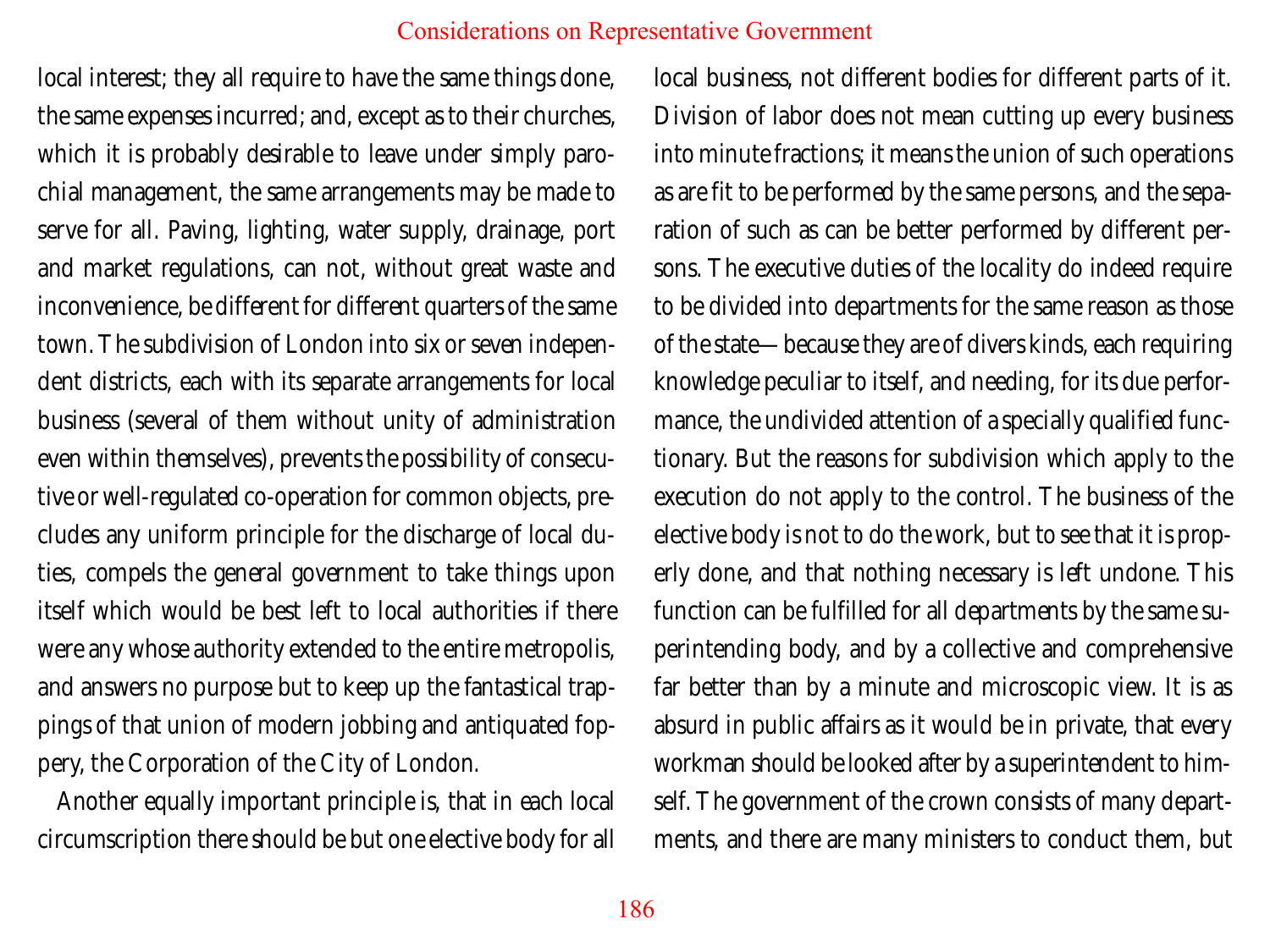local interest; they all require to have the same things done, the same expenses incurred; and, except as to their churches, which it is probably desirable to leave under simply parochial management, the same arrangements may be made to serve for all. Paving, lighting, water supply, drainage, port and market regulations, can not, without great waste and inconvenience, be different for different quarters of the same town. The subdivision of London into six or seven independent districts, each with its separate arrangements for local business (several of them without unity of administration even within themselves), prevents the possibility of consecutive or well-regulated co-operation for common objects, precludes any uniform principle for the discharge of local duties, compels the general government to take things upon itself which would be best left to local authorities if there were any whose authority extended to the entire metropolis, and answers no purpose but to keep up the fantastical trappings of that union of modern jobbing and antiquated foppery, the Corporation of the City of London.

Another equally important principle is, that in each local circumscription there should be but one elective body for all local business, not different bodies for different parts of it. Division of labor does not mean cutting up every business into minute fractions; it means the union of such operations as are fit to be performed by the same persons, and the separation of such as can be better performed by different persons. The executive duties of the locality do indeed require to be divided into departments for the same reason as those of the state—because they are of divers kinds, each requiring knowledge peculiar to itself, and needing, for its due performance, the undivided attention of a specially qualified functionary. But the reasons for subdivision which apply to the execution do not apply to the control. The business of the elective body is not to do the work, but to see that it is properly done, and that nothing necessary is left undone. This function can be fulfilled for all departments by the same superintending body, and by a collective and comprehensive far better than by a minute and microscopic view. It is as absurd in public affairs as it would be in private, that every workman should be looked after by a superintendent to himself. The government of the crown consists of many departments, and there are many ministers to conduct them, but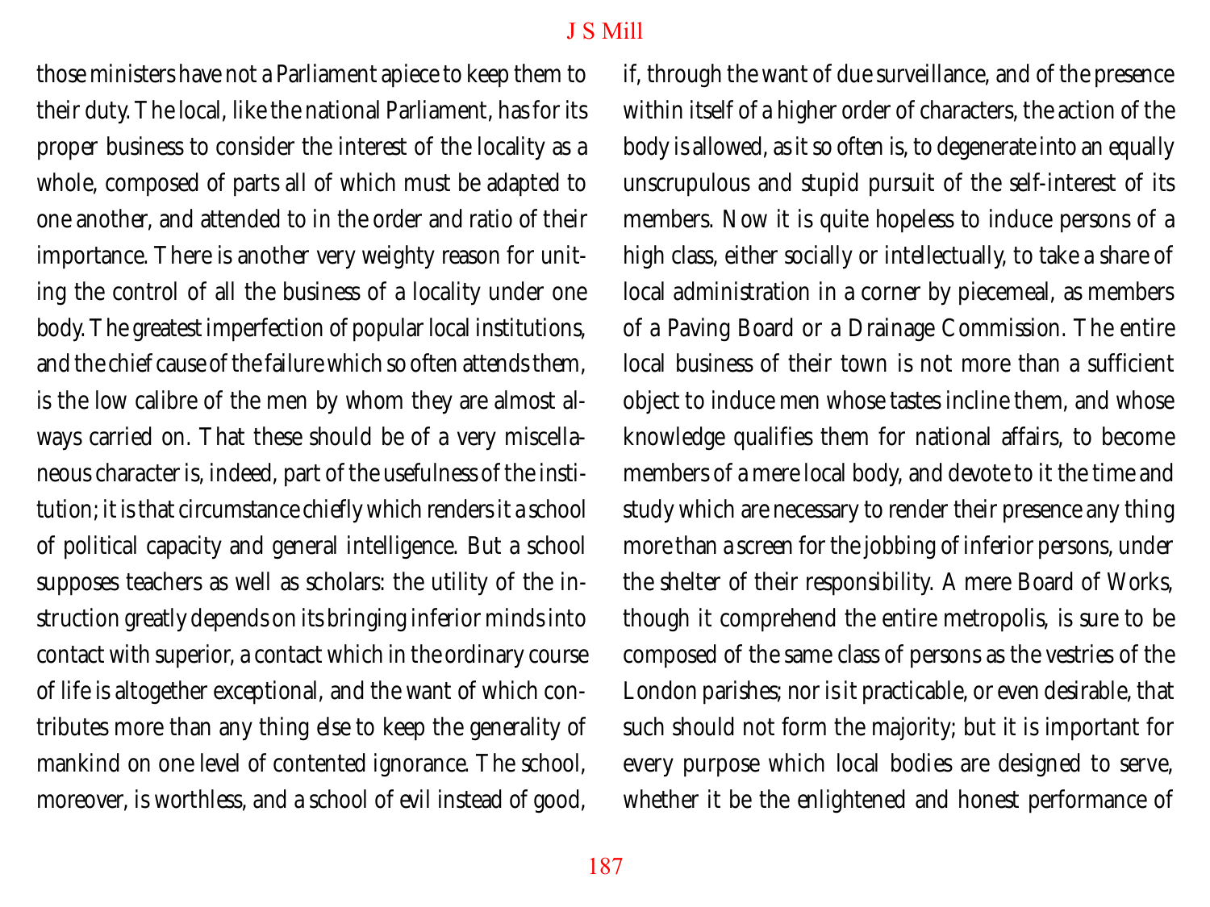those ministers have not a Parliament apiece to keep them to their duty. The local, like the national Parliament, has for its proper business to consider the interest of the locality as a whole, composed of parts all of which must be adapted to one another, and attended to in the order and ratio of their importance. There is another very weighty reason for uniting the control of all the business of a locality under one body. The greatest imperfection of popular local institutions, and the chief cause of the failure which so often attends them, is the low calibre of the men by whom they are almost always carried on. That these should be of a very miscellaneous character is, indeed, part of the usefulness of the institution; it is that circumstance chiefly which renders it a school of political capacity and general intelligence. But a school supposes teachers as well as scholars: the utility of the instruction greatly depends on its bringing inferior minds into contact with superior, a contact which in the ordinary course of life is altogether exceptional, and the want of which contributes more than any thing else to keep the generality of mankind on one level of contented ignorance. The school, moreover, is worthless, and a school of evil instead of good, if, through the want of due surveillance, and of the presence within itself of a higher order of characters, the action of the body is allowed, as it so often is, to degenerate into an equally unscrupulous and stupid pursuit of the self-interest of its members. Now it is quite hopeless to induce persons of a high class, either socially or intellectually, to take a share of local administration in a corner by piecemeal, as members of a Paving Board or a Drainage Commission. The entire local business of their town is not more than a sufficient object to induce men whose tastes incline them, and whose knowledge qualifies them for national affairs, to become members of a mere local body, and devote to it the time and study which are necessary to render their presence any thing more than a screen for the jobbing of inferior persons, under the shelter of their responsibility. A mere Board of Works, though it comprehend the entire metropolis, is sure to be composed of the same class of persons as the vestries of the London parishes; nor is it practicable, or even desirable, that such should not form the majority; but it is important for every purpose which local bodies are designed to serve, whether it be the enlightened and honest performance of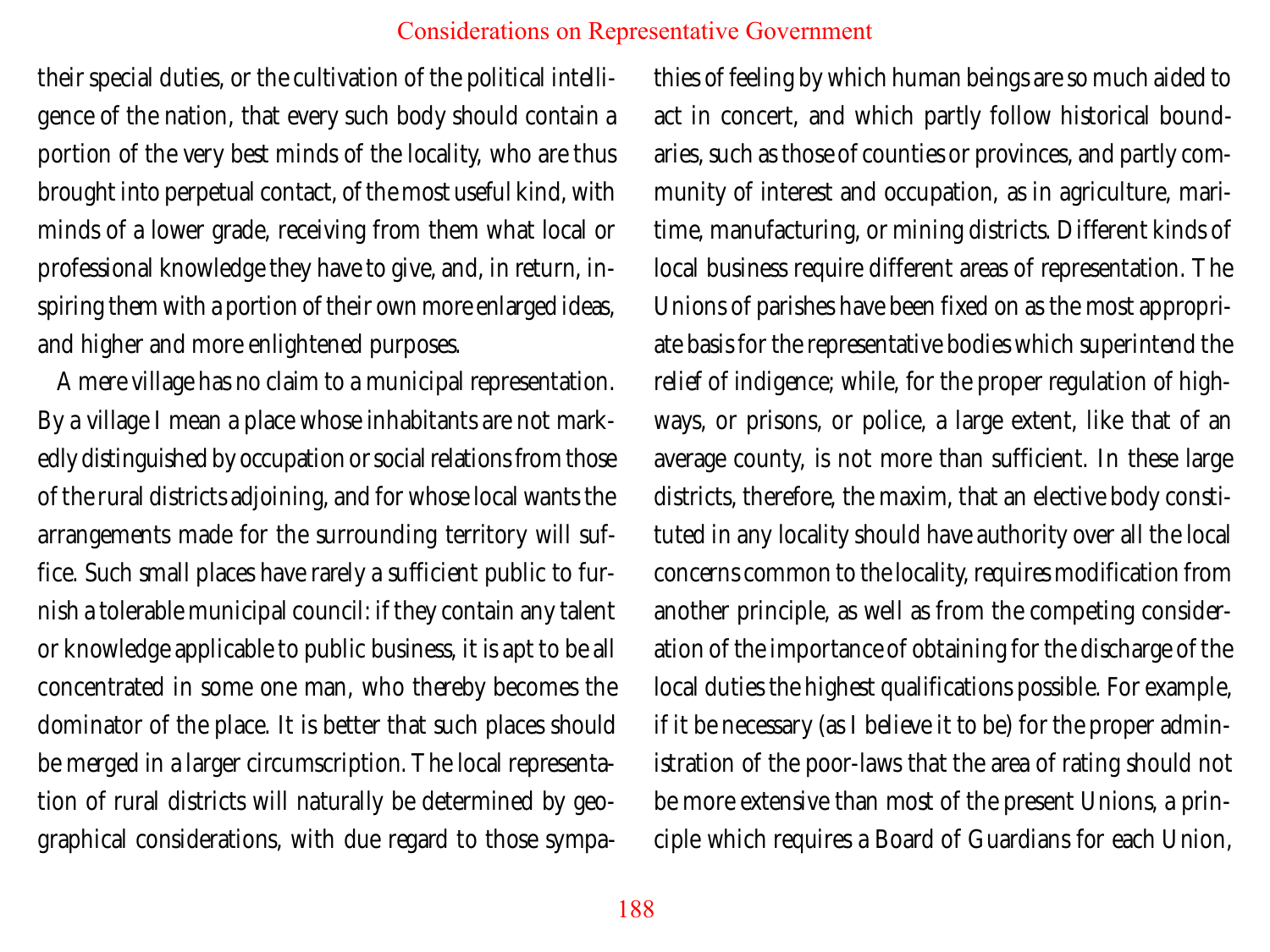their special duties, or the cultivation of the political intelligence of the nation, that every such body should contain a portion of the very best minds of the locality, who are thus brought into perpetual contact, of the most useful kind, with minds of a lower grade, receiving from them what local or professional knowledge they have to give, and, in return, inspiring them with a portion of their own more enlarged ideas, and higher and more enlightened purposes.

A mere village has no claim to a municipal representation. By a village I mean a place whose inhabitants are not markedly distinguished by occupation or social relations from those of the rural districts adjoining, and for whose local wants the arrangements made for the surrounding territory will suffice. Such small places have rarely a sufficient public to furnish a tolerable municipal council: if they contain any talent or knowledge applicable to public business, it is apt to be all concentrated in some one man, who thereby becomes the dominator of the place. It is better that such places should be merged in a larger circumscription. The local representation of rural districts will naturally be determined by geographical considerations, with due regard to those sympathies of feeling by which human beings are so much aided to act in concert, and which partly follow historical boundaries, such as those of counties or provinces, and partly community of interest and occupation, as in agriculture, maritime, manufacturing, or mining districts. Different kinds of local business require different areas of representation. The Unions of parishes have been fixed on as the most appropriate basis for the representative bodies which superintend the relief of indigence; while, for the proper regulation of highways, or prisons, or police, a large extent, like that of an average county, is not more than sufficient. In these large districts, therefore, the maxim, that an elective body constituted in any locality should have authority over all the local concerns common to the locality, requires modification from another principle, as well as from the competing consideration of the importance of obtaining for the discharge of the local duties the highest qualifications possible. For example, if it be necessary (as I believe it to be) for the proper administration of the poor-laws that the area of rating should not be more extensive than most of the present Unions, a principle which requires a Board of Guardians for each Union,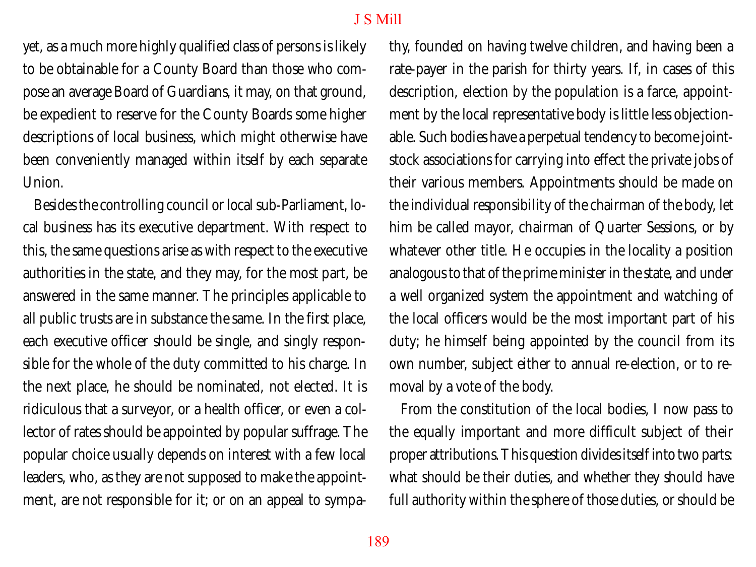yet, as a much more highly qualified class of persons is likely to be obtainable for a County Board than those who compose an average Board of Guardians, it may, on that ground, be expedient to reserve for the County Boards some higher descriptions of local business, which might otherwise have been conveniently managed within itself by each separate Union.

Besides the controlling council or local sub-Parliament, local business has its executive department. With respect to this, the same questions arise as with respect to the executive authorities in the state, and they may, for the most part, be answered in the same manner. The principles applicable to all public trusts are in substance the same. In the first place, each executive officer should be single, and singly responsible for the whole of the duty committed to his charge. In the next place, he should be nominated, not elected. It is ridiculous that a surveyor, or a health officer, or even a collector of rates should be appointed by popular suffrage. The popular choice usually depends on interest with a few local leaders, who, as they are not supposed to make the appointment, are not responsible for it; or on an appeal to sympathy, founded on having twelve children, and having been a rate-payer in the parish for thirty years. If, in cases of this description, election by the population is a farce, appointment by the local representative body is little less objectionable. Such bodies have a perpetual tendency to become joint-stock associations for carrying into effect the private jobs of their various members. Appointments should be made on the individual responsibility of the chairman of the body, let him be called mayor, chairman of Quarter Sessions, or by whatever other title. He occupies in the locality a position analogous to that of the prime minister in the state, and under a well organized system the appointment and watching of the local officers would be the most important part of his duty; he himself being appointed by the council from its own number, subject either to annual re-election, or to removal by a vote of the body.

From the constitution of the local bodies, I now pass to the equally important and more difficult subject of their proper attributions. This question divides itself into two parts: what should be their duties, and whether they should have full authority within the sphere of those duties, or should be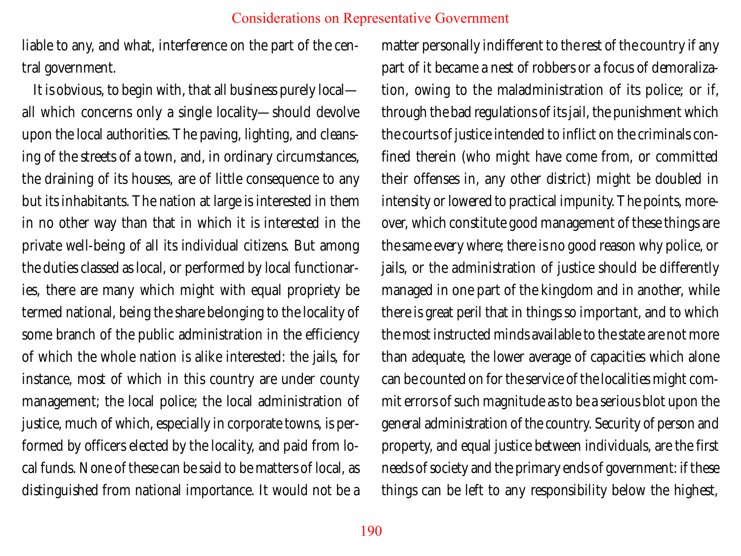liable to any, and what, interference on the part of the central government.

It is obvious, to begin with, that all business purely local—all which concerns only a single locality—should devolve upon the local authorities. The paving, lighting, and cleansing of the streets of a town, and, in ordinary circumstances, the draining of its houses, are of little consequence to any but its inhabitants. The nation at large is interested in them in no other way than that in which it is interested in the private well-being of all its individual citizens. But among the duties classed as local, or performed by local functionaries, there are many which might with equal propriety be termed national, being the share belonging to the locality of some branch of the public administration in the efficiency of which the whole nation is alike interested: the jails, for instance, most of which in this country are under county management; the local police; the local administration of justice, much of which, especially in corporate towns, is performed by officers elected by the locality, and paid from local funds. None of these can be said to be matters of local, as distinguished from national importance. It would not be a matter personally indifferent to the rest of the country if any part of it became a nest of robbers or a focus of demoralization, owing to the maladministration of its police; or if, through the bad regulations of its jail, the punishment which the courts of justice intended to inflict on the criminals confined therein (who might have come from, or committed their offenses in, any other district) might be doubled in intensity or lowered to practical impunity. The points, moreover, which constitute good management of these things are the same every where; there is no good reason why police, or jails, or the administration of justice should be differently managed in one part of the kingdom and in another, while there is great peril that in things so important, and to which the most instructed minds available to the state are not more than adequate, the lower average of capacities which alone can be counted on for the service of the localities might commit errors of such magnitude as to be a serious blot upon the general administration of the country. Security of person and property, and equal justice between individuals, are the first needs of society and the primary ends of government: if these things can be left to any responsibility below the highest,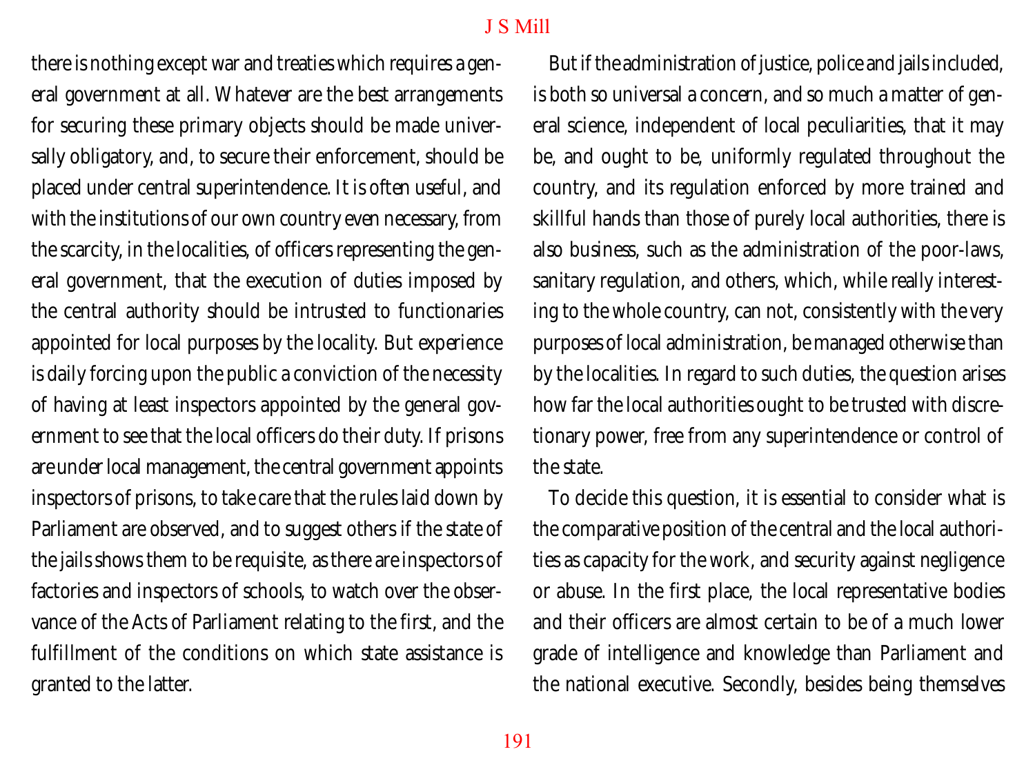there is nothing except war and treaties which requires a general government at all. Whatever are the best arrangements for securing these primary objects should be made universally obligatory, and, to secure their enforcement, should be placed under central superintendence. It is often useful, and with the institutions of our own country even necessary, from the scarcity, in the localities, of officers representing the general government, that the execution of duties imposed by the central authority should be intrusted to functionaries appointed for local purposes by the locality. But experience is daily forcing upon the public a conviction of the necessity of having at least inspectors appointed by the general government to see that the local officers do their duty. If prisons are under local management, the central government appoints inspectors of prisons, to take care that the rules laid down by Parliament are observed, and to suggest others if the state of the jails shows them to be requisite, as there are inspectors of factories and inspectors of schools, to watch over the observance of the Acts of Parliament relating to the first, and the fulfillment of the conditions on which state assistance is granted to the latter.

But if the administration of justice, police and jails included, is both so universal a concern, and so much a matter of general science, independent of local peculiarities, that it may be, and ought to be, uniformly regulated throughout the country, and its regulation enforced by more trained and skillful hands than those of purely local authorities, there is also business, such as the administration of the poor-laws, sanitary regulation, and others, which, while really interesting to the whole country, can not, consistently with the very purposes of local administration, be managed otherwise than by the localities. In regard to such duties, the question arises how far the local authorities ought to be trusted with discretionary power, free from any superintendence or control of the state.

To decide this question, it is essential to consider what is the comparative position of the central and the local authorities as capacity for the work, and security against negligence or abuse. In the first place, the local representative bodies and their officers are almost certain to be of a much lower grade of intelligence and knowledge than Parliament and the national executive. Secondly, besides being themselves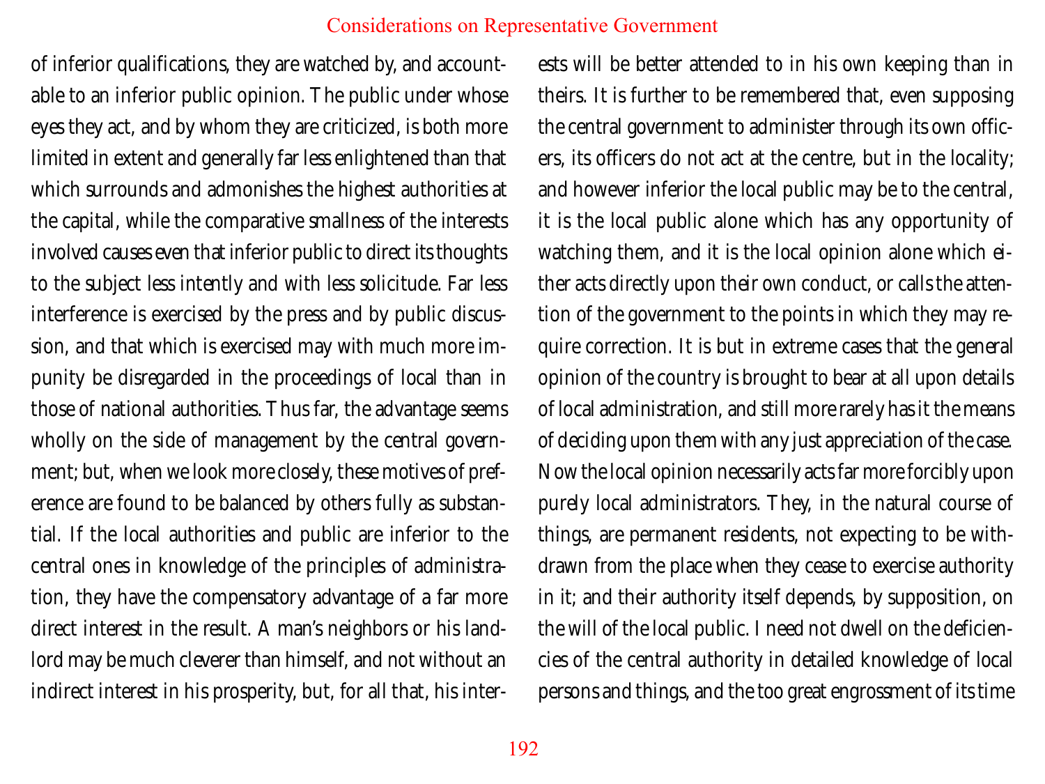of inferior qualifications, they are watched by, and accountable to an inferior public opinion. The public under whose eyes they act, and by whom they are criticized, is both more limited in extent and generally far less enlightened than that which surrounds and admonishes the highest authorities at the capital, while the comparative smallness of the interests involved causes even that inferior public to direct its thoughts to the subject less intently and with less solicitude. Far less interference is exercised by the press and by public discussion, and that which is exercised may with much more impunity be disregarded in the proceedings of local than in those of national authorities. Thus far, the advantage seems wholly on the side of management by the central government; but, when we look more closely, these motives of preference are found to be balanced by others fully as substantial. If the local authorities and public are inferior to the central ones in knowledge of the principles of administration, they have the compensatory advantage of a far more direct interest in the result. A man's neighbors or his landlord may be much cleverer than himself, and not without an indirect interest in his prosperity, but, for all that, his interests will be better attended to in his own keeping than in theirs. It is further to be remembered that, even supposing the central government to administer through its own officers, its officers do not act at the centre, but in the locality; and however inferior the local public may be to the central, it is the local public alone which has any opportunity of watching them, and it is the local opinion alone which either acts directly upon their own conduct, or calls the attention of the government to the points in which they may require correction. It is but in extreme cases that the general opinion of the country is brought to bear at all upon details of local administration, and still more rarely has it the means of deciding upon them with any just appreciation of the case. Now the local opinion necessarily acts far more forcibly upon purely local administrators. They, in the natural course of things, are permanent residents, not expecting to be withdrawn from the place when they cease to exercise authority in it; and their authority itself depends, by supposition, on the will of the local public. I need not dwell on the deficiencies of the central authority in detailed knowledge of local persons and things, and the too great engrossment of its time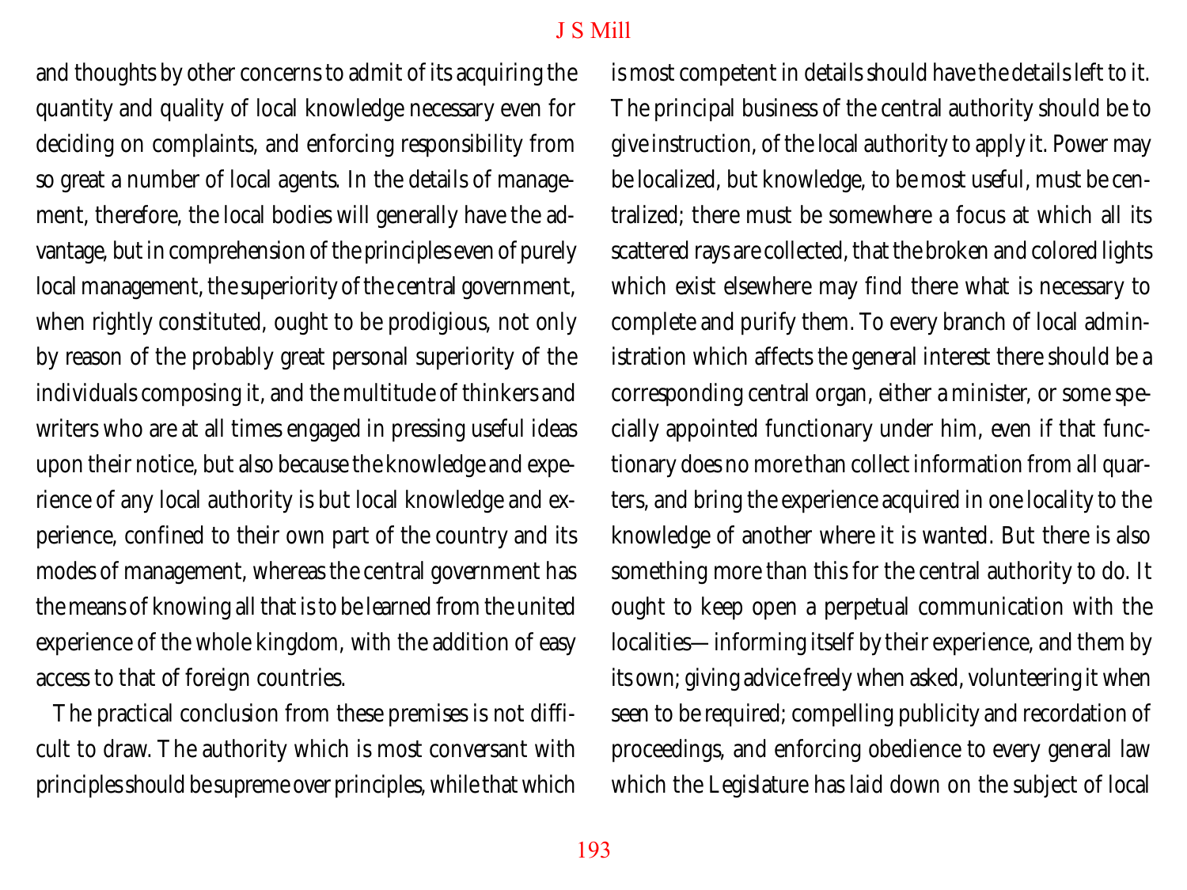and thoughts by other concerns to admit of its acquiring the quantity and quality of local knowledge necessary even for deciding on complaints, and enforcing responsibility from so great a number of local agents. In the details of management, therefore, the local bodies will generally have the advantage, but in comprehension of the principles even of purely local management, the superiority of the central government, when rightly constituted, ought to be prodigious, not only by reason of the probably great personal superiority of the individuals composing it, and the multitude of thinkers and writers who are at all times engaged in pressing useful ideas upon their notice, but also because the knowledge and experience of any local authority is but local knowledge and experience, confined to their own part of the country and its modes of management, whereas the central government has the means of knowing all that is to be learned from the united experience of the whole kingdom, with the addition of easy access to that of foreign countries.

The practical conclusion from these premises is not difficult to draw. The authority which is most conversant with principles should be supreme over principles, while that which is most competent in details should have the details left to it. The principal business of the central authority should be to give instruction, of the local authority to apply it. Power may be localized, but knowledge, to be most useful, must be centralized; there must be somewhere a focus at which all its scattered rays are collected, that the broken and colored lights which exist elsewhere may find there what is necessary to complete and purify them. To every branch of local administration which affects the general interest there should be a corresponding central organ, either a minister, or some specially appointed functionary under him, even if that functionary does no more than collect information from all quarters, and bring the experience acquired in one locality to the knowledge of another where it is wanted. But there is also something more than this for the central authority to do. It ought to keep open a perpetual communication with the localities—informing itself by their experience, and them by its own; giving advice freely when asked, volunteering it when seen to be required; compelling publicity and recordation of proceedings, and enforcing obedience to every general law which the Legislature has laid down on the subject of local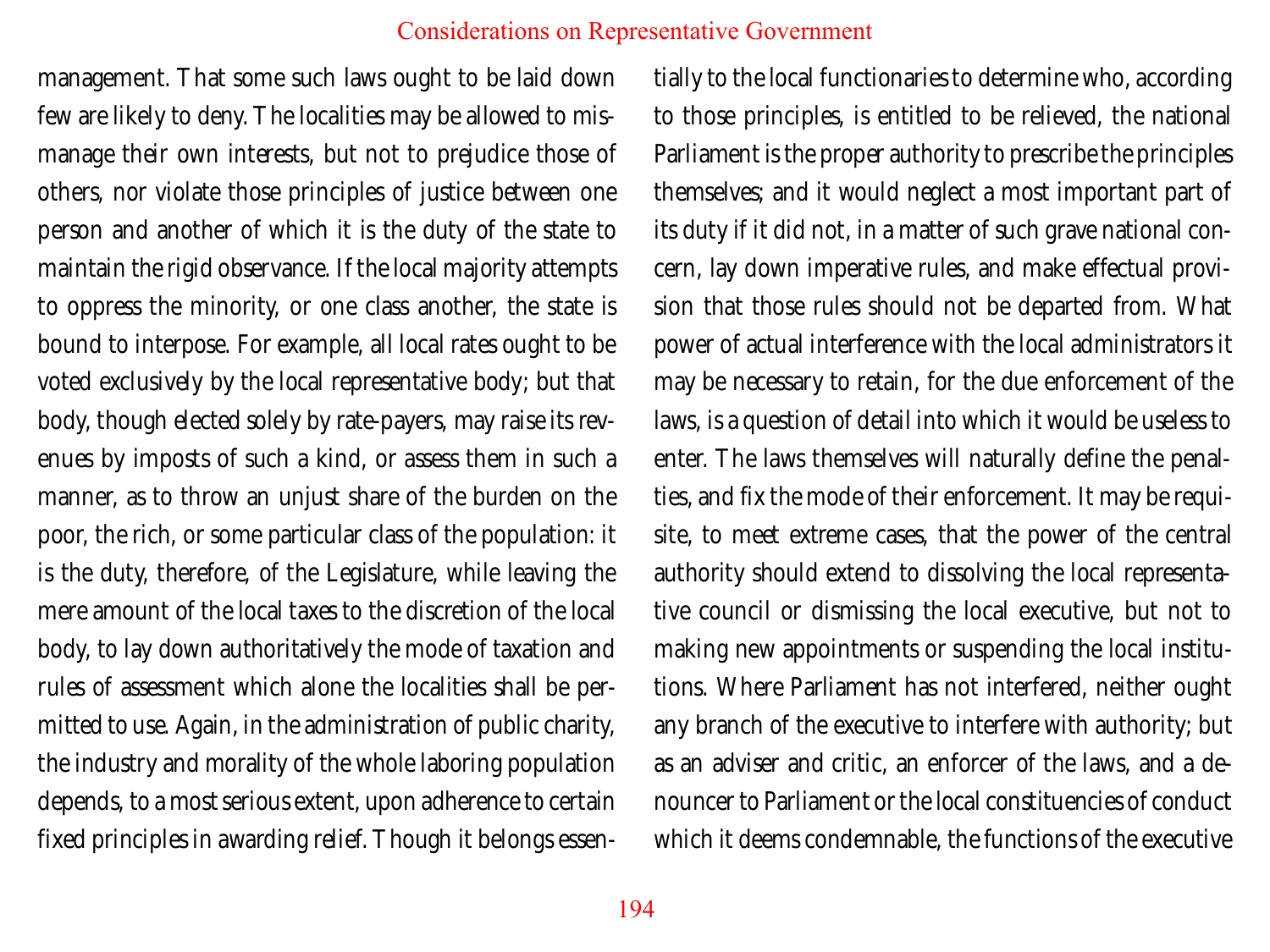management. That some such laws ought to be laid down few are likely to deny. The localities may be allowed to mismanage their own interests, but not to prejudice those of others, nor violate those principles of justice between one person and another of which it is the duty of the state to maintain the rigid observance. If the local majority attempts to oppress the minority, or one class another, the state is bound to interpose. For example, all local rates ought to be voted exclusively by the local representative body; but that body, though elected solely by rate-payers, may raise its revenues by imposts of such a kind, or assess them in such a manner, as to throw an unjust share of the burden on the poor, the rich, or some particular class of the population: it is the duty, therefore, of the Legislature, while leaving the mere amount of the local taxes to the discretion of the local body, to lay down authoritatively the mode of taxation and rules of assessment which alone the localities shall be permitted to use. Again, in the administration of public charity, the industry and morality of the whole laboring population depends, to a most serious extent, upon adherence to certain fixed principles in awarding relief. Though it belongs essentially to the local functionaries to determine who, according to those principles, is entitled to be relieved, the national Parliament is the proper authority to prescribe the principles themselves; and it would neglect a most important part of its duty if it did not, in a matter of such grave national concern, lay down imperative rules, and make effectual provision that those rules should not be departed from. What power of actual interference with the local administrators it may be necessary to retain, for the due enforcement of the laws, is a question of detail into which it would be useless to enter. The laws themselves will naturally define the penalties, and fix the mode of their enforcement. It may be requisite, to meet extreme cases, that the power of the central authority should extend to dissolving the local representative council or dismissing the local executive, but not to making new appointments or suspending the local institutions. Where Parliament has not interfered, neither ought any branch of the executive to interfere with authority; but as an adviser and critic, an enforcer of the laws, and a denouncer to Parliament or the local constituencies of conduct which it deems condemnable, the functions of the executive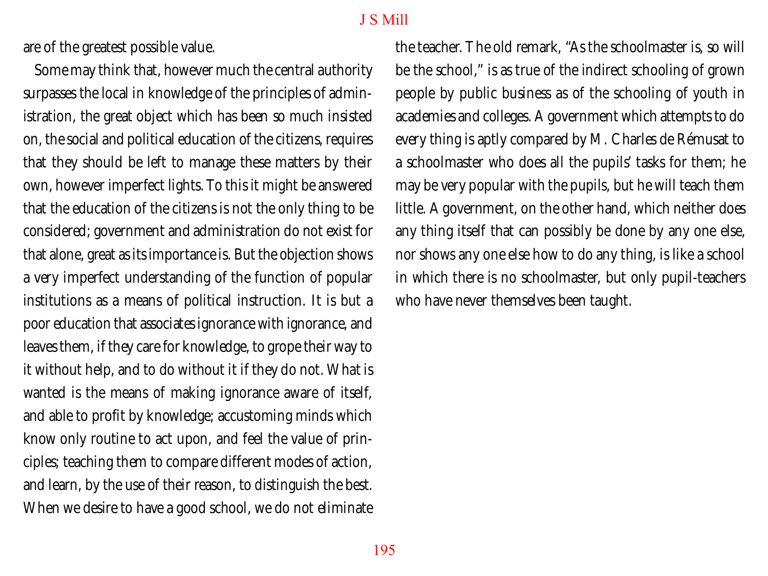are of the greatest possible value.

Some may think that, however much the central authority surpasses the local in knowledge of the principles of administration, the great object which has been so much insisted on, the social and political education of the citizens, requires that they should be left to manage these matters by their own, however imperfect lights. To this it might be answered that the education of the citizens is not the only thing to be considered; government and administration do not exist for that alone, great as its importance is. But the objection shows a very imperfect understanding of the function of popular institutions as a means of political instruction. It is but a poor education that associates ignorance with ignorance, and leaves them, if they care for knowledge, to grope their way to it without help, and to do without it if they do not. What is wanted is the means of making ignorance aware of itself, and able to profit by knowledge; accustoming minds which know only routine to act upon, and feel the value of principles; teaching them to compare different modes of action, and learn, by the use of their reason, to distinguish the best. When we desire to have a good school, we do not eliminate the teacher. The old remark, "As the schoolmaster is, so will be the school," is as true of the indirect schooling of grown people by public business as of the schooling of youth in academies and colleges. A government which attempts to do every thing is aptly compared by M. Charles de Rémusat to a schoolmaster who does all the pupils' tasks for them; he may be very popular with the pupils, but he will teach them little. A government, on the other hand, which neither does any thing itself that can possibly be done by any one else, nor shows any one else how to do any thing, is like a school in which there is no schoolmaster, but only pupil-teachers who have never themselves been taught.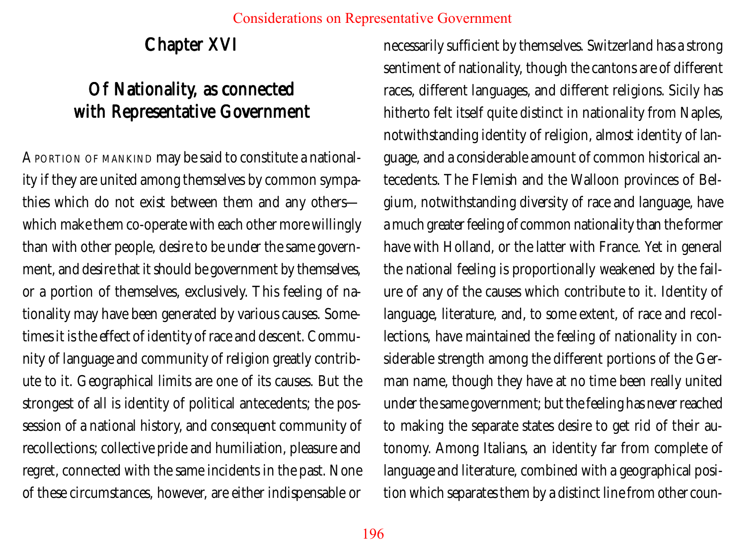# Chapter XVI

## Of Nationality, as connected with Representative Government

A portion of mankind may be said to constitute a nationality if they are united among themselves by common sympathies which do not exist between them and any others—which make them co-operate with each other more willingly than with other people, desire to be under the same government, and desire that it should be government by themselves, or a portion of themselves, exclusively. This feeling of nationality may have been generated by various causes. Sometimes it is the effect of identity of race and descent. Community of language and community of religion greatly contribute to it. Geographical limits are one of its causes. But the strongest of all is identity of political antecedents; the possession of a national history, and consequent community of recollections; collective pride and humiliation, pleasure and regret, connected with the same incidents in the past. None of these circumstances, however, are either indispensable or necessarily sufficient by themselves. Switzerland has a strong sentiment of nationality, though the cantons are of different races, different languages, and different religions. Sicily has hitherto felt itself quite distinct in nationality from Naples, notwithstanding identity of religion, almost identity of language, and a considerable amount of common historical antecedents. The Flemish and the Walloon provinces of Belgium, notwithstanding diversity of race and language, have a much greater feeling of common nationality than the former have with Holland, or the latter with France. Yet in general the national feeling is proportionally weakened by the failure of any of the causes which contribute to it. Identity of language, literature, and, to some extent, of race and recollections, have maintained the feeling of nationality in considerable strength among the different portions of the German name, though they have at no time been really united under the same government; but the feeling has never reached to making the separate states desire to get rid of their autonomy. Among Italians, an identity far from complete of language and literature, combined with a geographical position which separates them by a distinct line from other coun-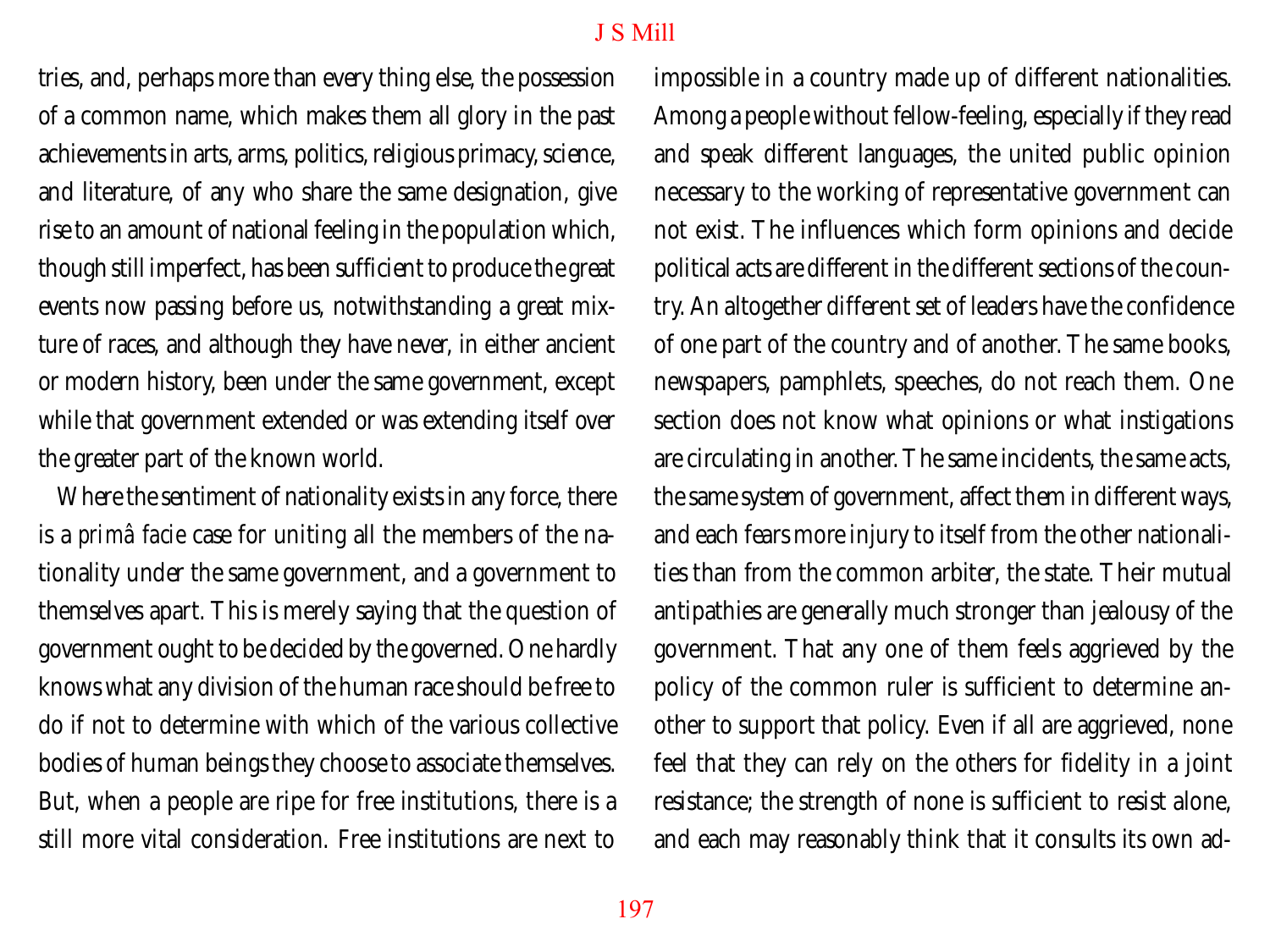tries, and, perhaps more than every thing else, the possession of a common name, which makes them all glory in the past achievements in arts, arms, politics, religious primacy, science, and literature, of any who share the same designation, give rise to an amount of national feeling in the population which, though still imperfect, has been sufficient to produce the great events now passing before us, notwithstanding a great mixture of races, and although they have never, in either ancient or modern history, been under the same government, except while that government extended or was extending itself over the greater part of the known world.

Where the sentiment of nationality exists in any force, there is a *primâ facie* case for uniting all the members of the nationality under the same government, and a government to themselves apart. This is merely saying that the question of government ought to be decided by the governed. One hardly knows what any division of the human race should be free to do if not to determine with which of the various collective bodies of human beings they choose to associate themselves. But, when a people are ripe for free institutions, there is a still more vital consideration. Free institutions are next to impossible in a country made up of different nationalities. Among a people without fellow-feeling, especially if they read and speak different languages, the united public opinion necessary to the working of representative government can not exist. The influences which form opinions and decide political acts are different in the different sections of the country. An altogether different set of leaders have the confidence of one part of the country and of another. The same books, newspapers, pamphlets, speeches, do not reach them. One section does not know what opinions or what instigations are circulating in another. The same incidents, the same acts, the same system of government, affect them in different ways, and each fears more injury to itself from the other nationalities than from the common arbiter, the state. Their mutual antipathies are generally much stronger than jealousy of the government. That any one of them feels aggrieved by the policy of the common ruler is sufficient to determine another to support that policy. Even if all are aggrieved, none feel that they can rely on the others for fidelity in a joint resistance; the strength of none is sufficient to resist alone, and each may reasonably think that it consults its own ad-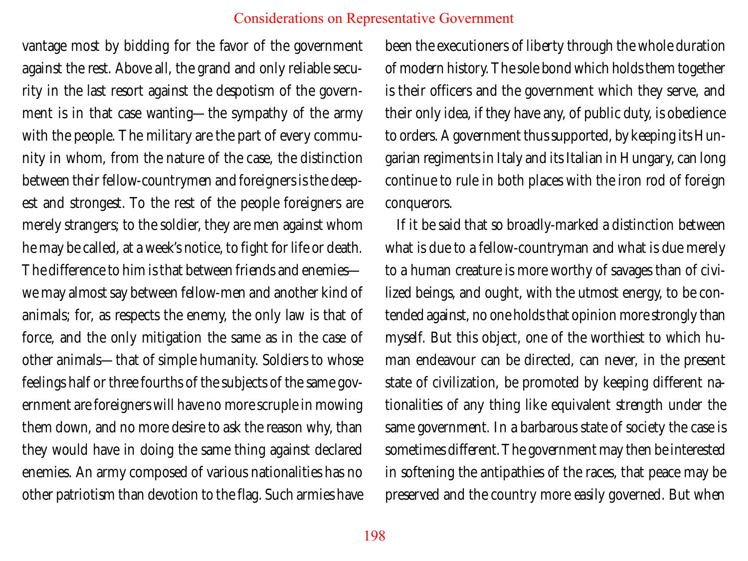vantage most by bidding for the favor of the government against the rest. Above all, the grand and only reliable security in the last resort against the despotism of the government is in that case wanting—the sympathy of the army with the people. The military are the part of every community in whom, from the nature of the case, the distinction between their fellow-countrymen and foreigners is the deepest and strongest. To the rest of the people foreigners are merely strangers; to the soldier, they are men against whom he may be called, at a week's notice, to fight for life or death. The difference to him is that between friends and enemies—we may almost say between fellow-men and another kind of animals; for, as respects the enemy, the only law is that of force, and the only mitigation the same as in the case of other animals—that of simple humanity. Soldiers to whose feelings half or three fourths of the subjects of the same government are foreigners will have no more scruple in mowing them down, and no more desire to ask the reason why, than they would have in doing the same thing against declared enemies. An army composed of various nationalities has no other patriotism than devotion to the flag. Such armies have been the executioners of liberty through the whole duration of modern history. The sole bond which holds them together is their officers and the government which they serve, and their only idea, if they have any, of public duty, is obedience to orders. A government thus supported, by keeping its Hungarian regiments in Italy and its Italian in Hungary, can long continue to rule in both places with the iron rod of foreign conquerors.

If it be said that so broadly-marked a distinction between what is due to a fellow-countryman and what is due merely to a human creature is more worthy of savages than of civilized beings, and ought, with the utmost energy, to be contended against, no one holds that opinion more strongly than myself. But this object, one of the worthiest to which human endeavour can be directed, can never, in the present state of civilization, be promoted by keeping different nationalities of any thing like equivalent strength under the same government. In a barbarous state of society the case is sometimes different. The government may then be interested in softening the antipathies of the races, that peace may be preserved and the country more easily governed. But when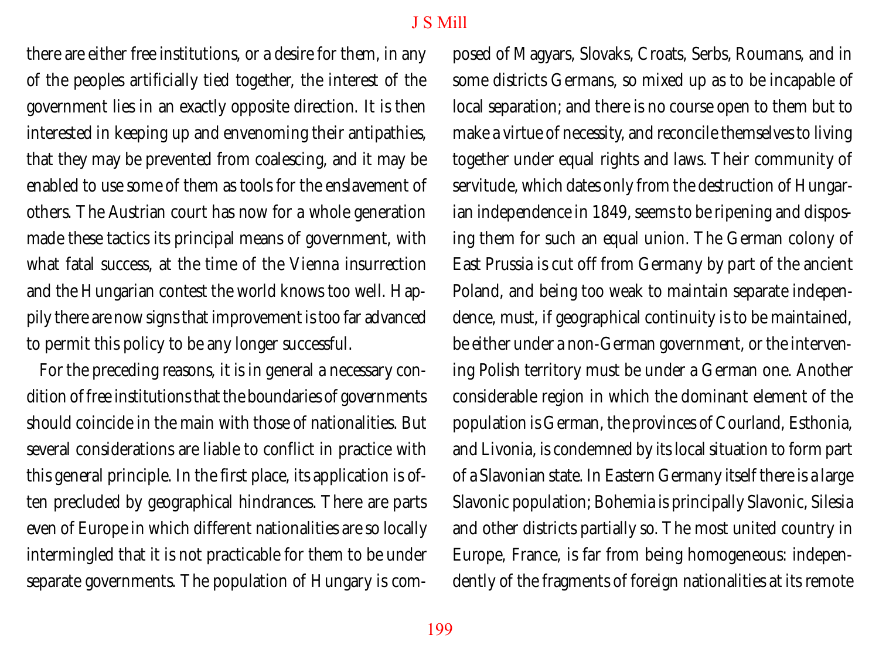there are either free institutions, or a desire for them, in any of the peoples artificially tied together, the interest of the government lies in an exactly opposite direction. It is then interested in keeping up and envenoming their antipathies, that they may be prevented from coalescing, and it may be enabled to use some of them as tools for the enslavement of others. The Austrian court has now for a whole generation made these tactics its principal means of government, with what fatal success, at the time of the Vienna insurrection and the Hungarian contest the world knows too well. Happily there are now signs that improvement is too far advanced to permit this policy to be any longer successful.

For the preceding reasons, it is in general a necessary condition of free institutions that the boundaries of governments should coincide in the main with those of nationalities. But several considerations are liable to conflict in practice with this general principle. In the first place, its application is often precluded by geographical hindrances. There are parts even of Europe in which different nationalities are so locally intermingled that it is not practicable for them to be under separate governments. The population of Hungary is composed of Magyars, Slovaks, Croats, Serbs, Roumans, and in some districts Germans, so mixed up as to be incapable of local separation; and there is no course open to them but to make a virtue of necessity, and reconcile themselves to living together under equal rights and laws. Their community of servitude, which dates only from the destruction of Hungarian independence in 1849, seems to be ripening and disposing them for such an equal union. The German colony of East Prussia is cut off from Germany by part of the ancient Poland, and being too weak to maintain separate independence, must, if geographical continuity is to be maintained, be either under a non-German government, or the intervening Polish territory must be under a German one. Another considerable region in which the dominant element of the population is German, the provinces of Courland, Esthonia, and Livonia, is condemned by its local situation to form part of a Slavonian state. In Eastern Germany itself there is a large Slavonic population; Bohemia is principally Slavonic, Silesia and other districts partially so. The most united country in Europe, France, is far from being homogeneous: independently of the fragments of foreign nationalities at its remote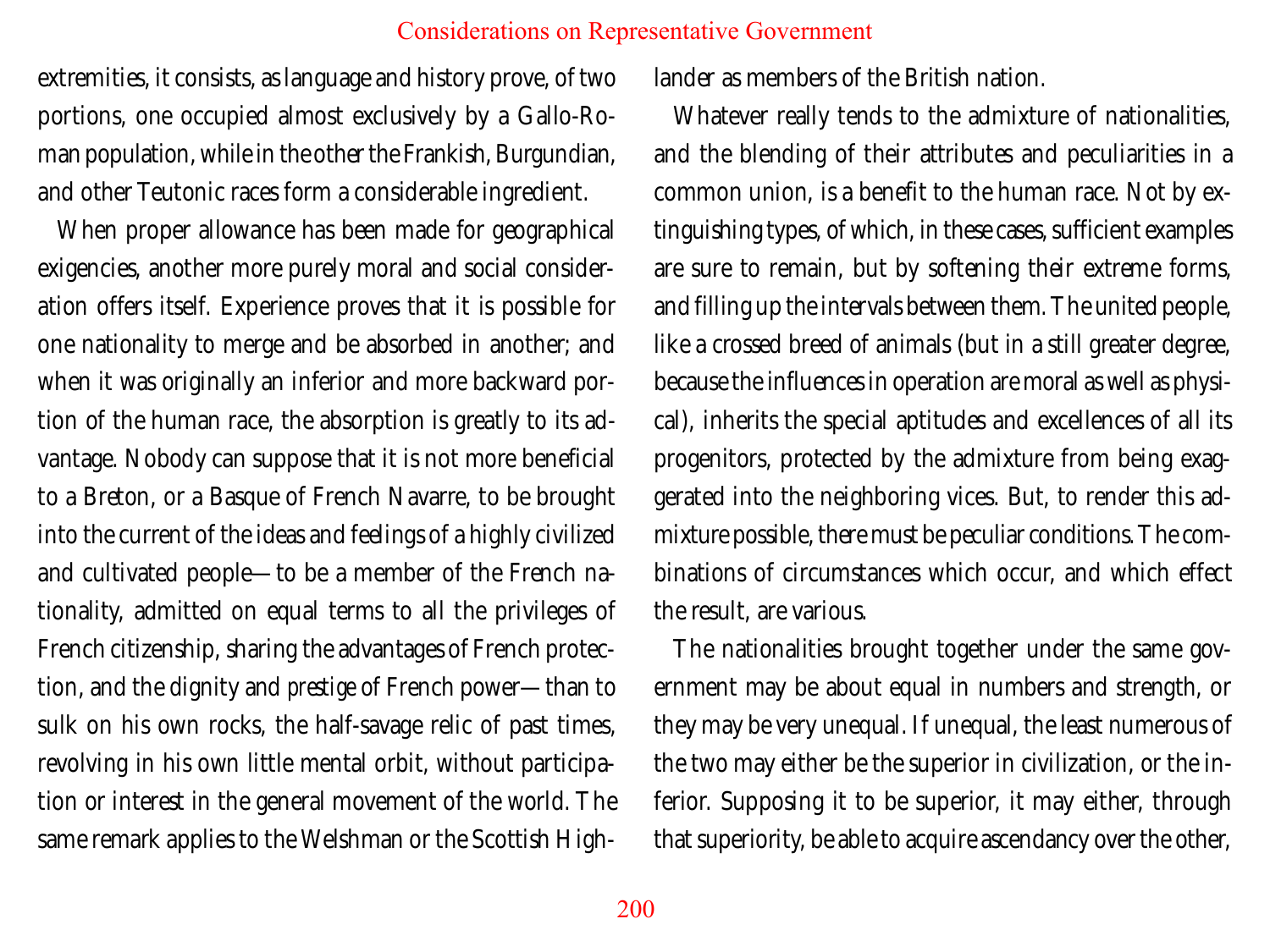extremities, it consists, as language and history prove, of two portions, one occupied almost exclusively by a Gallo-Roman population, while in the other the Frankish, Burgundian, and other Teutonic races form a considerable ingredient.

When proper allowance has been made for geographical exigencies, another more purely moral and social consideration offers itself. Experience proves that it is possible for one nationality to merge and be absorbed in another; and when it was originally an inferior and more backward portion of the human race, the absorption is greatly to its advantage. Nobody can suppose that it is not more beneficial to a Breton, or a Basque of French Navarre, to be brought into the current of the ideas and feelings of a highly civilized and cultivated people—to be a member of the French nationality, admitted on equal terms to all the privileges of French citizenship, sharing the advantages of French protection, and the dignity and *prestige* of French power—than to sulk on his own rocks, the half-savage relic of past times, revolving in his own little mental orbit, without participation or interest in the general movement of the world. The same remark applies to the Welshman or the Scottish Highlander as members of the British nation.

Whatever really tends to the admixture of nationalities, and the blending of their attributes and peculiarities in a common union, is a benefit to the human race. Not by extinguishing types, of which, in these cases, sufficient examples are sure to remain, but by softening their extreme forms, and filling up the intervals between them. The united people, like a crossed breed of animals (but in a still greater degree, because the influences in operation are moral as well as physical), inherits the special aptitudes and excellences of all its progenitors, protected by the admixture from being exaggerated into the neighboring vices. But, to render this admixture possible, there must be peculiar conditions. The combinations of circumstances which occur, and which effect the result, are various.

The nationalities brought together under the same government may be about equal in numbers and strength, or they may be very unequal. If unequal, the least numerous of the two may either be the superior in civilization, or the inferior. Supposing it to be superior, it may either, through that superiority, be able to acquire ascendancy over the other,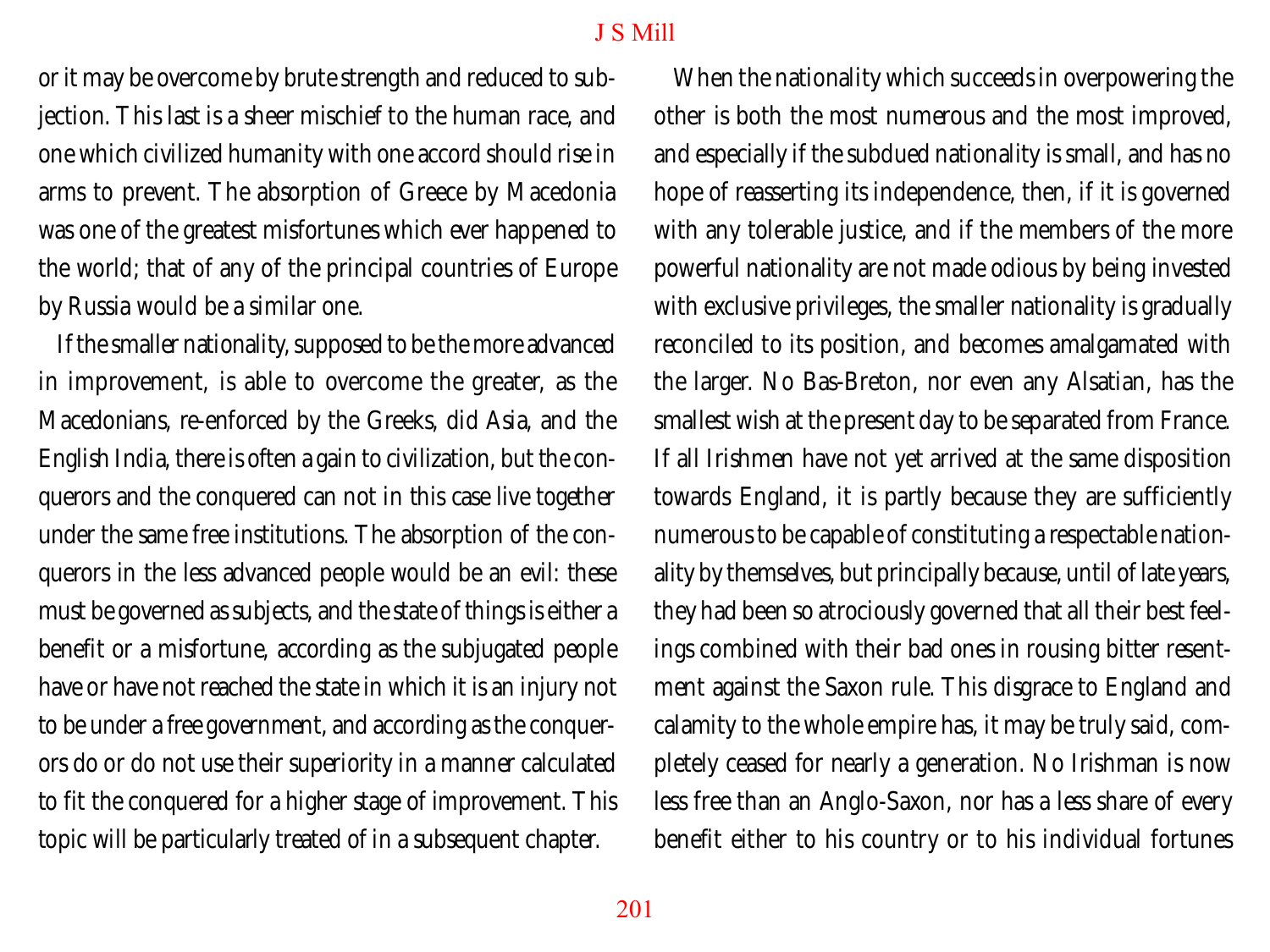or it may be overcome by brute strength and reduced to subjection. This last is a sheer mischief to the human race, and one which civilized humanity with one accord should rise in arms to prevent. The absorption of Greece by Macedonia was one of the greatest misfortunes which ever happened to the world; that of any of the principal countries of Europe by Russia would be a similar one.

If the smaller nationality, supposed to be the more advanced in improvement, is able to overcome the greater, as the Macedonians, re-enforced by the Greeks, did Asia, and the English India, there is often a gain to civilization, but the conquerors and the conquered can not in this case live together under the same free institutions. The absorption of the conquerors in the less advanced people would be an evil: these must be governed as subjects, and the state of things is either a benefit or a misfortune, according as the subjugated people have or have not reached the state in which it is an injury not to be under a free government, and according as the conquerors do or do not use their superiority in a manner calculated to fit the conquered for a higher stage of improvement. This topic will be particularly treated of in a subsequent chapter.

When the nationality which succeeds in overpowering the other is both the most numerous and the most improved, and especially if the subdued nationality is small, and has no hope of reasserting its independence, then, if it is governed with any tolerable justice, and if the members of the more powerful nationality are not made odious by being invested with exclusive privileges, the smaller nationality is gradually reconciled to its position, and becomes amalgamated with the larger. No Bas-Breton, nor even any Alsatian, has the smallest wish at the present day to be separated from France. If all Irishmen have not yet arrived at the same disposition towards England, it is partly because they are sufficiently numerous to be capable of constituting a respectable nationality by themselves, but principally because, until of late years, they had been so atrociously governed that all their best feelings combined with their bad ones in rousing bitter resentment against the Saxon rule. This disgrace to England and calamity to the whole empire has, it may be truly said, completely ceased for nearly a generation. No Irishman is now less free than an Anglo-Saxon, nor has a less share of every benefit either to his country or to his individual fortunes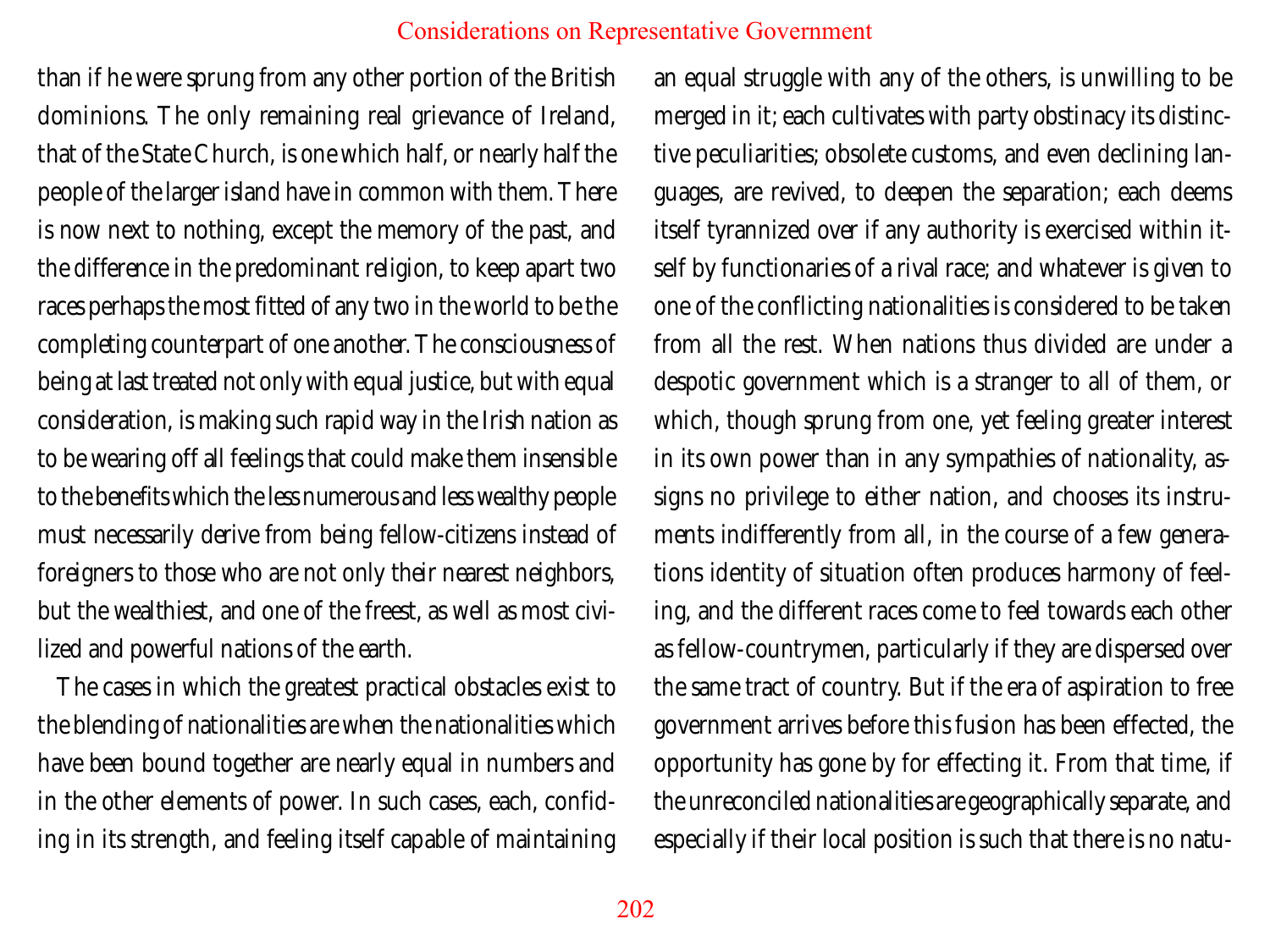than if he were sprung from any other portion of the British dominions. The only remaining real grievance of Ireland, that of the State Church, is one which half, or nearly half the people of the larger island have in common with them. There is now next to nothing, except the memory of the past, and the difference in the predominant religion, to keep apart two races perhaps the most fitted of any two in the world to be the completing counterpart of one another. The consciousness of being at last treated not only with equal justice, but with equal consideration, is making such rapid way in the Irish nation as to be wearing off all feelings that could make them insensible to the benefits which the less numerous and less wealthy people must necessarily derive from being fellow-citizens instead of foreigners to those who are not only their nearest neighbors, but the wealthiest, and one of the freest, as well as most civilized and powerful nations of the earth.

The cases in which the greatest practical obstacles exist to the blending of nationalities are when the nationalities which have been bound together are nearly equal in numbers and in the other elements of power. In such cases, each, confiding in its strength, and feeling itself capable of maintaining an equal struggle with any of the others, is unwilling to be merged in it; each cultivates with party obstinacy its distinctive peculiarities; obsolete customs, and even declining languages, are revived, to deepen the separation; each deems itself tyrannized over if any authority is exercised within itself by functionaries of a rival race; and whatever is given to one of the conflicting nationalities is considered to be taken from all the rest. When nations thus divided are under a despotic government which is a stranger to all of them, or which, though sprung from one, yet feeling greater interest in its own power than in any sympathies of nationality, assigns no privilege to either nation, and chooses its instruments indifferently from all, in the course of a few generations identity of situation often produces harmony of feeling, and the different races come to feel towards each other as fellow-countrymen, particularly if they are dispersed over the same tract of country. But if the era of aspiration to free government arrives before this fusion has been effected, the opportunity has gone by for effecting it. From that time, if the unreconciled nationalities are geographically separate, and especially if their local position is such that there is no natu-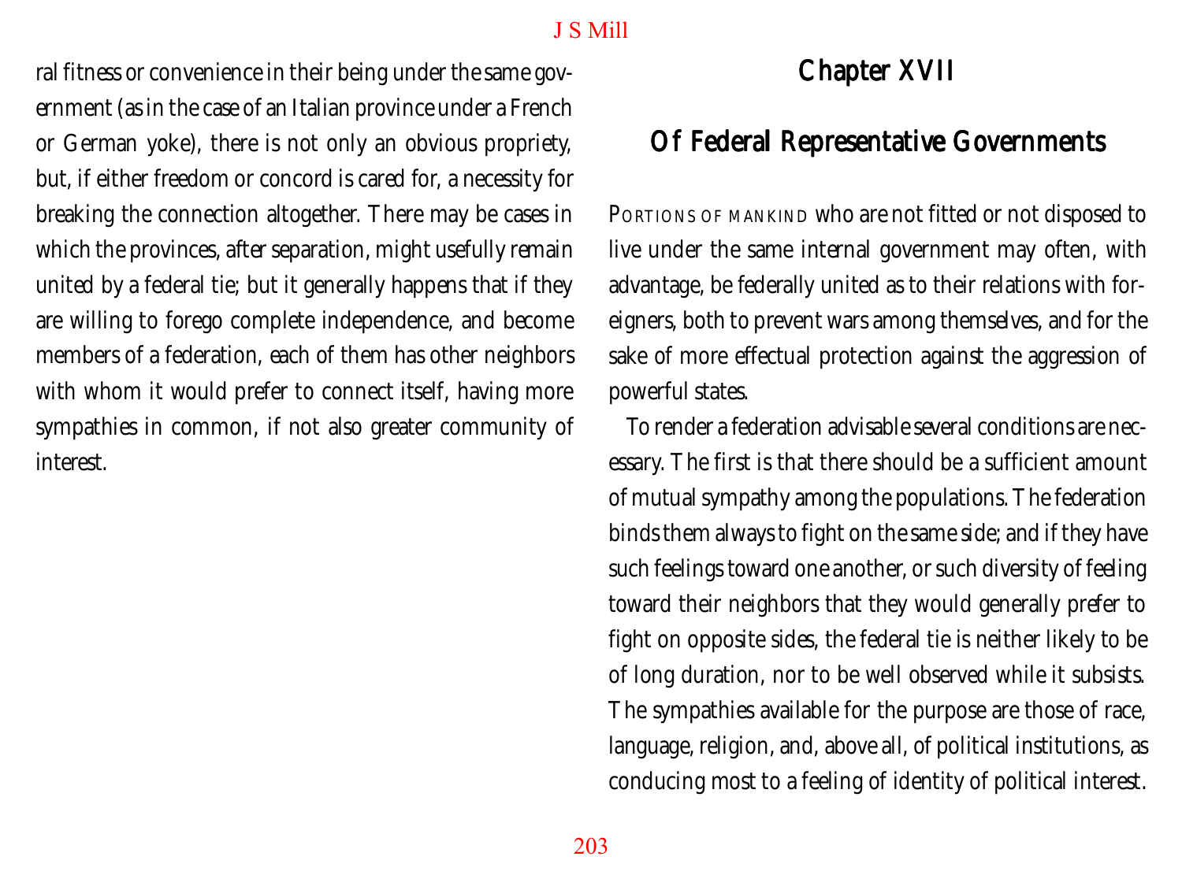ral fitness or convenience in their being under the same government (as in the case of an Italian province under a French or German yoke), there is not only an obvious propriety, but, if either freedom or concord is cared for, a necessity for breaking the connection altogether. There may be cases in which the provinces, after separation, might usefully remain united by a federal tie; but it generally happens that if they are willing to forego complete independence, and become members of a federation, each of them has other neighbors with whom it would prefer to connect itself, having more sympathies in common, if not also greater community of interest.

# Chapter XVII

## Of Federal Representative Governments

Portions of mankind who are not fitted or not disposed to live under the same internal government may often, with advantage, be federally united as to their relations with foreigners, both to prevent wars among themselves, and for the sake of more effectual protection against the aggression of powerful states.

To render a federation advisable several conditions are necessary. The first is that there should be a sufficient amount of mutual sympathy among the populations. The federation binds them always to fight on the same side; and if they have such feelings toward one another, or such diversity of feeling toward their neighbors that they would generally prefer to fight on opposite sides, the federal tie is neither likely to be of long duration, nor to be well observed while it subsists. The sympathies available for the purpose are those of race, language, religion, and, above all, of political institutions, as conducing most to a feeling of identity of political interest.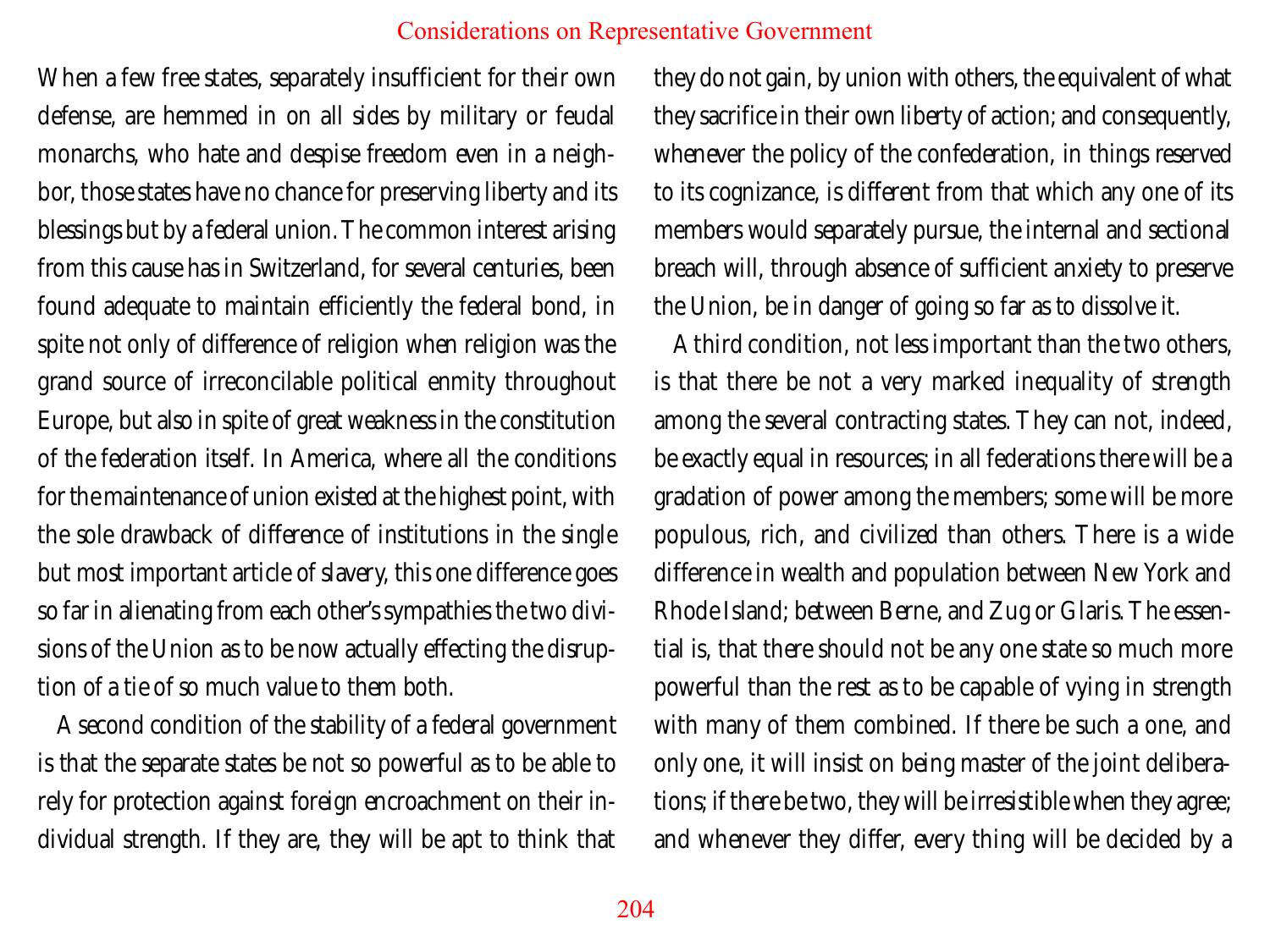When a few free states, separately insufficient for their own defense, are hemmed in on all sides by military or feudal monarchs, who hate and despise freedom even in a neighbor, those states have no chance for preserving liberty and its blessings but by a federal union. The common interest arising from this cause has in Switzerland, for several centuries, been found adequate to maintain efficiently the federal bond, in spite not only of difference of religion when religion was the grand source of irreconcilable political enmity throughout Europe, but also in spite of great weakness in the constitution of the federation itself. In America, where all the conditions for the maintenance of union existed at the highest point, with the sole drawback of difference of institutions in the single but most important article of slavery, this one difference goes so far in alienating from each other's sympathies the two divisions of the Union as to be now actually effecting the disruption of a tie of so much value to them both.

A second condition of the stability of a federal government is that the separate states be not so powerful as to be able to rely for protection against foreign encroachment on their individual strength. If they are, they will be apt to think that they do not gain, by union with others, the equivalent of what they sacrifice in their own liberty of action; and consequently, whenever the policy of the confederation, in things reserved to its cognizance, is different from that which any one of its members would separately pursue, the internal and sectional breach will, through absence of sufficient anxiety to preserve the Union, be in danger of going so far as to dissolve it.

A third condition, not less important than the two others, is that there be not a very marked inequality of strength among the several contracting states. They can not, indeed, be exactly equal in resources; in all federations there will be a gradation of power among the members; some will be more populous, rich, and civilized than others. There is a wide difference in wealth and population between New York and Rhode Island; between Berne, and Zug or Glaris. The essential is, that there should not be any one state so much more powerful than the rest as to be capable of vying in strength with many of them combined. If there be such a one, and only one, it will insist on being master of the joint deliberations; if there be two, they will be irresistible when they agree; and whenever they differ, every thing will be decided by a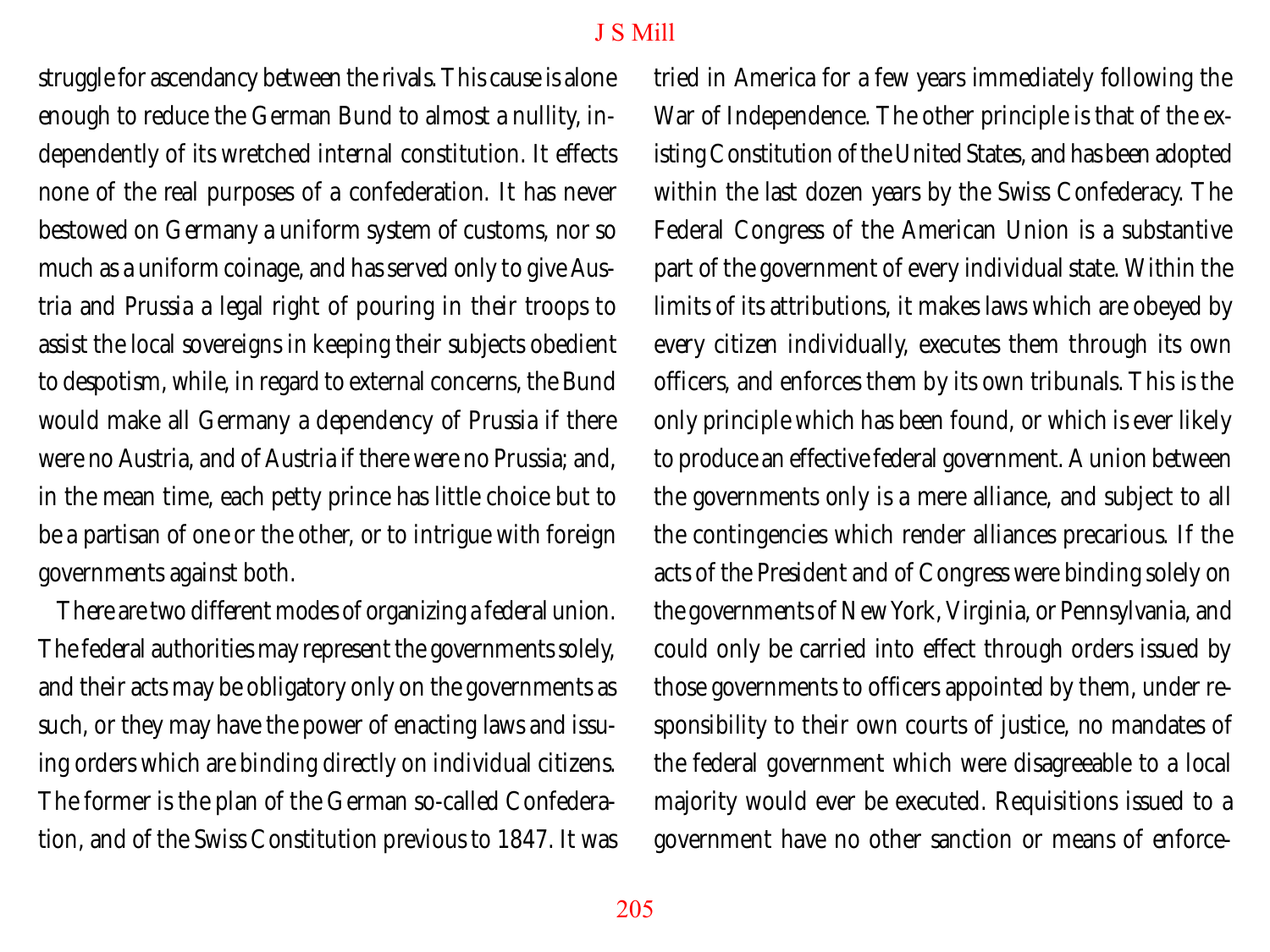struggle for ascendancy between the rivals. This cause is alone enough to reduce the German Bund to almost a nullity, independently of its wretched internal constitution. It effects none of the real purposes of a confederation. It has never bestowed on Germany a uniform system of customs, nor so much as a uniform coinage, and has served only to give Austria and Prussia a legal right of pouring in their troops to assist the local sovereigns in keeping their subjects obedient to despotism, while, in regard to external concerns, the Bund would make all Germany a dependency of Prussia if there were no Austria, and of Austria if there were no Prussia; and, in the mean time, each petty prince has little choice but to be a partisan of one or the other, or to intrigue with foreign governments against both.

There are two different modes of organizing a federal union. The federal authorities may represent the governments solely, and their acts may be obligatory only on the governments as such, or they may have the power of enacting laws and issuing orders which are binding directly on individual citizens. The former is the plan of the German so-called Confederation, and of the Swiss Constitution previous to 1847. It was tried in America for a few years immediately following the War of Independence. The other principle is that of the existing Constitution of the United States, and has been adopted within the last dozen years by the Swiss Confederacy. The Federal Congress of the American Union is a substantive part of the government of every individual state. Within the limits of its attributions, it makes laws which are obeyed by every citizen individually, executes them through its own officers, and enforces them by its own tribunals. This is the only principle which has been found, or which is ever likely to produce an effective federal government. A union between the governments only is a mere alliance, and subject to all the contingencies which render alliances precarious. If the acts of the President and of Congress were binding solely on the governments of New York, Virginia, or Pennsylvania, and could only be carried into effect through orders issued by those governments to officers appointed by them, under responsibility to their own courts of justice, no mandates of the federal government which were disagreeable to a local majority would ever be executed. Requisitions issued to a government have no other sanction or means of enforce-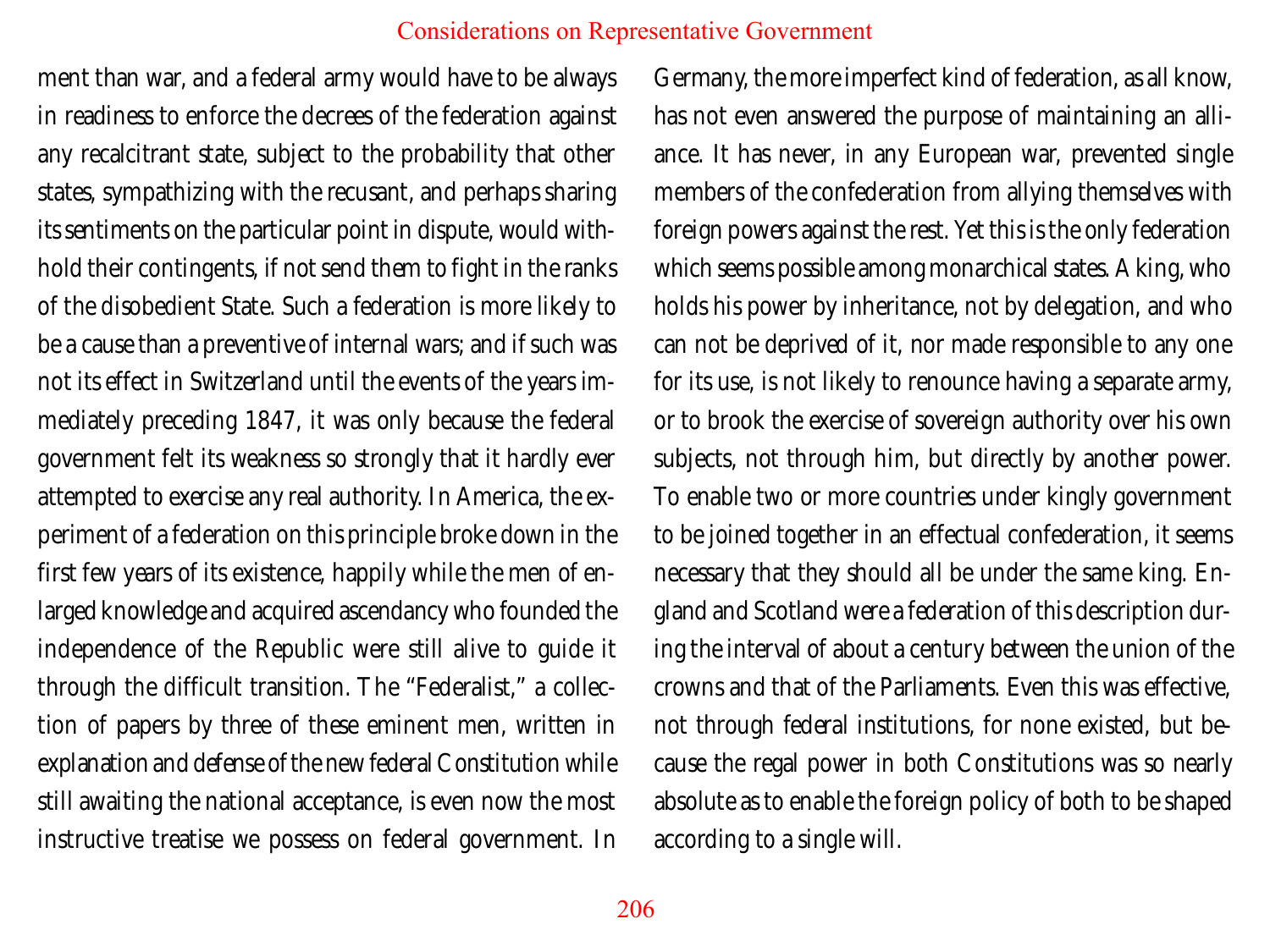ment than war, and a federal army would have to be always in readiness to enforce the decrees of the federation against any recalcitrant state, subject to the probability that other states, sympathizing with the recusant, and perhaps sharing its sentiments on the particular point in dispute, would withhold their contingents, if not send them to fight in the ranks of the disobedient State. Such a federation is more likely to be a cause than a preventive of internal wars; and if such was not its effect in Switzerland until the events of the years immediately preceding 1847, it was only because the federal government felt its weakness so strongly that it hardly ever attempted to exercise any real authority. In America, the experiment of a federation on this principle broke down in the first few years of its existence, happily while the men of enlarged knowledge and acquired ascendancy who founded the independence of the Republic were still alive to guide it through the difficult transition. The "Federalist," a collection of papers by three of these eminent men, written in explanation and defense of the new federal Constitution while still awaiting the national acceptance, is even now the most instructive treatise we possess on federal government. In Germany, the more imperfect kind of federation, as all know, has not even answered the purpose of maintaining an alliance. It has never, in any European war, prevented single members of the confederation from allying themselves with foreign powers against the rest. Yet this is the only federation which seems possible among monarchical states. A king, who holds his power by inheritance, not by delegation, and who can not be deprived of it, nor made responsible to any one for its use, is not likely to renounce having a separate army, or to brook the exercise of sovereign authority over his own subjects, not through him, but directly by another power. To enable two or more countries under kingly government to be joined together in an effectual confederation, it seems necessary that they should all be under the same king. England and Scotland were a federation of this description during the interval of about a century between the union of the crowns and that of the Parliaments. Even this was effective, not through federal institutions, for none existed, but because the regal power in both Constitutions was so nearly absolute as to enable the foreign policy of both to be shaped according to a single will.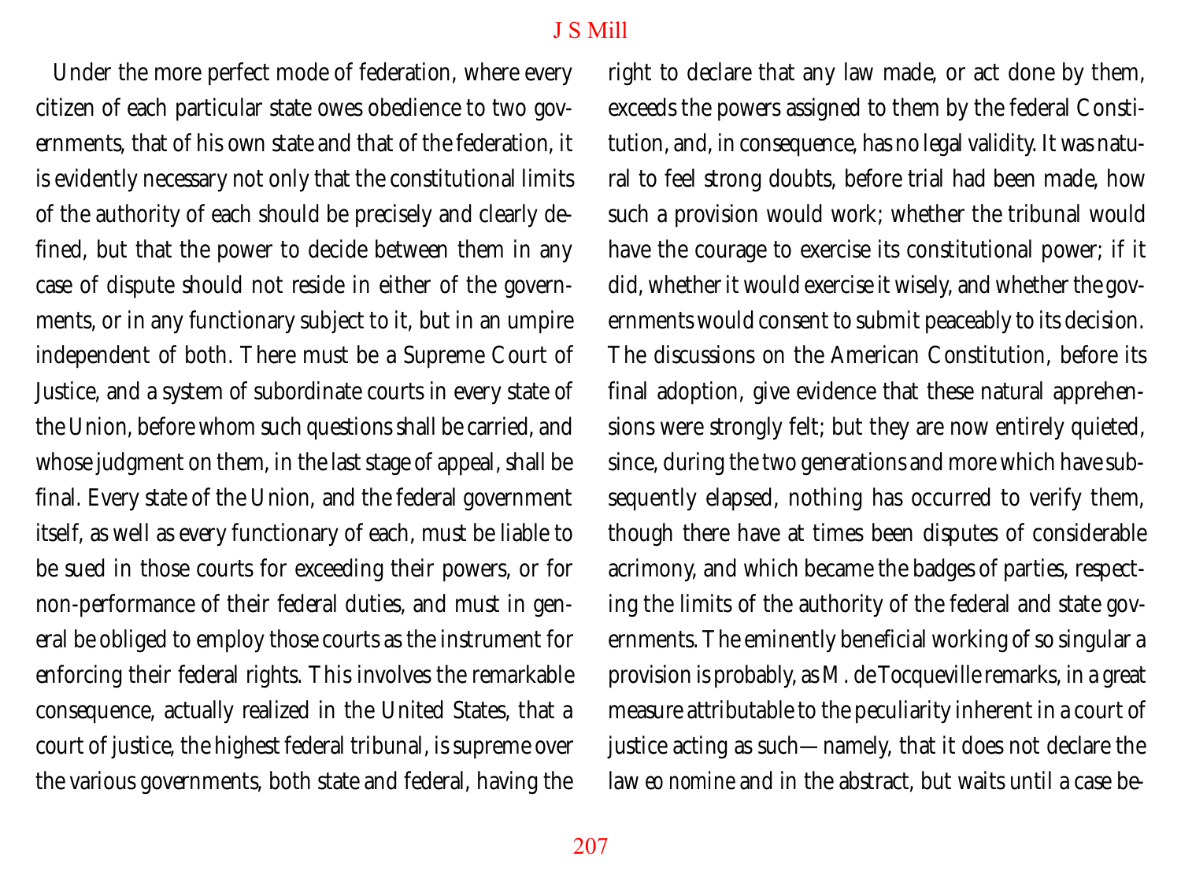Under the more perfect mode of federation, where every citizen of each particular state owes obedience to two governments, that of his own state and that of the federation, it is evidently necessary not only that the constitutional limits of the authority of each should be precisely and clearly defined, but that the power to decide between them in any case of dispute should not reside in either of the governments, or in any functionary subject to it, but in an umpire independent of both. There must be a Supreme Court of Justice, and a system of subordinate courts in every state of the Union, before whom such questions shall be carried, and whose judgment on them, in the last stage of appeal, shall be final. Every state of the Union, and the federal government itself, as well as every functionary of each, must be liable to be sued in those courts for exceeding their powers, or for non-performance of their federal duties, and must in general be obliged to employ those courts as the instrument for enforcing their federal rights. This involves the remarkable consequence, actually realized in the United States, that a court of justice, the highest federal tribunal, is supreme over the various governments, both state and federal, having the right to declare that any law made, or act done by them, exceeds the powers assigned to them by the federal Constitution, and, in consequence, has no legal validity. It was natural to feel strong doubts, before trial had been made, how such a provision would work; whether the tribunal would have the courage to exercise its constitutional power; if it did, whether it would exercise it wisely, and whether the governments would consent to submit peaceably to its decision. The discussions on the American Constitution, before its final adoption, give evidence that these natural apprehensions were strongly felt; but they are now entirely quieted, since, during the two generations and more which have subsequently elapsed, nothing has occurred to verify them, though there have at times been disputes of considerable acrimony, and which became the badges of parties, respecting the limits of the authority of the federal and state governments. The eminently beneficial working of so singular a provision is probably, as M. de Tocqueville remarks, in a great measure attributable to the peculiarity inherent in a court of justice acting as such—namely, that it does not declare the law *eo nomine* and in the abstract, but waits until a case be-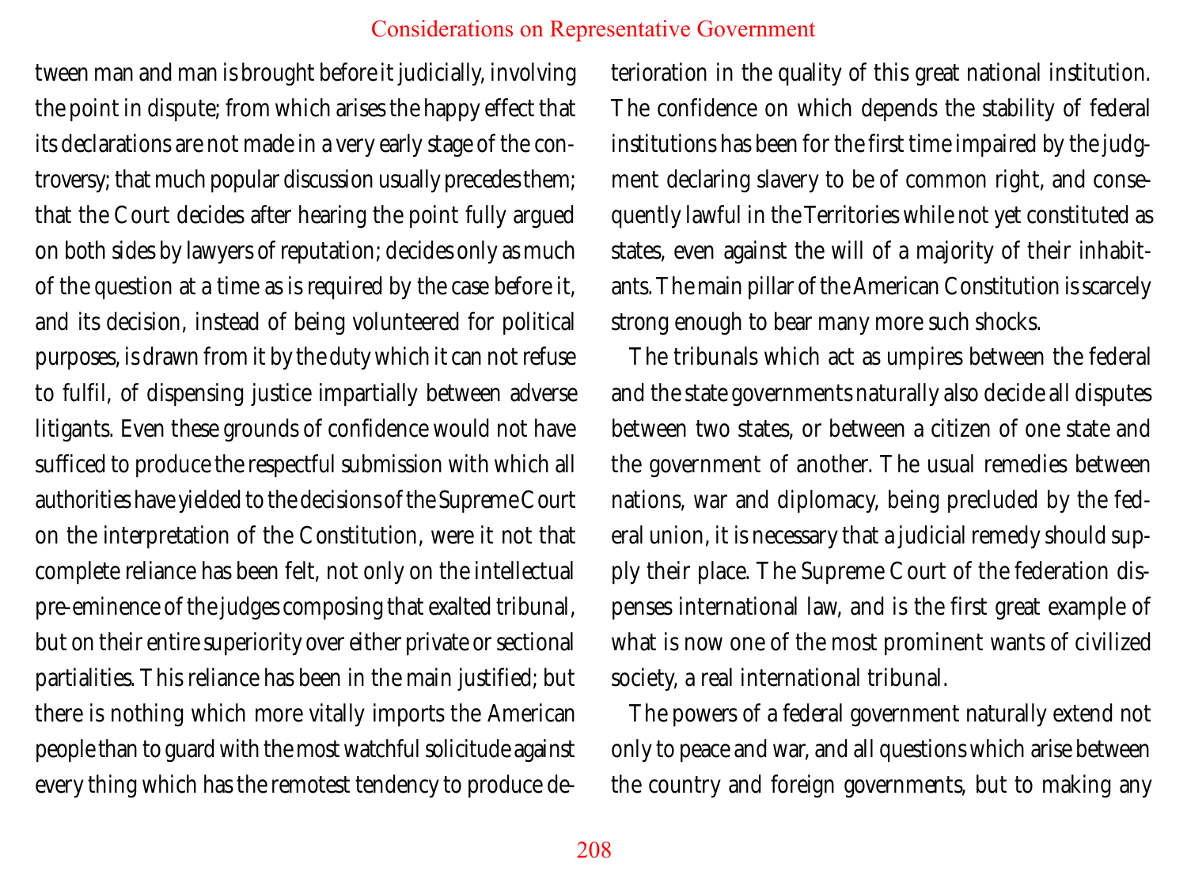tween man and man is brought before it judicially, involving the point in dispute; from which arises the happy effect that its declarations are not made in a very early stage of the controversy; that much popular discussion usually precedes them; that the Court decides after hearing the point fully argued on both sides by lawyers of reputation; decides only as much of the question at a time as is required by the case before it, and its decision, instead of being volunteered for political purposes, is drawn from it by the duty which it can not refuse to fulfil, of dispensing justice impartially between adverse litigants. Even these grounds of confidence would not have sufficed to produce the respectful submission with which all authorities have yielded to the decisions of the Supreme Court on the interpretation of the Constitution, were it not that complete reliance has been felt, not only on the intellectual pre-eminence of the judges composing that exalted tribunal, but on their entire superiority over either private or sectional partialities. This reliance has been in the main justified; but there is nothing which more vitally imports the American people than to guard with the most watchful solicitude against every thing which has the remotest tendency to produce deterioration in the quality of this great national institution. The confidence on which depends the stability of federal institutions has been for the first time impaired by the judgment declaring slavery to be of common right, and consequently lawful in the Territories while not yet constituted as states, even against the will of a majority of their inhabitants. The main pillar of the American Constitution is scarcely strong enough to bear many more such shocks.

The tribunals which act as umpires between the federal and the state governments naturally also decide all disputes between two states, or between a citizen of one state and the government of another. The usual remedies between nations, war and diplomacy, being precluded by the federal union, it is necessary that a judicial remedy should supply their place. The Supreme Court of the federation dispenses international law, and is the first great example of what is now one of the most prominent wants of civilized society, a real international tribunal.

The powers of a federal government naturally extend not only to peace and war, and all questions which arise between the country and foreign governments, but to making any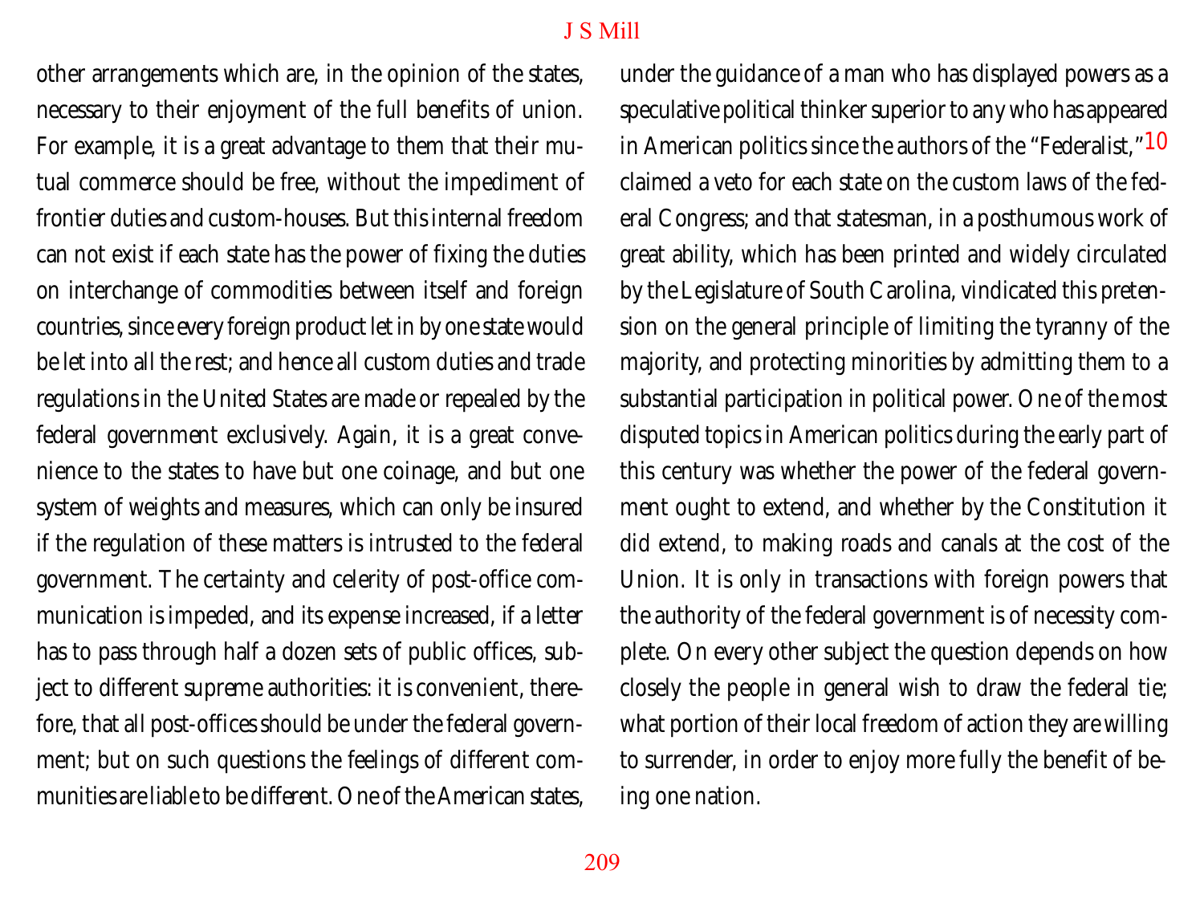other arrangements which are, in the opinion of the states, necessary to their enjoyment of the full benefits of union. For example, it is a great advantage to them that their mutual commerce should be free, without the impediment of frontier duties and custom-houses. But this internal freedom can not exist if each state has the power of fixing the duties on interchange of commodities between itself and foreign countries, since every foreign product let in by one state would be let into all the rest; and hence all custom duties and trade regulations in the United States are made or repealed by the federal government exclusively. Again, it is a great convenience to the states to have but one coinage, and but one system of weights and measures, which can only be insured if the regulation of these matters is intrusted to the federal government. The certainty and celerity of post-office communication is impeded, and its expense increased, if a letter has to pass through half a dozen sets of public offices, subject to different supreme authorities: it is convenient, therefore, that all post-offices should be under the federal government; but on such questions the feelings of different communities are liable to be different. One of the American states, under the guidance of a man who has displayed powers as a speculative political thinker superior to any who has appeared in American politics since the authors of the "Federalist,"[10] claimed a veto for each state on the custom laws of the federal Congress; and that statesman, in a posthumous work of great ability, which has been printed and widely circulated by the Legislature of South Carolina, vindicated this pretension on the general principle of limiting the tyranny of the majority, and protecting minorities by admitting them to a substantial participation in political power. One of the most disputed topics in American politics during the early part of this century was whether the power of the federal government ought to extend, and whether by the Constitution it did extend, to making roads and canals at the cost of the Union. It is only in transactions with foreign powers that the authority of the federal government is of necessity complete. On every other subject the question depends on how closely the people in general wish to draw the federal tie; what portion of their local freedom of action they are willing to surrender, in order to enjoy more fully the benefit of being one nation.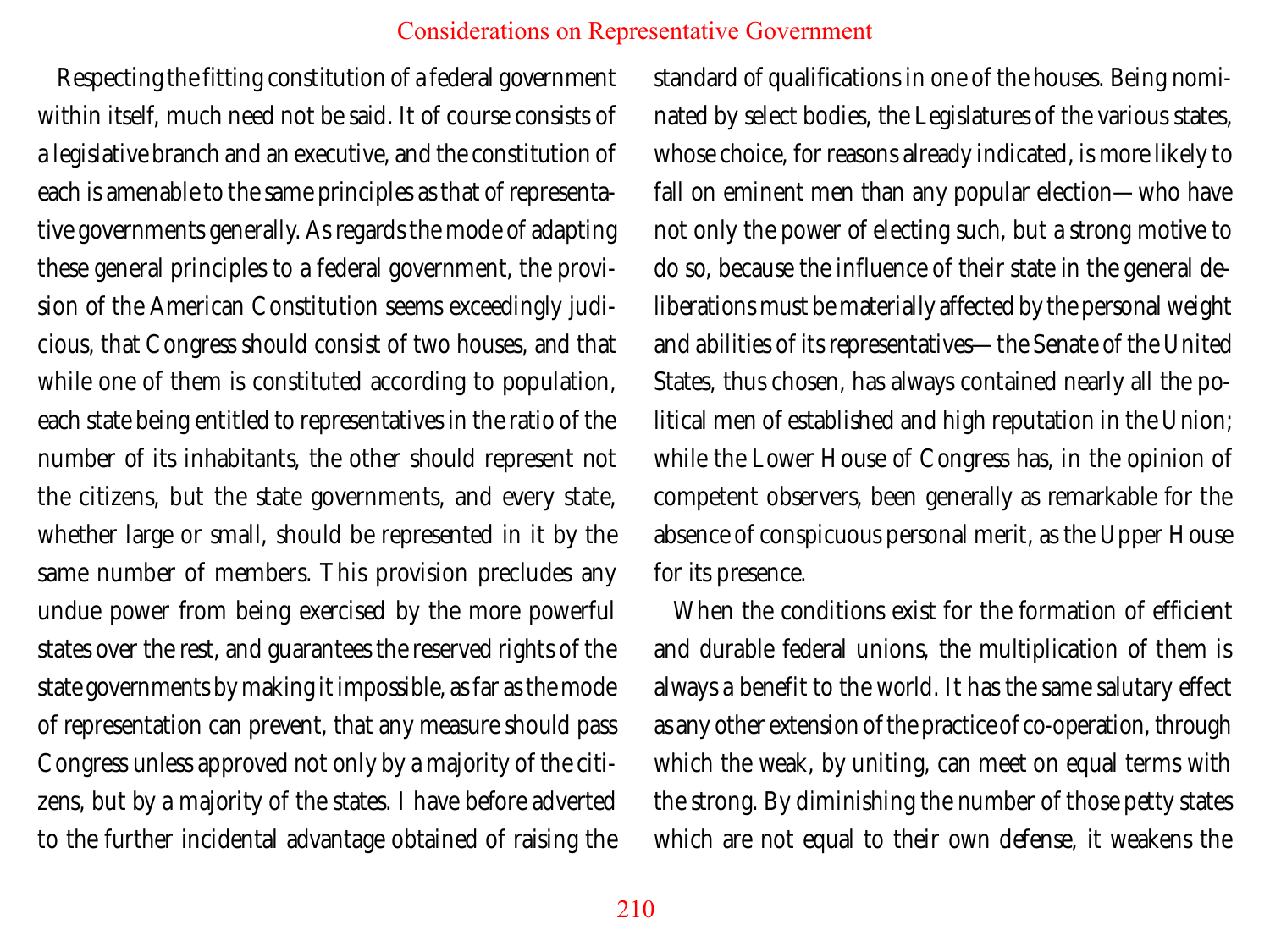Respecting the fitting constitution of a federal government within itself, much need not be said. It of course consists of a legislative branch and an executive, and the constitution of each is amenable to the same principles as that of representative governments generally. As regards the mode of adapting these general principles to a federal government, the provision of the American Constitution seems exceedingly judicious, that Congress should consist of two houses, and that while one of them is constituted according to population, each state being entitled to representatives in the ratio of the number of its inhabitants, the other should represent not the citizens, but the state governments, and every state, whether large or small, should be represented in it by the same number of members. This provision precludes any undue power from being exercised by the more powerful states over the rest, and guarantees the reserved rights of the state governments by making it impossible, as far as the mode of representation can prevent, that any measure should pass Congress unless approved not only by a majority of the citizens, but by a majority of the states. I have before adverted to the further incidental advantage obtained of raising the standard of qualifications in one of the houses. Being nominated by select bodies, the Legislatures of the various states, whose choice, for reasons already indicated, is more likely to fall on eminent men than any popular election—who have not only the power of electing such, but a strong motive to do so, because the influence of their state in the general deliberations must be materially affected by the personal weight and abilities of its representatives—the Senate of the United States, thus chosen, has always contained nearly all the political men of established and high reputation in the Union; while the Lower House of Congress has, in the opinion of competent observers, been generally as remarkable for the absence of conspicuous personal merit, as the Upper House for its presence.

When the conditions exist for the formation of efficient and durable federal unions, the multiplication of them is always a benefit to the world. It has the same salutary effect as any other extension of the practice of co-operation, through which the weak, by uniting, can meet on equal terms with the strong. By diminishing the number of those petty states which are not equal to their own defense, it weakens the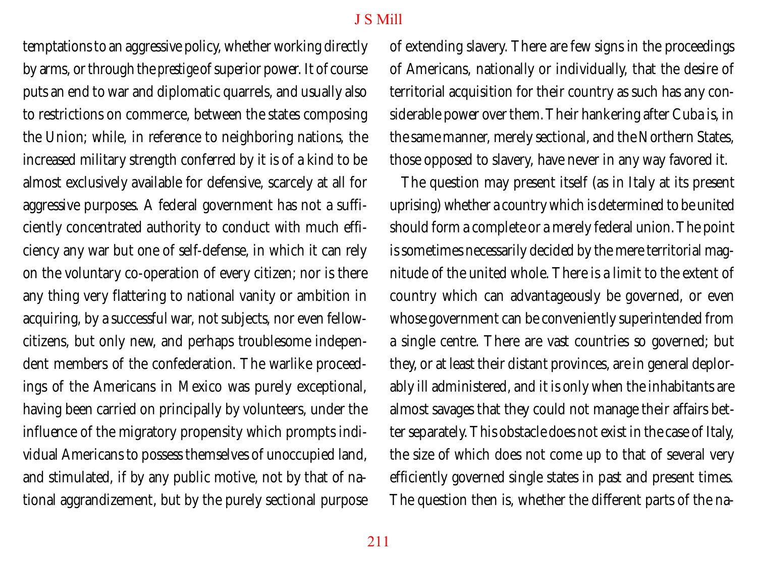temptations to an aggressive policy, whether working directly by arms, or through the *prestige* of superior power. It of course puts an end to war and diplomatic quarrels, and usually also to restrictions on commerce, between the states composing the Union; while, in reference to neighboring nations, the increased military strength conferred by it is of a kind to be almost exclusively available for defensive, scarcely at all for aggressive purposes. A federal government has not a sufficiently concentrated authority to conduct with much efficiency any war but one of self-defense, in which it can rely on the voluntary co-operation of every citizen; nor is there any thing very flattering to national vanity or ambition in acquiring, by a successful war, not subjects, nor even fellow-citizens, but only new, and perhaps troublesome independent members of the confederation. The warlike proceedings of the Americans in Mexico was purely exceptional, having been carried on principally by volunteers, under the influence of the migratory propensity which prompts individual Americans to possess themselves of unoccupied land, and stimulated, if by any public motive, not by that of national aggrandizement, but by the purely sectional purpose of extending slavery. There are few signs in the proceedings of Americans, nationally or individually, that the desire of territorial acquisition for their country as such has any considerable power over them. Their hankering after Cuba is, in the same manner, merely sectional, and the Northern States, those opposed to slavery, have never in any way favored it.

The question may present itself (as in Italy at its present uprising) whether a country which is determined to be united should form a complete or a merely federal union. The point is sometimes necessarily decided by the mere territorial magnitude of the united whole. There is a limit to the extent of country which can advantageously be governed, or even whose government can be conveniently superintended from a single centre. There are vast countries so governed; but they, or at least their distant provinces, are in general deplorably ill administered, and it is only when the inhabitants are almost savages that they could not manage their affairs better separately. This obstacle does not exist in the case of Italy, the size of which does not come up to that of several very efficiently governed single states in past and present times. The question then is, whether the different parts of the na-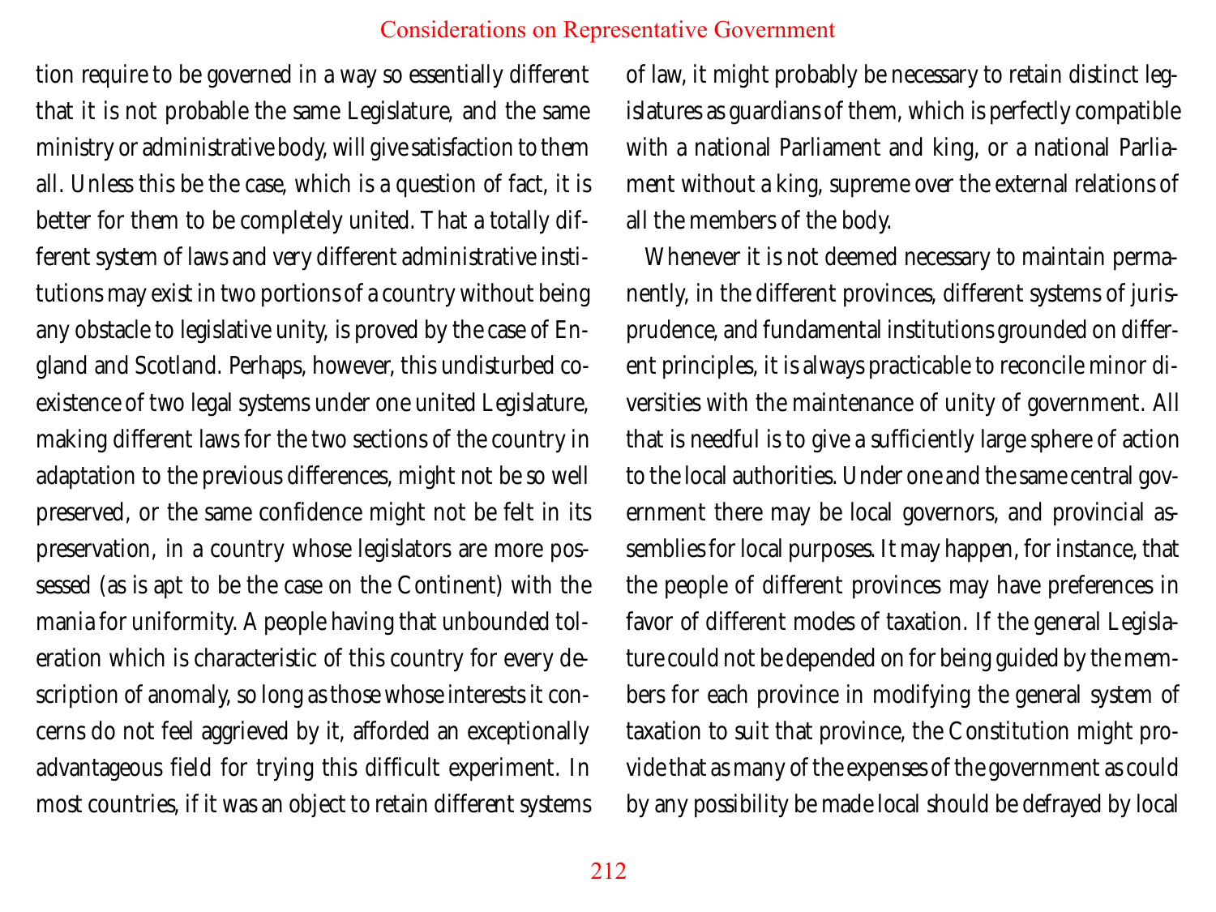tion require to be governed in a way so essentially different that it is not probable the same Legislature, and the same ministry or administrative body, will give satisfaction to them all. Unless this be the case, which is a question of fact, it is better for them to be completely united. That a totally different system of laws and very different administrative institutions may exist in two portions of a country without being any obstacle to legislative unity, is proved by the case of England and Scotland. Perhaps, however, this undisturbed coexistence of two legal systems under one united Legislature, making different laws for the two sections of the country in adaptation to the previous differences, might not be so well preserved, or the same confidence might not be felt in its preservation, in a country whose legislators are more possessed (as is apt to be the case on the Continent) with the mania for uniformity. A people having that unbounded toleration which is characteristic of this country for every description of anomaly, so long as those whose interests it concerns do not feel aggrieved by it, afforded an exceptionally advantageous field for trying this difficult experiment. In most countries, if it was an object to retain different systems of law, it might probably be necessary to retain distinct legislatures as guardians of them, which is perfectly compatible with a national Parliament and king, or a national Parliament without a king, supreme over the external relations of all the members of the body.

Whenever it is not deemed necessary to maintain permanently, in the different provinces, different systems of jurisprudence, and fundamental institutions grounded on different principles, it is always practicable to reconcile minor diversities with the maintenance of unity of government. All that is needful is to give a sufficiently large sphere of action to the local authorities. Under one and the same central government there may be local governors, and provincial assemblies for local purposes. It may happen, for instance, that the people of different provinces may have preferences in favor of different modes of taxation. If the general Legislature could not be depended on for being guided by the members for each province in modifying the general system of taxation to suit that province, the Constitution might provide that as many of the expenses of the government as could by any possibility be made local should be defrayed by local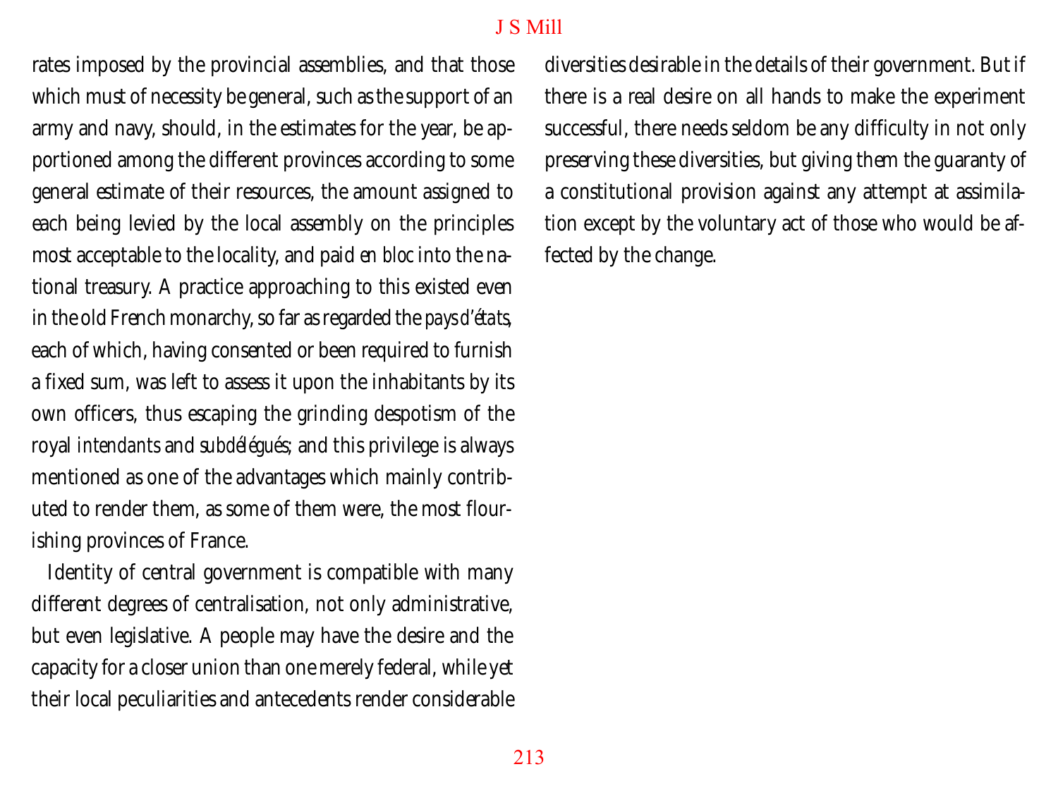rates imposed by the provincial assemblies, and that those which must of necessity be general, such as the support of an army and navy, should, in the estimates for the year, be apportioned among the different provinces according to some general estimate of their resources, the amount assigned to each being levied by the local assembly on the principles most acceptable to the locality, and paid *en bloc* into the national treasury. A practice approaching to this existed even in the old French monarchy, so far as regarded the *pays d'états*, each of which, having consented or been required to furnish a fixed sum, was left to assess it upon the inhabitants by its own officers, thus escaping the grinding despotism of the royal *intendants* and *subdélégués*; and this privilege is always mentioned as one of the advantages which mainly contributed to render them, as some of them were, the most flourishing provinces of France.

Identity of central government is compatible with many different degrees of centralisation, not only administrative, but even legislative. A people may have the desire and the capacity for a closer union than one merely federal, while yet their local peculiarities and antecedents render considerable diversities desirable in the details of their government. But if there is a real desire on all hands to make the experiment successful, there needs seldom be any difficulty in not only preserving these diversities, but giving them the guaranty of a constitutional provision against any attempt at assimilation except by the voluntary act of those who would be affected by the change.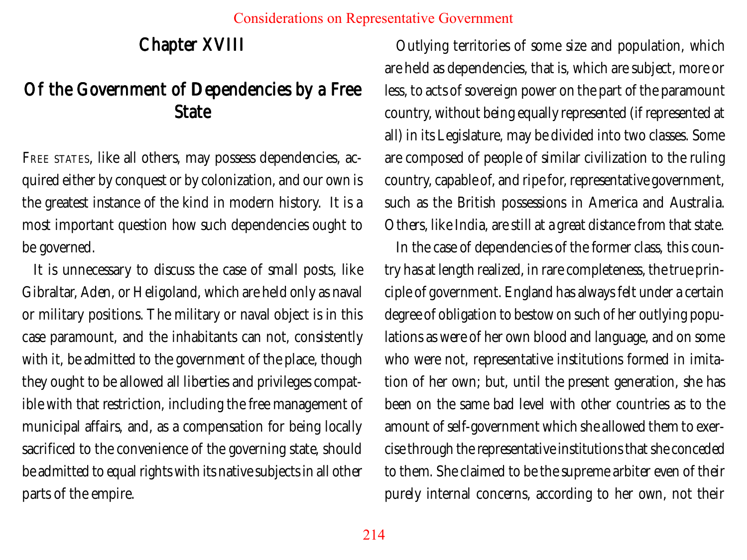## Chapter XVIII

## Of the Government of Dependencies by a Free State

FREE STATES, like all others, may possess dependencies, acquired either by conquest or by colonization, and our own is the greatest instance of the kind in modern history. It is a most important question how such dependencies ought to be governed.

It is unnecessary to discuss the case of small posts, like Gibraltar, Aden, or Heligoland, which are held only as naval or military positions. The military or naval object is in this case paramount, and the inhabitants can not, consistently with it, be admitted to the government of the place, though they ought to be allowed all liberties and privileges compatible with that restriction, including the free management of municipal affairs, and, as a compensation for being locally sacrificed to the convenience of the governing state, should be admitted to equal rights with its native subjects in all other parts of the empire.

Outlying territories of some size and population, which are held as dependencies, that is, which are subject, more or less, to acts of sovereign power on the part of the paramount country, without being equally represented (if represented at all) in its Legislature, may be divided into two classes. Some are composed of people of similar civilization to the ruling country, capable of, and ripe for, representative government, such as the British possessions in America and Australia. Others, like India, are still at a great distance from that state.

In the case of dependencies of the former class, this country has at length realized, in rare completeness, the true principle of government. England has always felt under a certain degree of obligation to bestow on such of her outlying populations as were of her own blood and language, and on some who were not, representative institutions formed in imitation of her own; but, until the present generation, she has been on the same bad level with other countries as to the amount of self-government which she allowed them to exercise through the representative institutions that she conceded to them. She claimed to be the supreme arbiter even of their purely internal concerns, according to her own, not their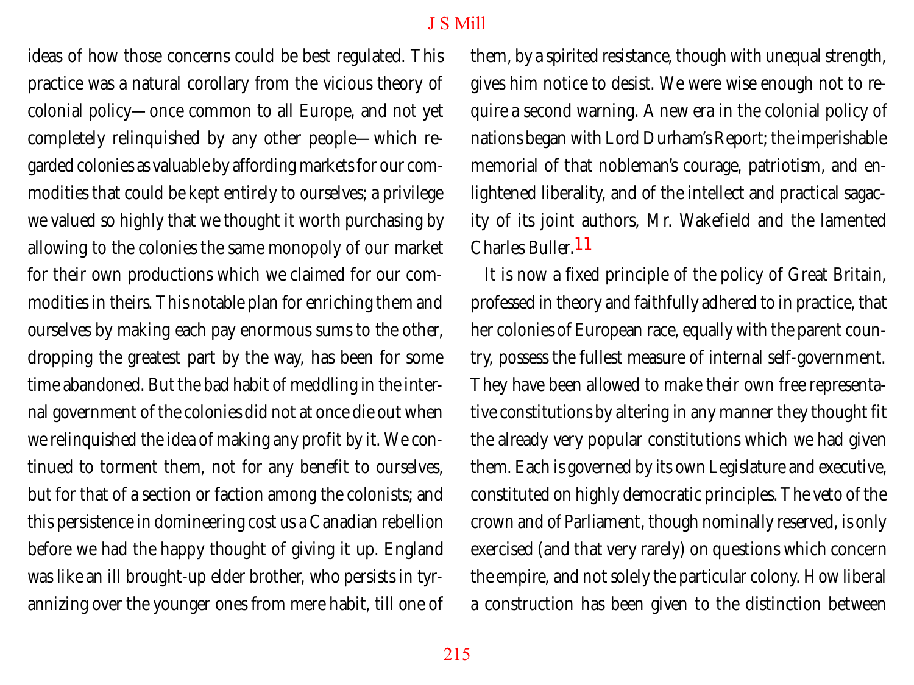ideas of how those concerns could be best regulated. This practice was a natural corollary from the vicious theory of colonial policy—once common to all Europe, and not yet completely relinquished by any other people—which regarded colonies as valuable by affording markets for our commodities that could be kept entirely to ourselves; a privilege we valued so highly that we thought it worth purchasing by allowing to the colonies the same monopoly of our market for their own productions which we claimed for our commodities in theirs. This notable plan for enriching them and ourselves by making each pay enormous sums to the other, dropping the greatest part by the way, has been for some time abandoned. But the bad habit of meddling in the internal government of the colonies did not at once die out when we relinquished the idea of making any profit by it. We continued to torment them, not for any benefit to ourselves, but for that of a section or faction among the colonists; and this persistence in domineering cost us a Canadian rebellion before we had the happy thought of giving it up. England was like an ill brought-up elder brother, who persists in tyrannizing over the younger ones from mere habit, till one of them, by a spirited resistance, though with unequal strength, gives him notice to desist. We were wise enough not to require a second warning. A new era in the colonial policy of nations began with Lord Durham's Report; the imperishable memorial of that nobleman's courage, patriotism, and enlightened liberality, and of the intellect and practical sagacity of its joint authors, Mr. Wakefield and the lamented Charles Buller.[11]

It is now a fixed principle of the policy of Great Britain, professed in theory and faithfully adhered to in practice, that her colonies of European race, equally with the parent country, possess the fullest measure of internal self-government. They have been allowed to make their own free representative constitutions by altering in any manner they thought fit the already very popular constitutions which we had given them. Each is governed by its own Legislature and executive, constituted on highly democratic principles. The veto of the crown and of Parliament, though nominally reserved, is only exercised (and that very rarely) on questions which concern the empire, and not solely the particular colony. How liberal a construction has been given to the distinction between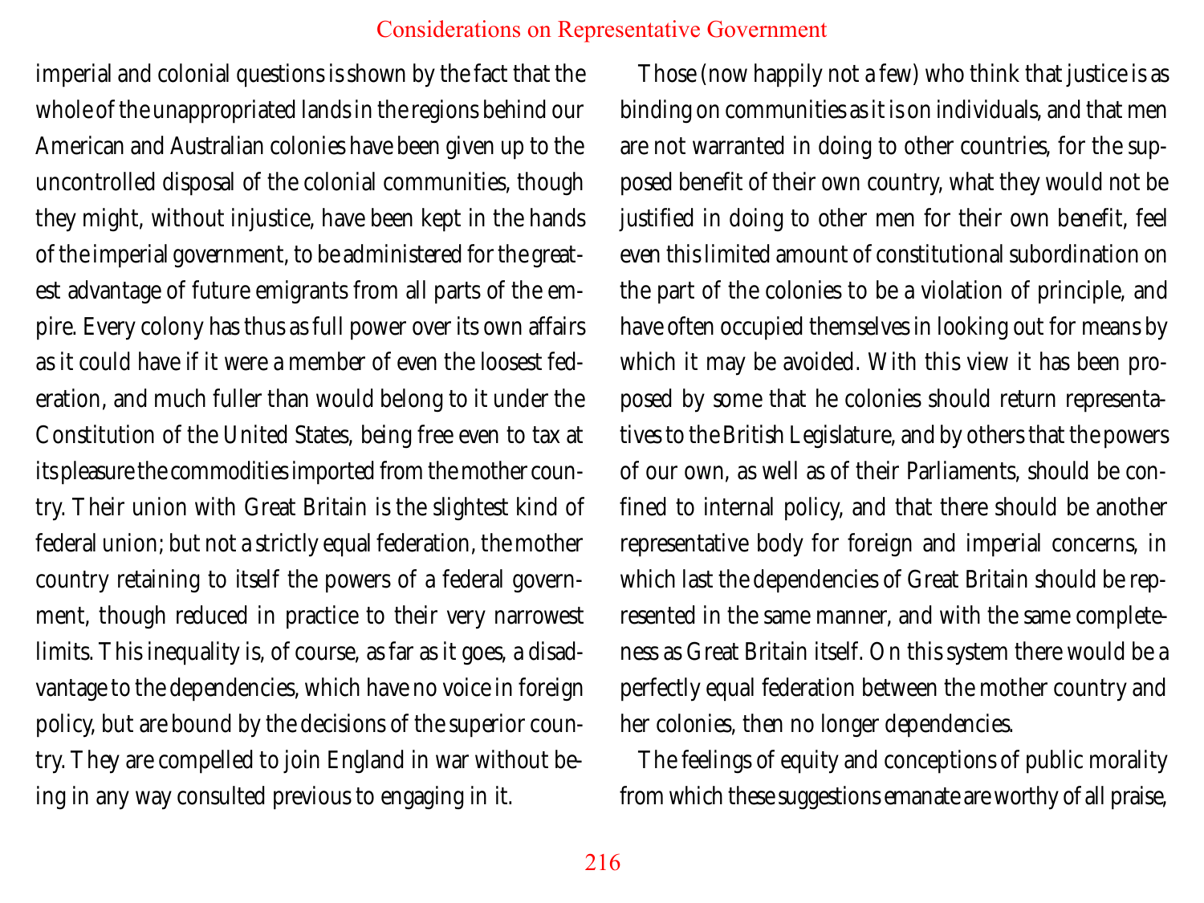imperial and colonial questions is shown by the fact that the whole of the unappropriated lands in the regions behind our American and Australian colonies have been given up to the uncontrolled disposal of the colonial communities, though they might, without injustice, have been kept in the hands of the imperial government, to be administered for the greatest advantage of future emigrants from all parts of the empire. Every colony has thus as full power over its own affairs as it could have if it were a member of even the loosest federation, and much fuller than would belong to it under the Constitution of the United States, being free even to tax at its pleasure the commodities imported from the mother country. Their union with Great Britain is the slightest kind of federal union; but not a strictly equal federation, the mother country retaining to itself the powers of a federal government, though reduced in practice to their very narrowest limits. This inequality is, of course, as far as it goes, a disadvantage to the dependencies, which have no voice in foreign policy, but are bound by the decisions of the superior country. They are compelled to join England in war without being in any way consulted previous to engaging in it.

Those (now happily not a few) who think that justice is as binding on communities as it is on individuals, and that men are not warranted in doing to other countries, for the supposed benefit of their own country, what they would not be justified in doing to other men for their own benefit, feel even this limited amount of constitutional subordination on the part of the colonies to be a violation of principle, and have often occupied themselves in looking out for means by which it may be avoided. With this view it has been proposed by some that he colonies should return representatives to the British Legislature, and by others that the powers of our own, as well as of their Parliaments, should be confined to internal policy, and that there should be another representative body for foreign and imperial concerns, in which last the dependencies of Great Britain should be represented in the same manner, and with the same completeness as Great Britain itself. On this system there would be a perfectly equal federation between the mother country and her colonies, then no longer dependencies.

The feelings of equity and conceptions of public morality from which these suggestions emanate are worthy of all praise,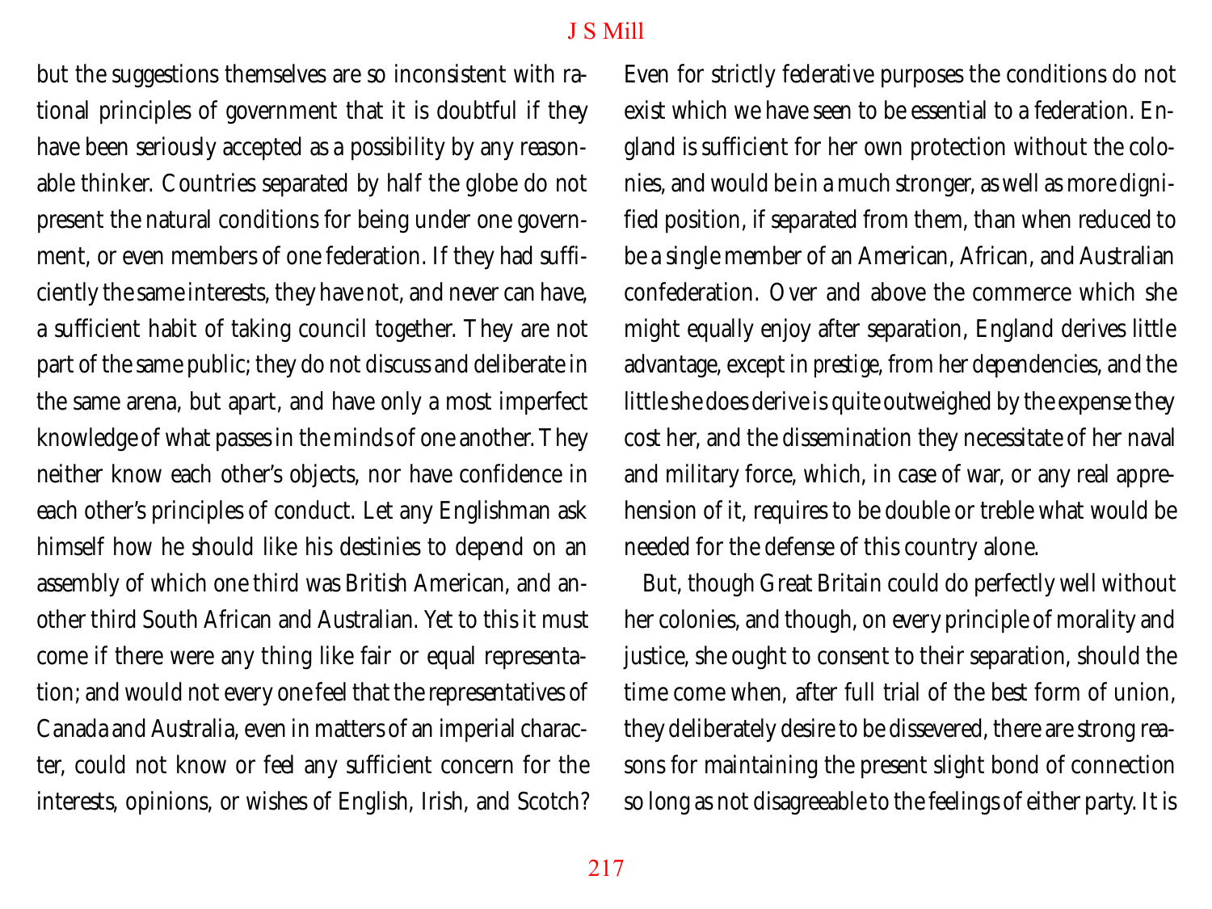but the suggestions themselves are so inconsistent with rational principles of government that it is doubtful if they have been seriously accepted as a possibility by any reasonable thinker. Countries separated by half the globe do not present the natural conditions for being under one government, or even members of one federation. If they had sufficiently the same interests, they have not, and never can have, a sufficient habit of taking council together. They are not part of the same public; they do not discuss and deliberate in the same arena, but apart, and have only a most imperfect knowledge of what passes in the minds of one another. They neither know each other's objects, nor have confidence in each other's principles of conduct. Let any Englishman ask himself how he should like his destinies to depend on an assembly of which one third was British American, and another third South African and Australian. Yet to this it must come if there were any thing like fair or equal representation; and would not every one feel that the representatives of Canada and Australia, even in matters of an imperial character, could not know or feel any sufficient concern for the interests, opinions, or wishes of English, Irish, and Scotch? Even for strictly federative purposes the conditions do not exist which we have seen to be essential to a federation. England is sufficient for her own protection without the colonies, and would be in a much stronger, as well as more dignified position, if separated from them, than when reduced to be a single member of an American, African, and Australian confederation. Over and above the commerce which she might equally enjoy after separation, England derives little advantage, except in *prestige*, from her dependencies, and the little she does derive is quite outweighed by the expense they cost her, and the dissemination they necessitate of her naval and military force, which, in case of war, or any real apprehension of it, requires to be double or treble what would be needed for the defense of this country alone.

But, though Great Britain could do perfectly well without her colonies, and though, on every principle of morality and justice, she ought to consent to their separation, should the time come when, after full trial of the best form of union, they deliberately desire to be dissevered, there are strong reasons for maintaining the present slight bond of connection so long as not disagreeable to the feelings of either party. It is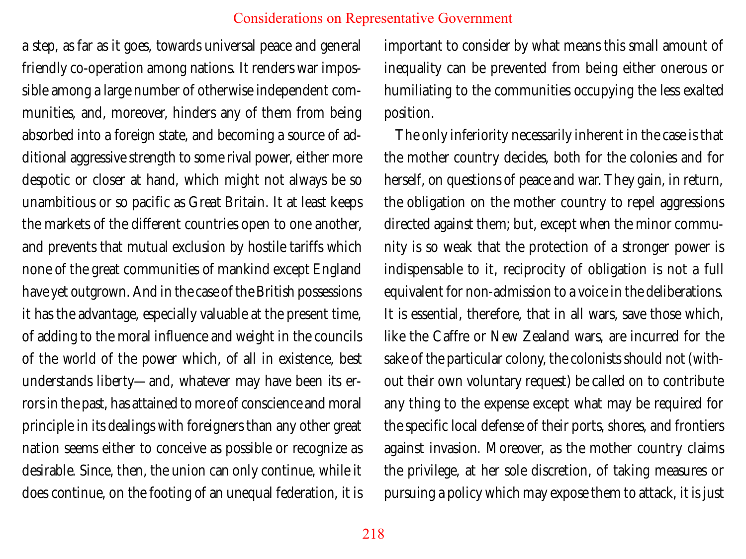a step, as far as it goes, towards universal peace and general friendly co-operation among nations. It renders war impossible among a large number of otherwise independent communities, and, moreover, hinders any of them from being absorbed into a foreign state, and becoming a source of additional aggressive strength to some rival power, either more despotic or closer at hand, which might not always be so unambitious or so pacific as Great Britain. It at least keeps the markets of the different countries open to one another, and prevents that mutual exclusion by hostile tariffs which none of the great communities of mankind except England have yet outgrown. And in the case of the British possessions it has the advantage, especially valuable at the present time, of adding to the moral influence and weight in the councils of the world of the power which, of all in existence, best understands liberty—and, whatever may have been its errors in the past, has attained to more of conscience and moral principle in its dealings with foreigners than any other great nation seems either to conceive as possible or recognize as desirable. Since, then, the union can only continue, while it does continue, on the footing of an unequal federation, it is important to consider by what means this small amount of inequality can be prevented from being either onerous or humiliating to the communities occupying the less exalted position.

The only inferiority necessarily inherent in the case is that the mother country decides, both for the colonies and for herself, on questions of peace and war. They gain, in return, the obligation on the mother country to repel aggressions directed against them; but, except when the minor community is so weak that the protection of a stronger power is indispensable to it, reciprocity of obligation is not a full equivalent for non-admission to a voice in the deliberations. It is essential, therefore, that in all wars, save those which, like the Caffre or New Zealand wars, are incurred for the sake of the particular colony, the colonists should not (without their own voluntary request) be called on to contribute any thing to the expense except what may be required for the specific local defense of their ports, shores, and frontiers against invasion. Moreover, as the mother country claims the privilege, at her sole discretion, of taking measures or pursuing a policy which may expose them to attack, it is just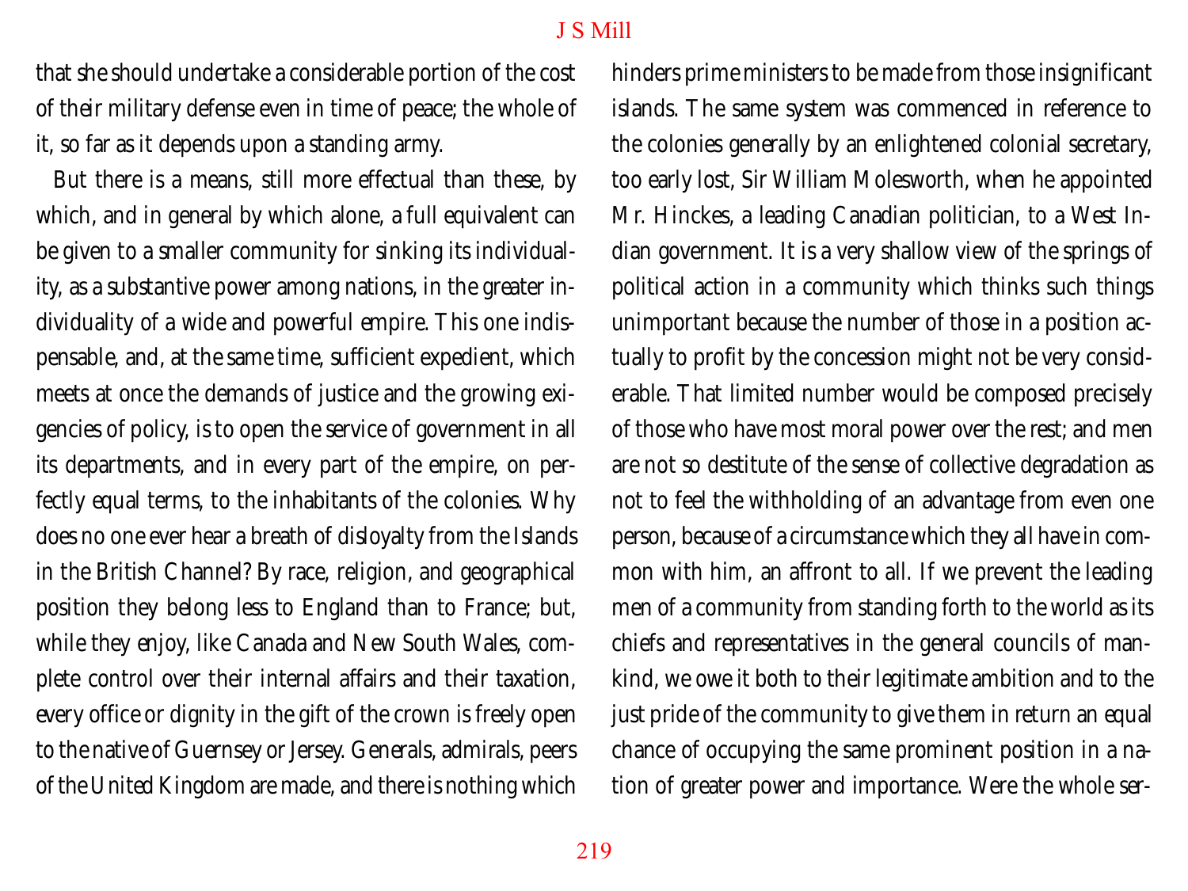that she should undertake a considerable portion of the cost of their military defense even in time of peace; the whole of it, so far as it depends upon a standing army.

But there is a means, still more effectual than these, by which, and in general by which alone, a full equivalent can be given to a smaller community for sinking its individuality, as a substantive power among nations, in the greater individuality of a wide and powerful empire. This one indispensable, and, at the same time, sufficient expedient, which meets at once the demands of justice and the growing exigencies of policy, is to open the service of government in all its departments, and in every part of the empire, on perfectly equal terms, to the inhabitants of the colonies. Why does no one ever hear a breath of disloyalty from the Islands in the British Channel? By race, religion, and geographical position they belong less to England than to France; but, while they enjoy, like Canada and New South Wales, complete control over their internal affairs and their taxation, every office or dignity in the gift of the crown is freely open to the native of Guernsey or Jersey. Generals, admirals, peers of the United Kingdom are made, and there is nothing which hinders prime ministers to be made from those insignificant islands. The same system was commenced in reference to the colonies generally by an enlightened colonial secretary, too early lost, Sir William Molesworth, when he appointed Mr. Hinckes, a leading Canadian politician, to a West Indian government. It is a very shallow view of the springs of political action in a community which thinks such things unimportant because the number of those in a position actually to profit by the concession might not be very considerable. That limited number would be composed precisely of those who have most moral power over the rest; and men are not so destitute of the sense of collective degradation as not to feel the withholding of an advantage from even one person, because of a circumstance which they all have in common with him, an affront to all. If we prevent the leading men of a community from standing forth to the world as its chiefs and representatives in the general councils of mankind, we owe it both to their legitimate ambition and to the just pride of the community to give them in return an equal chance of occupying the same prominent position in a nation of greater power and importance. Were the whole ser-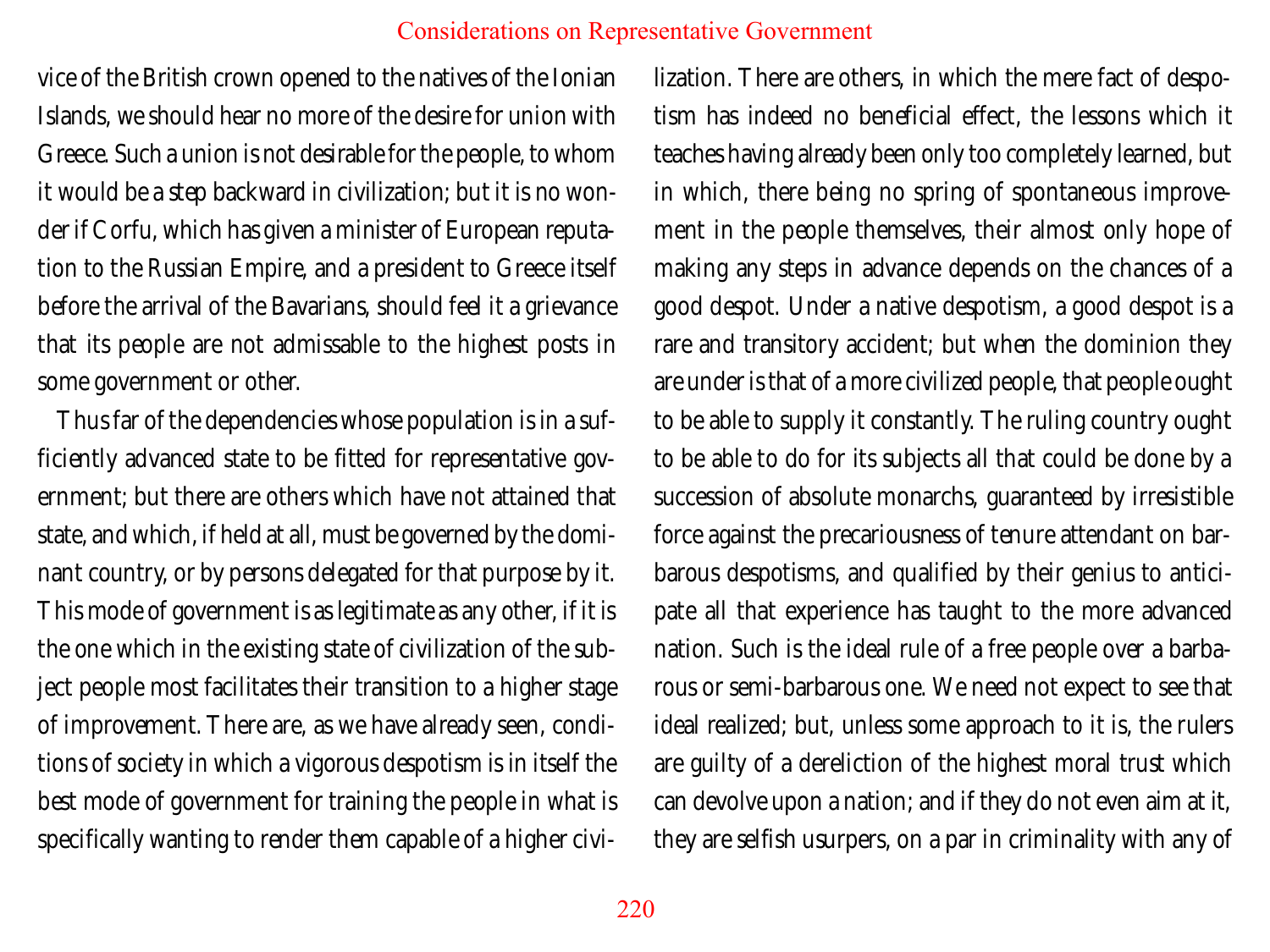vice of the British crown opened to the natives of the Ionian Islands, we should hear no more of the desire for union with Greece. Such a union is not desirable for the people, to whom it would be a step backward in civilization; but it is no wonder if Corfu, which has given a minister of European reputation to the Russian Empire, and a president to Greece itself before the arrival of the Bavarians, should feel it a grievance that its people are not admissable to the highest posts in some government or other.

Thus far of the dependencies whose population is in a sufficiently advanced state to be fitted for representative government; but there are others which have not attained that state, and which, if held at all, must be governed by the dominant country, or by persons delegated for that purpose by it. This mode of government is as legitimate as any other, if it is the one which in the existing state of civilization of the subject people most facilitates their transition to a higher stage of improvement. There are, as we have already seen, conditions of society in which a vigorous despotism is in itself the best mode of government for training the people in what is specifically wanting to render them capable of a higher civilization. There are others, in which the mere fact of despotism has indeed no beneficial effect, the lessons which it teaches having already been only too completely learned, but in which, there being no spring of spontaneous improvement in the people themselves, their almost only hope of making any steps in advance depends on the chances of a good despot. Under a native despotism, a good despot is a rare and transitory accident; but when the dominion they are under is that of a more civilized people, that people ought to be able to supply it constantly. The ruling country ought to be able to do for its subjects all that could be done by a succession of absolute monarchs, guaranteed by irresistible force against the precariousness of tenure attendant on barbarous despotisms, and qualified by their genius to anticipate all that experience has taught to the more advanced nation. Such is the ideal rule of a free people over a barbarous or semi-barbarous one. We need not expect to see that ideal realized; but, unless some approach to it is, the rulers are guilty of a dereliction of the highest moral trust which can devolve upon a nation; and if they do not even aim at it, they are selfish usurpers, on a par in criminality with any of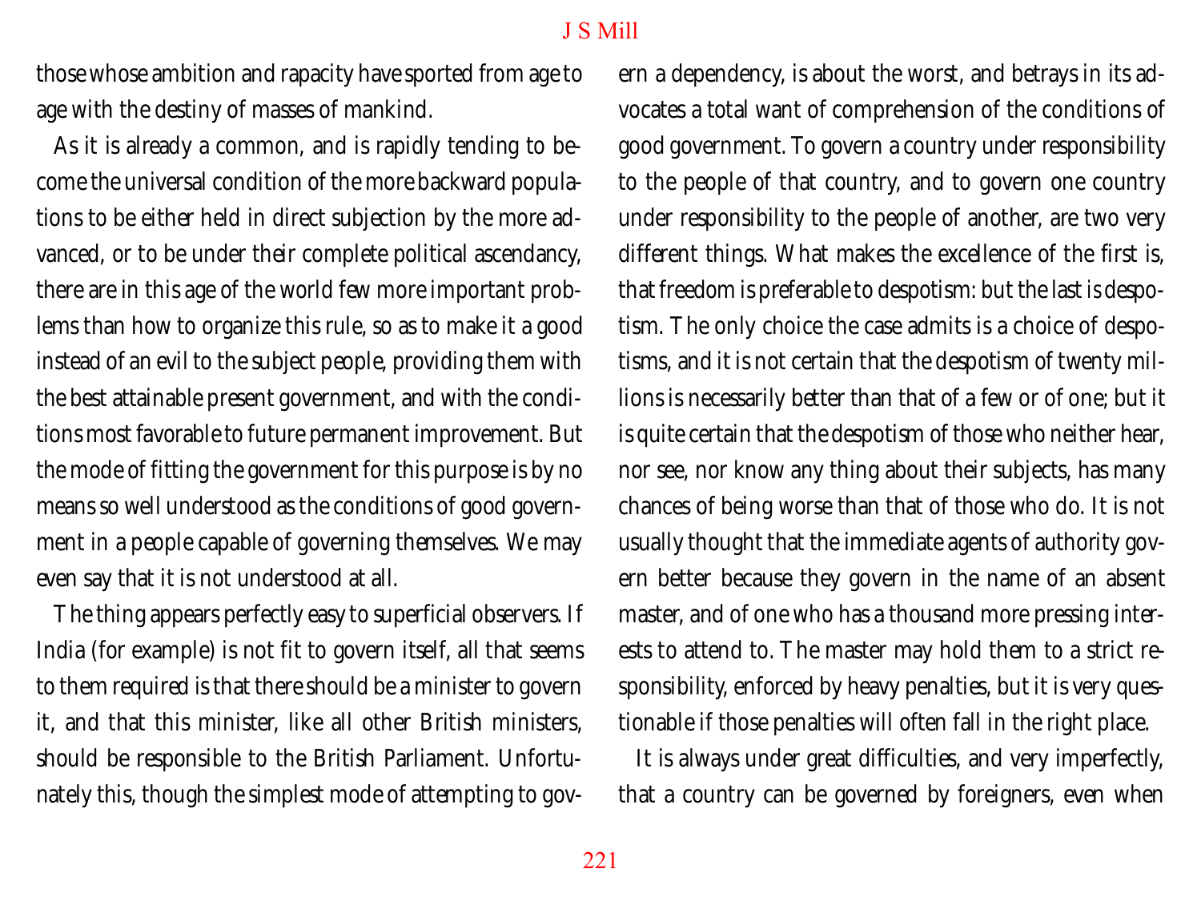those whose ambition and rapacity have sported from age to age with the destiny of masses of mankind.

As it is already a common, and is rapidly tending to become the universal condition of the more backward populations to be either held in direct subjection by the more advanced, or to be under their complete political ascendancy, there are in this age of the world few more important problems than how to organize this rule, so as to make it a good instead of an evil to the subject people, providing them with the best attainable present government, and with the conditions most favorable to future permanent improvement. But the mode of fitting the government for this purpose is by no means so well understood as the conditions of good government in a people capable of governing themselves. We may even say that it is not understood at all.

The thing appears perfectly easy to superficial observers. If India (for example) is not fit to govern itself, all that seems to them required is that there should be a minister to govern it, and that this minister, like all other British ministers, should be responsible to the British Parliament. Unfortunately this, though the simplest mode of attempting to govern a dependency, is about the worst, and betrays in its advocates a total want of comprehension of the conditions of good government. To govern a country under responsibility to the people of that country, and to govern one country under responsibility to the people of another, are two very different things. What makes the excellence of the first is, that freedom is preferable to despotism: but the last is despotism. The only choice the case admits is a choice of despotisms, and it is not certain that the despotism of twenty millions is necessarily better than that of a few or of one; but it is quite certain that the despotism of those who neither hear, nor see, nor know any thing about their subjects, has many chances of being worse than that of those who do. It is not usually thought that the immediate agents of authority govern better because they govern in the name of an absent master, and of one who has a thousand more pressing interests to attend to. The master may hold them to a strict responsibility, enforced by heavy penalties, but it is very questionable if those penalties will often fall in the right place.

It is always under great difficulties, and very imperfectly, that a country can be governed by foreigners, even when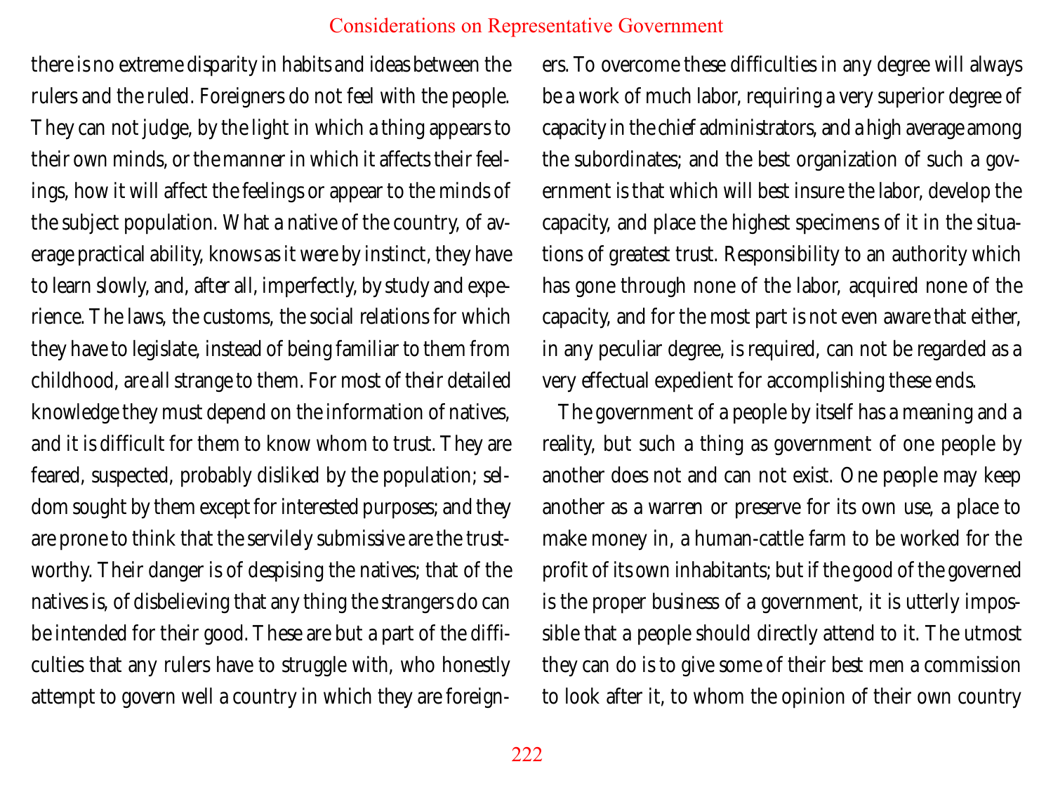there is no extreme disparity in habits and ideas between the rulers and the ruled. Foreigners do not feel with the people. They can not judge, by the light in which a thing appears to their own minds, or the manner in which it affects their feelings, how it will affect the feelings or appear to the minds of the subject population. What a native of the country, of average practical ability, knows as it were by instinct, they have to learn slowly, and, after all, imperfectly, by study and experience. The laws, the customs, the social relations for which they have to legislate, instead of being familiar to them from childhood, are all strange to them. For most of their detailed knowledge they must depend on the information of natives, and it is difficult for them to know whom to trust. They are feared, suspected, probably disliked by the population; seldom sought by them except for interested purposes; and they are prone to think that the servilely submissive are the trustworthy. Their danger is of despising the natives; that of the natives is, of disbelieving that any thing the strangers do can be intended for their good. These are but a part of the difficulties that any rulers have to struggle with, who honestly attempt to govern well a country in which they are foreigners. To overcome these difficulties in any degree will always be a work of much labor, requiring a very superior degree of capacity in the chief administrators, and a high average among the subordinates; and the best organization of such a government is that which will best insure the labor, develop the capacity, and place the highest specimens of it in the situations of greatest trust. Responsibility to an authority which has gone through none of the labor, acquired none of the capacity, and for the most part is not even aware that either, in any peculiar degree, is required, can not be regarded as a very effectual expedient for accomplishing these ends.

The government of a people by itself has a meaning and a reality, but such a thing as government of one people by another does not and can not exist. One people may keep another as a warren or preserve for its own use, a place to make money in, a human-cattle farm to be worked for the profit of its own inhabitants; but if the good of the governed is the proper business of a government, it is utterly impossible that a people should directly attend to it. The utmost they can do is to give some of their best men a commission to look after it, to whom the opinion of their own country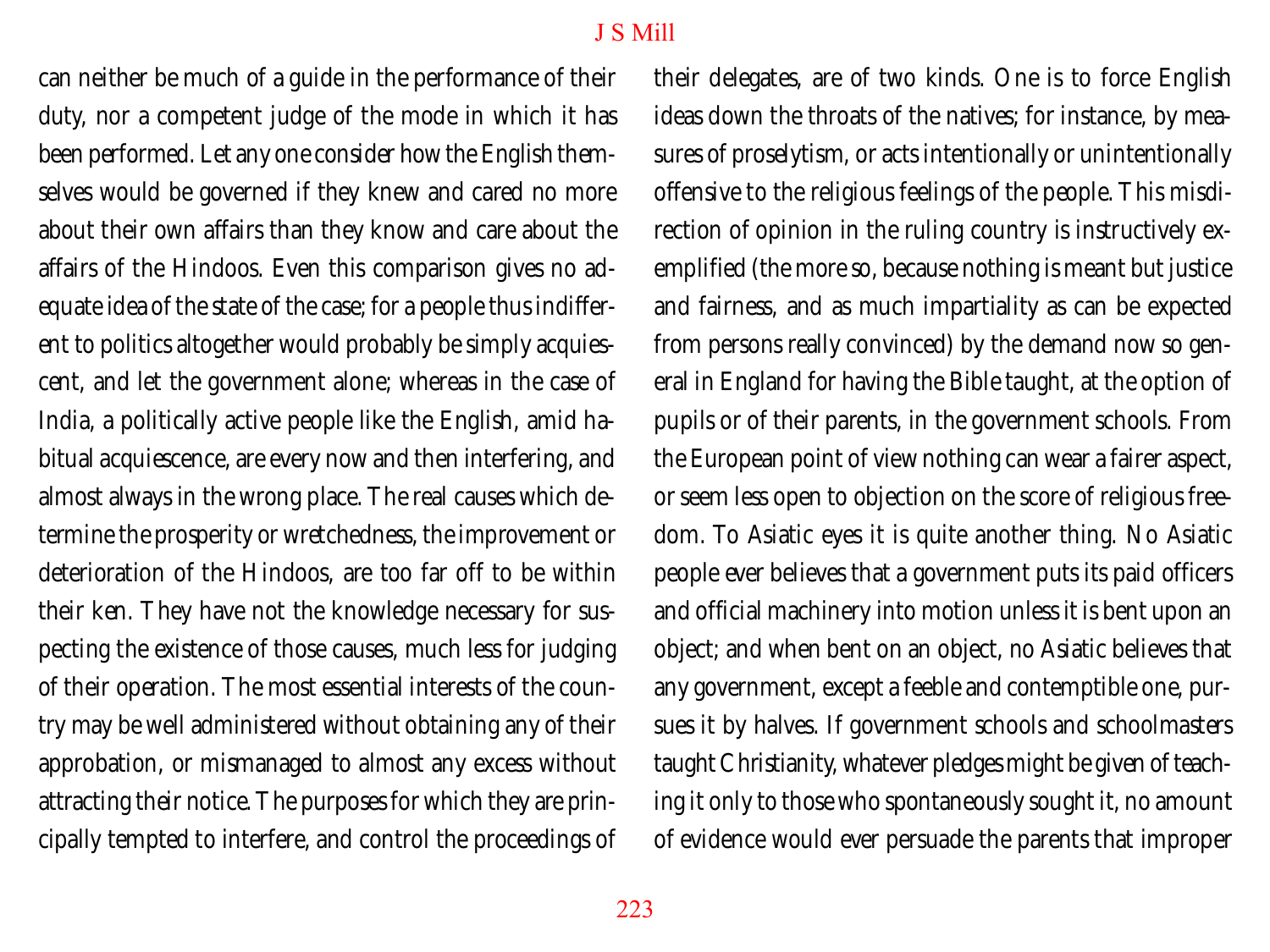can neither be much of a guide in the performance of their duty, nor a competent judge of the mode in which it has been performed. Let any one consider how the English themselves would be governed if they knew and cared no more about their own affairs than they know and care about the affairs of the Hindoos. Even this comparison gives no adequate idea of the state of the case; for a people thus indifferent to politics altogether would probably be simply acquiescent, and let the government alone; whereas in the case of India, a politically active people like the English, amid habitual acquiescence, are every now and then interfering, and almost always in the wrong place. The real causes which determine the prosperity or wretchedness, the improvement or deterioration of the Hindoos, are too far off to be within their ken. They have not the knowledge necessary for suspecting the existence of those causes, much less for judging of their operation. The most essential interests of the country may be well administered without obtaining any of their approbation, or mismanaged to almost any excess without attracting their notice. The purposes for which they are principally tempted to interfere, and control the proceedings of their delegates, are of two kinds. One is to force English ideas down the throats of the natives; for instance, by measures of proselytism, or acts intentionally or unintentionally offensive to the religious feelings of the people. This misdirection of opinion in the ruling country is instructively exemplified (the more so, because nothing is meant but justice and fairness, and as much impartiality as can be expected from persons really convinced) by the demand now so general in England for having the Bible taught, at the option of pupils or of their parents, in the government schools. From the European point of view nothing can wear a fairer aspect, or seem less open to objection on the score of religious freedom. To Asiatic eyes it is quite another thing. No Asiatic people ever believes that a government puts its paid officers and official machinery into motion unless it is bent upon an object; and when bent on an object, no Asiatic believes that any government, except a feeble and contemptible one, pursues it by halves. If government schools and schoolmasters taught Christianity, whatever pledges might be given of teaching it only to those who spontaneously sought it, no amount of evidence would ever persuade the parents that improper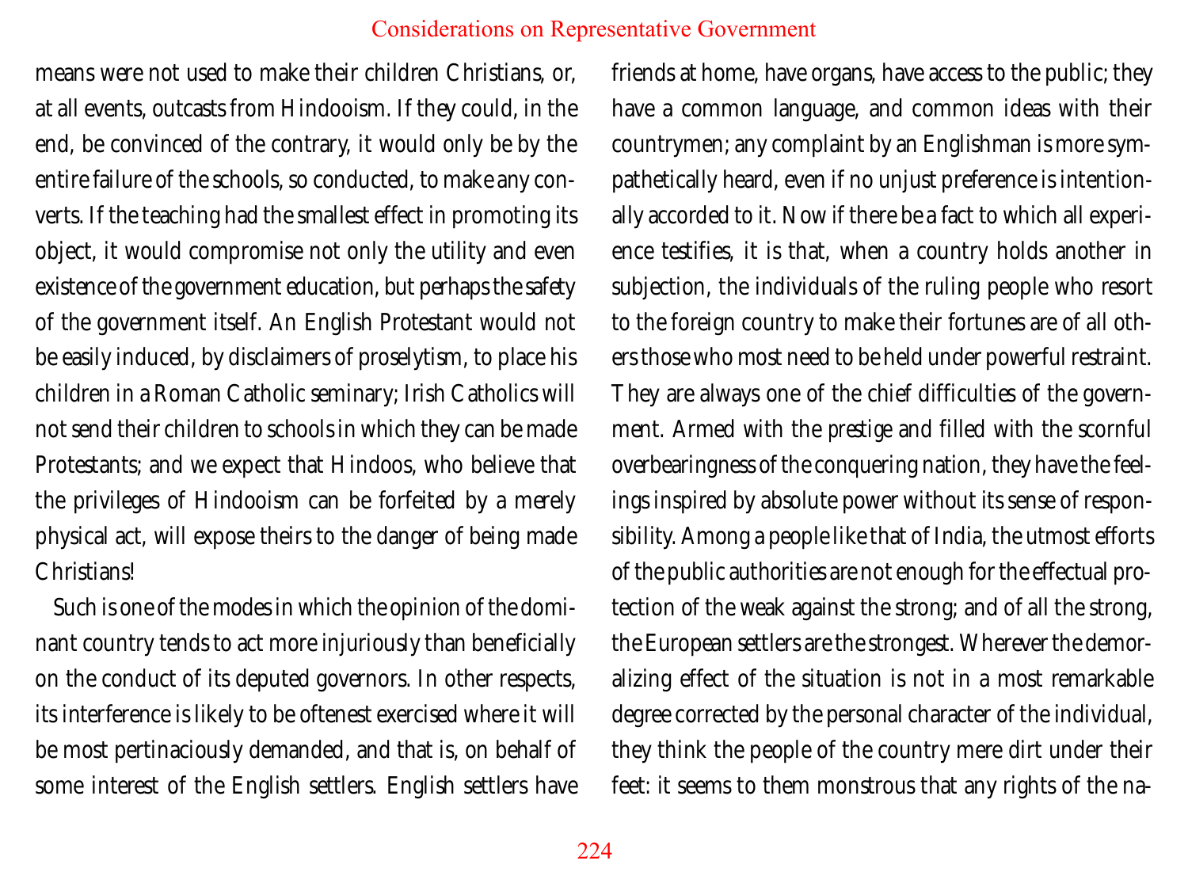means were not used to make their children Christians, or, at all events, outcasts from Hindooism. If they could, in the end, be convinced of the contrary, it would only be by the entire failure of the schools, so conducted, to make any converts. If the teaching had the smallest effect in promoting its object, it would compromise not only the utility and even existence of the government education, but perhaps the safety of the government itself. An English Protestant would not be easily induced, by disclaimers of proselytism, to place his children in a Roman Catholic seminary; Irish Catholics will not send their children to schools in which they can be made Protestants; and we expect that Hindoos, who believe that the privileges of Hindooism can be forfeited by a merely physical act, will expose theirs to the danger of being made Christians!

Such is one of the modes in which the opinion of the dominant country tends to act more injuriously than beneficially on the conduct of its deputed governors. In other respects, its interference is likely to be oftenest exercised where it will be most pertinaciously demanded, and that is, on behalf of some interest of the English settlers. English settlers have friends at home, have organs, have access to the public; they have a common language, and common ideas with their countrymen; any complaint by an Englishman is more sympathetically heard, even if no unjust preference is intentionally accorded to it. Now if there be a fact to which all experience testifies, it is that, when a country holds another in subjection, the individuals of the ruling people who resort to the foreign country to make their fortunes are of all others those who most need to be held under powerful restraint. They are always one of the chief difficulties of the government. Armed with the *prestige* and filled with the scornful overbearingness of the conquering nation, they have the feelings inspired by absolute power without its sense of responsibility. Among a people like that of India, the utmost efforts of the public authorities are not enough for the effectual protection of the weak against the strong; and of all the strong, the European settlers are the strongest. Wherever the demoralizing effect of the situation is not in a most remarkable degree corrected by the personal character of the individual, they think the people of the country mere dirt under their feet: it seems to them monstrous that any rights of the na-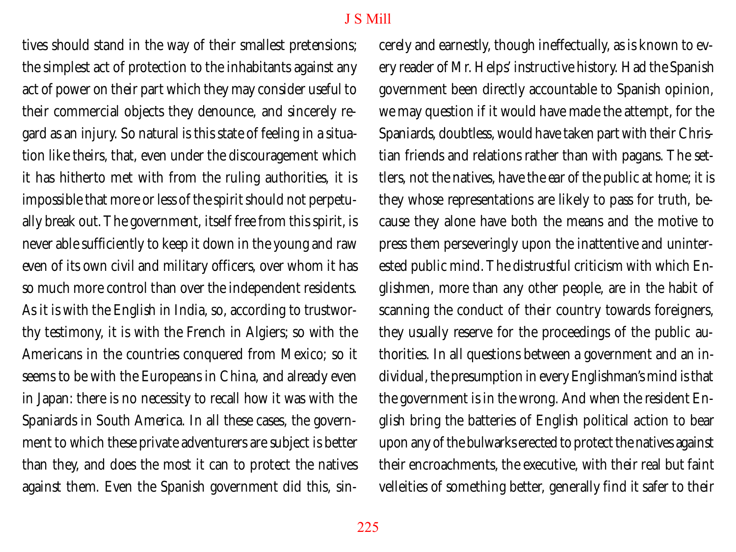tives should stand in the way of their smallest pretensions; the simplest act of protection to the inhabitants against any act of power on their part which they may consider useful to their commercial objects they denounce, and sincerely regard as an injury. So natural is this state of feeling in a situation like theirs, that, even under the discouragement which it has hitherto met with from the ruling authorities, it is impossible that more or less of the spirit should not perpetually break out. The government, itself free from this spirit, is never able sufficiently to keep it down in the young and raw even of its own civil and military officers, over whom it has so much more control than over the independent residents. As it is with the English in India, so, according to trustworthy testimony, it is with the French in Algiers; so with the Americans in the countries conquered from Mexico; so it seems to be with the Europeans in China, and already even in Japan: there is no necessity to recall how it was with the Spaniards in South America. In all these cases, the government to which these private adventurers are subject is better than they, and does the most it can to protect the natives against them. Even the Spanish government did this, sincerely and earnestly, though ineffectually, as is known to every reader of Mr. Helps' instructive history. Had the Spanish government been directly accountable to Spanish opinion, we may question if it would have made the attempt, for the Spaniards, doubtless, would have taken part with their Christian friends and relations rather than with pagans. The settlers, not the natives, have the ear of the public at home; it is they whose representations are likely to pass for truth, because they alone have both the means and the motive to press them perseveringly upon the inattentive and uninterested public mind. The distrustful criticism with which Englishmen, more than any other people, are in the habit of scanning the conduct of their country towards foreigners, they usually reserve for the proceedings of the public authorities. In all questions between a government and an individual, the presumption in every Englishman's mind is that the government is in the wrong. And when the resident English bring the batteries of English political action to bear upon any of the bulwarks erected to protect the natives against their encroachments, the executive, with their real but faint velleities of something better, generally find it safer to their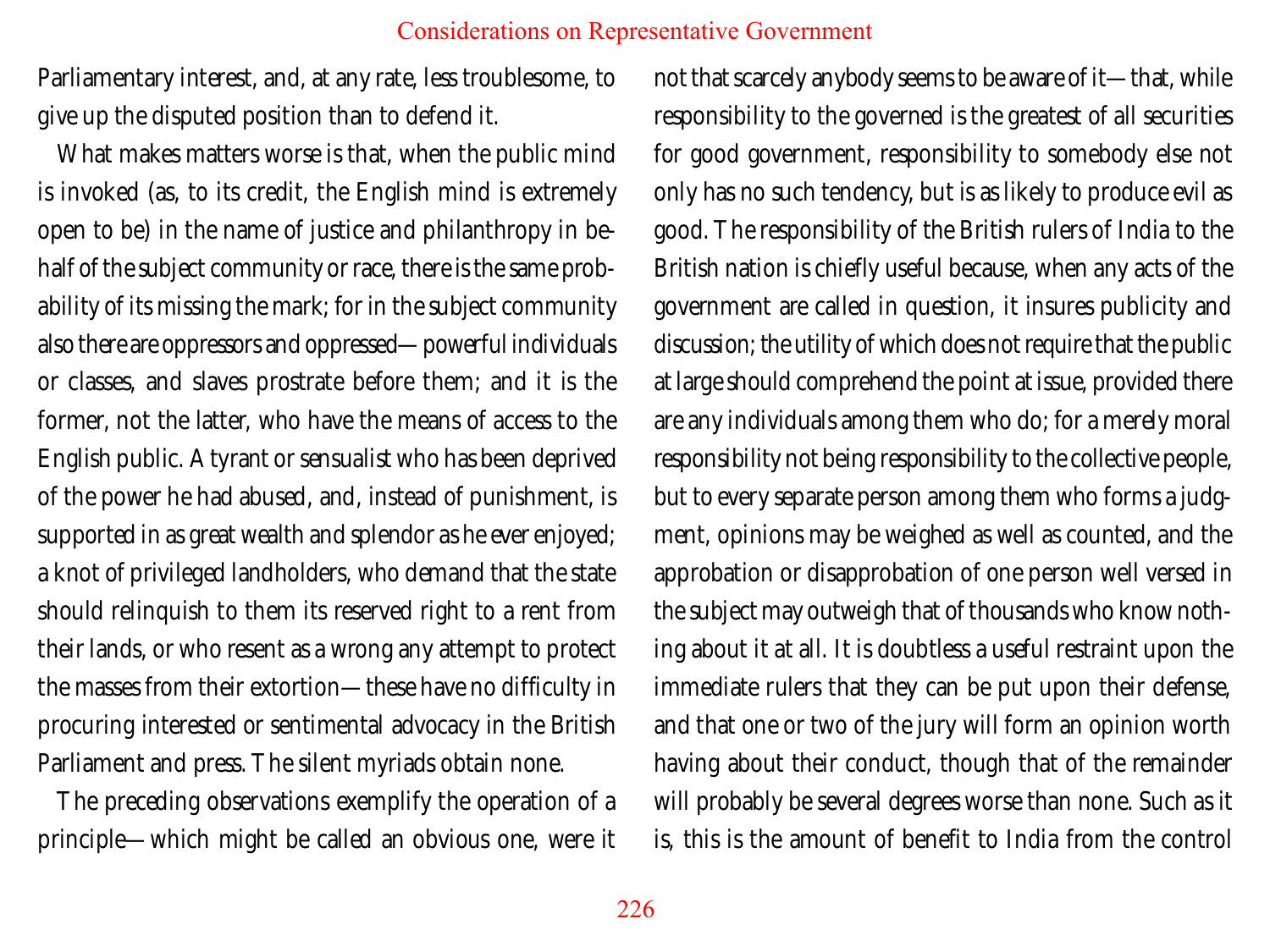Parliamentary interest, and, at any rate, less troublesome, to give up the disputed position than to defend it.

What makes matters worse is that, when the public mind is invoked (as, to its credit, the English mind is extremely open to be) in the name of justice and philanthropy in behalf of the subject community or race, there is the same probability of its missing the mark; for in the subject community also there are oppressors and oppressed—powerful individuals or classes, and slaves prostrate before them; and it is the former, not the latter, who have the means of access to the English public. A tyrant or sensualist who has been deprived of the power he had abused, and, instead of punishment, is supported in as great wealth and splendor as he ever enjoyed; a knot of privileged landholders, who demand that the state should relinquish to them its reserved right to a rent from their lands, or who resent as a wrong any attempt to protect the masses from their extortion—these have no difficulty in procuring interested or sentimental advocacy in the British Parliament and press. The silent myriads obtain none.

The preceding observations exemplify the operation of a principle—which might be called an obvious one, were it not that scarcely anybody seems to be aware of it—that, while responsibility to the governed is the greatest of all securities for good government, responsibility to somebody else not only has no such tendency, but is as likely to produce evil as good. The responsibility of the British rulers of India to the British nation is chiefly useful because, when any acts of the government are called in question, it insures publicity and discussion; the utility of which does not require that the public at large should comprehend the point at issue, provided there are any individuals among them who do; for a merely moral responsibility not being responsibility to the collective people, but to every separate person among them who forms a judgment, opinions may be weighed as well as counted, and the approbation or disapprobation of one person well versed in the subject may outweigh that of thousands who know nothing about it at all. It is doubtless a useful restraint upon the immediate rulers that they can be put upon their defense, and that one or two of the jury will form an opinion worth having about their conduct, though that of the remainder will probably be several degrees worse than none. Such as it is, this is the amount of benefit to India from the control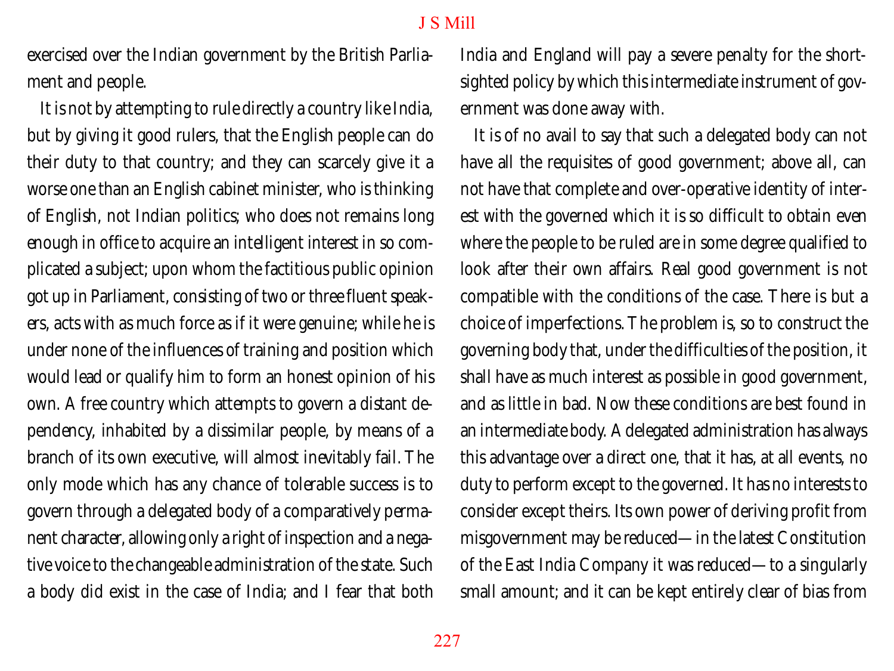exercised over the Indian government by the British Parliament and people.

It is not by attempting to rule directly a country like India, but by giving it good rulers, that the English people can do their duty to that country; and they can scarcely give it a worse one than an English cabinet minister, who is thinking of English, not Indian politics; who does not remains long enough in office to acquire an intelligent interest in so complicated a subject; upon whom the factitious public opinion got up in Parliament, consisting of two or three fluent speakers, acts with as much force as if it were genuine; while he is under none of the influences of training and position which would lead or qualify him to form an honest opinion of his own. A free country which attempts to govern a distant dependency, inhabited by a dissimilar people, by means of a branch of its own executive, will almost inevitably fail. The only mode which has any chance of tolerable success is to govern through a delegated body of a comparatively permanent character, allowing only a right of inspection and a negative voice to the changeable administration of the state. Such a body did exist in the case of India; and I fear that both India and England will pay a severe penalty for the short-sighted policy by which this intermediate instrument of government was done away with.

It is of no avail to say that such a delegated body can not have all the requisites of good government; above all, can not have that complete and over-operative identity of interest with the governed which it is so difficult to obtain even where the people to be ruled are in some degree qualified to look after their own affairs. Real good government is not compatible with the conditions of the case. There is but a choice of imperfections. The problem is, so to construct the governing body that, under the difficulties of the position, it shall have as much interest as possible in good government, and as little in bad. Now these conditions are best found in an intermediate body. A delegated administration has always this advantage over a direct one, that it has, at all events, no duty to perform except to the governed. It has no interests to consider except theirs. Its own power of deriving profit from misgovernment may be reduced—in the latest Constitution of the East India Company it was reduced—to a singularly small amount; and it can be kept entirely clear of bias from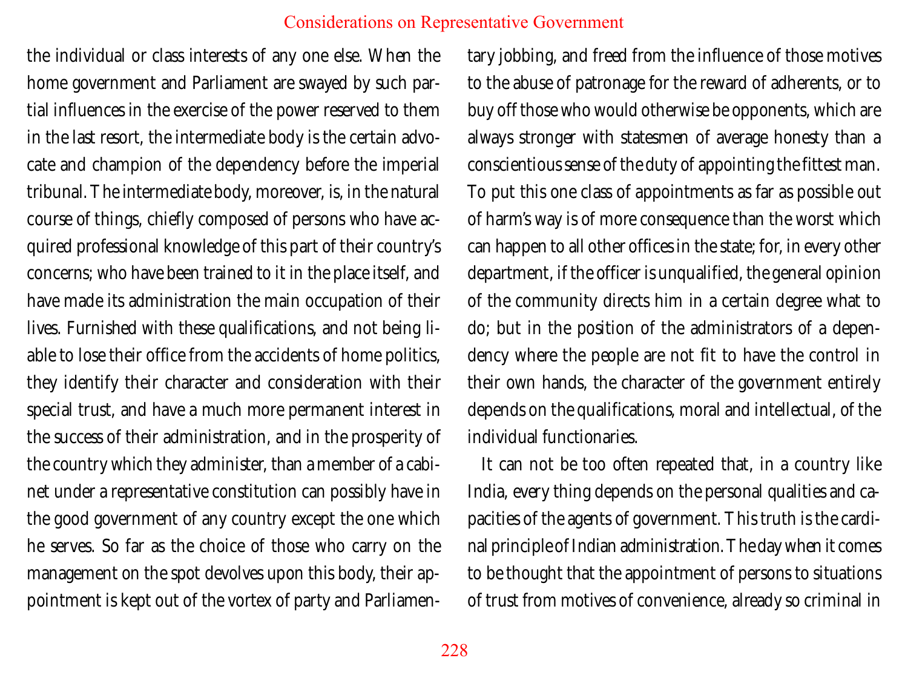the individual or class interests of any one else. When the home government and Parliament are swayed by such partial influences in the exercise of the power reserved to them in the last resort, the intermediate body is the certain advocate and champion of the dependency before the imperial tribunal. The intermediate body, moreover, is, in the natural course of things, chiefly composed of persons who have acquired professional knowledge of this part of their country's concerns; who have been trained to it in the place itself, and have made its administration the main occupation of their lives. Furnished with these qualifications, and not being liable to lose their office from the accidents of home politics, they identify their character and consideration with their special trust, and have a much more permanent interest in the success of their administration, and in the prosperity of the country which they administer, than a member of a cabinet under a representative constitution can possibly have in the good government of any country except the one which he serves. So far as the choice of those who carry on the management on the spot devolves upon this body, their appointment is kept out of the vortex of party and Parliamentary jobbing, and freed from the influence of those motives to the abuse of patronage for the reward of adherents, or to buy off those who would otherwise be opponents, which are always stronger with statesmen of average honesty than a conscientious sense of the duty of appointing the fittest man. To put this one class of appointments as far as possible out of harm's way is of more consequence than the worst which can happen to all other offices in the state; for, in every other department, if the officer is unqualified, the general opinion of the community directs him in a certain degree what to do; but in the position of the administrators of a dependency where the people are not fit to have the control in their own hands, the character of the government entirely depends on the qualifications, moral and intellectual, of the individual functionaries.

It can not be too often repeated that, in a country like India, every thing depends on the personal qualities and capacities of the agents of government. This truth is the cardinal principle of Indian administration. The day when it comes to be thought that the appointment of persons to situations of trust from motives of convenience, already so criminal in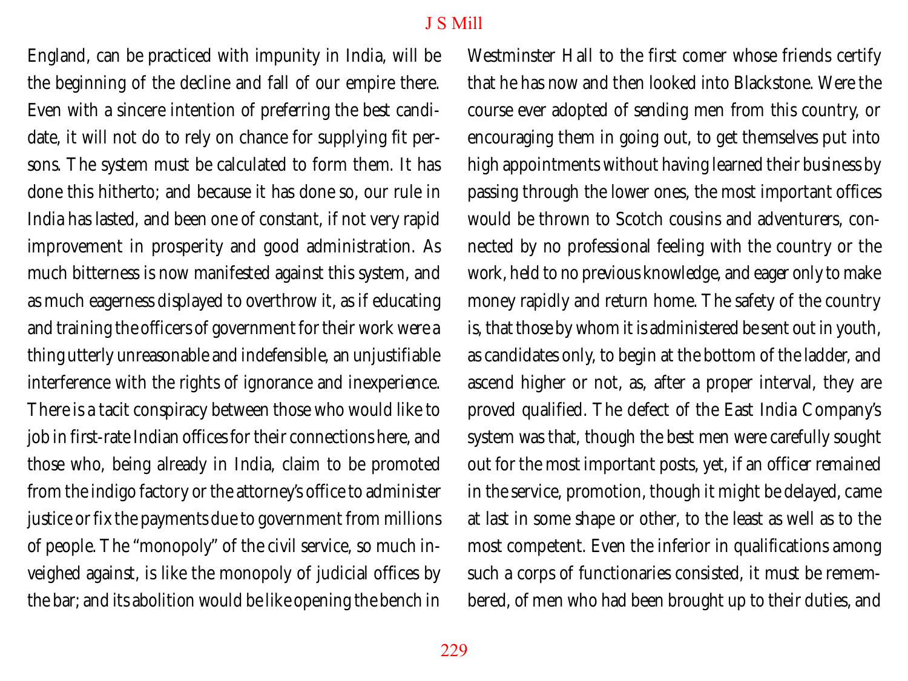England, can be practiced with impunity in India, will be the beginning of the decline and fall of our empire there. Even with a sincere intention of preferring the best candidate, it will not do to rely on chance for supplying fit persons. The system must be calculated to form them. It has done this hitherto; and because it has done so, our rule in India has lasted, and been one of constant, if not very rapid improvement in prosperity and good administration. As much bitterness is now manifested against this system, and as much eagerness displayed to overthrow it, as if educating and training the officers of government for their work were a thing utterly unreasonable and indefensible, an unjustifiable interference with the rights of ignorance and inexperience. There is a tacit conspiracy between those who would like to job in first-rate Indian offices for their connections here, and those who, being already in India, claim to be promoted from the indigo factory or the attorney's office to administer justice or fix the payments due to government from millions of people. The "monopoly" of the civil service, so much inveighed against, is like the monopoly of judicial offices by the bar; and its abolition would be like opening the bench in Westminster Hall to the first comer whose friends certify that he has now and then looked into Blackstone. Were the course ever adopted of sending men from this country, or encouraging them in going out, to get themselves put into high appointments without having learned their business by passing through the lower ones, the most important offices would be thrown to Scotch cousins and adventurers, connected by no professional feeling with the country or the work, held to no previous knowledge, and eager only to make money rapidly and return home. The safety of the country is, that those by whom it is administered be sent out in youth, as candidates only, to begin at the bottom of the ladder, and ascend higher or not, as, after a proper interval, they are proved qualified. The defect of the East India Company's system was that, though the best men were carefully sought out for the most important posts, yet, if an officer remained in the service, promotion, though it might be delayed, came at last in some shape or other, to the least as well as to the most competent. Even the inferior in qualifications among such a corps of functionaries consisted, it must be remembered, of men who had been brought up to their duties, and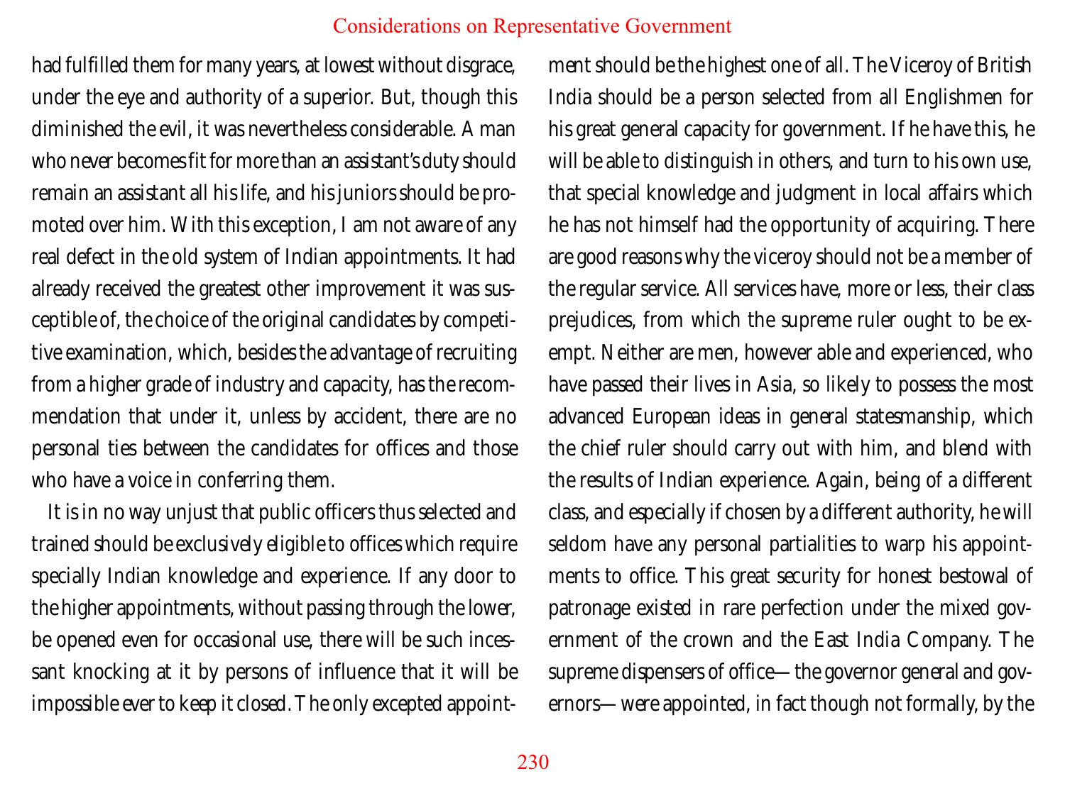had fulfilled them for many years, at lowest without disgrace, under the eye and authority of a superior. But, though this diminished the evil, it was nevertheless considerable. A man who never becomes fit for more than an assistant's duty should remain an assistant all his life, and his juniors should be promoted over him. With this exception, I am not aware of any real defect in the old system of Indian appointments. It had already received the greatest other improvement it was susceptible of, the choice of the original candidates by competitive examination, which, besides the advantage of recruiting from a higher grade of industry and capacity, has the recommendation that under it, unless by accident, there are no personal ties between the candidates for offices and those who have a voice in conferring them.

It is in no way unjust that public officers thus selected and trained should be exclusively eligible to offices which require specially Indian knowledge and experience. If any door to the higher appointments, without passing through the lower, be opened even for occasional use, there will be such incessant knocking at it by persons of influence that it will be impossible ever to keep it closed. The only excepted appointment should be the highest one of all. The Viceroy of British India should be a person selected from all Englishmen for his great general capacity for government. If he have this, he will be able to distinguish in others, and turn to his own use, that special knowledge and judgment in local affairs which he has not himself had the opportunity of acquiring. There are good reasons why the viceroy should not be a member of the regular service. All services have, more or less, their class prejudices, from which the supreme ruler ought to be exempt. Neither are men, however able and experienced, who have passed their lives in Asia, so likely to possess the most advanced European ideas in general statesmanship, which the chief ruler should carry out with him, and blend with the results of Indian experience. Again, being of a different class, and especially if chosen by a different authority, he will seldom have any personal partialities to warp his appointments to office. This great security for honest bestowal of patronage existed in rare perfection under the mixed government of the crown and the East India Company. The supreme dispensers of office—the governor general and governors—were appointed, in fact though not formally, by the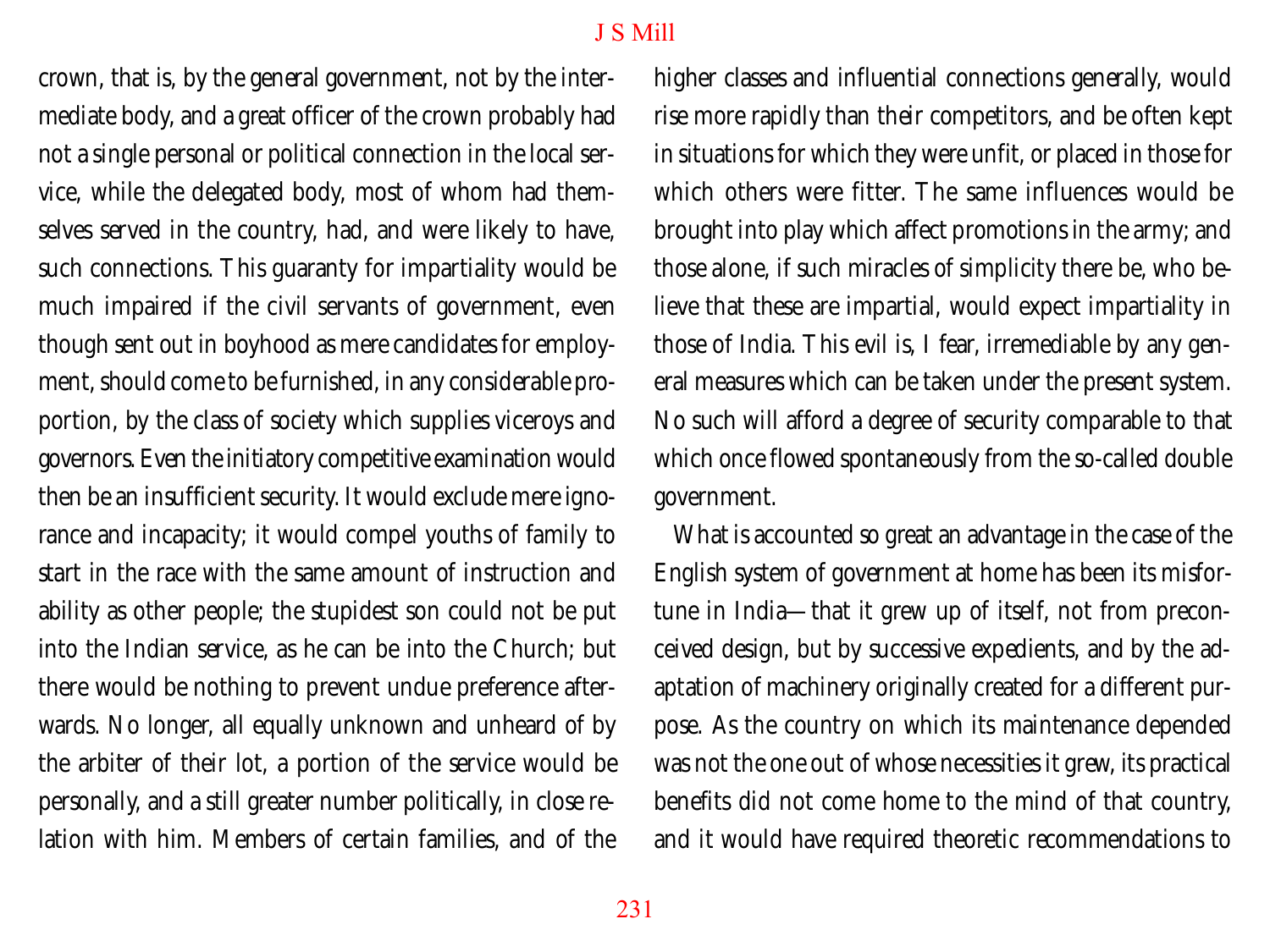crown, that is, by the general government, not by the intermediate body, and a great officer of the crown probably had not a single personal or political connection in the local service, while the delegated body, most of whom had themselves served in the country, had, and were likely to have, such connections. This guaranty for impartiality would be much impaired if the civil servants of government, even though sent out in boyhood as mere candidates for employment, should come to be furnished, in any considerable proportion, by the class of society which supplies viceroys and governors. Even the initiatory competitive examination would then be an insufficient security. It would exclude mere ignorance and incapacity; it would compel youths of family to start in the race with the same amount of instruction and ability as other people; the stupidest son could not be put into the Indian service, as he can be into the Church; but there would be nothing to prevent undue preference afterwards. No longer, all equally unknown and unheard of by the arbiter of their lot, a portion of the service would be personally, and a still greater number politically, in close relation with him. Members of certain families, and of the higher classes and influential connections generally, would rise more rapidly than their competitors, and be often kept in situations for which they were unfit, or placed in those for which others were fitter. The same influences would be brought into play which affect promotions in the army; and those alone, if such miracles of simplicity there be, who believe that these are impartial, would expect impartiality in those of India. This evil is, I fear, irremediable by any general measures which can be taken under the present system. No such will afford a degree of security comparable to that which once flowed spontaneously from the so-called double government.

What is accounted so great an advantage in the case of the English system of government at home has been its misfortune in India—that it grew up of itself, not from preconceived design, but by successive expedients, and by the adaptation of machinery originally created for a different purpose. As the country on which its maintenance depended was not the one out of whose necessities it grew, its practical benefits did not come home to the mind of that country, and it would have required theoretic recommendations to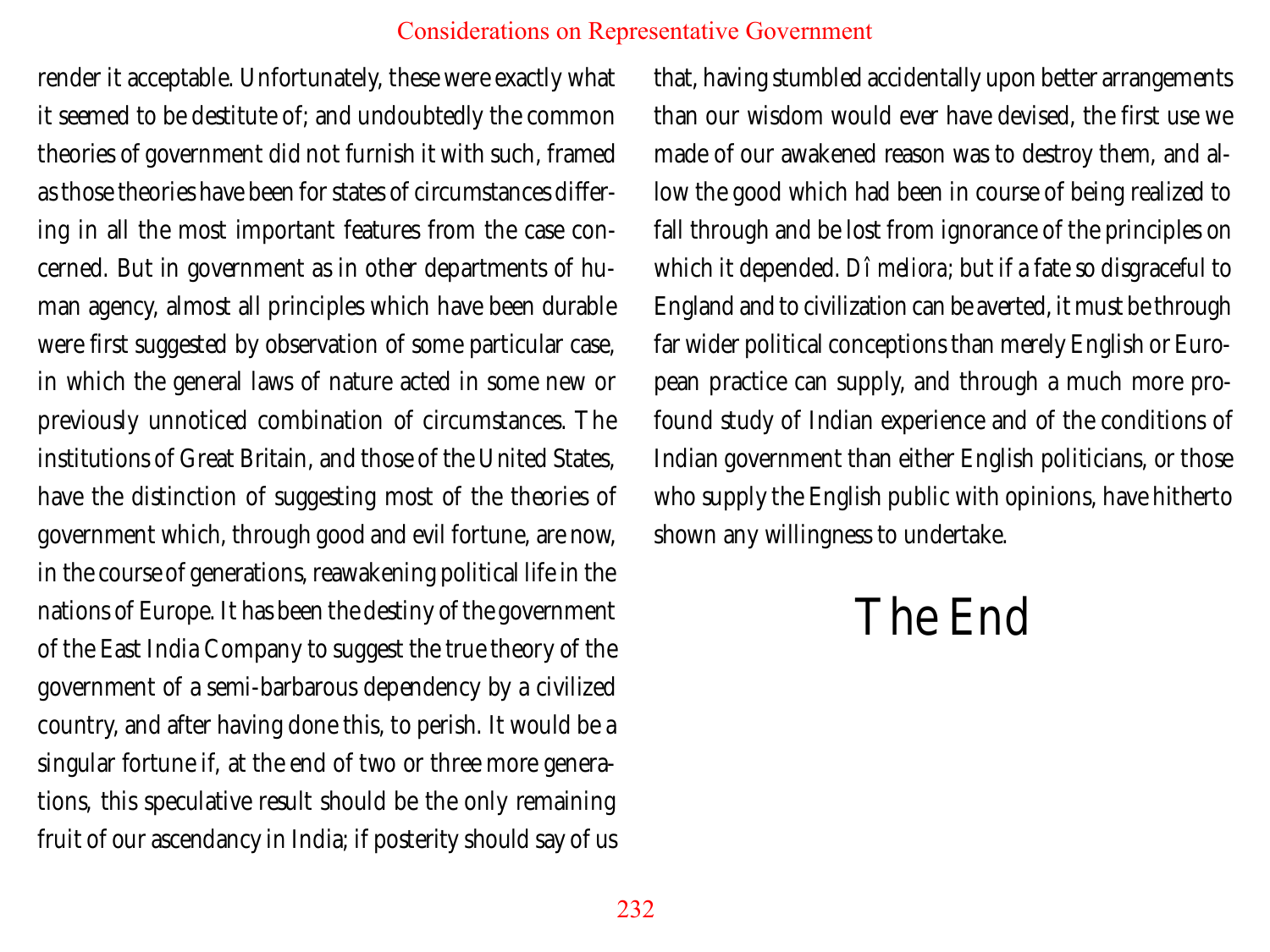render it acceptable. Unfortunately, these were exactly what it seemed to be destitute of; and undoubtedly the common theories of government did not furnish it with such, framed as those theories have been for states of circumstances differing in all the most important features from the case concerned. But in government as in other departments of human agency, almost all principles which have been durable were first suggested by observation of some particular case, in which the general laws of nature acted in some new or previously unnoticed combination of circumstances. The institutions of Great Britain, and those of the United States, have the distinction of suggesting most of the theories of government which, through good and evil fortune, are now, in the course of generations, reawakening political life in the nations of Europe. It has been the destiny of the government of the East India Company to suggest the true theory of the government of a semi-barbarous dependency by a civilized country, and after having done this, to perish. It would be a singular fortune if, at the end of two or three more generations, this speculative result should be the only remaining fruit of our ascendancy in India; if posterity should say of us that, having stumbled accidentally upon better arrangements than our wisdom would ever have devised, the first use we made of our awakened reason was to destroy them, and allow the good which had been in course of being realized to fall through and be lost from ignorance of the principles on which it depended. *Dî meliora*; but if a fate so disgraceful to England and to civilization can be averted, it must be through far wider political conceptions than merely English or European practice can supply, and through a much more profound study of Indian experience and of the conditions of Indian government than either English politicians, or those who supply the English public with opinions, have hitherto shown any willingness to undertake.

# The End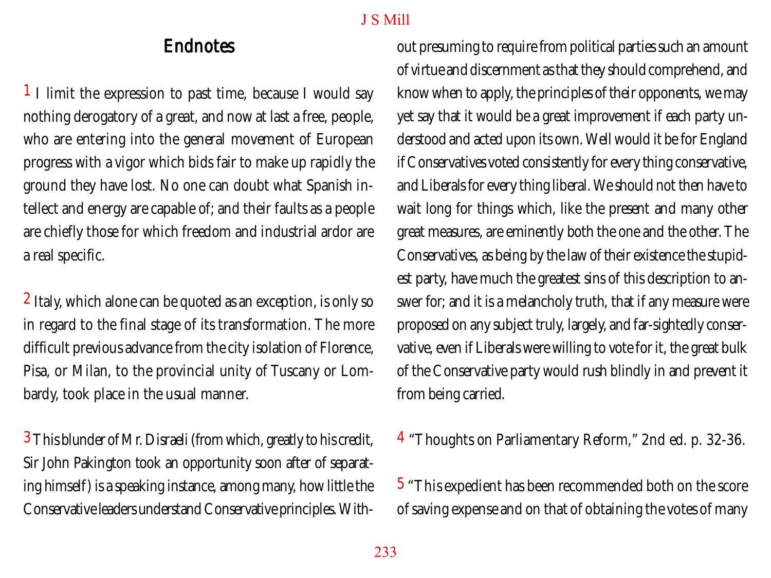## Endnotes

1 I limit the expression to past time, because I would say nothing derogatory of a great, and now at last a free, people, who are entering into the general movement of European progress with a vigor which bids fair to make up rapidly the ground they have lost. No one can doubt what Spanish intellect and energy are capable of; and their faults as a people are chiefly those for which freedom and industrial ardor are a real specific.

2 Italy, which alone can be quoted as an exception, is only so in regard to the final stage of its transformation. The more difficult previous advance from the city isolation of Florence, Pisa, or Milan, to the provincial unity of Tuscany or Lombardy, took place in the usual manner.

3 This blunder of Mr. Disraeli (from which, greatly to his credit, Sir John Pakington took an opportunity soon after of separating himself) is a speaking instance, among many, how little the Conservative leaders understand Conservative principles. Without presuming to require from political parties such an amount of virtue and discernment as that they should comprehend, and know when to apply, the principles of their opponents, we may yet say that it would be a great improvement if each party understood and acted upon its own. Well would it be for England if Conservatives voted consistently for every thing conservative, and Liberals for every thing liberal. We should not then have to wait long for things which, like the present and many other great measures, are eminently both the one and the other. The Conservatives, as being by the law of their existence the stupidest party, have much the greatest sins of this description to answer for; and it is a melancholy truth, that if any measure were proposed on any subject truly, largely, and far-sightedly conservative, even if Liberals were willing to vote for it, the great bulk of the Conservative party would rush blindly in and prevent it from being carried.

4 "Thoughts on Parliamentary Reform," 2nd ed. p. 32-36.

5 "This expedient has been recommended both on the score of saving expense and on that of obtaining the votes of many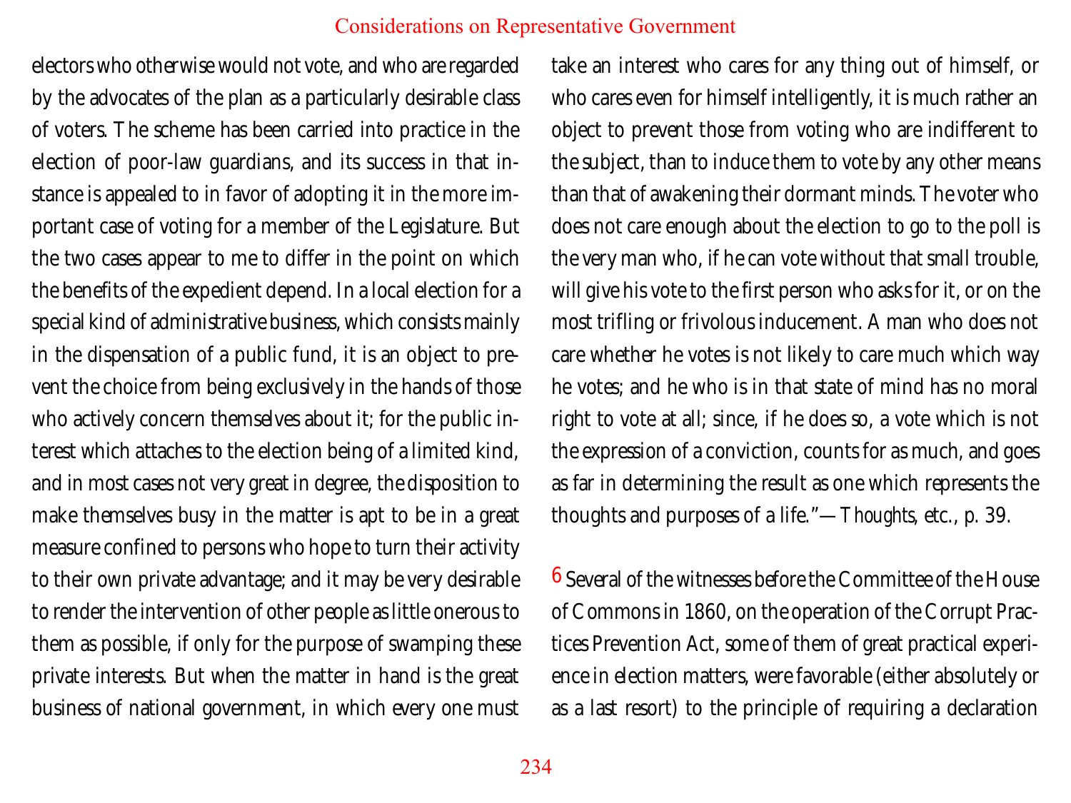electors who otherwise would not vote, and who are regarded by the advocates of the plan as a particularly desirable class of voters. The scheme has been carried into practice in the election of poor-law guardians, and its success in that instance is appealed to in favor of adopting it in the more important case of voting for a member of the Legislature. But the two cases appear to me to differ in the point on which the benefits of the expedient depend. In a local election for a special kind of administrative business, which consists mainly in the dispensation of a public fund, it is an object to prevent the choice from being exclusively in the hands of those who actively concern themselves about it; for the public interest which attaches to the election being of a limited kind, and in most cases not very great in degree, the disposition to make themselves busy in the matter is apt to be in a great measure confined to persons who hope to turn their activity to their own private advantage; and it may be very desirable to render the intervention of other people as little onerous to them as possible, if only for the purpose of swamping these private interests. But when the matter in hand is the great business of national government, in which every one must take an interest who cares for any thing out of himself, or who cares even for himself intelligently, it is much rather an object to prevent those from voting who are indifferent to the subject, than to induce them to vote by any other means than that of awakening their dormant minds. The voter who does not care enough about the election to go to the poll is the very man who, if he can vote without that small trouble, will give his vote to the first person who asks for it, or on the most trifling or frivolous inducement. A man who does not care whether he votes is not likely to care much which way he votes; and he who is in that state of mind has no moral right to vote at all; since, if he does so, a vote which is not the expression of a conviction, counts for as much, and goes as far in determining the result as one which represents the thoughts and purposes of a life."—*Thoughts, etc.*, p. 39.

[6] Several of the witnesses before the Committee of the House of Commons in 1860, on the operation of the Corrupt Practices Prevention Act, some of them of great practical experience in election matters, were favorable (either absolutely or as a last resort) to the principle of requiring a declaration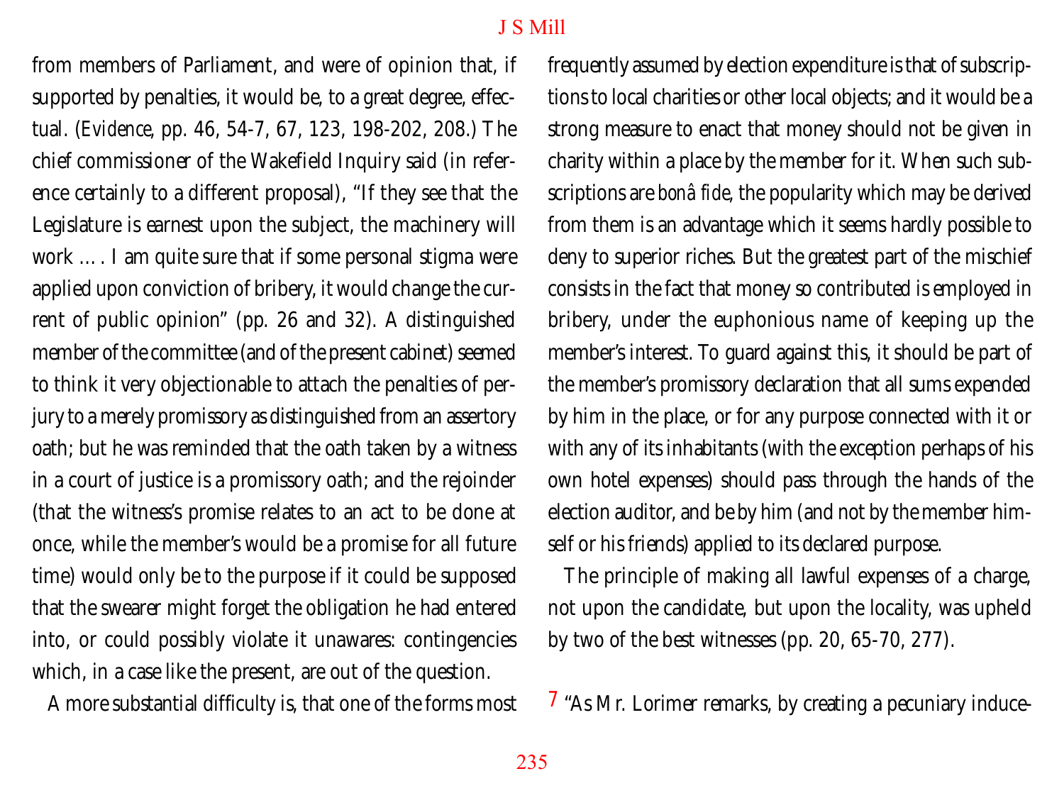from members of Parliament, and were of opinion that, if supported by penalties, it would be, to a great degree, effectual. (*Evidence*, pp. 46, 54-7, 67, 123, 198-202, 208.) The chief commissioner of the Wakefield Inquiry said (in reference certainly to a different proposal), "If they see that the Legislature is earnest upon the subject, the machinery will work … . I am quite sure that if some personal stigma were applied upon conviction of bribery, it would change the current of public opinion" (pp. 26 and 32). A distinguished member of the committee (and of the present cabinet) seemed to think it very objectionable to attach the penalties of perjury to a merely promissory as distinguished from an assertory oath; but he was reminded that the oath taken by a witness in a court of justice is a promissory oath; and the rejoinder (that the witness's promise relates to an act to be done at once, while the member's would be a promise for all future time) would only be to the purpose if it could be supposed that the swearer might forget the obligation he had entered into, or could possibly violate it unawares: contingencies which, in a case like the present, are out of the question.

A more substantial difficulty is, that one of the forms most frequently assumed by election expenditure is that of subscriptions to local charities or other local objects; and it would be a strong measure to enact that money should not be given in charity within a place by the member for it. When such subscriptions are *bonâ fide*, the popularity which may be derived from them is an advantage which it seems hardly possible to deny to superior riches. But the greatest part of the mischief consists in the fact that money so contributed is employed in bribery, under the euphonious name of keeping up the member's interest. To guard against this, it should be part of the member's promissory declaration that all sums expended by him in the place, or for any purpose connected with it or with any of its inhabitants (with the exception perhaps of his own hotel expenses) should pass through the hands of the election auditor, and be by him (and not by the member himself or his friends) applied to its declared purpose.

The principle of making all lawful expenses of a charge, not upon the candidate, but upon the locality, was upheld by two of the best witnesses (pp. 20, 65-70, 277).

[7] "As Mr. Lorimer remarks, by creating a pecuniary induce-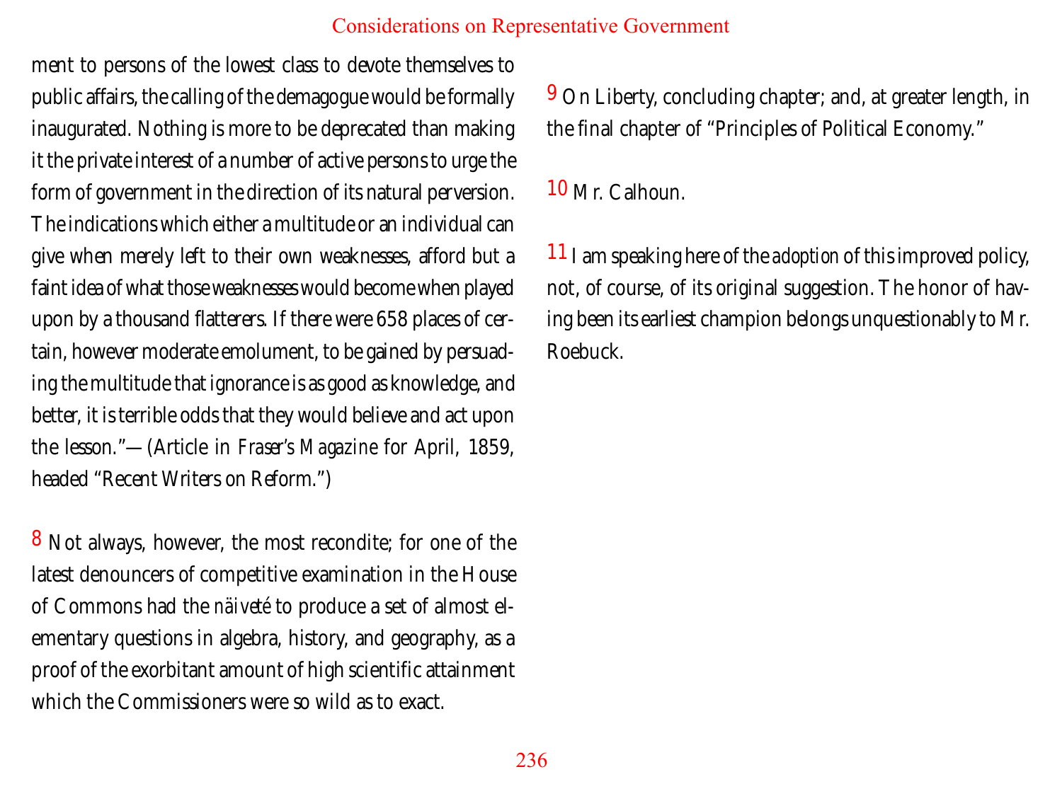ment to persons of the lowest class to devote themselves to public affairs, the calling of the demagogue would be formally inaugurated. Nothing is more to be deprecated than making it the private interest of a number of active persons to urge the form of government in the direction of its natural perversion. The indications which either a multitude or an individual can give when merely left to their own weaknesses, afford but a faint idea of what those weaknesses would become when played upon by a thousand flatterers. If there were 658 places of certain, however moderate emolument, to be gained by persuading the multitude that ignorance is as good as knowledge, and better, it is terrible odds that they would believe and act upon the lesson."—(Article in *Fraser's Magazine* for April, 1859, headed "Recent Writers on Reform.")

8 Not always, however, the most recondite; for one of the latest denouncers of competitive examination in the House of Commons had the *näiveté* to produce a set of almost elementary questions in algebra, history, and geography, as a proof of the exorbitant amount of high scientific attainment which the Commissioners were so wild as to exact.

9 On Liberty, concluding chapter; and, at greater length, in the final chapter of "Principles of Political Economy."

10 Mr. Calhoun.

11 I am speaking here of the *adoption* of this improved policy, not, of course, of its original suggestion. The honor of having been its earliest champion belongs unquestionably to Mr. Roebuck.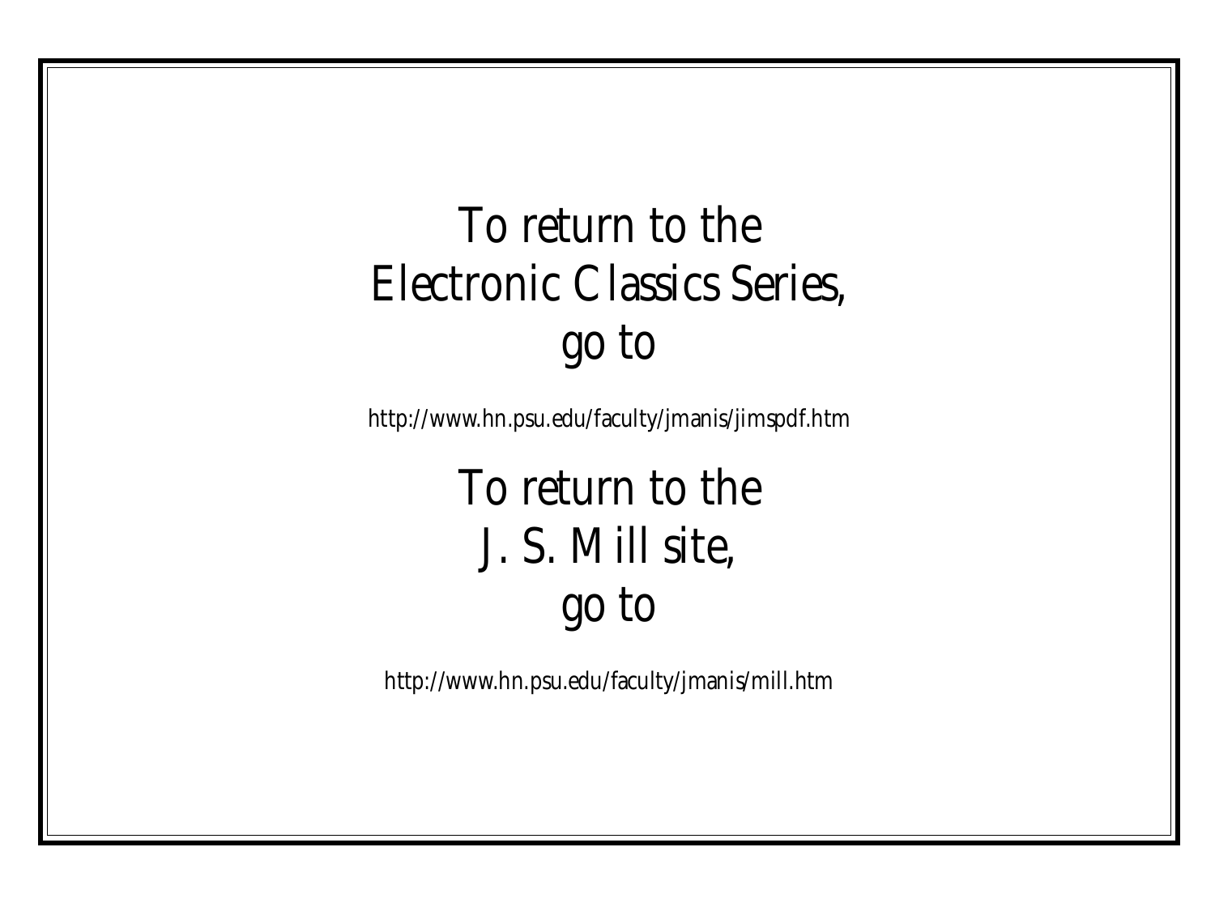To return to the
Electronic Classics Series,
go to

http://www.hn.psu.edu/faculty/jmanis/jimspdf.htm

To return to the
J. S. Mill site,
go to

http://www.hn.psu.edu/faculty/jmanis/mill.htm